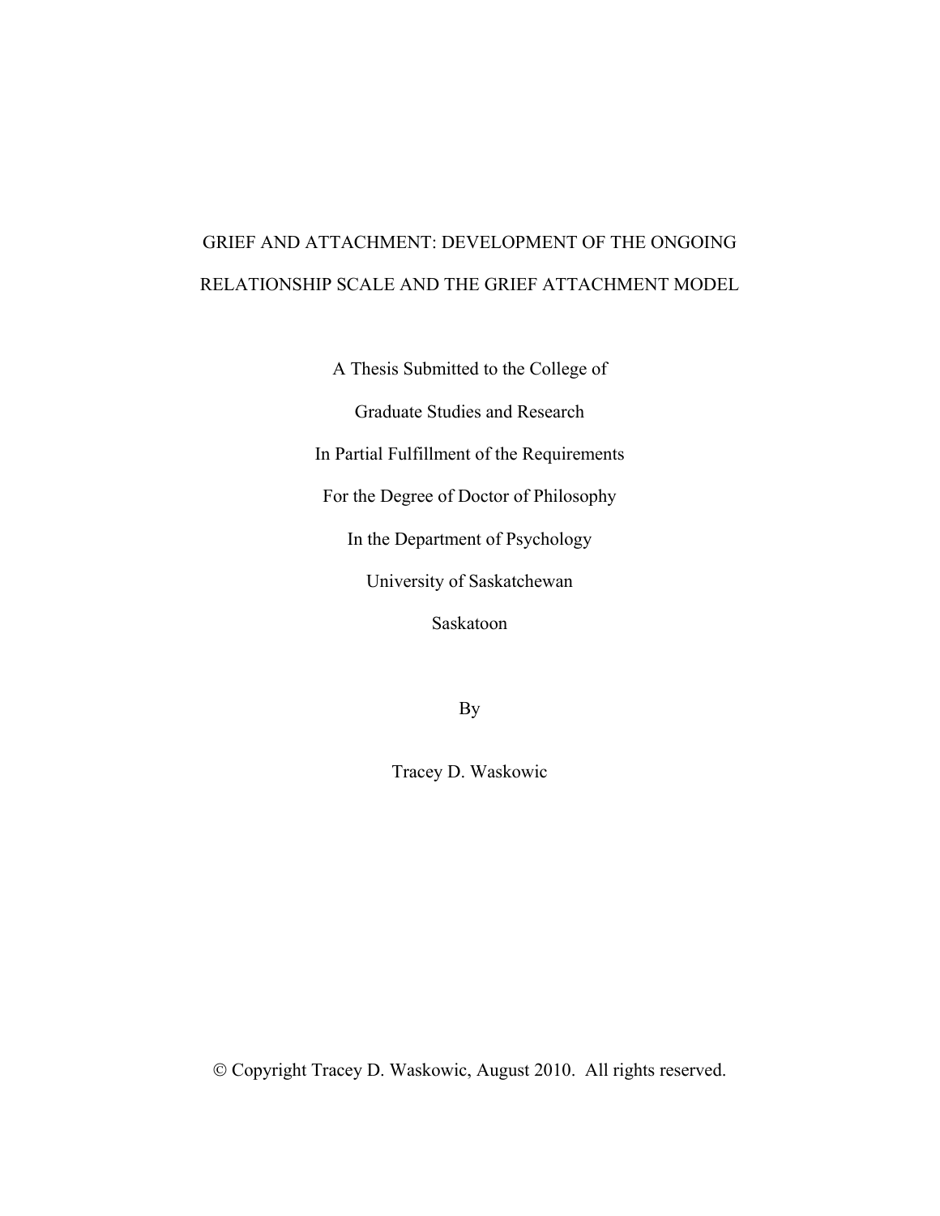# GRIEF AND ATTACHMENT: DEVELOPMENT OF THE ONGOING RELATIONSHIP SCALE AND THE GRIEF ATTACHMENT MODEL

A Thesis Submitted to the College of

Graduate Studies and Research

In Partial Fulfillment of the Requirements

For the Degree of Doctor of Philosophy

In the Department of Psychology

University of Saskatchewan

Saskatoon

By

Tracey D. Waskowic

© Copyright Tracey D. Waskowic, August 2010. All rights reserved.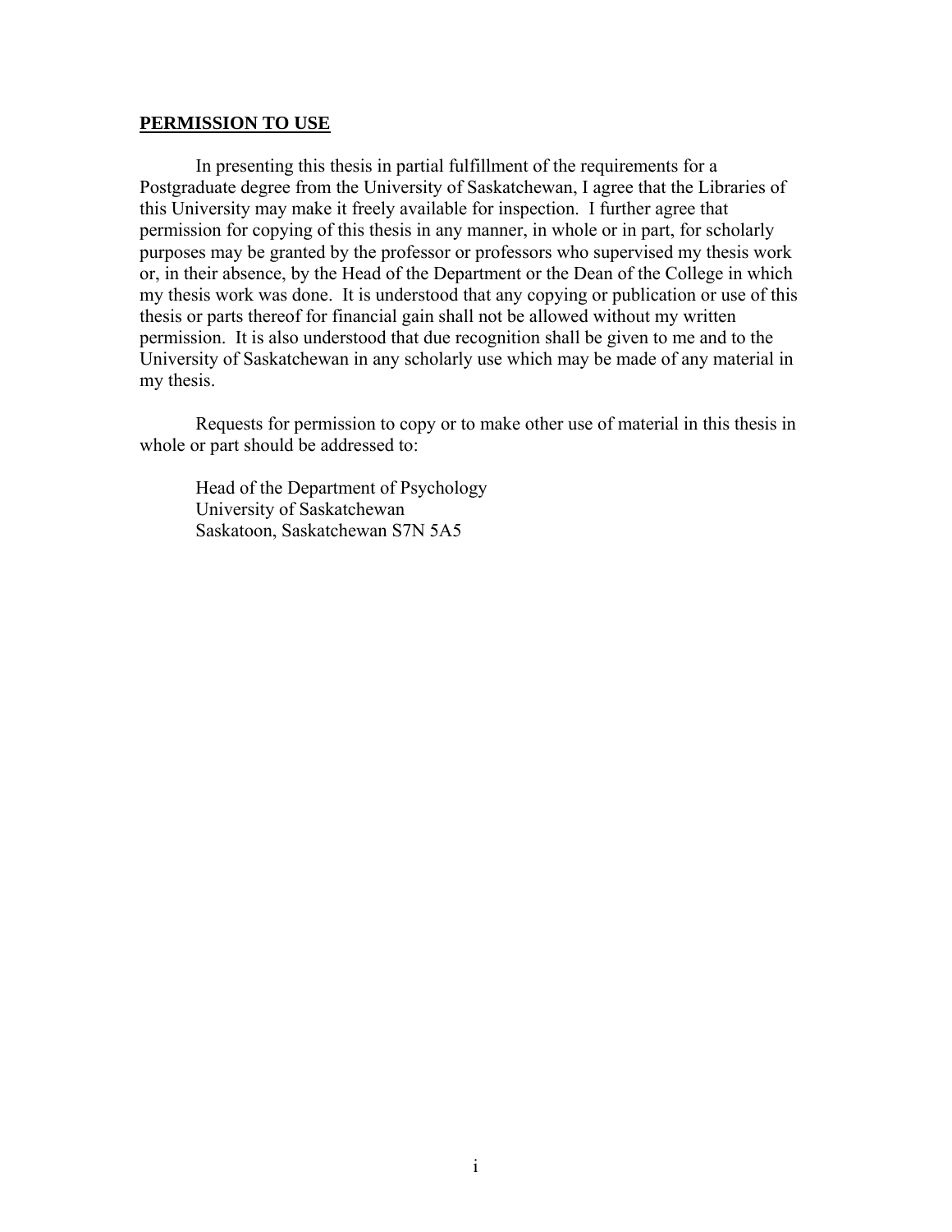## PERMISSION TO USE

In presenting this thesis in partial fulfillment of the requirements for a Postgraduate degree from the University of Saskatchewan, I agree that the Libraries of this University may make it freely available for inspection. I further agree that permission for copying of this thesis in any manner, in whole or in part, for scholarly purposes may be granted by the professor or professors who supervised my thesis work or, in their absence, by the Head of the Department or the Dean of the College in which my thesis work was done. It is understood that any copying or publication or use of this thesis or parts thereof for financial gain shall not be allowed without my written permission. It is also understood that due recognition shall be given to me and to the University of Saskatchewan in any scholarly use which may be made of any material in my thesis.

Requests for permission to copy or to make other use of material in this thesis in whole or part should be addressed to:

Head of the Department of Psychology
University of Saskatchewan
Saskatoon, Saskatchewan S7N 5A5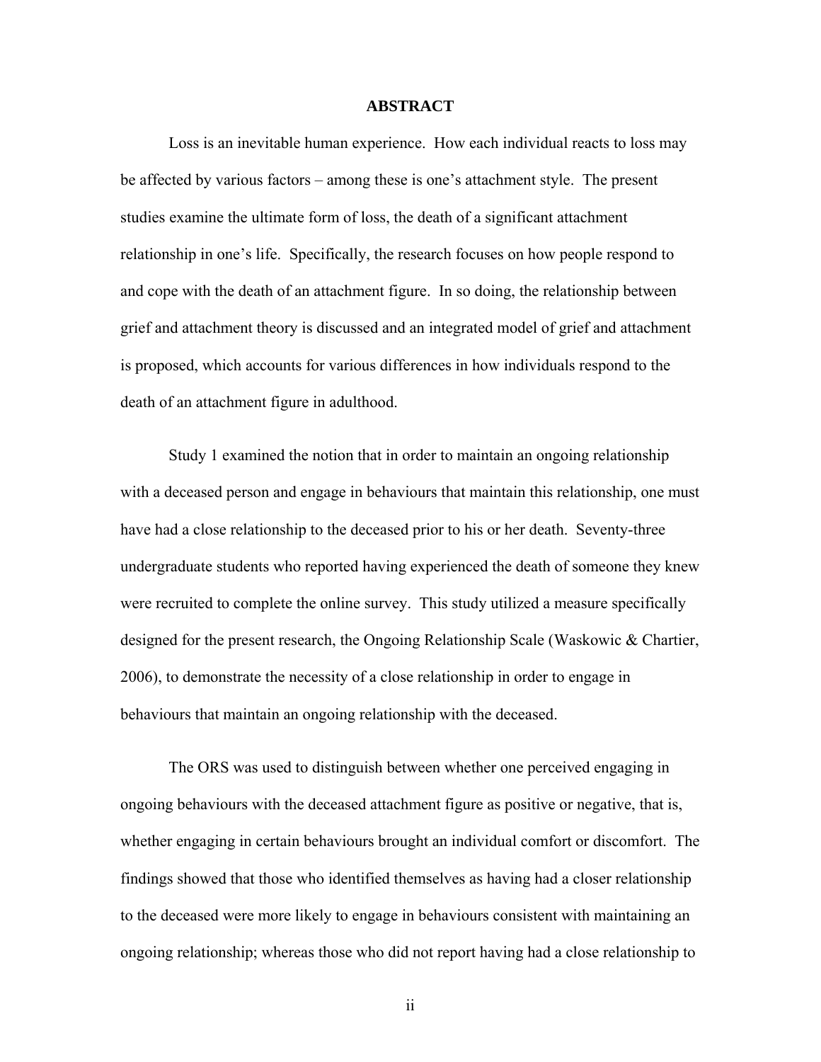# ABSTRACT

Loss is an inevitable human experience. How each individual reacts to loss may be affected by various factors – among these is one's attachment style. The present studies examine the ultimate form of loss, the death of a significant attachment relationship in one's life. Specifically, the research focuses on how people respond to and cope with the death of an attachment figure. In so doing, the relationship between grief and attachment theory is discussed and an integrated model of grief and attachment is proposed, which accounts for various differences in how individuals respond to the death of an attachment figure in adulthood.

Study 1 examined the notion that in order to maintain an ongoing relationship with a deceased person and engage in behaviours that maintain this relationship, one must have had a close relationship to the deceased prior to his or her death. Seventy-three undergraduate students who reported having experienced the death of someone they knew were recruited to complete the online survey. This study utilized a measure specifically designed for the present research, the Ongoing Relationship Scale (Waskowic & Chartier, 2006), to demonstrate the necessity of a close relationship in order to engage in behaviours that maintain an ongoing relationship with the deceased.

The ORS was used to distinguish between whether one perceived engaging in ongoing behaviours with the deceased attachment figure as positive or negative, that is, whether engaging in certain behaviours brought an individual comfort or discomfort. The findings showed that those who identified themselves as having had a closer relationship to the deceased were more likely to engage in behaviours consistent with maintaining an ongoing relationship; whereas those who did not report having had a close relationship to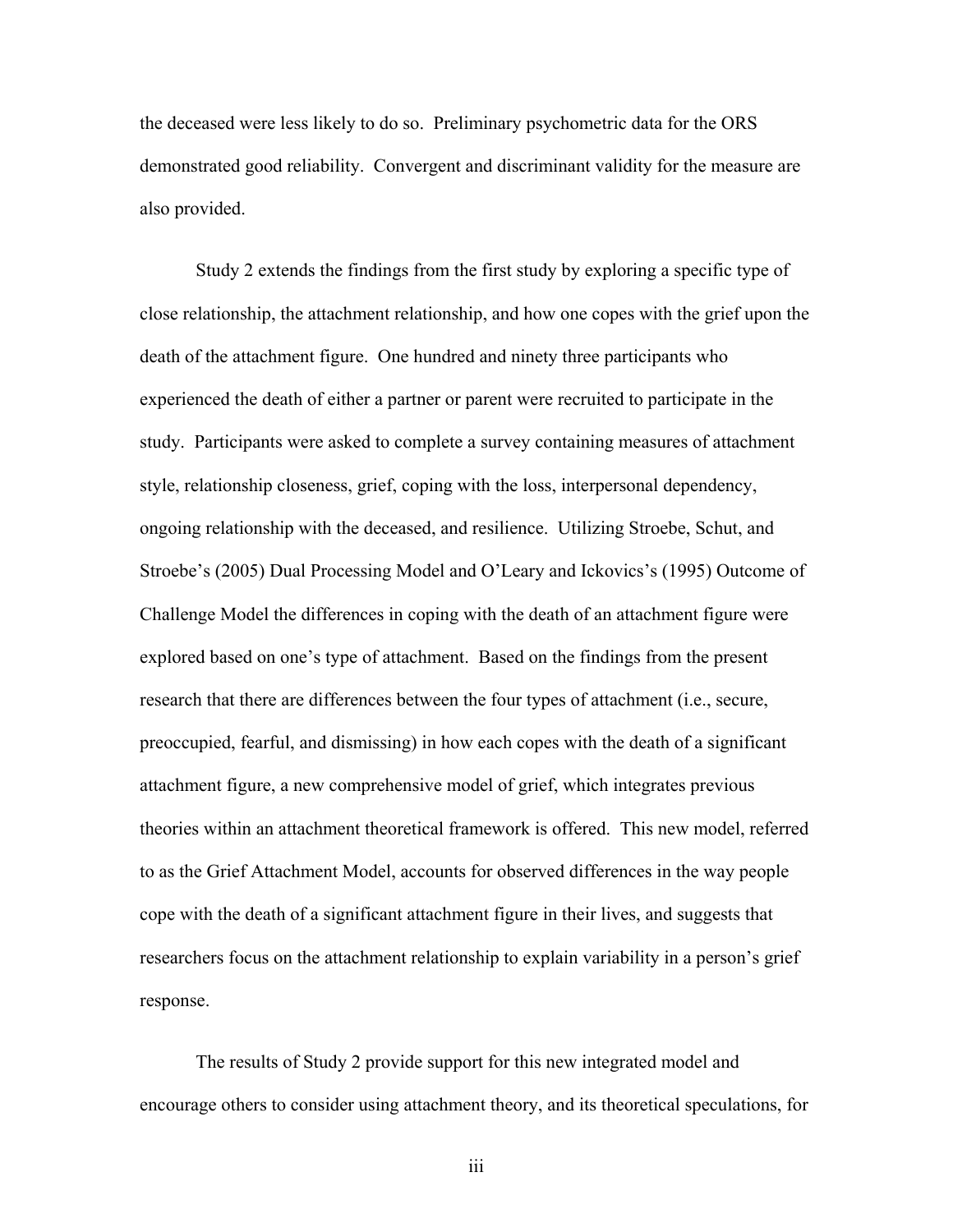the deceased were less likely to do so. Preliminary psychometric data for the ORS demonstrated good reliability. Convergent and discriminant validity for the measure are also provided.

Study 2 extends the findings from the first study by exploring a specific type of close relationship, the attachment relationship, and how one copes with the grief upon the death of the attachment figure. One hundred and ninety three participants who experienced the death of either a partner or parent were recruited to participate in the study. Participants were asked to complete a survey containing measures of attachment style, relationship closeness, grief, coping with the loss, interpersonal dependency, ongoing relationship with the deceased, and resilience. Utilizing Stroebe, Schut, and Stroebe's (2005) Dual Processing Model and O'Leary and Ickovics's (1995) Outcome of Challenge Model the differences in coping with the death of an attachment figure were explored based on one's type of attachment. Based on the findings from the present research that there are differences between the four types of attachment (i.e., secure, preoccupied, fearful, and dismissing) in how each copes with the death of a significant attachment figure, a new comprehensive model of grief, which integrates previous theories within an attachment theoretical framework is offered. This new model, referred to as the Grief Attachment Model, accounts for observed differences in the way people cope with the death of a significant attachment figure in their lives, and suggests that researchers focus on the attachment relationship to explain variability in a person's grief response.

The results of Study 2 provide support for this new integrated model and encourage others to consider using attachment theory, and its theoretical speculations, for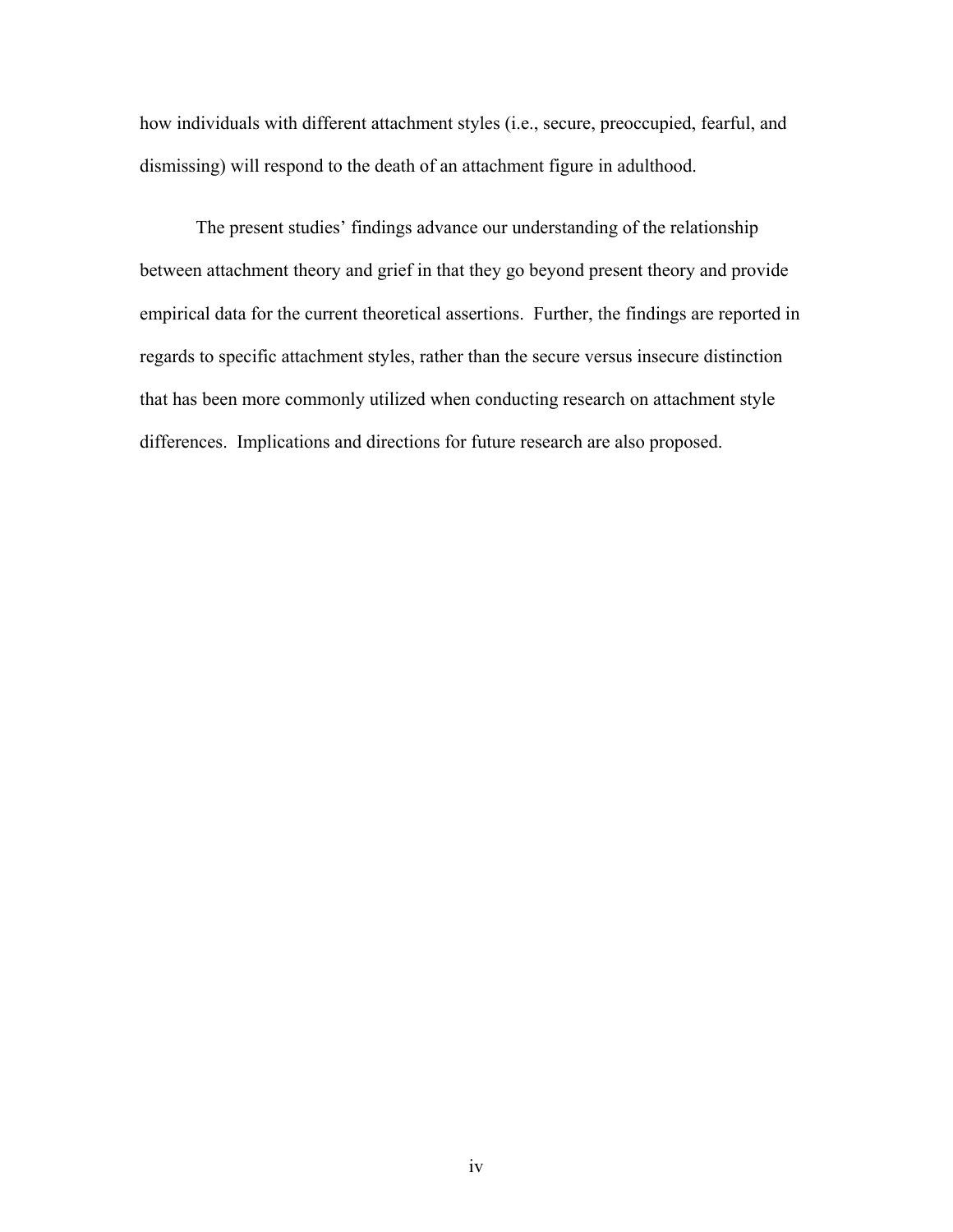how individuals with different attachment styles (i.e., secure, preoccupied, fearful, and dismissing) will respond to the death of an attachment figure in adulthood.

The present studies' findings advance our understanding of the relationship between attachment theory and grief in that they go beyond present theory and provide empirical data for the current theoretical assertions. Further, the findings are reported in regards to specific attachment styles, rather than the secure versus insecure distinction that has been more commonly utilized when conducting research on attachment style differences. Implications and directions for future research are also proposed.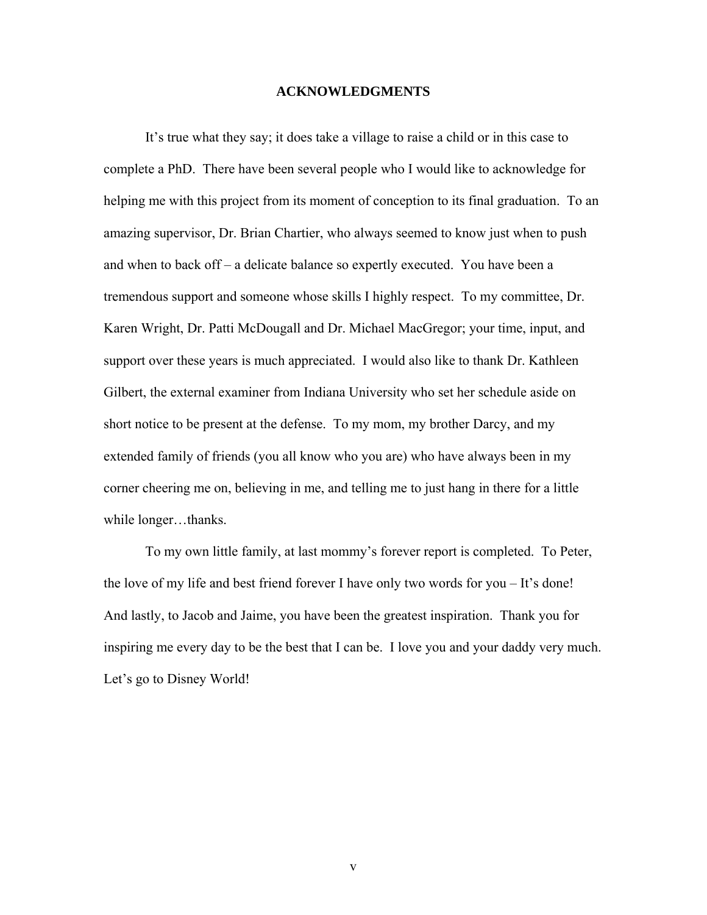## ACKNOWLEDGMENTS

It's true what they say; it does take a village to raise a child or in this case to complete a PhD. There have been several people who I would like to acknowledge for helping me with this project from its moment of conception to its final graduation. To an amazing supervisor, Dr. Brian Chartier, who always seemed to know just when to push and when to back off – a delicate balance so expertly executed. You have been a tremendous support and someone whose skills I highly respect. To my committee, Dr. Karen Wright, Dr. Patti McDougall and Dr. Michael MacGregor; your time, input, and support over these years is much appreciated. I would also like to thank Dr. Kathleen Gilbert, the external examiner from Indiana University who set her schedule aside on short notice to be present at the defense. To my mom, my brother Darcy, and my extended family of friends (you all know who you are) who have always been in my corner cheering me on, believing in me, and telling me to just hang in there for a little while longer…thanks.

To my own little family, at last mommy's forever report is completed. To Peter, the love of my life and best friend forever I have only two words for you – It's done! And lastly, to Jacob and Jaime, you have been the greatest inspiration. Thank you for inspiring me every day to be the best that I can be. I love you and your daddy very much. Let's go to Disney World!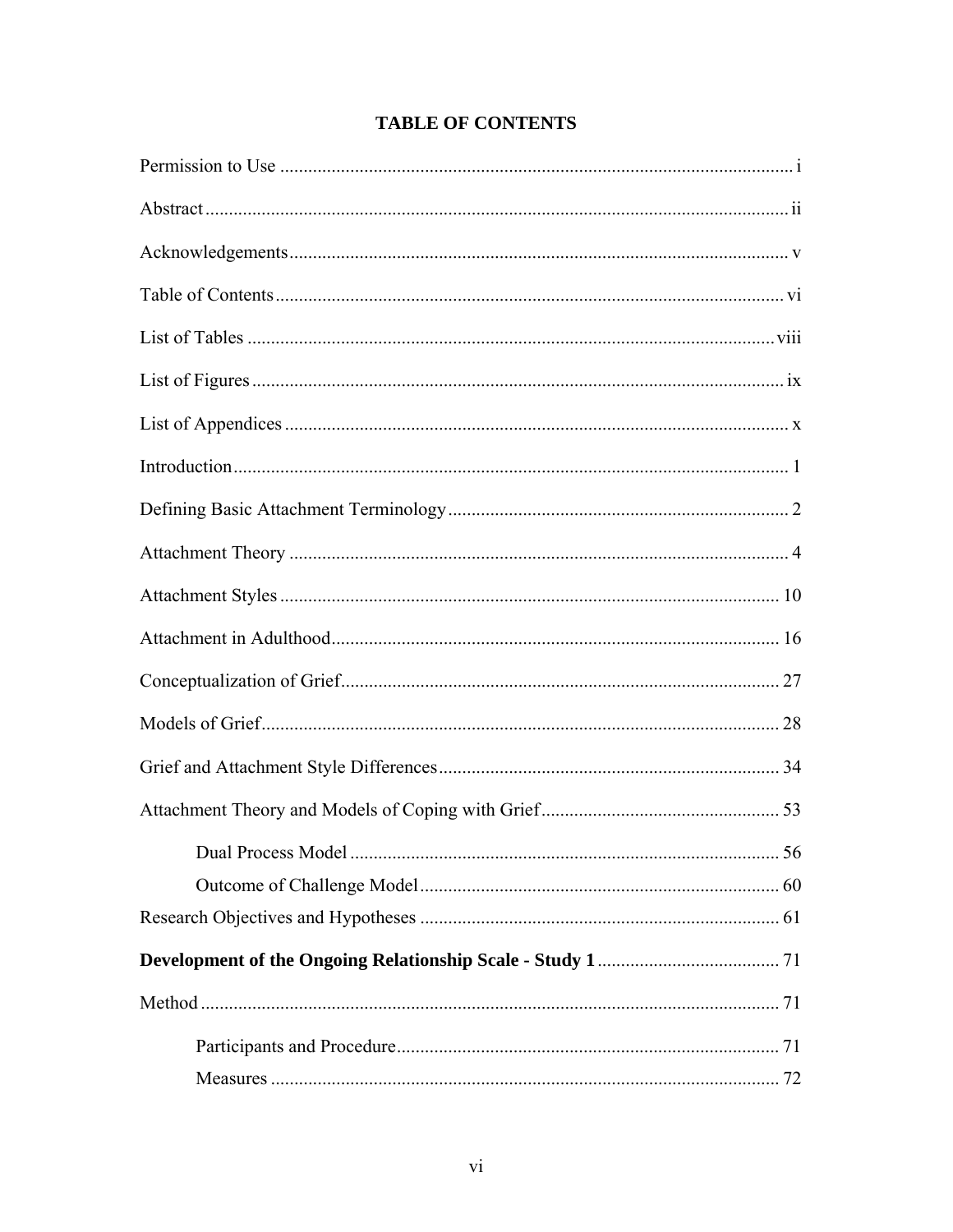# TABLE OF CONTENTS

Permission to Use ............................................................................................................ i

Abstract ........................................................................................................................... ii

Acknowledgements ......................................................................................................... v

Table of Contents ............................................................................................................ vi

List of Tables ................................................................................................................ viii

List of Figures ................................................................................................................. ix

List of Appendices ........................................................................................................... x

Introduction ...................................................................................................................... 1

Defining Basic Attachment Terminology ........................................................................ 2

Attachment Theory ........................................................................................................... 4

Attachment Styles .......................................................................................................... 10

Attachment in Adulthood ............................................................................................... 16

Conceptualization of Grief ............................................................................................. 27

Models of Grief .............................................................................................................. 28

Grief and Attachment Style Differences ........................................................................ 34

Attachment Theory and Models of Coping with Grief .................................................. 53

 Dual Process Model ........................................................................................... 56

 Outcome of Challenge Model ............................................................................ 60

Research Objectives and Hypotheses ............................................................................ 61

**Development of the Ongoing Relationship Scale - Study 1** ....................................... 71

Method ........................................................................................................................... 71

 Participants and Procedure ................................................................................. 71

 Measures ............................................................................................................ 72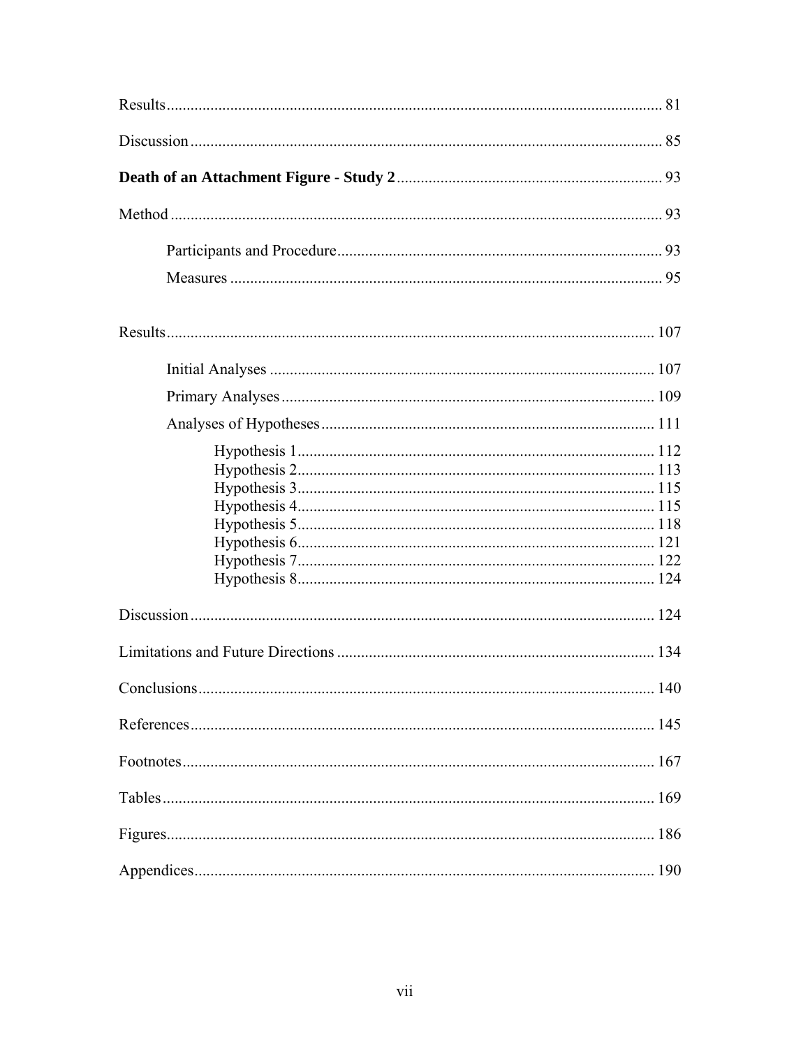Results ........................................................................................................................ 81

Discussion ................................................................................................................... 85

**Death of an Attachment Figure - Study 2** ............................................................... 93

Method ........................................................................................................................ 93

  Participants and Procedure .............................................................................. 93

  Measures ........................................................................................................... 95

Results ........................................................................................................................ 107

  Initial Analyses ................................................................................................ 107

  Primary Analyses ............................................................................................. 109

  Analyses of Hypotheses ................................................................................... 111

    Hypothesis 1 ............................................................................................. 112
    Hypothesis 2 ............................................................................................. 113
    Hypothesis 3 ............................................................................................. 115
    Hypothesis 4 ............................................................................................. 115
    Hypothesis 5 ............................................................................................. 118
    Hypothesis 6 ............................................................................................. 121
    Hypothesis 7 ............................................................................................. 122
    Hypothesis 8 ............................................................................................. 124

Discussion ................................................................................................................... 124

Limitations and Future Directions ............................................................................. 134

Conclusions ................................................................................................................ 140

References .................................................................................................................. 145

Footnotes .................................................................................................................... 167

Tables ......................................................................................................................... 169

Figures ........................................................................................................................ 186

Appendices ................................................................................................................. 190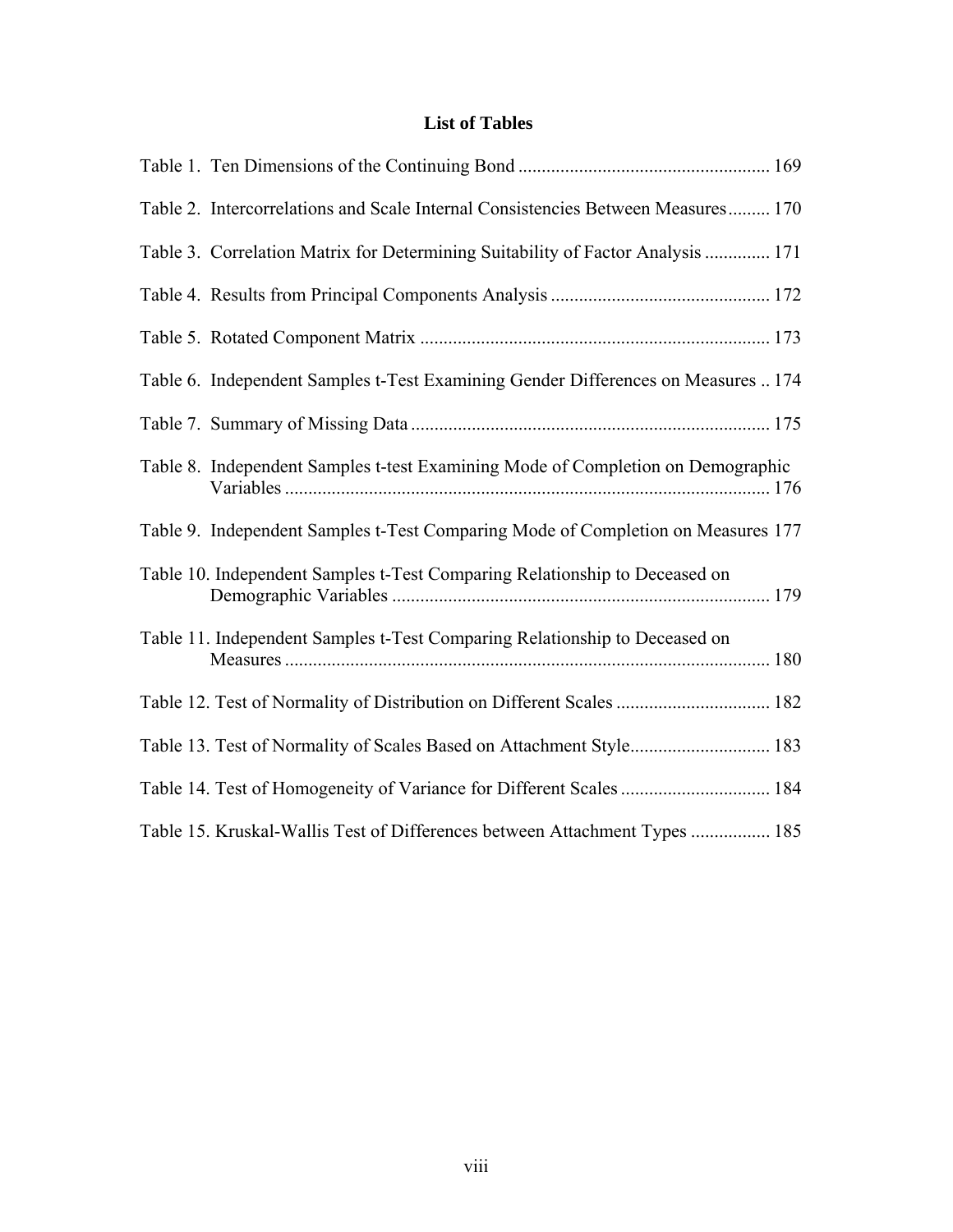## List of Tables

Table 1. Ten Dimensions of the Continuing Bond ..................................................... 169

Table 2. Intercorrelations and Scale Internal Consistencies Between Measures......... 170

Table 3. Correlation Matrix for Determining Suitability of Factor Analysis ............. 171

Table 4. Results from Principal Components Analysis .............................................. 172

Table 5. Rotated Component Matrix .......................................................................... 173

Table 6. Independent Samples t-Test Examining Gender Differences on Measures .. 174

Table 7. Summary of Missing Data ............................................................................ 175

Table 8. Independent Samples t-test Examining Mode of Completion on Demographic Variables ....................................................................................................... 176

Table 9. Independent Samples t-Test Comparing Mode of Completion on Measures 177

Table 10. Independent Samples t-Test Comparing Relationship to Deceased on Demographic Variables ................................................................................ 179

Table 11. Independent Samples t-Test Comparing Relationship to Deceased on Measures ....................................................................................................... 180

Table 12. Test of Normality of Distribution on Different Scales ................................. 182

Table 13. Test of Normality of Scales Based on Attachment Style.............................. 183

Table 14. Test of Homogeneity of Variance for Different Scales ................................ 184

Table 15. Kruskal-Wallis Test of Differences between Attachment Types ................. 185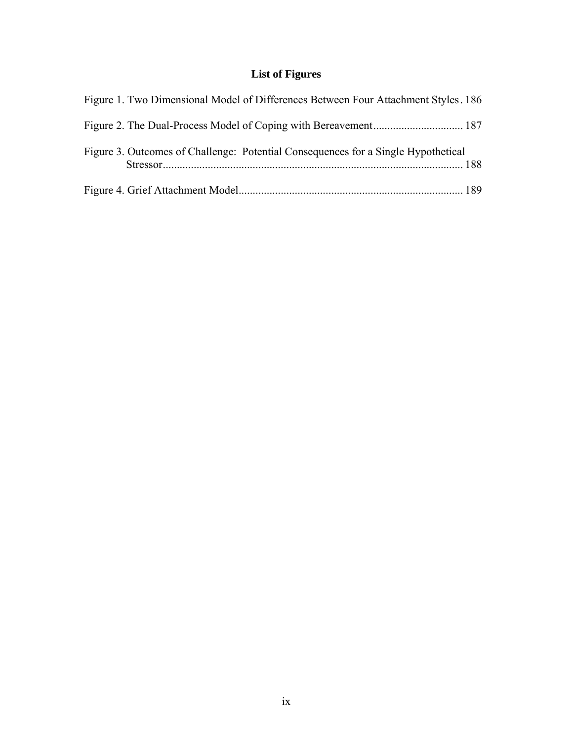# List of Figures

Figure 1. Two Dimensional Model of Differences Between Four Attachment Styles . 186

Figure 2. The Dual-Process Model of Coping with Bereavement ................................ 187

Figure 3. Outcomes of Challenge: Potential Consequences for a Single Hypothetical Stressor ........................................................................................................ 188

Figure 4. Grief Attachment Model ............................................................................... 189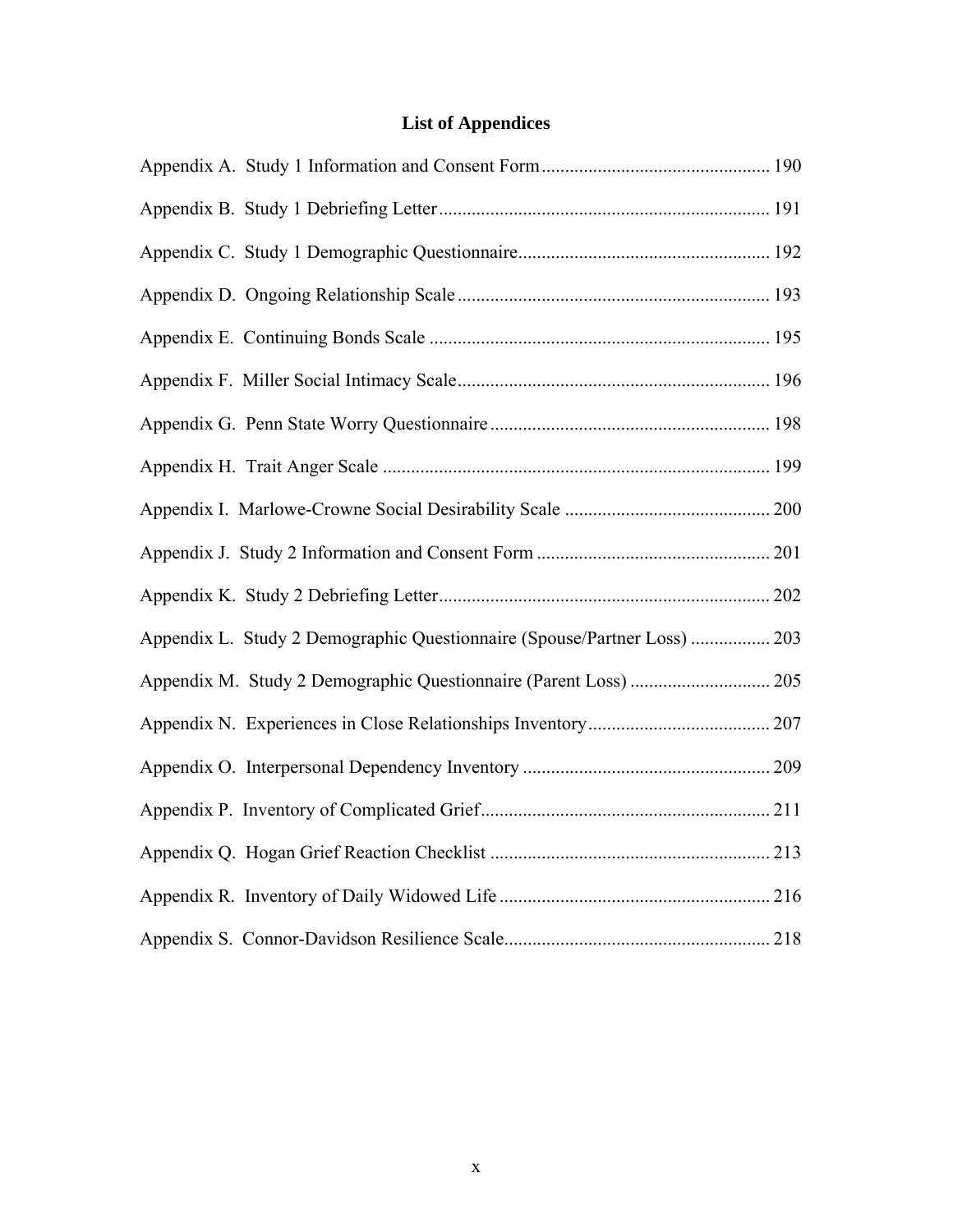# List of Appendices

Appendix A. Study 1 Information and Consent Form ................................................ 190

Appendix B. Study 1 Debriefing Letter ...................................................................... 191

Appendix C. Study 1 Demographic Questionnaire ..................................................... 192

Appendix D. Ongoing Relationship Scale .................................................................. 193

Appendix E. Continuing Bonds Scale ........................................................................ 195

Appendix F. Miller Social Intimacy Scale .................................................................. 196

Appendix G. Penn State Worry Questionnaire ........................................................... 198

Appendix H. Trait Anger Scale .................................................................................. 199

Appendix I. Marlowe-Crowne Social Desirability Scale ........................................... 200

Appendix J. Study 2 Information and Consent Form ................................................. 201

Appendix K. Study 2 Debriefing Letter ...................................................................... 202

Appendix L. Study 2 Demographic Questionnaire (Spouse/Partner Loss) ................. 203

Appendix M. Study 2 Demographic Questionnaire (Parent Loss) .............................. 205

Appendix N. Experiences in Close Relationships Inventory ...................................... 207

Appendix O. Interpersonal Dependency Inventory .................................................... 209

Appendix P. Inventory of Complicated Grief ............................................................. 211

Appendix Q. Hogan Grief Reaction Checklist ........................................................... 213

Appendix R. Inventory of Daily Widowed Life .......................................................... 216

Appendix S. Connor-Davidson Resilience Scale ........................................................ 218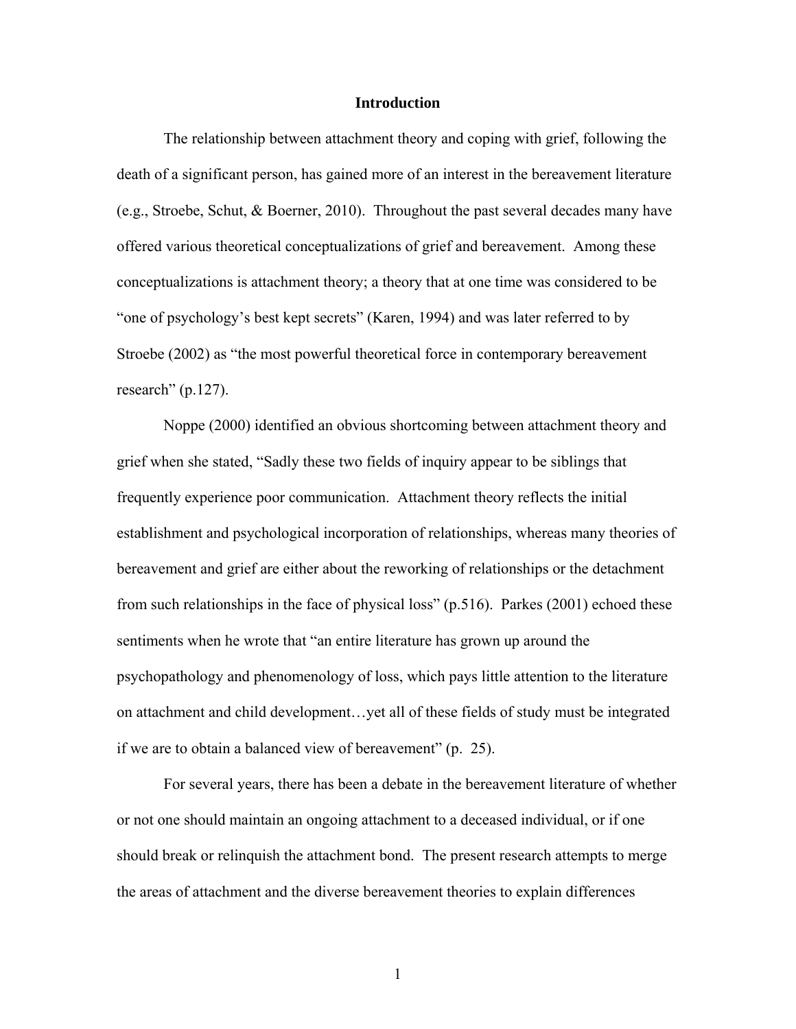# Introduction

The relationship between attachment theory and coping with grief, following the death of a significant person, has gained more of an interest in the bereavement literature (e.g., Stroebe, Schut, & Boerner, 2010). Throughout the past several decades many have offered various theoretical conceptualizations of grief and bereavement. Among these conceptualizations is attachment theory; a theory that at one time was considered to be "one of psychology's best kept secrets" (Karen, 1994) and was later referred to by Stroebe (2002) as "the most powerful theoretical force in contemporary bereavement research" (p.127).

Noppe (2000) identified an obvious shortcoming between attachment theory and grief when she stated, "Sadly these two fields of inquiry appear to be siblings that frequently experience poor communication. Attachment theory reflects the initial establishment and psychological incorporation of relationships, whereas many theories of bereavement and grief are either about the reworking of relationships or the detachment from such relationships in the face of physical loss" (p.516). Parkes (2001) echoed these sentiments when he wrote that "an entire literature has grown up around the psychopathology and phenomenology of loss, which pays little attention to the literature on attachment and child development…yet all of these fields of study must be integrated if we are to obtain a balanced view of bereavement" (p. 25).

For several years, there has been a debate in the bereavement literature of whether or not one should maintain an ongoing attachment to a deceased individual, or if one should break or relinquish the attachment bond. The present research attempts to merge the areas of attachment and the diverse bereavement theories to explain differences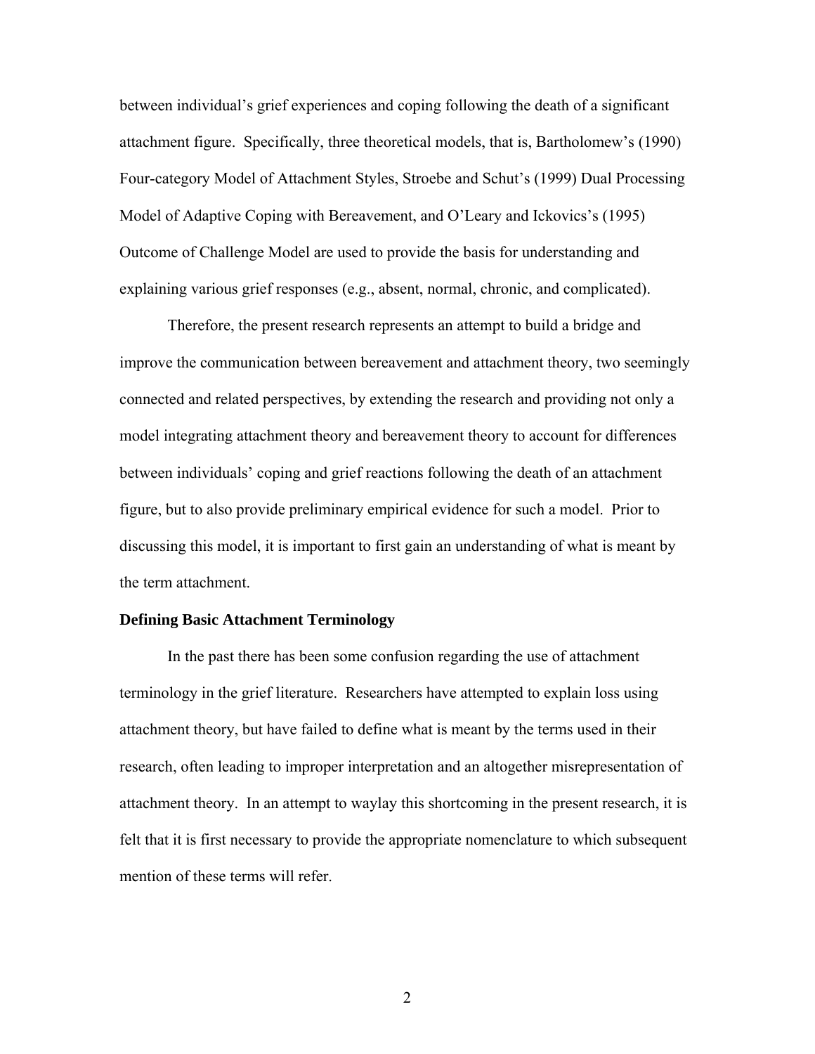between individual's grief experiences and coping following the death of a significant attachment figure. Specifically, three theoretical models, that is, Bartholomew's (1990) Four-category Model of Attachment Styles, Stroebe and Schut's (1999) Dual Processing Model of Adaptive Coping with Bereavement, and O'Leary and Ickovics's (1995) Outcome of Challenge Model are used to provide the basis for understanding and explaining various grief responses (e.g., absent, normal, chronic, and complicated).

Therefore, the present research represents an attempt to build a bridge and improve the communication between bereavement and attachment theory, two seemingly connected and related perspectives, by extending the research and providing not only a model integrating attachment theory and bereavement theory to account for differences between individuals' coping and grief reactions following the death of an attachment figure, but to also provide preliminary empirical evidence for such a model. Prior to discussing this model, it is important to first gain an understanding of what is meant by the term attachment.

**Defining Basic Attachment Terminology**

In the past there has been some confusion regarding the use of attachment terminology in the grief literature. Researchers have attempted to explain loss using attachment theory, but have failed to define what is meant by the terms used in their research, often leading to improper interpretation and an altogether misrepresentation of attachment theory. In an attempt to waylay this shortcoming in the present research, it is felt that it is first necessary to provide the appropriate nomenclature to which subsequent mention of these terms will refer.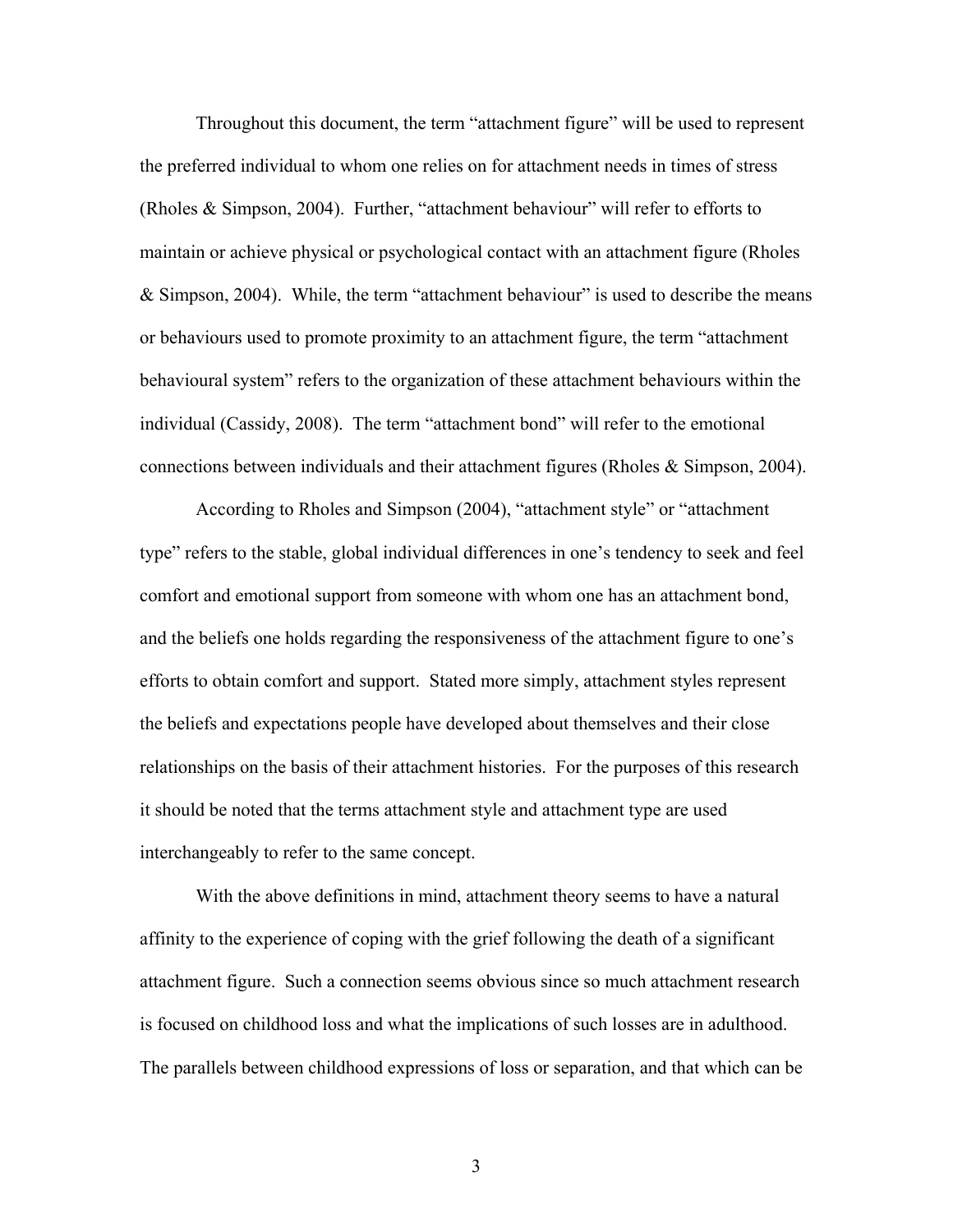Throughout this document, the term "attachment figure" will be used to represent the preferred individual to whom one relies on for attachment needs in times of stress (Rholes & Simpson, 2004). Further, "attachment behaviour" will refer to efforts to maintain or achieve physical or psychological contact with an attachment figure (Rholes & Simpson, 2004). While, the term "attachment behaviour" is used to describe the means or behaviours used to promote proximity to an attachment figure, the term "attachment behavioural system" refers to the organization of these attachment behaviours within the individual (Cassidy, 2008). The term "attachment bond" will refer to the emotional connections between individuals and their attachment figures (Rholes & Simpson, 2004).

According to Rholes and Simpson (2004), "attachment style" or "attachment type" refers to the stable, global individual differences in one's tendency to seek and feel comfort and emotional support from someone with whom one has an attachment bond, and the beliefs one holds regarding the responsiveness of the attachment figure to one's efforts to obtain comfort and support. Stated more simply, attachment styles represent the beliefs and expectations people have developed about themselves and their close relationships on the basis of their attachment histories. For the purposes of this research it should be noted that the terms attachment style and attachment type are used interchangeably to refer to the same concept.

With the above definitions in mind, attachment theory seems to have a natural affinity to the experience of coping with the grief following the death of a significant attachment figure. Such a connection seems obvious since so much attachment research is focused on childhood loss and what the implications of such losses are in adulthood. The parallels between childhood expressions of loss or separation, and that which can be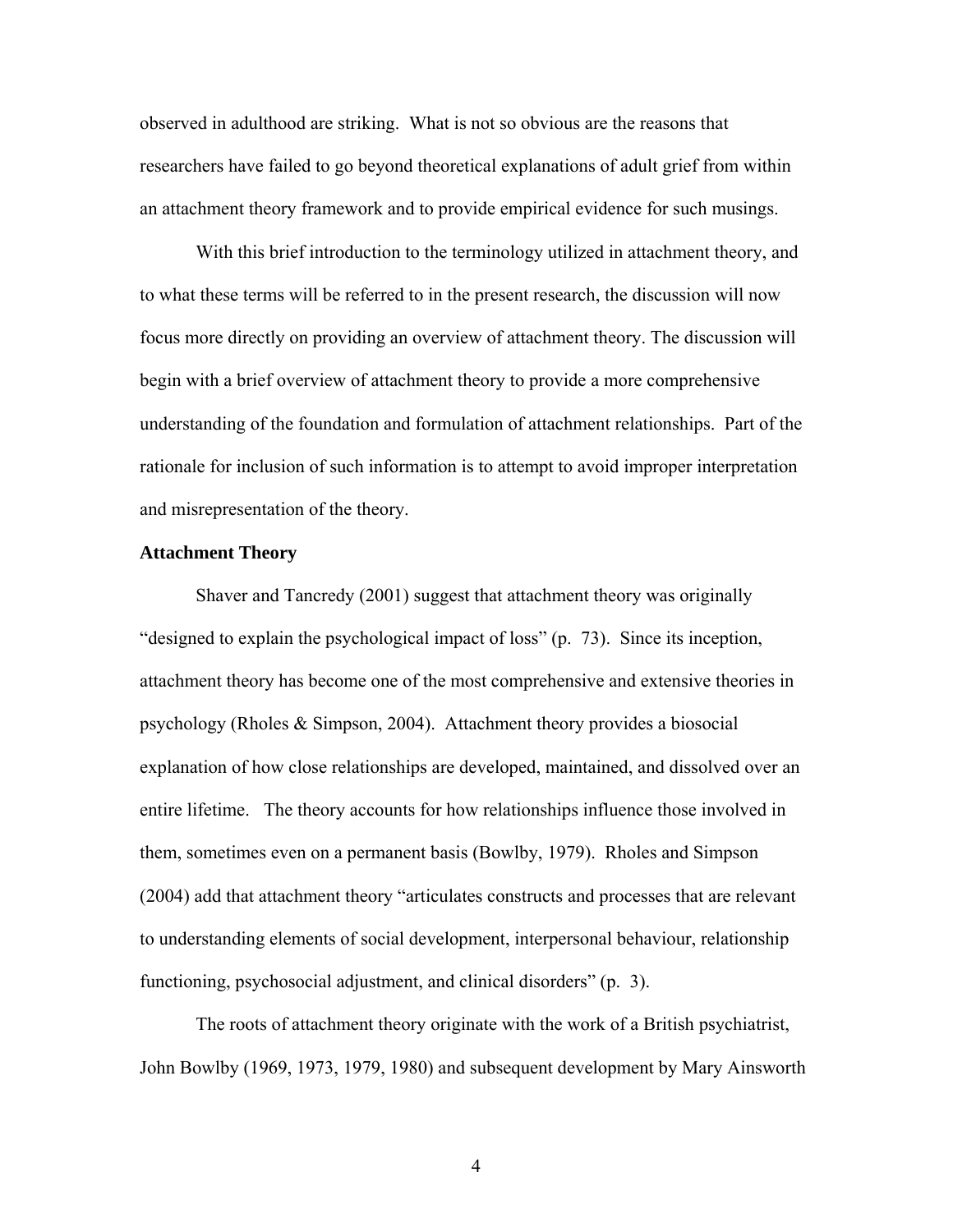observed in adulthood are striking. What is not so obvious are the reasons that researchers have failed to go beyond theoretical explanations of adult grief from within an attachment theory framework and to provide empirical evidence for such musings.

With this brief introduction to the terminology utilized in attachment theory, and to what these terms will be referred to in the present research, the discussion will now focus more directly on providing an overview of attachment theory. The discussion will begin with a brief overview of attachment theory to provide a more comprehensive understanding of the foundation and formulation of attachment relationships. Part of the rationale for inclusion of such information is to attempt to avoid improper interpretation and misrepresentation of the theory.

**Attachment Theory**

Shaver and Tancredy (2001) suggest that attachment theory was originally "designed to explain the psychological impact of loss" (p. 73). Since its inception, attachment theory has become one of the most comprehensive and extensive theories in psychology (Rholes & Simpson, 2004). Attachment theory provides a biosocial explanation of how close relationships are developed, maintained, and dissolved over an entire lifetime. The theory accounts for how relationships influence those involved in them, sometimes even on a permanent basis (Bowlby, 1979). Rholes and Simpson (2004) add that attachment theory "articulates constructs and processes that are relevant to understanding elements of social development, interpersonal behaviour, relationship functioning, psychosocial adjustment, and clinical disorders" (p. 3).

The roots of attachment theory originate with the work of a British psychiatrist, John Bowlby (1969, 1973, 1979, 1980) and subsequent development by Mary Ainsworth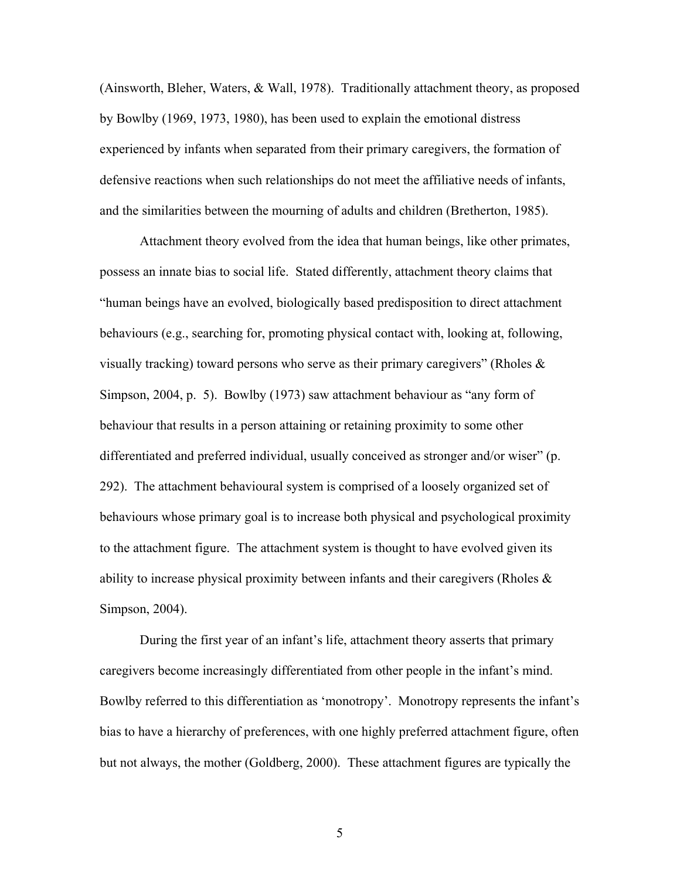(Ainsworth, Bleher, Waters, & Wall, 1978). Traditionally attachment theory, as proposed by Bowlby (1969, 1973, 1980), has been used to explain the emotional distress experienced by infants when separated from their primary caregivers, the formation of defensive reactions when such relationships do not meet the affiliative needs of infants, and the similarities between the mourning of adults and children (Bretherton, 1985).

Attachment theory evolved from the idea that human beings, like other primates, possess an innate bias to social life. Stated differently, attachment theory claims that "human beings have an evolved, biologically based predisposition to direct attachment behaviours (e.g., searching for, promoting physical contact with, looking at, following, visually tracking) toward persons who serve as their primary caregivers" (Rholes & Simpson, 2004, p. 5). Bowlby (1973) saw attachment behaviour as "any form of behaviour that results in a person attaining or retaining proximity to some other differentiated and preferred individual, usually conceived as stronger and/or wiser" (p. 292). The attachment behavioural system is comprised of a loosely organized set of behaviours whose primary goal is to increase both physical and psychological proximity to the attachment figure. The attachment system is thought to have evolved given its ability to increase physical proximity between infants and their caregivers (Rholes & Simpson, 2004).

During the first year of an infant's life, attachment theory asserts that primary caregivers become increasingly differentiated from other people in the infant's mind. Bowlby referred to this differentiation as 'monotropy'. Monotropy represents the infant's bias to have a hierarchy of preferences, with one highly preferred attachment figure, often but not always, the mother (Goldberg, 2000). These attachment figures are typically the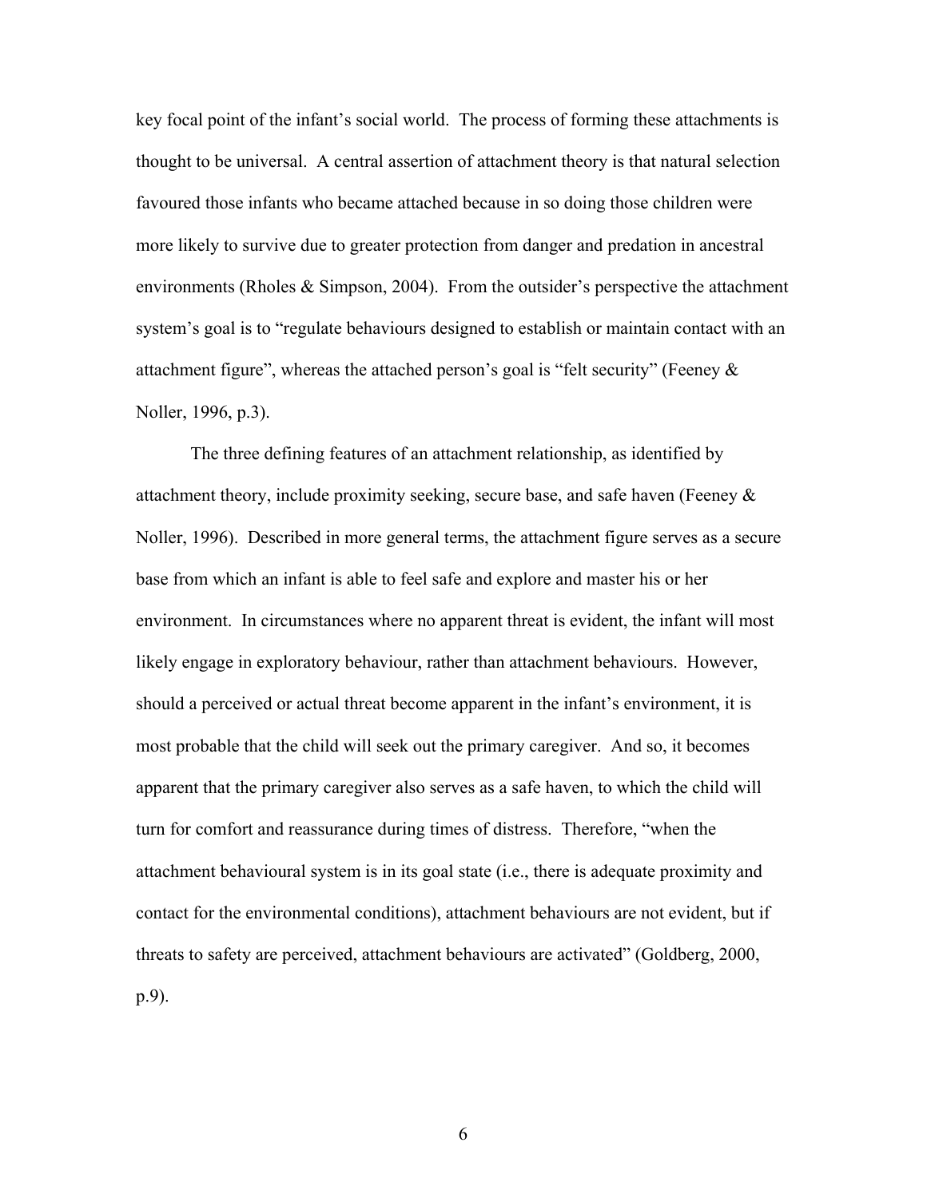key focal point of the infant's social world. The process of forming these attachments is thought to be universal. A central assertion of attachment theory is that natural selection favoured those infants who became attached because in so doing those children were more likely to survive due to greater protection from danger and predation in ancestral environments (Rholes & Simpson, 2004). From the outsider's perspective the attachment system's goal is to "regulate behaviours designed to establish or maintain contact with an attachment figure", whereas the attached person's goal is "felt security" (Feeney & Noller, 1996, p.3).

The three defining features of an attachment relationship, as identified by attachment theory, include proximity seeking, secure base, and safe haven (Feeney & Noller, 1996). Described in more general terms, the attachment figure serves as a secure base from which an infant is able to feel safe and explore and master his or her environment. In circumstances where no apparent threat is evident, the infant will most likely engage in exploratory behaviour, rather than attachment behaviours. However, should a perceived or actual threat become apparent in the infant's environment, it is most probable that the child will seek out the primary caregiver. And so, it becomes apparent that the primary caregiver also serves as a safe haven, to which the child will turn for comfort and reassurance during times of distress. Therefore, "when the attachment behavioural system is in its goal state (i.e., there is adequate proximity and contact for the environmental conditions), attachment behaviours are not evident, but if threats to safety are perceived, attachment behaviours are activated" (Goldberg, 2000, p.9).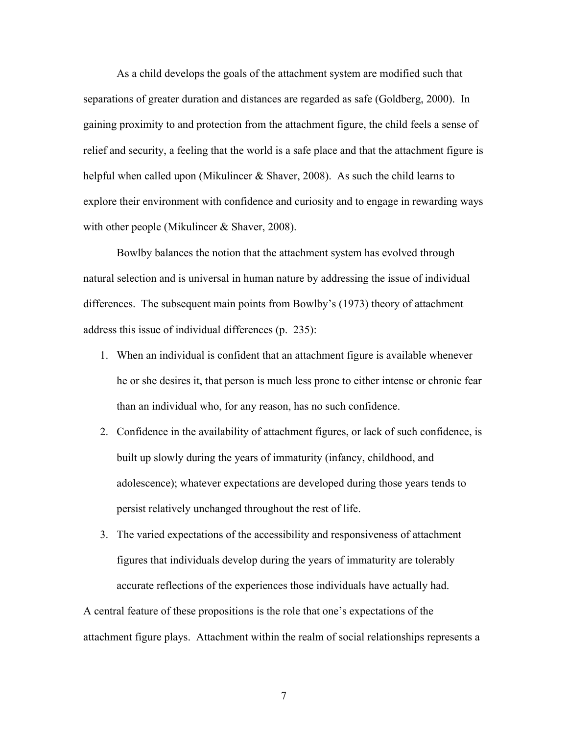As a child develops the goals of the attachment system are modified such that separations of greater duration and distances are regarded as safe (Goldberg, 2000). In gaining proximity to and protection from the attachment figure, the child feels a sense of relief and security, a feeling that the world is a safe place and that the attachment figure is helpful when called upon (Mikulincer & Shaver, 2008). As such the child learns to explore their environment with confidence and curiosity and to engage in rewarding ways with other people (Mikulincer & Shaver, 2008).

Bowlby balances the notion that the attachment system has evolved through natural selection and is universal in human nature by addressing the issue of individual differences. The subsequent main points from Bowlby's (1973) theory of attachment address this issue of individual differences (p. 235):

1. When an individual is confident that an attachment figure is available whenever he or she desires it, that person is much less prone to either intense or chronic fear than an individual who, for any reason, has no such confidence.
2. Confidence in the availability of attachment figures, or lack of such confidence, is built up slowly during the years of immaturity (infancy, childhood, and adolescence); whatever expectations are developed during those years tends to persist relatively unchanged throughout the rest of life.
3. The varied expectations of the accessibility and responsiveness of attachment figures that individuals develop during the years of immaturity are tolerably accurate reflections of the experiences those individuals have actually had.

A central feature of these propositions is the role that one's expectations of the attachment figure plays. Attachment within the realm of social relationships represents a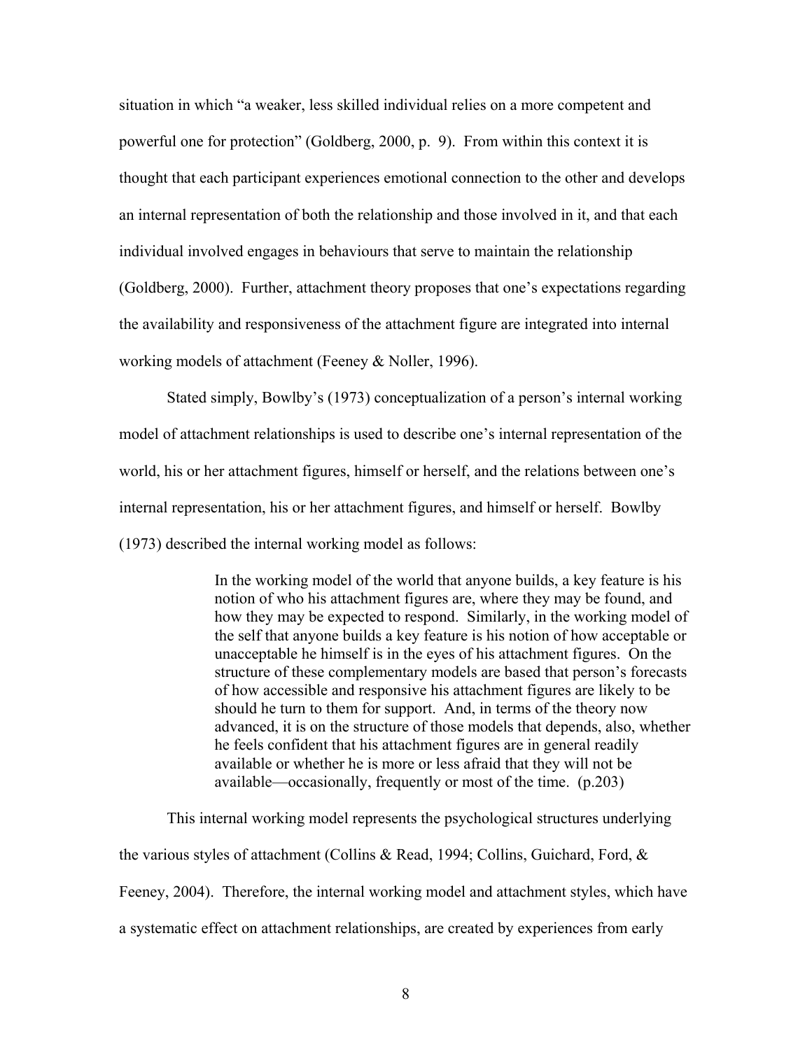situation in which "a weaker, less skilled individual relies on a more competent and powerful one for protection" (Goldberg, 2000, p. 9). From within this context it is thought that each participant experiences emotional connection to the other and develops an internal representation of both the relationship and those involved in it, and that each individual involved engages in behaviours that serve to maintain the relationship (Goldberg, 2000). Further, attachment theory proposes that one's expectations regarding the availability and responsiveness of the attachment figure are integrated into internal working models of attachment (Feeney & Noller, 1996).

Stated simply, Bowlby's (1973) conceptualization of a person's internal working model of attachment relationships is used to describe one's internal representation of the world, his or her attachment figures, himself or herself, and the relations between one's internal representation, his or her attachment figures, and himself or herself. Bowlby (1973) described the internal working model as follows:

> In the working model of the world that anyone builds, a key feature is his notion of who his attachment figures are, where they may be found, and how they may be expected to respond. Similarly, in the working model of the self that anyone builds a key feature is his notion of how acceptable or unacceptable he himself is in the eyes of his attachment figures. On the structure of these complementary models are based that person's forecasts of how accessible and responsive his attachment figures are likely to be should he turn to them for support. And, in terms of the theory now advanced, it is on the structure of those models that depends, also, whether he feels confident that his attachment figures are in general readily available or whether he is more or less afraid that they will not be available—occasionally, frequently or most of the time. (p.203)

This internal working model represents the psychological structures underlying the various styles of attachment (Collins & Read, 1994; Collins, Guichard, Ford, & Feeney, 2004). Therefore, the internal working model and attachment styles, which have a systematic effect on attachment relationships, are created by experiences from early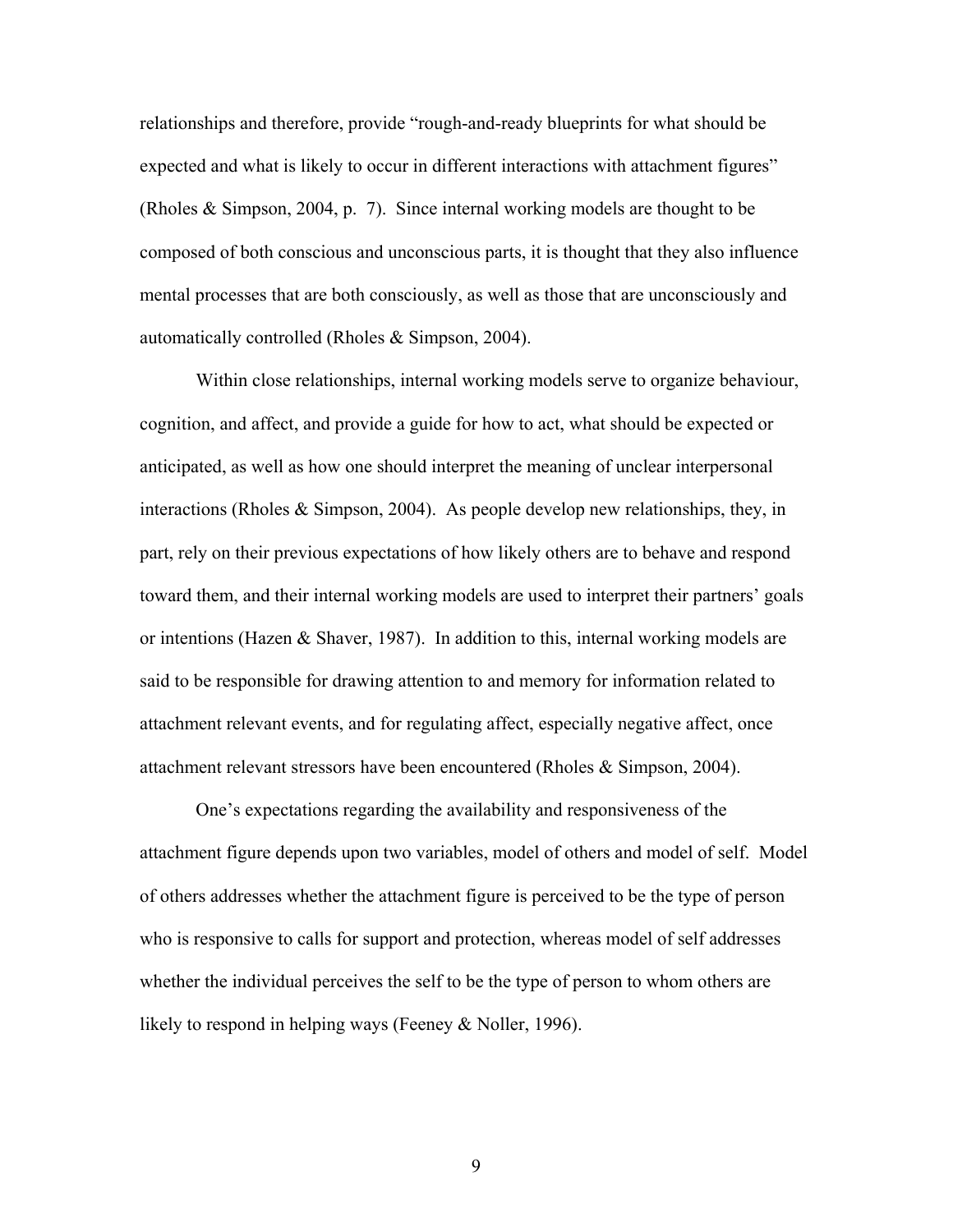relationships and therefore, provide "rough-and-ready blueprints for what should be expected and what is likely to occur in different interactions with attachment figures" (Rholes & Simpson, 2004, p. 7). Since internal working models are thought to be composed of both conscious and unconscious parts, it is thought that they also influence mental processes that are both consciously, as well as those that are unconsciously and automatically controlled (Rholes & Simpson, 2004).

Within close relationships, internal working models serve to organize behaviour, cognition, and affect, and provide a guide for how to act, what should be expected or anticipated, as well as how one should interpret the meaning of unclear interpersonal interactions (Rholes & Simpson, 2004). As people develop new relationships, they, in part, rely on their previous expectations of how likely others are to behave and respond toward them, and their internal working models are used to interpret their partners' goals or intentions (Hazen & Shaver, 1987). In addition to this, internal working models are said to be responsible for drawing attention to and memory for information related to attachment relevant events, and for regulating affect, especially negative affect, once attachment relevant stressors have been encountered (Rholes & Simpson, 2004).

One's expectations regarding the availability and responsiveness of the attachment figure depends upon two variables, model of others and model of self. Model of others addresses whether the attachment figure is perceived to be the type of person who is responsive to calls for support and protection, whereas model of self addresses whether the individual perceives the self to be the type of person to whom others are likely to respond in helping ways (Feeney & Noller, 1996).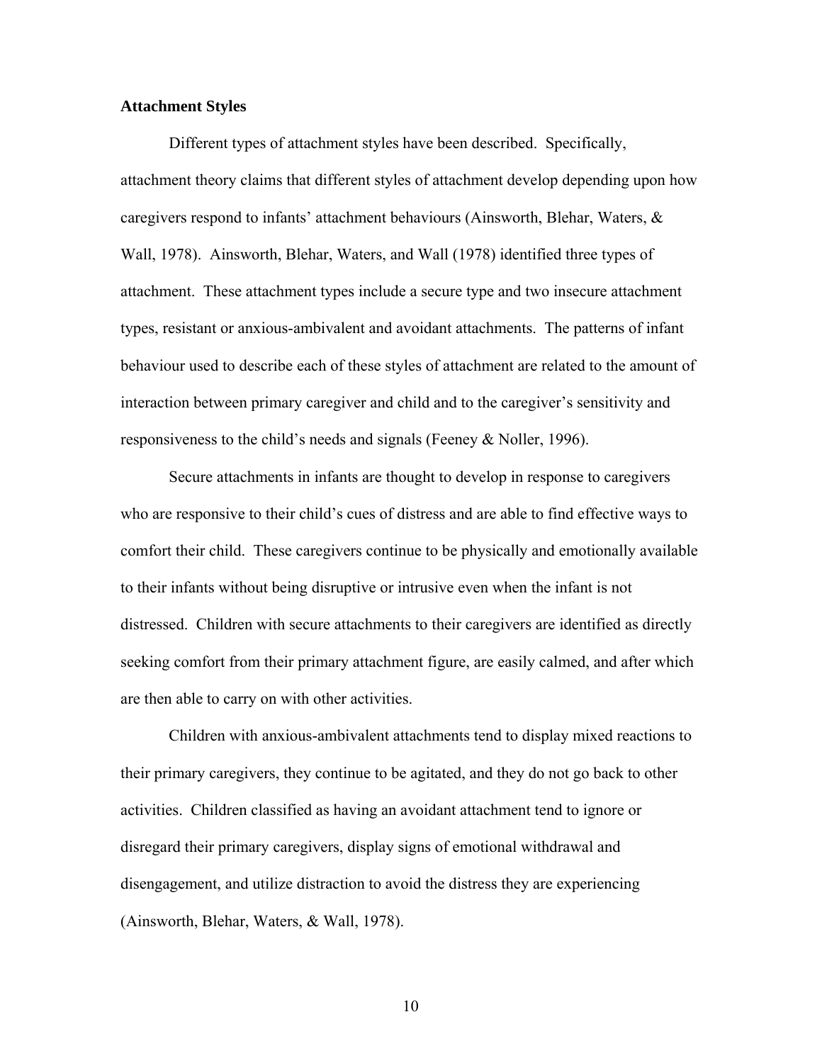**Attachment Styles**

Different types of attachment styles have been described. Specifically, attachment theory claims that different styles of attachment develop depending upon how caregivers respond to infants' attachment behaviours (Ainsworth, Blehar, Waters, & Wall, 1978). Ainsworth, Blehar, Waters, and Wall (1978) identified three types of attachment. These attachment types include a secure type and two insecure attachment types, resistant or anxious-ambivalent and avoidant attachments. The patterns of infant behaviour used to describe each of these styles of attachment are related to the amount of interaction between primary caregiver and child and to the caregiver's sensitivity and responsiveness to the child's needs and signals (Feeney & Noller, 1996).

Secure attachments in infants are thought to develop in response to caregivers who are responsive to their child's cues of distress and are able to find effective ways to comfort their child. These caregivers continue to be physically and emotionally available to their infants without being disruptive or intrusive even when the infant is not distressed. Children with secure attachments to their caregivers are identified as directly seeking comfort from their primary attachment figure, are easily calmed, and after which are then able to carry on with other activities.

Children with anxious-ambivalent attachments tend to display mixed reactions to their primary caregivers, they continue to be agitated, and they do not go back to other activities. Children classified as having an avoidant attachment tend to ignore or disregard their primary caregivers, display signs of emotional withdrawal and disengagement, and utilize distraction to avoid the distress they are experiencing (Ainsworth, Blehar, Waters, & Wall, 1978).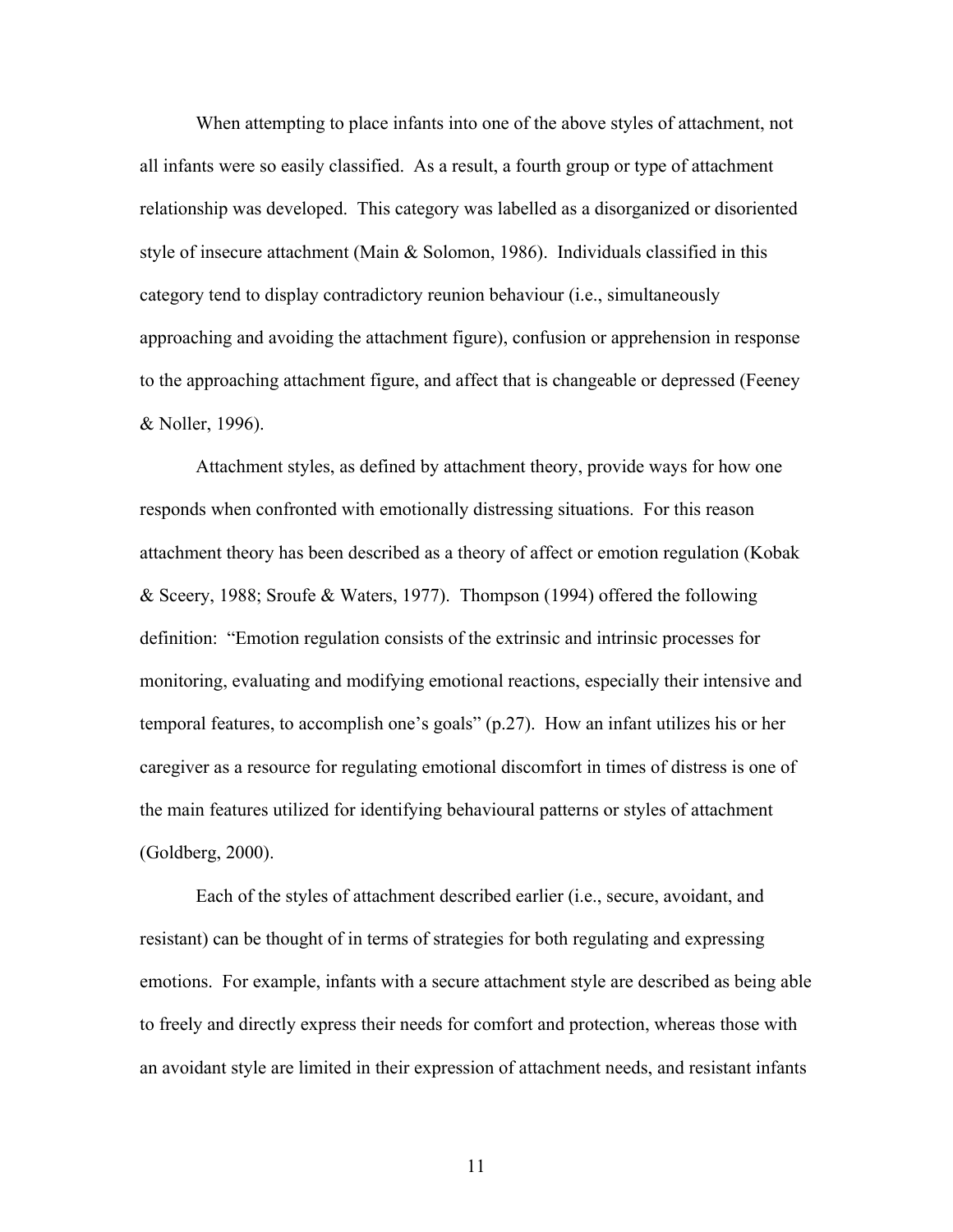When attempting to place infants into one of the above styles of attachment, not all infants were so easily classified. As a result, a fourth group or type of attachment relationship was developed. This category was labelled as a disorganized or disoriented style of insecure attachment (Main & Solomon, 1986). Individuals classified in this category tend to display contradictory reunion behaviour (i.e., simultaneously approaching and avoiding the attachment figure), confusion or apprehension in response to the approaching attachment figure, and affect that is changeable or depressed (Feeney & Noller, 1996).

Attachment styles, as defined by attachment theory, provide ways for how one responds when confronted with emotionally distressing situations. For this reason attachment theory has been described as a theory of affect or emotion regulation (Kobak & Sceery, 1988; Sroufe & Waters, 1977). Thompson (1994) offered the following definition: "Emotion regulation consists of the extrinsic and intrinsic processes for monitoring, evaluating and modifying emotional reactions, especially their intensive and temporal features, to accomplish one's goals" (p.27). How an infant utilizes his or her caregiver as a resource for regulating emotional discomfort in times of distress is one of the main features utilized for identifying behavioural patterns or styles of attachment (Goldberg, 2000).

Each of the styles of attachment described earlier (i.e., secure, avoidant, and resistant) can be thought of in terms of strategies for both regulating and expressing emotions. For example, infants with a secure attachment style are described as being able to freely and directly express their needs for comfort and protection, whereas those with an avoidant style are limited in their expression of attachment needs, and resistant infants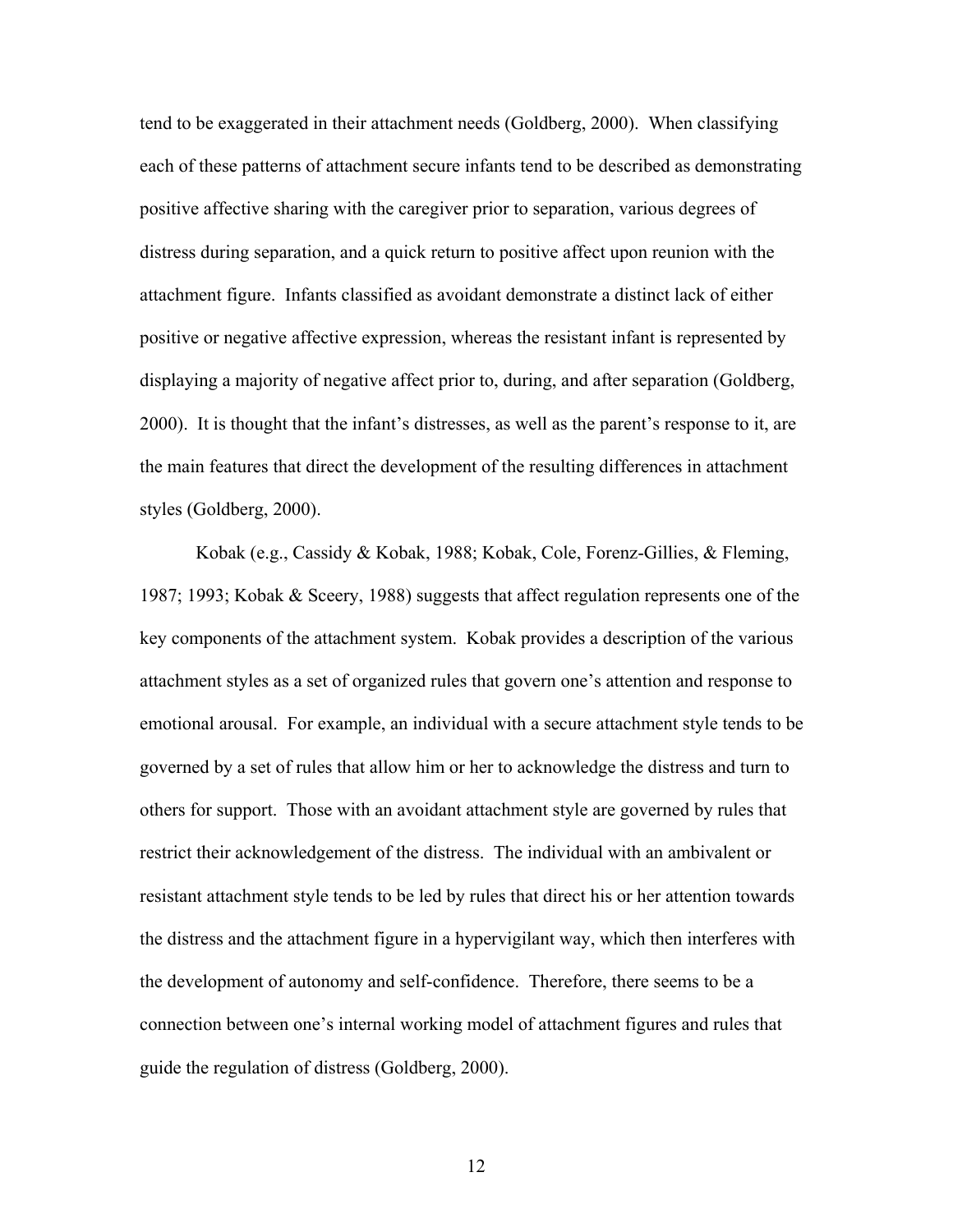tend to be exaggerated in their attachment needs (Goldberg, 2000). When classifying each of these patterns of attachment secure infants tend to be described as demonstrating positive affective sharing with the caregiver prior to separation, various degrees of distress during separation, and a quick return to positive affect upon reunion with the attachment figure. Infants classified as avoidant demonstrate a distinct lack of either positive or negative affective expression, whereas the resistant infant is represented by displaying a majority of negative affect prior to, during, and after separation (Goldberg, 2000). It is thought that the infant's distresses, as well as the parent's response to it, are the main features that direct the development of the resulting differences in attachment styles (Goldberg, 2000).

Kobak (e.g., Cassidy & Kobak, 1988; Kobak, Cole, Forenz-Gillies, & Fleming, 1987; 1993; Kobak & Sceery, 1988) suggests that affect regulation represents one of the key components of the attachment system. Kobak provides a description of the various attachment styles as a set of organized rules that govern one's attention and response to emotional arousal. For example, an individual with a secure attachment style tends to be governed by a set of rules that allow him or her to acknowledge the distress and turn to others for support. Those with an avoidant attachment style are governed by rules that restrict their acknowledgement of the distress. The individual with an ambivalent or resistant attachment style tends to be led by rules that direct his or her attention towards the distress and the attachment figure in a hypervigilant way, which then interferes with the development of autonomy and self-confidence. Therefore, there seems to be a connection between one's internal working model of attachment figures and rules that guide the regulation of distress (Goldberg, 2000).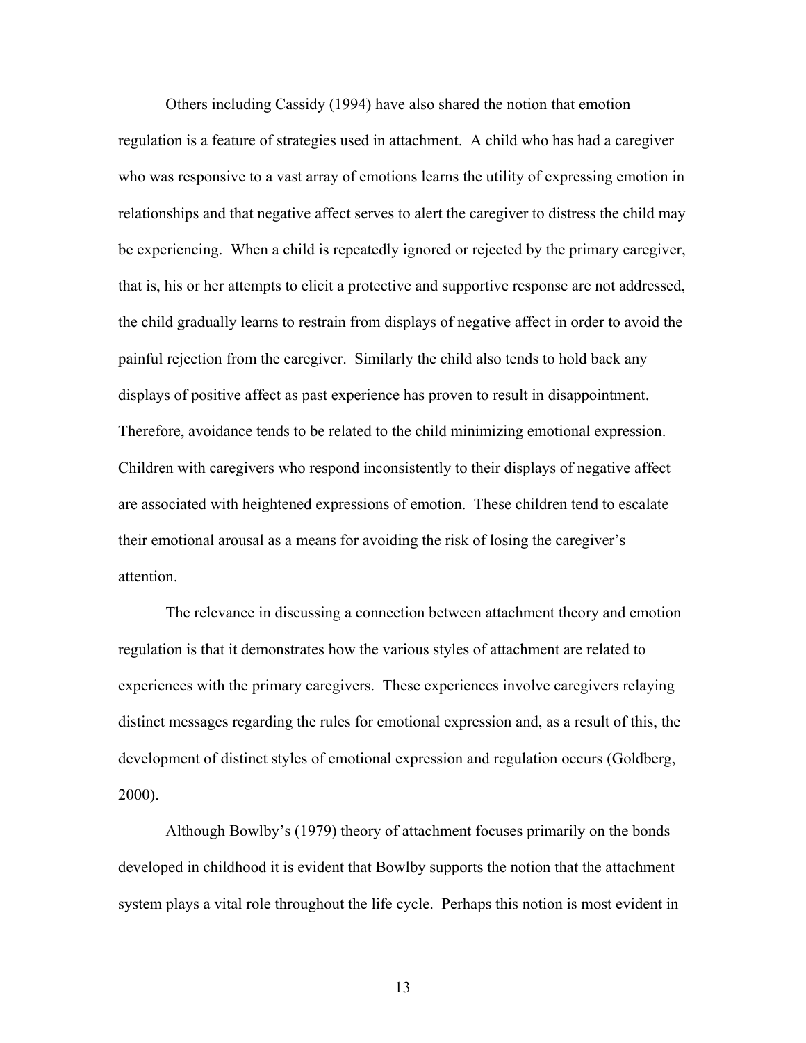Others including Cassidy (1994) have also shared the notion that emotion regulation is a feature of strategies used in attachment. A child who has had a caregiver who was responsive to a vast array of emotions learns the utility of expressing emotion in relationships and that negative affect serves to alert the caregiver to distress the child may be experiencing. When a child is repeatedly ignored or rejected by the primary caregiver, that is, his or her attempts to elicit a protective and supportive response are not addressed, the child gradually learns to restrain from displays of negative affect in order to avoid the painful rejection from the caregiver. Similarly the child also tends to hold back any displays of positive affect as past experience has proven to result in disappointment. Therefore, avoidance tends to be related to the child minimizing emotional expression. Children with caregivers who respond inconsistently to their displays of negative affect are associated with heightened expressions of emotion. These children tend to escalate their emotional arousal as a means for avoiding the risk of losing the caregiver's attention.

The relevance in discussing a connection between attachment theory and emotion regulation is that it demonstrates how the various styles of attachment are related to experiences with the primary caregivers. These experiences involve caregivers relaying distinct messages regarding the rules for emotional expression and, as a result of this, the development of distinct styles of emotional expression and regulation occurs (Goldberg, 2000).

Although Bowlby's (1979) theory of attachment focuses primarily on the bonds developed in childhood it is evident that Bowlby supports the notion that the attachment system plays a vital role throughout the life cycle. Perhaps this notion is most evident in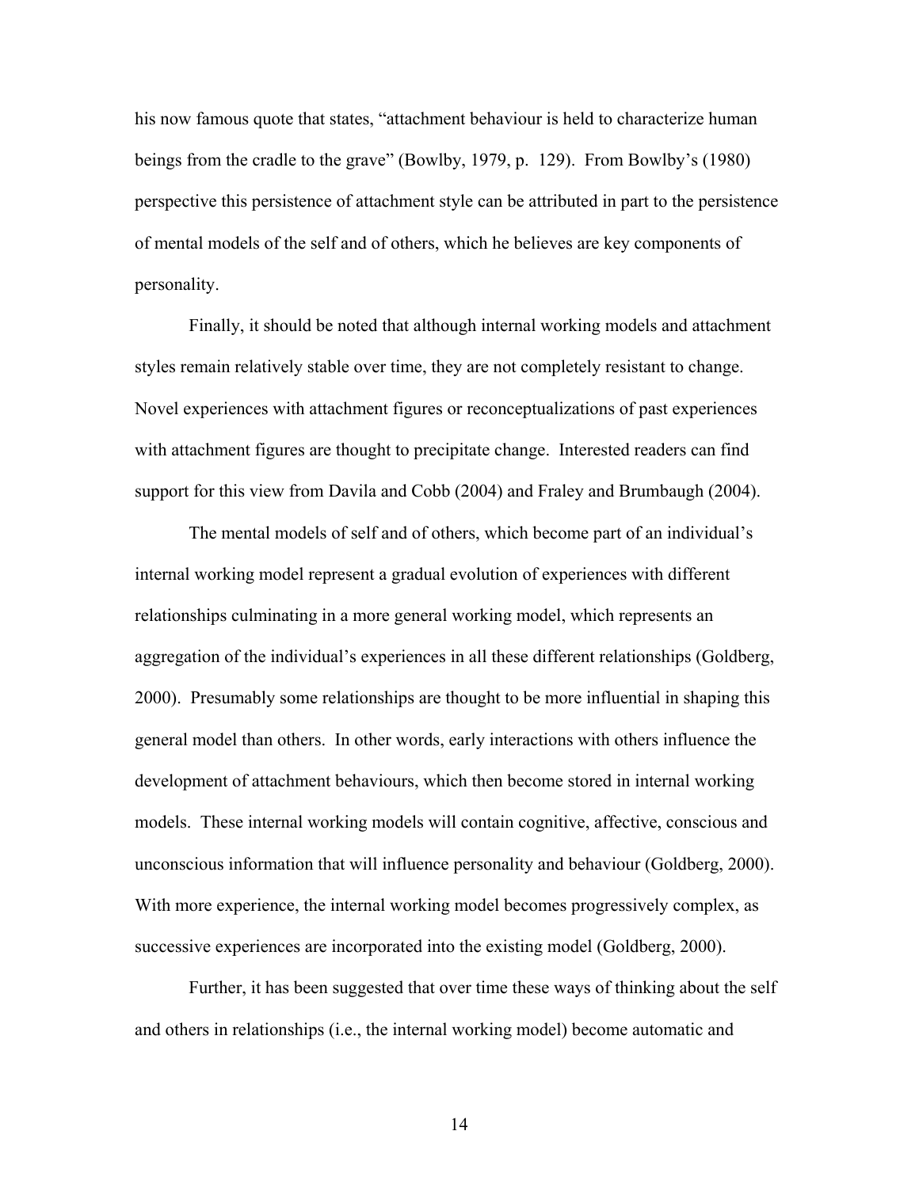his now famous quote that states, "attachment behaviour is held to characterize human beings from the cradle to the grave" (Bowlby, 1979, p. 129). From Bowlby's (1980) perspective this persistence of attachment style can be attributed in part to the persistence of mental models of the self and of others, which he believes are key components of personality.

Finally, it should be noted that although internal working models and attachment styles remain relatively stable over time, they are not completely resistant to change. Novel experiences with attachment figures or reconceptualizations of past experiences with attachment figures are thought to precipitate change. Interested readers can find support for this view from Davila and Cobb (2004) and Fraley and Brumbaugh (2004).

The mental models of self and of others, which become part of an individual's internal working model represent a gradual evolution of experiences with different relationships culminating in a more general working model, which represents an aggregation of the individual's experiences in all these different relationships (Goldberg, 2000). Presumably some relationships are thought to be more influential in shaping this general model than others. In other words, early interactions with others influence the development of attachment behaviours, which then become stored in internal working models. These internal working models will contain cognitive, affective, conscious and unconscious information that will influence personality and behaviour (Goldberg, 2000). With more experience, the internal working model becomes progressively complex, as successive experiences are incorporated into the existing model (Goldberg, 2000).

Further, it has been suggested that over time these ways of thinking about the self and others in relationships (i.e., the internal working model) become automatic and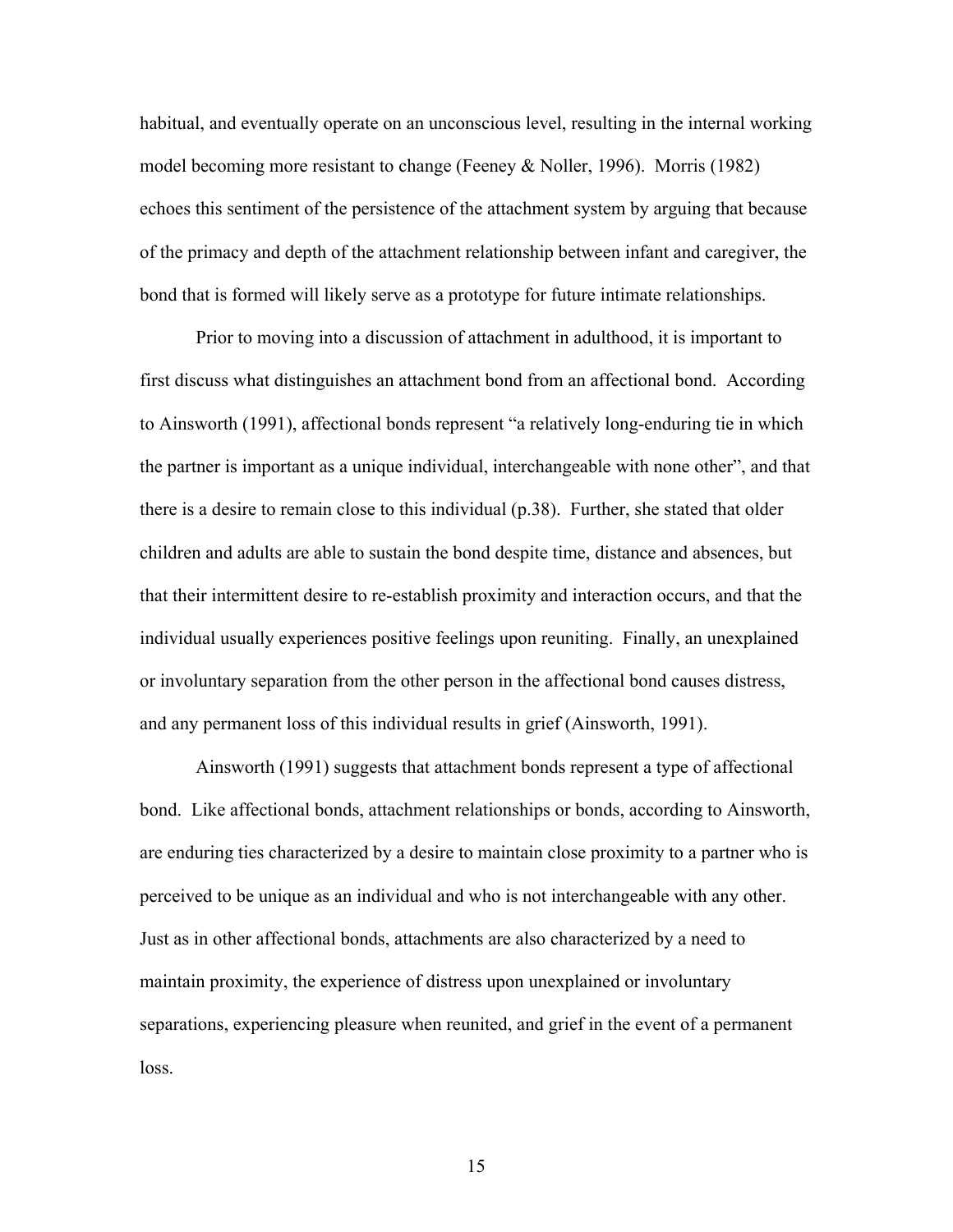habitual, and eventually operate on an unconscious level, resulting in the internal working model becoming more resistant to change (Feeney & Noller, 1996). Morris (1982) echoes this sentiment of the persistence of the attachment system by arguing that because of the primacy and depth of the attachment relationship between infant and caregiver, the bond that is formed will likely serve as a prototype for future intimate relationships.

Prior to moving into a discussion of attachment in adulthood, it is important to first discuss what distinguishes an attachment bond from an affectional bond. According to Ainsworth (1991), affectional bonds represent "a relatively long-enduring tie in which the partner is important as a unique individual, interchangeable with none other", and that there is a desire to remain close to this individual (p.38). Further, she stated that older children and adults are able to sustain the bond despite time, distance and absences, but that their intermittent desire to re-establish proximity and interaction occurs, and that the individual usually experiences positive feelings upon reuniting. Finally, an unexplained or involuntary separation from the other person in the affectional bond causes distress, and any permanent loss of this individual results in grief (Ainsworth, 1991).

Ainsworth (1991) suggests that attachment bonds represent a type of affectional bond. Like affectional bonds, attachment relationships or bonds, according to Ainsworth, are enduring ties characterized by a desire to maintain close proximity to a partner who is perceived to be unique as an individual and who is not interchangeable with any other. Just as in other affectional bonds, attachments are also characterized by a need to maintain proximity, the experience of distress upon unexplained or involuntary separations, experiencing pleasure when reunited, and grief in the event of a permanent loss.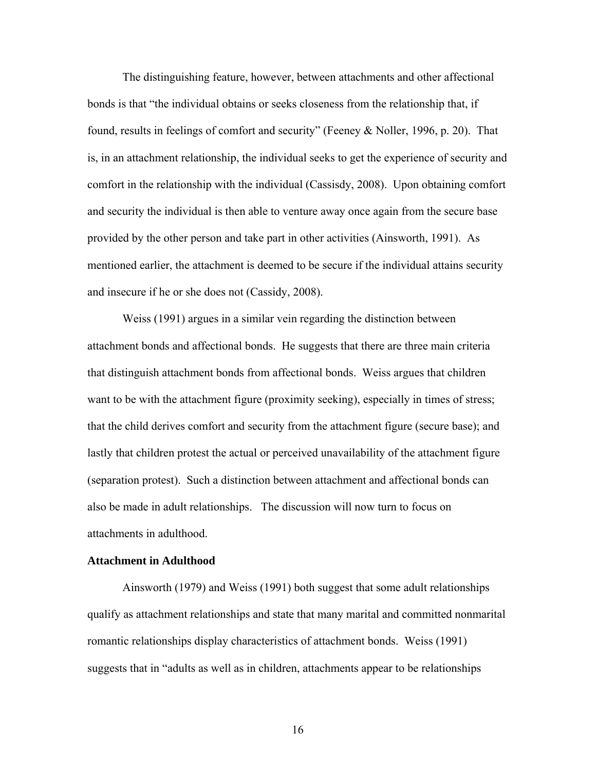The distinguishing feature, however, between attachments and other affectional bonds is that “the individual obtains or seeks closeness from the relationship that, if found, results in feelings of comfort and security” (Feeney & Noller, 1996, p. 20). That is, in an attachment relationship, the individual seeks to get the experience of security and comfort in the relationship with the individual (Cassisdy, 2008). Upon obtaining comfort and security the individual is then able to venture away once again from the secure base provided by the other person and take part in other activities (Ainsworth, 1991). As mentioned earlier, the attachment is deemed to be secure if the individual attains security and insecure if he or she does not (Cassidy, 2008).

Weiss (1991) argues in a similar vein regarding the distinction between attachment bonds and affectional bonds. He suggests that there are three main criteria that distinguish attachment bonds from affectional bonds. Weiss argues that children want to be with the attachment figure (proximity seeking), especially in times of stress; that the child derives comfort and security from the attachment figure (secure base); and lastly that children protest the actual or perceived unavailability of the attachment figure (separation protest). Such a distinction between attachment and affectional bonds can also be made in adult relationships. The discussion will now turn to focus on attachments in adulthood.

**Attachment in Adulthood**

Ainsworth (1979) and Weiss (1991) both suggest that some adult relationships qualify as attachment relationships and state that many marital and committed nonmarital romantic relationships display characteristics of attachment bonds. Weiss (1991) suggests that in “adults as well as in children, attachments appear to be relationships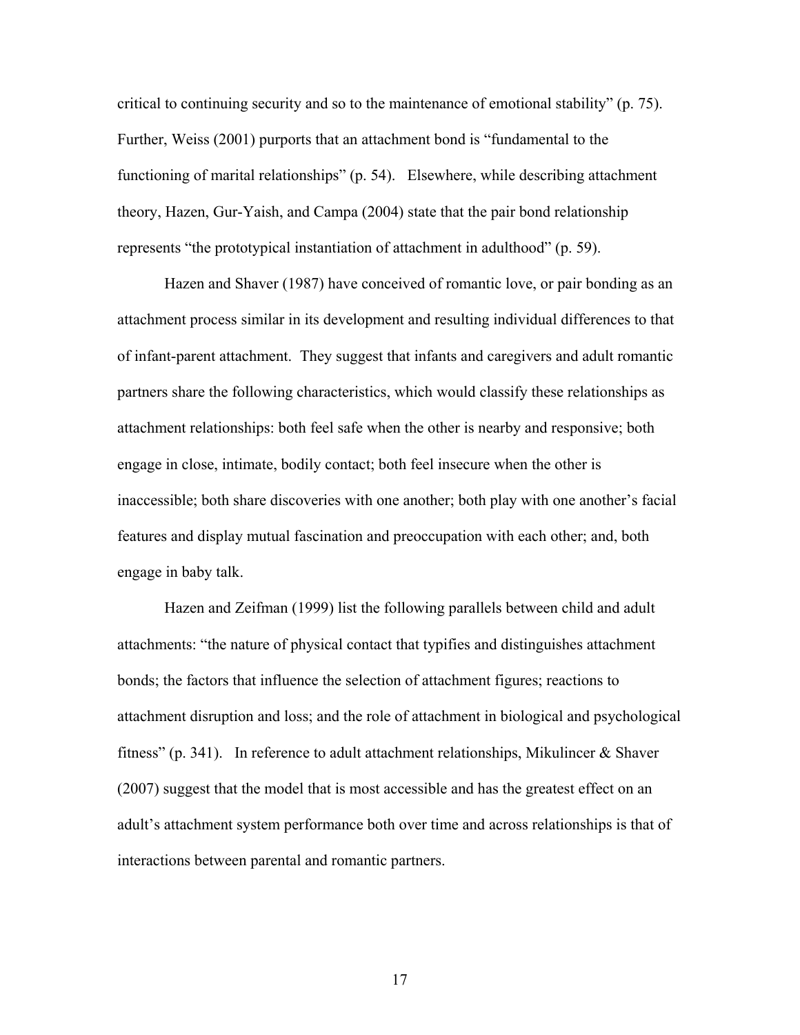critical to continuing security and so to the maintenance of emotional stability" (p. 75). Further, Weiss (2001) purports that an attachment bond is "fundamental to the functioning of marital relationships" (p. 54). Elsewhere, while describing attachment theory, Hazen, Gur-Yaish, and Campa (2004) state that the pair bond relationship represents "the prototypical instantiation of attachment in adulthood" (p. 59).

Hazen and Shaver (1987) have conceived of romantic love, or pair bonding as an attachment process similar in its development and resulting individual differences to that of infant-parent attachment. They suggest that infants and caregivers and adult romantic partners share the following characteristics, which would classify these relationships as attachment relationships: both feel safe when the other is nearby and responsive; both engage in close, intimate, bodily contact; both feel insecure when the other is inaccessible; both share discoveries with one another; both play with one another's facial features and display mutual fascination and preoccupation with each other; and, both engage in baby talk.

Hazen and Zeifman (1999) list the following parallels between child and adult attachments: "the nature of physical contact that typifies and distinguishes attachment bonds; the factors that influence the selection of attachment figures; reactions to attachment disruption and loss; and the role of attachment in biological and psychological fitness" (p. 341). In reference to adult attachment relationships, Mikulincer & Shaver (2007) suggest that the model that is most accessible and has the greatest effect on an adult's attachment system performance both over time and across relationships is that of interactions between parental and romantic partners.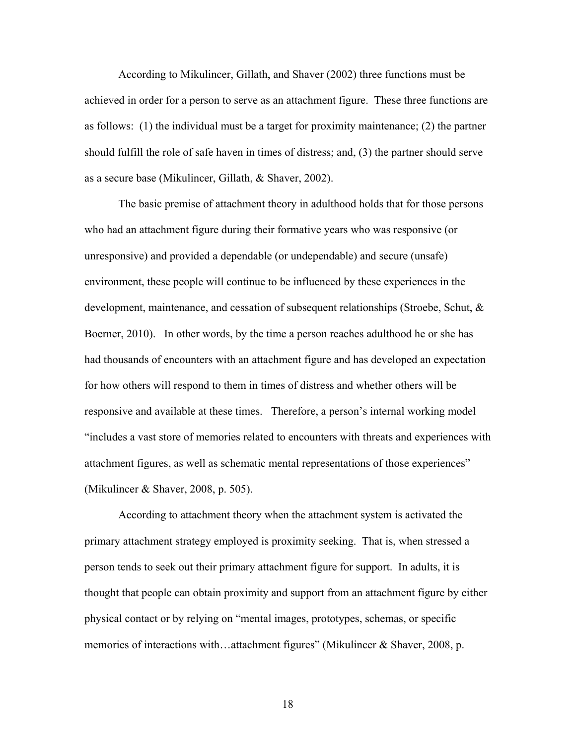According to Mikulincer, Gillath, and Shaver (2002) three functions must be achieved in order for a person to serve as an attachment figure. These three functions are as follows: (1) the individual must be a target for proximity maintenance; (2) the partner should fulfill the role of safe haven in times of distress; and, (3) the partner should serve as a secure base (Mikulincer, Gillath, & Shaver, 2002).

The basic premise of attachment theory in adulthood holds that for those persons who had an attachment figure during their formative years who was responsive (or unresponsive) and provided a dependable (or undependable) and secure (unsafe) environment, these people will continue to be influenced by these experiences in the development, maintenance, and cessation of subsequent relationships (Stroebe, Schut, & Boerner, 2010). In other words, by the time a person reaches adulthood he or she has had thousands of encounters with an attachment figure and has developed an expectation for how others will respond to them in times of distress and whether others will be responsive and available at these times. Therefore, a person's internal working model "includes a vast store of memories related to encounters with threats and experiences with attachment figures, as well as schematic mental representations of those experiences" (Mikulincer & Shaver, 2008, p. 505).

According to attachment theory when the attachment system is activated the primary attachment strategy employed is proximity seeking. That is, when stressed a person tends to seek out their primary attachment figure for support. In adults, it is thought that people can obtain proximity and support from an attachment figure by either physical contact or by relying on "mental images, prototypes, schemas, or specific memories of interactions with…attachment figures" (Mikulincer & Shaver, 2008, p.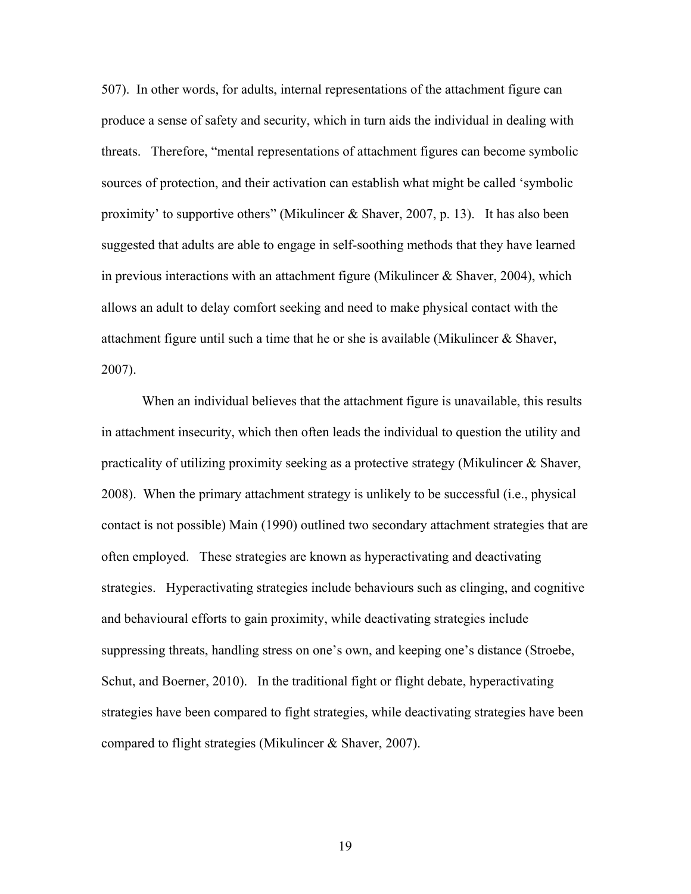507). In other words, for adults, internal representations of the attachment figure can produce a sense of safety and security, which in turn aids the individual in dealing with threats. Therefore, "mental representations of attachment figures can become symbolic sources of protection, and their activation can establish what might be called 'symbolic proximity' to supportive others" (Mikulincer & Shaver, 2007, p. 13). It has also been suggested that adults are able to engage in self-soothing methods that they have learned in previous interactions with an attachment figure (Mikulincer & Shaver, 2004), which allows an adult to delay comfort seeking and need to make physical contact with the attachment figure until such a time that he or she is available (Mikulincer & Shaver, 2007).

When an individual believes that the attachment figure is unavailable, this results in attachment insecurity, which then often leads the individual to question the utility and practicality of utilizing proximity seeking as a protective strategy (Mikulincer & Shaver, 2008). When the primary attachment strategy is unlikely to be successful (i.e., physical contact is not possible) Main (1990) outlined two secondary attachment strategies that are often employed. These strategies are known as hyperactivating and deactivating strategies. Hyperactivating strategies include behaviours such as clinging, and cognitive and behavioural efforts to gain proximity, while deactivating strategies include suppressing threats, handling stress on one's own, and keeping one's distance (Stroebe, Schut, and Boerner, 2010). In the traditional fight or flight debate, hyperactivating strategies have been compared to fight strategies, while deactivating strategies have been compared to flight strategies (Mikulincer & Shaver, 2007).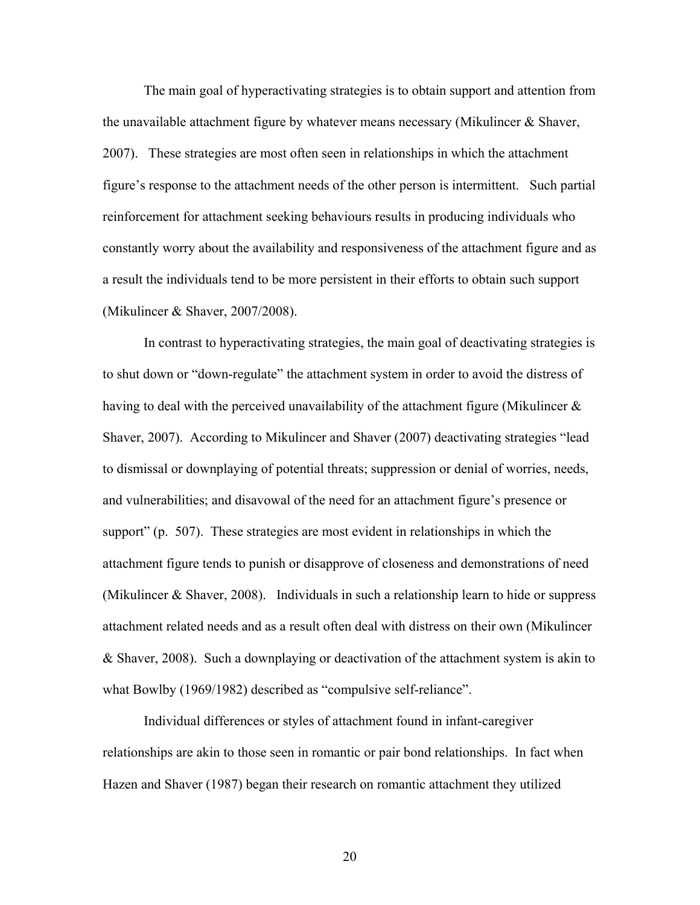The main goal of hyperactivating strategies is to obtain support and attention from the unavailable attachment figure by whatever means necessary (Mikulincer & Shaver, 2007). These strategies are most often seen in relationships in which the attachment figure's response to the attachment needs of the other person is intermittent. Such partial reinforcement for attachment seeking behaviours results in producing individuals who constantly worry about the availability and responsiveness of the attachment figure and as a result the individuals tend to be more persistent in their efforts to obtain such support (Mikulincer & Shaver, 2007/2008).

In contrast to hyperactivating strategies, the main goal of deactivating strategies is to shut down or "down-regulate" the attachment system in order to avoid the distress of having to deal with the perceived unavailability of the attachment figure (Mikulincer & Shaver, 2007). According to Mikulincer and Shaver (2007) deactivating strategies "lead to dismissal or downplaying of potential threats; suppression or denial of worries, needs, and vulnerabilities; and disavowal of the need for an attachment figure's presence or support" (p. 507). These strategies are most evident in relationships in which the attachment figure tends to punish or disapprove of closeness and demonstrations of need (Mikulincer & Shaver, 2008). Individuals in such a relationship learn to hide or suppress attachment related needs and as a result often deal with distress on their own (Mikulincer & Shaver, 2008). Such a downplaying or deactivation of the attachment system is akin to what Bowlby (1969/1982) described as "compulsive self-reliance".

Individual differences or styles of attachment found in infant-caregiver relationships are akin to those seen in romantic or pair bond relationships. In fact when Hazen and Shaver (1987) began their research on romantic attachment they utilized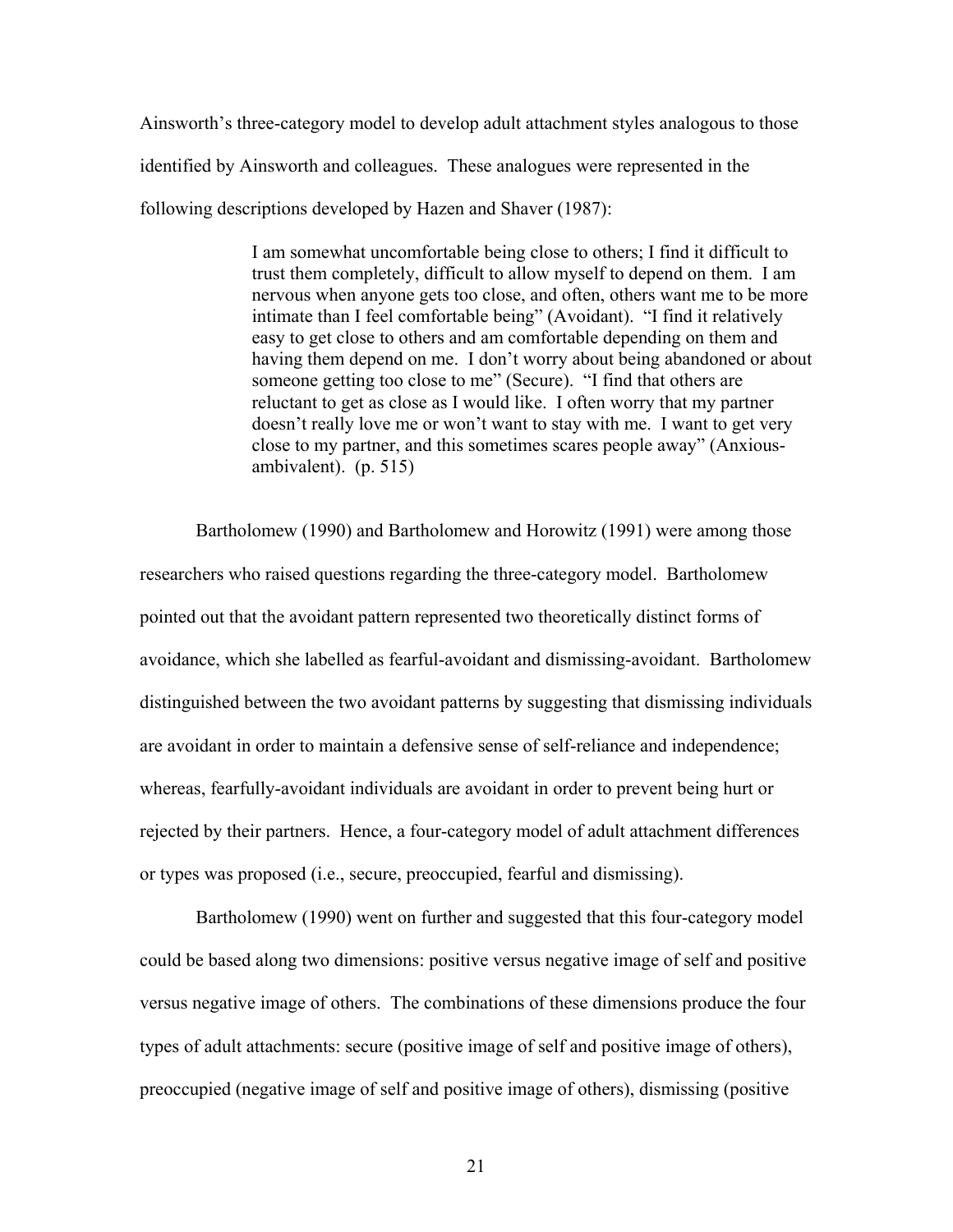Ainsworth's three-category model to develop adult attachment styles analogous to those identified by Ainsworth and colleagues. These analogues were represented in the following descriptions developed by Hazen and Shaver (1987):

> I am somewhat uncomfortable being close to others; I find it difficult to trust them completely, difficult to allow myself to depend on them. I am nervous when anyone gets too close, and often, others want me to be more intimate than I feel comfortable being" (Avoidant). "I find it relatively easy to get close to others and am comfortable depending on them and having them depend on me. I don't worry about being abandoned or about someone getting too close to me" (Secure). "I find that others are reluctant to get as close as I would like. I often worry that my partner doesn't really love me or won't want to stay with me. I want to get very close to my partner, and this sometimes scares people away" (Anxious-ambivalent). (p. 515)

Bartholomew (1990) and Bartholomew and Horowitz (1991) were among those researchers who raised questions regarding the three-category model. Bartholomew pointed out that the avoidant pattern represented two theoretically distinct forms of avoidance, which she labelled as fearful-avoidant and dismissing-avoidant. Bartholomew distinguished between the two avoidant patterns by suggesting that dismissing individuals are avoidant in order to maintain a defensive sense of self-reliance and independence; whereas, fearfully-avoidant individuals are avoidant in order to prevent being hurt or rejected by their partners. Hence, a four-category model of adult attachment differences or types was proposed (i.e., secure, preoccupied, fearful and dismissing).

Bartholomew (1990) went on further and suggested that this four-category model could be based along two dimensions: positive versus negative image of self and positive versus negative image of others. The combinations of these dimensions produce the four types of adult attachments: secure (positive image of self and positive image of others), preoccupied (negative image of self and positive image of others), dismissing (positive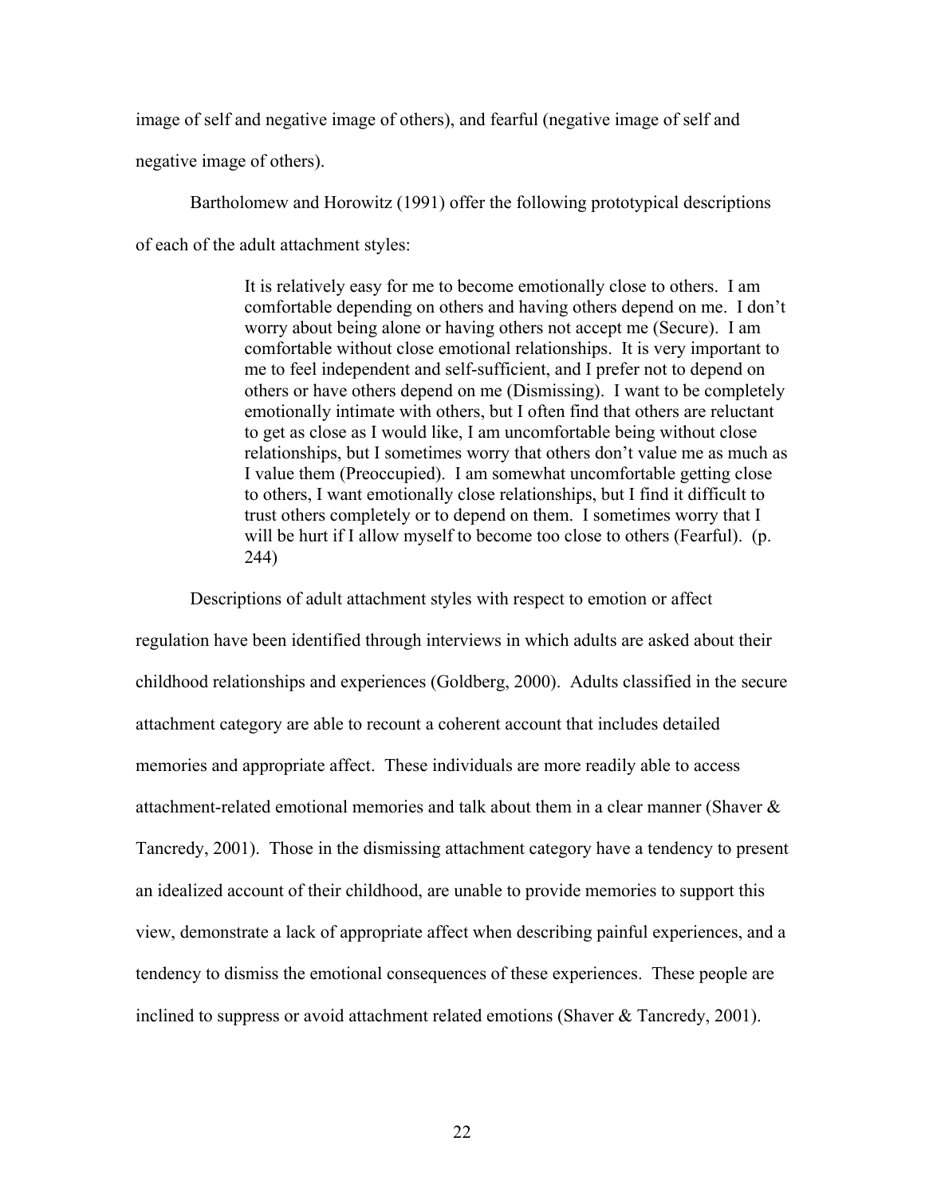image of self and negative image of others), and fearful (negative image of self and negative image of others).

Bartholomew and Horowitz (1991) offer the following prototypical descriptions of each of the adult attachment styles:

> It is relatively easy for me to become emotionally close to others. I am comfortable depending on others and having others depend on me. I don't worry about being alone or having others not accept me (Secure). I am comfortable without close emotional relationships. It is very important to me to feel independent and self-sufficient, and I prefer not to depend on others or have others depend on me (Dismissing). I want to be completely emotionally intimate with others, but I often find that others are reluctant to get as close as I would like, I am uncomfortable being without close relationships, but I sometimes worry that others don't value me as much as I value them (Preoccupied). I am somewhat uncomfortable getting close to others, I want emotionally close relationships, but I find it difficult to trust others completely or to depend on them. I sometimes worry that I will be hurt if I allow myself to become too close to others (Fearful). (p. 244)

Descriptions of adult attachment styles with respect to emotion or affect regulation have been identified through interviews in which adults are asked about their childhood relationships and experiences (Goldberg, 2000). Adults classified in the secure attachment category are able to recount a coherent account that includes detailed memories and appropriate affect. These individuals are more readily able to access attachment-related emotional memories and talk about them in a clear manner (Shaver & Tancredy, 2001). Those in the dismissing attachment category have a tendency to present an idealized account of their childhood, are unable to provide memories to support this view, demonstrate a lack of appropriate affect when describing painful experiences, and a tendency to dismiss the emotional consequences of these experiences. These people are inclined to suppress or avoid attachment related emotions (Shaver & Tancredy, 2001).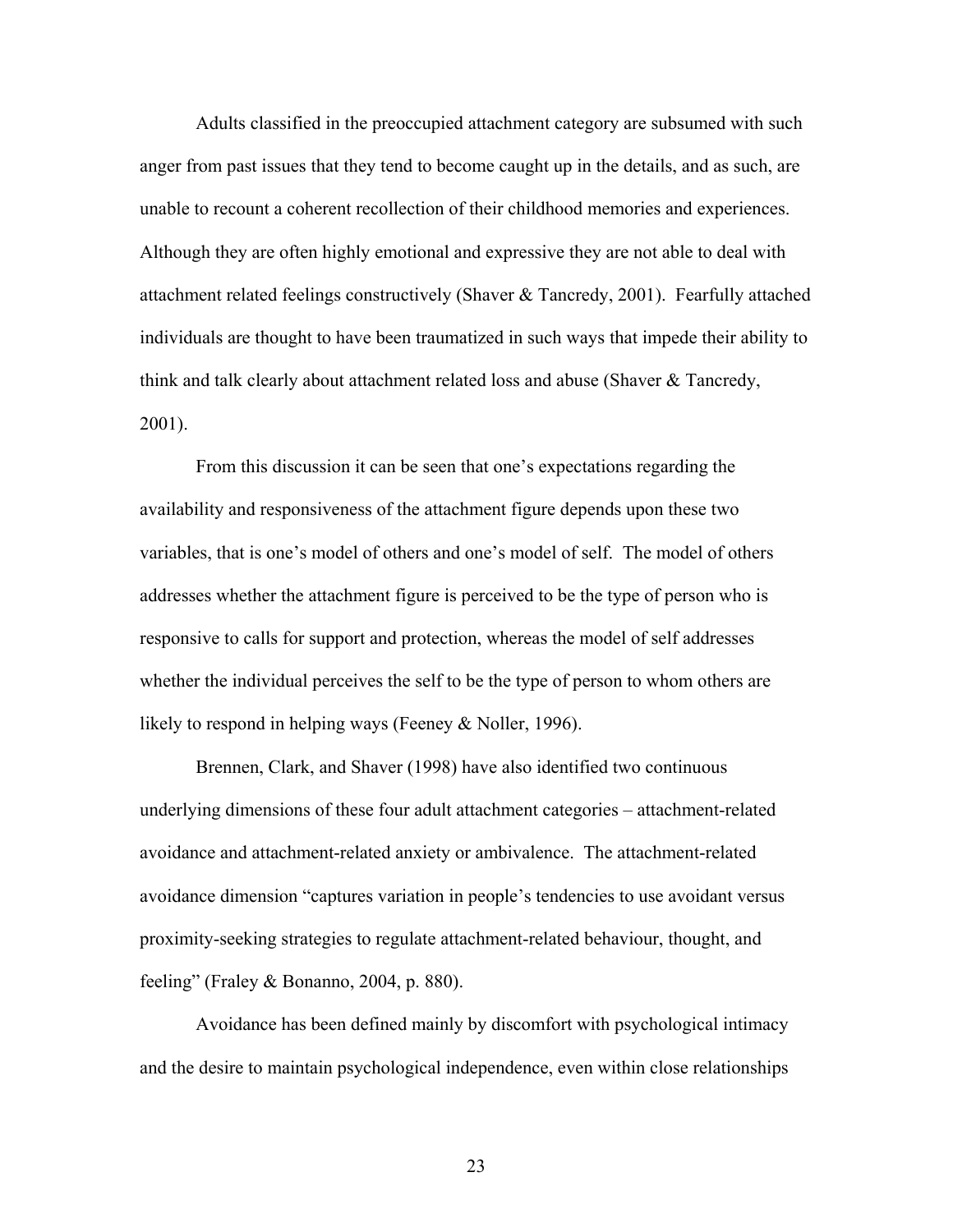Adults classified in the preoccupied attachment category are subsumed with such anger from past issues that they tend to become caught up in the details, and as such, are unable to recount a coherent recollection of their childhood memories and experiences. Although they are often highly emotional and expressive they are not able to deal with attachment related feelings constructively (Shaver & Tancredy, 2001). Fearfully attached individuals are thought to have been traumatized in such ways that impede their ability to think and talk clearly about attachment related loss and abuse (Shaver & Tancredy, 2001).

From this discussion it can be seen that one's expectations regarding the availability and responsiveness of the attachment figure depends upon these two variables, that is one's model of others and one's model of self. The model of others addresses whether the attachment figure is perceived to be the type of person who is responsive to calls for support and protection, whereas the model of self addresses whether the individual perceives the self to be the type of person to whom others are likely to respond in helping ways (Feeney & Noller, 1996).

Brennen, Clark, and Shaver (1998) have also identified two continuous underlying dimensions of these four adult attachment categories – attachment-related avoidance and attachment-related anxiety or ambivalence. The attachment-related avoidance dimension "captures variation in people's tendencies to use avoidant versus proximity-seeking strategies to regulate attachment-related behaviour, thought, and feeling" (Fraley & Bonanno, 2004, p. 880).

Avoidance has been defined mainly by discomfort with psychological intimacy and the desire to maintain psychological independence, even within close relationships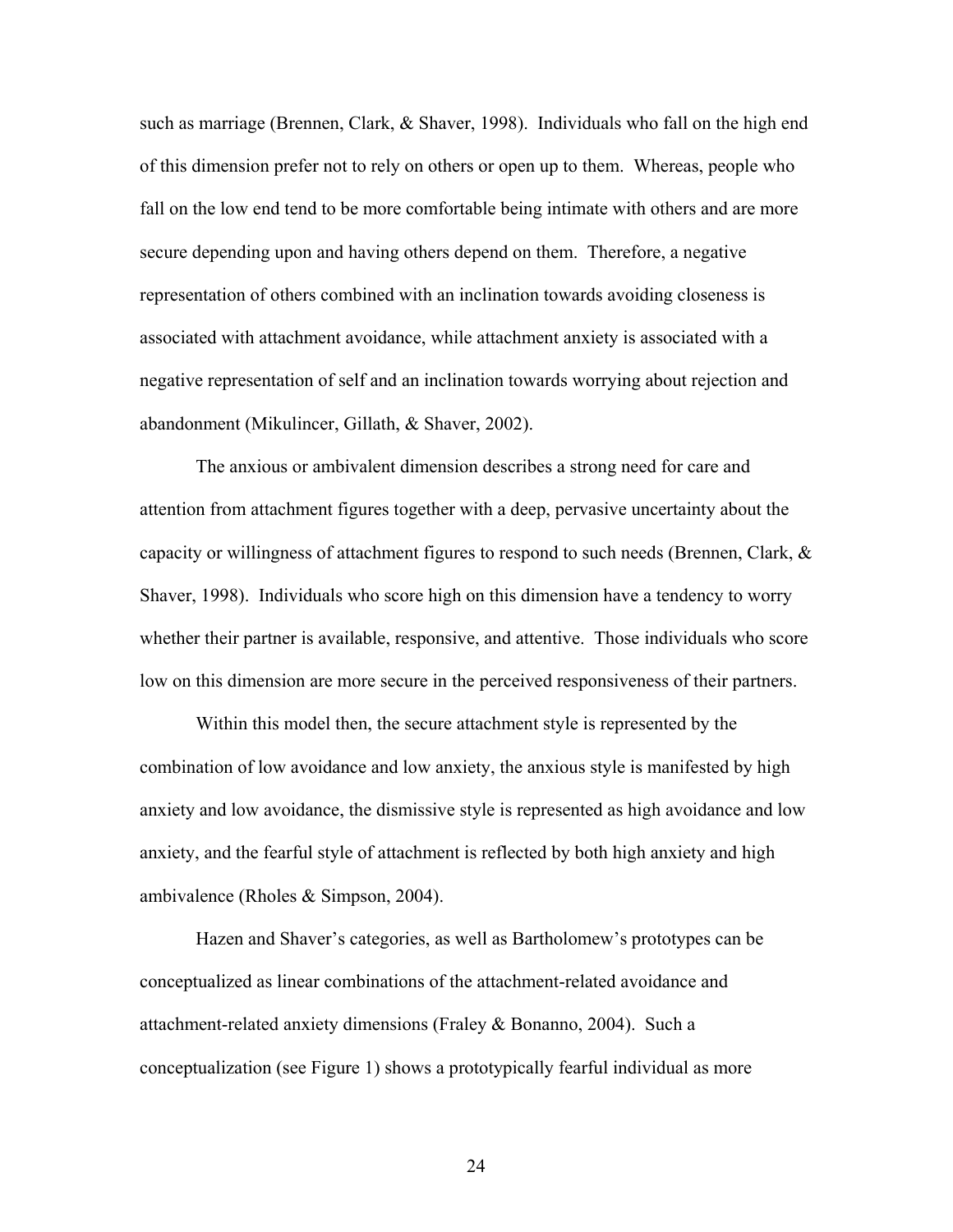such as marriage (Brennen, Clark, & Shaver, 1998). Individuals who fall on the high end of this dimension prefer not to rely on others or open up to them. Whereas, people who fall on the low end tend to be more comfortable being intimate with others and are more secure depending upon and having others depend on them. Therefore, a negative representation of others combined with an inclination towards avoiding closeness is associated with attachment avoidance, while attachment anxiety is associated with a negative representation of self and an inclination towards worrying about rejection and abandonment (Mikulincer, Gillath, & Shaver, 2002).

The anxious or ambivalent dimension describes a strong need for care and attention from attachment figures together with a deep, pervasive uncertainty about the capacity or willingness of attachment figures to respond to such needs (Brennen, Clark, & Shaver, 1998). Individuals who score high on this dimension have a tendency to worry whether their partner is available, responsive, and attentive. Those individuals who score low on this dimension are more secure in the perceived responsiveness of their partners.

Within this model then, the secure attachment style is represented by the combination of low avoidance and low anxiety, the anxious style is manifested by high anxiety and low avoidance, the dismissive style is represented as high avoidance and low anxiety, and the fearful style of attachment is reflected by both high anxiety and high ambivalence (Rholes & Simpson, 2004).

Hazen and Shaver's categories, as well as Bartholomew's prototypes can be conceptualized as linear combinations of the attachment-related avoidance and attachment-related anxiety dimensions (Fraley & Bonanno, 2004). Such a conceptualization (see Figure 1) shows a prototypically fearful individual as more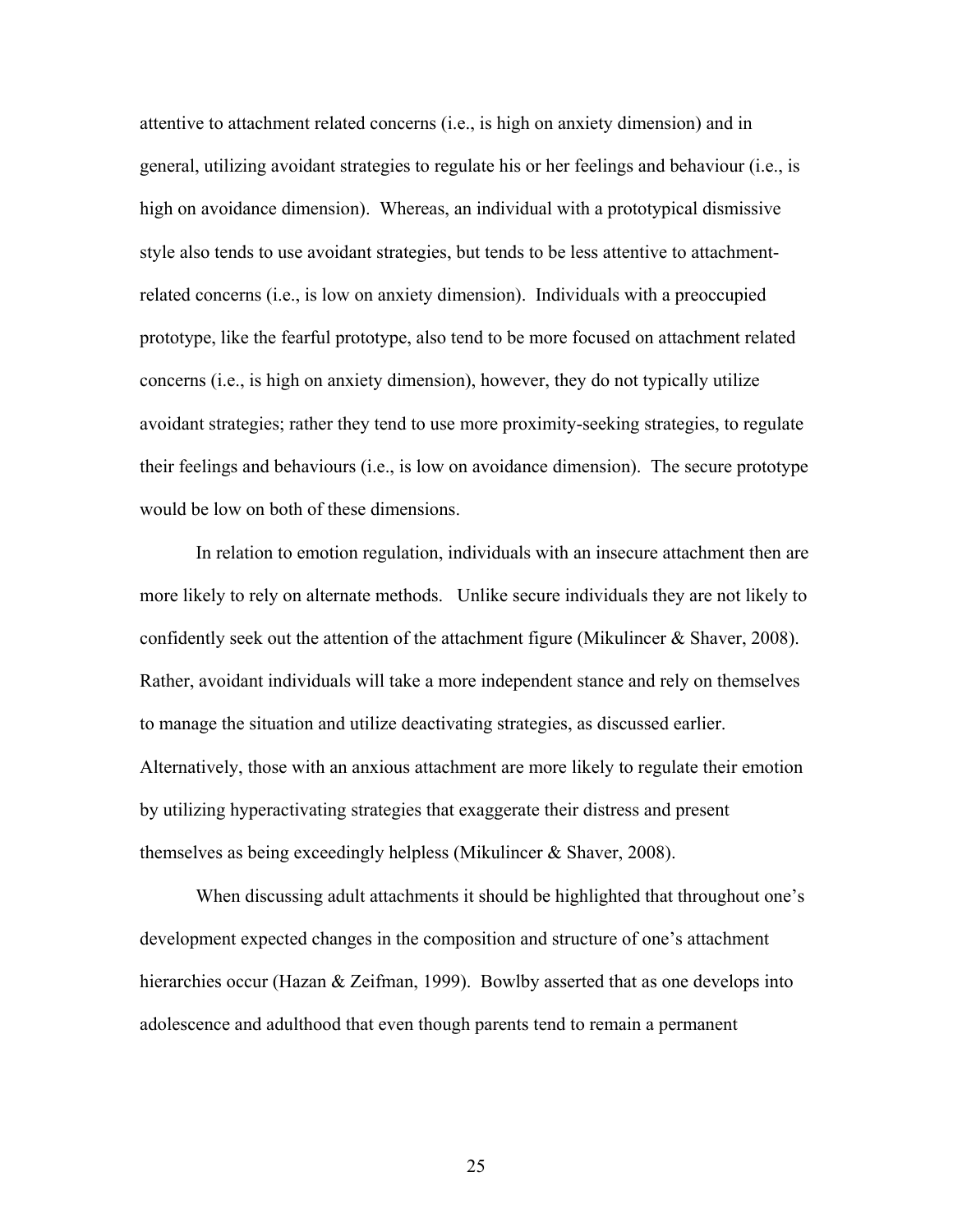attentive to attachment related concerns (i.e., is high on anxiety dimension) and in general, utilizing avoidant strategies to regulate his or her feelings and behaviour (i.e., is high on avoidance dimension). Whereas, an individual with a prototypical dismissive style also tends to use avoidant strategies, but tends to be less attentive to attachment-related concerns (i.e., is low on anxiety dimension). Individuals with a preoccupied prototype, like the fearful prototype, also tend to be more focused on attachment related concerns (i.e., is high on anxiety dimension), however, they do not typically utilize avoidant strategies; rather they tend to use more proximity-seeking strategies, to regulate their feelings and behaviours (i.e., is low on avoidance dimension). The secure prototype would be low on both of these dimensions.

In relation to emotion regulation, individuals with an insecure attachment then are more likely to rely on alternate methods. Unlike secure individuals they are not likely to confidently seek out the attention of the attachment figure (Mikulincer & Shaver, 2008). Rather, avoidant individuals will take a more independent stance and rely on themselves to manage the situation and utilize deactivating strategies, as discussed earlier. Alternatively, those with an anxious attachment are more likely to regulate their emotion by utilizing hyperactivating strategies that exaggerate their distress and present themselves as being exceedingly helpless (Mikulincer & Shaver, 2008).

When discussing adult attachments it should be highlighted that throughout one's development expected changes in the composition and structure of one's attachment hierarchies occur (Hazan & Zeifman, 1999). Bowlby asserted that as one develops into adolescence and adulthood that even though parents tend to remain a permanent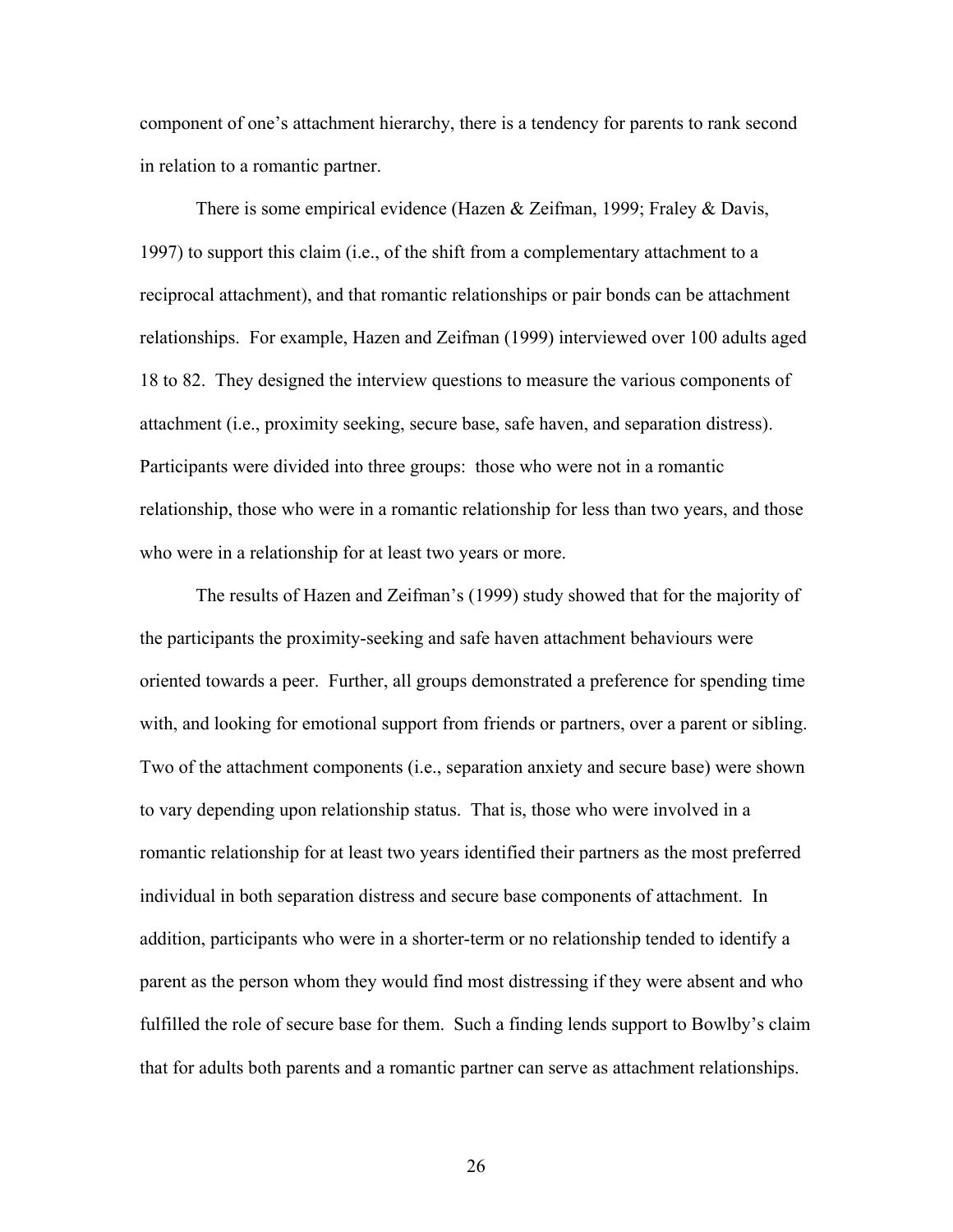component of one's attachment hierarchy, there is a tendency for parents to rank second in relation to a romantic partner.

There is some empirical evidence (Hazen & Zeifman, 1999; Fraley & Davis, 1997) to support this claim (i.e., of the shift from a complementary attachment to a reciprocal attachment), and that romantic relationships or pair bonds can be attachment relationships. For example, Hazen and Zeifman (1999) interviewed over 100 adults aged 18 to 82. They designed the interview questions to measure the various components of attachment (i.e., proximity seeking, secure base, safe haven, and separation distress). Participants were divided into three groups: those who were not in a romantic relationship, those who were in a romantic relationship for less than two years, and those who were in a relationship for at least two years or more.

The results of Hazen and Zeifman's (1999) study showed that for the majority of the participants the proximity-seeking and safe haven attachment behaviours were oriented towards a peer. Further, all groups demonstrated a preference for spending time with, and looking for emotional support from friends or partners, over a parent or sibling. Two of the attachment components (i.e., separation anxiety and secure base) were shown to vary depending upon relationship status. That is, those who were involved in a romantic relationship for at least two years identified their partners as the most preferred individual in both separation distress and secure base components of attachment. In addition, participants who were in a shorter-term or no relationship tended to identify a parent as the person whom they would find most distressing if they were absent and who fulfilled the role of secure base for them. Such a finding lends support to Bowlby's claim that for adults both parents and a romantic partner can serve as attachment relationships.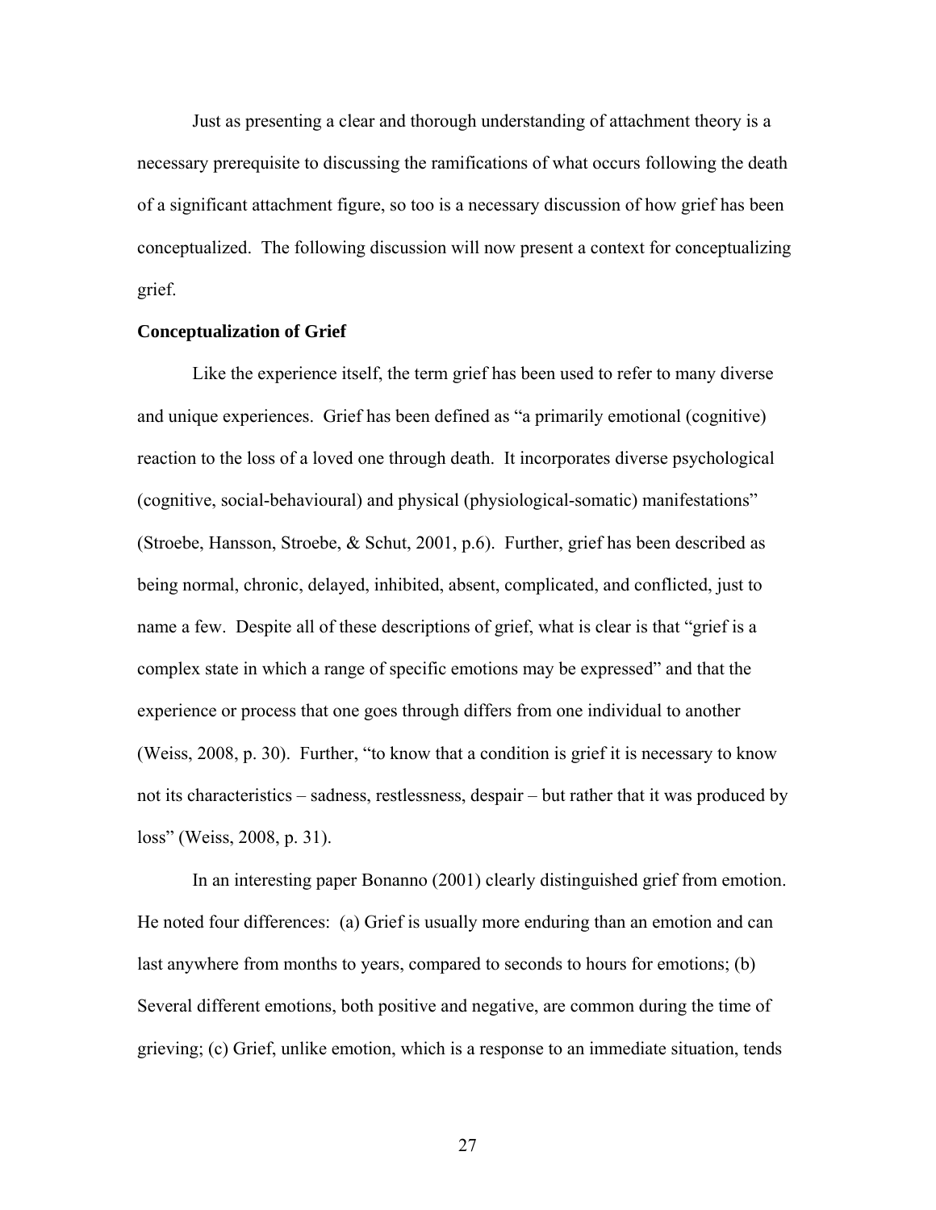Just as presenting a clear and thorough understanding of attachment theory is a necessary prerequisite to discussing the ramifications of what occurs following the death of a significant attachment figure, so too is a necessary discussion of how grief has been conceptualized. The following discussion will now present a context for conceptualizing grief.

**Conceptualization of Grief**

Like the experience itself, the term grief has been used to refer to many diverse and unique experiences. Grief has been defined as "a primarily emotional (cognitive) reaction to the loss of a loved one through death. It incorporates diverse psychological (cognitive, social-behavioural) and physical (physiological-somatic) manifestations" (Stroebe, Hansson, Stroebe, & Schut, 2001, p.6). Further, grief has been described as being normal, chronic, delayed, inhibited, absent, complicated, and conflicted, just to name a few. Despite all of these descriptions of grief, what is clear is that "grief is a complex state in which a range of specific emotions may be expressed" and that the experience or process that one goes through differs from one individual to another (Weiss, 2008, p. 30). Further, "to know that a condition is grief it is necessary to know not its characteristics – sadness, restlessness, despair – but rather that it was produced by loss" (Weiss, 2008, p. 31).

In an interesting paper Bonanno (2001) clearly distinguished grief from emotion. He noted four differences: (a) Grief is usually more enduring than an emotion and can last anywhere from months to years, compared to seconds to hours for emotions; (b) Several different emotions, both positive and negative, are common during the time of grieving; (c) Grief, unlike emotion, which is a response to an immediate situation, tends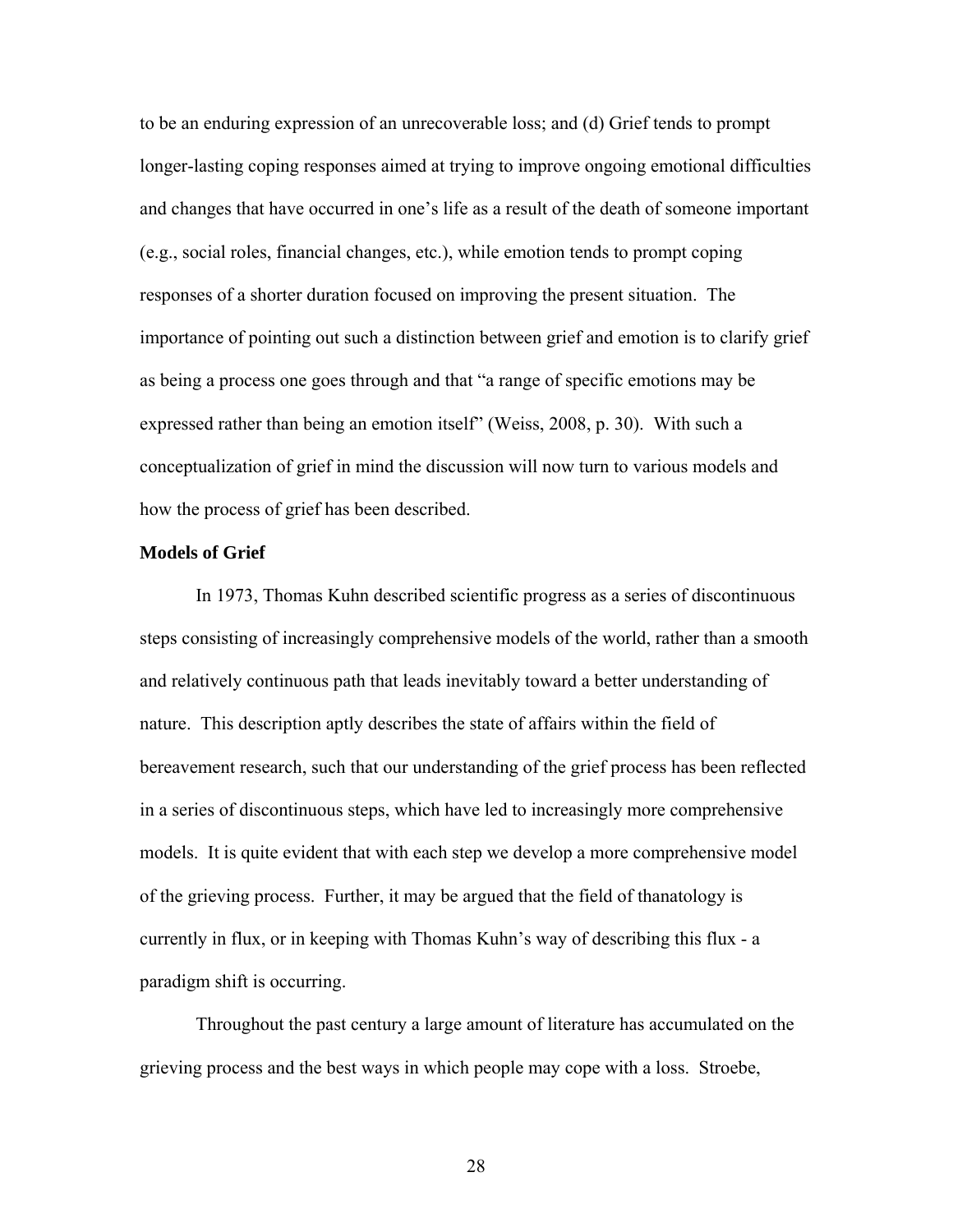to be an enduring expression of an unrecoverable loss; and (d) Grief tends to prompt longer-lasting coping responses aimed at trying to improve ongoing emotional difficulties and changes that have occurred in one's life as a result of the death of someone important (e.g., social roles, financial changes, etc.), while emotion tends to prompt coping responses of a shorter duration focused on improving the present situation. The importance of pointing out such a distinction between grief and emotion is to clarify grief as being a process one goes through and that "a range of specific emotions may be expressed rather than being an emotion itself" (Weiss, 2008, p. 30). With such a conceptualization of grief in mind the discussion will now turn to various models and how the process of grief has been described.

**Models of Grief**

In 1973, Thomas Kuhn described scientific progress as a series of discontinuous steps consisting of increasingly comprehensive models of the world, rather than a smooth and relatively continuous path that leads inevitably toward a better understanding of nature. This description aptly describes the state of affairs within the field of bereavement research, such that our understanding of the grief process has been reflected in a series of discontinuous steps, which have led to increasingly more comprehensive models. It is quite evident that with each step we develop a more comprehensive model of the grieving process. Further, it may be argued that the field of thanatology is currently in flux, or in keeping with Thomas Kuhn's way of describing this flux - a paradigm shift is occurring.

Throughout the past century a large amount of literature has accumulated on the grieving process and the best ways in which people may cope with a loss. Stroebe,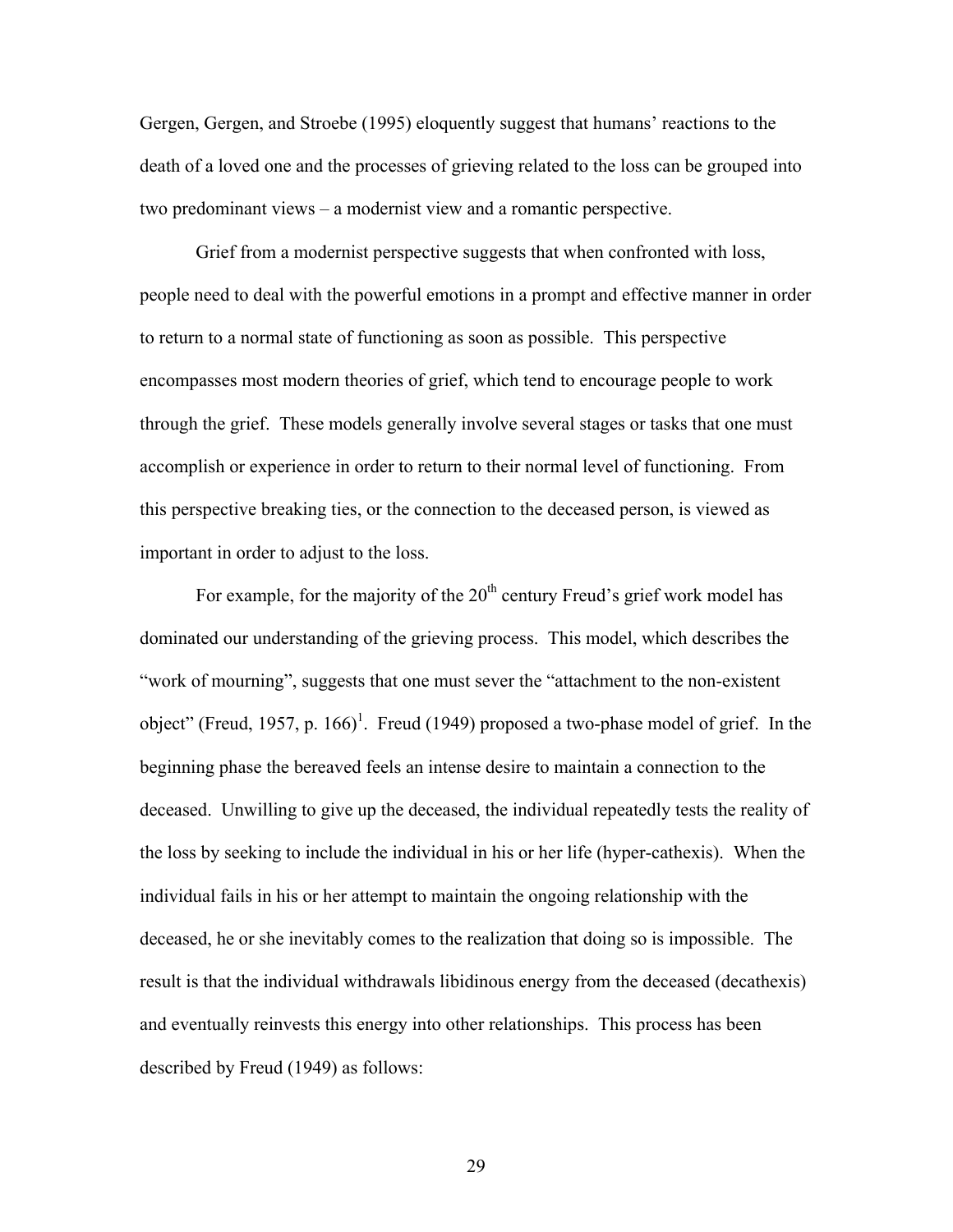Gergen, Gergen, and Stroebe (1995) eloquently suggest that humans' reactions to the death of a loved one and the processes of grieving related to the loss can be grouped into two predominant views – a modernist view and a romantic perspective.

Grief from a modernist perspective suggests that when confronted with loss, people need to deal with the powerful emotions in a prompt and effective manner in order to return to a normal state of functioning as soon as possible. This perspective encompasses most modern theories of grief, which tend to encourage people to work through the grief. These models generally involve several stages or tasks that one must accomplish or experience in order to return to their normal level of functioning. From this perspective breaking ties, or the connection to the deceased person, is viewed as important in order to adjust to the loss.

For example, for the majority of the 20th century Freud's grief work model has dominated our understanding of the grieving process. This model, which describes the "work of mourning", suggests that one must sever the "attachment to the non-existent object" (Freud, 1957, p. 166)[1]. Freud (1949) proposed a two-phase model of grief. In the beginning phase the bereaved feels an intense desire to maintain a connection to the deceased. Unwilling to give up the deceased, the individual repeatedly tests the reality of the loss by seeking to include the individual in his or her life (hyper-cathexis). When the individual fails in his or her attempt to maintain the ongoing relationship with the deceased, he or she inevitably comes to the realization that doing so is impossible. The result is that the individual withdrawals libidinous energy from the deceased (decathexis) and eventually reinvests this energy into other relationships. This process has been described by Freud (1949) as follows: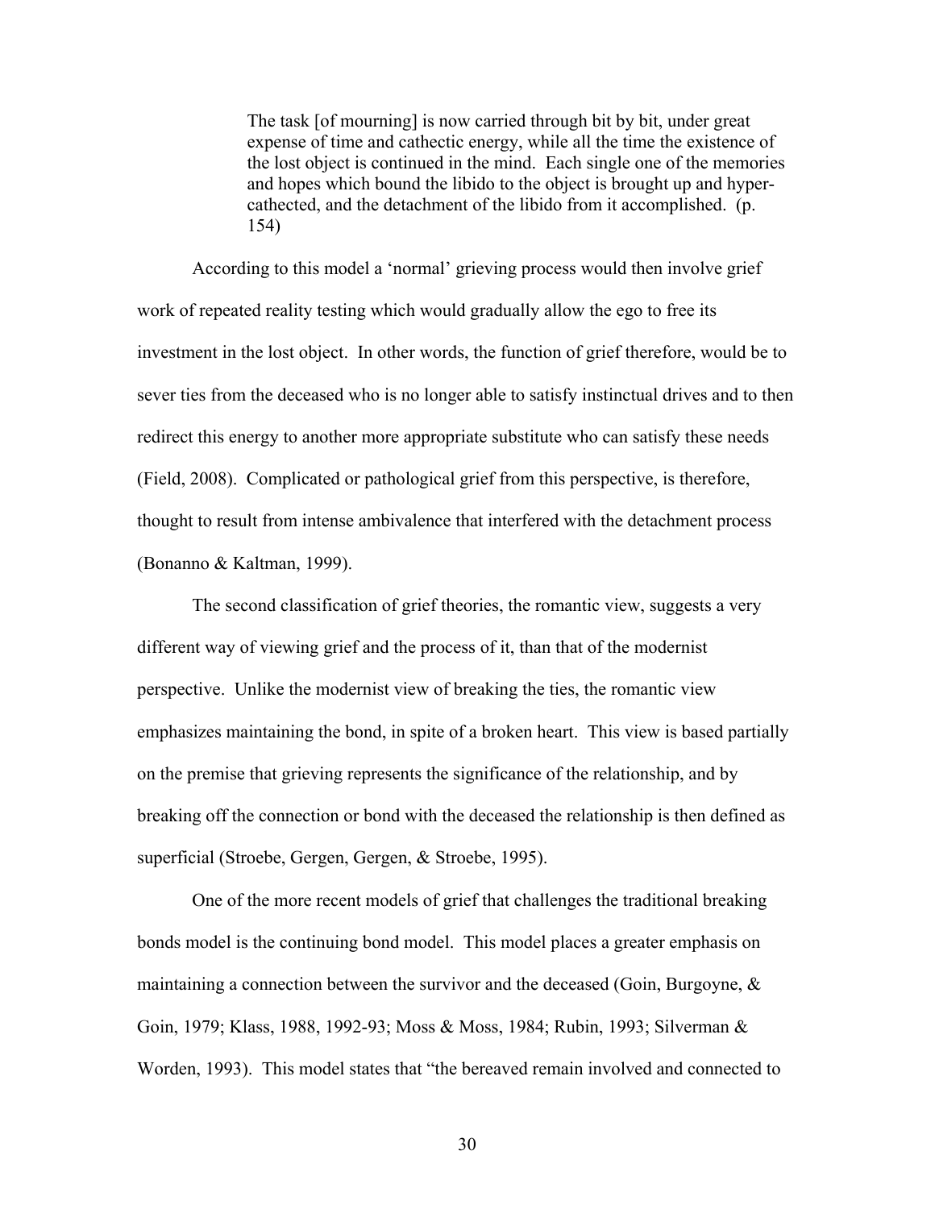> The task [of mourning] is now carried through bit by bit, under great expense of time and cathectic energy, while all the time the existence of the lost object is continued in the mind. Each single one of the memories and hopes which bound the libido to the object is brought up and hyper-cathected, and the detachment of the libido from it accomplished. (p. 154)

According to this model a 'normal' grieving process would then involve grief work of repeated reality testing which would gradually allow the ego to free its investment in the lost object. In other words, the function of grief therefore, would be to sever ties from the deceased who is no longer able to satisfy instinctual drives and to then redirect this energy to another more appropriate substitute who can satisfy these needs (Field, 2008). Complicated or pathological grief from this perspective, is therefore, thought to result from intense ambivalence that interfered with the detachment process (Bonanno & Kaltman, 1999).

The second classification of grief theories, the romantic view, suggests a very different way of viewing grief and the process of it, than that of the modernist perspective. Unlike the modernist view of breaking the ties, the romantic view emphasizes maintaining the bond, in spite of a broken heart. This view is based partially on the premise that grieving represents the significance of the relationship, and by breaking off the connection or bond with the deceased the relationship is then defined as superficial (Stroebe, Gergen, Gergen, & Stroebe, 1995).

One of the more recent models of grief that challenges the traditional breaking bonds model is the continuing bond model. This model places a greater emphasis on maintaining a connection between the survivor and the deceased (Goin, Burgoyne, & Goin, 1979; Klass, 1988, 1992-93; Moss & Moss, 1984; Rubin, 1993; Silverman & Worden, 1993). This model states that "the bereaved remain involved and connected to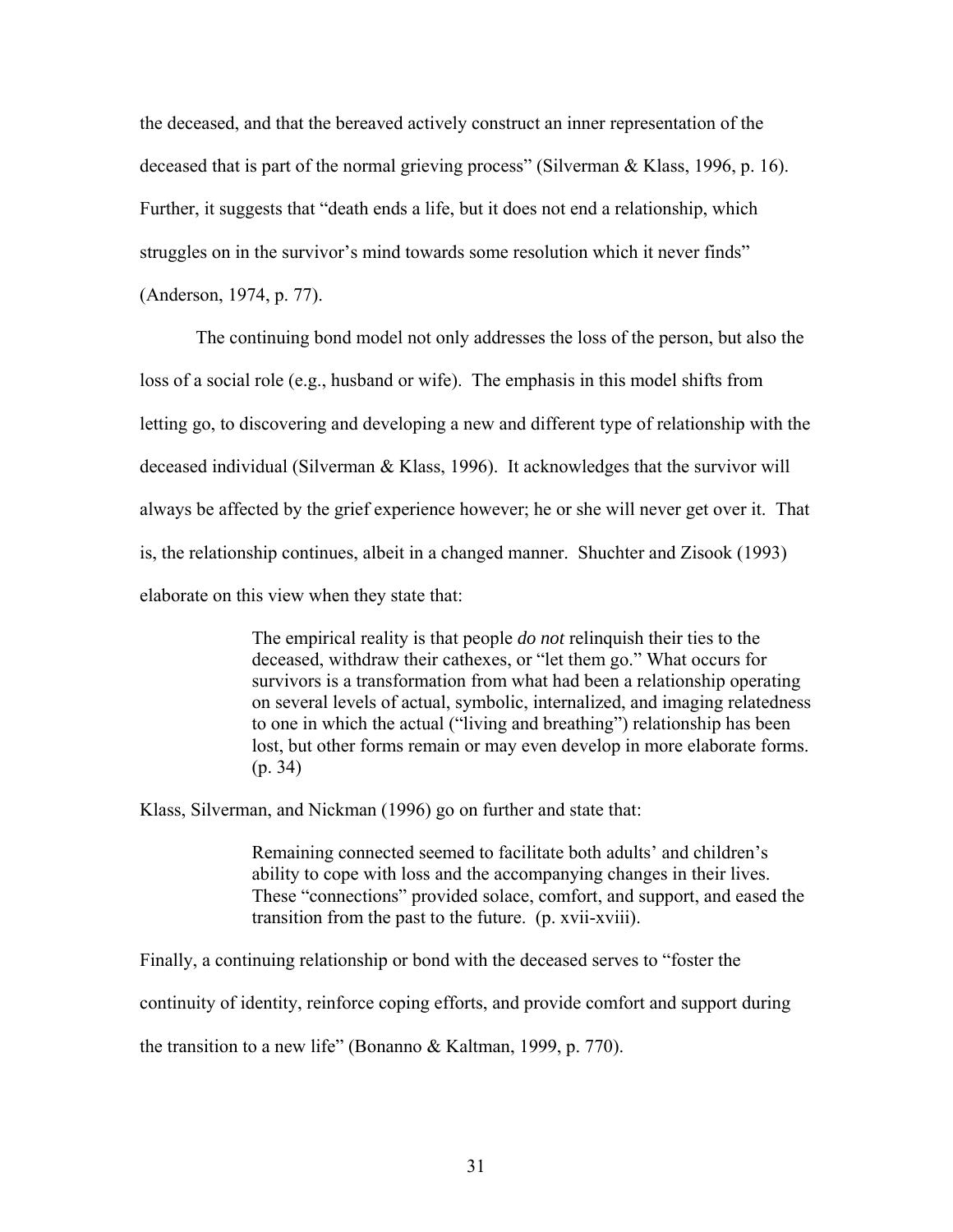the deceased, and that the bereaved actively construct an inner representation of the deceased that is part of the normal grieving process" (Silverman & Klass, 1996, p. 16). Further, it suggests that "death ends a life, but it does not end a relationship, which struggles on in the survivor's mind towards some resolution which it never finds" (Anderson, 1974, p. 77).

The continuing bond model not only addresses the loss of the person, but also the loss of a social role (e.g., husband or wife). The emphasis in this model shifts from letting go, to discovering and developing a new and different type of relationship with the deceased individual (Silverman & Klass, 1996). It acknowledges that the survivor will always be affected by the grief experience however; he or she will never get over it. That is, the relationship continues, albeit in a changed manner. Shuchter and Zisook (1993) elaborate on this view when they state that:

> The empirical reality is that people *do not* relinquish their ties to the deceased, withdraw their cathexes, or "let them go." What occurs for survivors is a transformation from what had been a relationship operating on several levels of actual, symbolic, internalized, and imaging relatedness to one in which the actual ("living and breathing") relationship has been lost, but other forms remain or may even develop in more elaborate forms. (p. 34)

Klass, Silverman, and Nickman (1996) go on further and state that:

> Remaining connected seemed to facilitate both adults' and children's ability to cope with loss and the accompanying changes in their lives. These "connections" provided solace, comfort, and support, and eased the transition from the past to the future. (p. xvii-xviii).

Finally, a continuing relationship or bond with the deceased serves to "foster the continuity of identity, reinforce coping efforts, and provide comfort and support during the transition to a new life" (Bonanno & Kaltman, 1999, p. 770).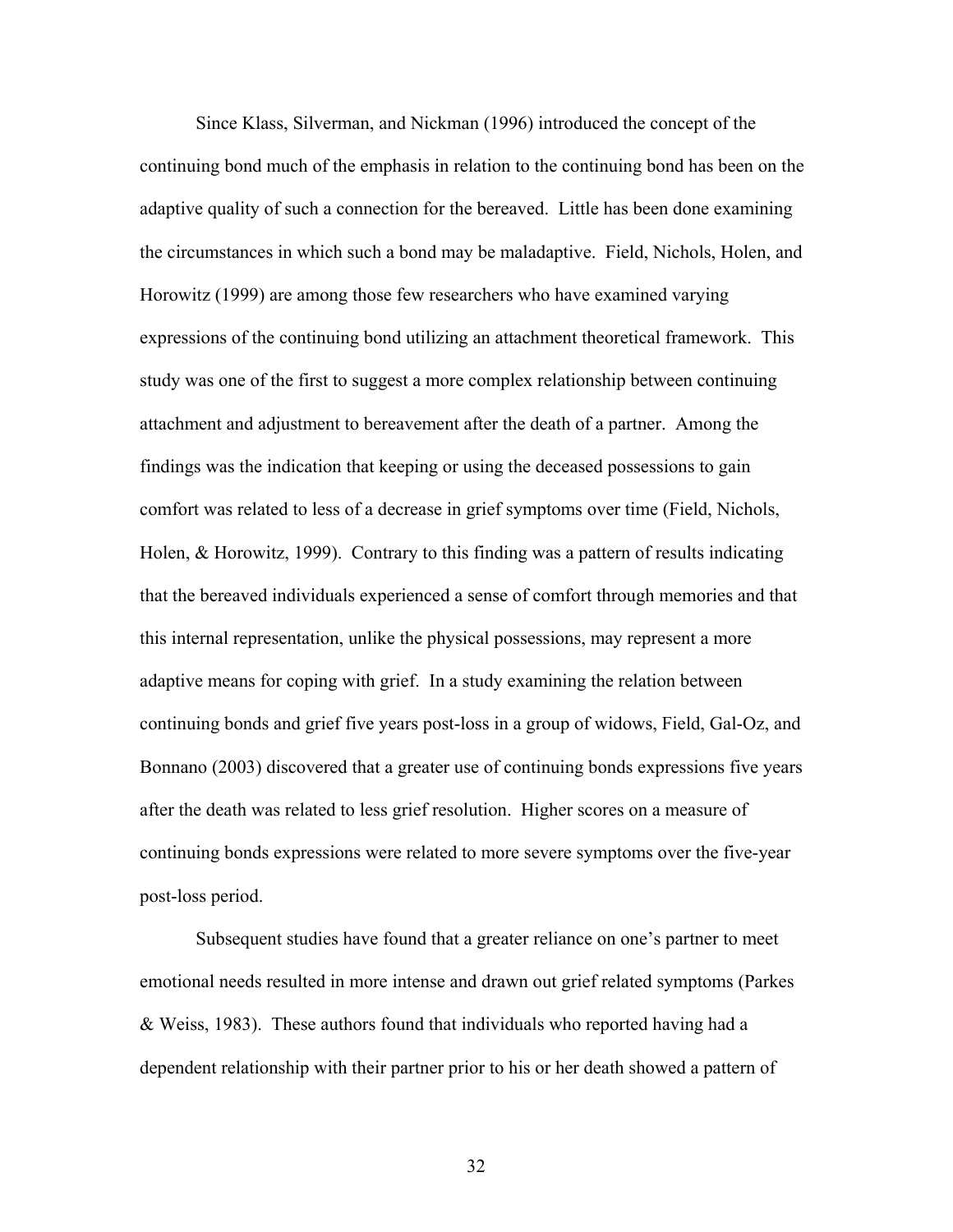Since Klass, Silverman, and Nickman (1996) introduced the concept of the continuing bond much of the emphasis in relation to the continuing bond has been on the adaptive quality of such a connection for the bereaved. Little has been done examining the circumstances in which such a bond may be maladaptive. Field, Nichols, Holen, and Horowitz (1999) are among those few researchers who have examined varying expressions of the continuing bond utilizing an attachment theoretical framework. This study was one of the first to suggest a more complex relationship between continuing attachment and adjustment to bereavement after the death of a partner. Among the findings was the indication that keeping or using the deceased possessions to gain comfort was related to less of a decrease in grief symptoms over time (Field, Nichols, Holen, & Horowitz, 1999). Contrary to this finding was a pattern of results indicating that the bereaved individuals experienced a sense of comfort through memories and that this internal representation, unlike the physical possessions, may represent a more adaptive means for coping with grief. In a study examining the relation between continuing bonds and grief five years post-loss in a group of widows, Field, Gal-Oz, and Bonnano (2003) discovered that a greater use of continuing bonds expressions five years after the death was related to less grief resolution. Higher scores on a measure of continuing bonds expressions were related to more severe symptoms over the five-year post-loss period.

Subsequent studies have found that a greater reliance on one's partner to meet emotional needs resulted in more intense and drawn out grief related symptoms (Parkes & Weiss, 1983). These authors found that individuals who reported having had a dependent relationship with their partner prior to his or her death showed a pattern of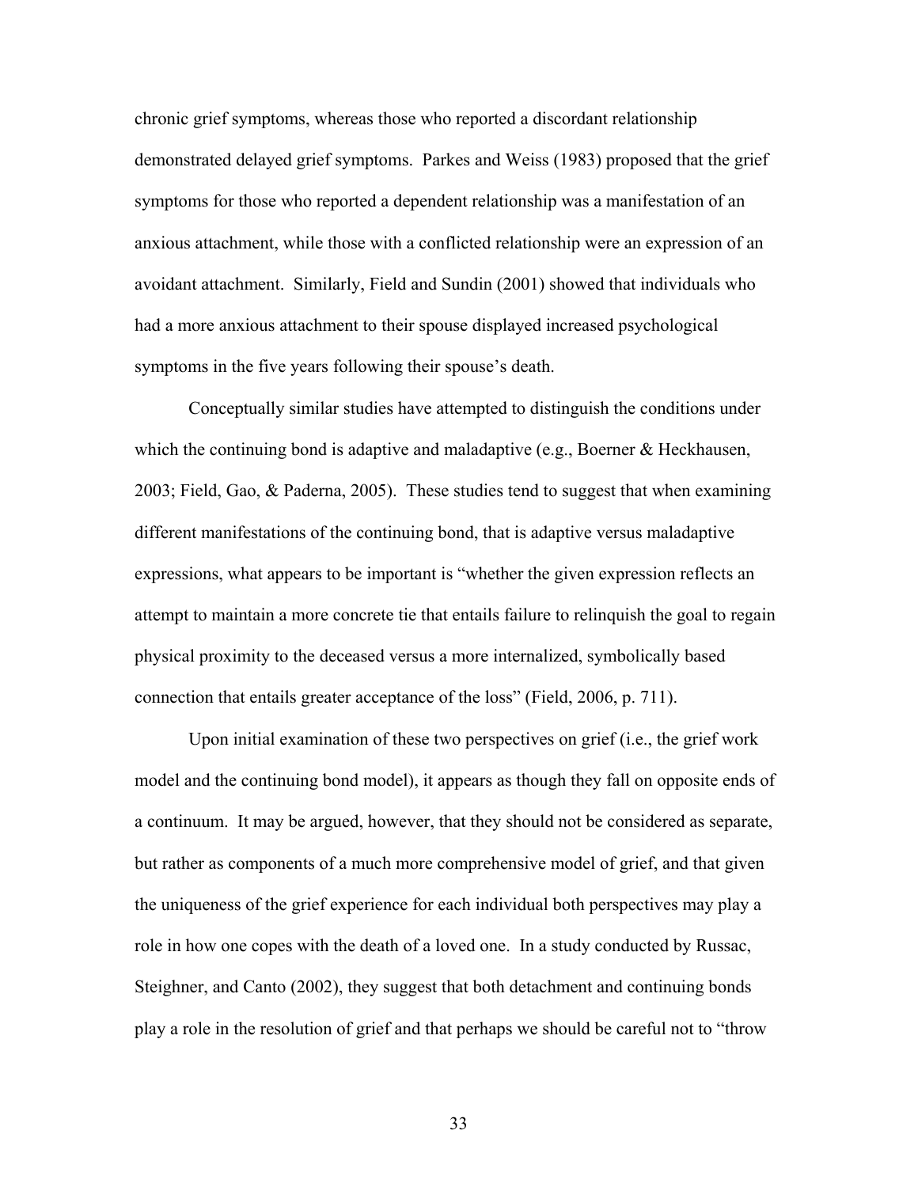chronic grief symptoms, whereas those who reported a discordant relationship demonstrated delayed grief symptoms. Parkes and Weiss (1983) proposed that the grief symptoms for those who reported a dependent relationship was a manifestation of an anxious attachment, while those with a conflicted relationship were an expression of an avoidant attachment. Similarly, Field and Sundin (2001) showed that individuals who had a more anxious attachment to their spouse displayed increased psychological symptoms in the five years following their spouse's death.

Conceptually similar studies have attempted to distinguish the conditions under which the continuing bond is adaptive and maladaptive (e.g., Boerner & Heckhausen, 2003; Field, Gao, & Paderna, 2005). These studies tend to suggest that when examining different manifestations of the continuing bond, that is adaptive versus maladaptive expressions, what appears to be important is "whether the given expression reflects an attempt to maintain a more concrete tie that entails failure to relinquish the goal to regain physical proximity to the deceased versus a more internalized, symbolically based connection that entails greater acceptance of the loss" (Field, 2006, p. 711).

Upon initial examination of these two perspectives on grief (i.e., the grief work model and the continuing bond model), it appears as though they fall on opposite ends of a continuum. It may be argued, however, that they should not be considered as separate, but rather as components of a much more comprehensive model of grief, and that given the uniqueness of the grief experience for each individual both perspectives may play a role in how one copes with the death of a loved one. In a study conducted by Russac, Steighner, and Canto (2002), they suggest that both detachment and continuing bonds play a role in the resolution of grief and that perhaps we should be careful not to "throw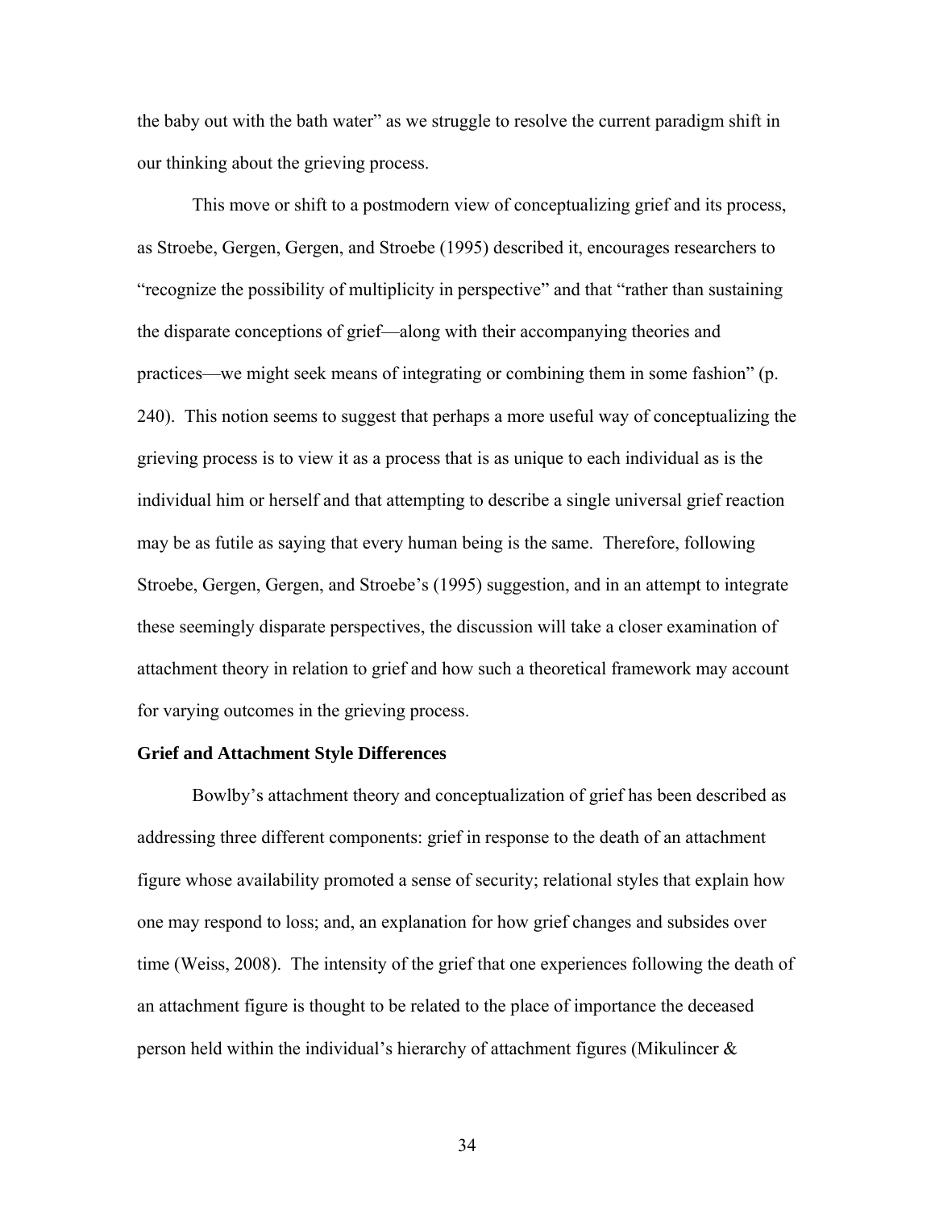the baby out with the bath water" as we struggle to resolve the current paradigm shift in our thinking about the grieving process.

This move or shift to a postmodern view of conceptualizing grief and its process, as Stroebe, Gergen, Gergen, and Stroebe (1995) described it, encourages researchers to "recognize the possibility of multiplicity in perspective" and that "rather than sustaining the disparate conceptions of grief—along with their accompanying theories and practices—we might seek means of integrating or combining them in some fashion" (p. 240). This notion seems to suggest that perhaps a more useful way of conceptualizing the grieving process is to view it as a process that is as unique to each individual as is the individual him or herself and that attempting to describe a single universal grief reaction may be as futile as saying that every human being is the same. Therefore, following Stroebe, Gergen, Gergen, and Stroebe's (1995) suggestion, and in an attempt to integrate these seemingly disparate perspectives, the discussion will take a closer examination of attachment theory in relation to grief and how such a theoretical framework may account for varying outcomes in the grieving process.

**Grief and Attachment Style Differences**

Bowlby's attachment theory and conceptualization of grief has been described as addressing three different components: grief in response to the death of an attachment figure whose availability promoted a sense of security; relational styles that explain how one may respond to loss; and, an explanation for how grief changes and subsides over time (Weiss, 2008). The intensity of the grief that one experiences following the death of an attachment figure is thought to be related to the place of importance the deceased person held within the individual's hierarchy of attachment figures (Mikulincer &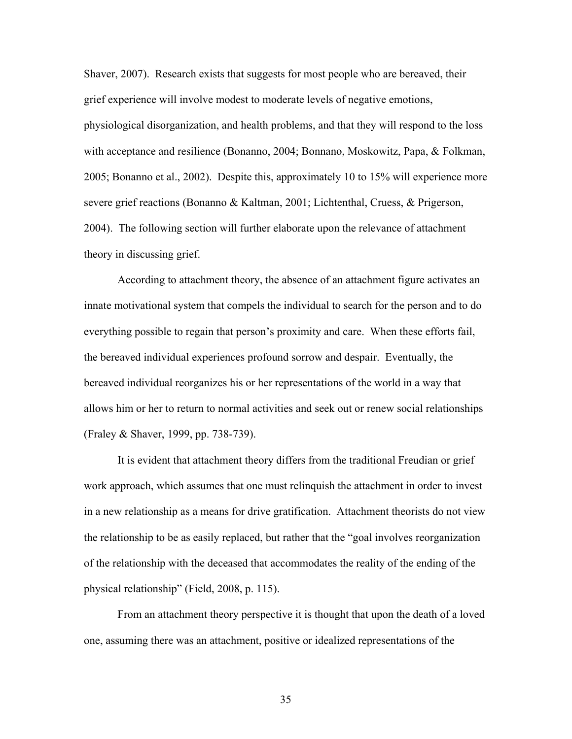Shaver, 2007). Research exists that suggests for most people who are bereaved, their grief experience will involve modest to moderate levels of negative emotions, physiological disorganization, and health problems, and that they will respond to the loss with acceptance and resilience (Bonanno, 2004; Bonnano, Moskowitz, Papa, & Folkman, 2005; Bonanno et al., 2002). Despite this, approximately 10 to 15% will experience more severe grief reactions (Bonanno & Kaltman, 2001; Lichtenthal, Cruess, & Prigerson, 2004). The following section will further elaborate upon the relevance of attachment theory in discussing grief.

According to attachment theory, the absence of an attachment figure activates an innate motivational system that compels the individual to search for the person and to do everything possible to regain that person's proximity and care. When these efforts fail, the bereaved individual experiences profound sorrow and despair. Eventually, the bereaved individual reorganizes his or her representations of the world in a way that allows him or her to return to normal activities and seek out or renew social relationships (Fraley & Shaver, 1999, pp. 738-739).

It is evident that attachment theory differs from the traditional Freudian or grief work approach, which assumes that one must relinquish the attachment in order to invest in a new relationship as a means for drive gratification. Attachment theorists do not view the relationship to be as easily replaced, but rather that the "goal involves reorganization of the relationship with the deceased that accommodates the reality of the ending of the physical relationship" (Field, 2008, p. 115).

From an attachment theory perspective it is thought that upon the death of a loved one, assuming there was an attachment, positive or idealized representations of the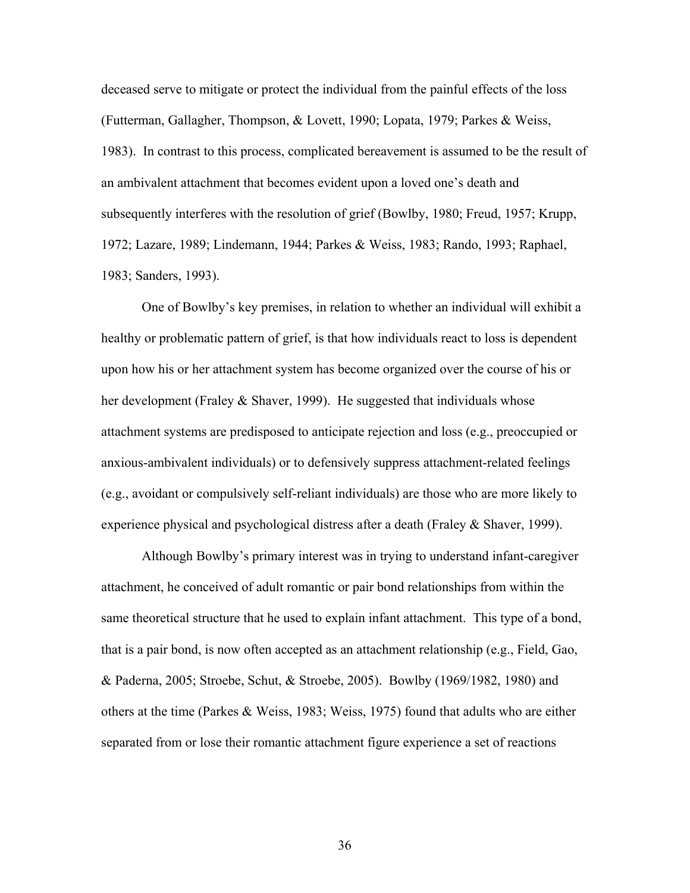deceased serve to mitigate or protect the individual from the painful effects of the loss (Futterman, Gallagher, Thompson, & Lovett, 1990; Lopata, 1979; Parkes & Weiss, 1983). In contrast to this process, complicated bereavement is assumed to be the result of an ambivalent attachment that becomes evident upon a loved one's death and subsequently interferes with the resolution of grief (Bowlby, 1980; Freud, 1957; Krupp, 1972; Lazare, 1989; Lindemann, 1944; Parkes & Weiss, 1983; Rando, 1993; Raphael, 1983; Sanders, 1993).

One of Bowlby's key premises, in relation to whether an individual will exhibit a healthy or problematic pattern of grief, is that how individuals react to loss is dependent upon how his or her attachment system has become organized over the course of his or her development (Fraley & Shaver, 1999). He suggested that individuals whose attachment systems are predisposed to anticipate rejection and loss (e.g., preoccupied or anxious-ambivalent individuals) or to defensively suppress attachment-related feelings (e.g., avoidant or compulsively self-reliant individuals) are those who are more likely to experience physical and psychological distress after a death (Fraley & Shaver, 1999).

Although Bowlby's primary interest was in trying to understand infant-caregiver attachment, he conceived of adult romantic or pair bond relationships from within the same theoretical structure that he used to explain infant attachment. This type of a bond, that is a pair bond, is now often accepted as an attachment relationship (e.g., Field, Gao, & Paderna, 2005; Stroebe, Schut, & Stroebe, 2005). Bowlby (1969/1982, 1980) and others at the time (Parkes & Weiss, 1983; Weiss, 1975) found that adults who are either separated from or lose their romantic attachment figure experience a set of reactions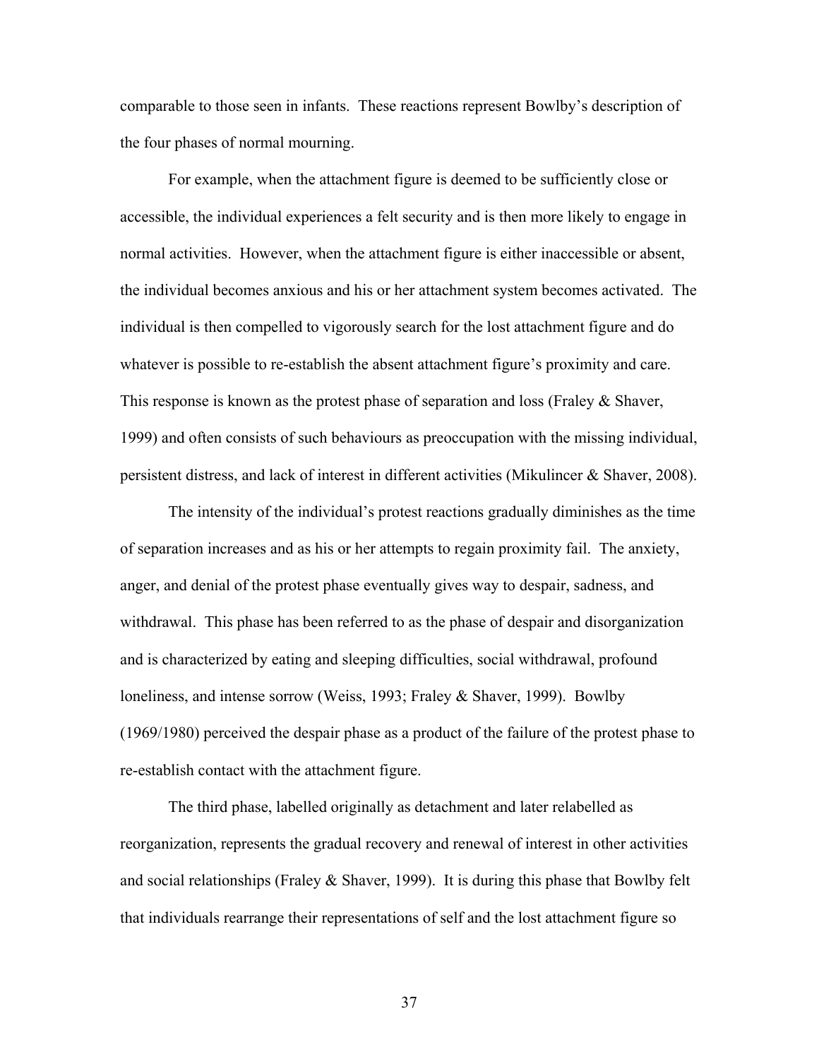comparable to those seen in infants. These reactions represent Bowlby's description of the four phases of normal mourning.

For example, when the attachment figure is deemed to be sufficiently close or accessible, the individual experiences a felt security and is then more likely to engage in normal activities. However, when the attachment figure is either inaccessible or absent, the individual becomes anxious and his or her attachment system becomes activated. The individual is then compelled to vigorously search for the lost attachment figure and do whatever is possible to re-establish the absent attachment figure's proximity and care. This response is known as the protest phase of separation and loss (Fraley & Shaver, 1999) and often consists of such behaviours as preoccupation with the missing individual, persistent distress, and lack of interest in different activities (Mikulincer & Shaver, 2008).

The intensity of the individual's protest reactions gradually diminishes as the time of separation increases and as his or her attempts to regain proximity fail. The anxiety, anger, and denial of the protest phase eventually gives way to despair, sadness, and withdrawal. This phase has been referred to as the phase of despair and disorganization and is characterized by eating and sleeping difficulties, social withdrawal, profound loneliness, and intense sorrow (Weiss, 1993; Fraley & Shaver, 1999). Bowlby (1969/1980) perceived the despair phase as a product of the failure of the protest phase to re-establish contact with the attachment figure.

The third phase, labelled originally as detachment and later relabelled as reorganization, represents the gradual recovery and renewal of interest in other activities and social relationships (Fraley & Shaver, 1999). It is during this phase that Bowlby felt that individuals rearrange their representations of self and the lost attachment figure so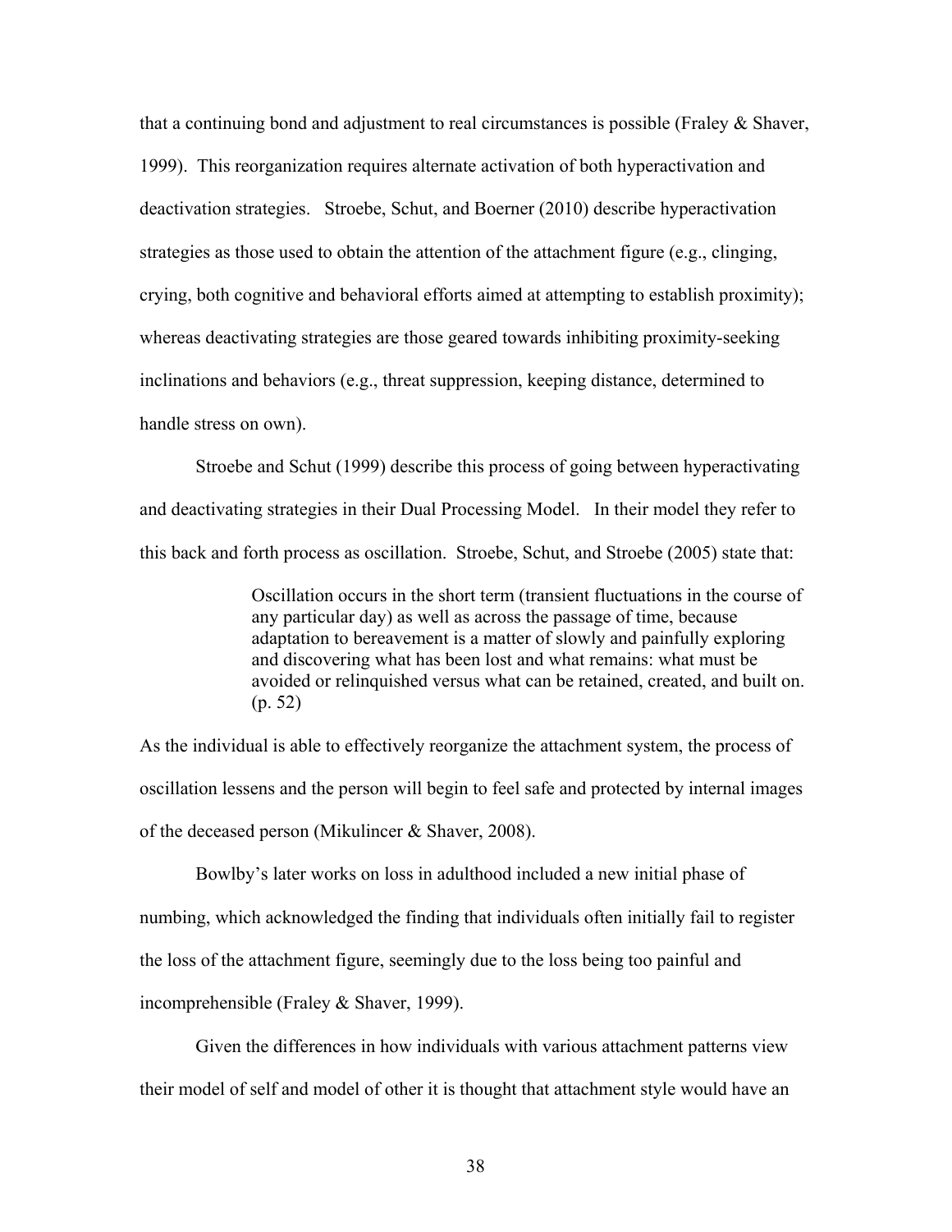that a continuing bond and adjustment to real circumstances is possible (Fraley & Shaver, 1999). This reorganization requires alternate activation of both hyperactivation and deactivation strategies. Stroebe, Schut, and Boerner (2010) describe hyperactivation strategies as those used to obtain the attention of the attachment figure (e.g., clinging, crying, both cognitive and behavioral efforts aimed at attempting to establish proximity); whereas deactivating strategies are those geared towards inhibiting proximity-seeking inclinations and behaviors (e.g., threat suppression, keeping distance, determined to handle stress on own).

Stroebe and Schut (1999) describe this process of going between hyperactivating and deactivating strategies in their Dual Processing Model. In their model they refer to this back and forth process as oscillation. Stroebe, Schut, and Stroebe (2005) state that:

> Oscillation occurs in the short term (transient fluctuations in the course of any particular day) as well as across the passage of time, because adaptation to bereavement is a matter of slowly and painfully exploring and discovering what has been lost and what remains: what must be avoided or relinquished versus what can be retained, created, and built on. (p. 52)

As the individual is able to effectively reorganize the attachment system, the process of oscillation lessens and the person will begin to feel safe and protected by internal images of the deceased person (Mikulincer & Shaver, 2008).

Bowlby's later works on loss in adulthood included a new initial phase of numbing, which acknowledged the finding that individuals often initially fail to register the loss of the attachment figure, seemingly due to the loss being too painful and incomprehensible (Fraley & Shaver, 1999).

Given the differences in how individuals with various attachment patterns view their model of self and model of other it is thought that attachment style would have an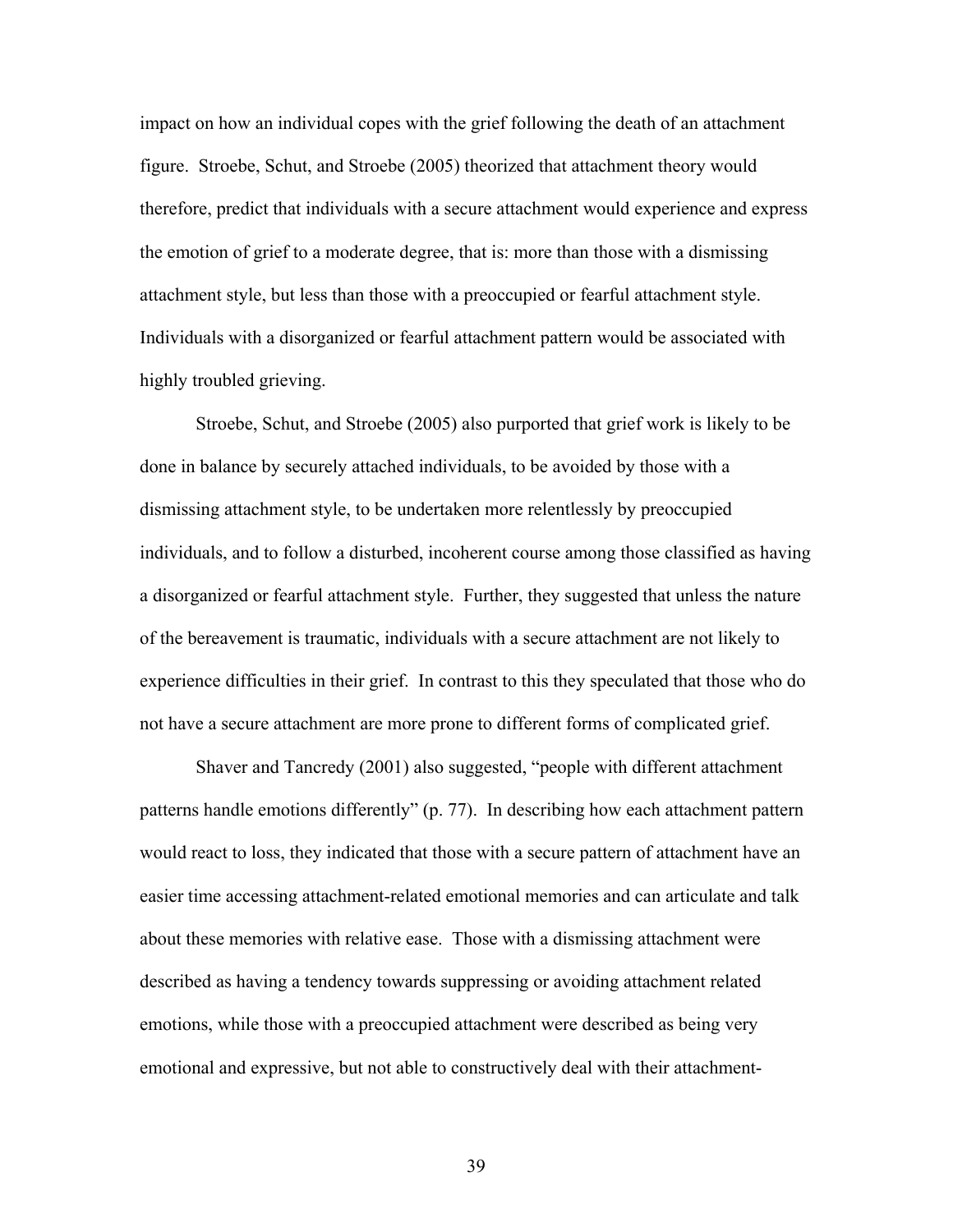impact on how an individual copes with the grief following the death of an attachment figure. Stroebe, Schut, and Stroebe (2005) theorized that attachment theory would therefore, predict that individuals with a secure attachment would experience and express the emotion of grief to a moderate degree, that is: more than those with a dismissing attachment style, but less than those with a preoccupied or fearful attachment style. Individuals with a disorganized or fearful attachment pattern would be associated with highly troubled grieving.

Stroebe, Schut, and Stroebe (2005) also purported that grief work is likely to be done in balance by securely attached individuals, to be avoided by those with a dismissing attachment style, to be undertaken more relentlessly by preoccupied individuals, and to follow a disturbed, incoherent course among those classified as having a disorganized or fearful attachment style. Further, they suggested that unless the nature of the bereavement is traumatic, individuals with a secure attachment are not likely to experience difficulties in their grief. In contrast to this they speculated that those who do not have a secure attachment are more prone to different forms of complicated grief.

Shaver and Tancredy (2001) also suggested, "people with different attachment patterns handle emotions differently" (p. 77). In describing how each attachment pattern would react to loss, they indicated that those with a secure pattern of attachment have an easier time accessing attachment-related emotional memories and can articulate and talk about these memories with relative ease. Those with a dismissing attachment were described as having a tendency towards suppressing or avoiding attachment related emotions, while those with a preoccupied attachment were described as being very emotional and expressive, but not able to constructively deal with their attachment-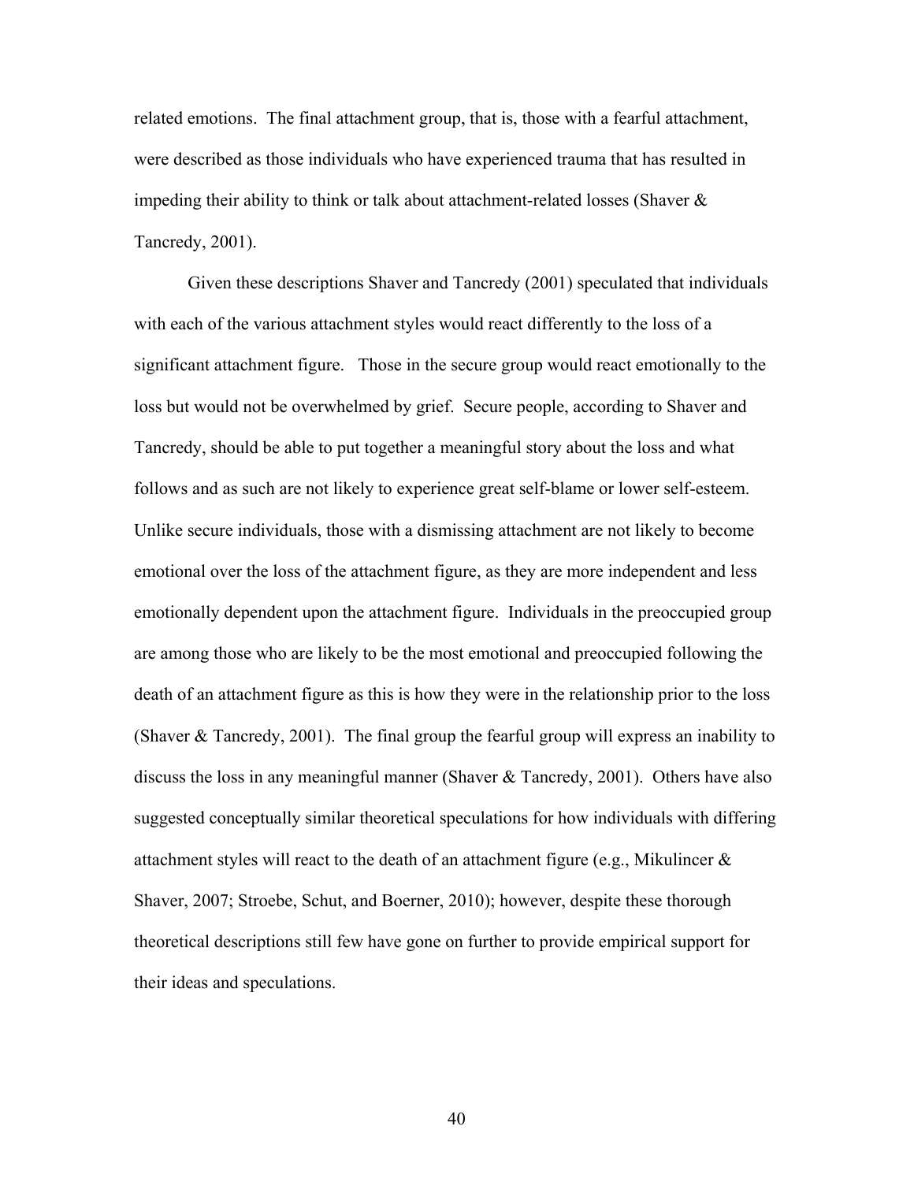related emotions. The final attachment group, that is, those with a fearful attachment, were described as those individuals who have experienced trauma that has resulted in impeding their ability to think or talk about attachment-related losses (Shaver & Tancredy, 2001).

Given these descriptions Shaver and Tancredy (2001) speculated that individuals with each of the various attachment styles would react differently to the loss of a significant attachment figure. Those in the secure group would react emotionally to the loss but would not be overwhelmed by grief. Secure people, according to Shaver and Tancredy, should be able to put together a meaningful story about the loss and what follows and as such are not likely to experience great self-blame or lower self-esteem. Unlike secure individuals, those with a dismissing attachment are not likely to become emotional over the loss of the attachment figure, as they are more independent and less emotionally dependent upon the attachment figure. Individuals in the preoccupied group are among those who are likely to be the most emotional and preoccupied following the death of an attachment figure as this is how they were in the relationship prior to the loss (Shaver & Tancredy, 2001). The final group the fearful group will express an inability to discuss the loss in any meaningful manner (Shaver & Tancredy, 2001). Others have also suggested conceptually similar theoretical speculations for how individuals with differing attachment styles will react to the death of an attachment figure (e.g., Mikulincer & Shaver, 2007; Stroebe, Schut, and Boerner, 2010); however, despite these thorough theoretical descriptions still few have gone on further to provide empirical support for their ideas and speculations.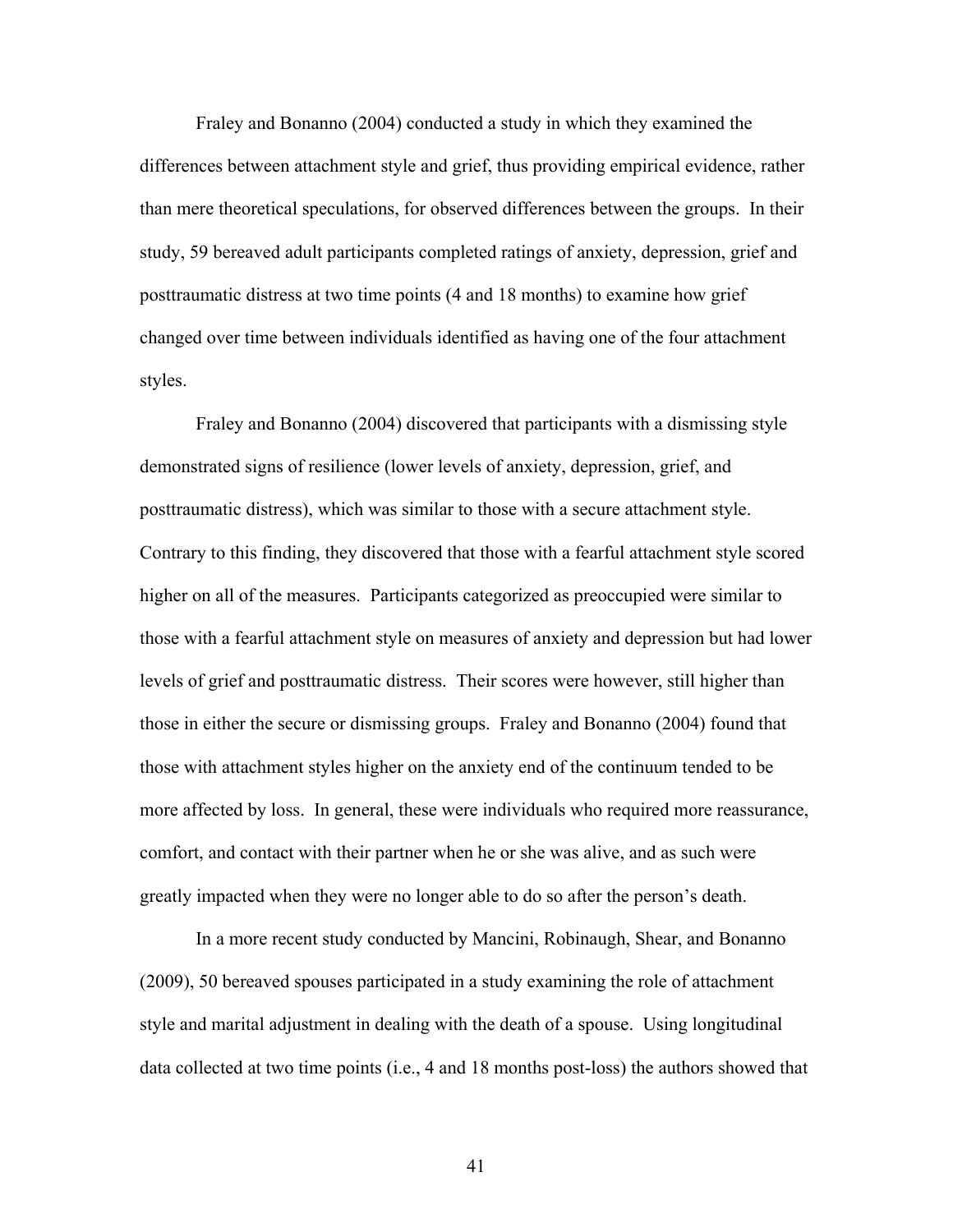Fraley and Bonanno (2004) conducted a study in which they examined the differences between attachment style and grief, thus providing empirical evidence, rather than mere theoretical speculations, for observed differences between the groups. In their study, 59 bereaved adult participants completed ratings of anxiety, depression, grief and posttraumatic distress at two time points (4 and 18 months) to examine how grief changed over time between individuals identified as having one of the four attachment styles.

Fraley and Bonanno (2004) discovered that participants with a dismissing style demonstrated signs of resilience (lower levels of anxiety, depression, grief, and posttraumatic distress), which was similar to those with a secure attachment style. Contrary to this finding, they discovered that those with a fearful attachment style scored higher on all of the measures. Participants categorized as preoccupied were similar to those with a fearful attachment style on measures of anxiety and depression but had lower levels of grief and posttraumatic distress. Their scores were however, still higher than those in either the secure or dismissing groups. Fraley and Bonanno (2004) found that those with attachment styles higher on the anxiety end of the continuum tended to be more affected by loss. In general, these were individuals who required more reassurance, comfort, and contact with their partner when he or she was alive, and as such were greatly impacted when they were no longer able to do so after the person's death.

In a more recent study conducted by Mancini, Robinaugh, Shear, and Bonanno (2009), 50 bereaved spouses participated in a study examining the role of attachment style and marital adjustment in dealing with the death of a spouse. Using longitudinal data collected at two time points (i.e., 4 and 18 months post-loss) the authors showed that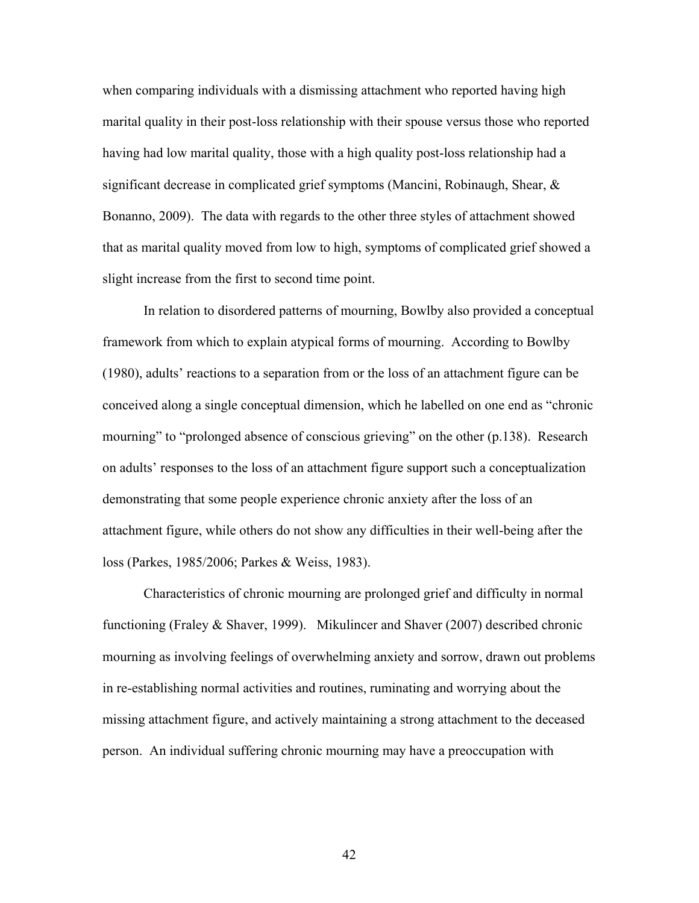when comparing individuals with a dismissing attachment who reported having high marital quality in their post-loss relationship with their spouse versus those who reported having had low marital quality, those with a high quality post-loss relationship had a significant decrease in complicated grief symptoms (Mancini, Robinaugh, Shear, & Bonanno, 2009). The data with regards to the other three styles of attachment showed that as marital quality moved from low to high, symptoms of complicated grief showed a slight increase from the first to second time point.

In relation to disordered patterns of mourning, Bowlby also provided a conceptual framework from which to explain atypical forms of mourning. According to Bowlby (1980), adults' reactions to a separation from or the loss of an attachment figure can be conceived along a single conceptual dimension, which he labelled on one end as "chronic mourning" to "prolonged absence of conscious grieving" on the other (p.138). Research on adults' responses to the loss of an attachment figure support such a conceptualization demonstrating that some people experience chronic anxiety after the loss of an attachment figure, while others do not show any difficulties in their well-being after the loss (Parkes, 1985/2006; Parkes & Weiss, 1983).

Characteristics of chronic mourning are prolonged grief and difficulty in normal functioning (Fraley & Shaver, 1999). Mikulincer and Shaver (2007) described chronic mourning as involving feelings of overwhelming anxiety and sorrow, drawn out problems in re-establishing normal activities and routines, ruminating and worrying about the missing attachment figure, and actively maintaining a strong attachment to the deceased person. An individual suffering chronic mourning may have a preoccupation with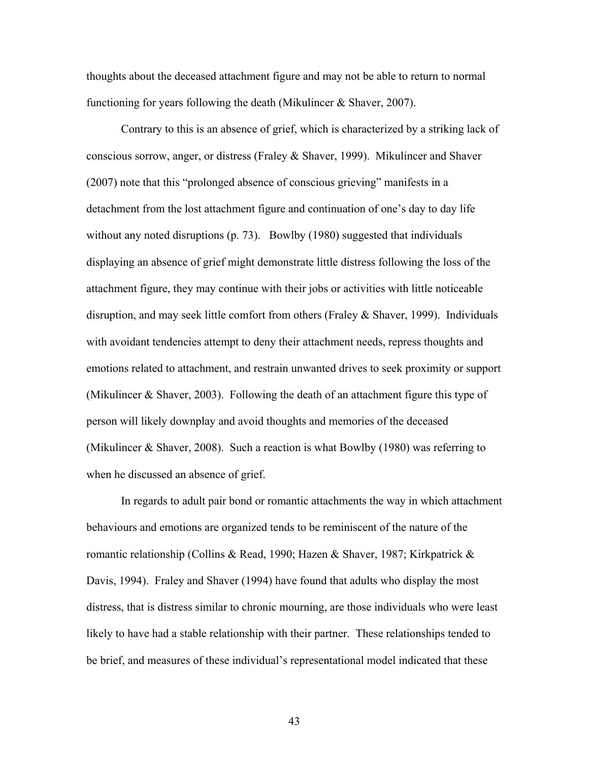thoughts about the deceased attachment figure and may not be able to return to normal functioning for years following the death (Mikulincer & Shaver, 2007).

Contrary to this is an absence of grief, which is characterized by a striking lack of conscious sorrow, anger, or distress (Fraley & Shaver, 1999). Mikulincer and Shaver (2007) note that this "prolonged absence of conscious grieving" manifests in a detachment from the lost attachment figure and continuation of one's day to day life without any noted disruptions (p. 73). Bowlby (1980) suggested that individuals displaying an absence of grief might demonstrate little distress following the loss of the attachment figure, they may continue with their jobs or activities with little noticeable disruption, and may seek little comfort from others (Fraley & Shaver, 1999). Individuals with avoidant tendencies attempt to deny their attachment needs, repress thoughts and emotions related to attachment, and restrain unwanted drives to seek proximity or support (Mikulincer & Shaver, 2003). Following the death of an attachment figure this type of person will likely downplay and avoid thoughts and memories of the deceased (Mikulincer & Shaver, 2008). Such a reaction is what Bowlby (1980) was referring to when he discussed an absence of grief.

In regards to adult pair bond or romantic attachments the way in which attachment behaviours and emotions are organized tends to be reminiscent of the nature of the romantic relationship (Collins & Read, 1990; Hazen & Shaver, 1987; Kirkpatrick & Davis, 1994). Fraley and Shaver (1994) have found that adults who display the most distress, that is distress similar to chronic mourning, are those individuals who were least likely to have had a stable relationship with their partner. These relationships tended to be brief, and measures of these individual's representational model indicated that these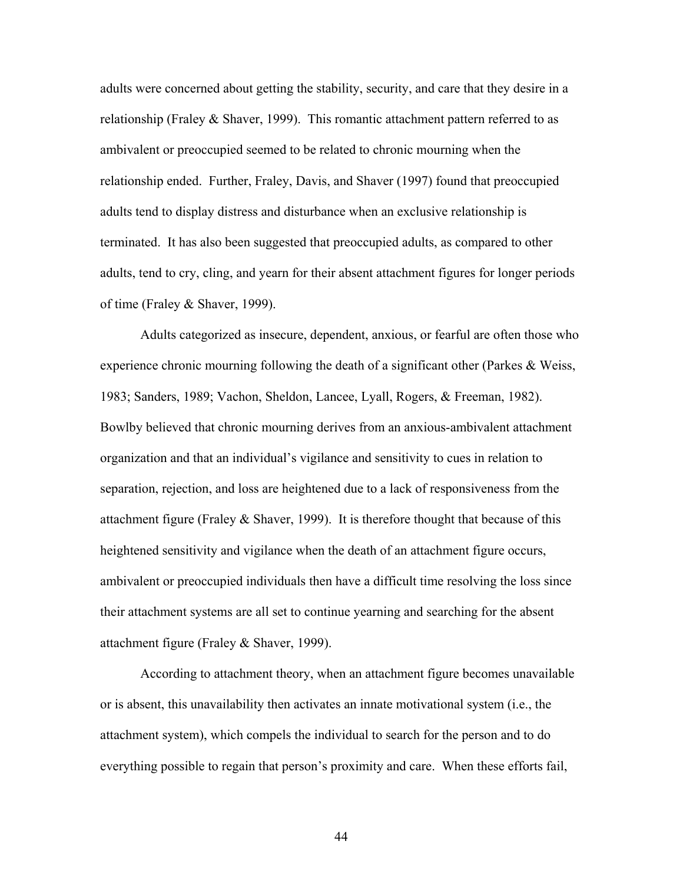adults were concerned about getting the stability, security, and care that they desire in a relationship (Fraley & Shaver, 1999). This romantic attachment pattern referred to as ambivalent or preoccupied seemed to be related to chronic mourning when the relationship ended. Further, Fraley, Davis, and Shaver (1997) found that preoccupied adults tend to display distress and disturbance when an exclusive relationship is terminated. It has also been suggested that preoccupied adults, as compared to other adults, tend to cry, cling, and yearn for their absent attachment figures for longer periods of time (Fraley & Shaver, 1999).

Adults categorized as insecure, dependent, anxious, or fearful are often those who experience chronic mourning following the death of a significant other (Parkes & Weiss, 1983; Sanders, 1989; Vachon, Sheldon, Lancee, Lyall, Rogers, & Freeman, 1982). Bowlby believed that chronic mourning derives from an anxious-ambivalent attachment organization and that an individual's vigilance and sensitivity to cues in relation to separation, rejection, and loss are heightened due to a lack of responsiveness from the attachment figure (Fraley & Shaver, 1999). It is therefore thought that because of this heightened sensitivity and vigilance when the death of an attachment figure occurs, ambivalent or preoccupied individuals then have a difficult time resolving the loss since their attachment systems are all set to continue yearning and searching for the absent attachment figure (Fraley & Shaver, 1999).

According to attachment theory, when an attachment figure becomes unavailable or is absent, this unavailability then activates an innate motivational system (i.e., the attachment system), which compels the individual to search for the person and to do everything possible to regain that person's proximity and care. When these efforts fail,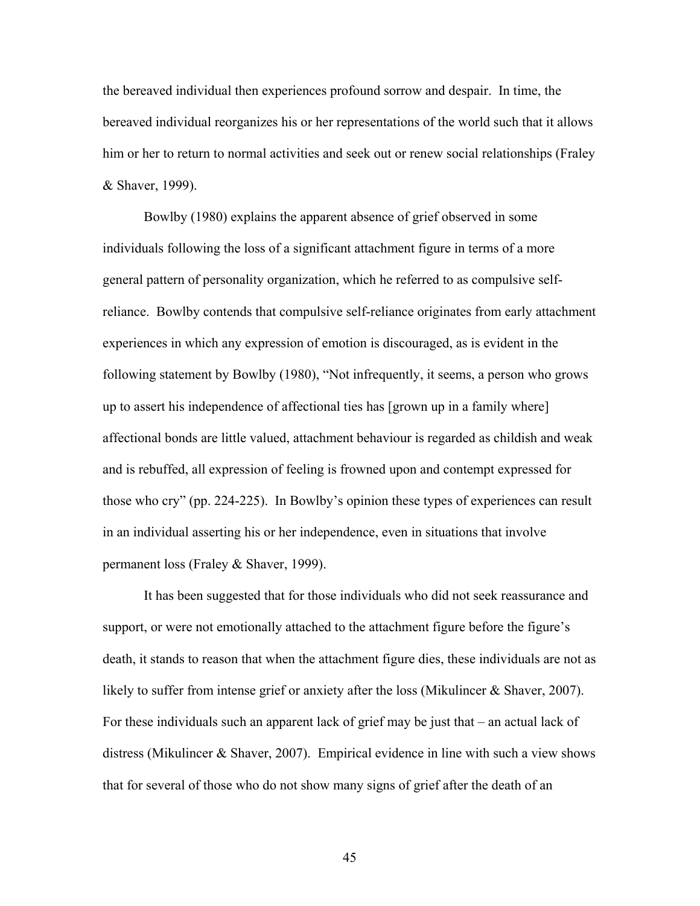the bereaved individual then experiences profound sorrow and despair. In time, the bereaved individual reorganizes his or her representations of the world such that it allows him or her to return to normal activities and seek out or renew social relationships (Fraley & Shaver, 1999).

Bowlby (1980) explains the apparent absence of grief observed in some individuals following the loss of a significant attachment figure in terms of a more general pattern of personality organization, which he referred to as compulsive self-reliance. Bowlby contends that compulsive self-reliance originates from early attachment experiences in which any expression of emotion is discouraged, as is evident in the following statement by Bowlby (1980), "Not infrequently, it seems, a person who grows up to assert his independence of affectional ties has [grown up in a family where] affectional bonds are little valued, attachment behaviour is regarded as childish and weak and is rebuffed, all expression of feeling is frowned upon and contempt expressed for those who cry" (pp. 224-225). In Bowlby's opinion these types of experiences can result in an individual asserting his or her independence, even in situations that involve permanent loss (Fraley & Shaver, 1999).

It has been suggested that for those individuals who did not seek reassurance and support, or were not emotionally attached to the attachment figure before the figure's death, it stands to reason that when the attachment figure dies, these individuals are not as likely to suffer from intense grief or anxiety after the loss (Mikulincer & Shaver, 2007). For these individuals such an apparent lack of grief may be just that – an actual lack of distress (Mikulincer & Shaver, 2007). Empirical evidence in line with such a view shows that for several of those who do not show many signs of grief after the death of an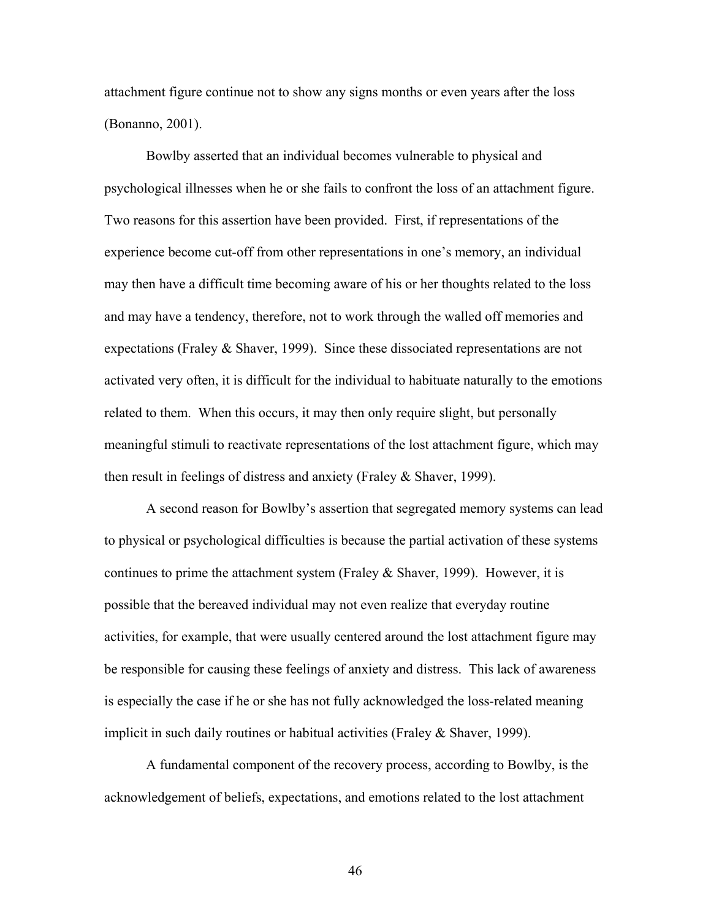attachment figure continue not to show any signs months or even years after the loss (Bonanno, 2001).

Bowlby asserted that an individual becomes vulnerable to physical and psychological illnesses when he or she fails to confront the loss of an attachment figure. Two reasons for this assertion have been provided. First, if representations of the experience become cut-off from other representations in one's memory, an individual may then have a difficult time becoming aware of his or her thoughts related to the loss and may have a tendency, therefore, not to work through the walled off memories and expectations (Fraley & Shaver, 1999). Since these dissociated representations are not activated very often, it is difficult for the individual to habituate naturally to the emotions related to them. When this occurs, it may then only require slight, but personally meaningful stimuli to reactivate representations of the lost attachment figure, which may then result in feelings of distress and anxiety (Fraley & Shaver, 1999).

A second reason for Bowlby's assertion that segregated memory systems can lead to physical or psychological difficulties is because the partial activation of these systems continues to prime the attachment system (Fraley & Shaver, 1999). However, it is possible that the bereaved individual may not even realize that everyday routine activities, for example, that were usually centered around the lost attachment figure may be responsible for causing these feelings of anxiety and distress. This lack of awareness is especially the case if he or she has not fully acknowledged the loss-related meaning implicit in such daily routines or habitual activities (Fraley & Shaver, 1999).

A fundamental component of the recovery process, according to Bowlby, is the acknowledgement of beliefs, expectations, and emotions related to the lost attachment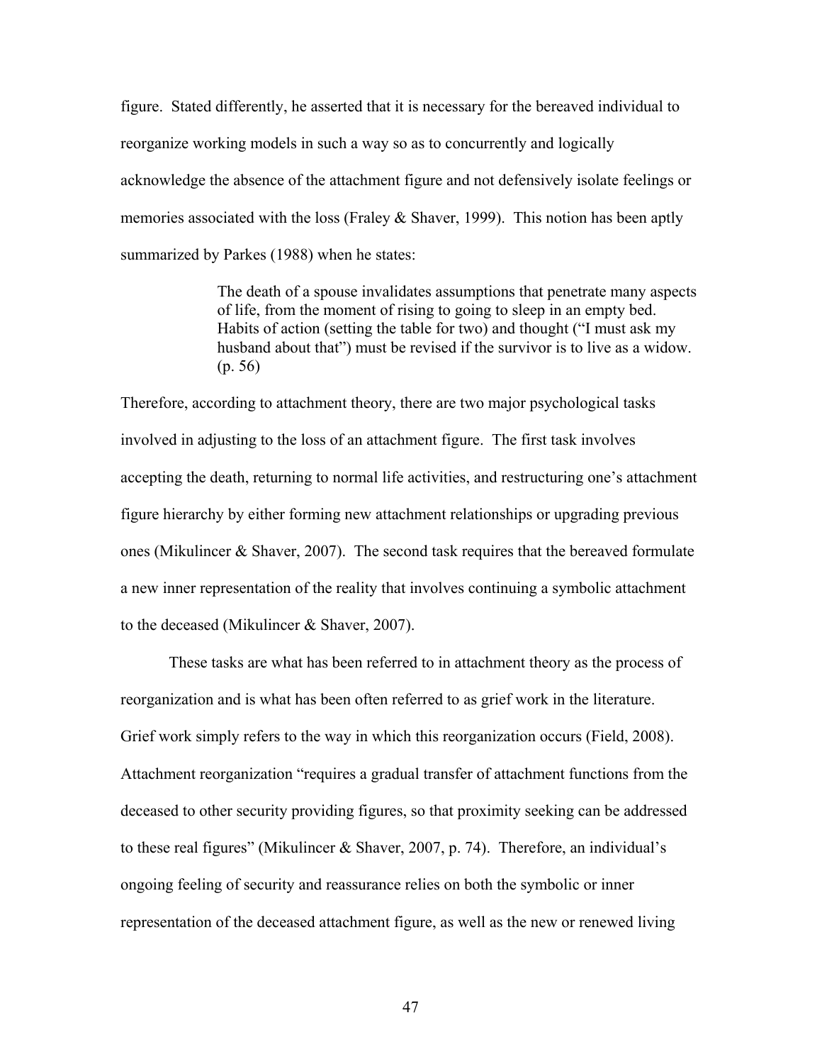figure. Stated differently, he asserted that it is necessary for the bereaved individual to reorganize working models in such a way so as to concurrently and logically acknowledge the absence of the attachment figure and not defensively isolate feelings or memories associated with the loss (Fraley & Shaver, 1999). This notion has been aptly summarized by Parkes (1988) when he states:

> The death of a spouse invalidates assumptions that penetrate many aspects of life, from the moment of rising to going to sleep in an empty bed. Habits of action (setting the table for two) and thought ("I must ask my husband about that") must be revised if the survivor is to live as a widow. (p. 56)

Therefore, according to attachment theory, there are two major psychological tasks involved in adjusting to the loss of an attachment figure. The first task involves accepting the death, returning to normal life activities, and restructuring one's attachment figure hierarchy by either forming new attachment relationships or upgrading previous ones (Mikulincer & Shaver, 2007). The second task requires that the bereaved formulate a new inner representation of the reality that involves continuing a symbolic attachment to the deceased (Mikulincer & Shaver, 2007).

These tasks are what has been referred to in attachment theory as the process of reorganization and is what has been often referred to as grief work in the literature. Grief work simply refers to the way in which this reorganization occurs (Field, 2008). Attachment reorganization "requires a gradual transfer of attachment functions from the deceased to other security providing figures, so that proximity seeking can be addressed to these real figures" (Mikulincer & Shaver, 2007, p. 74). Therefore, an individual's ongoing feeling of security and reassurance relies on both the symbolic or inner representation of the deceased attachment figure, as well as the new or renewed living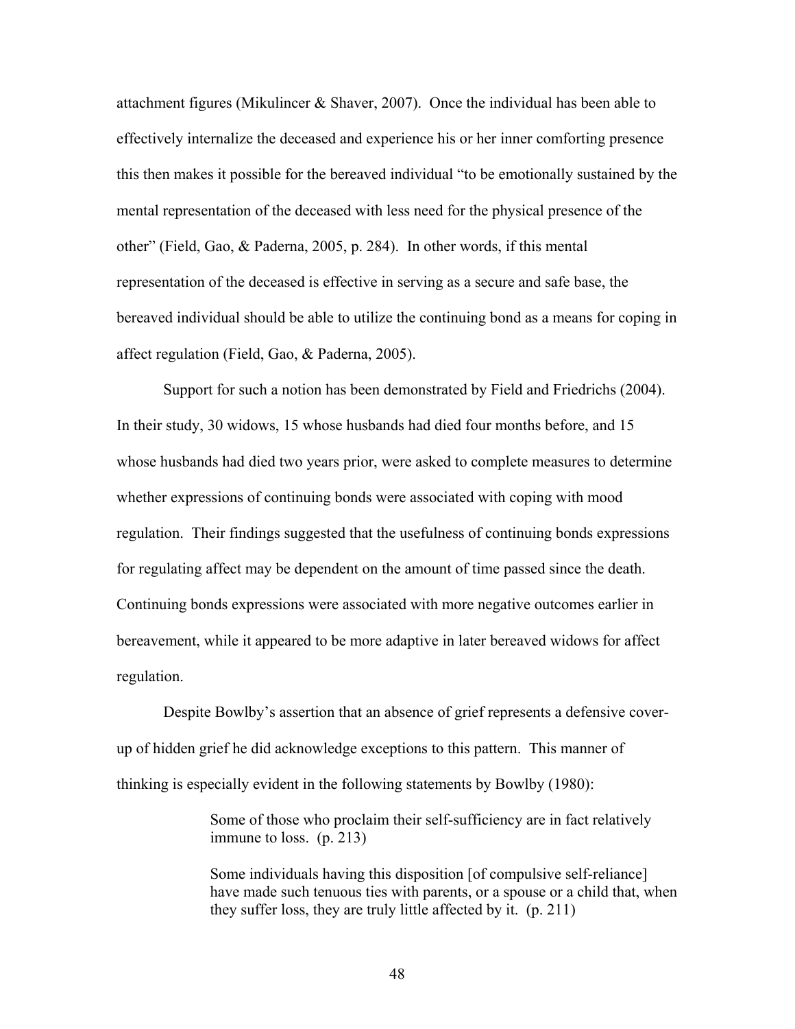attachment figures (Mikulincer & Shaver, 2007). Once the individual has been able to effectively internalize the deceased and experience his or her inner comforting presence this then makes it possible for the bereaved individual "to be emotionally sustained by the mental representation of the deceased with less need for the physical presence of the other" (Field, Gao, & Paderna, 2005, p. 284). In other words, if this mental representation of the deceased is effective in serving as a secure and safe base, the bereaved individual should be able to utilize the continuing bond as a means for coping in affect regulation (Field, Gao, & Paderna, 2005).

Support for such a notion has been demonstrated by Field and Friedrichs (2004). In their study, 30 widows, 15 whose husbands had died four months before, and 15 whose husbands had died two years prior, were asked to complete measures to determine whether expressions of continuing bonds were associated with coping with mood regulation. Their findings suggested that the usefulness of continuing bonds expressions for regulating affect may be dependent on the amount of time passed since the death. Continuing bonds expressions were associated with more negative outcomes earlier in bereavement, while it appeared to be more adaptive in later bereaved widows for affect regulation.

Despite Bowlby's assertion that an absence of grief represents a defensive cover-up of hidden grief he did acknowledge exceptions to this pattern. This manner of thinking is especially evident in the following statements by Bowlby (1980):

> Some of those who proclaim their self-sufficiency are in fact relatively immune to loss. (p. 213)
>
> Some individuals having this disposition [of compulsive self-reliance] have made such tenuous ties with parents, or a spouse or a child that, when they suffer loss, they are truly little affected by it. (p. 211)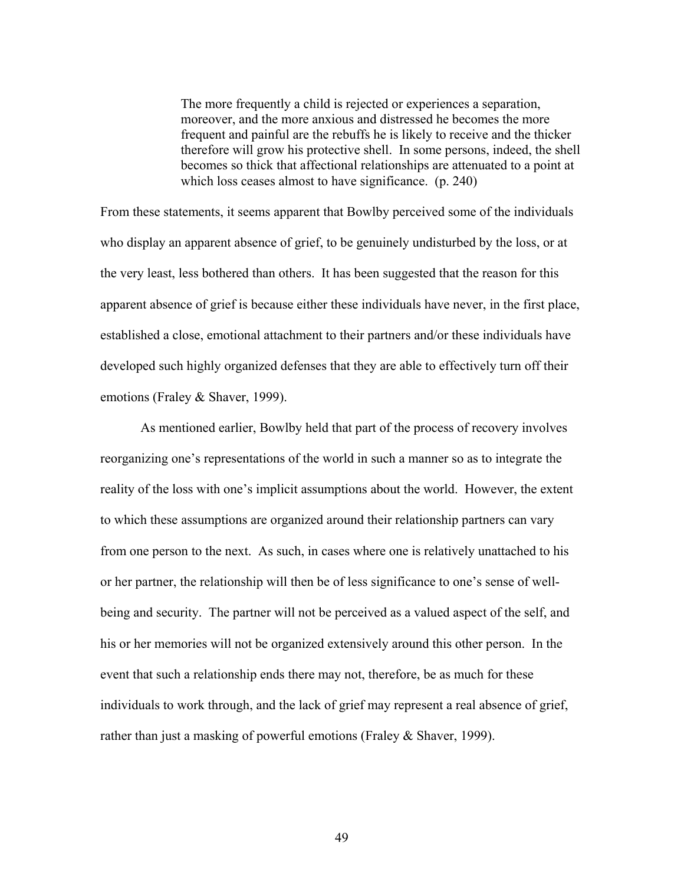> The more frequently a child is rejected or experiences a separation, moreover, and the more anxious and distressed he becomes the more frequent and painful are the rebuffs he is likely to receive and the thicker therefore will grow his protective shell. In some persons, indeed, the shell becomes so thick that affectional relationships are attenuated to a point at which loss ceases almost to have significance. (p. 240)

From these statements, it seems apparent that Bowlby perceived some of the individuals who display an apparent absence of grief, to be genuinely undisturbed by the loss, or at the very least, less bothered than others. It has been suggested that the reason for this apparent absence of grief is because either these individuals have never, in the first place, established a close, emotional attachment to their partners and/or these individuals have developed such highly organized defenses that they are able to effectively turn off their emotions (Fraley & Shaver, 1999).

As mentioned earlier, Bowlby held that part of the process of recovery involves reorganizing one's representations of the world in such a manner so as to integrate the reality of the loss with one's implicit assumptions about the world. However, the extent to which these assumptions are organized around their relationship partners can vary from one person to the next. As such, in cases where one is relatively unattached to his or her partner, the relationship will then be of less significance to one's sense of well-being and security. The partner will not be perceived as a valued aspect of the self, and his or her memories will not be organized extensively around this other person. In the event that such a relationship ends there may not, therefore, be as much for these individuals to work through, and the lack of grief may represent a real absence of grief, rather than just a masking of powerful emotions (Fraley & Shaver, 1999).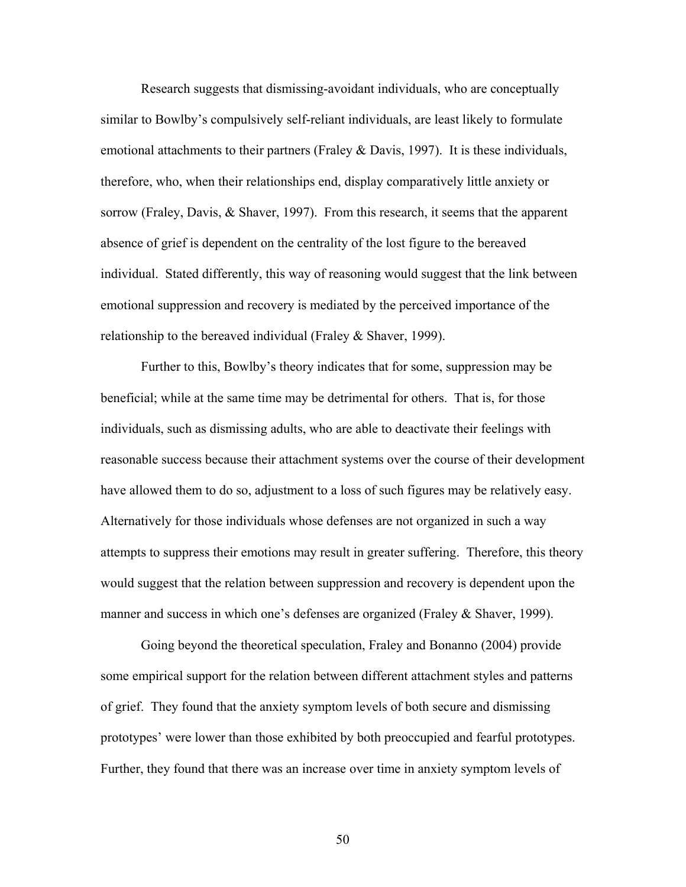Research suggests that dismissing-avoidant individuals, who are conceptually similar to Bowlby's compulsively self-reliant individuals, are least likely to formulate emotional attachments to their partners (Fraley & Davis, 1997). It is these individuals, therefore, who, when their relationships end, display comparatively little anxiety or sorrow (Fraley, Davis, & Shaver, 1997). From this research, it seems that the apparent absence of grief is dependent on the centrality of the lost figure to the bereaved individual. Stated differently, this way of reasoning would suggest that the link between emotional suppression and recovery is mediated by the perceived importance of the relationship to the bereaved individual (Fraley & Shaver, 1999).

Further to this, Bowlby's theory indicates that for some, suppression may be beneficial; while at the same time may be detrimental for others. That is, for those individuals, such as dismissing adults, who are able to deactivate their feelings with reasonable success because their attachment systems over the course of their development have allowed them to do so, adjustment to a loss of such figures may be relatively easy. Alternatively for those individuals whose defenses are not organized in such a way attempts to suppress their emotions may result in greater suffering. Therefore, this theory would suggest that the relation between suppression and recovery is dependent upon the manner and success in which one's defenses are organized (Fraley & Shaver, 1999).

Going beyond the theoretical speculation, Fraley and Bonanno (2004) provide some empirical support for the relation between different attachment styles and patterns of grief. They found that the anxiety symptom levels of both secure and dismissing prototypes' were lower than those exhibited by both preoccupied and fearful prototypes. Further, they found that there was an increase over time in anxiety symptom levels of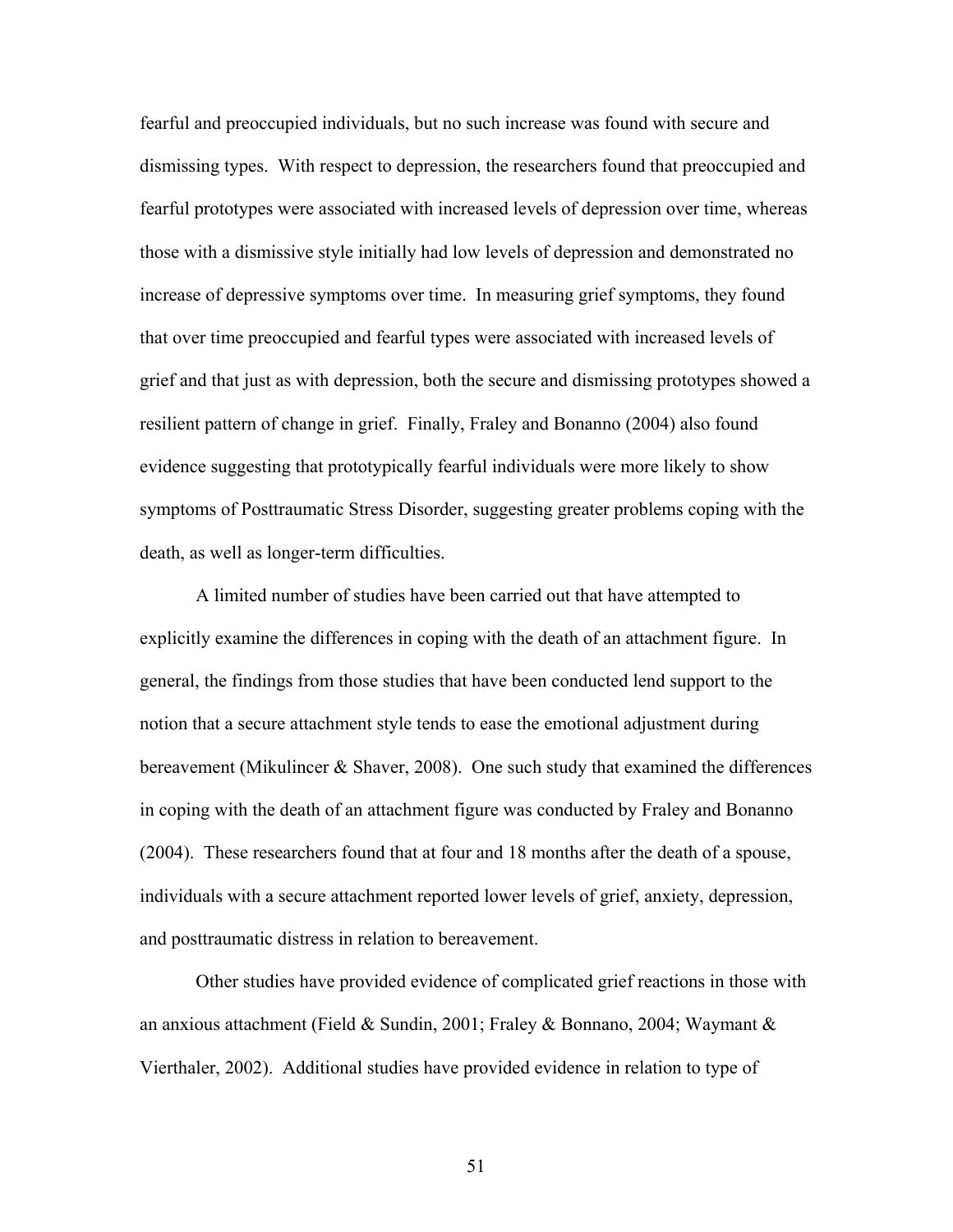fearful and preoccupied individuals, but no such increase was found with secure and dismissing types. With respect to depression, the researchers found that preoccupied and fearful prototypes were associated with increased levels of depression over time, whereas those with a dismissive style initially had low levels of depression and demonstrated no increase of depressive symptoms over time. In measuring grief symptoms, they found that over time preoccupied and fearful types were associated with increased levels of grief and that just as with depression, both the secure and dismissing prototypes showed a resilient pattern of change in grief. Finally, Fraley and Bonanno (2004) also found evidence suggesting that prototypically fearful individuals were more likely to show symptoms of Posttraumatic Stress Disorder, suggesting greater problems coping with the death, as well as longer-term difficulties.

A limited number of studies have been carried out that have attempted to explicitly examine the differences in coping with the death of an attachment figure. In general, the findings from those studies that have been conducted lend support to the notion that a secure attachment style tends to ease the emotional adjustment during bereavement (Mikulincer & Shaver, 2008). One such study that examined the differences in coping with the death of an attachment figure was conducted by Fraley and Bonanno (2004). These researchers found that at four and 18 months after the death of a spouse, individuals with a secure attachment reported lower levels of grief, anxiety, depression, and posttraumatic distress in relation to bereavement.

Other studies have provided evidence of complicated grief reactions in those with an anxious attachment (Field & Sundin, 2001; Fraley & Bonnano, 2004; Waymant & Vierthaler, 2002). Additional studies have provided evidence in relation to type of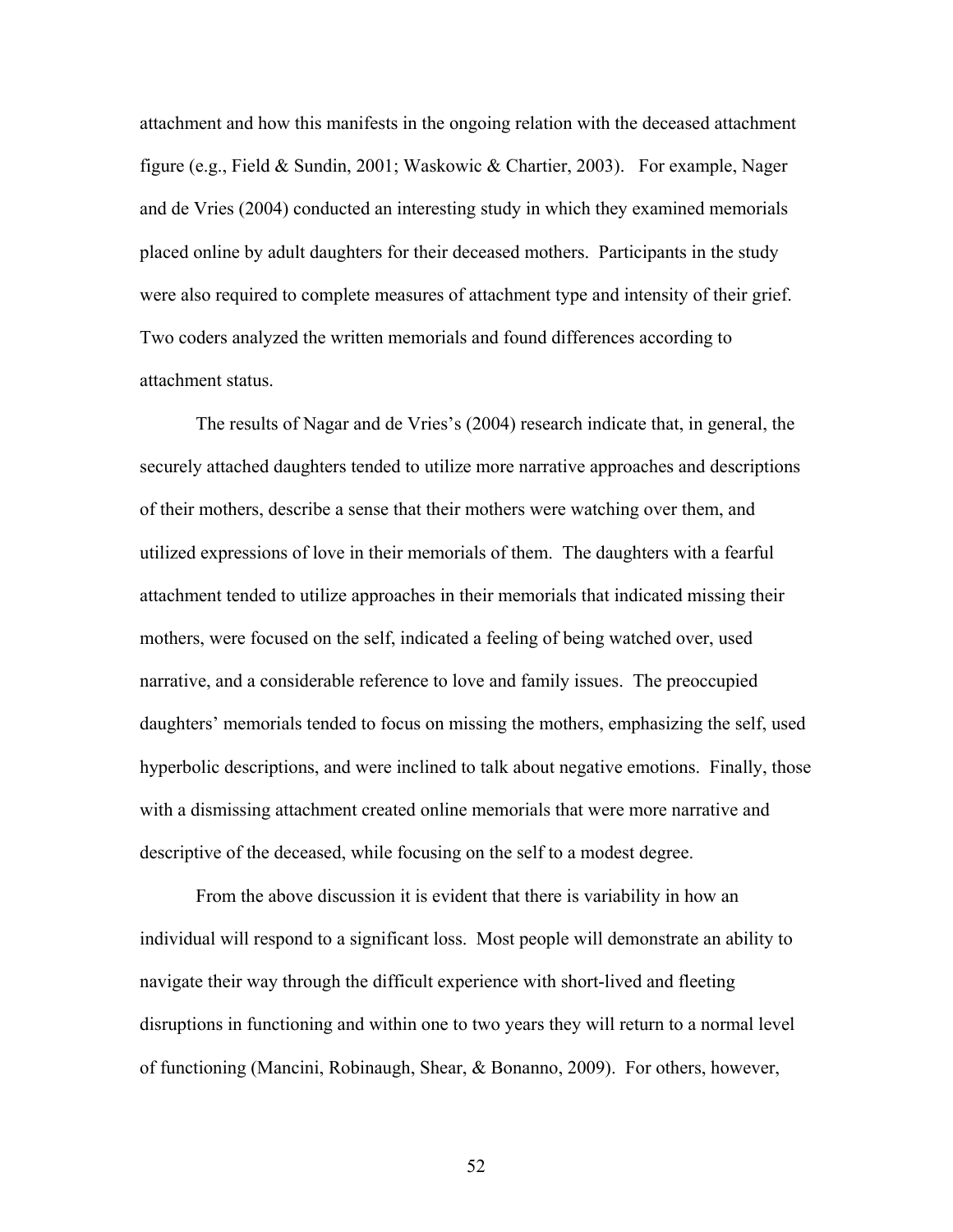attachment and how this manifests in the ongoing relation with the deceased attachment figure (e.g., Field & Sundin, 2001; Waskowic & Chartier, 2003). For example, Nager and de Vries (2004) conducted an interesting study in which they examined memorials placed online by adult daughters for their deceased mothers. Participants in the study were also required to complete measures of attachment type and intensity of their grief. Two coders analyzed the written memorials and found differences according to attachment status.

The results of Nagar and de Vries's (2004) research indicate that, in general, the securely attached daughters tended to utilize more narrative approaches and descriptions of their mothers, describe a sense that their mothers were watching over them, and utilized expressions of love in their memorials of them. The daughters with a fearful attachment tended to utilize approaches in their memorials that indicated missing their mothers, were focused on the self, indicated a feeling of being watched over, used narrative, and a considerable reference to love and family issues. The preoccupied daughters' memorials tended to focus on missing the mothers, emphasizing the self, used hyperbolic descriptions, and were inclined to talk about negative emotions. Finally, those with a dismissing attachment created online memorials that were more narrative and descriptive of the deceased, while focusing on the self to a modest degree.

From the above discussion it is evident that there is variability in how an individual will respond to a significant loss. Most people will demonstrate an ability to navigate their way through the difficult experience with short-lived and fleeting disruptions in functioning and within one to two years they will return to a normal level of functioning (Mancini, Robinaugh, Shear, & Bonanno, 2009). For others, however,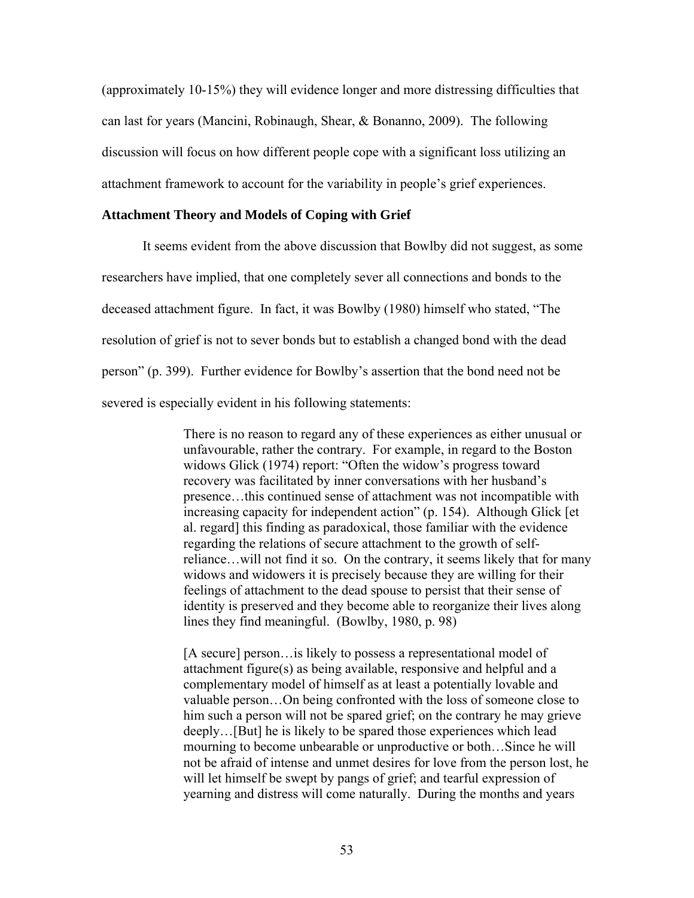(approximately 10-15%) they will evidence longer and more distressing difficulties that can last for years (Mancini, Robinaugh, Shear, & Bonanno, 2009). The following discussion will focus on how different people cope with a significant loss utilizing an attachment framework to account for the variability in people's grief experiences.

**Attachment Theory and Models of Coping with Grief**

It seems evident from the above discussion that Bowlby did not suggest, as some researchers have implied, that one completely sever all connections and bonds to the deceased attachment figure. In fact, it was Bowlby (1980) himself who stated, "The resolution of grief is not to sever bonds but to establish a changed bond with the dead person" (p. 399). Further evidence for Bowlby's assertion that the bond need not be severed is especially evident in his following statements:

> There is no reason to regard any of these experiences as either unusual or unfavourable, rather the contrary. For example, in regard to the Boston widows Glick (1974) report: "Often the widow's progress toward recovery was facilitated by inner conversations with her husband's presence…this continued sense of attachment was not incompatible with increasing capacity for independent action" (p. 154). Although Glick [et al. regard] this finding as paradoxical, those familiar with the evidence regarding the relations of secure attachment to the growth of self-reliance…will not find it so. On the contrary, it seems likely that for many widows and widowers it is precisely because they are willing for their feelings of attachment to the dead spouse to persist that their sense of identity is preserved and they become able to reorganize their lives along lines they find meaningful. (Bowlby, 1980, p. 98)

> [A secure] person…is likely to possess a representational model of attachment figure(s) as being available, responsive and helpful and a complementary model of himself as at least a potentially lovable and valuable person…On being confronted with the loss of someone close to him such a person will not be spared grief; on the contrary he may grieve deeply…[But] he is likely to be spared those experiences which lead mourning to become unbearable or unproductive or both…Since he will not be afraid of intense and unmet desires for love from the person lost, he will let himself be swept by pangs of grief; and tearful expression of yearning and distress will come naturally. During the months and years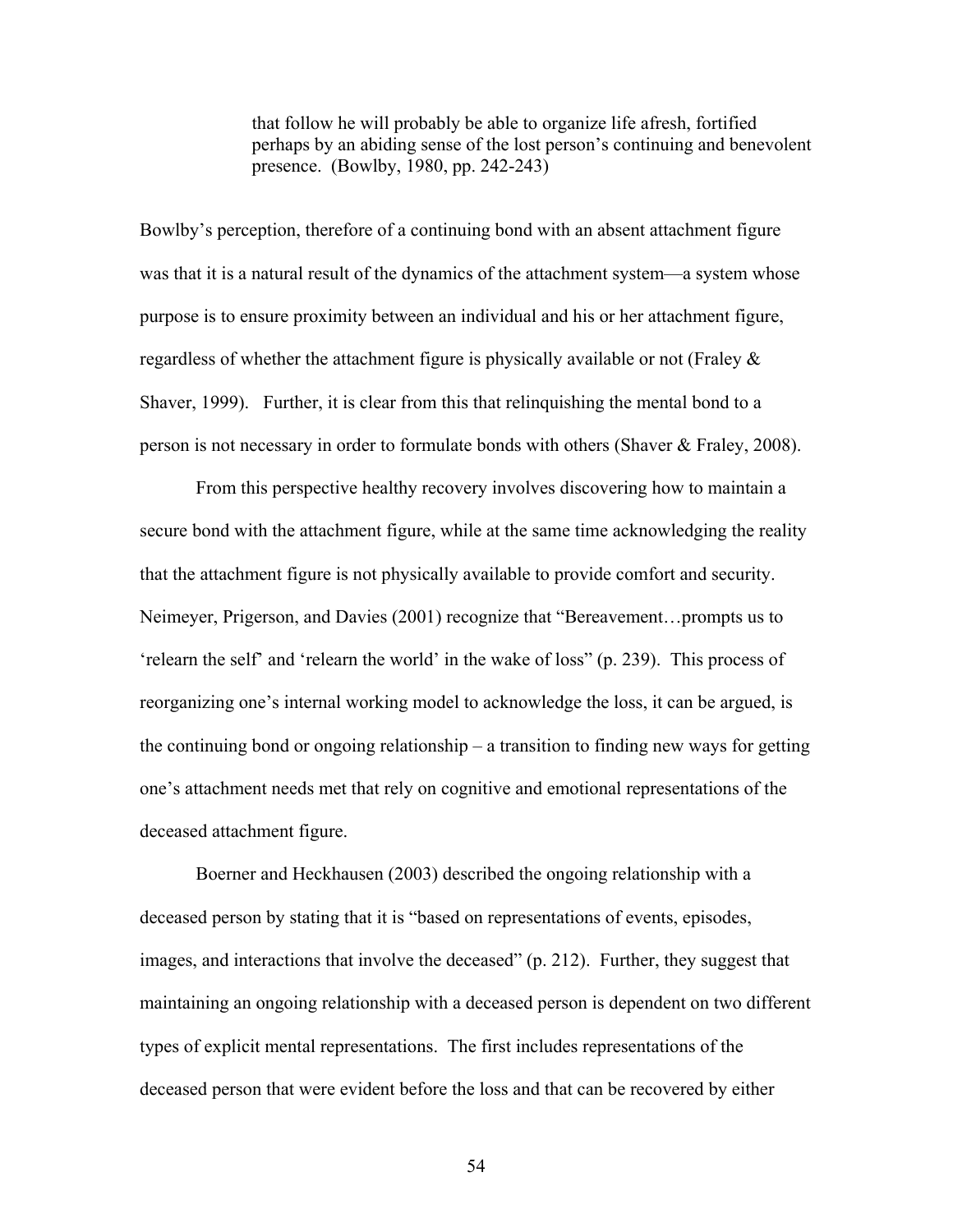> that follow he will probably be able to organize life afresh, fortified perhaps by an abiding sense of the lost person's continuing and benevolent presence. (Bowlby, 1980, pp. 242-243)

Bowlby's perception, therefore of a continuing bond with an absent attachment figure was that it is a natural result of the dynamics of the attachment system—a system whose purpose is to ensure proximity between an individual and his or her attachment figure, regardless of whether the attachment figure is physically available or not (Fraley & Shaver, 1999). Further, it is clear from this that relinquishing the mental bond to a person is not necessary in order to formulate bonds with others (Shaver & Fraley, 2008).

From this perspective healthy recovery involves discovering how to maintain a secure bond with the attachment figure, while at the same time acknowledging the reality that the attachment figure is not physically available to provide comfort and security. Neimeyer, Prigerson, and Davies (2001) recognize that "Bereavement…prompts us to 'relearn the self' and 'relearn the world' in the wake of loss" (p. 239). This process of reorganizing one's internal working model to acknowledge the loss, it can be argued, is the continuing bond or ongoing relationship – a transition to finding new ways for getting one's attachment needs met that rely on cognitive and emotional representations of the deceased attachment figure.

Boerner and Heckhausen (2003) described the ongoing relationship with a deceased person by stating that it is "based on representations of events, episodes, images, and interactions that involve the deceased" (p. 212). Further, they suggest that maintaining an ongoing relationship with a deceased person is dependent on two different types of explicit mental representations. The first includes representations of the deceased person that were evident before the loss and that can be recovered by either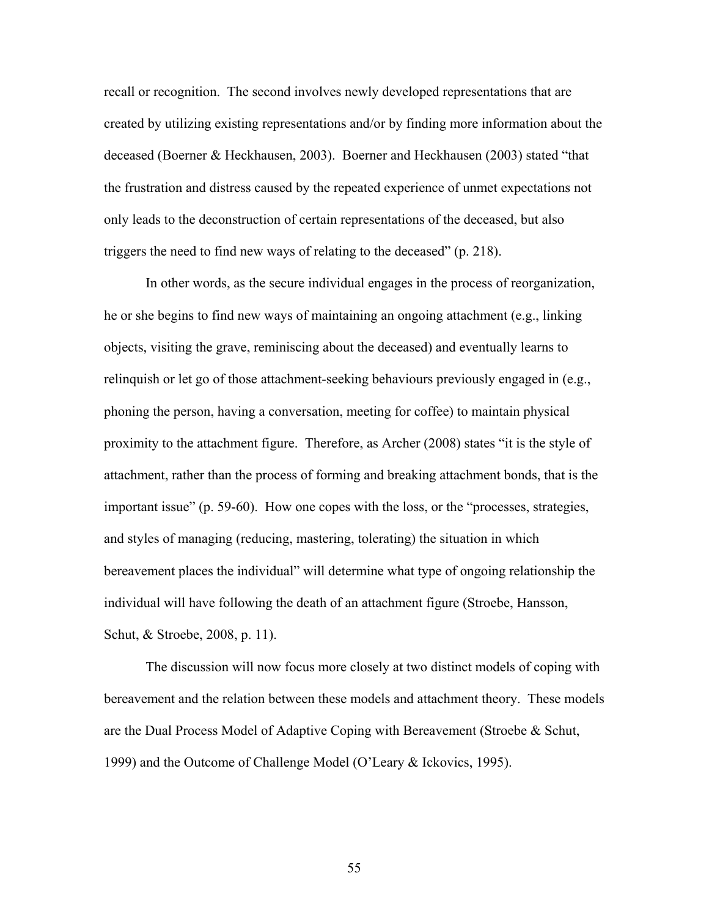recall or recognition. The second involves newly developed representations that are created by utilizing existing representations and/or by finding more information about the deceased (Boerner & Heckhausen, 2003). Boerner and Heckhausen (2003) stated "that the frustration and distress caused by the repeated experience of unmet expectations not only leads to the deconstruction of certain representations of the deceased, but also triggers the need to find new ways of relating to the deceased" (p. 218).

In other words, as the secure individual engages in the process of reorganization, he or she begins to find new ways of maintaining an ongoing attachment (e.g., linking objects, visiting the grave, reminiscing about the deceased) and eventually learns to relinquish or let go of those attachment-seeking behaviours previously engaged in (e.g., phoning the person, having a conversation, meeting for coffee) to maintain physical proximity to the attachment figure. Therefore, as Archer (2008) states "it is the style of attachment, rather than the process of forming and breaking attachment bonds, that is the important issue" (p. 59-60). How one copes with the loss, or the "processes, strategies, and styles of managing (reducing, mastering, tolerating) the situation in which bereavement places the individual" will determine what type of ongoing relationship the individual will have following the death of an attachment figure (Stroebe, Hansson, Schut, & Stroebe, 2008, p. 11).

The discussion will now focus more closely at two distinct models of coping with bereavement and the relation between these models and attachment theory. These models are the Dual Process Model of Adaptive Coping with Bereavement (Stroebe & Schut, 1999) and the Outcome of Challenge Model (O'Leary & Ickovics, 1995).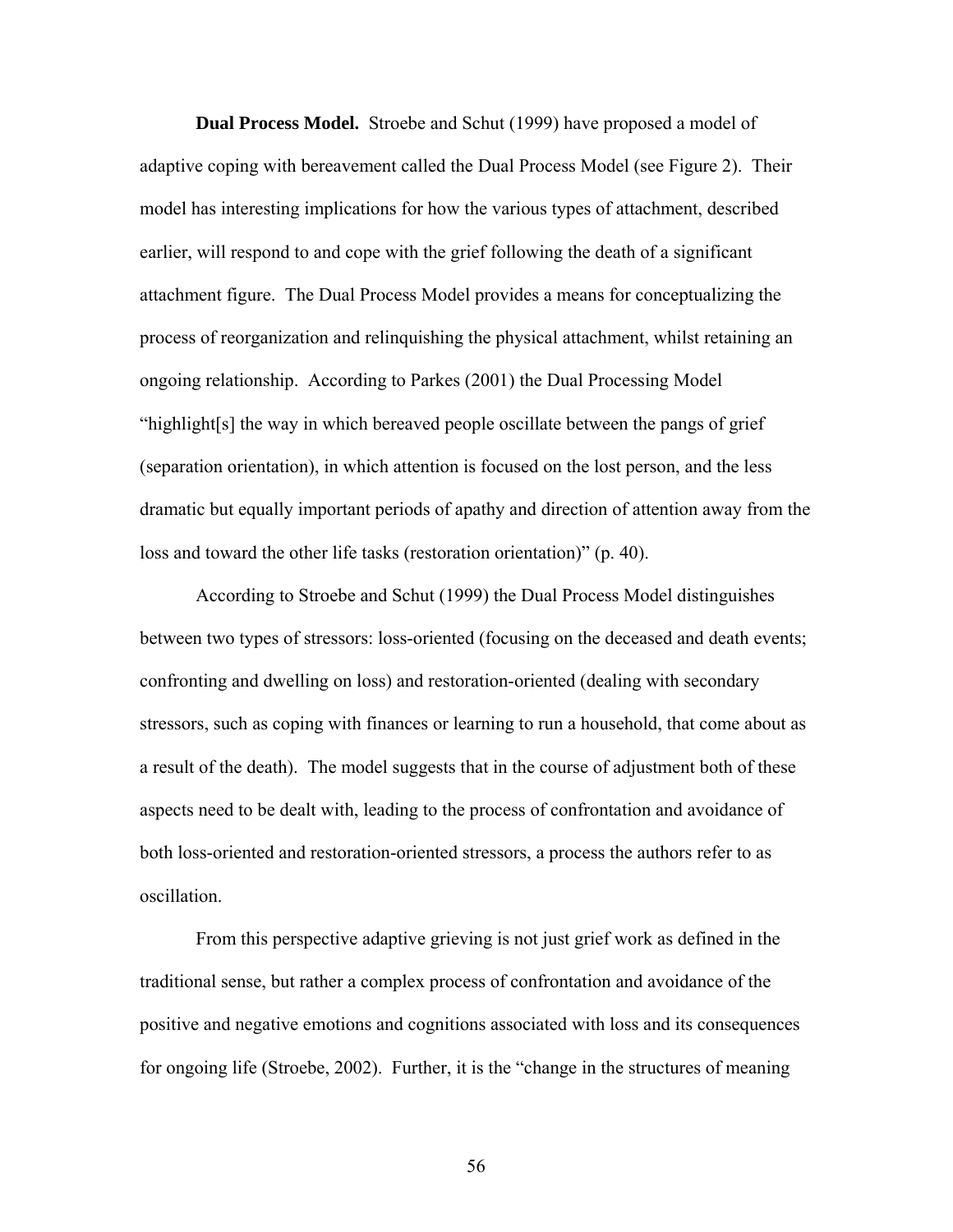**Dual Process Model.** Stroebe and Schut (1999) have proposed a model of adaptive coping with bereavement called the Dual Process Model (see Figure 2). Their model has interesting implications for how the various types of attachment, described earlier, will respond to and cope with the grief following the death of a significant attachment figure. The Dual Process Model provides a means for conceptualizing the process of reorganization and relinquishing the physical attachment, whilst retaining an ongoing relationship. According to Parkes (2001) the Dual Processing Model "highlight[s] the way in which bereaved people oscillate between the pangs of grief (separation orientation), in which attention is focused on the lost person, and the less dramatic but equally important periods of apathy and direction of attention away from the loss and toward the other life tasks (restoration orientation)" (p. 40).

According to Stroebe and Schut (1999) the Dual Process Model distinguishes between two types of stressors: loss-oriented (focusing on the deceased and death events; confronting and dwelling on loss) and restoration-oriented (dealing with secondary stressors, such as coping with finances or learning to run a household, that come about as a result of the death). The model suggests that in the course of adjustment both of these aspects need to be dealt with, leading to the process of confrontation and avoidance of both loss-oriented and restoration-oriented stressors, a process the authors refer to as oscillation.

From this perspective adaptive grieving is not just grief work as defined in the traditional sense, but rather a complex process of confrontation and avoidance of the positive and negative emotions and cognitions associated with loss and its consequences for ongoing life (Stroebe, 2002). Further, it is the "change in the structures of meaning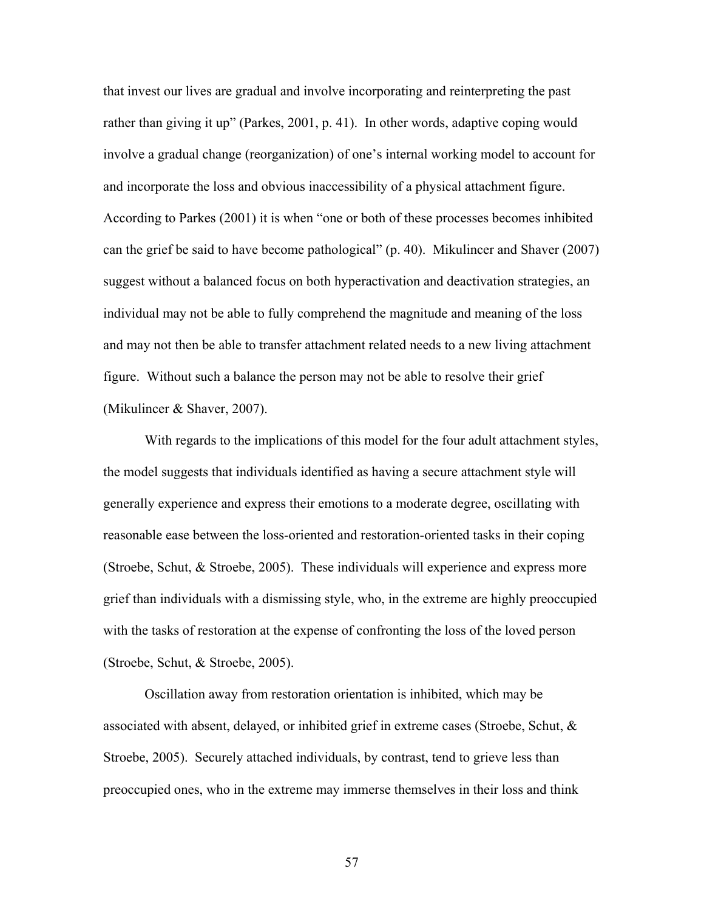that invest our lives are gradual and involve incorporating and reinterpreting the past rather than giving it up" (Parkes, 2001, p. 41). In other words, adaptive coping would involve a gradual change (reorganization) of one's internal working model to account for and incorporate the loss and obvious inaccessibility of a physical attachment figure. According to Parkes (2001) it is when "one or both of these processes becomes inhibited can the grief be said to have become pathological" (p. 40). Mikulincer and Shaver (2007) suggest without a balanced focus on both hyperactivation and deactivation strategies, an individual may not be able to fully comprehend the magnitude and meaning of the loss and may not then be able to transfer attachment related needs to a new living attachment figure. Without such a balance the person may not be able to resolve their grief (Mikulincer & Shaver, 2007).

With regards to the implications of this model for the four adult attachment styles, the model suggests that individuals identified as having a secure attachment style will generally experience and express their emotions to a moderate degree, oscillating with reasonable ease between the loss-oriented and restoration-oriented tasks in their coping (Stroebe, Schut, & Stroebe, 2005). These individuals will experience and express more grief than individuals with a dismissing style, who, in the extreme are highly preoccupied with the tasks of restoration at the expense of confronting the loss of the loved person (Stroebe, Schut, & Stroebe, 2005).

Oscillation away from restoration orientation is inhibited, which may be associated with absent, delayed, or inhibited grief in extreme cases (Stroebe, Schut, & Stroebe, 2005). Securely attached individuals, by contrast, tend to grieve less than preoccupied ones, who in the extreme may immerse themselves in their loss and think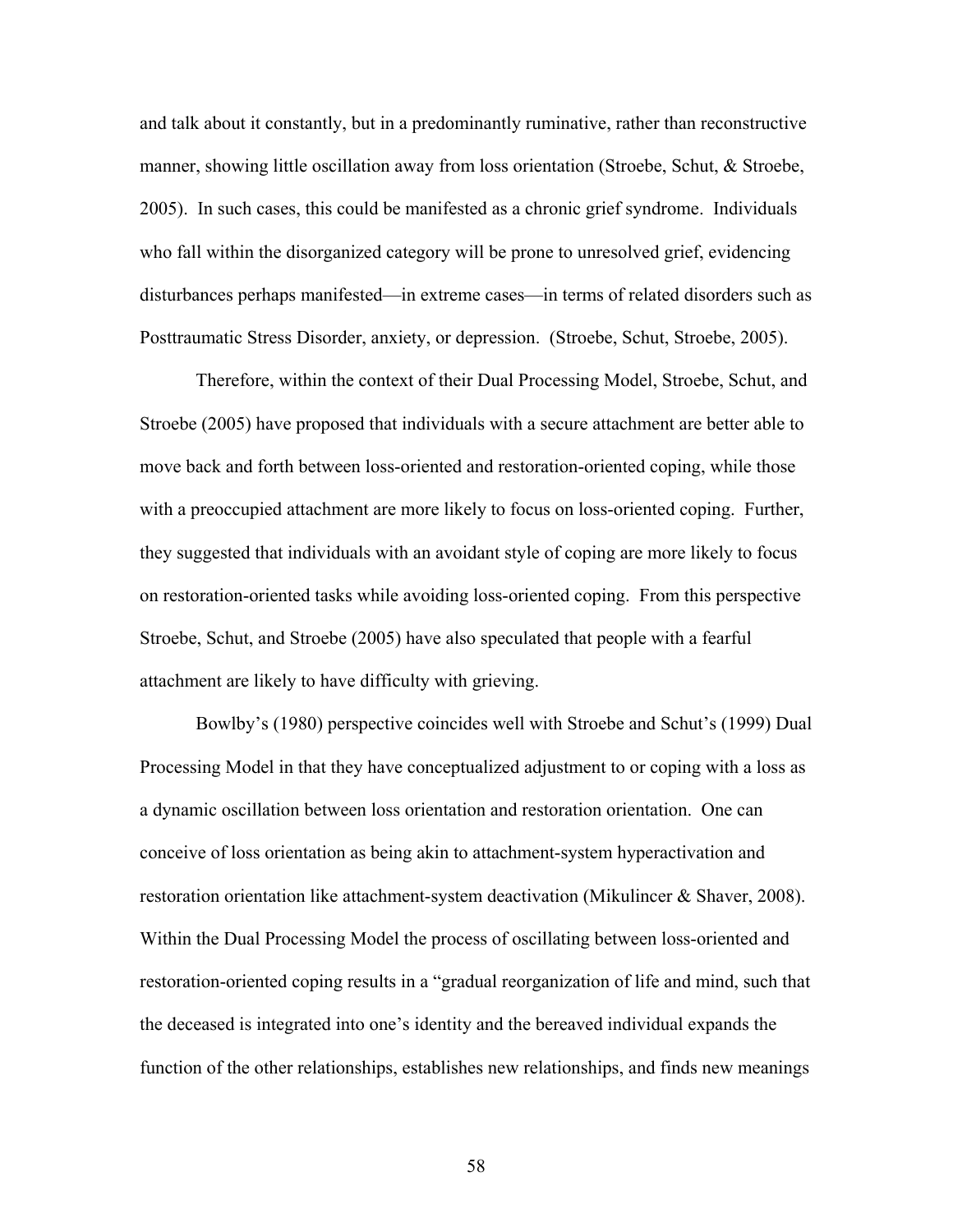and talk about it constantly, but in a predominantly ruminative, rather than reconstructive manner, showing little oscillation away from loss orientation (Stroebe, Schut, & Stroebe, 2005). In such cases, this could be manifested as a chronic grief syndrome. Individuals who fall within the disorganized category will be prone to unresolved grief, evidencing disturbances perhaps manifested—in extreme cases—in terms of related disorders such as Posttraumatic Stress Disorder, anxiety, or depression. (Stroebe, Schut, Stroebe, 2005).

Therefore, within the context of their Dual Processing Model, Stroebe, Schut, and Stroebe (2005) have proposed that individuals with a secure attachment are better able to move back and forth between loss-oriented and restoration-oriented coping, while those with a preoccupied attachment are more likely to focus on loss-oriented coping. Further, they suggested that individuals with an avoidant style of coping are more likely to focus on restoration-oriented tasks while avoiding loss-oriented coping. From this perspective Stroebe, Schut, and Stroebe (2005) have also speculated that people with a fearful attachment are likely to have difficulty with grieving.

Bowlby's (1980) perspective coincides well with Stroebe and Schut's (1999) Dual Processing Model in that they have conceptualized adjustment to or coping with a loss as a dynamic oscillation between loss orientation and restoration orientation. One can conceive of loss orientation as being akin to attachment-system hyperactivation and restoration orientation like attachment-system deactivation (Mikulincer & Shaver, 2008). Within the Dual Processing Model the process of oscillating between loss-oriented and restoration-oriented coping results in a "gradual reorganization of life and mind, such that the deceased is integrated into one's identity and the bereaved individual expands the function of the other relationships, establishes new relationships, and finds new meanings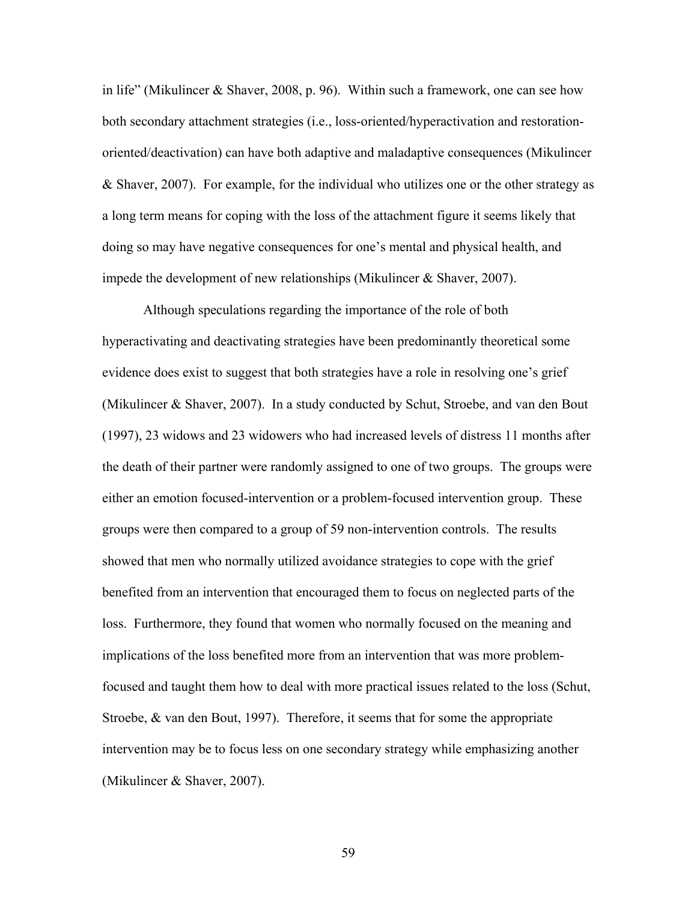in life" (Mikulincer & Shaver, 2008, p. 96). Within such a framework, one can see how both secondary attachment strategies (i.e., loss-oriented/hyperactivation and restoration-oriented/deactivation) can have both adaptive and maladaptive consequences (Mikulincer & Shaver, 2007). For example, for the individual who utilizes one or the other strategy as a long term means for coping with the loss of the attachment figure it seems likely that doing so may have negative consequences for one's mental and physical health, and impede the development of new relationships (Mikulincer & Shaver, 2007).

Although speculations regarding the importance of the role of both hyperactivating and deactivating strategies have been predominantly theoretical some evidence does exist to suggest that both strategies have a role in resolving one's grief (Mikulincer & Shaver, 2007). In a study conducted by Schut, Stroebe, and van den Bout (1997), 23 widows and 23 widowers who had increased levels of distress 11 months after the death of their partner were randomly assigned to one of two groups. The groups were either an emotion focused-intervention or a problem-focused intervention group. These groups were then compared to a group of 59 non-intervention controls. The results showed that men who normally utilized avoidance strategies to cope with the grief benefited from an intervention that encouraged them to focus on neglected parts of the loss. Furthermore, they found that women who normally focused on the meaning and implications of the loss benefited more from an intervention that was more problem-focused and taught them how to deal with more practical issues related to the loss (Schut, Stroebe, & van den Bout, 1997). Therefore, it seems that for some the appropriate intervention may be to focus less on one secondary strategy while emphasizing another (Mikulincer & Shaver, 2007).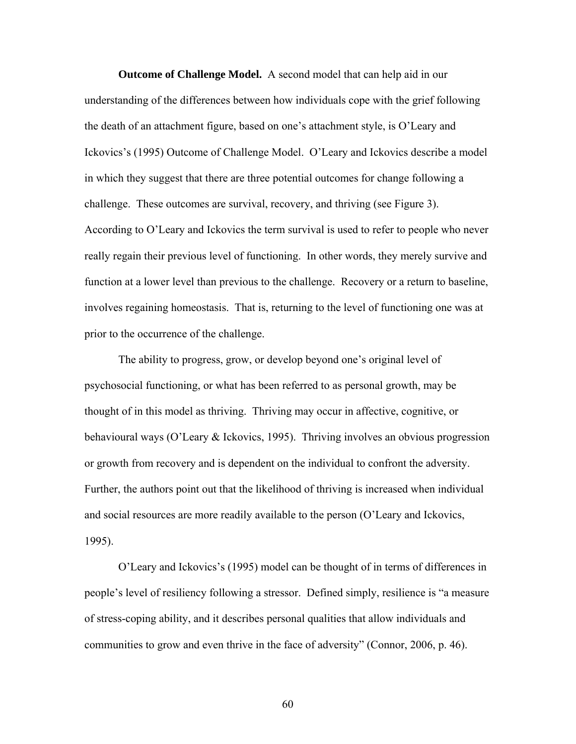**Outcome of Challenge Model.** A second model that can help aid in our understanding of the differences between how individuals cope with the grief following the death of an attachment figure, based on one's attachment style, is O'Leary and Ickovics's (1995) Outcome of Challenge Model. O'Leary and Ickovics describe a model in which they suggest that there are three potential outcomes for change following a challenge. These outcomes are survival, recovery, and thriving (see Figure 3). According to O'Leary and Ickovics the term survival is used to refer to people who never really regain their previous level of functioning. In other words, they merely survive and function at a lower level than previous to the challenge. Recovery or a return to baseline, involves regaining homeostasis. That is, returning to the level of functioning one was at prior to the occurrence of the challenge.

The ability to progress, grow, or develop beyond one's original level of psychosocial functioning, or what has been referred to as personal growth, may be thought of in this model as thriving. Thriving may occur in affective, cognitive, or behavioural ways (O'Leary & Ickovics, 1995). Thriving involves an obvious progression or growth from recovery and is dependent on the individual to confront the adversity. Further, the authors point out that the likelihood of thriving is increased when individual and social resources are more readily available to the person (O'Leary and Ickovics, 1995).

O'Leary and Ickovics's (1995) model can be thought of in terms of differences in people's level of resiliency following a stressor. Defined simply, resilience is "a measure of stress-coping ability, and it describes personal qualities that allow individuals and communities to grow and even thrive in the face of adversity" (Connor, 2006, p. 46).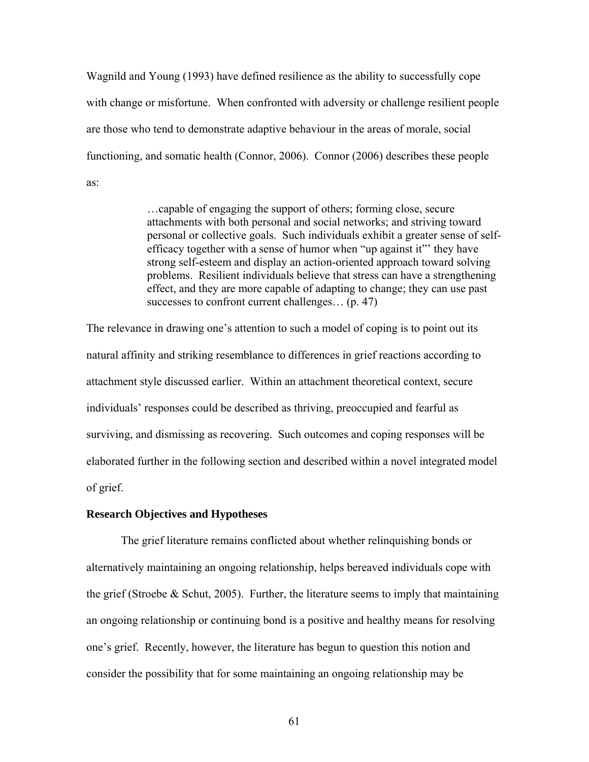Wagnild and Young (1993) have defined resilience as the ability to successfully cope with change or misfortune. When confronted with adversity or challenge resilient people are those who tend to demonstrate adaptive behaviour in the areas of morale, social functioning, and somatic health (Connor, 2006). Connor (2006) describes these people as:

> …capable of engaging the support of others; forming close, secure attachments with both personal and social networks; and striving toward personal or collective goals. Such individuals exhibit a greater sense of self-efficacy together with a sense of humor when "up against it"' they have strong self-esteem and display an action-oriented approach toward solving problems. Resilient individuals believe that stress can have a strengthening effect, and they are more capable of adapting to change; they can use past successes to confront current challenges… (p. 47)

The relevance in drawing one's attention to such a model of coping is to point out its natural affinity and striking resemblance to differences in grief reactions according to attachment style discussed earlier. Within an attachment theoretical context, secure individuals' responses could be described as thriving, preoccupied and fearful as surviving, and dismissing as recovering. Such outcomes and coping responses will be elaborated further in the following section and described within a novel integrated model of grief.

**Research Objectives and Hypotheses**

The grief literature remains conflicted about whether relinquishing bonds or alternatively maintaining an ongoing relationship, helps bereaved individuals cope with the grief (Stroebe & Schut, 2005). Further, the literature seems to imply that maintaining an ongoing relationship or continuing bond is a positive and healthy means for resolving one's grief. Recently, however, the literature has begun to question this notion and consider the possibility that for some maintaining an ongoing relationship may be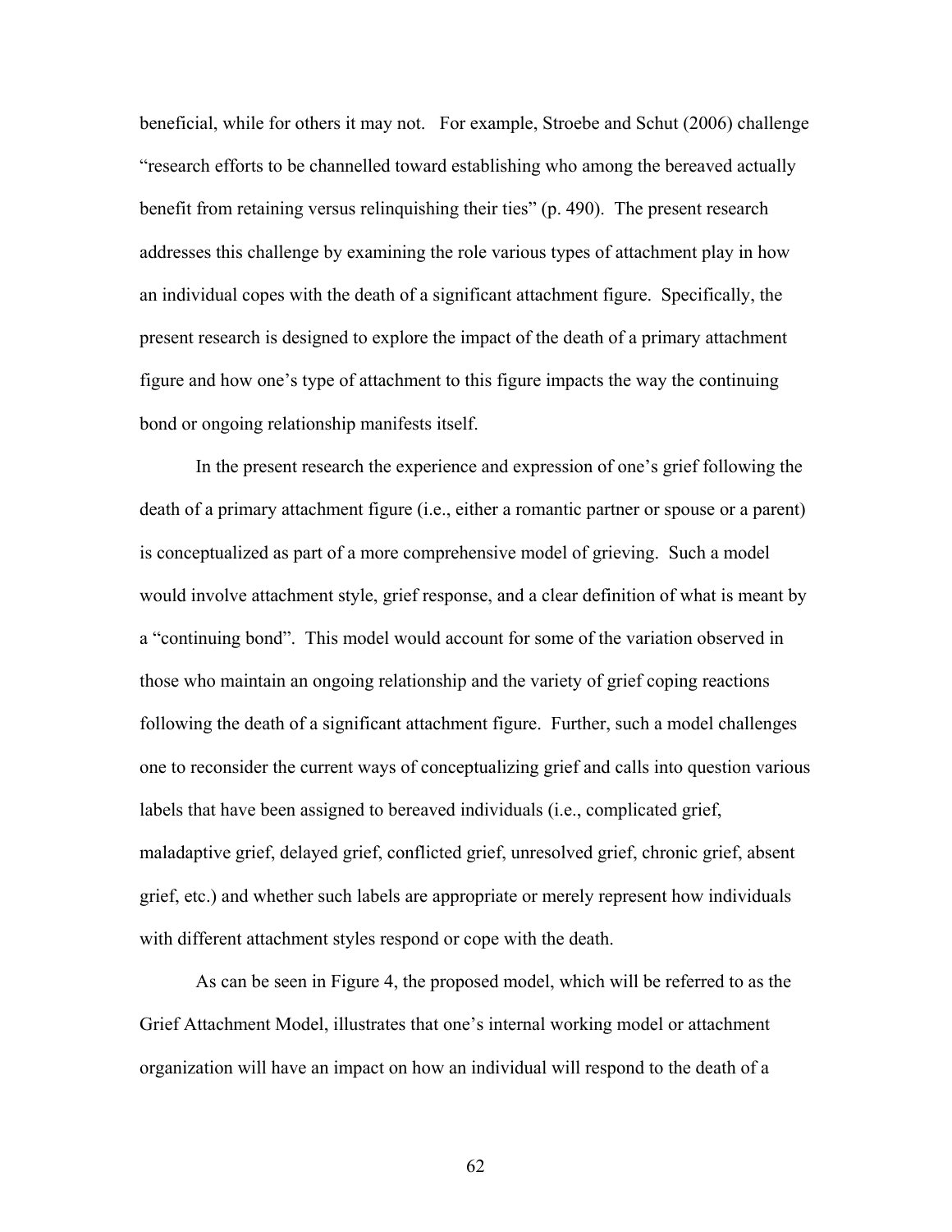beneficial, while for others it may not. For example, Stroebe and Schut (2006) challenge "research efforts to be channelled toward establishing who among the bereaved actually benefit from retaining versus relinquishing their ties" (p. 490). The present research addresses this challenge by examining the role various types of attachment play in how an individual copes with the death of a significant attachment figure. Specifically, the present research is designed to explore the impact of the death of a primary attachment figure and how one's type of attachment to this figure impacts the way the continuing bond or ongoing relationship manifests itself.

In the present research the experience and expression of one's grief following the death of a primary attachment figure (i.e., either a romantic partner or spouse or a parent) is conceptualized as part of a more comprehensive model of grieving. Such a model would involve attachment style, grief response, and a clear definition of what is meant by a "continuing bond". This model would account for some of the variation observed in those who maintain an ongoing relationship and the variety of grief coping reactions following the death of a significant attachment figure. Further, such a model challenges one to reconsider the current ways of conceptualizing grief and calls into question various labels that have been assigned to bereaved individuals (i.e., complicated grief, maladaptive grief, delayed grief, conflicted grief, unresolved grief, chronic grief, absent grief, etc.) and whether such labels are appropriate or merely represent how individuals with different attachment styles respond or cope with the death.

As can be seen in Figure 4, the proposed model, which will be referred to as the Grief Attachment Model, illustrates that one's internal working model or attachment organization will have an impact on how an individual will respond to the death of a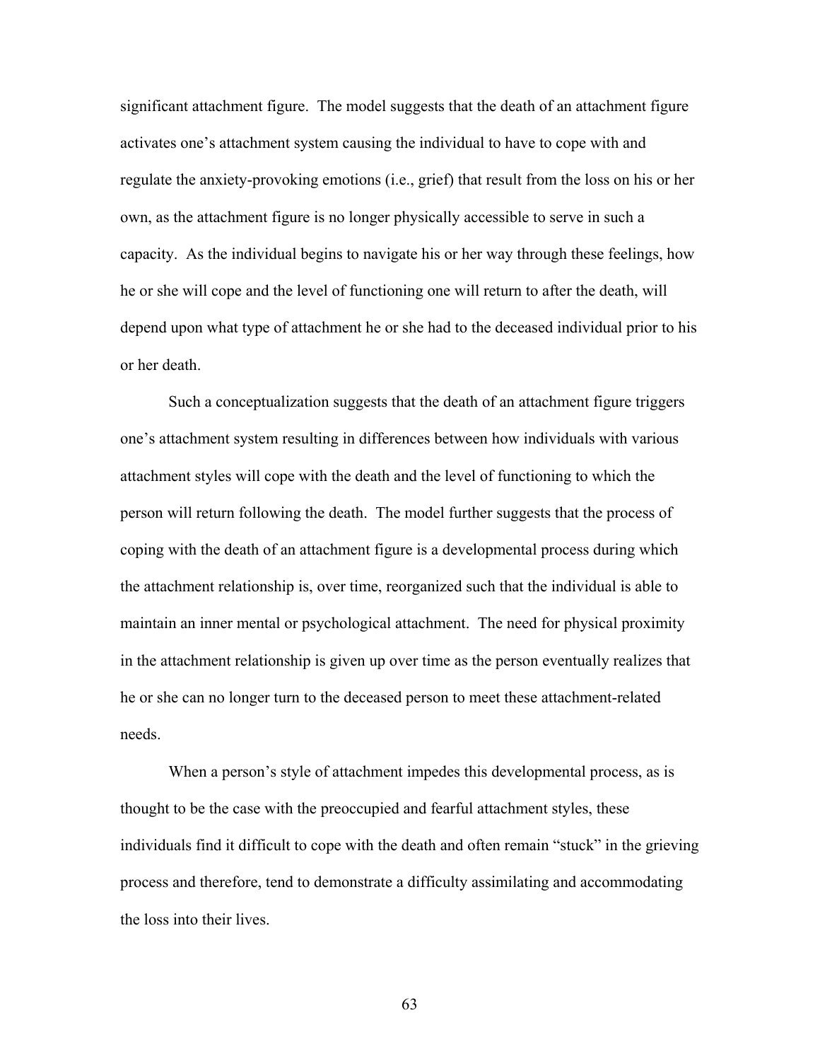significant attachment figure. The model suggests that the death of an attachment figure activates one's attachment system causing the individual to have to cope with and regulate the anxiety-provoking emotions (i.e., grief) that result from the loss on his or her own, as the attachment figure is no longer physically accessible to serve in such a capacity. As the individual begins to navigate his or her way through these feelings, how he or she will cope and the level of functioning one will return to after the death, will depend upon what type of attachment he or she had to the deceased individual prior to his or her death.

Such a conceptualization suggests that the death of an attachment figure triggers one's attachment system resulting in differences between how individuals with various attachment styles will cope with the death and the level of functioning to which the person will return following the death. The model further suggests that the process of coping with the death of an attachment figure is a developmental process during which the attachment relationship is, over time, reorganized such that the individual is able to maintain an inner mental or psychological attachment. The need for physical proximity in the attachment relationship is given up over time as the person eventually realizes that he or she can no longer turn to the deceased person to meet these attachment-related needs.

When a person's style of attachment impedes this developmental process, as is thought to be the case with the preoccupied and fearful attachment styles, these individuals find it difficult to cope with the death and often remain "stuck" in the grieving process and therefore, tend to demonstrate a difficulty assimilating and accommodating the loss into their lives.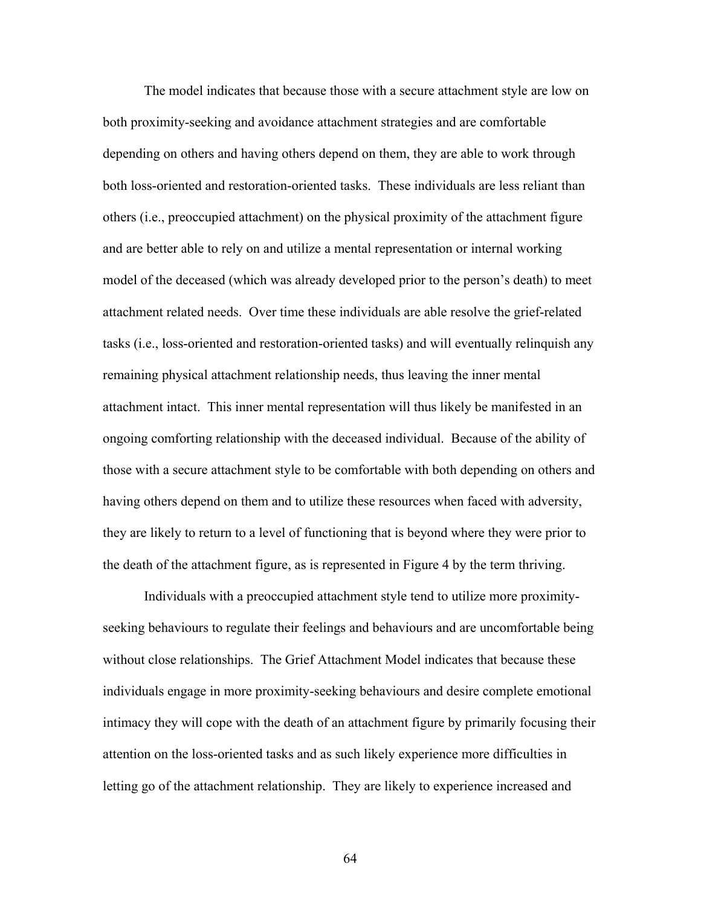The model indicates that because those with a secure attachment style are low on both proximity-seeking and avoidance attachment strategies and are comfortable depending on others and having others depend on them, they are able to work through both loss-oriented and restoration-oriented tasks. These individuals are less reliant than others (i.e., preoccupied attachment) on the physical proximity of the attachment figure and are better able to rely on and utilize a mental representation or internal working model of the deceased (which was already developed prior to the person's death) to meet attachment related needs. Over time these individuals are able resolve the grief-related tasks (i.e., loss-oriented and restoration-oriented tasks) and will eventually relinquish any remaining physical attachment relationship needs, thus leaving the inner mental attachment intact. This inner mental representation will thus likely be manifested in an ongoing comforting relationship with the deceased individual. Because of the ability of those with a secure attachment style to be comfortable with both depending on others and having others depend on them and to utilize these resources when faced with adversity, they are likely to return to a level of functioning that is beyond where they were prior to the death of the attachment figure, as is represented in Figure 4 by the term thriving.

Individuals with a preoccupied attachment style tend to utilize more proximity-seeking behaviours to regulate their feelings and behaviours and are uncomfortable being without close relationships. The Grief Attachment Model indicates that because these individuals engage in more proximity-seeking behaviours and desire complete emotional intimacy they will cope with the death of an attachment figure by primarily focusing their attention on the loss-oriented tasks and as such likely experience more difficulties in letting go of the attachment relationship. They are likely to experience increased and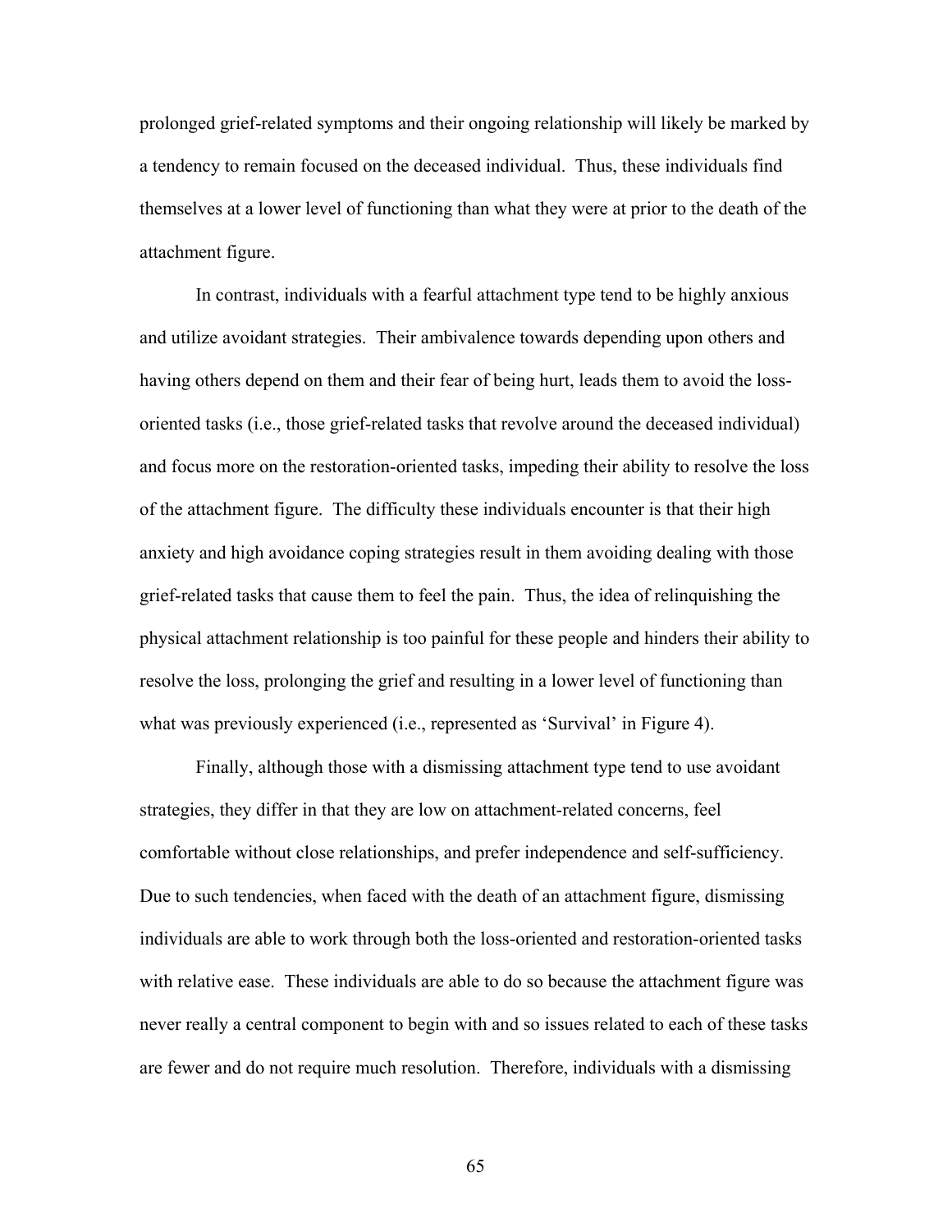prolonged grief-related symptoms and their ongoing relationship will likely be marked by a tendency to remain focused on the deceased individual. Thus, these individuals find themselves at a lower level of functioning than what they were at prior to the death of the attachment figure.

In contrast, individuals with a fearful attachment type tend to be highly anxious and utilize avoidant strategies. Their ambivalence towards depending upon others and having others depend on them and their fear of being hurt, leads them to avoid the loss-oriented tasks (i.e., those grief-related tasks that revolve around the deceased individual) and focus more on the restoration-oriented tasks, impeding their ability to resolve the loss of the attachment figure. The difficulty these individuals encounter is that their high anxiety and high avoidance coping strategies result in them avoiding dealing with those grief-related tasks that cause them to feel the pain. Thus, the idea of relinquishing the physical attachment relationship is too painful for these people and hinders their ability to resolve the loss, prolonging the grief and resulting in a lower level of functioning than what was previously experienced (i.e., represented as 'Survival' in Figure 4).

Finally, although those with a dismissing attachment type tend to use avoidant strategies, they differ in that they are low on attachment-related concerns, feel comfortable without close relationships, and prefer independence and self-sufficiency. Due to such tendencies, when faced with the death of an attachment figure, dismissing individuals are able to work through both the loss-oriented and restoration-oriented tasks with relative ease. These individuals are able to do so because the attachment figure was never really a central component to begin with and so issues related to each of these tasks are fewer and do not require much resolution. Therefore, individuals with a dismissing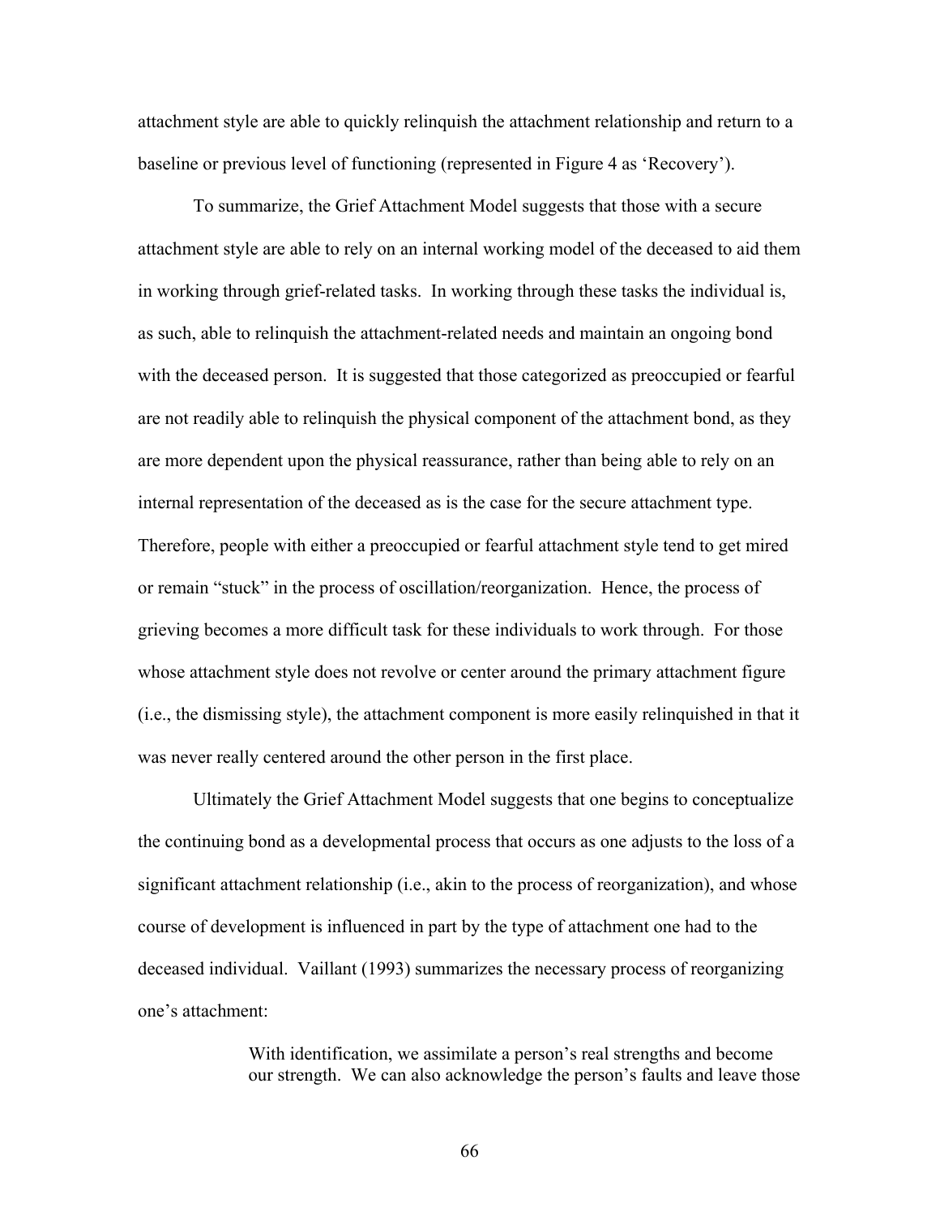attachment style are able to quickly relinquish the attachment relationship and return to a baseline or previous level of functioning (represented in Figure 4 as 'Recovery').

To summarize, the Grief Attachment Model suggests that those with a secure attachment style are able to rely on an internal working model of the deceased to aid them in working through grief-related tasks. In working through these tasks the individual is, as such, able to relinquish the attachment-related needs and maintain an ongoing bond with the deceased person. It is suggested that those categorized as preoccupied or fearful are not readily able to relinquish the physical component of the attachment bond, as they are more dependent upon the physical reassurance, rather than being able to rely on an internal representation of the deceased as is the case for the secure attachment type. Therefore, people with either a preoccupied or fearful attachment style tend to get mired or remain "stuck" in the process of oscillation/reorganization. Hence, the process of grieving becomes a more difficult task for these individuals to work through. For those whose attachment style does not revolve or center around the primary attachment figure (i.e., the dismissing style), the attachment component is more easily relinquished in that it was never really centered around the other person in the first place.

Ultimately the Grief Attachment Model suggests that one begins to conceptualize the continuing bond as a developmental process that occurs as one adjusts to the loss of a significant attachment relationship (i.e., akin to the process of reorganization), and whose course of development is influenced in part by the type of attachment one had to the deceased individual. Vaillant (1993) summarizes the necessary process of reorganizing one's attachment:

> With identification, we assimilate a person's real strengths and become our strength. We can also acknowledge the person's faults and leave those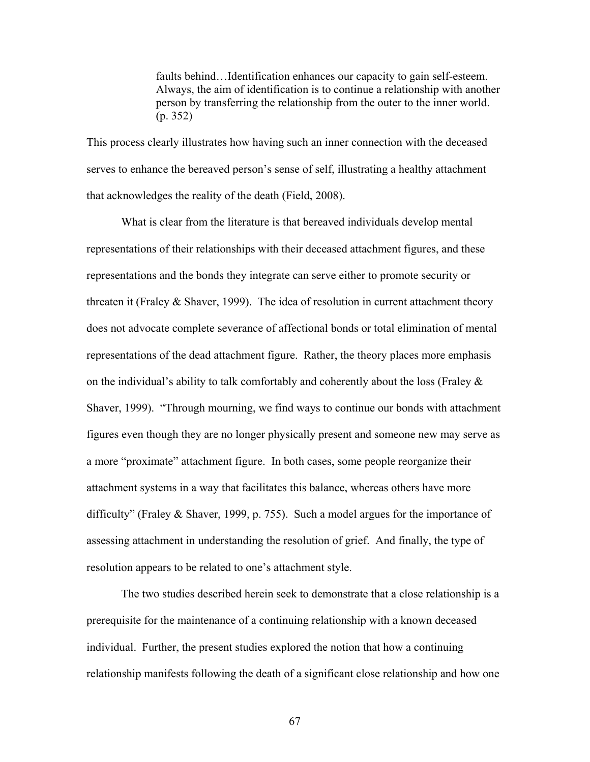> faults behind…Identification enhances our capacity to gain self-esteem. Always, the aim of identification is to continue a relationship with another person by transferring the relationship from the outer to the inner world. (p. 352)

This process clearly illustrates how having such an inner connection with the deceased serves to enhance the bereaved person's sense of self, illustrating a healthy attachment that acknowledges the reality of the death (Field, 2008).

What is clear from the literature is that bereaved individuals develop mental representations of their relationships with their deceased attachment figures, and these representations and the bonds they integrate can serve either to promote security or threaten it (Fraley & Shaver, 1999). The idea of resolution in current attachment theory does not advocate complete severance of affectional bonds or total elimination of mental representations of the dead attachment figure. Rather, the theory places more emphasis on the individual's ability to talk comfortably and coherently about the loss (Fraley & Shaver, 1999). "Through mourning, we find ways to continue our bonds with attachment figures even though they are no longer physically present and someone new may serve as a more "proximate" attachment figure. In both cases, some people reorganize their attachment systems in a way that facilitates this balance, whereas others have more difficulty" (Fraley & Shaver, 1999, p. 755). Such a model argues for the importance of assessing attachment in understanding the resolution of grief. And finally, the type of resolution appears to be related to one's attachment style.

The two studies described herein seek to demonstrate that a close relationship is a prerequisite for the maintenance of a continuing relationship with a known deceased individual. Further, the present studies explored the notion that how a continuing relationship manifests following the death of a significant close relationship and how one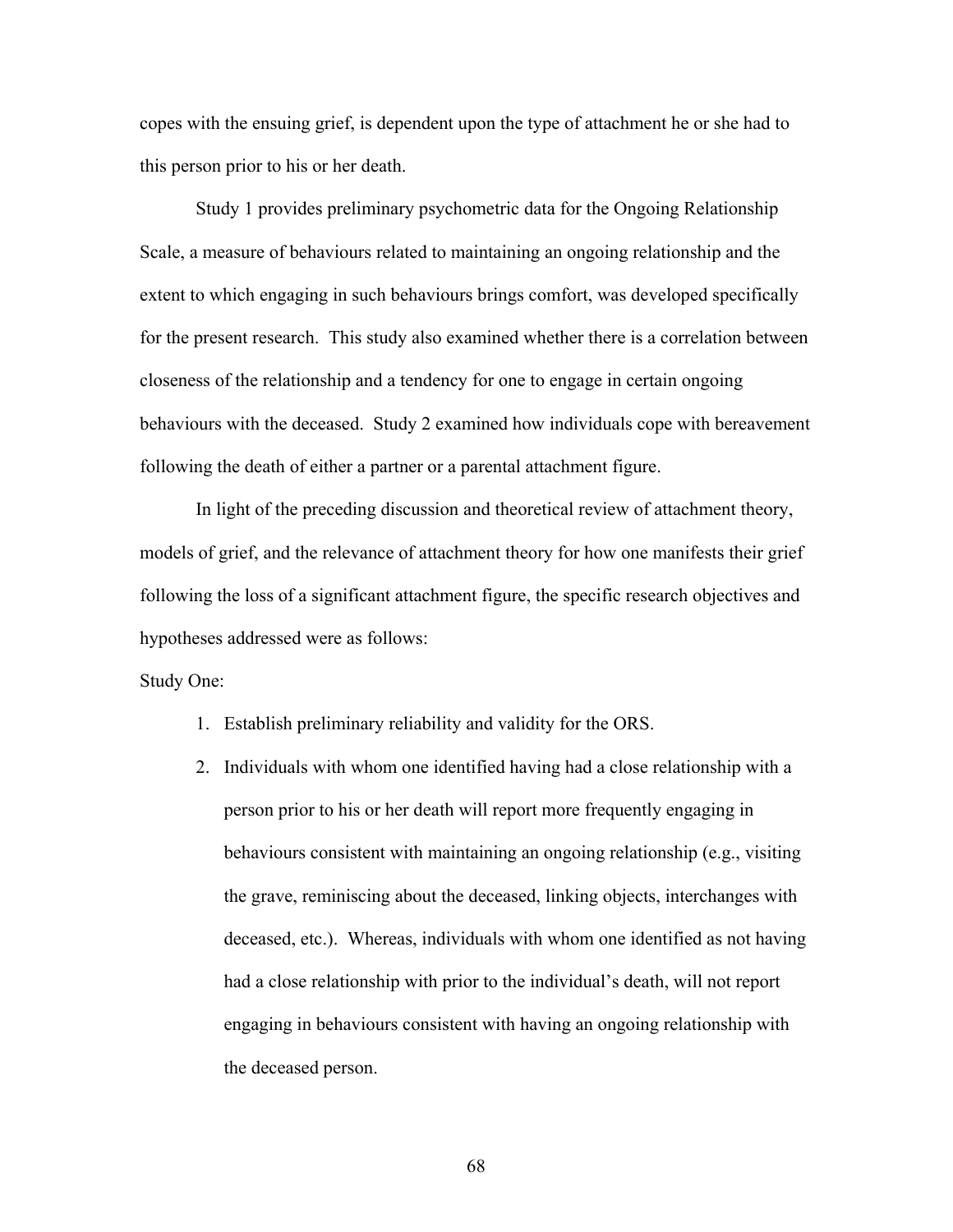copes with the ensuing grief, is dependent upon the type of attachment he or she had to this person prior to his or her death.

Study 1 provides preliminary psychometric data for the Ongoing Relationship Scale, a measure of behaviours related to maintaining an ongoing relationship and the extent to which engaging in such behaviours brings comfort, was developed specifically for the present research. This study also examined whether there is a correlation between closeness of the relationship and a tendency for one to engage in certain ongoing behaviours with the deceased. Study 2 examined how individuals cope with bereavement following the death of either a partner or a parental attachment figure.

In light of the preceding discussion and theoretical review of attachment theory, models of grief, and the relevance of attachment theory for how one manifests their grief following the loss of a significant attachment figure, the specific research objectives and hypotheses addressed were as follows:

Study One:

1. Establish preliminary reliability and validity for the ORS.
2. Individuals with whom one identified having had a close relationship with a person prior to his or her death will report more frequently engaging in behaviours consistent with maintaining an ongoing relationship (e.g., visiting the grave, reminiscing about the deceased, linking objects, interchanges with deceased, etc.). Whereas, individuals with whom one identified as not having had a close relationship with prior to the individual's death, will not report engaging in behaviours consistent with having an ongoing relationship with the deceased person.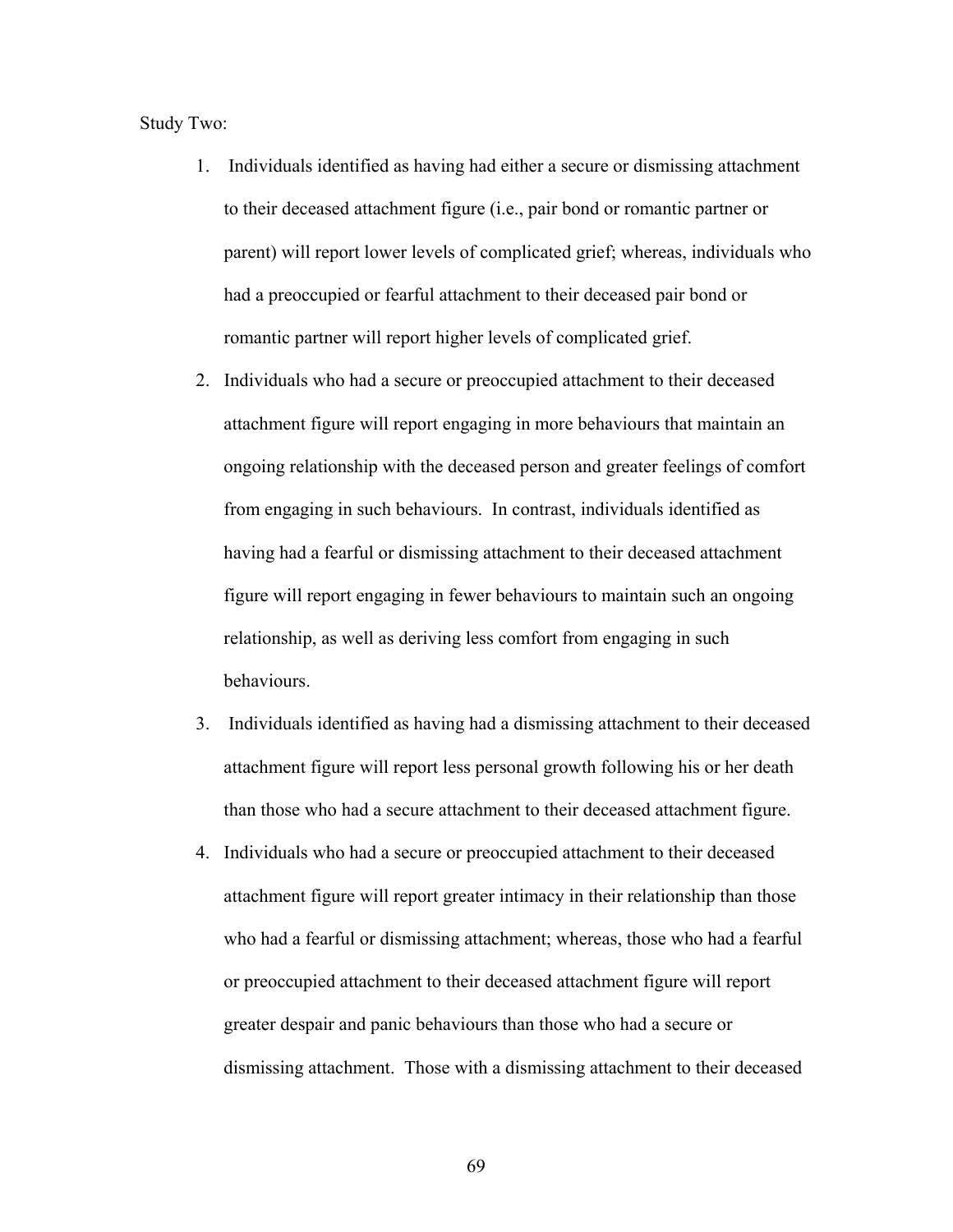Study Two:

1. Individuals identified as having had either a secure or dismissing attachment to their deceased attachment figure (i.e., pair bond or romantic partner or parent) will report lower levels of complicated grief; whereas, individuals who had a preoccupied or fearful attachment to their deceased pair bond or romantic partner will report higher levels of complicated grief.
2. Individuals who had a secure or preoccupied attachment to their deceased attachment figure will report engaging in more behaviours that maintain an ongoing relationship with the deceased person and greater feelings of comfort from engaging in such behaviours. In contrast, individuals identified as having had a fearful or dismissing attachment to their deceased attachment figure will report engaging in fewer behaviours to maintain such an ongoing relationship, as well as deriving less comfort from engaging in such behaviours.
3. Individuals identified as having had a dismissing attachment to their deceased attachment figure will report less personal growth following his or her death than those who had a secure attachment to their deceased attachment figure.
4. Individuals who had a secure or preoccupied attachment to their deceased attachment figure will report greater intimacy in their relationship than those who had a fearful or dismissing attachment; whereas, those who had a fearful or preoccupied attachment to their deceased attachment figure will report greater despair and panic behaviours than those who had a secure or dismissing attachment. Those with a dismissing attachment to their deceased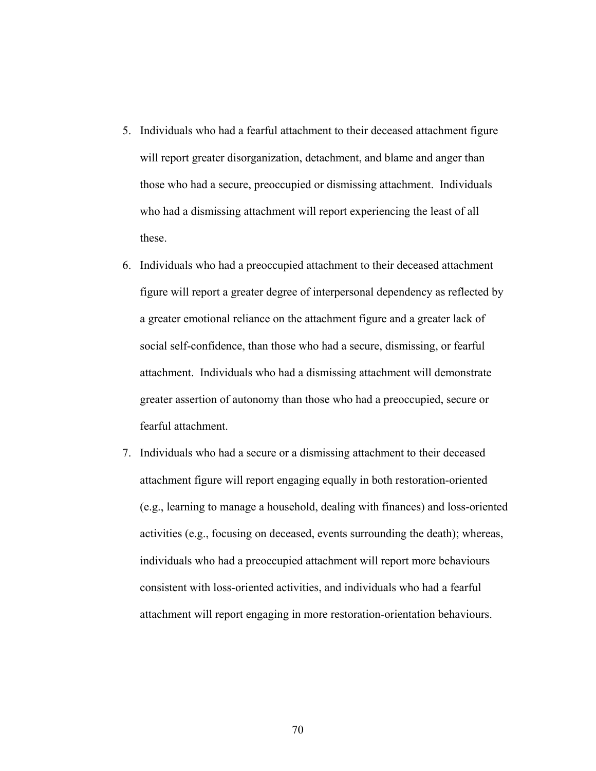5. Individuals who had a fearful attachment to their deceased attachment figure will report greater disorganization, detachment, and blame and anger than those who had a secure, preoccupied or dismissing attachment. Individuals who had a dismissing attachment will report experiencing the least of all these.
6. Individuals who had a preoccupied attachment to their deceased attachment figure will report a greater degree of interpersonal dependency as reflected by a greater emotional reliance on the attachment figure and a greater lack of social self-confidence, than those who had a secure, dismissing, or fearful attachment. Individuals who had a dismissing attachment will demonstrate greater assertion of autonomy than those who had a preoccupied, secure or fearful attachment.
7. Individuals who had a secure or a dismissing attachment to their deceased attachment figure will report engaging equally in both restoration-oriented (e.g., learning to manage a household, dealing with finances) and loss-oriented activities (e.g., focusing on deceased, events surrounding the death); whereas, individuals who had a preoccupied attachment will report more behaviours consistent with loss-oriented activities, and individuals who had a fearful attachment will report engaging in more restoration-orientation behaviours.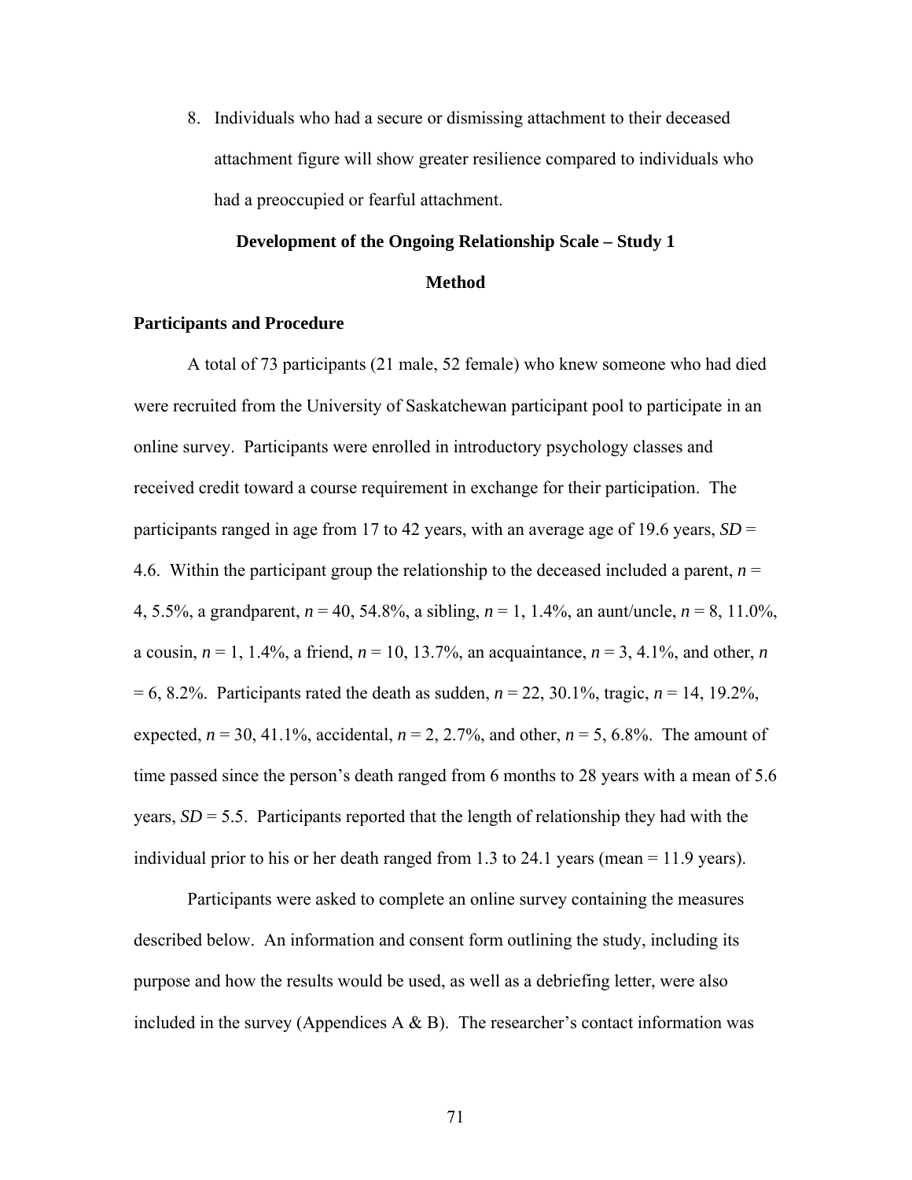8. Individuals who had a secure or dismissing attachment to their deceased attachment figure will show greater resilience compared to individuals who had a preoccupied or fearful attachment.

## Development of the Ongoing Relationship Scale – Study 1

## Method

### Participants and Procedure

A total of 73 participants (21 male, 52 female) who knew someone who had died were recruited from the University of Saskatchewan participant pool to participate in an online survey. Participants were enrolled in introductory psychology classes and received credit toward a course requirement in exchange for their participation. The participants ranged in age from 17 to 42 years, with an average age of 19.6 years, *SD* = 4.6. Within the participant group the relationship to the deceased included a parent, *n* = 4, 5.5%, a grandparent, *n* = 40, 54.8%, a sibling, *n* = 1, 1.4%, an aunt/uncle, *n* = 8, 11.0%, a cousin, *n* = 1, 1.4%, a friend, *n* = 10, 13.7%, an acquaintance, *n* = 3, 4.1%, and other, *n* = 6, 8.2%. Participants rated the death as sudden, *n* = 22, 30.1%, tragic, *n* = 14, 19.2%, expected, *n* = 30, 41.1%, accidental, *n* = 2, 2.7%, and other, *n* = 5, 6.8%. The amount of time passed since the person's death ranged from 6 months to 28 years with a mean of 5.6 years, *SD* = 5.5. Participants reported that the length of relationship they had with the individual prior to his or her death ranged from 1.3 to 24.1 years (mean = 11.9 years).

Participants were asked to complete an online survey containing the measures described below. An information and consent form outlining the study, including its purpose and how the results would be used, as well as a debriefing letter, were also included in the survey (Appendices A & B). The researcher's contact information was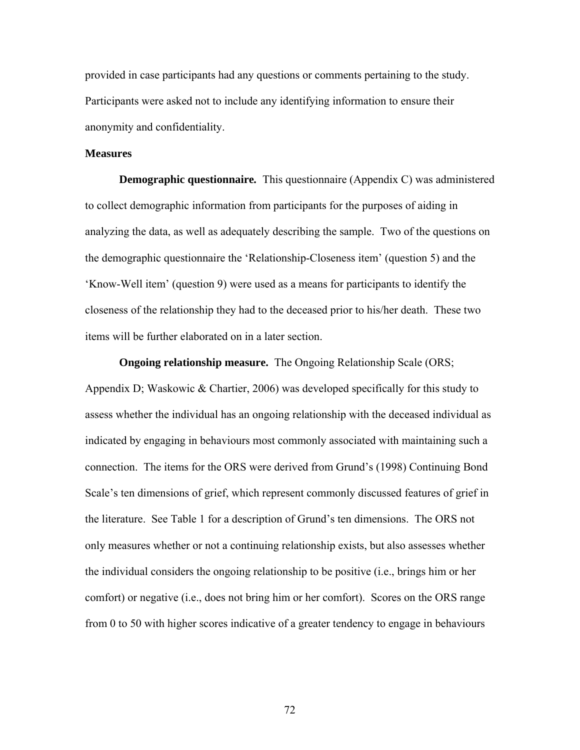provided in case participants had any questions or comments pertaining to the study. Participants were asked not to include any identifying information to ensure their anonymity and confidentiality.

### Measures

**Demographic questionnaire.** This questionnaire (Appendix C) was administered to collect demographic information from participants for the purposes of aiding in analyzing the data, as well as adequately describing the sample. Two of the questions on the demographic questionnaire the 'Relationship-Closeness item' (question 5) and the 'Know-Well item' (question 9) were used as a means for participants to identify the closeness of the relationship they had to the deceased prior to his/her death. These two items will be further elaborated on in a later section.

**Ongoing relationship measure.** The Ongoing Relationship Scale (ORS; Appendix D; Waskowic & Chartier, 2006) was developed specifically for this study to assess whether the individual has an ongoing relationship with the deceased individual as indicated by engaging in behaviours most commonly associated with maintaining such a connection. The items for the ORS were derived from Grund's (1998) Continuing Bond Scale's ten dimensions of grief, which represent commonly discussed features of grief in the literature. See Table 1 for a description of Grund's ten dimensions. The ORS not only measures whether or not a continuing relationship exists, but also assesses whether the individual considers the ongoing relationship to be positive (i.e., brings him or her comfort) or negative (i.e., does not bring him or her comfort). Scores on the ORS range from 0 to 50 with higher scores indicative of a greater tendency to engage in behaviours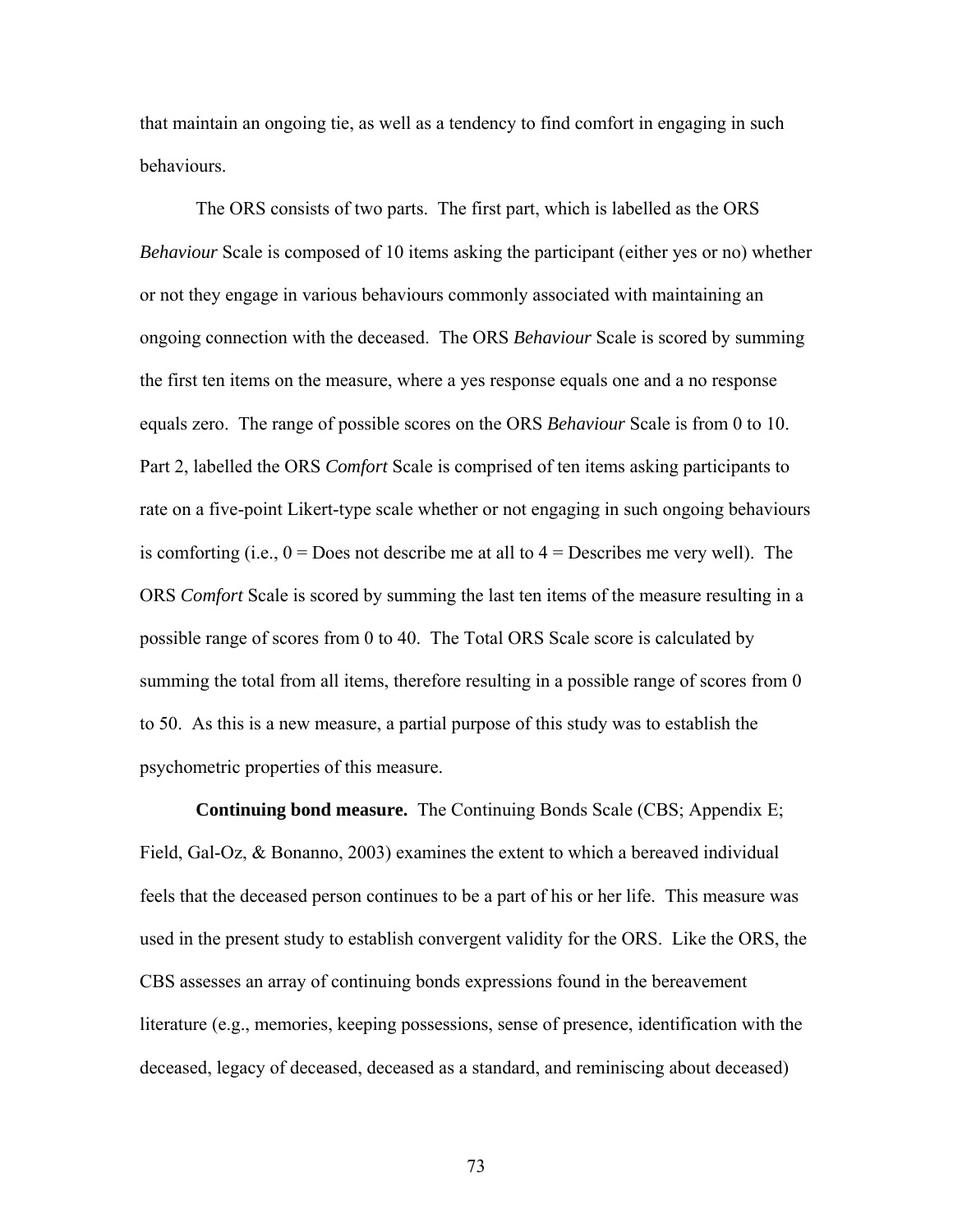that maintain an ongoing tie, as well as a tendency to find comfort in engaging in such behaviours.

The ORS consists of two parts. The first part, which is labelled as the ORS *Behaviour* Scale is composed of 10 items asking the participant (either yes or no) whether or not they engage in various behaviours commonly associated with maintaining an ongoing connection with the deceased. The ORS *Behaviour* Scale is scored by summing the first ten items on the measure, where a yes response equals one and a no response equals zero. The range of possible scores on the ORS *Behaviour* Scale is from 0 to 10. Part 2, labelled the ORS *Comfort* Scale is comprised of ten items asking participants to rate on a five-point Likert-type scale whether or not engaging in such ongoing behaviours is comforting (i.e., 0 = Does not describe me at all to 4 = Describes me very well). The ORS *Comfort* Scale is scored by summing the last ten items of the measure resulting in a possible range of scores from 0 to 40. The Total ORS Scale score is calculated by summing the total from all items, therefore resulting in a possible range of scores from 0 to 50. As this is a new measure, a partial purpose of this study was to establish the psychometric properties of this measure.

**Continuing bond measure.** The Continuing Bonds Scale (CBS; Appendix E; Field, Gal-Oz, & Bonanno, 2003) examines the extent to which a bereaved individual feels that the deceased person continues to be a part of his or her life. This measure was used in the present study to establish convergent validity for the ORS. Like the ORS, the CBS assesses an array of continuing bonds expressions found in the bereavement literature (e.g., memories, keeping possessions, sense of presence, identification with the deceased, legacy of deceased, deceased as a standard, and reminiscing about deceased)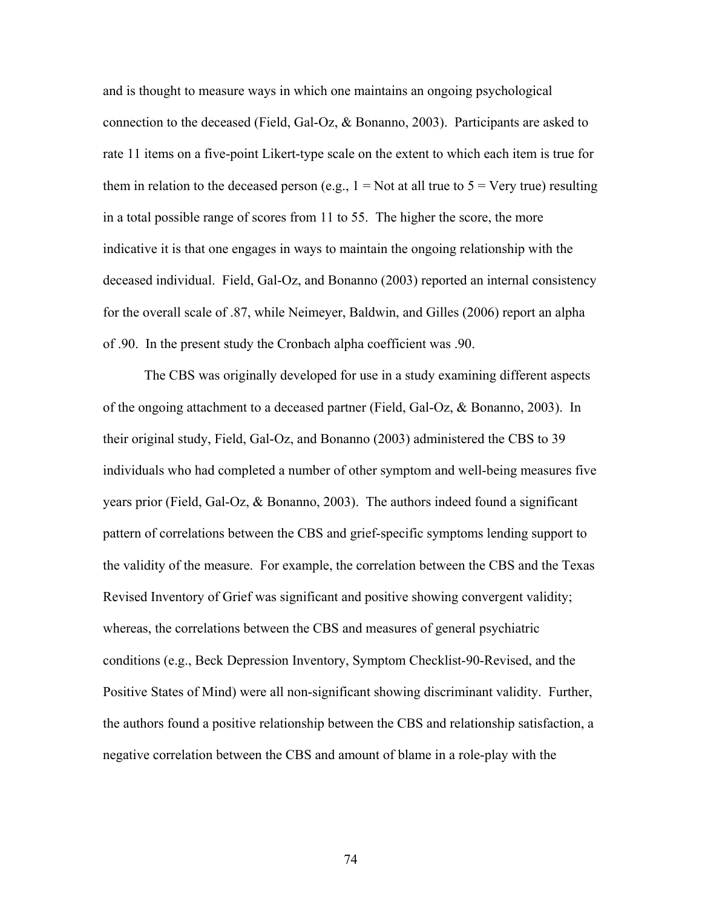and is thought to measure ways in which one maintains an ongoing psychological connection to the deceased (Field, Gal-Oz, & Bonanno, 2003). Participants are asked to rate 11 items on a five-point Likert-type scale on the extent to which each item is true for them in relation to the deceased person (e.g., 1 = Not at all true to 5 = Very true) resulting in a total possible range of scores from 11 to 55. The higher the score, the more indicative it is that one engages in ways to maintain the ongoing relationship with the deceased individual. Field, Gal-Oz, and Bonanno (2003) reported an internal consistency for the overall scale of .87, while Neimeyer, Baldwin, and Gilles (2006) report an alpha of .90. In the present study the Cronbach alpha coefficient was .90.

The CBS was originally developed for use in a study examining different aspects of the ongoing attachment to a deceased partner (Field, Gal-Oz, & Bonanno, 2003). In their original study, Field, Gal-Oz, and Bonanno (2003) administered the CBS to 39 individuals who had completed a number of other symptom and well-being measures five years prior (Field, Gal-Oz, & Bonanno, 2003). The authors indeed found a significant pattern of correlations between the CBS and grief-specific symptoms lending support to the validity of the measure. For example, the correlation between the CBS and the Texas Revised Inventory of Grief was significant and positive showing convergent validity; whereas, the correlations between the CBS and measures of general psychiatric conditions (e.g., Beck Depression Inventory, Symptom Checklist-90-Revised, and the Positive States of Mind) were all non-significant showing discriminant validity. Further, the authors found a positive relationship between the CBS and relationship satisfaction, a negative correlation between the CBS and amount of blame in a role-play with the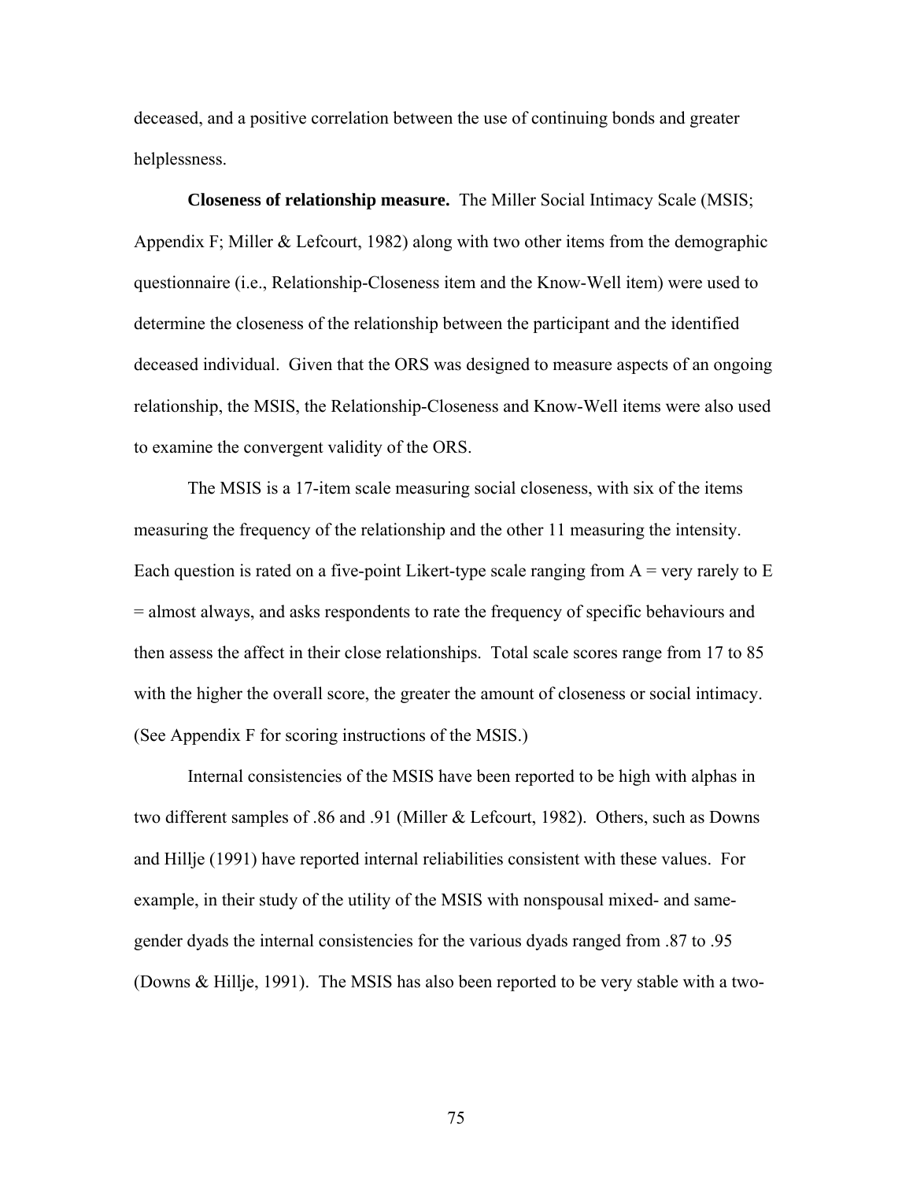deceased, and a positive correlation between the use of continuing bonds and greater helplessness.

**Closeness of relationship measure.** The Miller Social Intimacy Scale (MSIS; Appendix F; Miller & Lefcourt, 1982) along with two other items from the demographic questionnaire (i.e., Relationship-Closeness item and the Know-Well item) were used to determine the closeness of the relationship between the participant and the identified deceased individual. Given that the ORS was designed to measure aspects of an ongoing relationship, the MSIS, the Relationship-Closeness and Know-Well items were also used to examine the convergent validity of the ORS.

The MSIS is a 17-item scale measuring social closeness, with six of the items measuring the frequency of the relationship and the other 11 measuring the intensity. Each question is rated on a five-point Likert-type scale ranging from A = very rarely to E = almost always, and asks respondents to rate the frequency of specific behaviours and then assess the affect in their close relationships. Total scale scores range from 17 to 85 with the higher the overall score, the greater the amount of closeness or social intimacy. (See Appendix F for scoring instructions of the MSIS.)

Internal consistencies of the MSIS have been reported to be high with alphas in two different samples of .86 and .91 (Miller & Lefcourt, 1982). Others, such as Downs and Hillje (1991) have reported internal reliabilities consistent with these values. For example, in their study of the utility of the MSIS with nonspousal mixed- and same-gender dyads the internal consistencies for the various dyads ranged from .87 to .95 (Downs & Hillje, 1991). The MSIS has also been reported to be very stable with a two-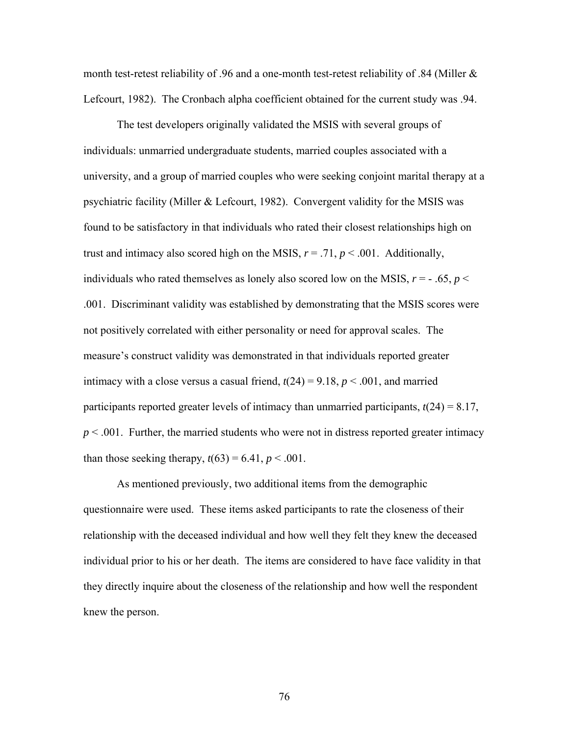month test-retest reliability of .96 and a one-month test-retest reliability of .84 (Miller & Lefcourt, 1982). The Cronbach alpha coefficient obtained for the current study was .94.

The test developers originally validated the MSIS with several groups of individuals: unmarried undergraduate students, married couples associated with a university, and a group of married couples who were seeking conjoint marital therapy at a psychiatric facility (Miller & Lefcourt, 1982). Convergent validity for the MSIS was found to be satisfactory in that individuals who rated their closest relationships high on trust and intimacy also scored high on the MSIS, $r = .71$, $p < .001$. Additionally, individuals who rated themselves as lonely also scored low on the MSIS, $r = -.65$, $p < .001$. Discriminant validity was established by demonstrating that the MSIS scores were not positively correlated with either personality or need for approval scales. The measure's construct validity was demonstrated in that individuals reported greater intimacy with a close versus a casual friend, $t(24) = 9.18$, $p < .001$, and married participants reported greater levels of intimacy than unmarried participants, $t(24) = 8.17$, $p < .001$. Further, the married students who were not in distress reported greater intimacy than those seeking therapy, $t(63) = 6.41$, $p < .001$.

As mentioned previously, two additional items from the demographic questionnaire were used. These items asked participants to rate the closeness of their relationship with the deceased individual and how well they felt they knew the deceased individual prior to his or her death. The items are considered to have face validity in that they directly inquire about the closeness of the relationship and how well the respondent knew the person.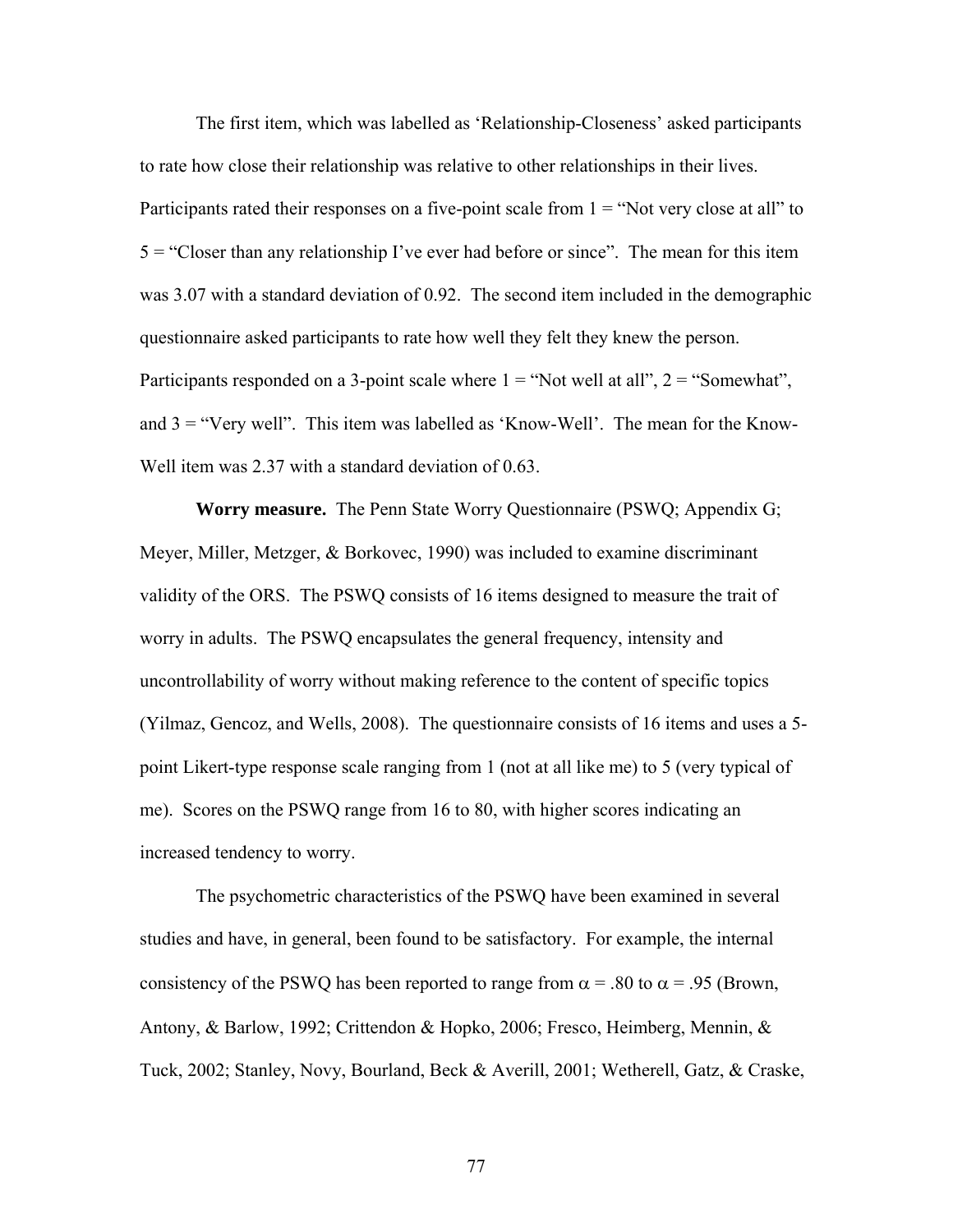The first item, which was labelled as 'Relationship-Closeness' asked participants to rate how close their relationship was relative to other relationships in their lives. Participants rated their responses on a five-point scale from 1 = "Not very close at all" to 5 = "Closer than any relationship I've ever had before or since". The mean for this item was 3.07 with a standard deviation of 0.92. The second item included in the demographic questionnaire asked participants to rate how well they felt they knew the person. Participants responded on a 3-point scale where 1 = "Not well at all", 2 = "Somewhat", and 3 = "Very well". This item was labelled as 'Know-Well'. The mean for the Know-Well item was 2.37 with a standard deviation of 0.63.

**Worry measure.** The Penn State Worry Questionnaire (PSWQ; Appendix G; Meyer, Miller, Metzger, & Borkovec, 1990) was included to examine discriminant validity of the ORS. The PSWQ consists of 16 items designed to measure the trait of worry in adults. The PSWQ encapsulates the general frequency, intensity and uncontrollability of worry without making reference to the content of specific topics (Yilmaz, Gencoz, and Wells, 2008). The questionnaire consists of 16 items and uses a 5-point Likert-type response scale ranging from 1 (not at all like me) to 5 (very typical of me). Scores on the PSWQ range from 16 to 80, with higher scores indicating an increased tendency to worry.

The psychometric characteristics of the PSWQ have been examined in several studies and have, in general, been found to be satisfactory. For example, the internal consistency of the PSWQ has been reported to range from $\alpha = .80$ to $\alpha = .95$ (Brown, Antony, & Barlow, 1992; Crittendon & Hopko, 2006; Fresco, Heimberg, Mennin, & Tuck, 2002; Stanley, Novy, Bourland, Beck & Averill, 2001; Wetherell, Gatz, & Craske,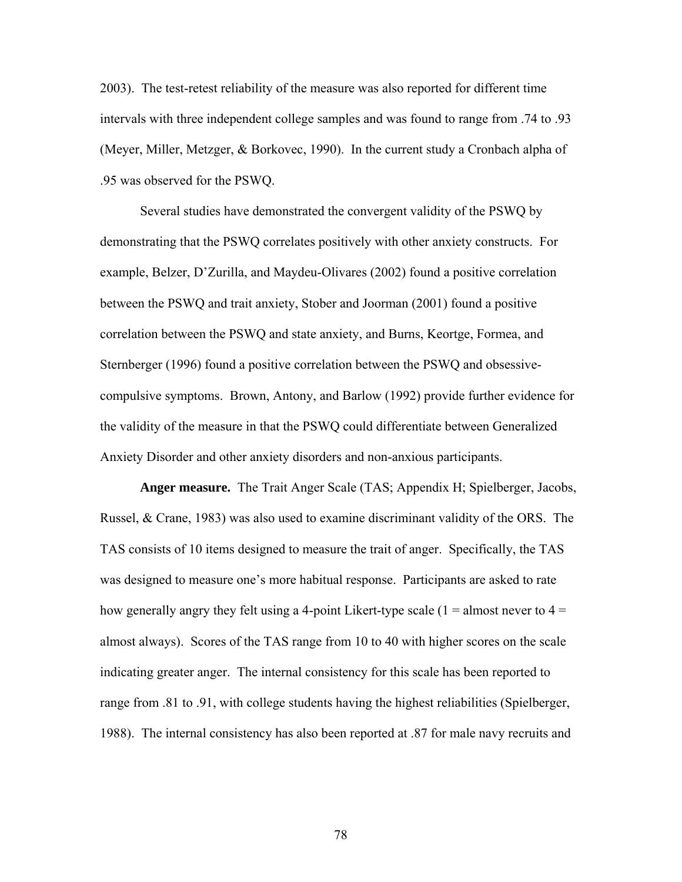2003). The test-retest reliability of the measure was also reported for different time intervals with three independent college samples and was found to range from .74 to .93 (Meyer, Miller, Metzger, & Borkovec, 1990). In the current study a Cronbach alpha of .95 was observed for the PSWQ.

Several studies have demonstrated the convergent validity of the PSWQ by demonstrating that the PSWQ correlates positively with other anxiety constructs. For example, Belzer, D'Zurilla, and Maydeu-Olivares (2002) found a positive correlation between the PSWQ and trait anxiety, Stober and Joorman (2001) found a positive correlation between the PSWQ and state anxiety, and Burns, Keortge, Formea, and Sternberger (1996) found a positive correlation between the PSWQ and obsessive-compulsive symptoms. Brown, Antony, and Barlow (1992) provide further evidence for the validity of the measure in that the PSWQ could differentiate between Generalized Anxiety Disorder and other anxiety disorders and non-anxious participants.

**Anger measure.** The Trait Anger Scale (TAS; Appendix H; Spielberger, Jacobs, Russel, & Crane, 1983) was also used to examine discriminant validity of the ORS. The TAS consists of 10 items designed to measure the trait of anger. Specifically, the TAS was designed to measure one's more habitual response. Participants are asked to rate how generally angry they felt using a 4-point Likert-type scale (1 = almost never to 4 = almost always). Scores of the TAS range from 10 to 40 with higher scores on the scale indicating greater anger. The internal consistency for this scale has been reported to range from .81 to .91, with college students having the highest reliabilities (Spielberger, 1988). The internal consistency has also been reported at .87 for male navy recruits and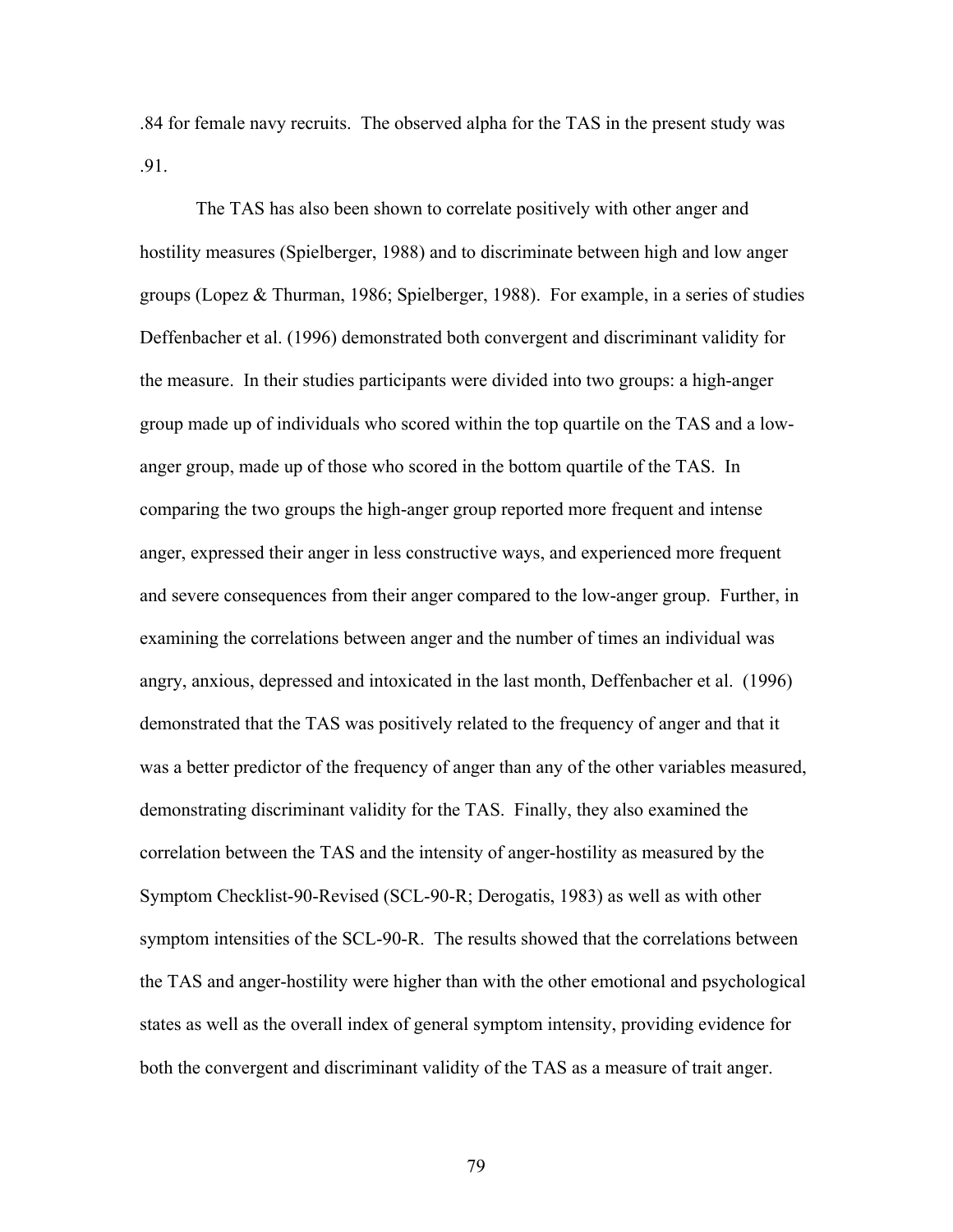.84 for female navy recruits. The observed alpha for the TAS in the present study was .91.

The TAS has also been shown to correlate positively with other anger and hostility measures (Spielberger, 1988) and to discriminate between high and low anger groups (Lopez & Thurman, 1986; Spielberger, 1988). For example, in a series of studies Deffenbacher et al. (1996) demonstrated both convergent and discriminant validity for the measure. In their studies participants were divided into two groups: a high-anger group made up of individuals who scored within the top quartile on the TAS and a low-anger group, made up of those who scored in the bottom quartile of the TAS. In comparing the two groups the high-anger group reported more frequent and intense anger, expressed their anger in less constructive ways, and experienced more frequent and severe consequences from their anger compared to the low-anger group. Further, in examining the correlations between anger and the number of times an individual was angry, anxious, depressed and intoxicated in the last month, Deffenbacher et al. (1996) demonstrated that the TAS was positively related to the frequency of anger and that it was a better predictor of the frequency of anger than any of the other variables measured, demonstrating discriminant validity for the TAS. Finally, they also examined the correlation between the TAS and the intensity of anger-hostility as measured by the Symptom Checklist-90-Revised (SCL-90-R; Derogatis, 1983) as well as with other symptom intensities of the SCL-90-R. The results showed that the correlations between the TAS and anger-hostility were higher than with the other emotional and psychological states as well as the overall index of general symptom intensity, providing evidence for both the convergent and discriminant validity of the TAS as a measure of trait anger.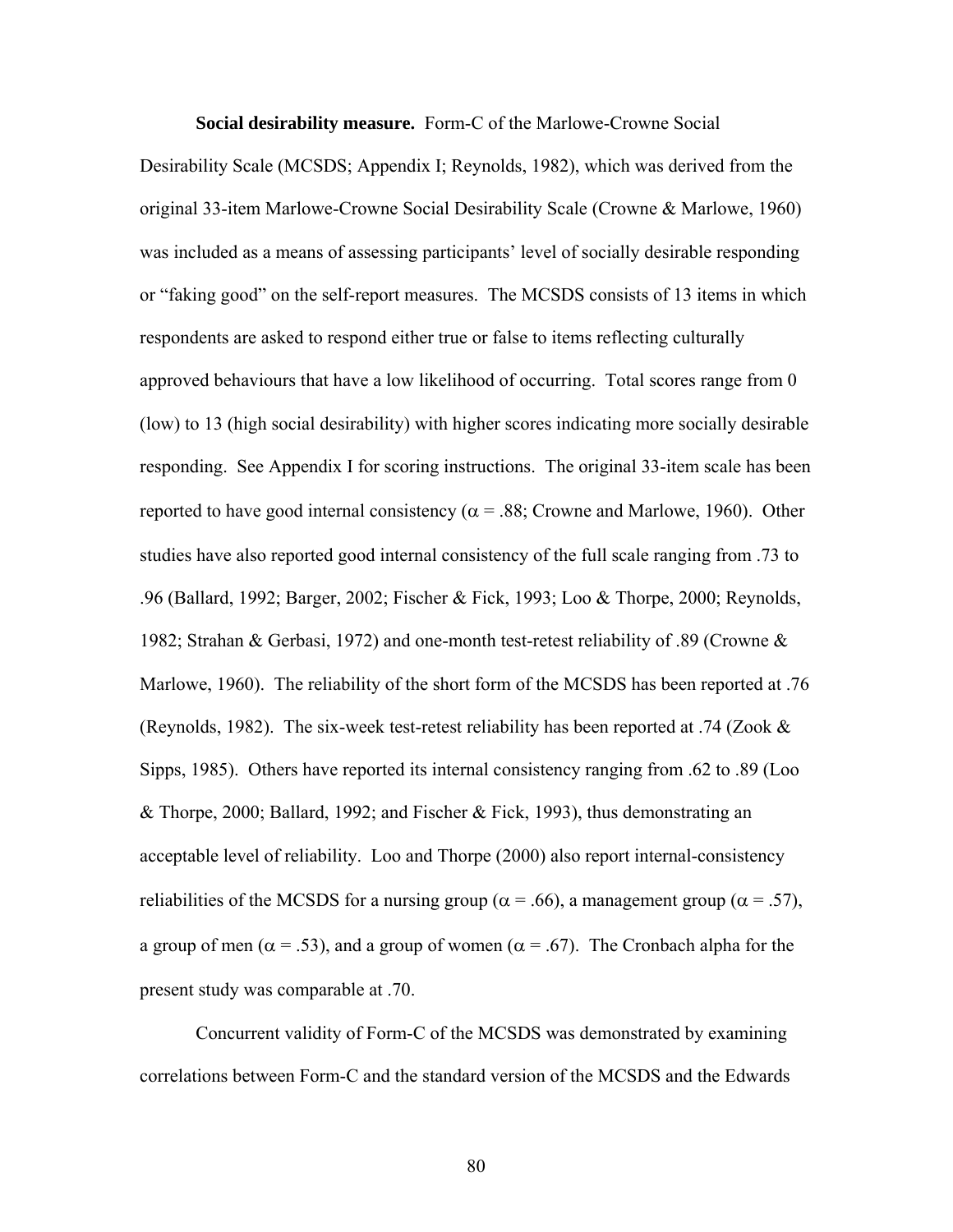**Social desirability measure.** Form-C of the Marlowe-Crowne Social Desirability Scale (MCSDS; Appendix I; Reynolds, 1982), which was derived from the original 33-item Marlowe-Crowne Social Desirability Scale (Crowne & Marlowe, 1960) was included as a means of assessing participants' level of socially desirable responding or "faking good" on the self-report measures. The MCSDS consists of 13 items in which respondents are asked to respond either true or false to items reflecting culturally approved behaviours that have a low likelihood of occurring. Total scores range from 0 (low) to 13 (high social desirability) with higher scores indicating more socially desirable responding. See Appendix I for scoring instructions. The original 33-item scale has been reported to have good internal consistency ($\alpha = .88$; Crowne and Marlowe, 1960). Other studies have also reported good internal consistency of the full scale ranging from .73 to .96 (Ballard, 1992; Barger, 2002; Fischer & Fick, 1993; Loo & Thorpe, 2000; Reynolds, 1982; Strahan & Gerbasi, 1972) and one-month test-retest reliability of .89 (Crowne & Marlowe, 1960). The reliability of the short form of the MCSDS has been reported at .76 (Reynolds, 1982). The six-week test-retest reliability has been reported at .74 (Zook & Sipps, 1985). Others have reported its internal consistency ranging from .62 to .89 (Loo & Thorpe, 2000; Ballard, 1992; and Fischer & Fick, 1993), thus demonstrating an acceptable level of reliability. Loo and Thorpe (2000) also report internal-consistency reliabilities of the MCSDS for a nursing group ($\alpha = .66$), a management group ($\alpha = .57$), a group of men ($\alpha = .53$), and a group of women ($\alpha = .67$). The Cronbach alpha for the present study was comparable at .70.

Concurrent validity of Form-C of the MCSDS was demonstrated by examining correlations between Form-C and the standard version of the MCSDS and the Edwards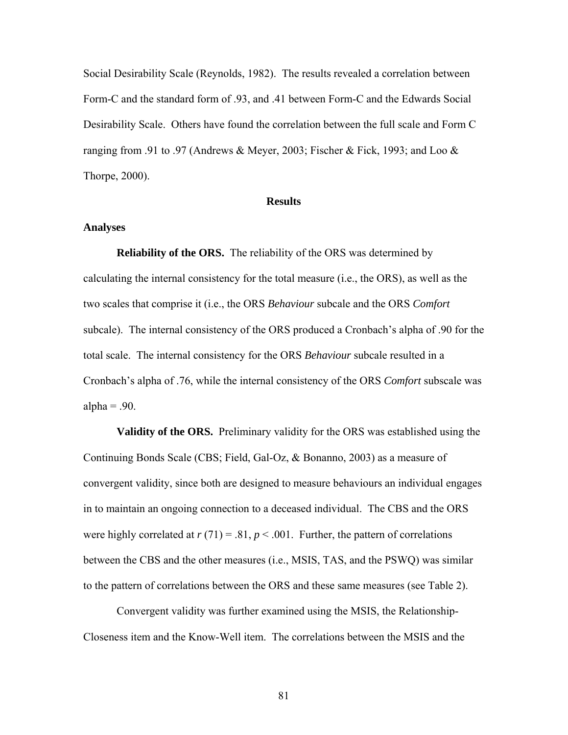Social Desirability Scale (Reynolds, 1982). The results revealed a correlation between Form-C and the standard form of .93, and .41 between Form-C and the Edwards Social Desirability Scale. Others have found the correlation between the full scale and Form C ranging from .91 to .97 (Andrews & Meyer, 2003; Fischer & Fick, 1993; and Loo & Thorpe, 2000).

## Results

### Analyses

**Reliability of the ORS.** The reliability of the ORS was determined by calculating the internal consistency for the total measure (i.e., the ORS), as well as the two scales that comprise it (i.e., the ORS *Behaviour* subcale and the ORS *Comfort* subcale). The internal consistency of the ORS produced a Cronbach's alpha of .90 for the total scale. The internal consistency for the ORS *Behaviour* subcale resulted in a Cronbach's alpha of .76, while the internal consistency of the ORS *Comfort* subscale was alpha = .90.

**Validity of the ORS.** Preliminary validity for the ORS was established using the Continuing Bonds Scale (CBS; Field, Gal-Oz, & Bonanno, 2003) as a measure of convergent validity, since both are designed to measure behaviours an individual engages in to maintain an ongoing connection to a deceased individual. The CBS and the ORS were highly correlated at $r\ (71) = .81$, $p < .001$. Further, the pattern of correlations between the CBS and the other measures (i.e., MSIS, TAS, and the PSWQ) was similar to the pattern of correlations between the ORS and these same measures (see Table 2).

Convergent validity was further examined using the MSIS, the Relationship-Closeness item and the Know-Well item. The correlations between the MSIS and the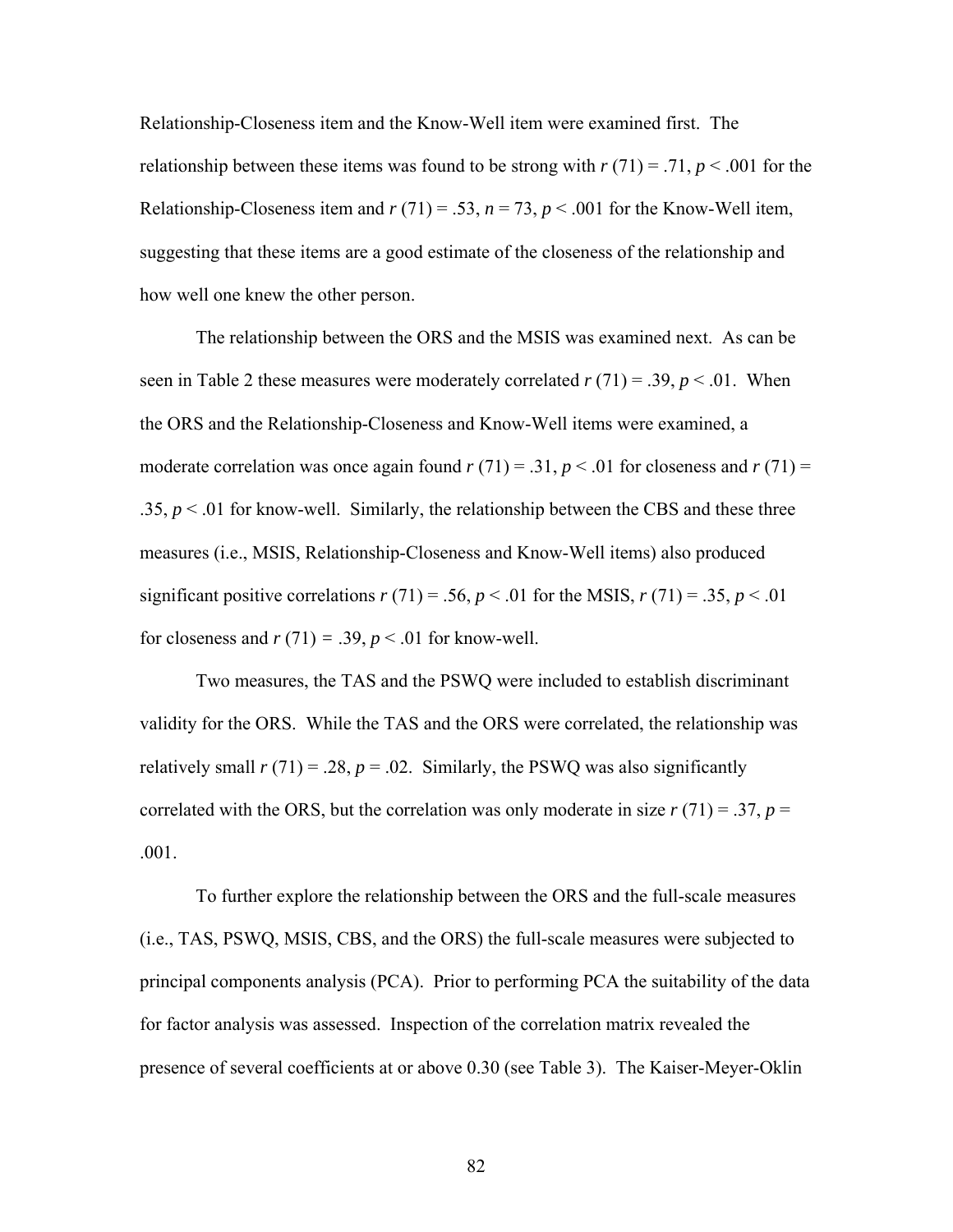Relationship-Closeness item and the Know-Well item were examined first. The relationship between these items was found to be strong with $r$ (71) = .71, $p < .001$ for the Relationship-Closeness item and $r$ (71) = .53, $n$ = 73, $p < .001$ for the Know-Well item, suggesting that these items are a good estimate of the closeness of the relationship and how well one knew the other person.

The relationship between the ORS and the MSIS was examined next. As can be seen in Table 2 these measures were moderately correlated $r$ (71) = .39, $p < .01$. When the ORS and the Relationship-Closeness and Know-Well items were examined, a moderate correlation was once again found $r$ (71) = .31, $p < .01$ for closeness and $r$ (71) = .35, $p < .01$ for know-well. Similarly, the relationship between the CBS and these three measures (i.e., MSIS, Relationship-Closeness and Know-Well items) also produced significant positive correlations $r$ (71) = .56, $p < .01$ for the MSIS, $r$ (71) = .35, $p < .01$ for closeness and $r$ (71) = .39, $p < .01$ for know-well.

Two measures, the TAS and the PSWQ were included to establish discriminant validity for the ORS. While the TAS and the ORS were correlated, the relationship was relatively small $r$ (71) = .28, $p$ = .02. Similarly, the PSWQ was also significantly correlated with the ORS, but the correlation was only moderate in size $r$ (71) = .37, $p$ = .001.

To further explore the relationship between the ORS and the full-scale measures (i.e., TAS, PSWQ, MSIS, CBS, and the ORS) the full-scale measures were subjected to principal components analysis (PCA). Prior to performing PCA the suitability of the data for factor analysis was assessed. Inspection of the correlation matrix revealed the presence of several coefficients at or above 0.30 (see Table 3). The Kaiser-Meyer-Oklin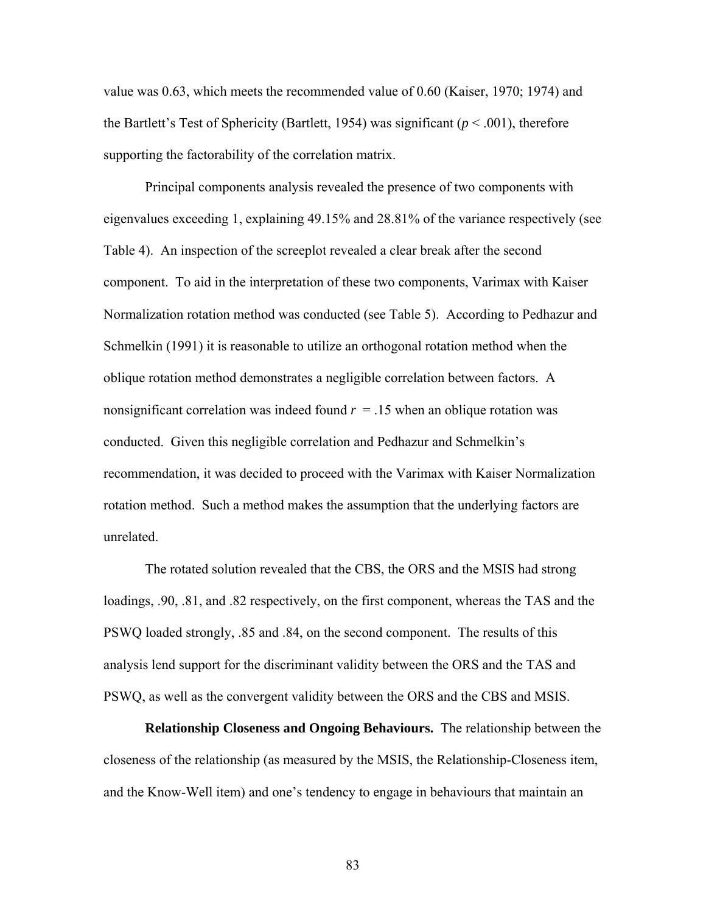value was 0.63, which meets the recommended value of 0.60 (Kaiser, 1970; 1974) and the Bartlett's Test of Sphericity (Bartlett, 1954) was significant ($p < .001$), therefore supporting the factorability of the correlation matrix.

Principal components analysis revealed the presence of two components with eigenvalues exceeding 1, explaining 49.15% and 28.81% of the variance respectively (see Table 4). An inspection of the screeplot revealed a clear break after the second component. To aid in the interpretation of these two components, Varimax with Kaiser Normalization rotation method was conducted (see Table 5). According to Pedhazur and Schmelkin (1991) it is reasonable to utilize an orthogonal rotation method when the oblique rotation method demonstrates a negligible correlation between factors. A nonsignificant correlation was indeed found $r = .15$ when an oblique rotation was conducted. Given this negligible correlation and Pedhazur and Schmelkin's recommendation, it was decided to proceed with the Varimax with Kaiser Normalization rotation method. Such a method makes the assumption that the underlying factors are unrelated.

The rotated solution revealed that the CBS, the ORS and the MSIS had strong loadings, .90, .81, and .82 respectively, on the first component, whereas the TAS and the PSWQ loaded strongly, .85 and .84, on the second component. The results of this analysis lend support for the discriminant validity between the ORS and the TAS and PSWQ, as well as the convergent validity between the ORS and the CBS and MSIS.

**Relationship Closeness and Ongoing Behaviours.** The relationship between the closeness of the relationship (as measured by the MSIS, the Relationship-Closeness item, and the Know-Well item) and one's tendency to engage in behaviours that maintain an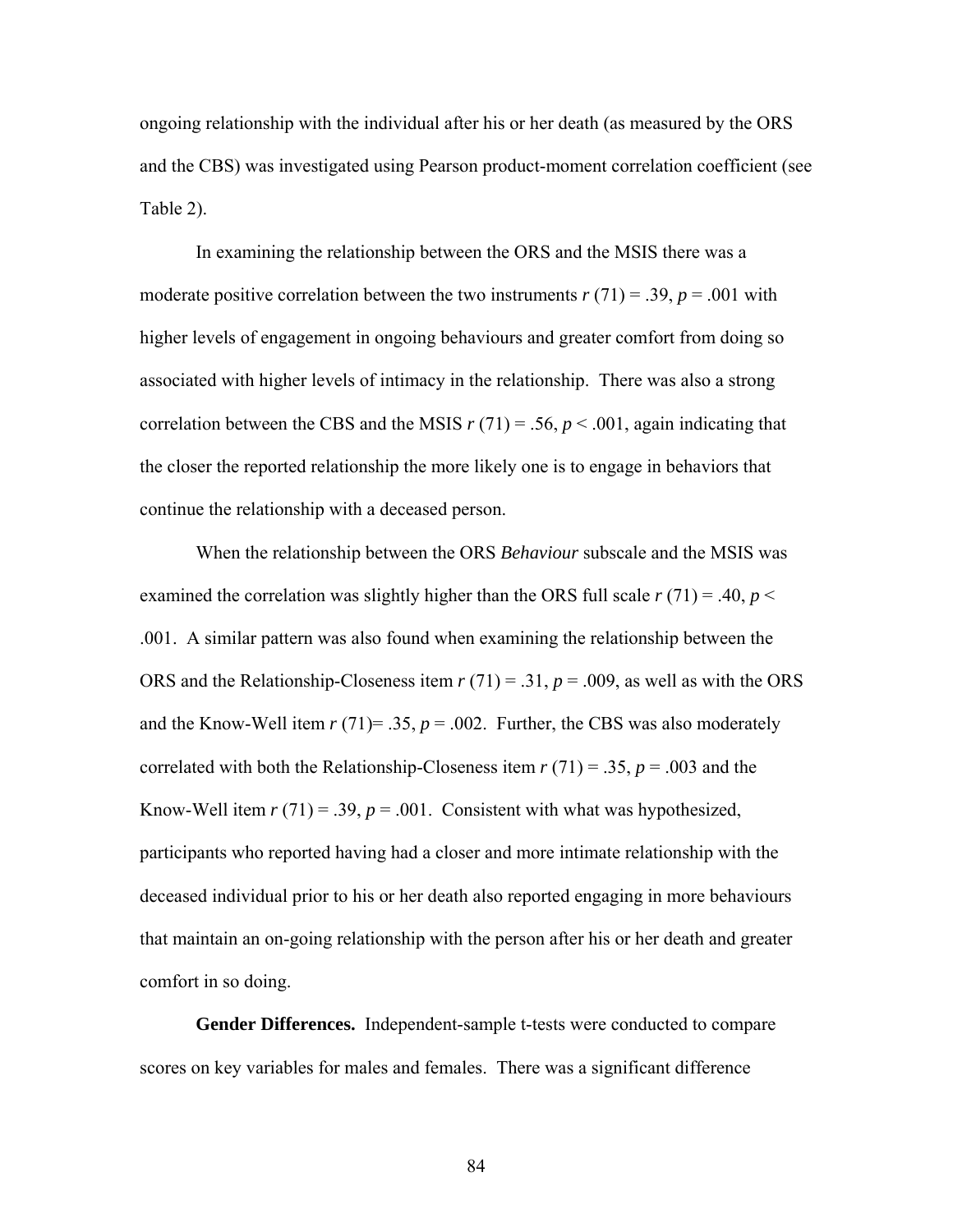ongoing relationship with the individual after his or her death (as measured by the ORS and the CBS) was investigated using Pearson product-moment correlation coefficient (see Table 2).

In examining the relationship between the ORS and the MSIS there was a moderate positive correlation between the two instruments $r$ (71) = .39, $p$ = .001 with higher levels of engagement in ongoing behaviours and greater comfort from doing so associated with higher levels of intimacy in the relationship. There was also a strong correlation between the CBS and the MSIS $r$ (71) = .56, $p$ < .001, again indicating that the closer the reported relationship the more likely one is to engage in behaviors that continue the relationship with a deceased person.

When the relationship between the ORS *Behaviour* subscale and the MSIS was examined the correlation was slightly higher than the ORS full scale $r$ (71) = .40, $p$ < .001. A similar pattern was also found when examining the relationship between the ORS and the Relationship-Closeness item $r$ (71) = .31, $p$ = .009, as well as with the ORS and the Know-Well item $r$ (71)= .35, $p$ = .002. Further, the CBS was also moderately correlated with both the Relationship-Closeness item $r$ (71) = .35, $p$ = .003 and the Know-Well item $r$ (71) = .39, $p$ = .001. Consistent with what was hypothesized, participants who reported having had a closer and more intimate relationship with the deceased individual prior to his or her death also reported engaging in more behaviours that maintain an on-going relationship with the person after his or her death and greater comfort in so doing.

**Gender Differences.** Independent-sample t-tests were conducted to compare scores on key variables for males and females. There was a significant difference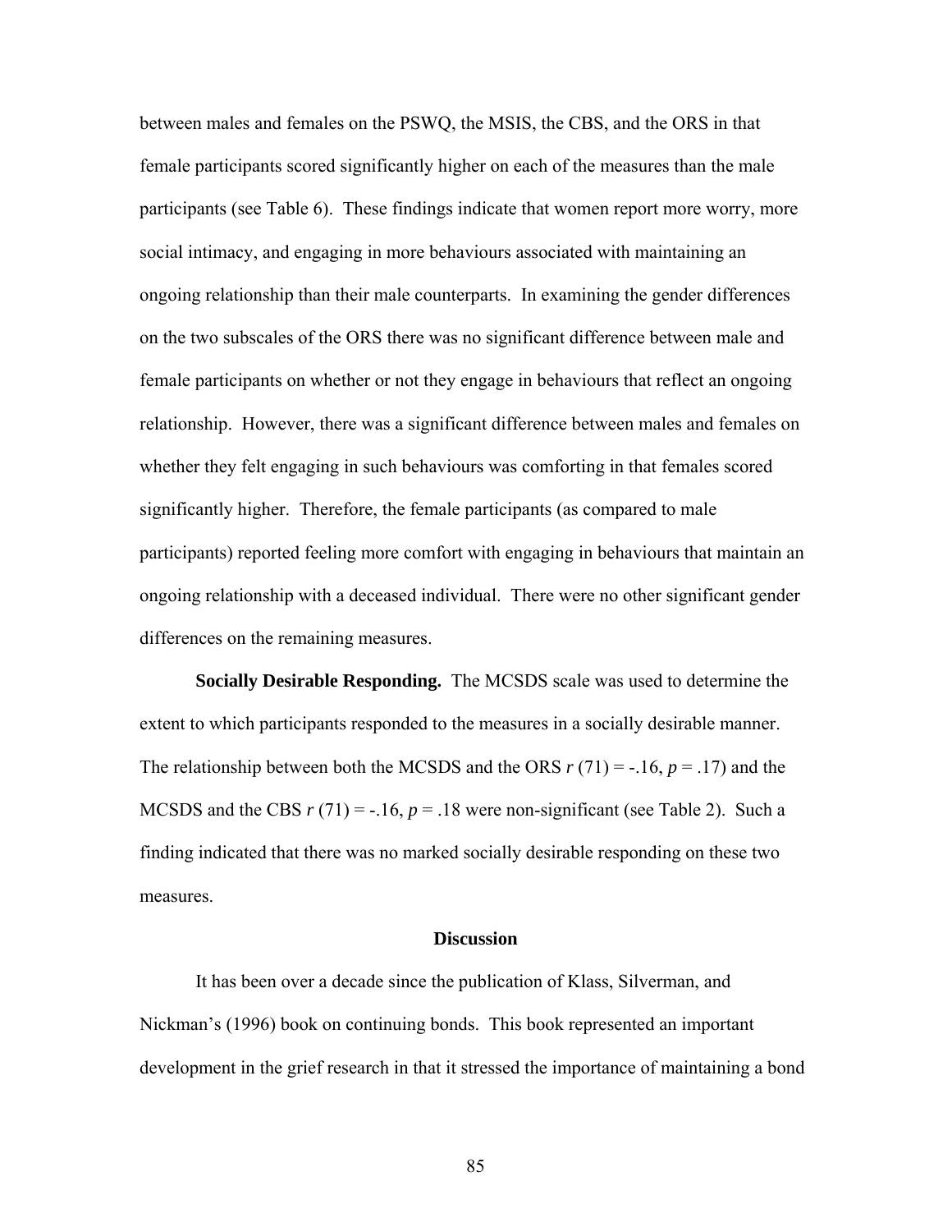between males and females on the PSWQ, the MSIS, the CBS, and the ORS in that female participants scored significantly higher on each of the measures than the male participants (see Table 6). These findings indicate that women report more worry, more social intimacy, and engaging in more behaviours associated with maintaining an ongoing relationship than their male counterparts. In examining the gender differences on the two subscales of the ORS there was no significant difference between male and female participants on whether or not they engage in behaviours that reflect an ongoing relationship. However, there was a significant difference between males and females on whether they felt engaging in such behaviours was comforting in that females scored significantly higher. Therefore, the female participants (as compared to male participants) reported feeling more comfort with engaging in behaviours that maintain an ongoing relationship with a deceased individual. There were no other significant gender differences on the remaining measures.

**Socially Desirable Responding.** The MCSDS scale was used to determine the extent to which participants responded to the measures in a socially desirable manner. The relationship between both the MCSDS and the ORS $r$ (71) = -.16, $p$ = .17) and the MCSDS and the CBS $r$ (71) = -.16, $p$ = .18 were non-significant (see Table 2). Such a finding indicated that there was no marked socially desirable responding on these two measures.

## Discussion

It has been over a decade since the publication of Klass, Silverman, and Nickman's (1996) book on continuing bonds. This book represented an important development in the grief research in that it stressed the importance of maintaining a bond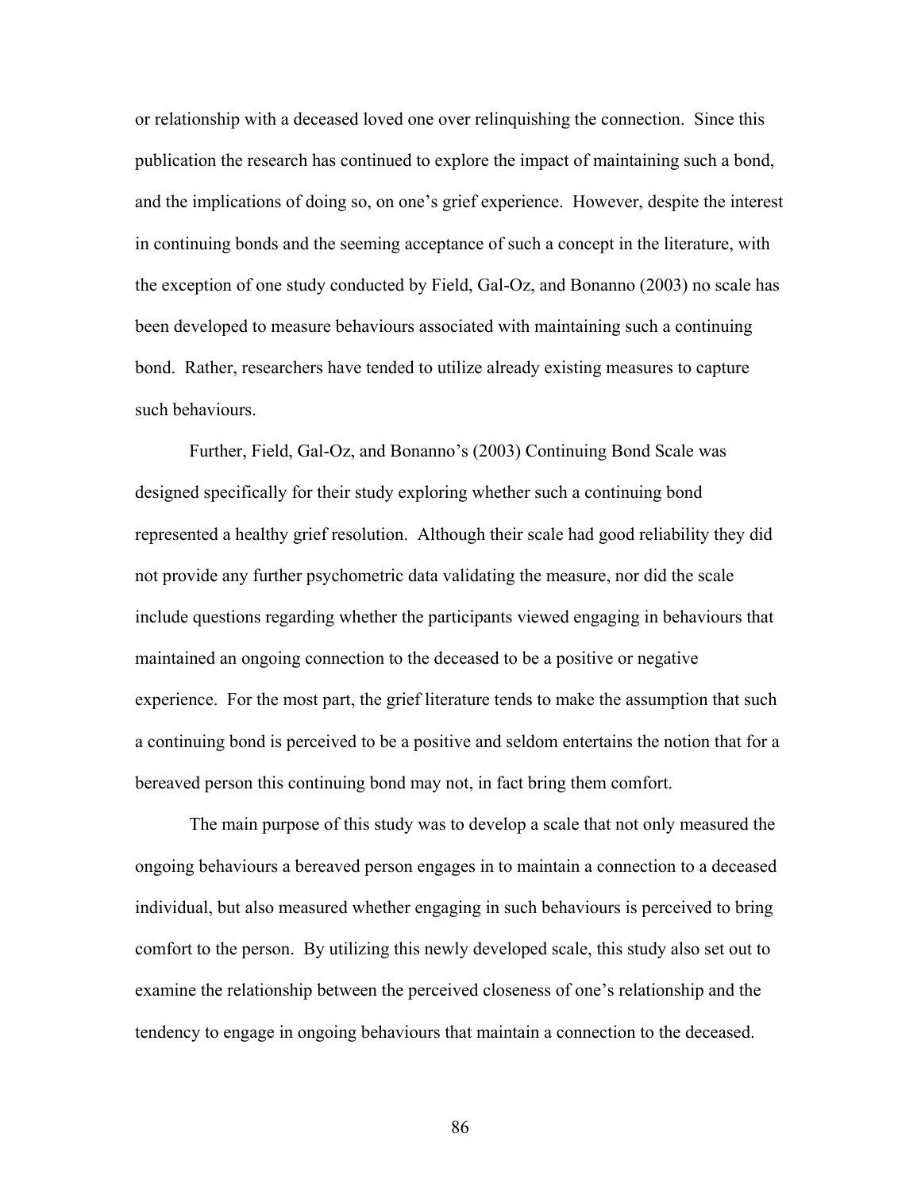or relationship with a deceased loved one over relinquishing the connection. Since this publication the research has continued to explore the impact of maintaining such a bond, and the implications of doing so, on one's grief experience. However, despite the interest in continuing bonds and the seeming acceptance of such a concept in the literature, with the exception of one study conducted by Field, Gal-Oz, and Bonanno (2003) no scale has been developed to measure behaviours associated with maintaining such a continuing bond. Rather, researchers have tended to utilize already existing measures to capture such behaviours.

Further, Field, Gal-Oz, and Bonanno's (2003) Continuing Bond Scale was designed specifically for their study exploring whether such a continuing bond represented a healthy grief resolution. Although their scale had good reliability they did not provide any further psychometric data validating the measure, nor did the scale include questions regarding whether the participants viewed engaging in behaviours that maintained an ongoing connection to the deceased to be a positive or negative experience. For the most part, the grief literature tends to make the assumption that such a continuing bond is perceived to be a positive and seldom entertains the notion that for a bereaved person this continuing bond may not, in fact bring them comfort.

The main purpose of this study was to develop a scale that not only measured the ongoing behaviours a bereaved person engages in to maintain a connection to a deceased individual, but also measured whether engaging in such behaviours is perceived to bring comfort to the person. By utilizing this newly developed scale, this study also set out to examine the relationship between the perceived closeness of one's relationship and the tendency to engage in ongoing behaviours that maintain a connection to the deceased.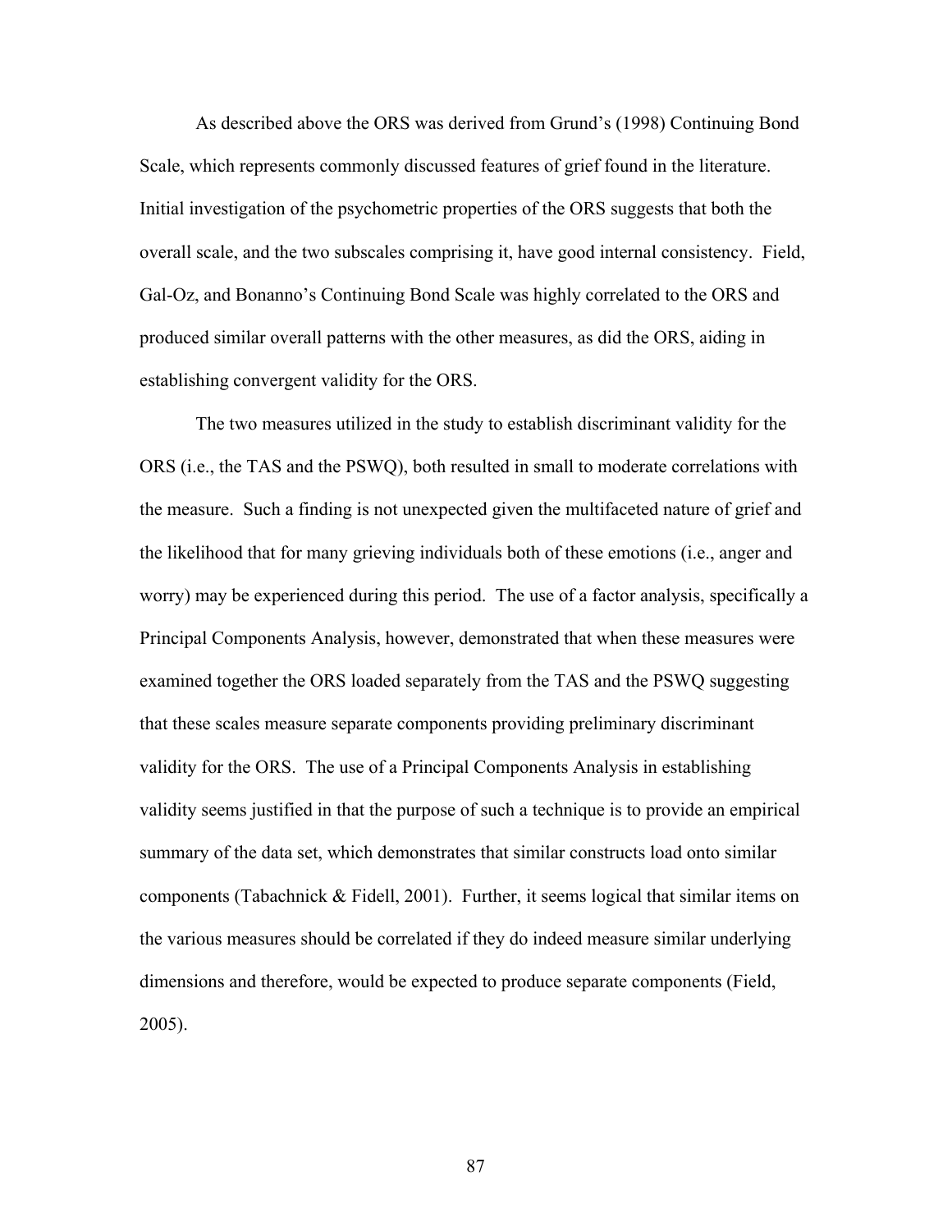As described above the ORS was derived from Grund's (1998) Continuing Bond Scale, which represents commonly discussed features of grief found in the literature. Initial investigation of the psychometric properties of the ORS suggests that both the overall scale, and the two subscales comprising it, have good internal consistency. Field, Gal-Oz, and Bonanno's Continuing Bond Scale was highly correlated to the ORS and produced similar overall patterns with the other measures, as did the ORS, aiding in establishing convergent validity for the ORS.

The two measures utilized in the study to establish discriminant validity for the ORS (i.e., the TAS and the PSWQ), both resulted in small to moderate correlations with the measure. Such a finding is not unexpected given the multifaceted nature of grief and the likelihood that for many grieving individuals both of these emotions (i.e., anger and worry) may be experienced during this period. The use of a factor analysis, specifically a Principal Components Analysis, however, demonstrated that when these measures were examined together the ORS loaded separately from the TAS and the PSWQ suggesting that these scales measure separate components providing preliminary discriminant validity for the ORS. The use of a Principal Components Analysis in establishing validity seems justified in that the purpose of such a technique is to provide an empirical summary of the data set, which demonstrates that similar constructs load onto similar components (Tabachnick & Fidell, 2001). Further, it seems logical that similar items on the various measures should be correlated if they do indeed measure similar underlying dimensions and therefore, would be expected to produce separate components (Field, 2005).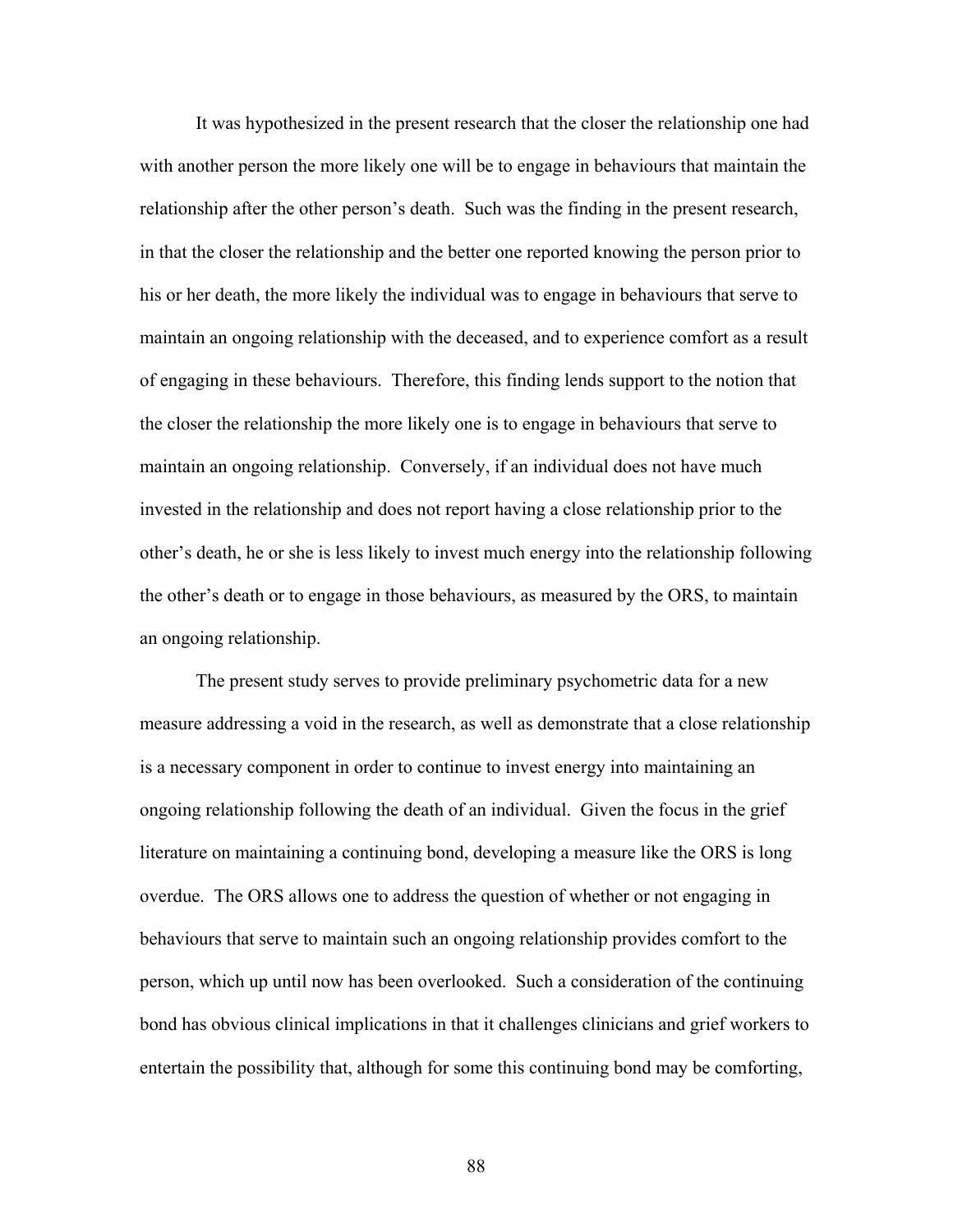It was hypothesized in the present research that the closer the relationship one had with another person the more likely one will be to engage in behaviours that maintain the relationship after the other person's death. Such was the finding in the present research, in that the closer the relationship and the better one reported knowing the person prior to his or her death, the more likely the individual was to engage in behaviours that serve to maintain an ongoing relationship with the deceased, and to experience comfort as a result of engaging in these behaviours. Therefore, this finding lends support to the notion that the closer the relationship the more likely one is to engage in behaviours that serve to maintain an ongoing relationship. Conversely, if an individual does not have much invested in the relationship and does not report having a close relationship prior to the other's death, he or she is less likely to invest much energy into the relationship following the other's death or to engage in those behaviours, as measured by the ORS, to maintain an ongoing relationship.

The present study serves to provide preliminary psychometric data for a new measure addressing a void in the research, as well as demonstrate that a close relationship is a necessary component in order to continue to invest energy into maintaining an ongoing relationship following the death of an individual. Given the focus in the grief literature on maintaining a continuing bond, developing a measure like the ORS is long overdue. The ORS allows one to address the question of whether or not engaging in behaviours that serve to maintain such an ongoing relationship provides comfort to the person, which up until now has been overlooked. Such a consideration of the continuing bond has obvious clinical implications in that it challenges clinicians and grief workers to entertain the possibility that, although for some this continuing bond may be comforting,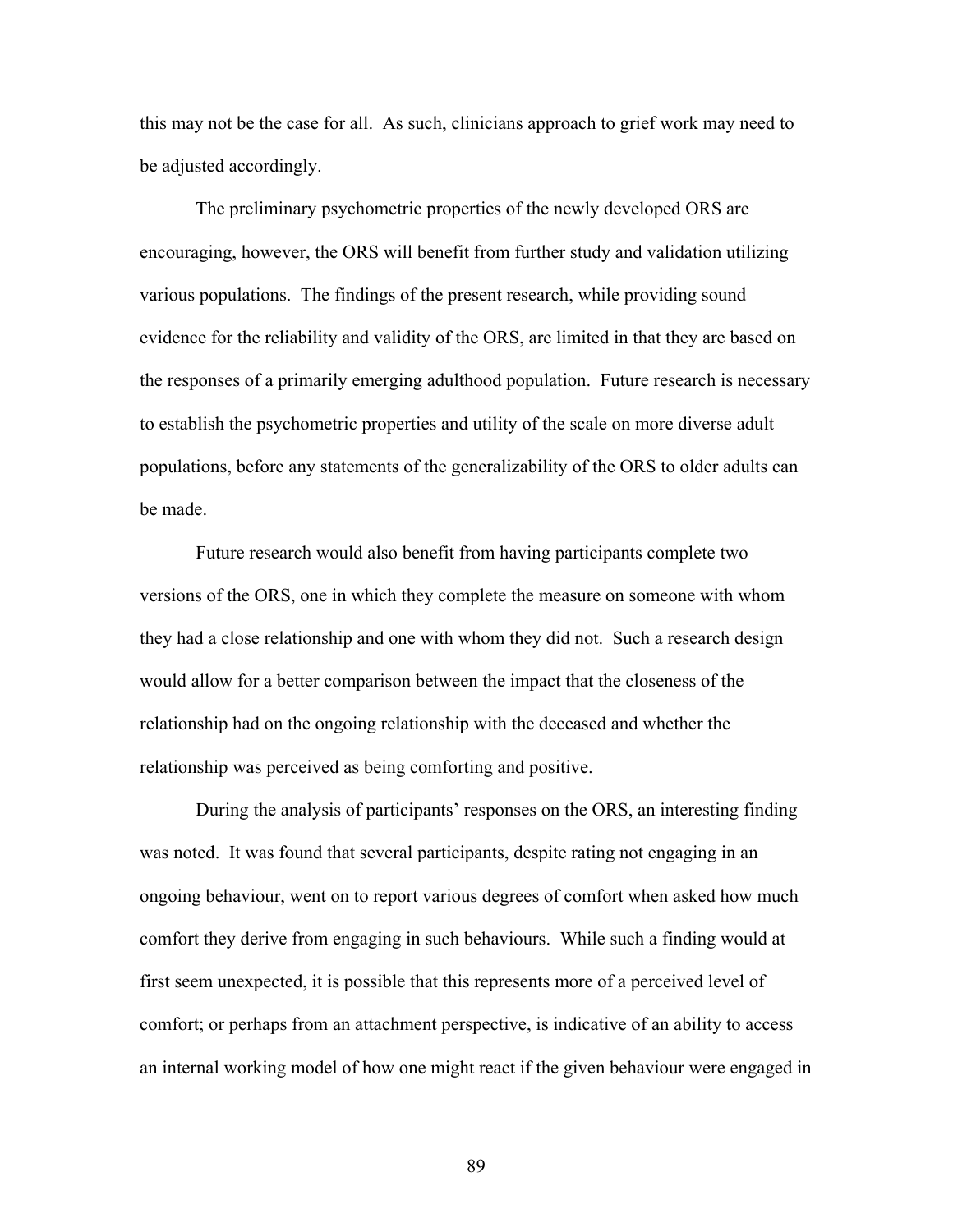this may not be the case for all. As such, clinicians approach to grief work may need to be adjusted accordingly.

The preliminary psychometric properties of the newly developed ORS are encouraging, however, the ORS will benefit from further study and validation utilizing various populations. The findings of the present research, while providing sound evidence for the reliability and validity of the ORS, are limited in that they are based on the responses of a primarily emerging adulthood population. Future research is necessary to establish the psychometric properties and utility of the scale on more diverse adult populations, before any statements of the generalizability of the ORS to older adults can be made.

Future research would also benefit from having participants complete two versions of the ORS, one in which they complete the measure on someone with whom they had a close relationship and one with whom they did not. Such a research design would allow for a better comparison between the impact that the closeness of the relationship had on the ongoing relationship with the deceased and whether the relationship was perceived as being comforting and positive.

During the analysis of participants' responses on the ORS, an interesting finding was noted. It was found that several participants, despite rating not engaging in an ongoing behaviour, went on to report various degrees of comfort when asked how much comfort they derive from engaging in such behaviours. While such a finding would at first seem unexpected, it is possible that this represents more of a perceived level of comfort; or perhaps from an attachment perspective, is indicative of an ability to access an internal working model of how one might react if the given behaviour were engaged in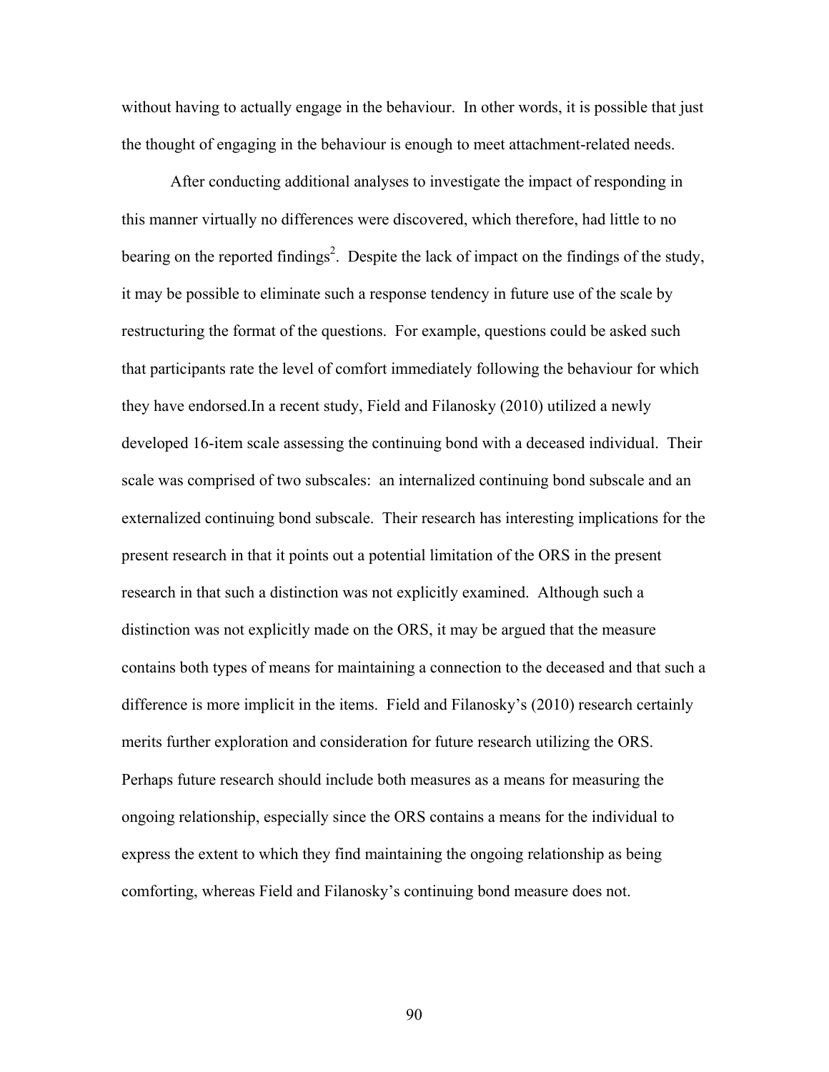without having to actually engage in the behaviour. In other words, it is possible that just the thought of engaging in the behaviour is enough to meet attachment-related needs.

After conducting additional analyses to investigate the impact of responding in this manner virtually no differences were discovered, which therefore, had little to no bearing on the reported findings[2]. Despite the lack of impact on the findings of the study, it may be possible to eliminate such a response tendency in future use of the scale by restructuring the format of the questions. For example, questions could be asked such that participants rate the level of comfort immediately following the behaviour for which they have endorsed.In a recent study, Field and Filanosky (2010) utilized a newly developed 16-item scale assessing the continuing bond with a deceased individual. Their scale was comprised of two subscales: an internalized continuing bond subscale and an externalized continuing bond subscale. Their research has interesting implications for the present research in that it points out a potential limitation of the ORS in the present research in that such a distinction was not explicitly examined. Although such a distinction was not explicitly made on the ORS, it may be argued that the measure contains both types of means for maintaining a connection to the deceased and that such a difference is more implicit in the items. Field and Filanosky's (2010) research certainly merits further exploration and consideration for future research utilizing the ORS. Perhaps future research should include both measures as a means for measuring the ongoing relationship, especially since the ORS contains a means for the individual to express the extent to which they find maintaining the ongoing relationship as being comforting, whereas Field and Filanosky's continuing bond measure does not.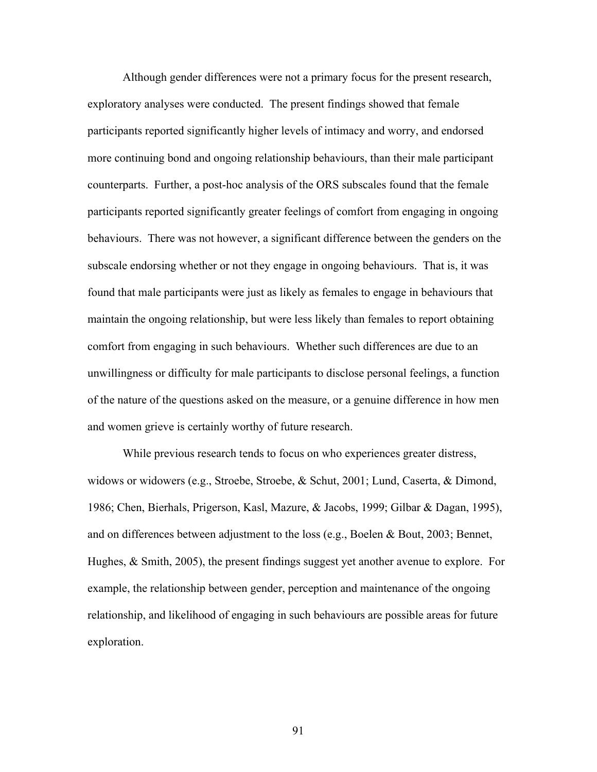Although gender differences were not a primary focus for the present research, exploratory analyses were conducted. The present findings showed that female participants reported significantly higher levels of intimacy and worry, and endorsed more continuing bond and ongoing relationship behaviours, than their male participant counterparts. Further, a post-hoc analysis of the ORS subscales found that the female participants reported significantly greater feelings of comfort from engaging in ongoing behaviours. There was not however, a significant difference between the genders on the subscale endorsing whether or not they engage in ongoing behaviours. That is, it was found that male participants were just as likely as females to engage in behaviours that maintain the ongoing relationship, but were less likely than females to report obtaining comfort from engaging in such behaviours. Whether such differences are due to an unwillingness or difficulty for male participants to disclose personal feelings, a function of the nature of the questions asked on the measure, or a genuine difference in how men and women grieve is certainly worthy of future research.

While previous research tends to focus on who experiences greater distress, widows or widowers (e.g., Stroebe, Stroebe, & Schut, 2001; Lund, Caserta, & Dimond, 1986; Chen, Bierhals, Prigerson, Kasl, Mazure, & Jacobs, 1999; Gilbar & Dagan, 1995), and on differences between adjustment to the loss (e.g., Boelen & Bout, 2003; Bennet, Hughes, & Smith, 2005), the present findings suggest yet another avenue to explore. For example, the relationship between gender, perception and maintenance of the ongoing relationship, and likelihood of engaging in such behaviours are possible areas for future exploration.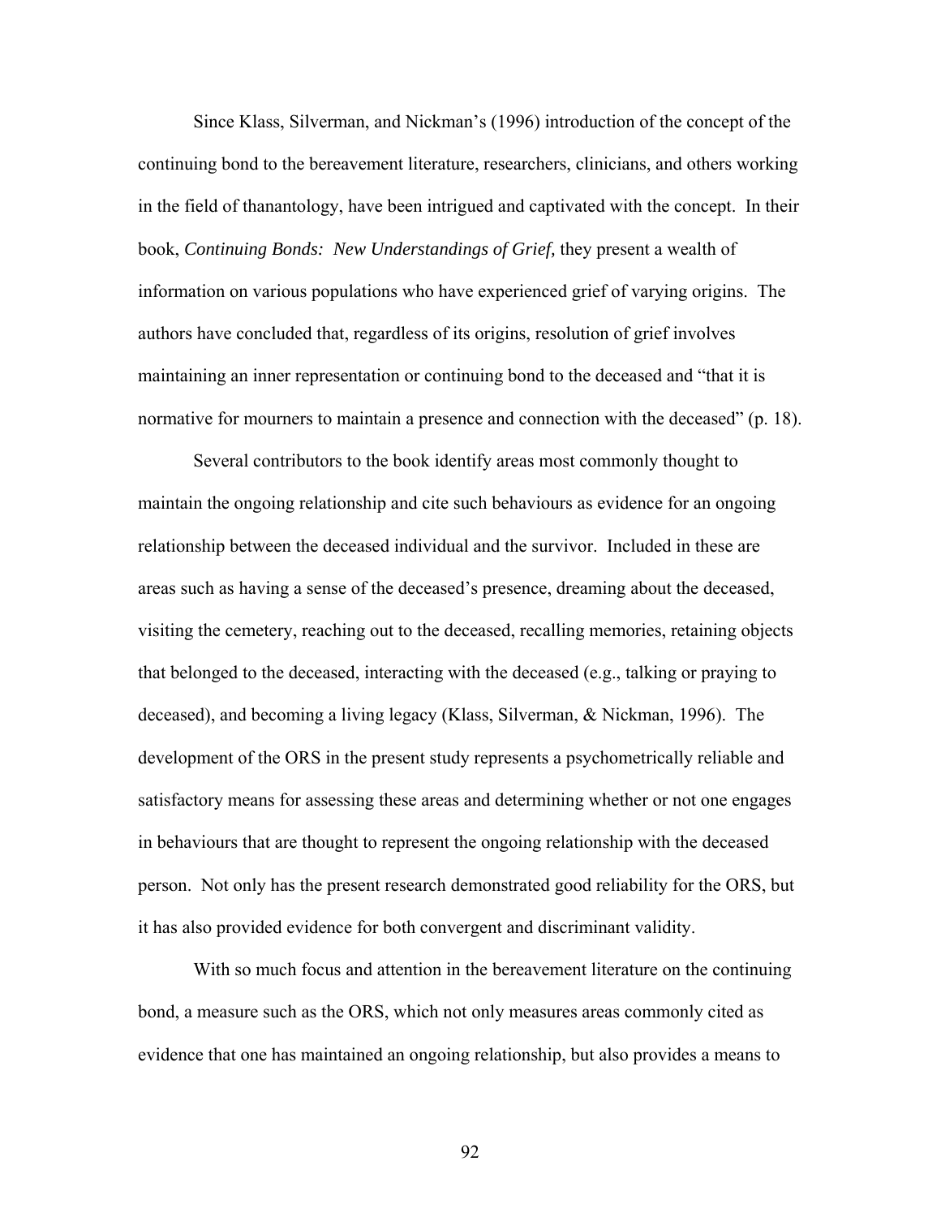Since Klass, Silverman, and Nickman's (1996) introduction of the concept of the continuing bond to the bereavement literature, researchers, clinicians, and others working in the field of thanantology, have been intrigued and captivated with the concept. In their book, *Continuing Bonds: New Understandings of Grief,* they present a wealth of information on various populations who have experienced grief of varying origins. The authors have concluded that, regardless of its origins, resolution of grief involves maintaining an inner representation or continuing bond to the deceased and "that it is normative for mourners to maintain a presence and connection with the deceased" (p. 18).

Several contributors to the book identify areas most commonly thought to maintain the ongoing relationship and cite such behaviours as evidence for an ongoing relationship between the deceased individual and the survivor. Included in these are areas such as having a sense of the deceased's presence, dreaming about the deceased, visiting the cemetery, reaching out to the deceased, recalling memories, retaining objects that belonged to the deceased, interacting with the deceased (e.g., talking or praying to deceased), and becoming a living legacy (Klass, Silverman, & Nickman, 1996). The development of the ORS in the present study represents a psychometrically reliable and satisfactory means for assessing these areas and determining whether or not one engages in behaviours that are thought to represent the ongoing relationship with the deceased person. Not only has the present research demonstrated good reliability for the ORS, but it has also provided evidence for both convergent and discriminant validity.

With so much focus and attention in the bereavement literature on the continuing bond, a measure such as the ORS, which not only measures areas commonly cited as evidence that one has maintained an ongoing relationship, but also provides a means to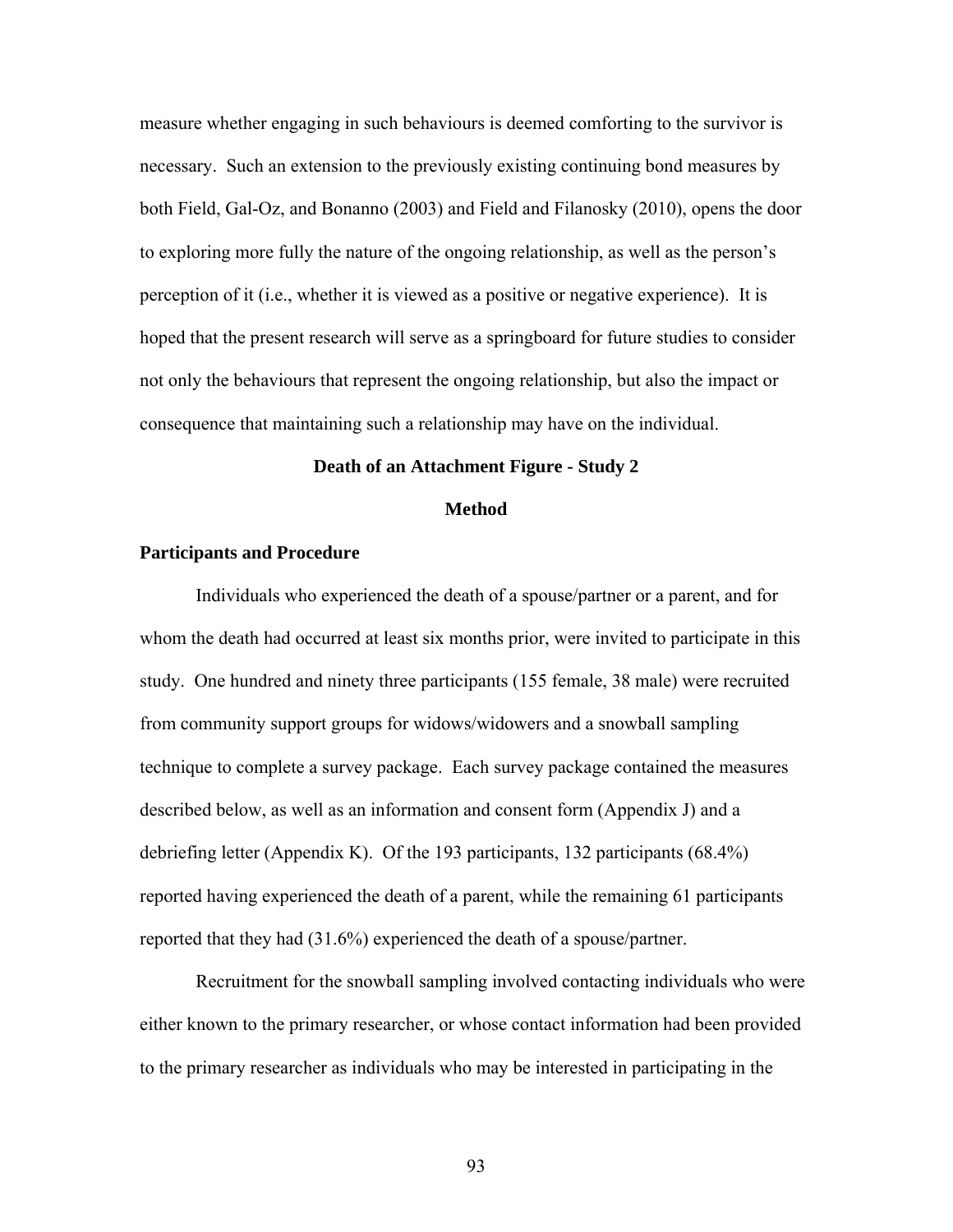measure whether engaging in such behaviours is deemed comforting to the survivor is necessary. Such an extension to the previously existing continuing bond measures by both Field, Gal-Oz, and Bonanno (2003) and Field and Filanosky (2010), opens the door to exploring more fully the nature of the ongoing relationship, as well as the person's perception of it (i.e., whether it is viewed as a positive or negative experience). It is hoped that the present research will serve as a springboard for future studies to consider not only the behaviours that represent the ongoing relationship, but also the impact or consequence that maintaining such a relationship may have on the individual.

## Death of an Attachment Figure - Study 2

## Method

### Participants and Procedure

Individuals who experienced the death of a spouse/partner or a parent, and for whom the death had occurred at least six months prior, were invited to participate in this study. One hundred and ninety three participants (155 female, 38 male) were recruited from community support groups for widows/widowers and a snowball sampling technique to complete a survey package. Each survey package contained the measures described below, as well as an information and consent form (Appendix J) and a debriefing letter (Appendix K). Of the 193 participants, 132 participants (68.4%) reported having experienced the death of a parent, while the remaining 61 participants reported that they had (31.6%) experienced the death of a spouse/partner.

Recruitment for the snowball sampling involved contacting individuals who were either known to the primary researcher, or whose contact information had been provided to the primary researcher as individuals who may be interested in participating in the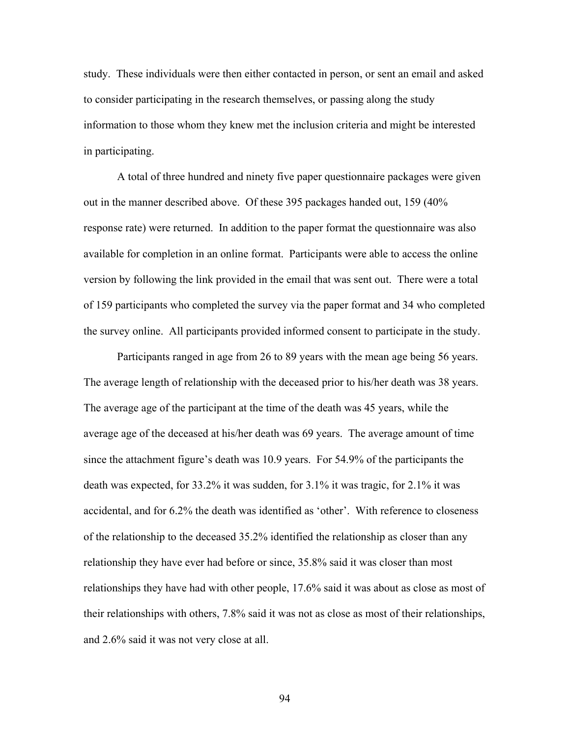study. These individuals were then either contacted in person, or sent an email and asked to consider participating in the research themselves, or passing along the study information to those whom they knew met the inclusion criteria and might be interested in participating.

A total of three hundred and ninety five paper questionnaire packages were given out in the manner described above. Of these 395 packages handed out, 159 (40% response rate) were returned. In addition to the paper format the questionnaire was also available for completion in an online format. Participants were able to access the online version by following the link provided in the email that was sent out. There were a total of 159 participants who completed the survey via the paper format and 34 who completed the survey online. All participants provided informed consent to participate in the study.

Participants ranged in age from 26 to 89 years with the mean age being 56 years. The average length of relationship with the deceased prior to his/her death was 38 years. The average age of the participant at the time of the death was 45 years, while the average age of the deceased at his/her death was 69 years. The average amount of time since the attachment figure's death was 10.9 years. For 54.9% of the participants the death was expected, for 33.2% it was sudden, for 3.1% it was tragic, for 2.1% it was accidental, and for 6.2% the death was identified as 'other'. With reference to closeness of the relationship to the deceased 35.2% identified the relationship as closer than any relationship they have ever had before or since, 35.8% said it was closer than most relationships they have had with other people, 17.6% said it was about as close as most of their relationships with others, 7.8% said it was not as close as most of their relationships, and 2.6% said it was not very close at all.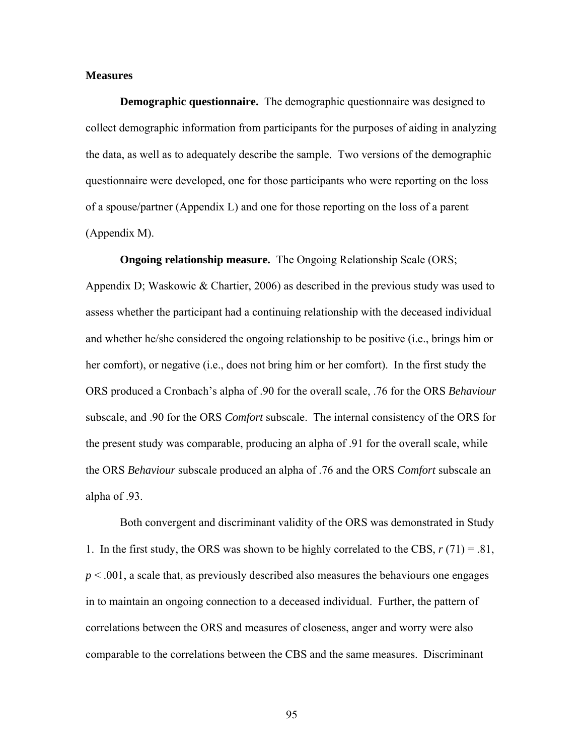**Measures**

**Demographic questionnaire.** The demographic questionnaire was designed to collect demographic information from participants for the purposes of aiding in analyzing the data, as well as to adequately describe the sample. Two versions of the demographic questionnaire were developed, one for those participants who were reporting on the loss of a spouse/partner (Appendix L) and one for those reporting on the loss of a parent (Appendix M).

**Ongoing relationship measure.** The Ongoing Relationship Scale (ORS; Appendix D; Waskowic & Chartier, 2006) as described in the previous study was used to assess whether the participant had a continuing relationship with the deceased individual and whether he/she considered the ongoing relationship to be positive (i.e., brings him or her comfort), or negative (i.e., does not bring him or her comfort). In the first study the ORS produced a Cronbach's alpha of .90 for the overall scale, .76 for the ORS *Behaviour* subscale, and .90 for the ORS *Comfort* subscale. The internal consistency of the ORS for the present study was comparable, producing an alpha of .91 for the overall scale, while the ORS *Behaviour* subscale produced an alpha of .76 and the ORS *Comfort* subscale an alpha of .93.

Both convergent and discriminant validity of the ORS was demonstrated in Study 1. In the first study, the ORS was shown to be highly correlated to the CBS, $r\ (71) = .81$, $p < .001$, a scale that, as previously described also measures the behaviours one engages in to maintain an ongoing connection to a deceased individual. Further, the pattern of correlations between the ORS and measures of closeness, anger and worry were also comparable to the correlations between the CBS and the same measures. Discriminant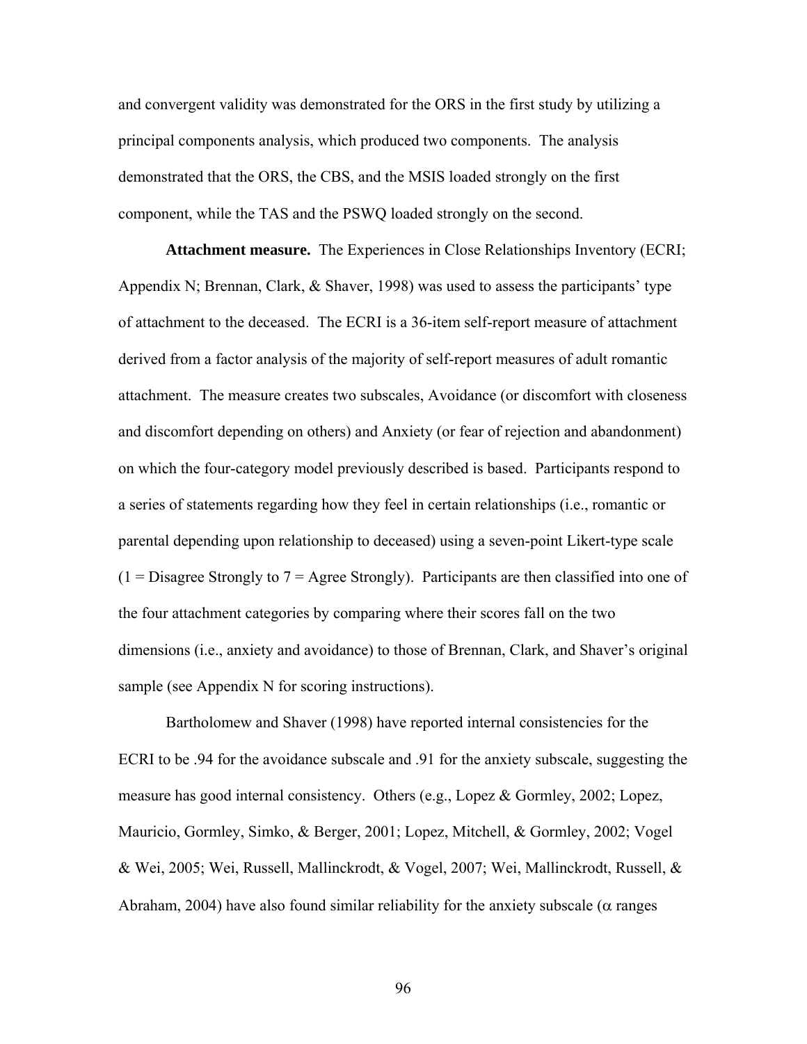and convergent validity was demonstrated for the ORS in the first study by utilizing a principal components analysis, which produced two components. The analysis demonstrated that the ORS, the CBS, and the MSIS loaded strongly on the first component, while the TAS and the PSWQ loaded strongly on the second.

**Attachment measure.** The Experiences in Close Relationships Inventory (ECRI; Appendix N; Brennan, Clark, & Shaver, 1998) was used to assess the participants' type of attachment to the deceased. The ECRI is a 36-item self-report measure of attachment derived from a factor analysis of the majority of self-report measures of adult romantic attachment. The measure creates two subscales, Avoidance (or discomfort with closeness and discomfort depending on others) and Anxiety (or fear of rejection and abandonment) on which the four-category model previously described is based. Participants respond to a series of statements regarding how they feel in certain relationships (i.e., romantic or parental depending upon relationship to deceased) using a seven-point Likert-type scale (1 = Disagree Strongly to 7 = Agree Strongly). Participants are then classified into one of the four attachment categories by comparing where their scores fall on the two dimensions (i.e., anxiety and avoidance) to those of Brennan, Clark, and Shaver's original sample (see Appendix N for scoring instructions).

Bartholomew and Shaver (1998) have reported internal consistencies for the ECRI to be .94 for the avoidance subscale and .91 for the anxiety subscale, suggesting the measure has good internal consistency. Others (e.g., Lopez & Gormley, 2002; Lopez, Mauricio, Gormley, Simko, & Berger, 2001; Lopez, Mitchell, & Gormley, 2002; Vogel & Wei, 2005; Wei, Russell, Mallinckrodt, & Vogel, 2007; Wei, Mallinckrodt, Russell, & Abraham, 2004) have also found similar reliability for the anxiety subscale ($\alpha$ ranges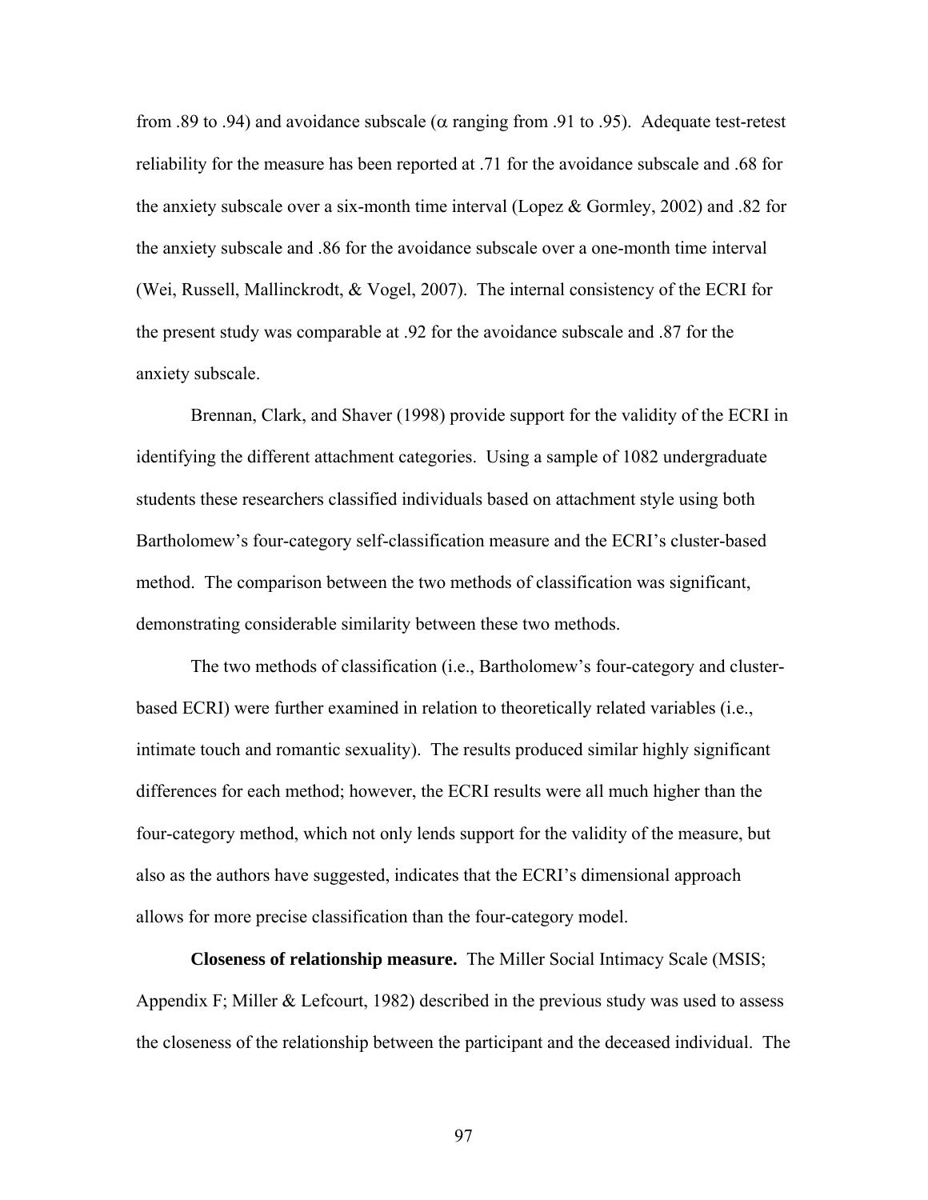from .89 to .94) and avoidance subscale ($\alpha$ ranging from .91 to .95). Adequate test-retest reliability for the measure has been reported at .71 for the avoidance subscale and .68 for the anxiety subscale over a six-month time interval (Lopez & Gormley, 2002) and .82 for the anxiety subscale and .86 for the avoidance subscale over a one-month time interval (Wei, Russell, Mallinckrodt, & Vogel, 2007). The internal consistency of the ECRI for the present study was comparable at .92 for the avoidance subscale and .87 for the anxiety subscale.

Brennan, Clark, and Shaver (1998) provide support for the validity of the ECRI in identifying the different attachment categories. Using a sample of 1082 undergraduate students these researchers classified individuals based on attachment style using both Bartholomew's four-category self-classification measure and the ECRI's cluster-based method. The comparison between the two methods of classification was significant, demonstrating considerable similarity between these two methods.

The two methods of classification (i.e., Bartholomew's four-category and cluster-based ECRI) were further examined in relation to theoretically related variables (i.e., intimate touch and romantic sexuality). The results produced similar highly significant differences for each method; however, the ECRI results were all much higher than the four-category method, which not only lends support for the validity of the measure, but also as the authors have suggested, indicates that the ECRI's dimensional approach allows for more precise classification than the four-category model.

**Closeness of relationship measure.** The Miller Social Intimacy Scale (MSIS; Appendix F; Miller & Lefcourt, 1982) described in the previous study was used to assess the closeness of the relationship between the participant and the deceased individual. The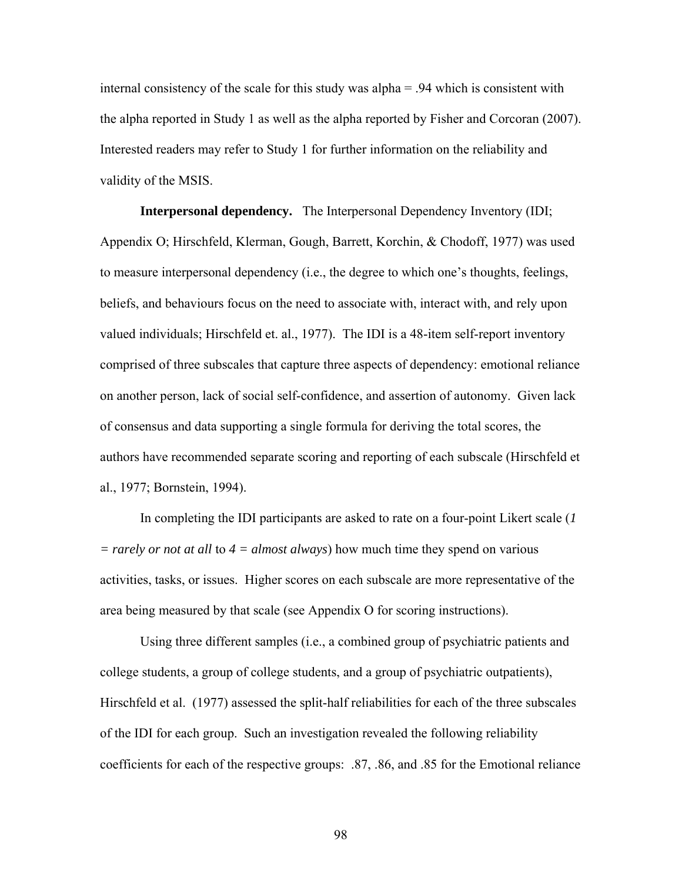internal consistency of the scale for this study was alpha = .94 which is consistent with the alpha reported in Study 1 as well as the alpha reported by Fisher and Corcoran (2007). Interested readers may refer to Study 1 for further information on the reliability and validity of the MSIS.

**Interpersonal dependency.** The Interpersonal Dependency Inventory (IDI; Appendix O; Hirschfeld, Klerman, Gough, Barrett, Korchin, & Chodoff, 1977) was used to measure interpersonal dependency (i.e., the degree to which one's thoughts, feelings, beliefs, and behaviours focus on the need to associate with, interact with, and rely upon valued individuals; Hirschfeld et. al., 1977). The IDI is a 48-item self-report inventory comprised of three subscales that capture three aspects of dependency: emotional reliance on another person, lack of social self-confidence, and assertion of autonomy. Given lack of consensus and data supporting a single formula for deriving the total scores, the authors have recommended separate scoring and reporting of each subscale (Hirschfeld et al., 1977; Bornstein, 1994).

In completing the IDI participants are asked to rate on a four-point Likert scale (*1 = rarely or not at all* to *4 = almost always*) how much time they spend on various activities, tasks, or issues. Higher scores on each subscale are more representative of the area being measured by that scale (see Appendix O for scoring instructions).

Using three different samples (i.e., a combined group of psychiatric patients and college students, a group of college students, and a group of psychiatric outpatients), Hirschfeld et al. (1977) assessed the split-half reliabilities for each of the three subscales of the IDI for each group. Such an investigation revealed the following reliability coefficients for each of the respective groups: .87, .86, and .85 for the Emotional reliance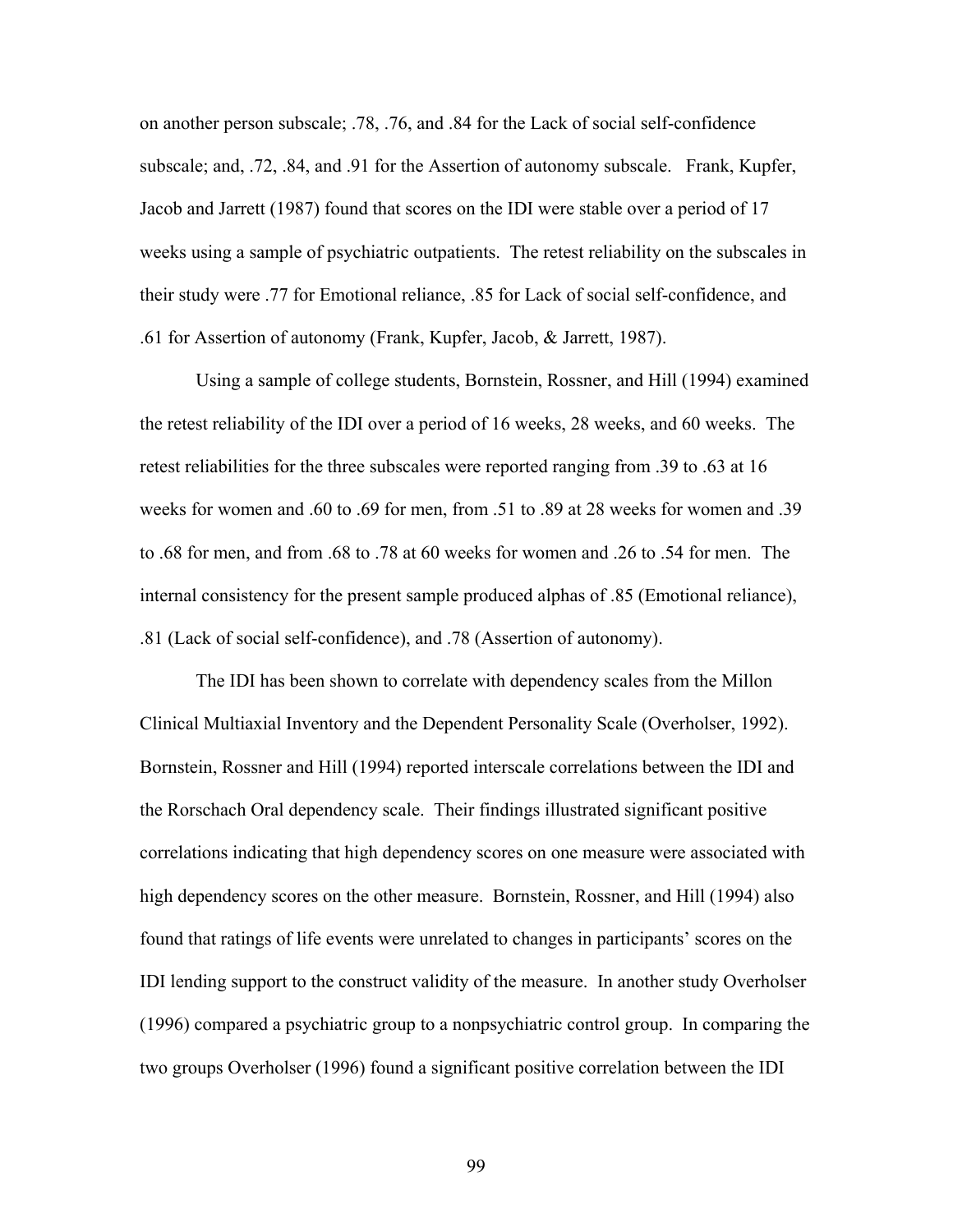on another person subscale; .78, .76, and .84 for the Lack of social self-confidence subscale; and, .72, .84, and .91 for the Assertion of autonomy subscale. Frank, Kupfer, Jacob and Jarrett (1987) found that scores on the IDI were stable over a period of 17 weeks using a sample of psychiatric outpatients. The retest reliability on the subscales in their study were .77 for Emotional reliance, .85 for Lack of social self-confidence, and .61 for Assertion of autonomy (Frank, Kupfer, Jacob, & Jarrett, 1987).

Using a sample of college students, Bornstein, Rossner, and Hill (1994) examined the retest reliability of the IDI over a period of 16 weeks, 28 weeks, and 60 weeks. The retest reliabilities for the three subscales were reported ranging from .39 to .63 at 16 weeks for women and .60 to .69 for men, from .51 to .89 at 28 weeks for women and .39 to .68 for men, and from .68 to .78 at 60 weeks for women and .26 to .54 for men. The internal consistency for the present sample produced alphas of .85 (Emotional reliance), .81 (Lack of social self-confidence), and .78 (Assertion of autonomy).

The IDI has been shown to correlate with dependency scales from the Millon Clinical Multiaxial Inventory and the Dependent Personality Scale (Overholser, 1992). Bornstein, Rossner and Hill (1994) reported interscale correlations between the IDI and the Rorschach Oral dependency scale. Their findings illustrated significant positive correlations indicating that high dependency scores on one measure were associated with high dependency scores on the other measure. Bornstein, Rossner, and Hill (1994) also found that ratings of life events were unrelated to changes in participants' scores on the IDI lending support to the construct validity of the measure. In another study Overholser (1996) compared a psychiatric group to a nonpsychiatric control group. In comparing the two groups Overholser (1996) found a significant positive correlation between the IDI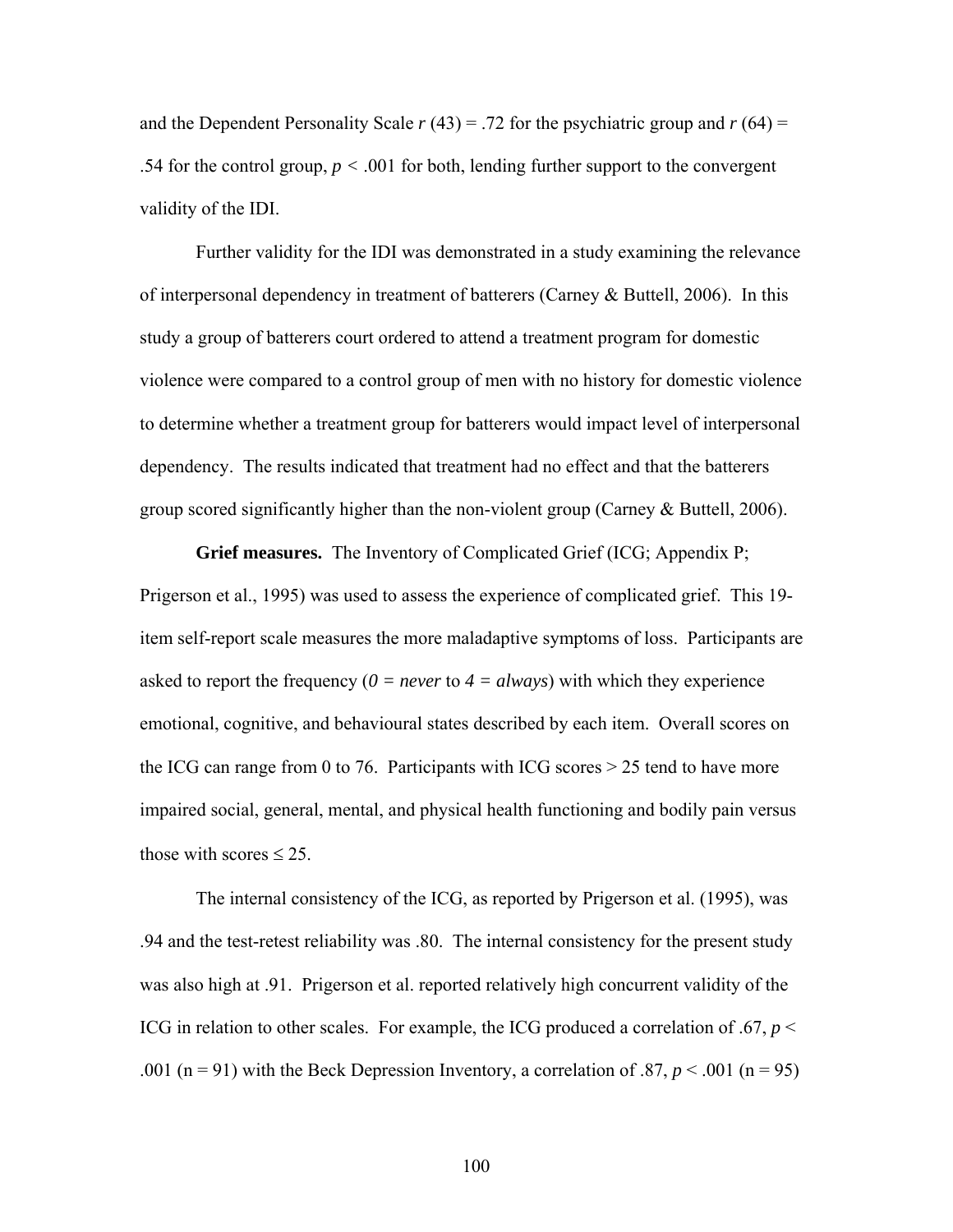and the Dependent Personality Scale $r$ (43) = .72 for the psychiatric group and $r$ (64) = .54 for the control group, $p < .001$ for both, lending further support to the convergent validity of the IDI.

Further validity for the IDI was demonstrated in a study examining the relevance of interpersonal dependency in treatment of batterers (Carney & Buttell, 2006). In this study a group of batterers court ordered to attend a treatment program for domestic violence were compared to a control group of men with no history for domestic violence to determine whether a treatment group for batterers would impact level of interpersonal dependency. The results indicated that treatment had no effect and that the batterers group scored significantly higher than the non-violent group (Carney & Buttell, 2006).

**Grief measures.** The Inventory of Complicated Grief (ICG; Appendix P; Prigerson et al., 1995) was used to assess the experience of complicated grief. This 19-item self-report scale measures the more maladaptive symptoms of loss. Participants are asked to report the frequency (*0 = never* to *4 = always*) with which they experience emotional, cognitive, and behavioural states described by each item. Overall scores on the ICG can range from 0 to 76. Participants with ICG scores > 25 tend to have more impaired social, general, mental, and physical health functioning and bodily pain versus those with scores ≤ 25.

The internal consistency of the ICG, as reported by Prigerson et al. (1995), was .94 and the test-retest reliability was .80. The internal consistency for the present study was also high at .91. Prigerson et al. reported relatively high concurrent validity of the ICG in relation to other scales. For example, the ICG produced a correlation of .67, $p < .001$ (n = 91) with the Beck Depression Inventory, a correlation of .87, $p < .001$ (n = 95)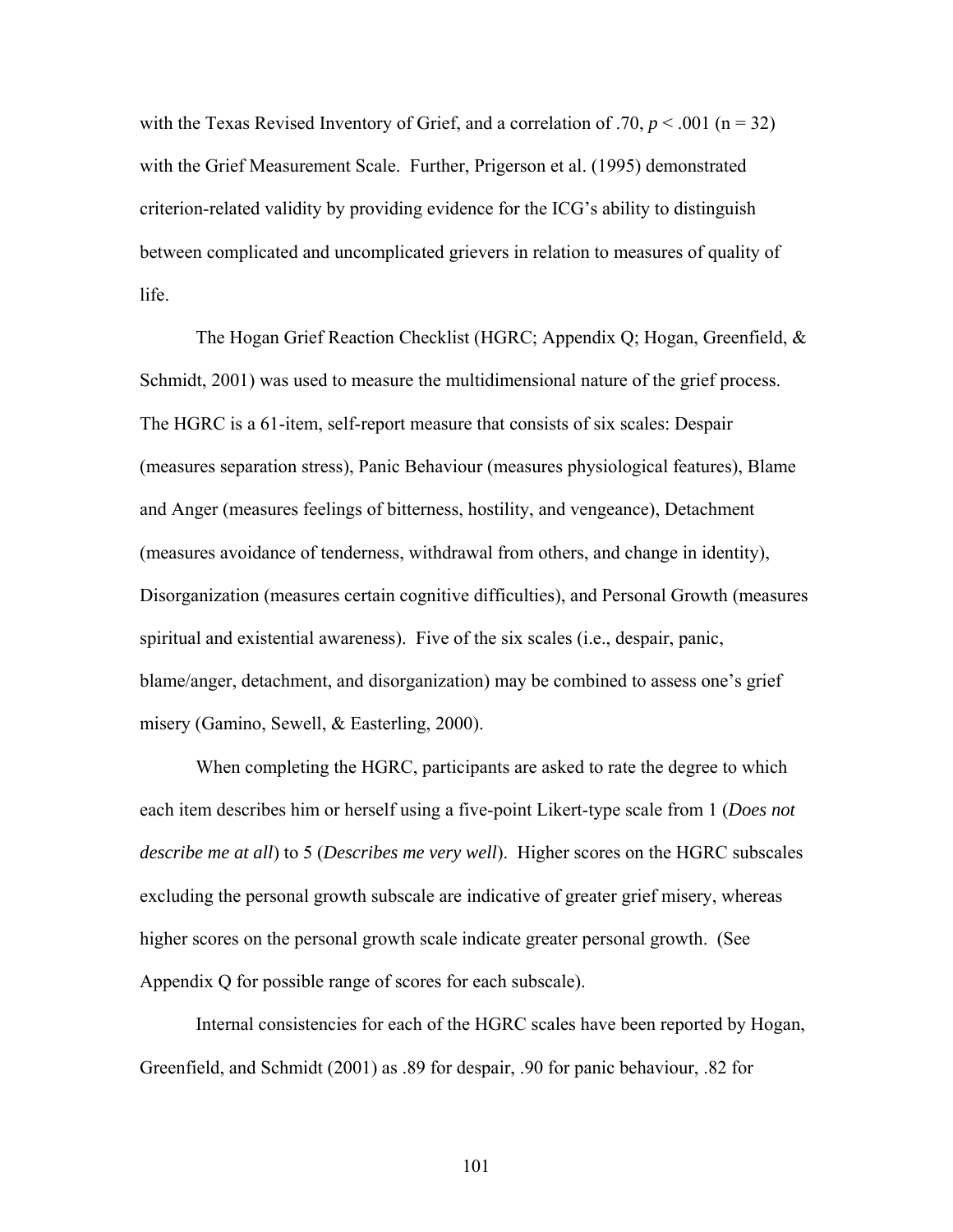with the Texas Revised Inventory of Grief, and a correlation of .70, $p < .001$ (n = 32) with the Grief Measurement Scale. Further, Prigerson et al. (1995) demonstrated criterion-related validity by providing evidence for the ICG's ability to distinguish between complicated and uncomplicated grievers in relation to measures of quality of life.

The Hogan Grief Reaction Checklist (HGRC; Appendix Q; Hogan, Greenfield, & Schmidt, 2001) was used to measure the multidimensional nature of the grief process. The HGRC is a 61-item, self-report measure that consists of six scales: Despair (measures separation stress), Panic Behaviour (measures physiological features), Blame and Anger (measures feelings of bitterness, hostility, and vengeance), Detachment (measures avoidance of tenderness, withdrawal from others, and change in identity), Disorganization (measures certain cognitive difficulties), and Personal Growth (measures spiritual and existential awareness). Five of the six scales (i.e., despair, panic, blame/anger, detachment, and disorganization) may be combined to assess one's grief misery (Gamino, Sewell, & Easterling, 2000).

When completing the HGRC, participants are asked to rate the degree to which each item describes him or herself using a five-point Likert-type scale from 1 (*Does not describe me at all*) to 5 (*Describes me very well*). Higher scores on the HGRC subscales excluding the personal growth subscale are indicative of greater grief misery, whereas higher scores on the personal growth scale indicate greater personal growth. (See Appendix Q for possible range of scores for each subscale).

Internal consistencies for each of the HGRC scales have been reported by Hogan, Greenfield, and Schmidt (2001) as .89 for despair, .90 for panic behaviour, .82 for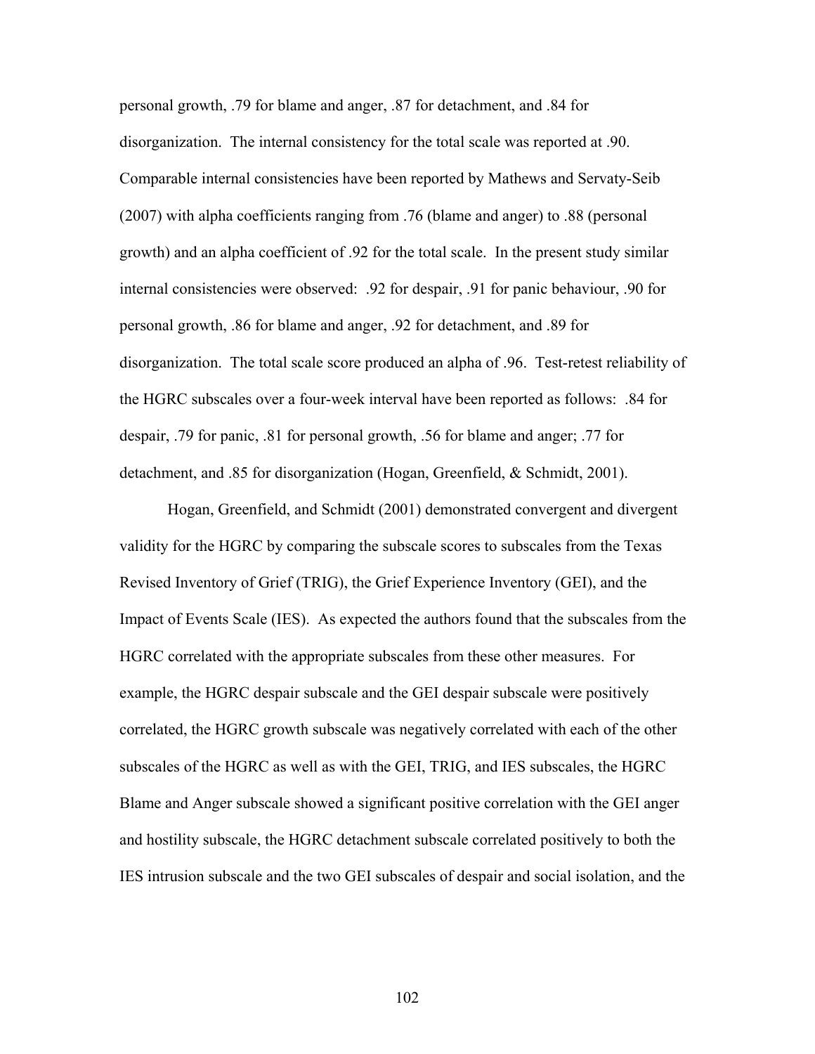personal growth, .79 for blame and anger, .87 for detachment, and .84 for disorganization. The internal consistency for the total scale was reported at .90. Comparable internal consistencies have been reported by Mathews and Servaty-Seib (2007) with alpha coefficients ranging from .76 (blame and anger) to .88 (personal growth) and an alpha coefficient of .92 for the total scale. In the present study similar internal consistencies were observed: .92 for despair, .91 for panic behaviour, .90 for personal growth, .86 for blame and anger, .92 for detachment, and .89 for disorganization. The total scale score produced an alpha of .96. Test-retest reliability of the HGRC subscales over a four-week interval have been reported as follows: .84 for despair, .79 for panic, .81 for personal growth, .56 for blame and anger; .77 for detachment, and .85 for disorganization (Hogan, Greenfield, & Schmidt, 2001).

Hogan, Greenfield, and Schmidt (2001) demonstrated convergent and divergent validity for the HGRC by comparing the subscale scores to subscales from the Texas Revised Inventory of Grief (TRIG), the Grief Experience Inventory (GEI), and the Impact of Events Scale (IES). As expected the authors found that the subscales from the HGRC correlated with the appropriate subscales from these other measures. For example, the HGRC despair subscale and the GEI despair subscale were positively correlated, the HGRC growth subscale was negatively correlated with each of the other subscales of the HGRC as well as with the GEI, TRIG, and IES subscales, the HGRC Blame and Anger subscale showed a significant positive correlation with the GEI anger and hostility subscale, the HGRC detachment subscale correlated positively to both the IES intrusion subscale and the two GEI subscales of despair and social isolation, and the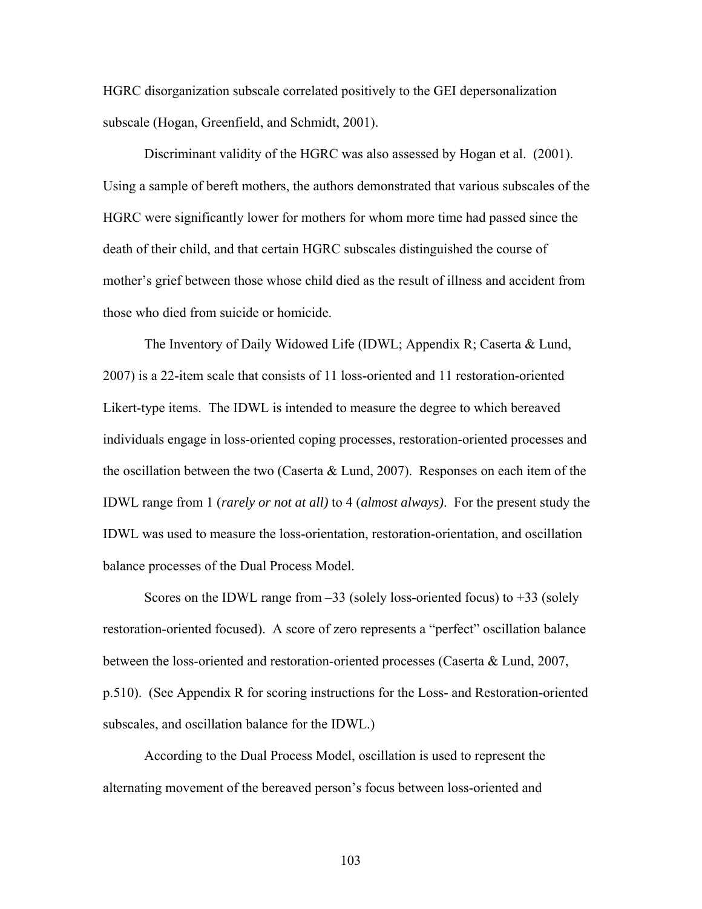HGRC disorganization subscale correlated positively to the GEI depersonalization subscale (Hogan, Greenfield, and Schmidt, 2001).

Discriminant validity of the HGRC was also assessed by Hogan et al. (2001). Using a sample of bereft mothers, the authors demonstrated that various subscales of the HGRC were significantly lower for mothers for whom more time had passed since the death of their child, and that certain HGRC subscales distinguished the course of mother's grief between those whose child died as the result of illness and accident from those who died from suicide or homicide.

The Inventory of Daily Widowed Life (IDWL; Appendix R; Caserta & Lund, 2007) is a 22-item scale that consists of 11 loss-oriented and 11 restoration-oriented Likert-type items. The IDWL is intended to measure the degree to which bereaved individuals engage in loss-oriented coping processes, restoration-oriented processes and the oscillation between the two (Caserta & Lund, 2007). Responses on each item of the IDWL range from 1 (*rarely or not at all)* to 4 (*almost always)*. For the present study the IDWL was used to measure the loss-orientation, restoration-orientation, and oscillation balance processes of the Dual Process Model.

Scores on the IDWL range from –33 (solely loss-oriented focus) to +33 (solely restoration-oriented focused). A score of zero represents a "perfect" oscillation balance between the loss-oriented and restoration-oriented processes (Caserta & Lund, 2007, p.510). (See Appendix R for scoring instructions for the Loss- and Restoration-oriented subscales, and oscillation balance for the IDWL.)

According to the Dual Process Model, oscillation is used to represent the alternating movement of the bereaved person's focus between loss-oriented and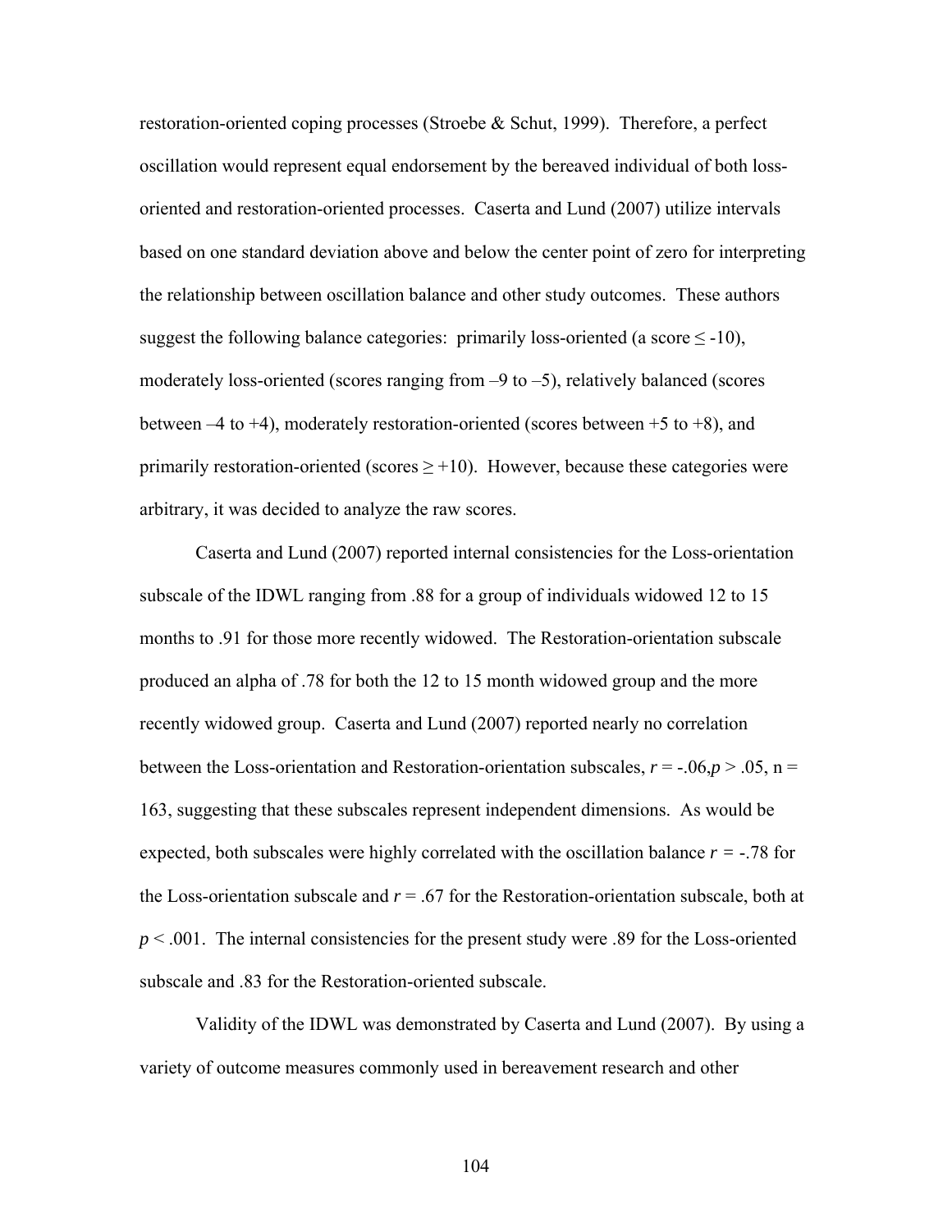restoration-oriented coping processes (Stroebe & Schut, 1999). Therefore, a perfect oscillation would represent equal endorsement by the bereaved individual of both loss-oriented and restoration-oriented processes. Caserta and Lund (2007) utilize intervals based on one standard deviation above and below the center point of zero for interpreting the relationship between oscillation balance and other study outcomes. These authors suggest the following balance categories: primarily loss-oriented (a score $\leq$ -10), moderately loss-oriented (scores ranging from –9 to –5), relatively balanced (scores between –4 to +4), moderately restoration-oriented (scores between +5 to +8), and primarily restoration-oriented (scores $\geq$ +10). However, because these categories were arbitrary, it was decided to analyze the raw scores.

Caserta and Lund (2007) reported internal consistencies for the Loss-orientation subscale of the IDWL ranging from .88 for a group of individuals widowed 12 to 15 months to .91 for those more recently widowed. The Restoration-orientation subscale produced an alpha of .78 for both the 12 to 15 month widowed group and the more recently widowed group. Caserta and Lund (2007) reported nearly no correlation between the Loss-orientation and Restoration-orientation subscales, $r = -.06, p > .05$, n = 163, suggesting that these subscales represent independent dimensions. As would be expected, both subscales were highly correlated with the oscillation balance $r = -.78$ for the Loss-orientation subscale and $r = .67$ for the Restoration-orientation subscale, both at $p < .001$. The internal consistencies for the present study were .89 for the Loss-oriented subscale and .83 for the Restoration-oriented subscale.

Validity of the IDWL was demonstrated by Caserta and Lund (2007). By using a variety of outcome measures commonly used in bereavement research and other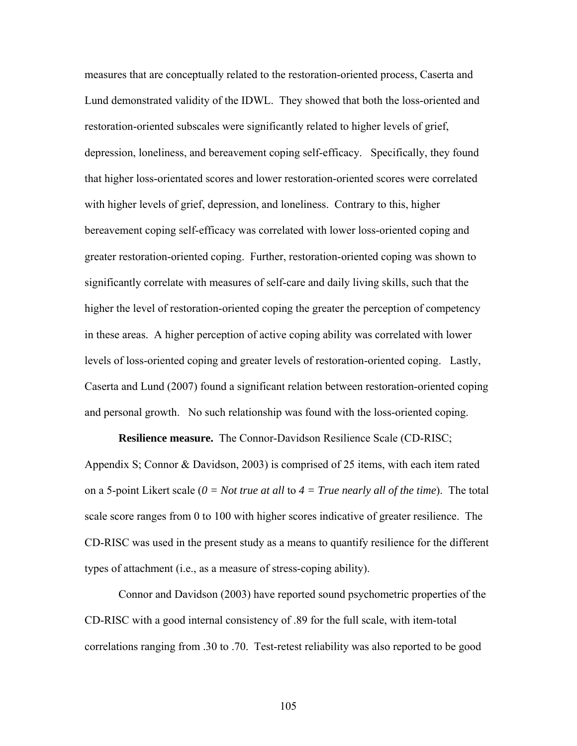measures that are conceptually related to the restoration-oriented process, Caserta and Lund demonstrated validity of the IDWL. They showed that both the loss-oriented and restoration-oriented subscales were significantly related to higher levels of grief, depression, loneliness, and bereavement coping self-efficacy. Specifically, they found that higher loss-orientated scores and lower restoration-oriented scores were correlated with higher levels of grief, depression, and loneliness. Contrary to this, higher bereavement coping self-efficacy was correlated with lower loss-oriented coping and greater restoration-oriented coping. Further, restoration-oriented coping was shown to significantly correlate with measures of self-care and daily living skills, such that the higher the level of restoration-oriented coping the greater the perception of competency in these areas. A higher perception of active coping ability was correlated with lower levels of loss-oriented coping and greater levels of restoration-oriented coping. Lastly, Caserta and Lund (2007) found a significant relation between restoration-oriented coping and personal growth. No such relationship was found with the loss-oriented coping.

**Resilience measure.** The Connor-Davidson Resilience Scale (CD-RISC; Appendix S; Connor & Davidson, 2003) is comprised of 25 items, with each item rated on a 5-point Likert scale (*0 = Not true at all* to *4 = True nearly all of the time*). The total scale score ranges from 0 to 100 with higher scores indicative of greater resilience. The CD-RISC was used in the present study as a means to quantify resilience for the different types of attachment (i.e., as a measure of stress-coping ability).

Connor and Davidson (2003) have reported sound psychometric properties of the CD-RISC with a good internal consistency of .89 for the full scale, with item-total correlations ranging from .30 to .70. Test-retest reliability was also reported to be good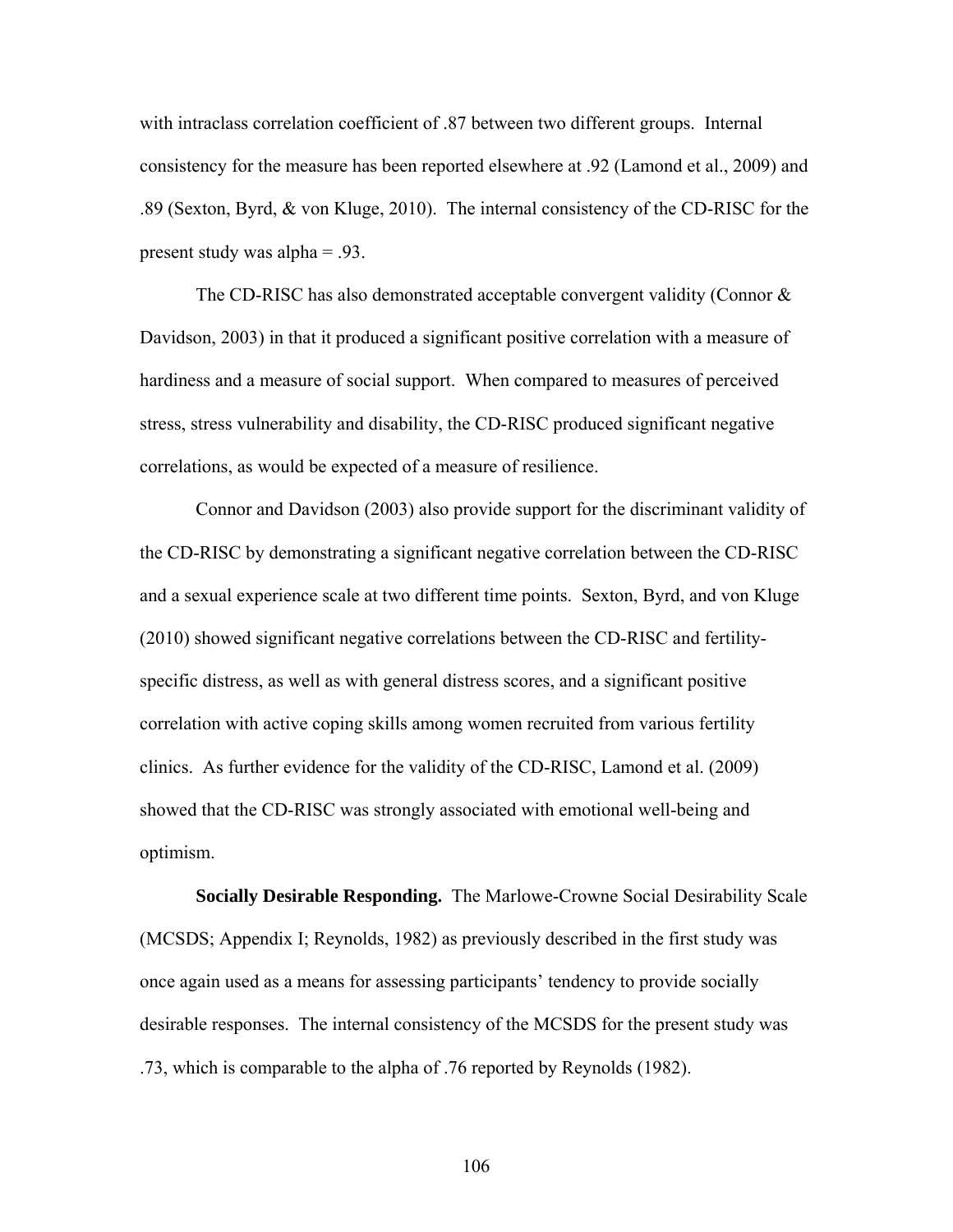with intraclass correlation coefficient of .87 between two different groups. Internal consistency for the measure has been reported elsewhere at .92 (Lamond et al., 2009) and .89 (Sexton, Byrd, & von Kluge, 2010). The internal consistency of the CD-RISC for the present study was alpha = .93.

The CD-RISC has also demonstrated acceptable convergent validity (Connor & Davidson, 2003) in that it produced a significant positive correlation with a measure of hardiness and a measure of social support. When compared to measures of perceived stress, stress vulnerability and disability, the CD-RISC produced significant negative correlations, as would be expected of a measure of resilience.

Connor and Davidson (2003) also provide support for the discriminant validity of the CD-RISC by demonstrating a significant negative correlation between the CD-RISC and a sexual experience scale at two different time points. Sexton, Byrd, and von Kluge (2010) showed significant negative correlations between the CD-RISC and fertility-specific distress, as well as with general distress scores, and a significant positive correlation with active coping skills among women recruited from various fertility clinics. As further evidence for the validity of the CD-RISC, Lamond et al. (2009) showed that the CD-RISC was strongly associated with emotional well-being and optimism.

**Socially Desirable Responding.** The Marlowe-Crowne Social Desirability Scale (MCSDS; Appendix I; Reynolds, 1982) as previously described in the first study was once again used as a means for assessing participants' tendency to provide socially desirable responses. The internal consistency of the MCSDS for the present study was .73, which is comparable to the alpha of .76 reported by Reynolds (1982).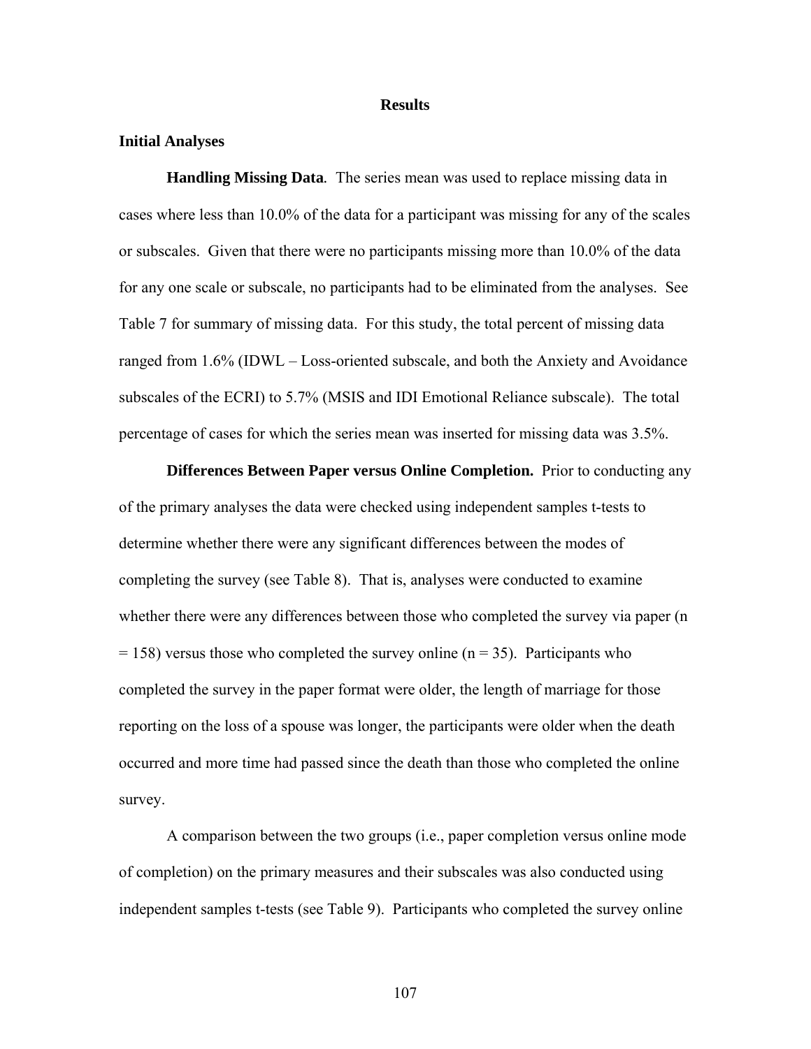# Results

## Initial Analyses

**Handling Missing Data**. The series mean was used to replace missing data in cases where less than 10.0% of the data for a participant was missing for any of the scales or subscales. Given that there were no participants missing more than 10.0% of the data for any one scale or subscale, no participants had to be eliminated from the analyses. See Table 7 for summary of missing data. For this study, the total percent of missing data ranged from 1.6% (IDWL – Loss-oriented subscale, and both the Anxiety and Avoidance subscales of the ECRI) to 5.7% (MSIS and IDI Emotional Reliance subscale). The total percentage of cases for which the series mean was inserted for missing data was 3.5%.

**Differences Between Paper versus Online Completion.** Prior to conducting any of the primary analyses the data were checked using independent samples t-tests to determine whether there were any significant differences between the modes of completing the survey (see Table 8). That is, analyses were conducted to examine whether there were any differences between those who completed the survey via paper ($n = 158$) versus those who completed the survey online ($n = 35$). Participants who completed the survey in the paper format were older, the length of marriage for those reporting on the loss of a spouse was longer, the participants were older when the death occurred and more time had passed since the death than those who completed the online survey.

A comparison between the two groups (i.e., paper completion versus online mode of completion) on the primary measures and their subscales was also conducted using independent samples t-tests (see Table 9). Participants who completed the survey online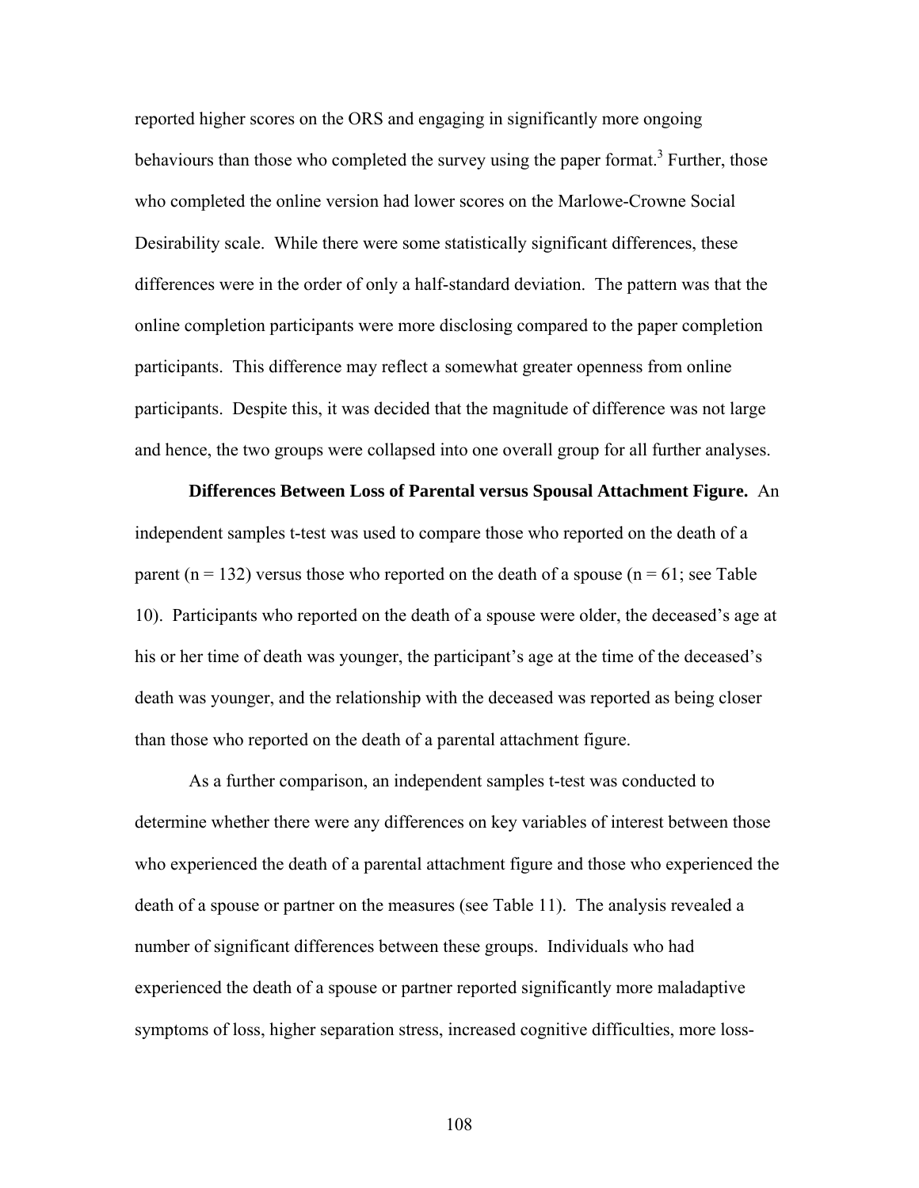reported higher scores on the ORS and engaging in significantly more ongoing behaviours than those who completed the survey using the paper format.[3] Further, those who completed the online version had lower scores on the Marlowe-Crowne Social Desirability scale. While there were some statistically significant differences, these differences were in the order of only a half-standard deviation. The pattern was that the online completion participants were more disclosing compared to the paper completion participants. This difference may reflect a somewhat greater openness from online participants. Despite this, it was decided that the magnitude of difference was not large and hence, the two groups were collapsed into one overall group for all further analyses.

**Differences Between Loss of Parental versus Spousal Attachment Figure.** An independent samples t-test was used to compare those who reported on the death of a parent (n = 132) versus those who reported on the death of a spouse (n = 61; see Table 10). Participants who reported on the death of a spouse were older, the deceased's age at his or her time of death was younger, the participant's age at the time of the deceased's death was younger, and the relationship with the deceased was reported as being closer than those who reported on the death of a parental attachment figure.

As a further comparison, an independent samples t-test was conducted to determine whether there were any differences on key variables of interest between those who experienced the death of a parental attachment figure and those who experienced the death of a spouse or partner on the measures (see Table 11). The analysis revealed a number of significant differences between these groups. Individuals who had experienced the death of a spouse or partner reported significantly more maladaptive symptoms of loss, higher separation stress, increased cognitive difficulties, more loss-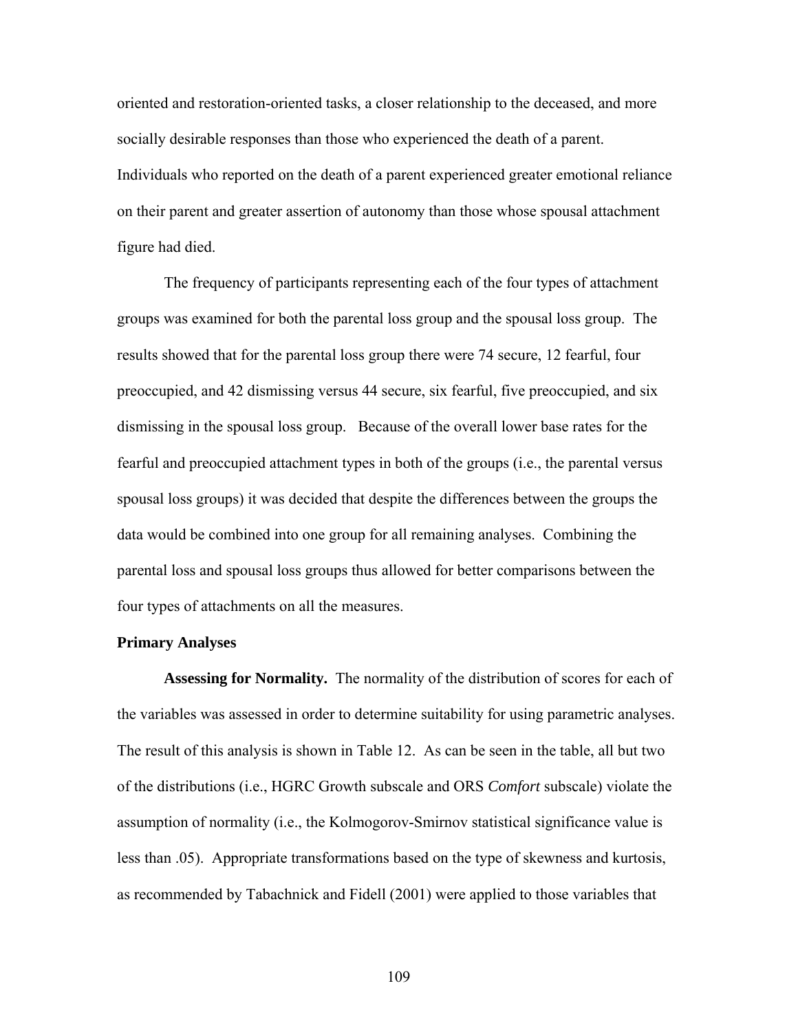oriented and restoration-oriented tasks, a closer relationship to the deceased, and more socially desirable responses than those who experienced the death of a parent. Individuals who reported on the death of a parent experienced greater emotional reliance on their parent and greater assertion of autonomy than those whose spousal attachment figure had died.

The frequency of participants representing each of the four types of attachment groups was examined for both the parental loss group and the spousal loss group. The results showed that for the parental loss group there were 74 secure, 12 fearful, four preoccupied, and 42 dismissing versus 44 secure, six fearful, five preoccupied, and six dismissing in the spousal loss group. Because of the overall lower base rates for the fearful and preoccupied attachment types in both of the groups (i.e., the parental versus spousal loss groups) it was decided that despite the differences between the groups the data would be combined into one group for all remaining analyses. Combining the parental loss and spousal loss groups thus allowed for better comparisons between the four types of attachments on all the measures.

**Primary Analyses**

**Assessing for Normality.** The normality of the distribution of scores for each of the variables was assessed in order to determine suitability for using parametric analyses. The result of this analysis is shown in Table 12. As can be seen in the table, all but two of the distributions (i.e., HGRC Growth subscale and ORS *Comfort* subscale) violate the assumption of normality (i.e., the Kolmogorov-Smirnov statistical significance value is less than .05). Appropriate transformations based on the type of skewness and kurtosis, as recommended by Tabachnick and Fidell (2001) were applied to those variables that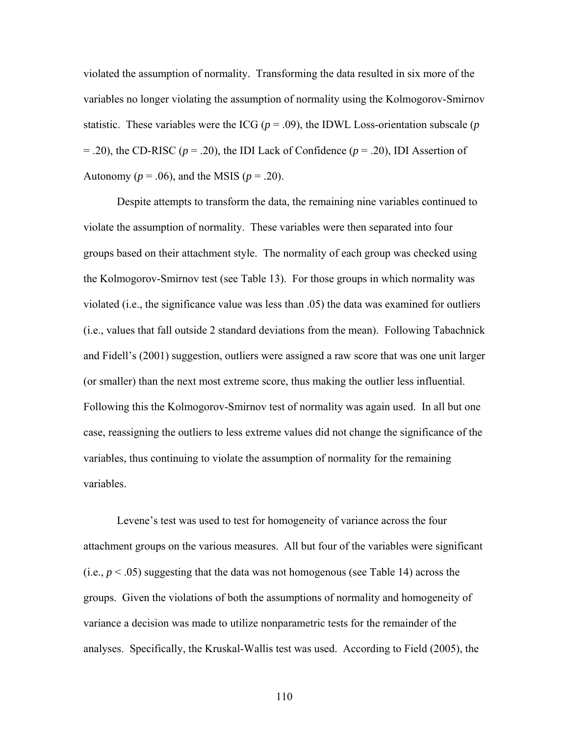violated the assumption of normality. Transforming the data resulted in six more of the variables no longer violating the assumption of normality using the Kolmogorov-Smirnov statistic. These variables were the ICG ($p = .09$), the IDWL Loss-orientation subscale ($p = .20$), the CD-RISC ($p = .20$), the IDI Lack of Confidence ($p = .20$), IDI Assertion of Autonomy ($p = .06$), and the MSIS ($p = .20$).

Despite attempts to transform the data, the remaining nine variables continued to violate the assumption of normality. These variables were then separated into four groups based on their attachment style. The normality of each group was checked using the Kolmogorov-Smirnov test (see Table 13). For those groups in which normality was violated (i.e., the significance value was less than .05) the data was examined for outliers (i.e., values that fall outside 2 standard deviations from the mean). Following Tabachnick and Fidell's (2001) suggestion, outliers were assigned a raw score that was one unit larger (or smaller) than the next most extreme score, thus making the outlier less influential. Following this the Kolmogorov-Smirnov test of normality was again used. In all but one case, reassigning the outliers to less extreme values did not change the significance of the variables, thus continuing to violate the assumption of normality for the remaining variables.

Levene's test was used to test for homogeneity of variance across the four attachment groups on the various measures. All but four of the variables were significant (i.e., $p < .05$) suggesting that the data was not homogenous (see Table 14) across the groups. Given the violations of both the assumptions of normality and homogeneity of variance a decision was made to utilize nonparametric tests for the remainder of the analyses. Specifically, the Kruskal-Wallis test was used. According to Field (2005), the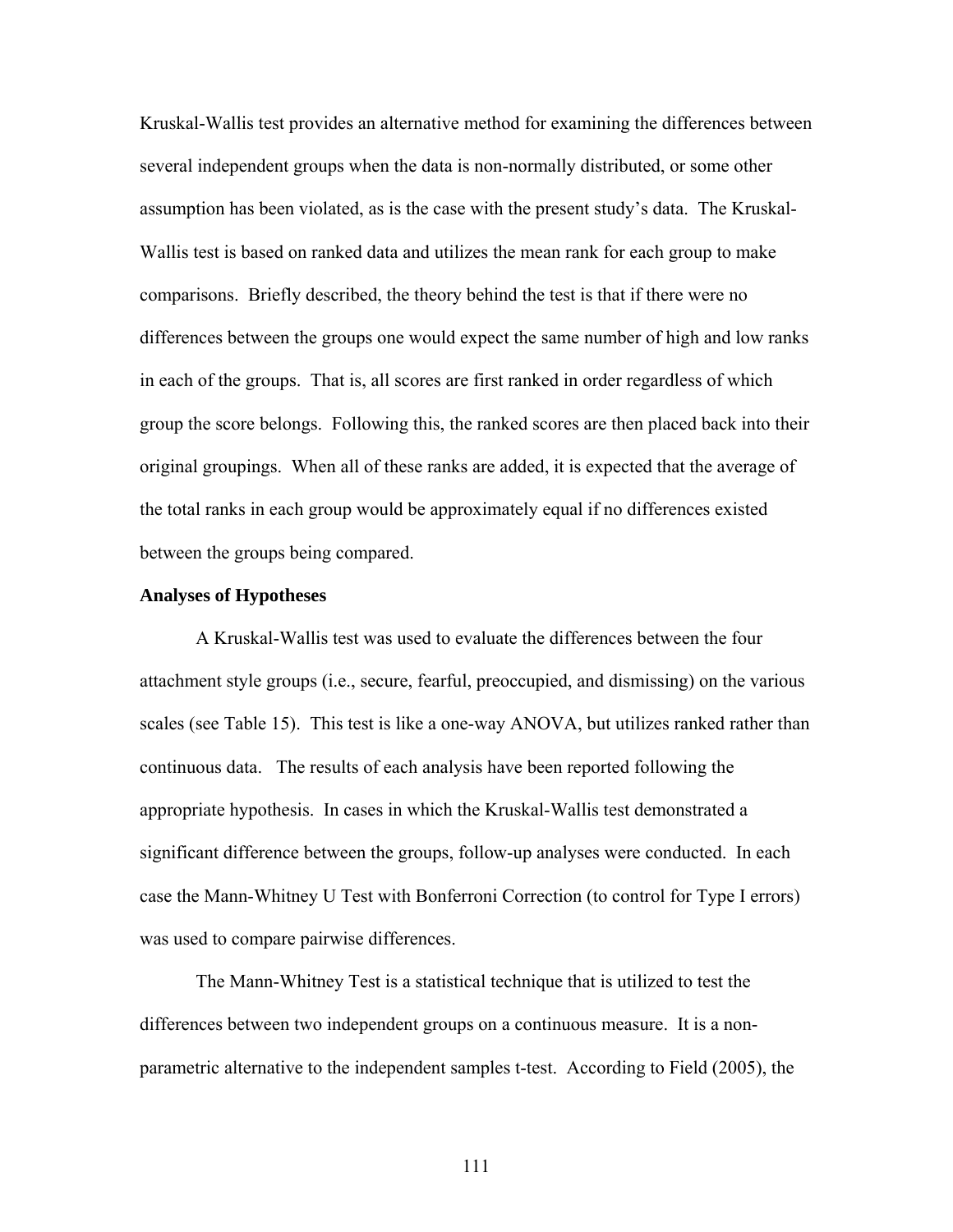Kruskal-Wallis test provides an alternative method for examining the differences between several independent groups when the data is non-normally distributed, or some other assumption has been violated, as is the case with the present study's data. The Kruskal-Wallis test is based on ranked data and utilizes the mean rank for each group to make comparisons. Briefly described, the theory behind the test is that if there were no differences between the groups one would expect the same number of high and low ranks in each of the groups. That is, all scores are first ranked in order regardless of which group the score belongs. Following this, the ranked scores are then placed back into their original groupings. When all of these ranks are added, it is expected that the average of the total ranks in each group would be approximately equal if no differences existed between the groups being compared.

**Analyses of Hypotheses**

A Kruskal-Wallis test was used to evaluate the differences between the four attachment style groups (i.e., secure, fearful, preoccupied, and dismissing) on the various scales (see Table 15). This test is like a one-way ANOVA, but utilizes ranked rather than continuous data. The results of each analysis have been reported following the appropriate hypothesis. In cases in which the Kruskal-Wallis test demonstrated a significant difference between the groups, follow-up analyses were conducted. In each case the Mann-Whitney U Test with Bonferroni Correction (to control for Type I errors) was used to compare pairwise differences.

The Mann-Whitney Test is a statistical technique that is utilized to test the differences between two independent groups on a continuous measure. It is a non-parametric alternative to the independent samples t-test. According to Field (2005), the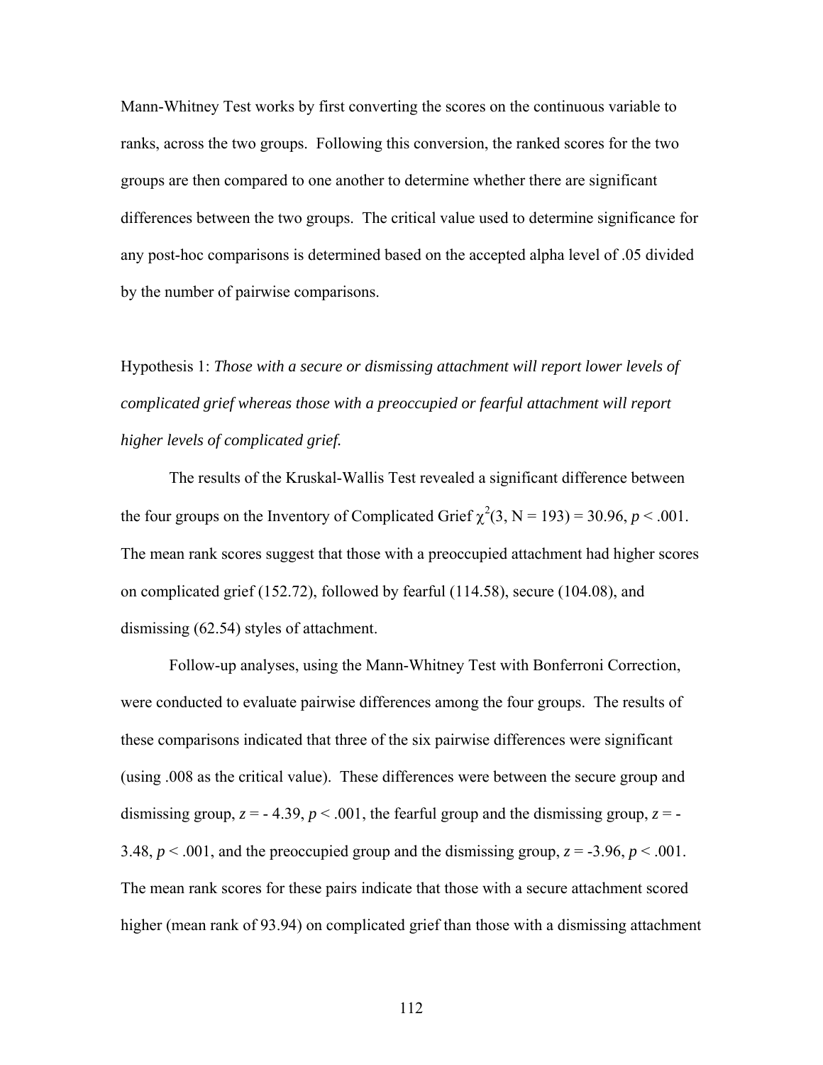Mann-Whitney Test works by first converting the scores on the continuous variable to ranks, across the two groups. Following this conversion, the ranked scores for the two groups are then compared to one another to determine whether there are significant differences between the two groups. The critical value used to determine significance for any post-hoc comparisons is determined based on the accepted alpha level of .05 divided by the number of pairwise comparisons.

Hypothesis 1: *Those with a secure or dismissing attachment will report lower levels of complicated grief whereas those with a preoccupied or fearful attachment will report higher levels of complicated grief.*

The results of the Kruskal-Wallis Test revealed a significant difference between the four groups on the Inventory of Complicated Grief $\chi^2(3, N = 193) = 30.96$, $p < .001$. The mean rank scores suggest that those with a preoccupied attachment had higher scores on complicated grief (152.72), followed by fearful (114.58), secure (104.08), and dismissing (62.54) styles of attachment.

Follow-up analyses, using the Mann-Whitney Test with Bonferroni Correction, were conducted to evaluate pairwise differences among the four groups. The results of these comparisons indicated that three of the six pairwise differences were significant (using .008 as the critical value). These differences were between the secure group and dismissing group, $z = -4.39$, $p < .001$, the fearful group and the dismissing group, $z = -3.48$, $p < .001$, and the preoccupied group and the dismissing group, $z = -3.96$, $p < .001$. The mean rank scores for these pairs indicate that those with a secure attachment scored higher (mean rank of 93.94) on complicated grief than those with a dismissing attachment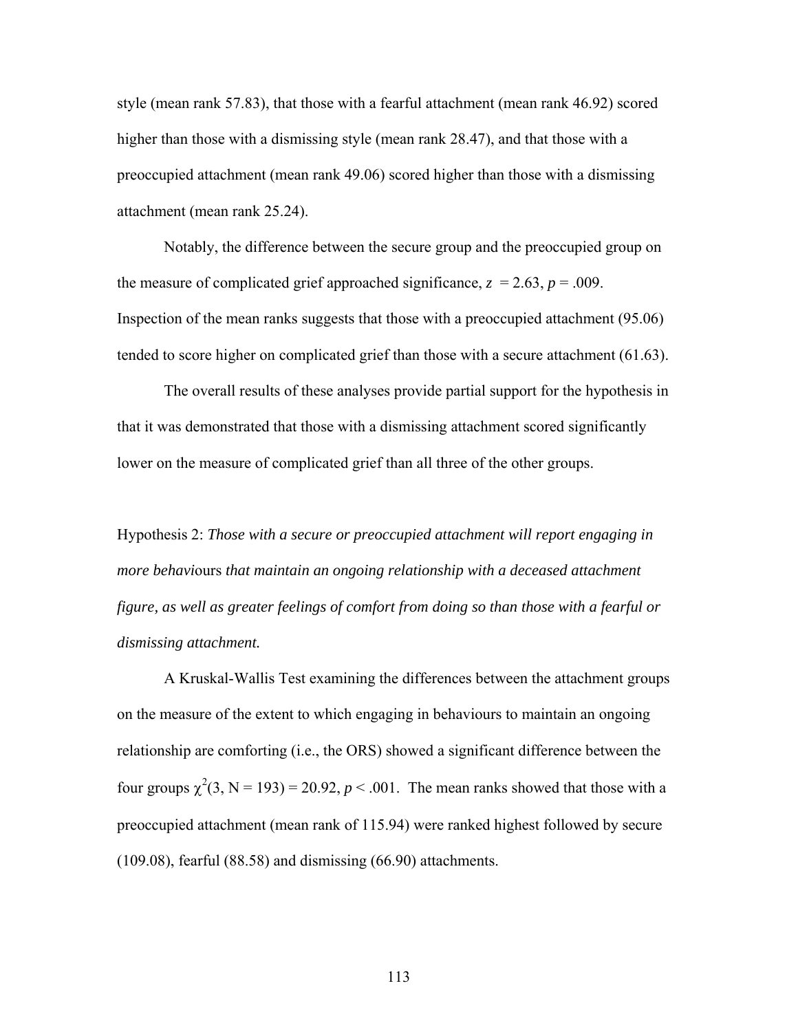style (mean rank 57.83), that those with a fearful attachment (mean rank 46.92) scored higher than those with a dismissing style (mean rank 28.47), and that those with a preoccupied attachment (mean rank 49.06) scored higher than those with a dismissing attachment (mean rank 25.24).

Notably, the difference between the secure group and the preoccupied group on the measure of complicated grief approached significance, $z = 2.63$, $p = .009$. Inspection of the mean ranks suggests that those with a preoccupied attachment (95.06) tended to score higher on complicated grief than those with a secure attachment (61.63).

The overall results of these analyses provide partial support for the hypothesis in that it was demonstrated that those with a dismissing attachment scored significantly lower on the measure of complicated grief than all three of the other groups.

Hypothesis 2: *Those with a secure or preoccupied attachment will report engaging in more behaviours that maintain an ongoing relationship with a deceased attachment figure, as well as greater feelings of comfort from doing so than those with a fearful or dismissing attachment.*

A Kruskal-Wallis Test examining the differences between the attachment groups on the measure of the extent to which engaging in behaviours to maintain an ongoing relationship are comforting (i.e., the ORS) showed a significant difference between the four groups $\chi^2(3, N = 193) = 20.92$, $p < .001$. The mean ranks showed that those with a preoccupied attachment (mean rank of 115.94) were ranked highest followed by secure (109.08), fearful (88.58) and dismissing (66.90) attachments.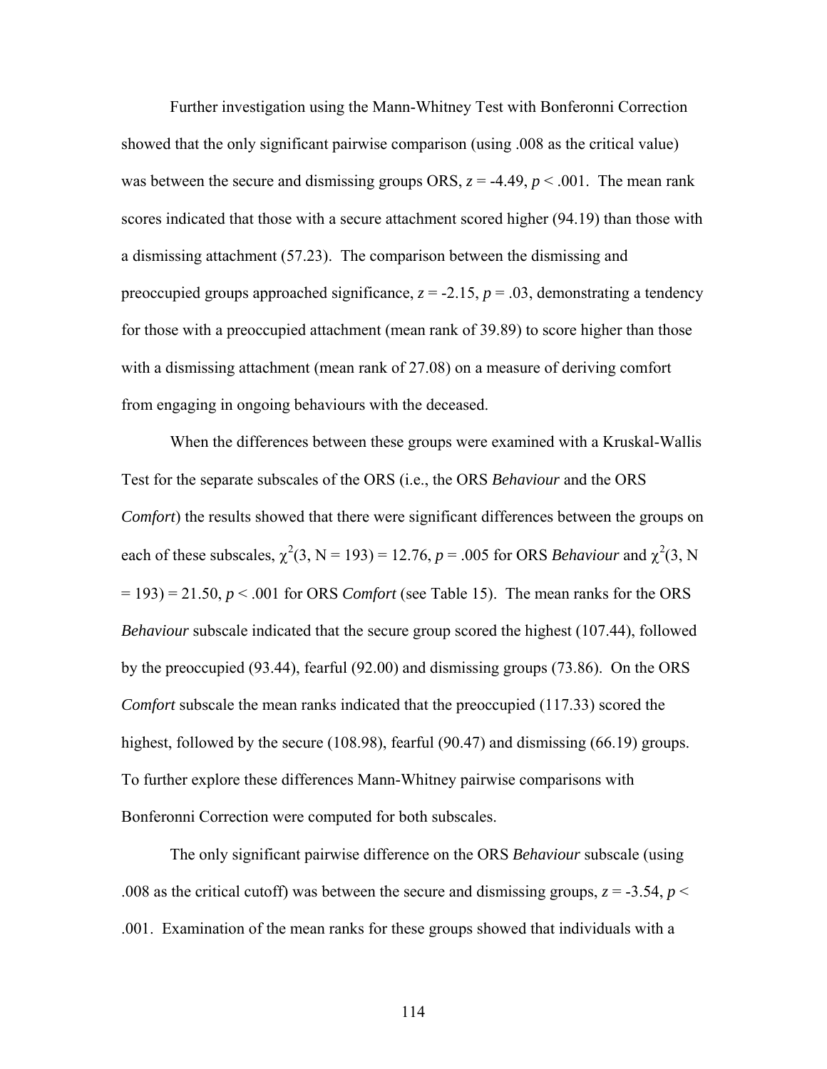Further investigation using the Mann-Whitney Test with Bonferonni Correction showed that the only significant pairwise comparison (using .008 as the critical value) was between the secure and dismissing groups ORS, $z = -4.49$, $p < .001$. The mean rank scores indicated that those with a secure attachment scored higher (94.19) than those with a dismissing attachment (57.23). The comparison between the dismissing and preoccupied groups approached significance, $z = -2.15$, $p = .03$, demonstrating a tendency for those with a preoccupied attachment (mean rank of 39.89) to score higher than those with a dismissing attachment (mean rank of 27.08) on a measure of deriving comfort from engaging in ongoing behaviours with the deceased.

When the differences between these groups were examined with a Kruskal-Wallis Test for the separate subscales of the ORS (i.e., the ORS *Behaviour* and the ORS *Comfort*) the results showed that there were significant differences between the groups on each of these subscales, $\chi^2(3, N = 193) = 12.76$, $p = .005$ for ORS *Behaviour* and $\chi^2(3, N = 193) = 21.50$, $p < .001$ for ORS *Comfort* (see Table 15). The mean ranks for the ORS *Behaviour* subscale indicated that the secure group scored the highest (107.44), followed by the preoccupied (93.44), fearful (92.00) and dismissing groups (73.86). On the ORS *Comfort* subscale the mean ranks indicated that the preoccupied (117.33) scored the highest, followed by the secure (108.98), fearful (90.47) and dismissing (66.19) groups. To further explore these differences Mann-Whitney pairwise comparisons with Bonferonni Correction were computed for both subscales.

The only significant pairwise difference on the ORS *Behaviour* subscale (using .008 as the critical cutoff) was between the secure and dismissing groups, $z = -3.54$, $p < .001$. Examination of the mean ranks for these groups showed that individuals with a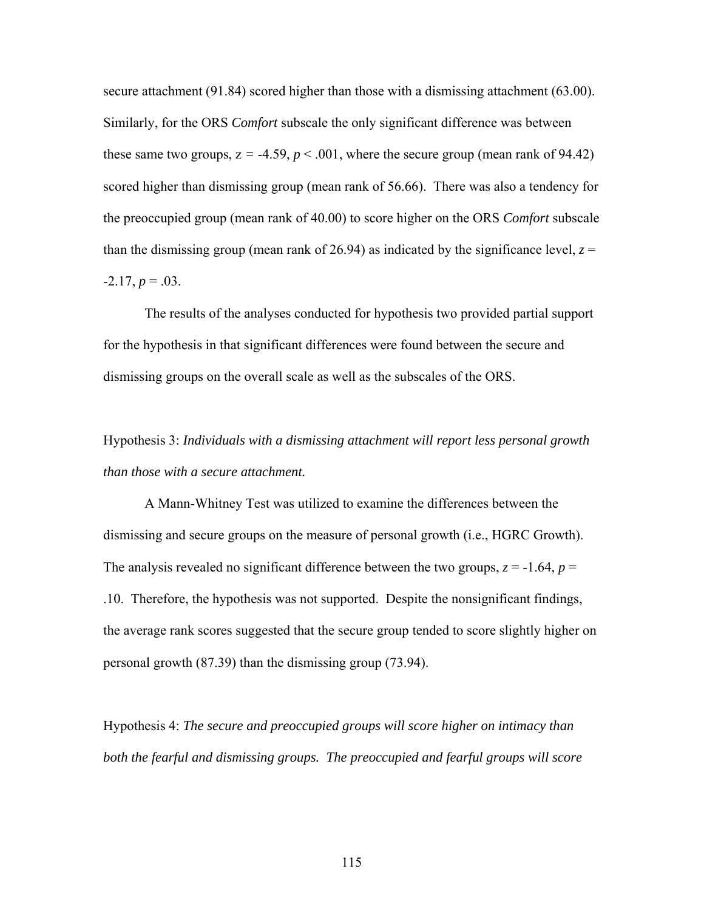secure attachment (91.84) scored higher than those with a dismissing attachment (63.00). Similarly, for the ORS *Comfort* subscale the only significant difference was between these same two groups, $z = -4.59$, $p < .001$, where the secure group (mean rank of 94.42) scored higher than dismissing group (mean rank of 56.66). There was also a tendency for the preoccupied group (mean rank of 40.00) to score higher on the ORS *Comfort* subscale than the dismissing group (mean rank of 26.94) as indicated by the significance level, $z = -2.17$, $p = .03$.

The results of the analyses conducted for hypothesis two provided partial support for the hypothesis in that significant differences were found between the secure and dismissing groups on the overall scale as well as the subscales of the ORS.

Hypothesis 3: *Individuals with a dismissing attachment will report less personal growth than those with a secure attachment.*

A Mann-Whitney Test was utilized to examine the differences between the dismissing and secure groups on the measure of personal growth (i.e., HGRC Growth). The analysis revealed no significant difference between the two groups, $z = -1.64$, $p = .10$. Therefore, the hypothesis was not supported. Despite the nonsignificant findings, the average rank scores suggested that the secure group tended to score slightly higher on personal growth (87.39) than the dismissing group (73.94).

Hypothesis 4: *The secure and preoccupied groups will score higher on intimacy than both the fearful and dismissing groups. The preoccupied and fearful groups will score*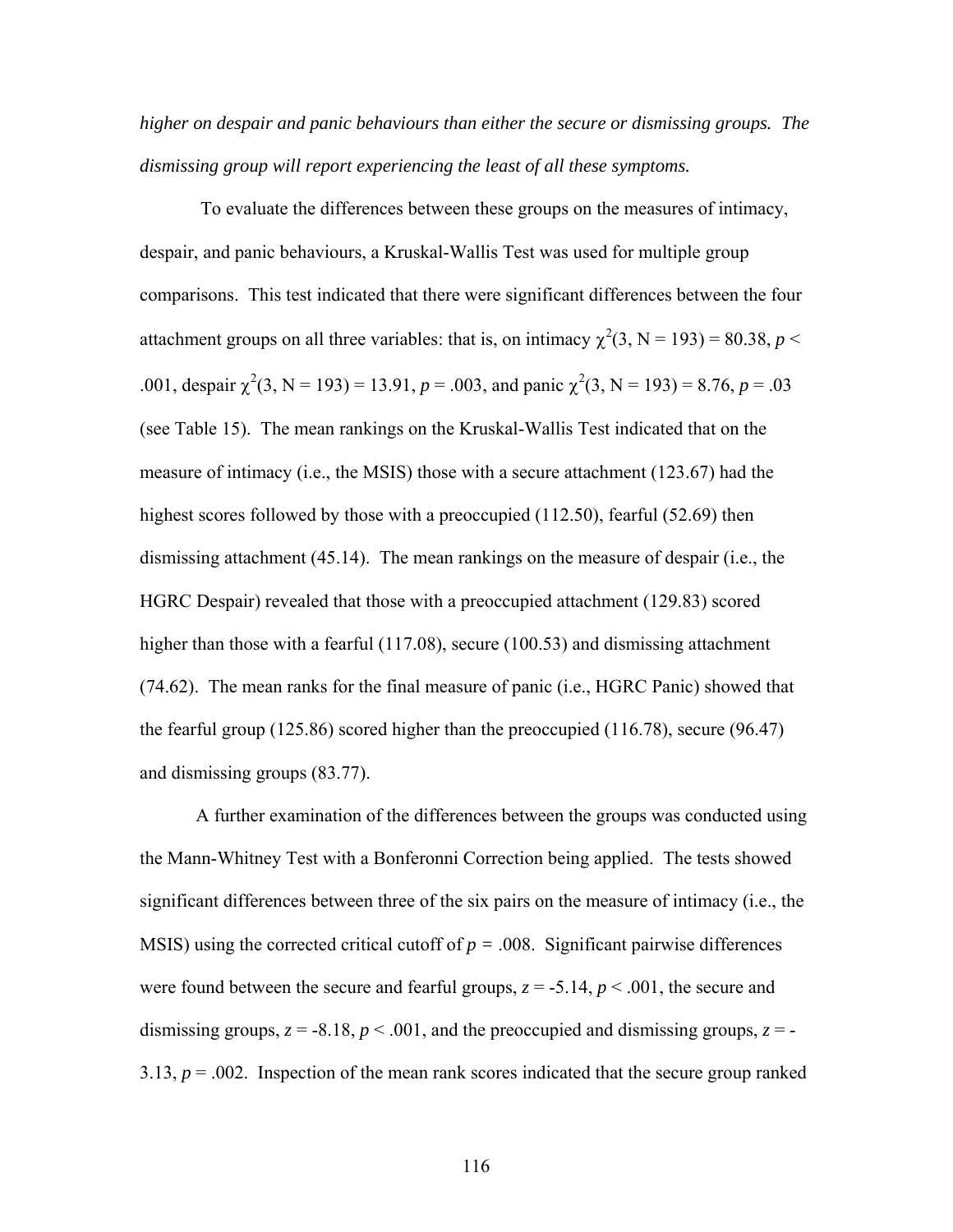*higher on despair and panic behaviours than either the secure or dismissing groups. The dismissing group will report experiencing the least of all these symptoms.*

To evaluate the differences between these groups on the measures of intimacy, despair, and panic behaviours, a Kruskal-Wallis Test was used for multiple group comparisons. This test indicated that there were significant differences between the four attachment groups on all three variables: that is, on intimacy $\chi^2(3, N = 193) = 80.38$, $p < .001$, despair $\chi^2(3, N = 193) = 13.91$, $p = .003$, and panic $\chi^2(3, N = 193) = 8.76$, $p = .03$ (see Table 15). The mean rankings on the Kruskal-Wallis Test indicated that on the measure of intimacy (i.e., the MSIS) those with a secure attachment (123.67) had the highest scores followed by those with a preoccupied (112.50), fearful (52.69) then dismissing attachment (45.14). The mean rankings on the measure of despair (i.e., the HGRC Despair) revealed that those with a preoccupied attachment (129.83) scored higher than those with a fearful (117.08), secure (100.53) and dismissing attachment (74.62). The mean ranks for the final measure of panic (i.e., HGRC Panic) showed that the fearful group (125.86) scored higher than the preoccupied (116.78), secure (96.47) and dismissing groups (83.77).

A further examination of the differences between the groups was conducted using the Mann-Whitney Test with a Bonferonni Correction being applied. The tests showed significant differences between three of the six pairs on the measure of intimacy (i.e., the MSIS) using the corrected critical cutoff of $p = .008$. Significant pairwise differences were found between the secure and fearful groups, $z = -5.14$, $p < .001$, the secure and dismissing groups, $z = -8.18$, $p < .001$, and the preoccupied and dismissing groups, $z = -3.13$, $p = .002$. Inspection of the mean rank scores indicated that the secure group ranked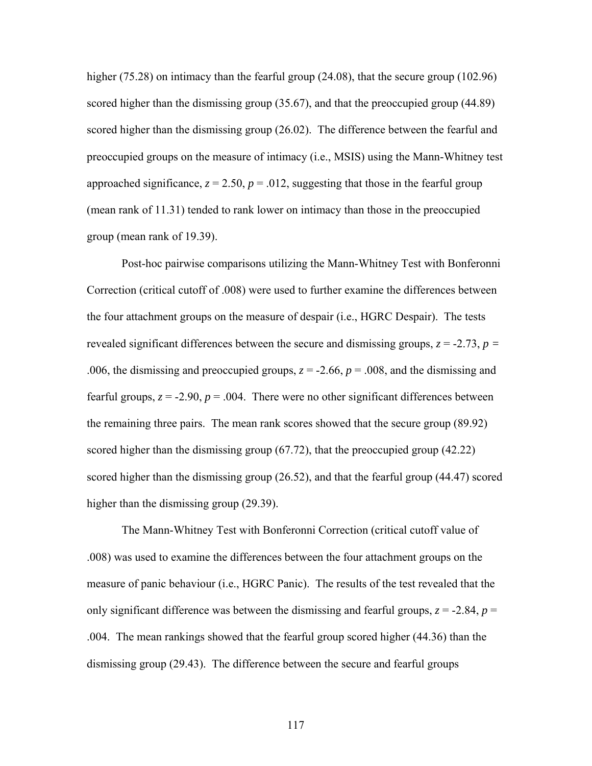higher (75.28) on intimacy than the fearful group (24.08), that the secure group (102.96) scored higher than the dismissing group (35.67), and that the preoccupied group (44.89) scored higher than the dismissing group (26.02). The difference between the fearful and preoccupied groups on the measure of intimacy (i.e., MSIS) using the Mann-Whitney test approached significance, $z = 2.50$, $p = .012$, suggesting that those in the fearful group (mean rank of 11.31) tended to rank lower on intimacy than those in the preoccupied group (mean rank of 19.39).

Post-hoc pairwise comparisons utilizing the Mann-Whitney Test with Bonferonni Correction (critical cutoff of .008) were used to further examine the differences between the four attachment groups on the measure of despair (i.e., HGRC Despair). The tests revealed significant differences between the secure and dismissing groups, $z = -2.73$, $p = .006$, the dismissing and preoccupied groups, $z = -2.66$, $p = .008$, and the dismissing and fearful groups, $z = -2.90$, $p = .004$. There were no other significant differences between the remaining three pairs. The mean rank scores showed that the secure group (89.92) scored higher than the dismissing group (67.72), that the preoccupied group (42.22) scored higher than the dismissing group (26.52), and that the fearful group (44.47) scored higher than the dismissing group (29.39).

The Mann-Whitney Test with Bonferonni Correction (critical cutoff value of .008) was used to examine the differences between the four attachment groups on the measure of panic behaviour (i.e., HGRC Panic). The results of the test revealed that the only significant difference was between the dismissing and fearful groups, $z = -2.84$, $p = .004$. The mean rankings showed that the fearful group scored higher (44.36) than the dismissing group (29.43). The difference between the secure and fearful groups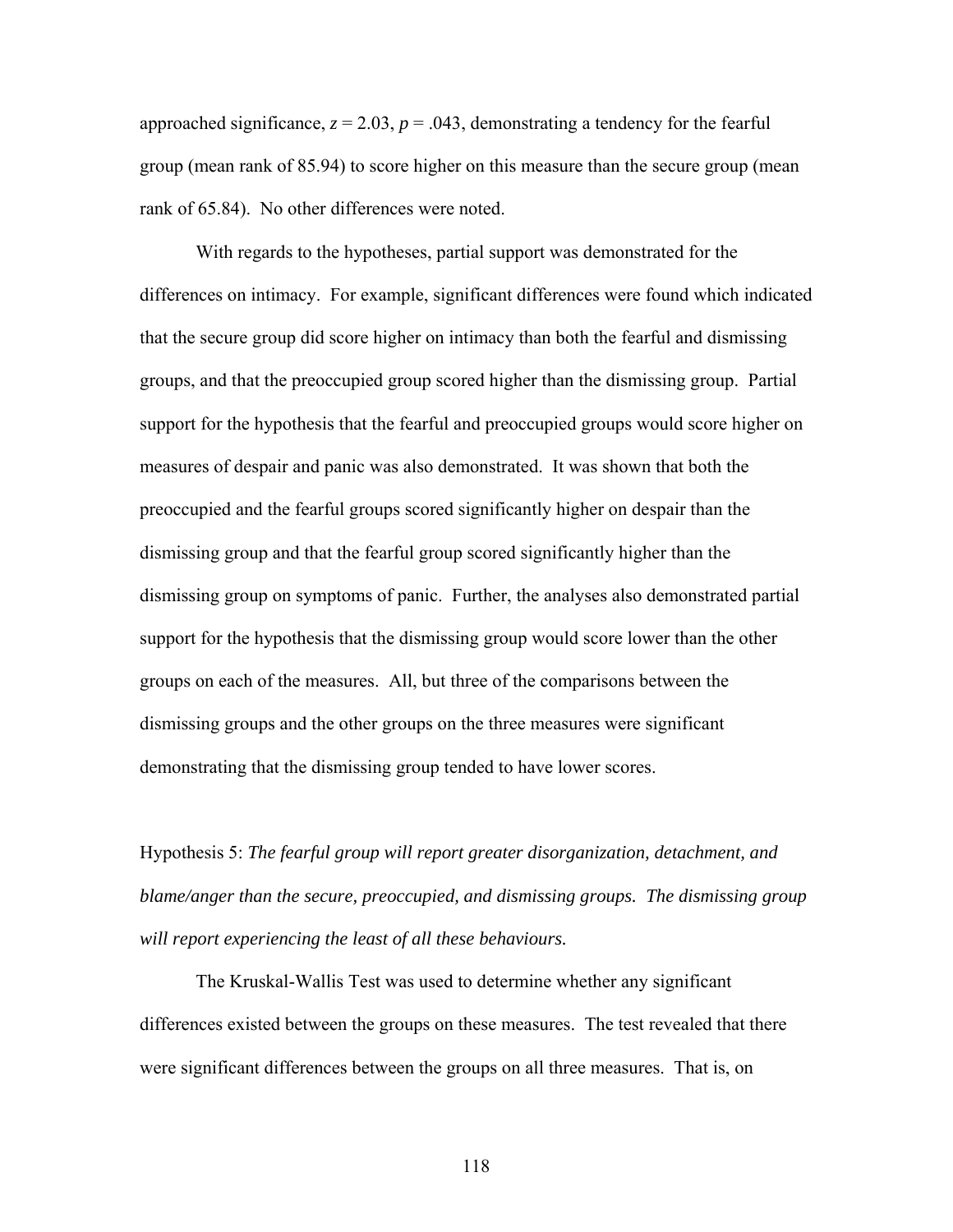approached significance, $z = 2.03$, $p = .043$, demonstrating a tendency for the fearful group (mean rank of 85.94) to score higher on this measure than the secure group (mean rank of 65.84). No other differences were noted.

With regards to the hypotheses, partial support was demonstrated for the differences on intimacy. For example, significant differences were found which indicated that the secure group did score higher on intimacy than both the fearful and dismissing groups, and that the preoccupied group scored higher than the dismissing group. Partial support for the hypothesis that the fearful and preoccupied groups would score higher on measures of despair and panic was also demonstrated. It was shown that both the preoccupied and the fearful groups scored significantly higher on despair than the dismissing group and that the fearful group scored significantly higher than the dismissing group on symptoms of panic. Further, the analyses also demonstrated partial support for the hypothesis that the dismissing group would score lower than the other groups on each of the measures. All, but three of the comparisons between the dismissing groups and the other groups on the three measures were significant demonstrating that the dismissing group tended to have lower scores.

Hypothesis 5: *The fearful group will report greater disorganization, detachment, and blame/anger than the secure, preoccupied, and dismissing groups. The dismissing group will report experiencing the least of all these behaviours.*

The Kruskal-Wallis Test was used to determine whether any significant differences existed between the groups on these measures. The test revealed that there were significant differences between the groups on all three measures. That is, on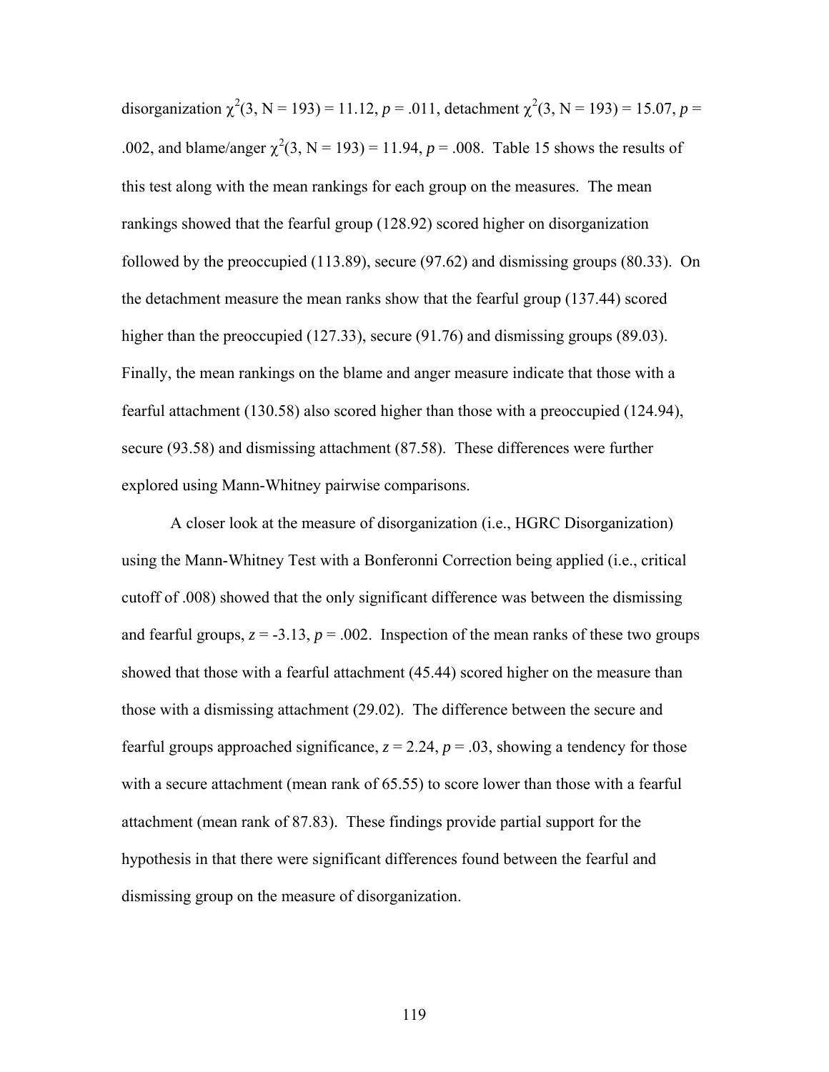disorganization $\chi^2(3, N = 193) = 11.12$, $p = .011$, detachment $\chi^2(3, N = 193) = 15.07$, $p = .002$, and blame/anger $\chi^2(3, N = 193) = 11.94$, $p = .008$. Table 15 shows the results of this test along with the mean rankings for each group on the measures. The mean rankings showed that the fearful group (128.92) scored higher on disorganization followed by the preoccupied (113.89), secure (97.62) and dismissing groups (80.33). On the detachment measure the mean ranks show that the fearful group (137.44) scored higher than the preoccupied (127.33), secure (91.76) and dismissing groups (89.03). Finally, the mean rankings on the blame and anger measure indicate that those with a fearful attachment (130.58) also scored higher than those with a preoccupied (124.94), secure (93.58) and dismissing attachment (87.58). These differences were further explored using Mann-Whitney pairwise comparisons.

A closer look at the measure of disorganization (i.e., HGRC Disorganization) using the Mann-Whitney Test with a Bonferonni Correction being applied (i.e., critical cutoff of .008) showed that the only significant difference was between the dismissing and fearful groups, $z = -3.13$, $p = .002$. Inspection of the mean ranks of these two groups showed that those with a fearful attachment (45.44) scored higher on the measure than those with a dismissing attachment (29.02). The difference between the secure and fearful groups approached significance, $z = 2.24$, $p = .03$, showing a tendency for those with a secure attachment (mean rank of 65.55) to score lower than those with a fearful attachment (mean rank of 87.83). These findings provide partial support for the hypothesis in that there were significant differences found between the fearful and dismissing group on the measure of disorganization.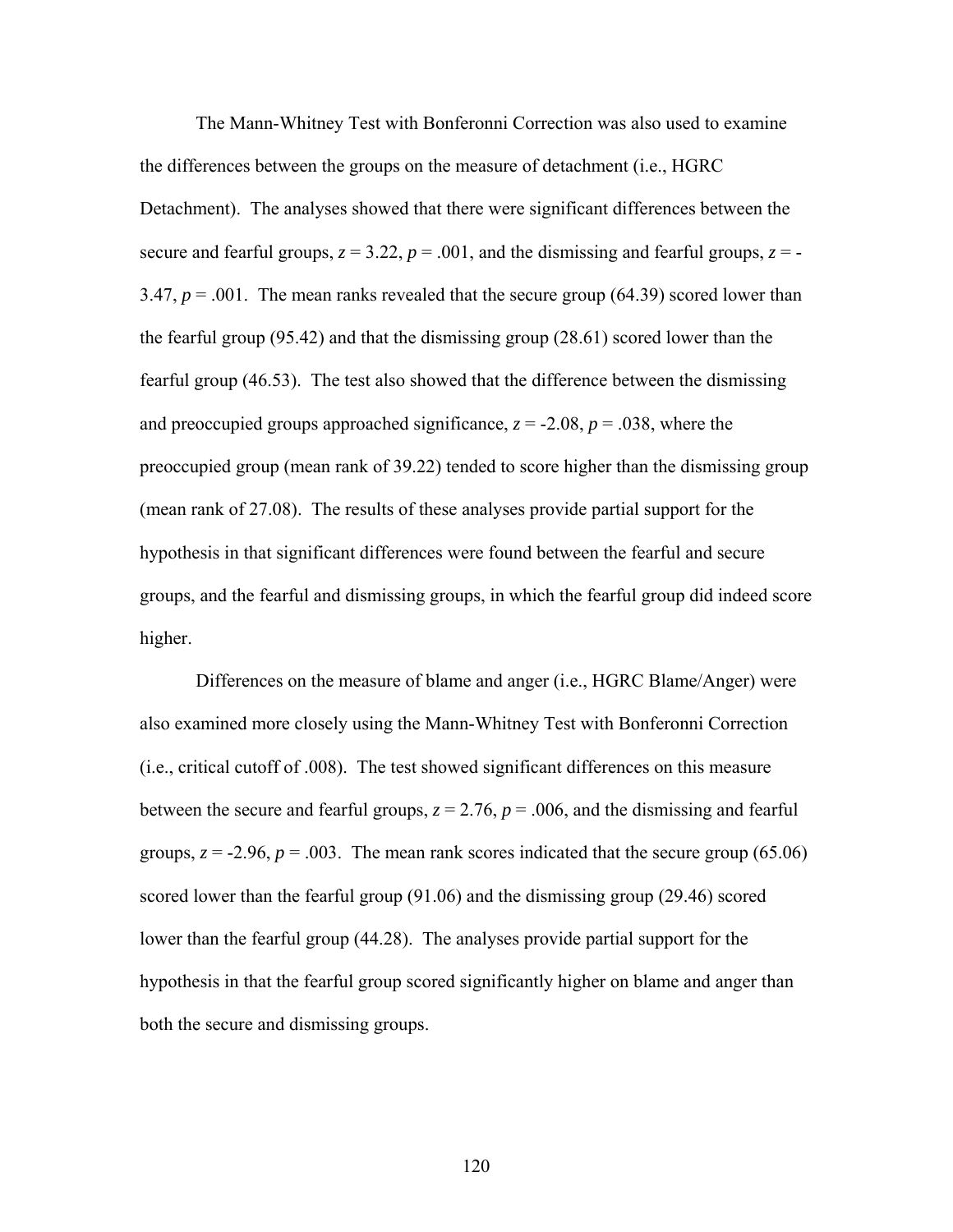The Mann-Whitney Test with Bonferonni Correction was also used to examine the differences between the groups on the measure of detachment (i.e., HGRC Detachment). The analyses showed that there were significant differences between the secure and fearful groups, $z = 3.22$, $p = .001$, and the dismissing and fearful groups, $z = -3.47$, $p = .001$. The mean ranks revealed that the secure group (64.39) scored lower than the fearful group (95.42) and that the dismissing group (28.61) scored lower than the fearful group (46.53). The test also showed that the difference between the dismissing and preoccupied groups approached significance, $z = -2.08$, $p = .038$, where the preoccupied group (mean rank of 39.22) tended to score higher than the dismissing group (mean rank of 27.08). The results of these analyses provide partial support for the hypothesis in that significant differences were found between the fearful and secure groups, and the fearful and dismissing groups, in which the fearful group did indeed score higher.

Differences on the measure of blame and anger (i.e., HGRC Blame/Anger) were also examined more closely using the Mann-Whitney Test with Bonferonni Correction (i.e., critical cutoff of .008). The test showed significant differences on this measure between the secure and fearful groups, $z = 2.76$, $p = .006$, and the dismissing and fearful groups, $z = -2.96$, $p = .003$. The mean rank scores indicated that the secure group (65.06) scored lower than the fearful group (91.06) and the dismissing group (29.46) scored lower than the fearful group (44.28). The analyses provide partial support for the hypothesis in that the fearful group scored significantly higher on blame and anger than both the secure and dismissing groups.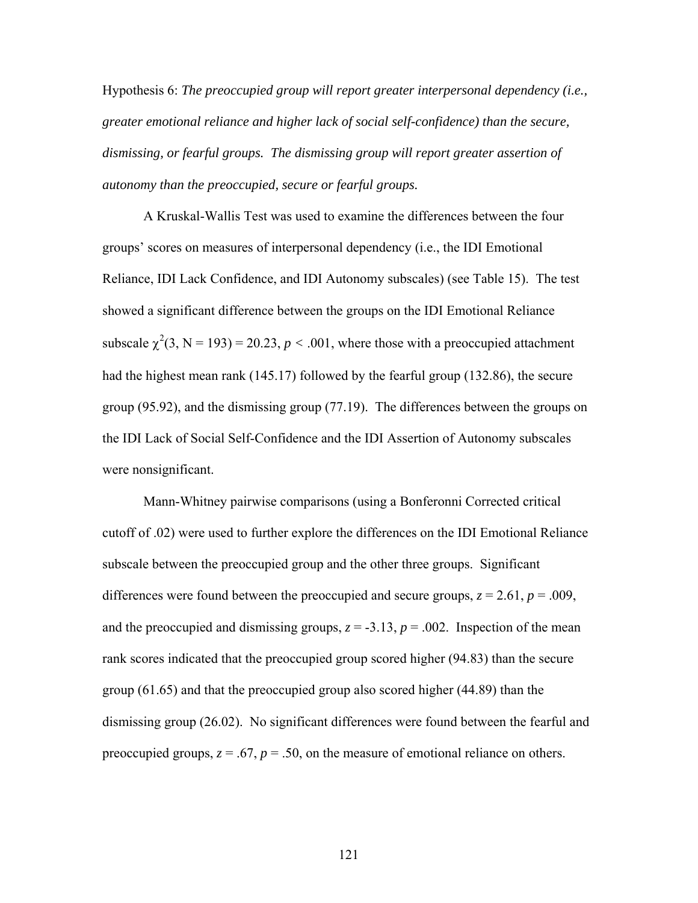Hypothesis 6: *The preoccupied group will report greater interpersonal dependency (i.e., greater emotional reliance and higher lack of social self-confidence) than the secure, dismissing, or fearful groups. The dismissing group will report greater assertion of autonomy than the preoccupied, secure or fearful groups.*

A Kruskal-Wallis Test was used to examine the differences between the four groups' scores on measures of interpersonal dependency (i.e., the IDI Emotional Reliance, IDI Lack Confidence, and IDI Autonomy subscales) (see Table 15). The test showed a significant difference between the groups on the IDI Emotional Reliance subscale $\chi^2(3, N = 193) = 20.23$, $p < .001$, where those with a preoccupied attachment had the highest mean rank (145.17) followed by the fearful group (132.86), the secure group (95.92), and the dismissing group (77.19). The differences between the groups on the IDI Lack of Social Self-Confidence and the IDI Assertion of Autonomy subscales were nonsignificant.

Mann-Whitney pairwise comparisons (using a Bonferonni Corrected critical cutoff of .02) were used to further explore the differences on the IDI Emotional Reliance subscale between the preoccupied group and the other three groups. Significant differences were found between the preoccupied and secure groups, $z = 2.61$, $p = .009$, and the preoccupied and dismissing groups, $z = -3.13$, $p = .002$. Inspection of the mean rank scores indicated that the preoccupied group scored higher (94.83) than the secure group (61.65) and that the preoccupied group also scored higher (44.89) than the dismissing group (26.02). No significant differences were found between the fearful and preoccupied groups, $z = .67$, $p = .50$, on the measure of emotional reliance on others.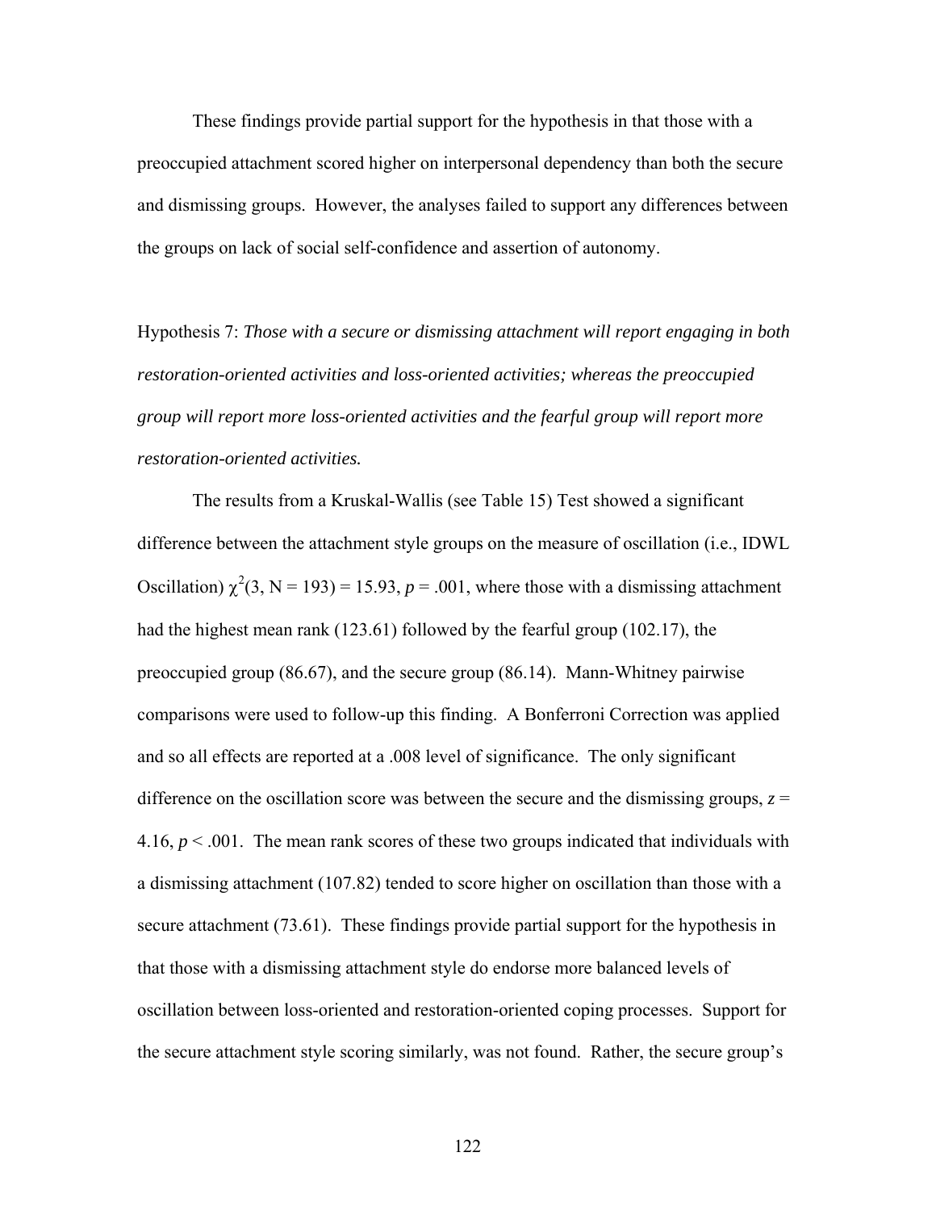These findings provide partial support for the hypothesis in that those with a preoccupied attachment scored higher on interpersonal dependency than both the secure and dismissing groups. However, the analyses failed to support any differences between the groups on lack of social self-confidence and assertion of autonomy.

Hypothesis 7: *Those with a secure or dismissing attachment will report engaging in both restoration-oriented activities and loss-oriented activities; whereas the preoccupied group will report more loss-oriented activities and the fearful group will report more restoration-oriented activities.*

The results from a Kruskal-Wallis (see Table 15) Test showed a significant difference between the attachment style groups on the measure of oscillation (i.e., IDWL Oscillation) $\chi^2(3, N = 193) = 15.93$, $p = .001$, where those with a dismissing attachment had the highest mean rank (123.61) followed by the fearful group (102.17), the preoccupied group (86.67), and the secure group (86.14). Mann-Whitney pairwise comparisons were used to follow-up this finding. A Bonferroni Correction was applied and so all effects are reported at a .008 level of significance. The only significant difference on the oscillation score was between the secure and the dismissing groups, $z = 4.16$, $p < .001$. The mean rank scores of these two groups indicated that individuals with a dismissing attachment (107.82) tended to score higher on oscillation than those with a secure attachment (73.61). These findings provide partial support for the hypothesis in that those with a dismissing attachment style do endorse more balanced levels of oscillation between loss-oriented and restoration-oriented coping processes. Support for the secure attachment style scoring similarly, was not found. Rather, the secure group's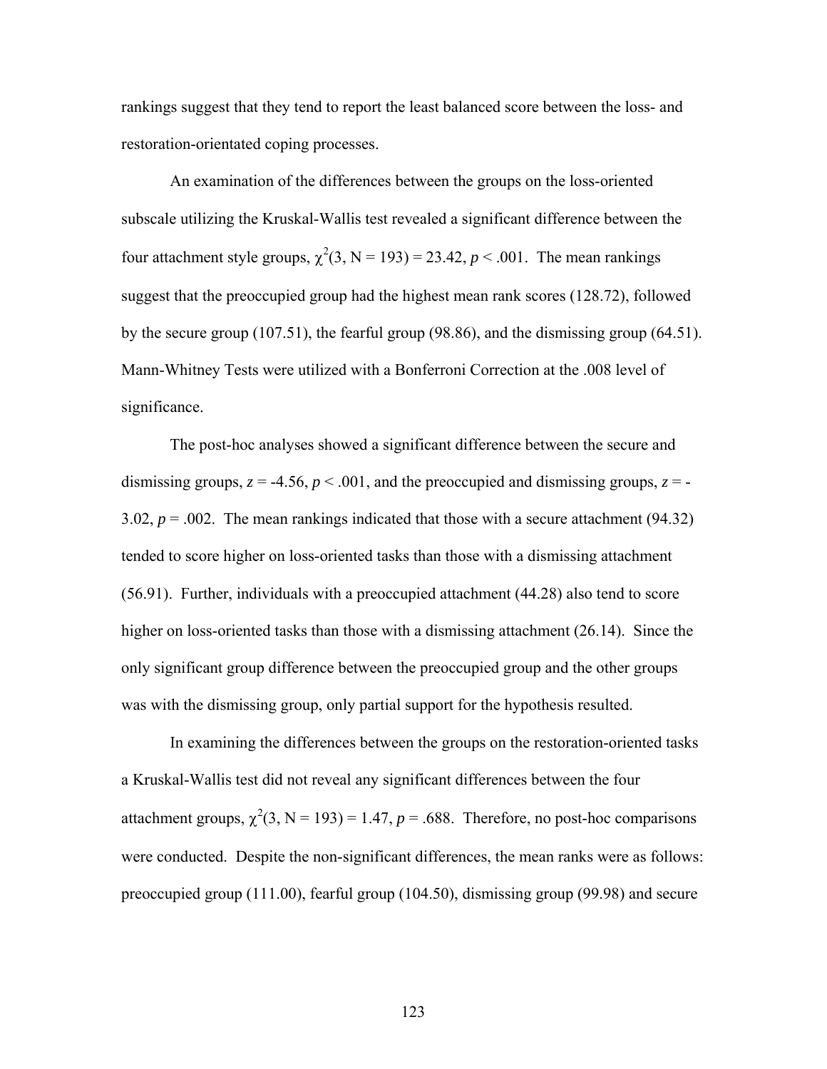rankings suggest that they tend to report the least balanced score between the loss- and restoration-orientated coping processes.

An examination of the differences between the groups on the loss-oriented subscale utilizing the Kruskal-Wallis test revealed a significant difference between the four attachment style groups, $\chi^2(3, N = 193) = 23.42$, $p < .001$. The mean rankings suggest that the preoccupied group had the highest mean rank scores (128.72), followed by the secure group (107.51), the fearful group (98.86), and the dismissing group (64.51). Mann-Whitney Tests were utilized with a Bonferroni Correction at the .008 level of significance.

The post-hoc analyses showed a significant difference between the secure and dismissing groups, $z = -4.56$, $p < .001$, and the preoccupied and dismissing groups, $z = -3.02$, $p = .002$. The mean rankings indicated that those with a secure attachment (94.32) tended to score higher on loss-oriented tasks than those with a dismissing attachment (56.91). Further, individuals with a preoccupied attachment (44.28) also tend to score higher on loss-oriented tasks than those with a dismissing attachment (26.14). Since the only significant group difference between the preoccupied group and the other groups was with the dismissing group, only partial support for the hypothesis resulted.

In examining the differences between the groups on the restoration-oriented tasks a Kruskal-Wallis test did not reveal any significant differences between the four attachment groups, $\chi^2(3, N = 193) = 1.47$, $p = .688$. Therefore, no post-hoc comparisons were conducted. Despite the non-significant differences, the mean ranks were as follows: preoccupied group (111.00), fearful group (104.50), dismissing group (99.98) and secure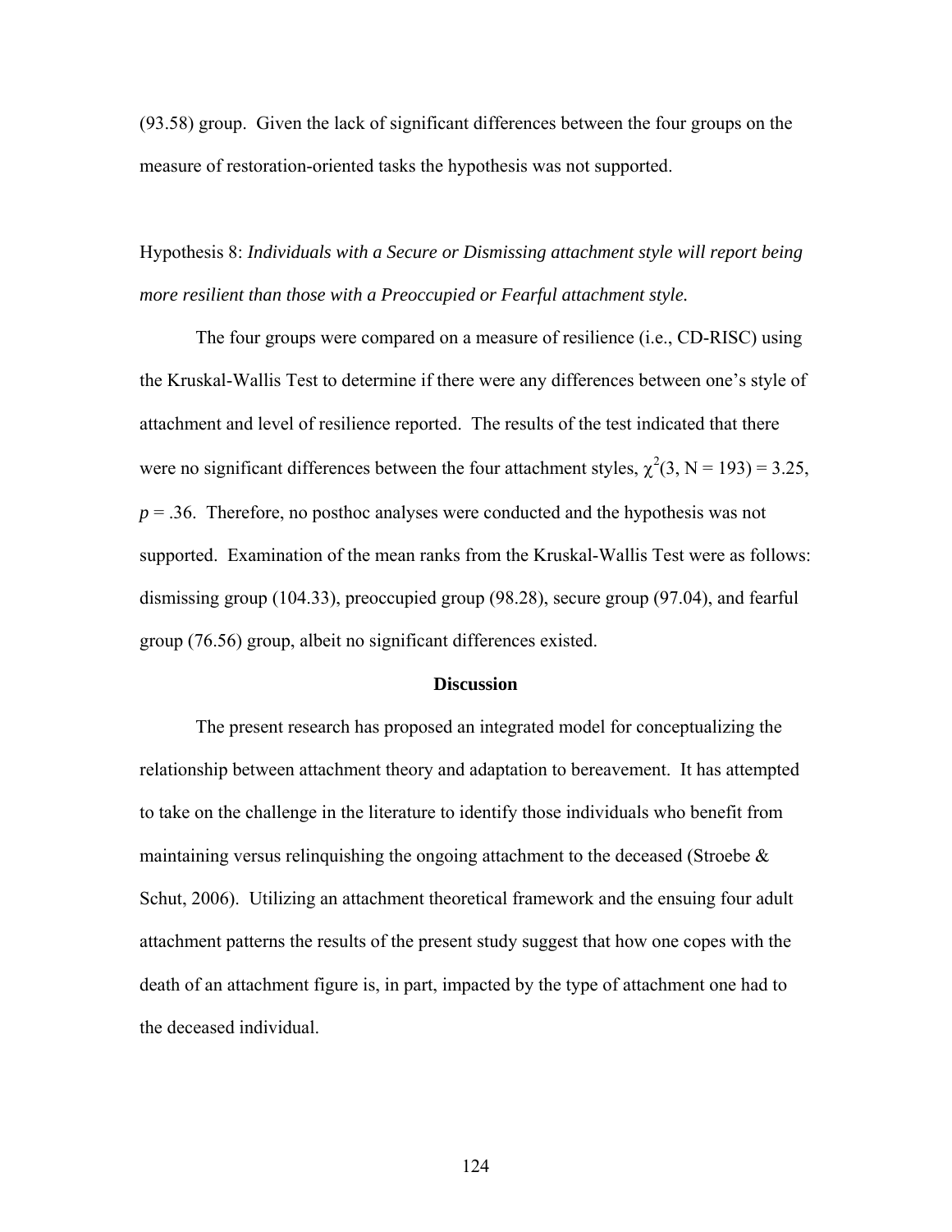(93.58) group. Given the lack of significant differences between the four groups on the measure of restoration-oriented tasks the hypothesis was not supported.

Hypothesis 8: *Individuals with a Secure or Dismissing attachment style will report being more resilient than those with a Preoccupied or Fearful attachment style.*

The four groups were compared on a measure of resilience (i.e., CD-RISC) using the Kruskal-Wallis Test to determine if there were any differences between one's style of attachment and level of resilience reported. The results of the test indicated that there were no significant differences between the four attachment styles, $\chi^2(3, N = 193) = 3.25$, $p = .36$. Therefore, no posthoc analyses were conducted and the hypothesis was not supported. Examination of the mean ranks from the Kruskal-Wallis Test were as follows: dismissing group (104.33), preoccupied group (98.28), secure group (97.04), and fearful group (76.56) group, albeit no significant differences existed.

## Discussion

The present research has proposed an integrated model for conceptualizing the relationship between attachment theory and adaptation to bereavement. It has attempted to take on the challenge in the literature to identify those individuals who benefit from maintaining versus relinquishing the ongoing attachment to the deceased (Stroebe & Schut, 2006). Utilizing an attachment theoretical framework and the ensuing four adult attachment patterns the results of the present study suggest that how one copes with the death of an attachment figure is, in part, impacted by the type of attachment one had to the deceased individual.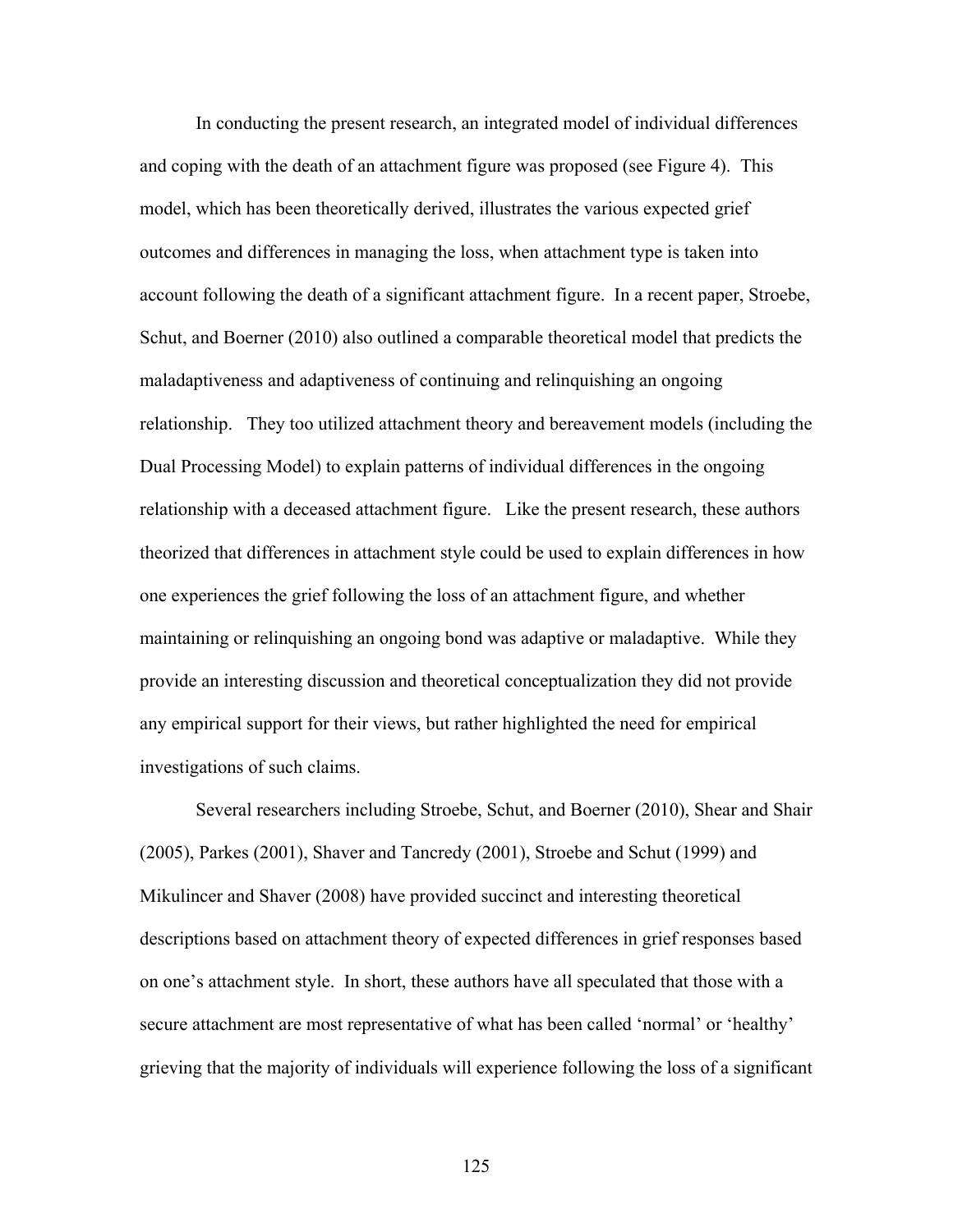In conducting the present research, an integrated model of individual differences and coping with the death of an attachment figure was proposed (see Figure 4). This model, which has been theoretically derived, illustrates the various expected grief outcomes and differences in managing the loss, when attachment type is taken into account following the death of a significant attachment figure. In a recent paper, Stroebe, Schut, and Boerner (2010) also outlined a comparable theoretical model that predicts the maladaptiveness and adaptiveness of continuing and relinquishing an ongoing relationship. They too utilized attachment theory and bereavement models (including the Dual Processing Model) to explain patterns of individual differences in the ongoing relationship with a deceased attachment figure. Like the present research, these authors theorized that differences in attachment style could be used to explain differences in how one experiences the grief following the loss of an attachment figure, and whether maintaining or relinquishing an ongoing bond was adaptive or maladaptive. While they provide an interesting discussion and theoretical conceptualization they did not provide any empirical support for their views, but rather highlighted the need for empirical investigations of such claims.

Several researchers including Stroebe, Schut, and Boerner (2010), Shear and Shair (2005), Parkes (2001), Shaver and Tancredy (2001), Stroebe and Schut (1999) and Mikulincer and Shaver (2008) have provided succinct and interesting theoretical descriptions based on attachment theory of expected differences in grief responses based on one's attachment style. In short, these authors have all speculated that those with a secure attachment are most representative of what has been called 'normal' or 'healthy' grieving that the majority of individuals will experience following the loss of a significant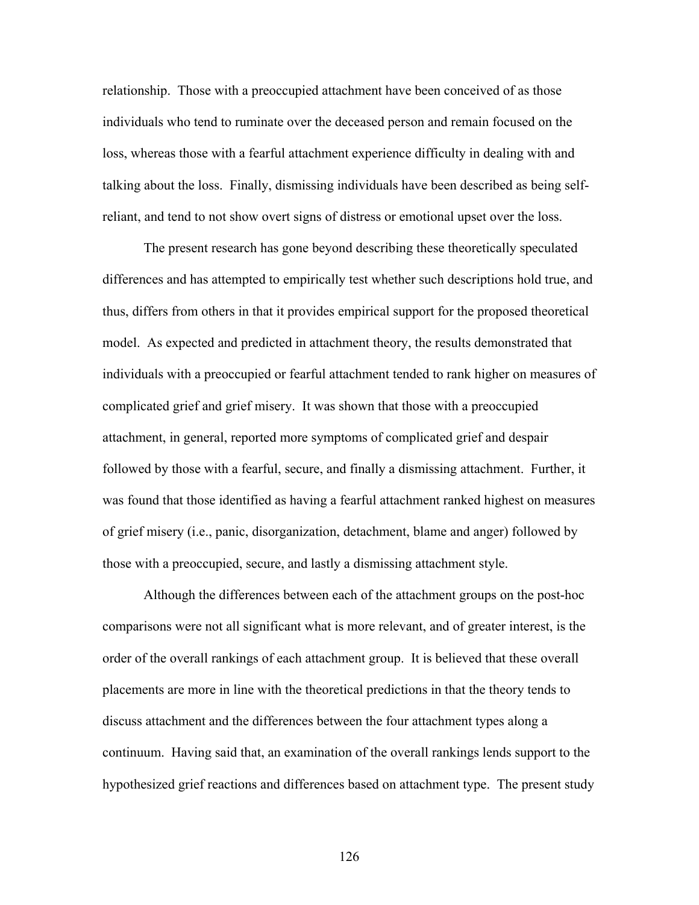relationship. Those with a preoccupied attachment have been conceived of as those individuals who tend to ruminate over the deceased person and remain focused on the loss, whereas those with a fearful attachment experience difficulty in dealing with and talking about the loss. Finally, dismissing individuals have been described as being self-reliant, and tend to not show overt signs of distress or emotional upset over the loss.

The present research has gone beyond describing these theoretically speculated differences and has attempted to empirically test whether such descriptions hold true, and thus, differs from others in that it provides empirical support for the proposed theoretical model. As expected and predicted in attachment theory, the results demonstrated that individuals with a preoccupied or fearful attachment tended to rank higher on measures of complicated grief and grief misery. It was shown that those with a preoccupied attachment, in general, reported more symptoms of complicated grief and despair followed by those with a fearful, secure, and finally a dismissing attachment. Further, it was found that those identified as having a fearful attachment ranked highest on measures of grief misery (i.e., panic, disorganization, detachment, blame and anger) followed by those with a preoccupied, secure, and lastly a dismissing attachment style.

Although the differences between each of the attachment groups on the post-hoc comparisons were not all significant what is more relevant, and of greater interest, is the order of the overall rankings of each attachment group. It is believed that these overall placements are more in line with the theoretical predictions in that the theory tends to discuss attachment and the differences between the four attachment types along a continuum. Having said that, an examination of the overall rankings lends support to the hypothesized grief reactions and differences based on attachment type. The present study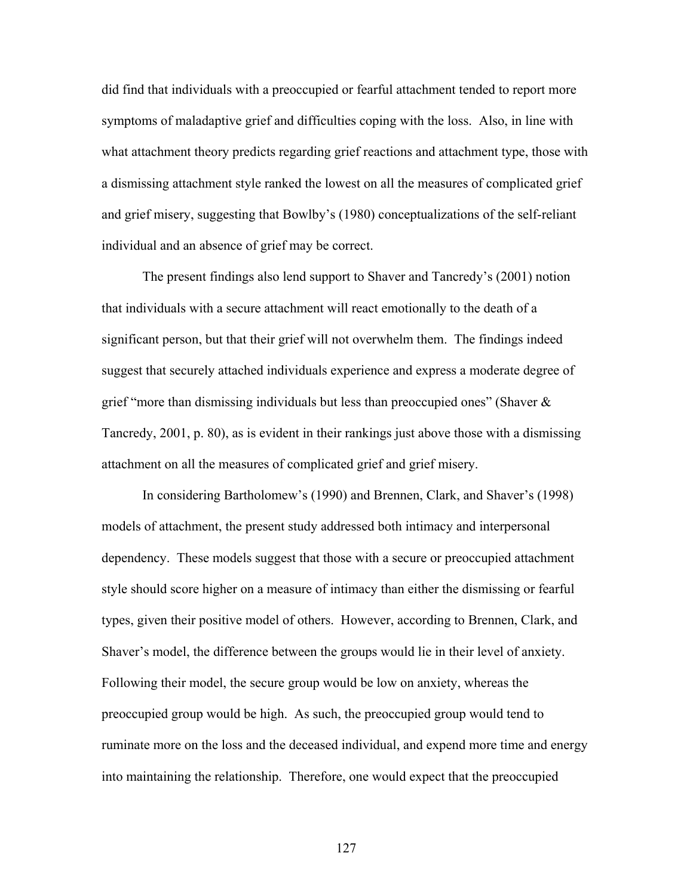did find that individuals with a preoccupied or fearful attachment tended to report more symptoms of maladaptive grief and difficulties coping with the loss. Also, in line with what attachment theory predicts regarding grief reactions and attachment type, those with a dismissing attachment style ranked the lowest on all the measures of complicated grief and grief misery, suggesting that Bowlby's (1980) conceptualizations of the self-reliant individual and an absence of grief may be correct.

The present findings also lend support to Shaver and Tancredy's (2001) notion that individuals with a secure attachment will react emotionally to the death of a significant person, but that their grief will not overwhelm them. The findings indeed suggest that securely attached individuals experience and express a moderate degree of grief "more than dismissing individuals but less than preoccupied ones" (Shaver & Tancredy, 2001, p. 80), as is evident in their rankings just above those with a dismissing attachment on all the measures of complicated grief and grief misery.

In considering Bartholomew's (1990) and Brennen, Clark, and Shaver's (1998) models of attachment, the present study addressed both intimacy and interpersonal dependency. These models suggest that those with a secure or preoccupied attachment style should score higher on a measure of intimacy than either the dismissing or fearful types, given their positive model of others. However, according to Brennen, Clark, and Shaver's model, the difference between the groups would lie in their level of anxiety. Following their model, the secure group would be low on anxiety, whereas the preoccupied group would be high. As such, the preoccupied group would tend to ruminate more on the loss and the deceased individual, and expend more time and energy into maintaining the relationship. Therefore, one would expect that the preoccupied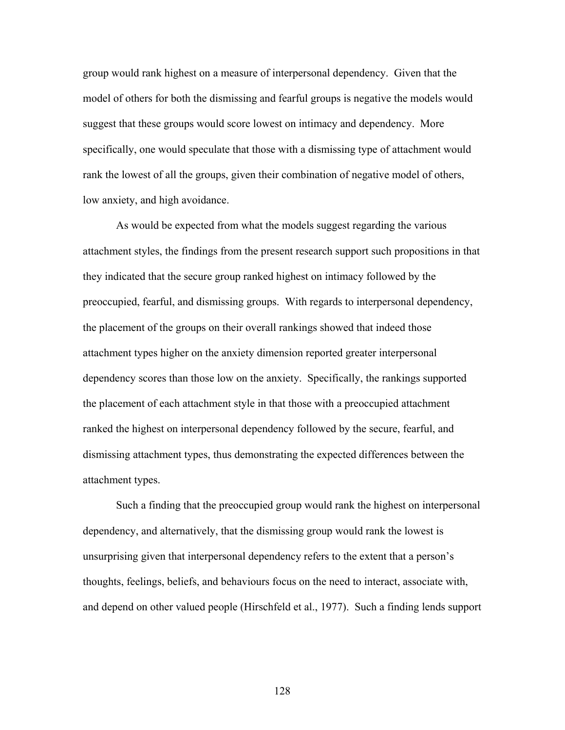group would rank highest on a measure of interpersonal dependency. Given that the model of others for both the dismissing and fearful groups is negative the models would suggest that these groups would score lowest on intimacy and dependency. More specifically, one would speculate that those with a dismissing type of attachment would rank the lowest of all the groups, given their combination of negative model of others, low anxiety, and high avoidance.

As would be expected from what the models suggest regarding the various attachment styles, the findings from the present research support such propositions in that they indicated that the secure group ranked highest on intimacy followed by the preoccupied, fearful, and dismissing groups. With regards to interpersonal dependency, the placement of the groups on their overall rankings showed that indeed those attachment types higher on the anxiety dimension reported greater interpersonal dependency scores than those low on the anxiety. Specifically, the rankings supported the placement of each attachment style in that those with a preoccupied attachment ranked the highest on interpersonal dependency followed by the secure, fearful, and dismissing attachment types, thus demonstrating the expected differences between the attachment types.

Such a finding that the preoccupied group would rank the highest on interpersonal dependency, and alternatively, that the dismissing group would rank the lowest is unsurprising given that interpersonal dependency refers to the extent that a person's thoughts, feelings, beliefs, and behaviours focus on the need to interact, associate with, and depend on other valued people (Hirschfeld et al., 1977). Such a finding lends support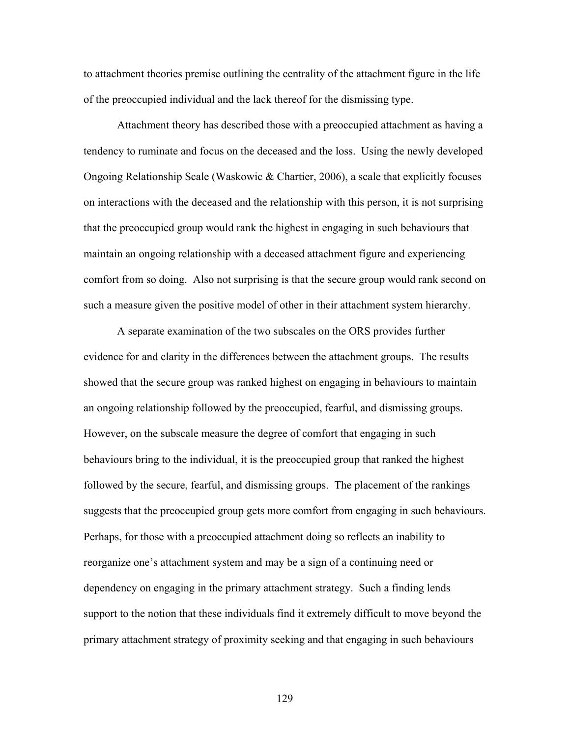to attachment theories premise outlining the centrality of the attachment figure in the life of the preoccupied individual and the lack thereof for the dismissing type.

Attachment theory has described those with a preoccupied attachment as having a tendency to ruminate and focus on the deceased and the loss. Using the newly developed Ongoing Relationship Scale (Waskowic & Chartier, 2006), a scale that explicitly focuses on interactions with the deceased and the relationship with this person, it is not surprising that the preoccupied group would rank the highest in engaging in such behaviours that maintain an ongoing relationship with a deceased attachment figure and experiencing comfort from so doing. Also not surprising is that the secure group would rank second on such a measure given the positive model of other in their attachment system hierarchy.

A separate examination of the two subscales on the ORS provides further evidence for and clarity in the differences between the attachment groups. The results showed that the secure group was ranked highest on engaging in behaviours to maintain an ongoing relationship followed by the preoccupied, fearful, and dismissing groups. However, on the subscale measure the degree of comfort that engaging in such behaviours bring to the individual, it is the preoccupied group that ranked the highest followed by the secure, fearful, and dismissing groups. The placement of the rankings suggests that the preoccupied group gets more comfort from engaging in such behaviours. Perhaps, for those with a preoccupied attachment doing so reflects an inability to reorganize one's attachment system and may be a sign of a continuing need or dependency on engaging in the primary attachment strategy. Such a finding lends support to the notion that these individuals find it extremely difficult to move beyond the primary attachment strategy of proximity seeking and that engaging in such behaviours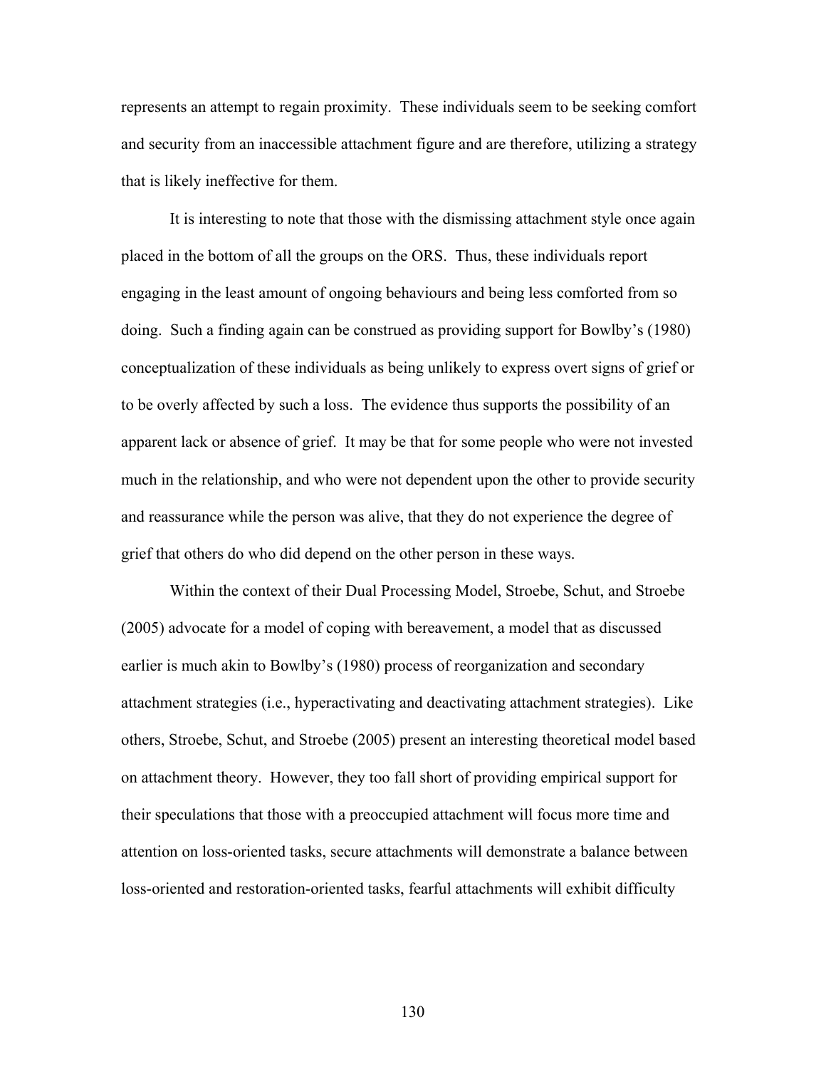represents an attempt to regain proximity. These individuals seem to be seeking comfort and security from an inaccessible attachment figure and are therefore, utilizing a strategy that is likely ineffective for them.

It is interesting to note that those with the dismissing attachment style once again placed in the bottom of all the groups on the ORS. Thus, these individuals report engaging in the least amount of ongoing behaviours and being less comforted from so doing. Such a finding again can be construed as providing support for Bowlby's (1980) conceptualization of these individuals as being unlikely to express overt signs of grief or to be overly affected by such a loss. The evidence thus supports the possibility of an apparent lack or absence of grief. It may be that for some people who were not invested much in the relationship, and who were not dependent upon the other to provide security and reassurance while the person was alive, that they do not experience the degree of grief that others do who did depend on the other person in these ways.

Within the context of their Dual Processing Model, Stroebe, Schut, and Stroebe (2005) advocate for a model of coping with bereavement, a model that as discussed earlier is much akin to Bowlby's (1980) process of reorganization and secondary attachment strategies (i.e., hyperactivating and deactivating attachment strategies). Like others, Stroebe, Schut, and Stroebe (2005) present an interesting theoretical model based on attachment theory. However, they too fall short of providing empirical support for their speculations that those with a preoccupied attachment will focus more time and attention on loss-oriented tasks, secure attachments will demonstrate a balance between loss-oriented and restoration-oriented tasks, fearful attachments will exhibit difficulty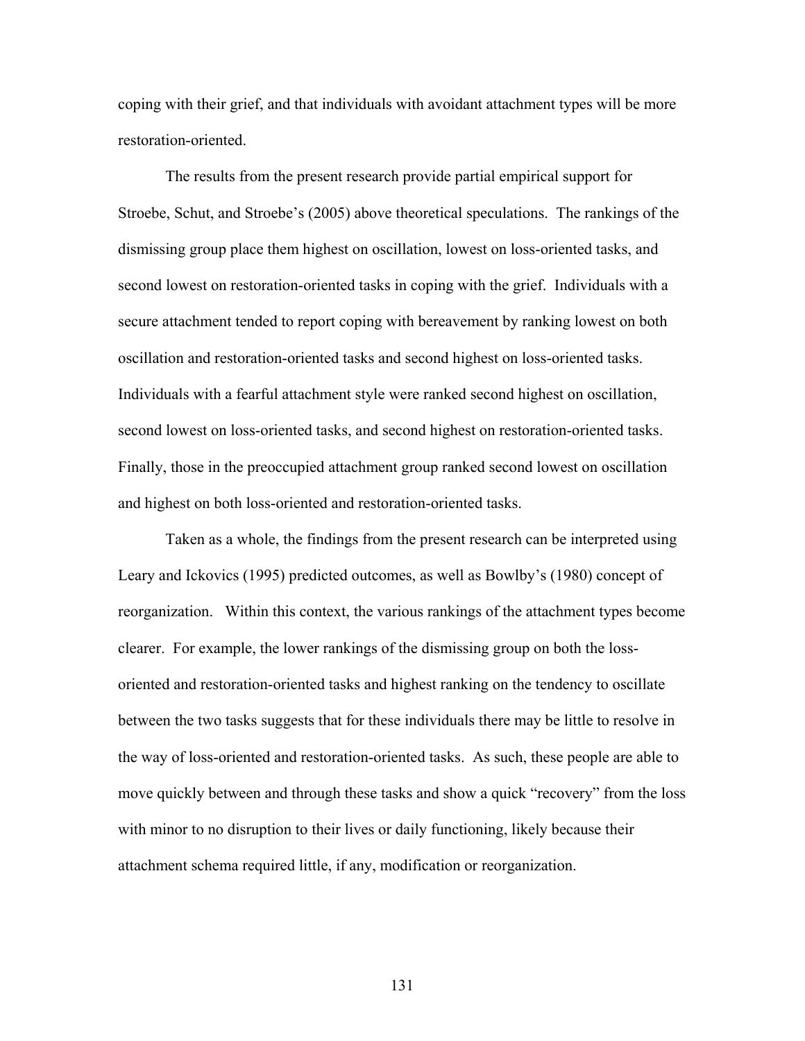coping with their grief, and that individuals with avoidant attachment types will be more restoration-oriented.

The results from the present research provide partial empirical support for Stroebe, Schut, and Stroebe's (2005) above theoretical speculations. The rankings of the dismissing group place them highest on oscillation, lowest on loss-oriented tasks, and second lowest on restoration-oriented tasks in coping with the grief. Individuals with a secure attachment tended to report coping with bereavement by ranking lowest on both oscillation and restoration-oriented tasks and second highest on loss-oriented tasks. Individuals with a fearful attachment style were ranked second highest on oscillation, second lowest on loss-oriented tasks, and second highest on restoration-oriented tasks. Finally, those in the preoccupied attachment group ranked second lowest on oscillation and highest on both loss-oriented and restoration-oriented tasks.

Taken as a whole, the findings from the present research can be interpreted using Leary and Ickovics (1995) predicted outcomes, as well as Bowlby's (1980) concept of reorganization. Within this context, the various rankings of the attachment types become clearer. For example, the lower rankings of the dismissing group on both the loss-oriented and restoration-oriented tasks and highest ranking on the tendency to oscillate between the two tasks suggests that for these individuals there may be little to resolve in the way of loss-oriented and restoration-oriented tasks. As such, these people are able to move quickly between and through these tasks and show a quick "recovery" from the loss with minor to no disruption to their lives or daily functioning, likely because their attachment schema required little, if any, modification or reorganization.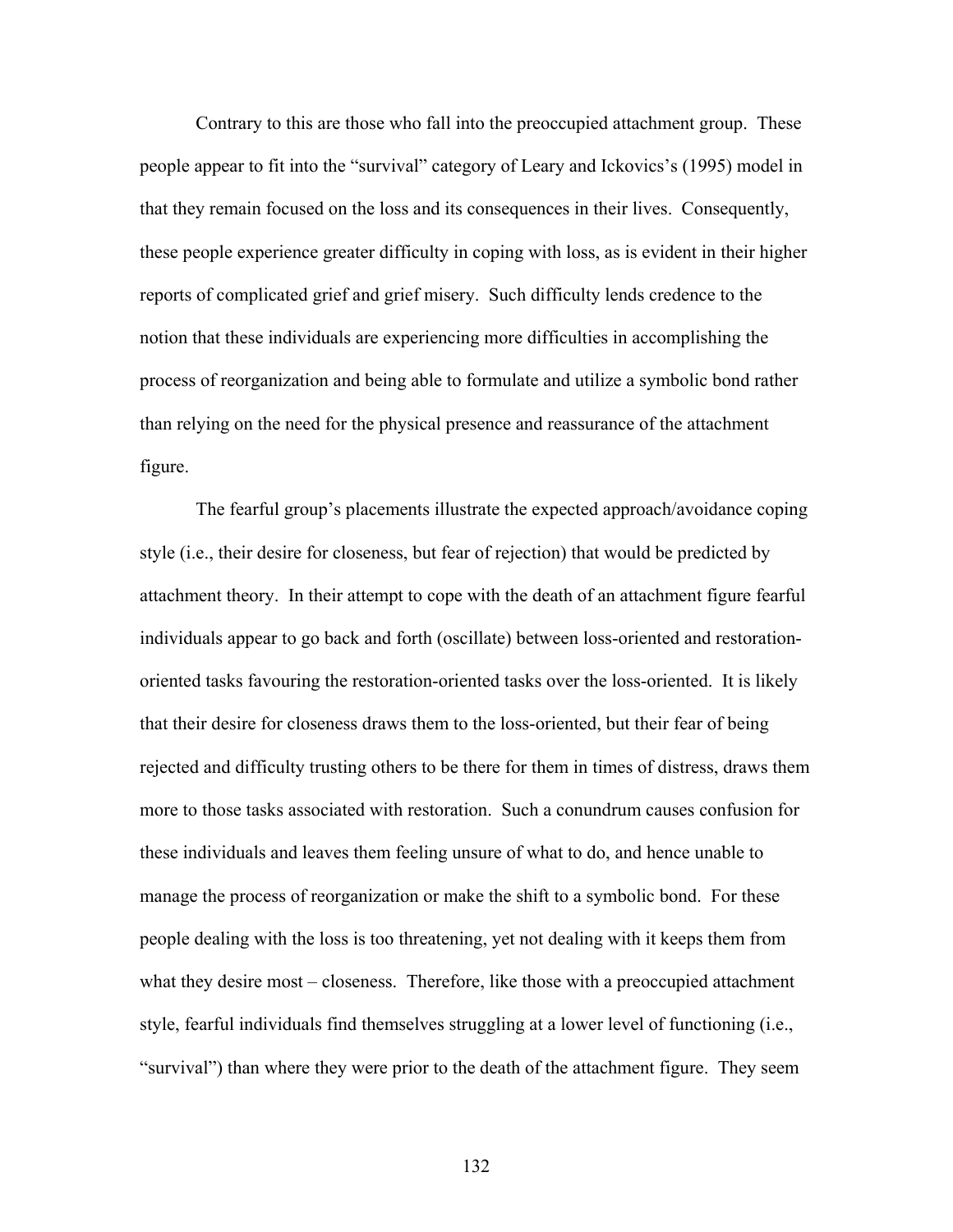Contrary to this are those who fall into the preoccupied attachment group. These people appear to fit into the "survival" category of Leary and Ickovics's (1995) model in that they remain focused on the loss and its consequences in their lives. Consequently, these people experience greater difficulty in coping with loss, as is evident in their higher reports of complicated grief and grief misery. Such difficulty lends credence to the notion that these individuals are experiencing more difficulties in accomplishing the process of reorganization and being able to formulate and utilize a symbolic bond rather than relying on the need for the physical presence and reassurance of the attachment figure.

The fearful group's placements illustrate the expected approach/avoidance coping style (i.e., their desire for closeness, but fear of rejection) that would be predicted by attachment theory. In their attempt to cope with the death of an attachment figure fearful individuals appear to go back and forth (oscillate) between loss-oriented and restoration-oriented tasks favouring the restoration-oriented tasks over the loss-oriented. It is likely that their desire for closeness draws them to the loss-oriented, but their fear of being rejected and difficulty trusting others to be there for them in times of distress, draws them more to those tasks associated with restoration. Such a conundrum causes confusion for these individuals and leaves them feeling unsure of what to do, and hence unable to manage the process of reorganization or make the shift to a symbolic bond. For these people dealing with the loss is too threatening, yet not dealing with it keeps them from what they desire most – closeness. Therefore, like those with a preoccupied attachment style, fearful individuals find themselves struggling at a lower level of functioning (i.e., "survival") than where they were prior to the death of the attachment figure. They seem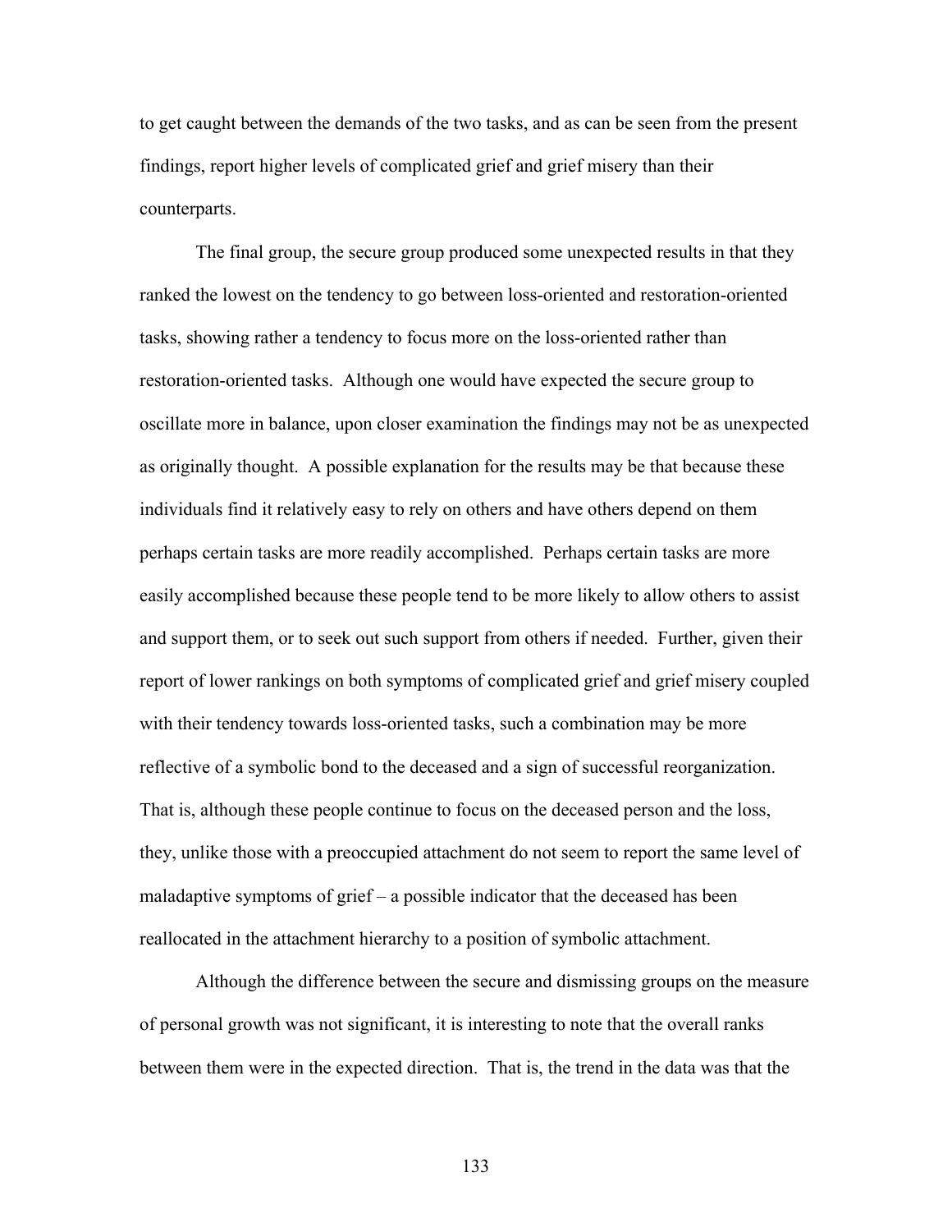to get caught between the demands of the two tasks, and as can be seen from the present findings, report higher levels of complicated grief and grief misery than their counterparts.

The final group, the secure group produced some unexpected results in that they ranked the lowest on the tendency to go between loss-oriented and restoration-oriented tasks, showing rather a tendency to focus more on the loss-oriented rather than restoration-oriented tasks. Although one would have expected the secure group to oscillate more in balance, upon closer examination the findings may not be as unexpected as originally thought. A possible explanation for the results may be that because these individuals find it relatively easy to rely on others and have others depend on them perhaps certain tasks are more readily accomplished. Perhaps certain tasks are more easily accomplished because these people tend to be more likely to allow others to assist and support them, or to seek out such support from others if needed. Further, given their report of lower rankings on both symptoms of complicated grief and grief misery coupled with their tendency towards loss-oriented tasks, such a combination may be more reflective of a symbolic bond to the deceased and a sign of successful reorganization. That is, although these people continue to focus on the deceased person and the loss, they, unlike those with a preoccupied attachment do not seem to report the same level of maladaptive symptoms of grief – a possible indicator that the deceased has been reallocated in the attachment hierarchy to a position of symbolic attachment.

Although the difference between the secure and dismissing groups on the measure of personal growth was not significant, it is interesting to note that the overall ranks between them were in the expected direction. That is, the trend in the data was that the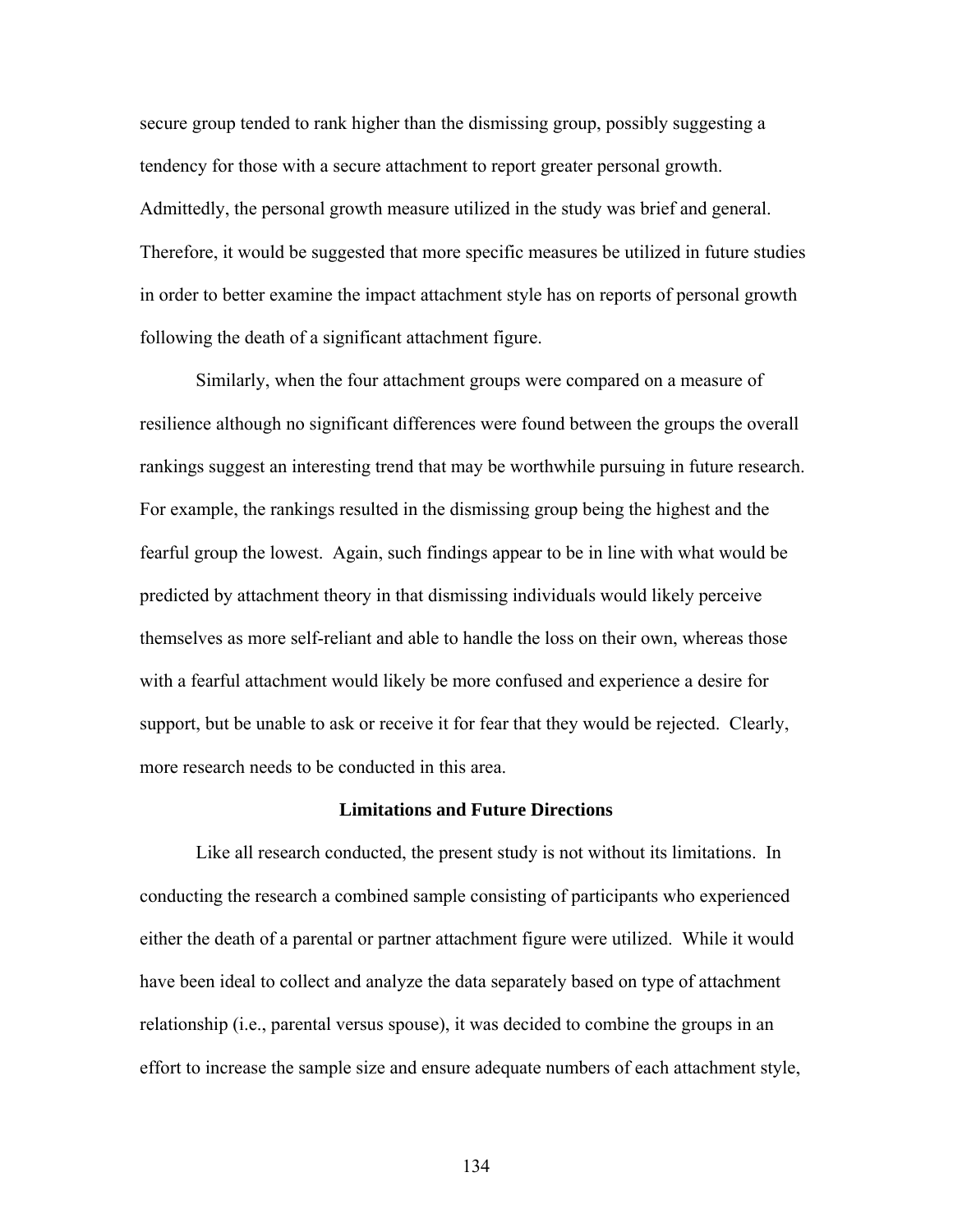secure group tended to rank higher than the dismissing group, possibly suggesting a tendency for those with a secure attachment to report greater personal growth. Admittedly, the personal growth measure utilized in the study was brief and general. Therefore, it would be suggested that more specific measures be utilized in future studies in order to better examine the impact attachment style has on reports of personal growth following the death of a significant attachment figure.

Similarly, when the four attachment groups were compared on a measure of resilience although no significant differences were found between the groups the overall rankings suggest an interesting trend that may be worthwhile pursuing in future research. For example, the rankings resulted in the dismissing group being the highest and the fearful group the lowest. Again, such findings appear to be in line with what would be predicted by attachment theory in that dismissing individuals would likely perceive themselves as more self-reliant and able to handle the loss on their own, whereas those with a fearful attachment would likely be more confused and experience a desire for support, but be unable to ask or receive it for fear that they would be rejected. Clearly, more research needs to be conducted in this area.

## Limitations and Future Directions

Like all research conducted, the present study is not without its limitations. In conducting the research a combined sample consisting of participants who experienced either the death of a parental or partner attachment figure were utilized. While it would have been ideal to collect and analyze the data separately based on type of attachment relationship (i.e., parental versus spouse), it was decided to combine the groups in an effort to increase the sample size and ensure adequate numbers of each attachment style,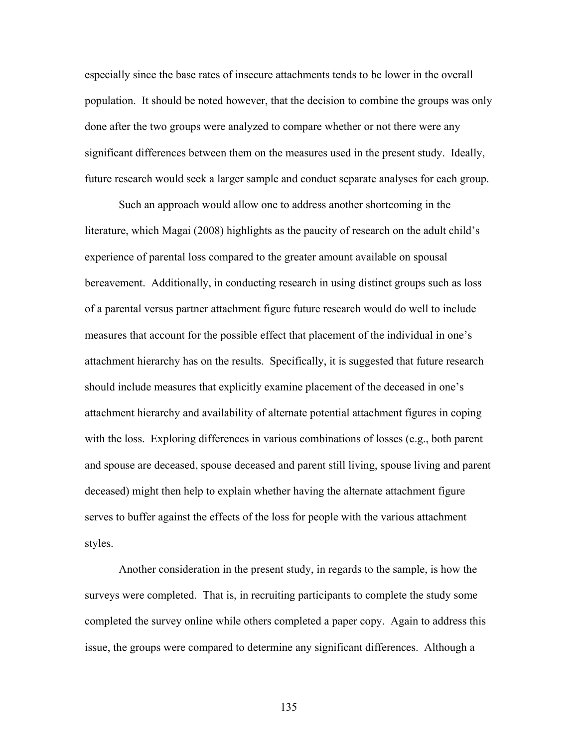especially since the base rates of insecure attachments tends to be lower in the overall population. It should be noted however, that the decision to combine the groups was only done after the two groups were analyzed to compare whether or not there were any significant differences between them on the measures used in the present study. Ideally, future research would seek a larger sample and conduct separate analyses for each group.

Such an approach would allow one to address another shortcoming in the literature, which Magai (2008) highlights as the paucity of research on the adult child's experience of parental loss compared to the greater amount available on spousal bereavement. Additionally, in conducting research in using distinct groups such as loss of a parental versus partner attachment figure future research would do well to include measures that account for the possible effect that placement of the individual in one's attachment hierarchy has on the results. Specifically, it is suggested that future research should include measures that explicitly examine placement of the deceased in one's attachment hierarchy and availability of alternate potential attachment figures in coping with the loss. Exploring differences in various combinations of losses (e.g., both parent and spouse are deceased, spouse deceased and parent still living, spouse living and parent deceased) might then help to explain whether having the alternate attachment figure serves to buffer against the effects of the loss for people with the various attachment styles.

Another consideration in the present study, in regards to the sample, is how the surveys were completed. That is, in recruiting participants to complete the study some completed the survey online while others completed a paper copy. Again to address this issue, the groups were compared to determine any significant differences. Although a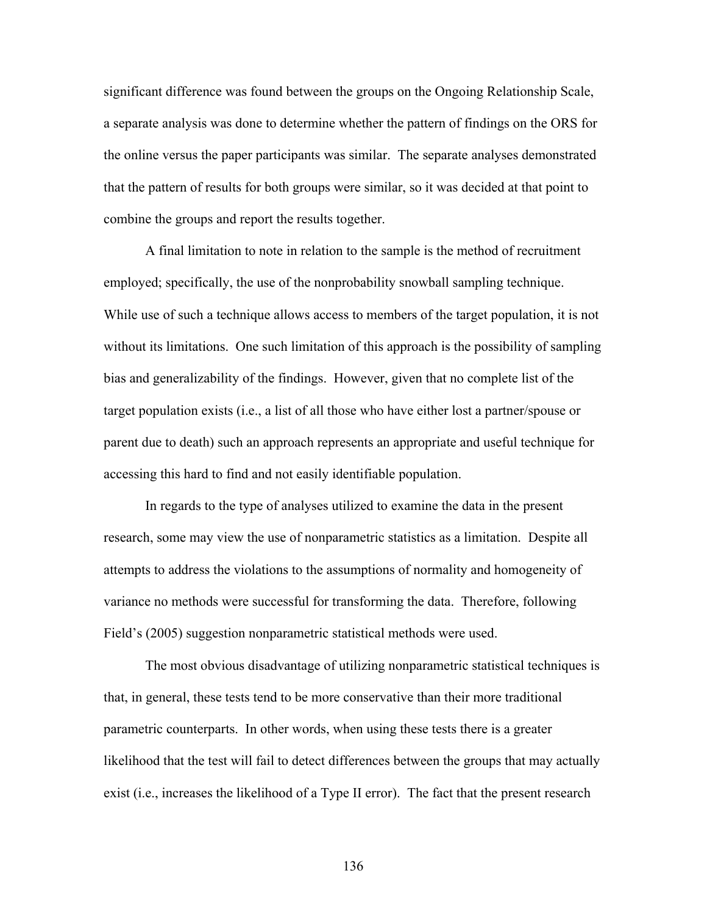significant difference was found between the groups on the Ongoing Relationship Scale, a separate analysis was done to determine whether the pattern of findings on the ORS for the online versus the paper participants was similar. The separate analyses demonstrated that the pattern of results for both groups were similar, so it was decided at that point to combine the groups and report the results together.

A final limitation to note in relation to the sample is the method of recruitment employed; specifically, the use of the nonprobability snowball sampling technique. While use of such a technique allows access to members of the target population, it is not without its limitations. One such limitation of this approach is the possibility of sampling bias and generalizability of the findings. However, given that no complete list of the target population exists (i.e., a list of all those who have either lost a partner/spouse or parent due to death) such an approach represents an appropriate and useful technique for accessing this hard to find and not easily identifiable population.

In regards to the type of analyses utilized to examine the data in the present research, some may view the use of nonparametric statistics as a limitation. Despite all attempts to address the violations to the assumptions of normality and homogeneity of variance no methods were successful for transforming the data. Therefore, following Field's (2005) suggestion nonparametric statistical methods were used.

The most obvious disadvantage of utilizing nonparametric statistical techniques is that, in general, these tests tend to be more conservative than their more traditional parametric counterparts. In other words, when using these tests there is a greater likelihood that the test will fail to detect differences between the groups that may actually exist (i.e., increases the likelihood of a Type II error). The fact that the present research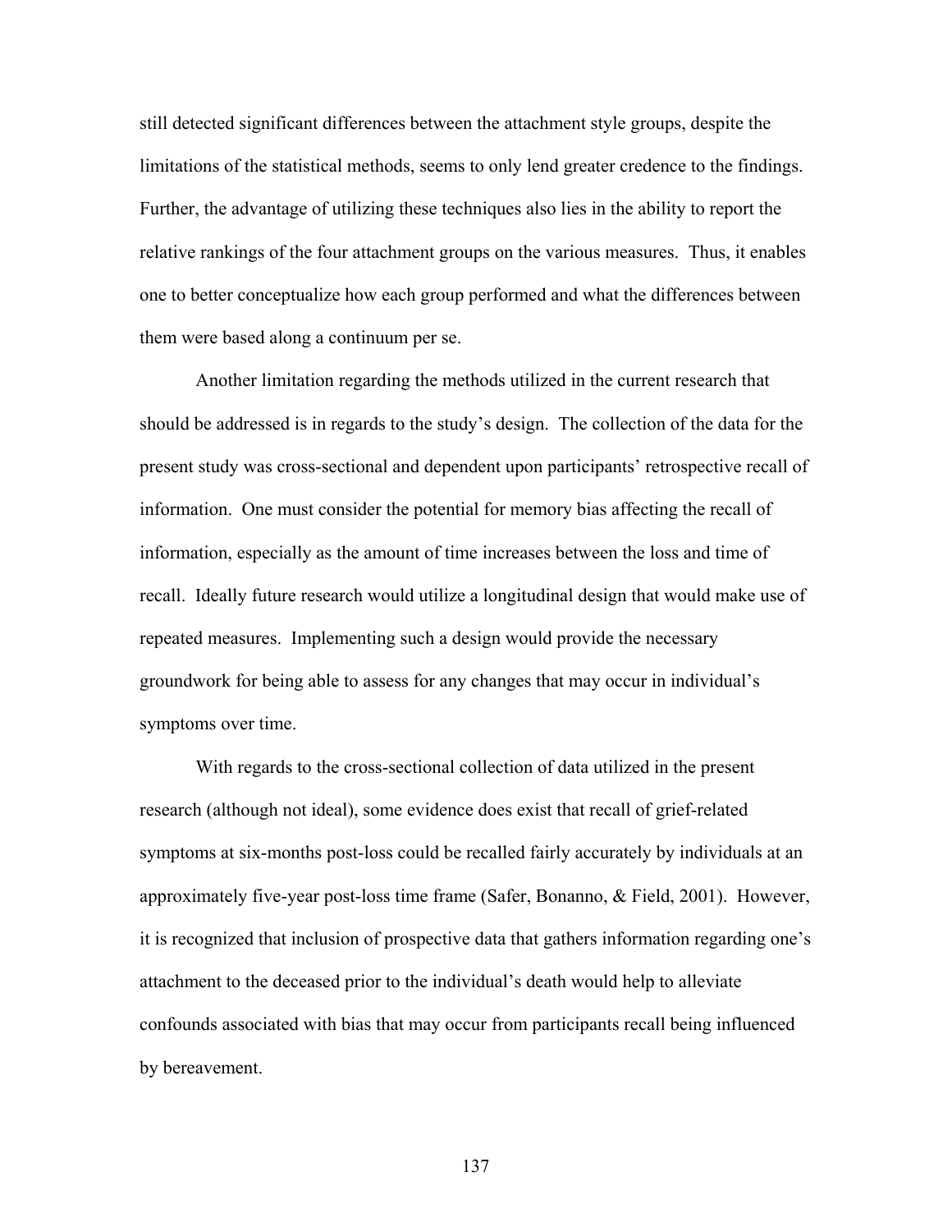still detected significant differences between the attachment style groups, despite the limitations of the statistical methods, seems to only lend greater credence to the findings. Further, the advantage of utilizing these techniques also lies in the ability to report the relative rankings of the four attachment groups on the various measures. Thus, it enables one to better conceptualize how each group performed and what the differences between them were based along a continuum per se.

Another limitation regarding the methods utilized in the current research that should be addressed is in regards to the study's design. The collection of the data for the present study was cross-sectional and dependent upon participants' retrospective recall of information. One must consider the potential for memory bias affecting the recall of information, especially as the amount of time increases between the loss and time of recall. Ideally future research would utilize a longitudinal design that would make use of repeated measures. Implementing such a design would provide the necessary groundwork for being able to assess for any changes that may occur in individual's symptoms over time.

With regards to the cross-sectional collection of data utilized in the present research (although not ideal), some evidence does exist that recall of grief-related symptoms at six-months post-loss could be recalled fairly accurately by individuals at an approximately five-year post-loss time frame (Safer, Bonanno, & Field, 2001). However, it is recognized that inclusion of prospective data that gathers information regarding one's attachment to the deceased prior to the individual's death would help to alleviate confounds associated with bias that may occur from participants recall being influenced by bereavement.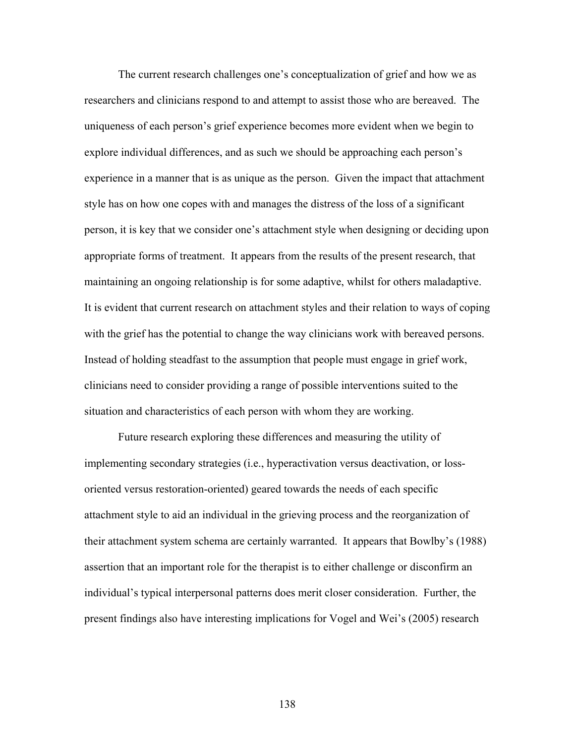The current research challenges one's conceptualization of grief and how we as researchers and clinicians respond to and attempt to assist those who are bereaved. The uniqueness of each person's grief experience becomes more evident when we begin to explore individual differences, and as such we should be approaching each person's experience in a manner that is as unique as the person. Given the impact that attachment style has on how one copes with and manages the distress of the loss of a significant person, it is key that we consider one's attachment style when designing or deciding upon appropriate forms of treatment. It appears from the results of the present research, that maintaining an ongoing relationship is for some adaptive, whilst for others maladaptive. It is evident that current research on attachment styles and their relation to ways of coping with the grief has the potential to change the way clinicians work with bereaved persons. Instead of holding steadfast to the assumption that people must engage in grief work, clinicians need to consider providing a range of possible interventions suited to the situation and characteristics of each person with whom they are working.

Future research exploring these differences and measuring the utility of implementing secondary strategies (i.e., hyperactivation versus deactivation, or loss-oriented versus restoration-oriented) geared towards the needs of each specific attachment style to aid an individual in the grieving process and the reorganization of their attachment system schema are certainly warranted. It appears that Bowlby's (1988) assertion that an important role for the therapist is to either challenge or disconfirm an individual's typical interpersonal patterns does merit closer consideration. Further, the present findings also have interesting implications for Vogel and Wei's (2005) research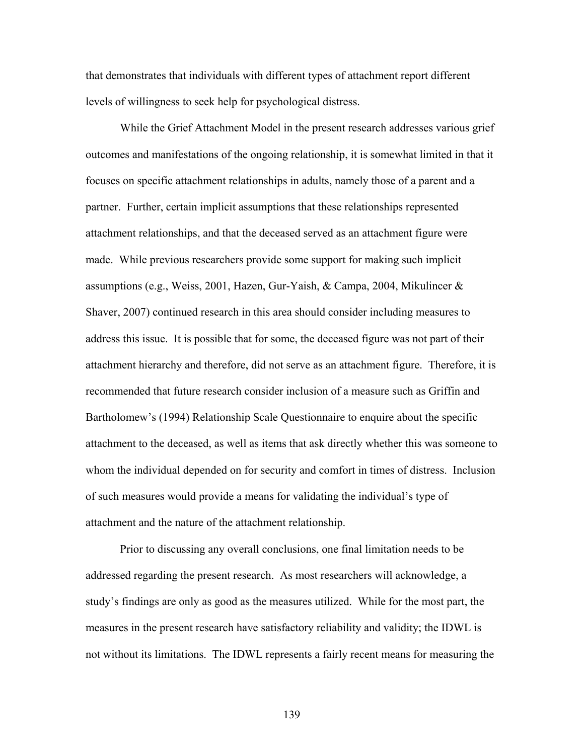that demonstrates that individuals with different types of attachment report different levels of willingness to seek help for psychological distress.

While the Grief Attachment Model in the present research addresses various grief outcomes and manifestations of the ongoing relationship, it is somewhat limited in that it focuses on specific attachment relationships in adults, namely those of a parent and a partner. Further, certain implicit assumptions that these relationships represented attachment relationships, and that the deceased served as an attachment figure were made. While previous researchers provide some support for making such implicit assumptions (e.g., Weiss, 2001, Hazen, Gur-Yaish, & Campa, 2004, Mikulincer & Shaver, 2007) continued research in this area should consider including measures to address this issue. It is possible that for some, the deceased figure was not part of their attachment hierarchy and therefore, did not serve as an attachment figure. Therefore, it is recommended that future research consider inclusion of a measure such as Griffin and Bartholomew's (1994) Relationship Scale Questionnaire to enquire about the specific attachment to the deceased, as well as items that ask directly whether this was someone to whom the individual depended on for security and comfort in times of distress. Inclusion of such measures would provide a means for validating the individual's type of attachment and the nature of the attachment relationship.

Prior to discussing any overall conclusions, one final limitation needs to be addressed regarding the present research. As most researchers will acknowledge, a study's findings are only as good as the measures utilized. While for the most part, the measures in the present research have satisfactory reliability and validity; the IDWL is not without its limitations. The IDWL represents a fairly recent means for measuring the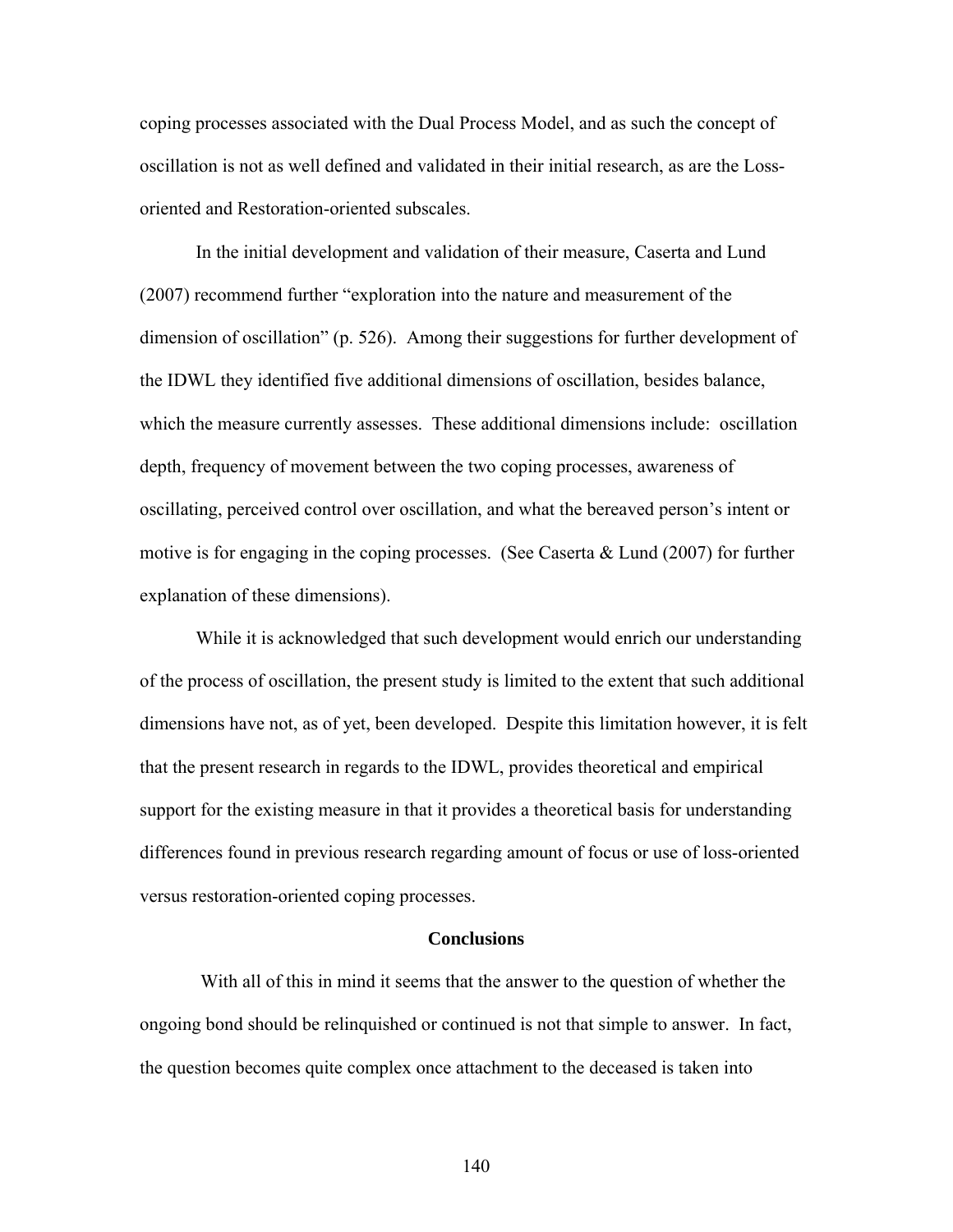coping processes associated with the Dual Process Model, and as such the concept of oscillation is not as well defined and validated in their initial research, as are the Loss-oriented and Restoration-oriented subscales.

In the initial development and validation of their measure, Caserta and Lund (2007) recommend further "exploration into the nature and measurement of the dimension of oscillation" (p. 526). Among their suggestions for further development of the IDWL they identified five additional dimensions of oscillation, besides balance, which the measure currently assesses. These additional dimensions include: oscillation depth, frequency of movement between the two coping processes, awareness of oscillating, perceived control over oscillation, and what the bereaved person's intent or motive is for engaging in the coping processes. (See Caserta & Lund (2007) for further explanation of these dimensions).

While it is acknowledged that such development would enrich our understanding of the process of oscillation, the present study is limited to the extent that such additional dimensions have not, as of yet, been developed. Despite this limitation however, it is felt that the present research in regards to the IDWL, provides theoretical and empirical support for the existing measure in that it provides a theoretical basis for understanding differences found in previous research regarding amount of focus or use of loss-oriented versus restoration-oriented coping processes.

## Conclusions

With all of this in mind it seems that the answer to the question of whether the ongoing bond should be relinquished or continued is not that simple to answer. In fact, the question becomes quite complex once attachment to the deceased is taken into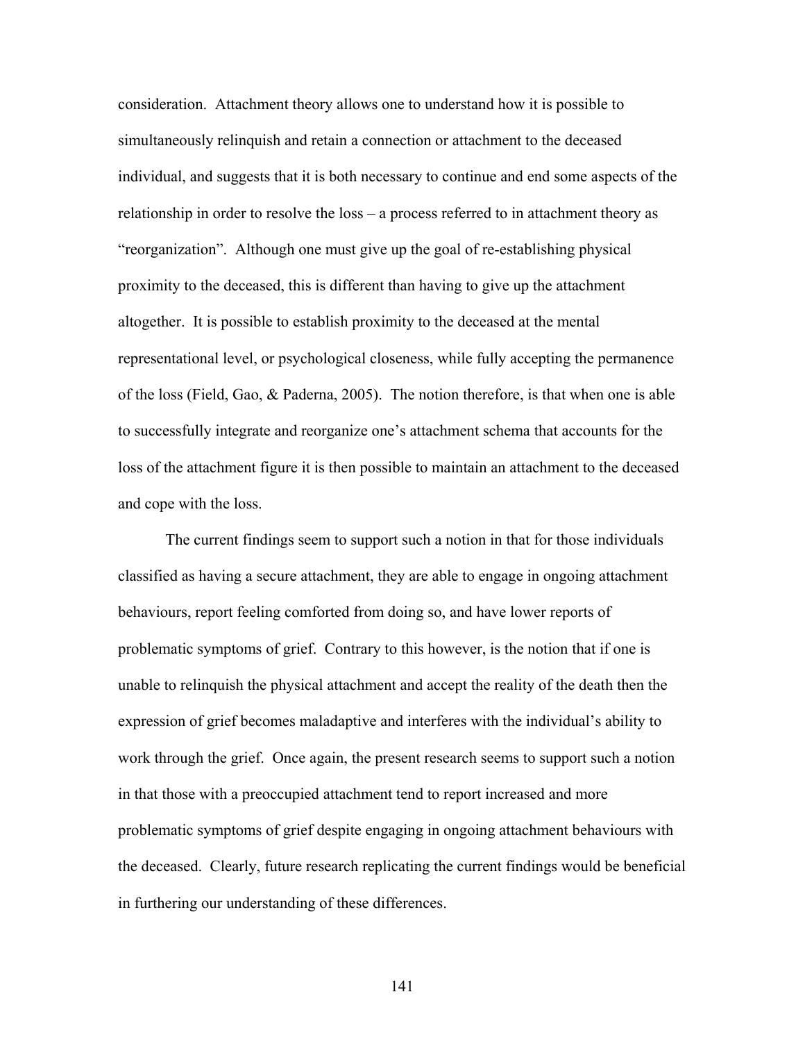consideration. Attachment theory allows one to understand how it is possible to simultaneously relinquish and retain a connection or attachment to the deceased individual, and suggests that it is both necessary to continue and end some aspects of the relationship in order to resolve the loss – a process referred to in attachment theory as "reorganization". Although one must give up the goal of re-establishing physical proximity to the deceased, this is different than having to give up the attachment altogether. It is possible to establish proximity to the deceased at the mental representational level, or psychological closeness, while fully accepting the permanence of the loss (Field, Gao, & Paderna, 2005). The notion therefore, is that when one is able to successfully integrate and reorganize one's attachment schema that accounts for the loss of the attachment figure it is then possible to maintain an attachment to the deceased and cope with the loss.

The current findings seem to support such a notion in that for those individuals classified as having a secure attachment, they are able to engage in ongoing attachment behaviours, report feeling comforted from doing so, and have lower reports of problematic symptoms of grief. Contrary to this however, is the notion that if one is unable to relinquish the physical attachment and accept the reality of the death then the expression of grief becomes maladaptive and interferes with the individual's ability to work through the grief. Once again, the present research seems to support such a notion in that those with a preoccupied attachment tend to report increased and more problematic symptoms of grief despite engaging in ongoing attachment behaviours with the deceased. Clearly, future research replicating the current findings would be beneficial in furthering our understanding of these differences.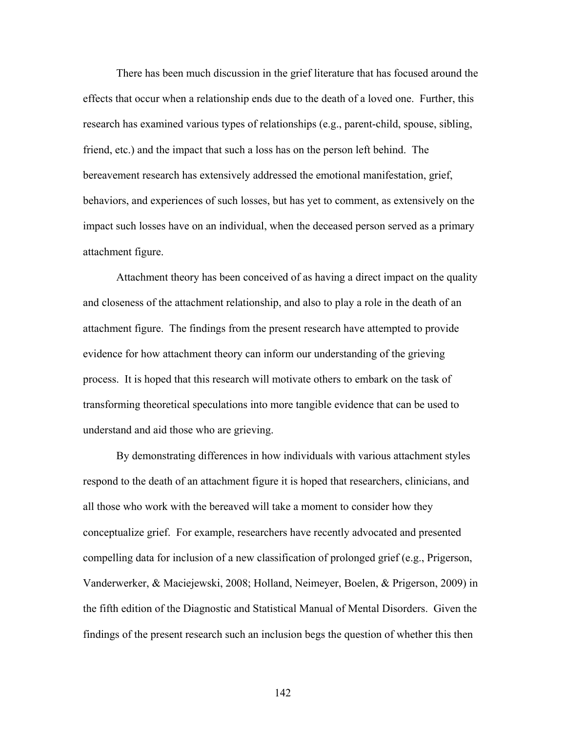There has been much discussion in the grief literature that has focused around the effects that occur when a relationship ends due to the death of a loved one. Further, this research has examined various types of relationships (e.g., parent-child, spouse, sibling, friend, etc.) and the impact that such a loss has on the person left behind. The bereavement research has extensively addressed the emotional manifestation, grief, behaviors, and experiences of such losses, but has yet to comment, as extensively on the impact such losses have on an individual, when the deceased person served as a primary attachment figure.

Attachment theory has been conceived of as having a direct impact on the quality and closeness of the attachment relationship, and also to play a role in the death of an attachment figure. The findings from the present research have attempted to provide evidence for how attachment theory can inform our understanding of the grieving process. It is hoped that this research will motivate others to embark on the task of transforming theoretical speculations into more tangible evidence that can be used to understand and aid those who are grieving.

By demonstrating differences in how individuals with various attachment styles respond to the death of an attachment figure it is hoped that researchers, clinicians, and all those who work with the bereaved will take a moment to consider how they conceptualize grief. For example, researchers have recently advocated and presented compelling data for inclusion of a new classification of prolonged grief (e.g., Prigerson, Vanderwerker, & Maciejewski, 2008; Holland, Neimeyer, Boelen, & Prigerson, 2009) in the fifth edition of the Diagnostic and Statistical Manual of Mental Disorders. Given the findings of the present research such an inclusion begs the question of whether this then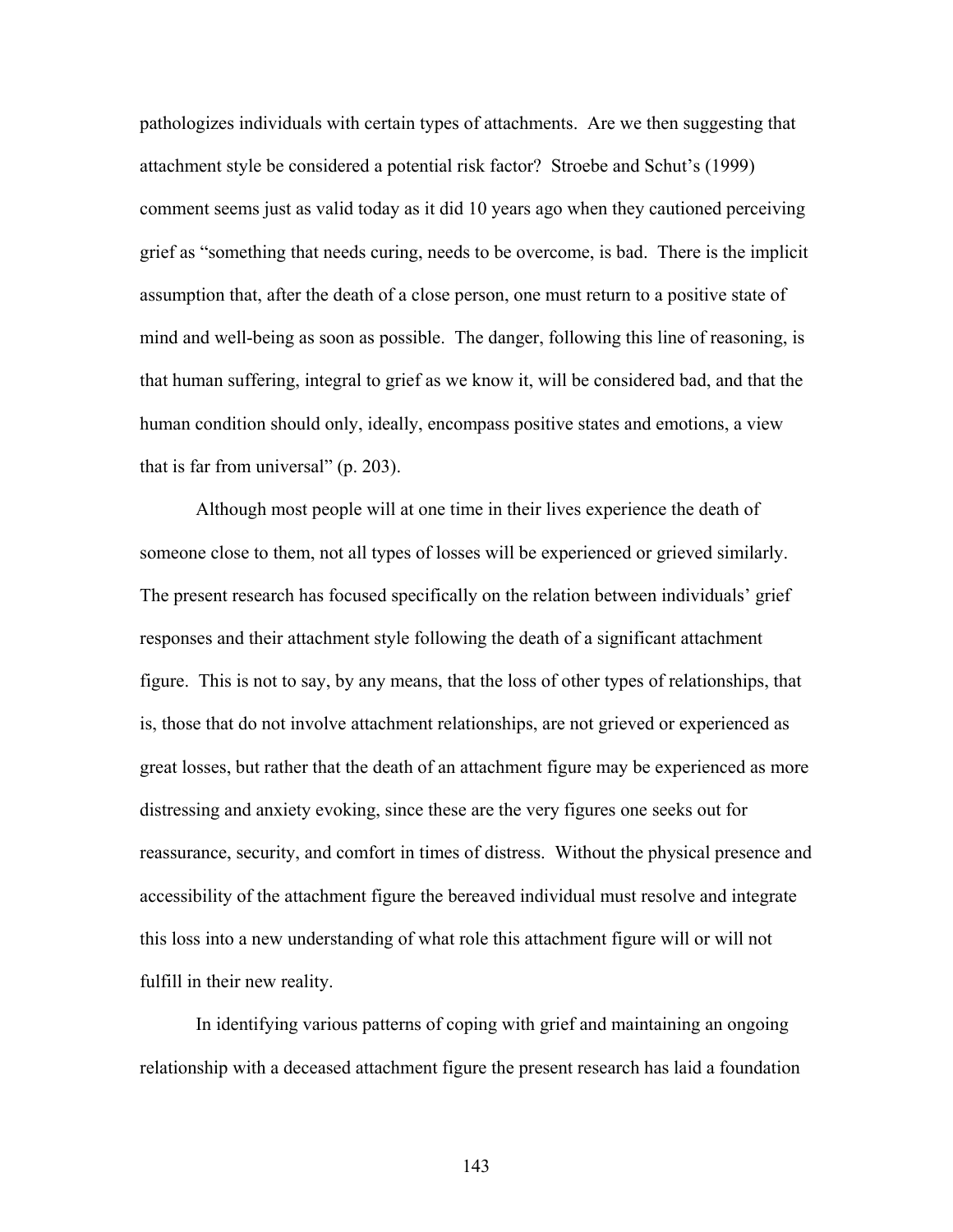pathologizes individuals with certain types of attachments. Are we then suggesting that attachment style be considered a potential risk factor? Stroebe and Schut's (1999) comment seems just as valid today as it did 10 years ago when they cautioned perceiving grief as "something that needs curing, needs to be overcome, is bad. There is the implicit assumption that, after the death of a close person, one must return to a positive state of mind and well-being as soon as possible. The danger, following this line of reasoning, is that human suffering, integral to grief as we know it, will be considered bad, and that the human condition should only, ideally, encompass positive states and emotions, a view that is far from universal" (p. 203).

Although most people will at one time in their lives experience the death of someone close to them, not all types of losses will be experienced or grieved similarly. The present research has focused specifically on the relation between individuals' grief responses and their attachment style following the death of a significant attachment figure. This is not to say, by any means, that the loss of other types of relationships, that is, those that do not involve attachment relationships, are not grieved or experienced as great losses, but rather that the death of an attachment figure may be experienced as more distressing and anxiety evoking, since these are the very figures one seeks out for reassurance, security, and comfort in times of distress. Without the physical presence and accessibility of the attachment figure the bereaved individual must resolve and integrate this loss into a new understanding of what role this attachment figure will or will not fulfill in their new reality.

In identifying various patterns of coping with grief and maintaining an ongoing relationship with a deceased attachment figure the present research has laid a foundation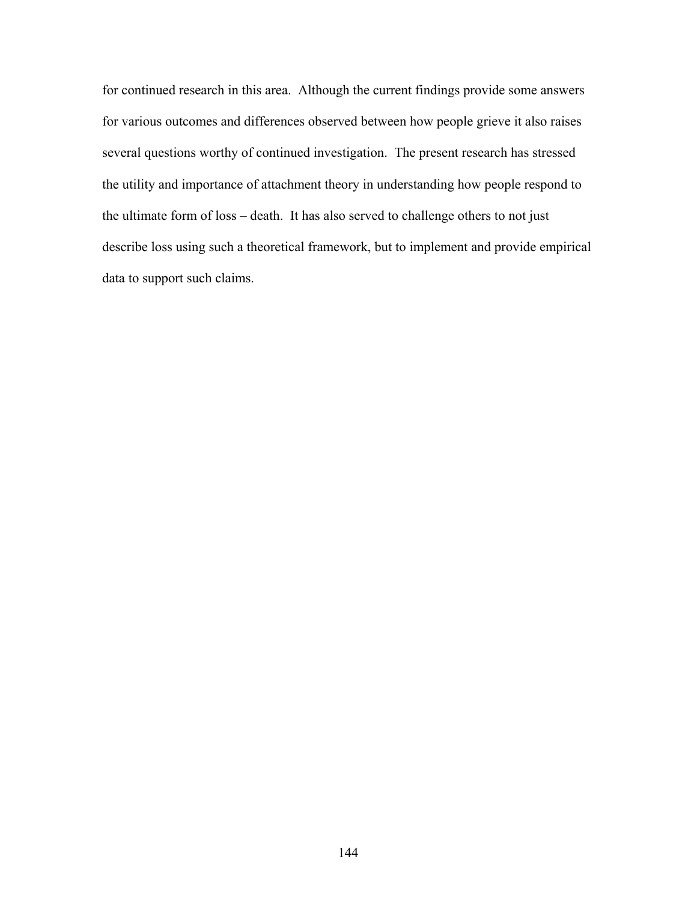for continued research in this area. Although the current findings provide some answers for various outcomes and differences observed between how people grieve it also raises several questions worthy of continued investigation. The present research has stressed the utility and importance of attachment theory in understanding how people respond to the ultimate form of loss – death. It has also served to challenge others to not just describe loss using such a theoretical framework, but to implement and provide empirical data to support such claims.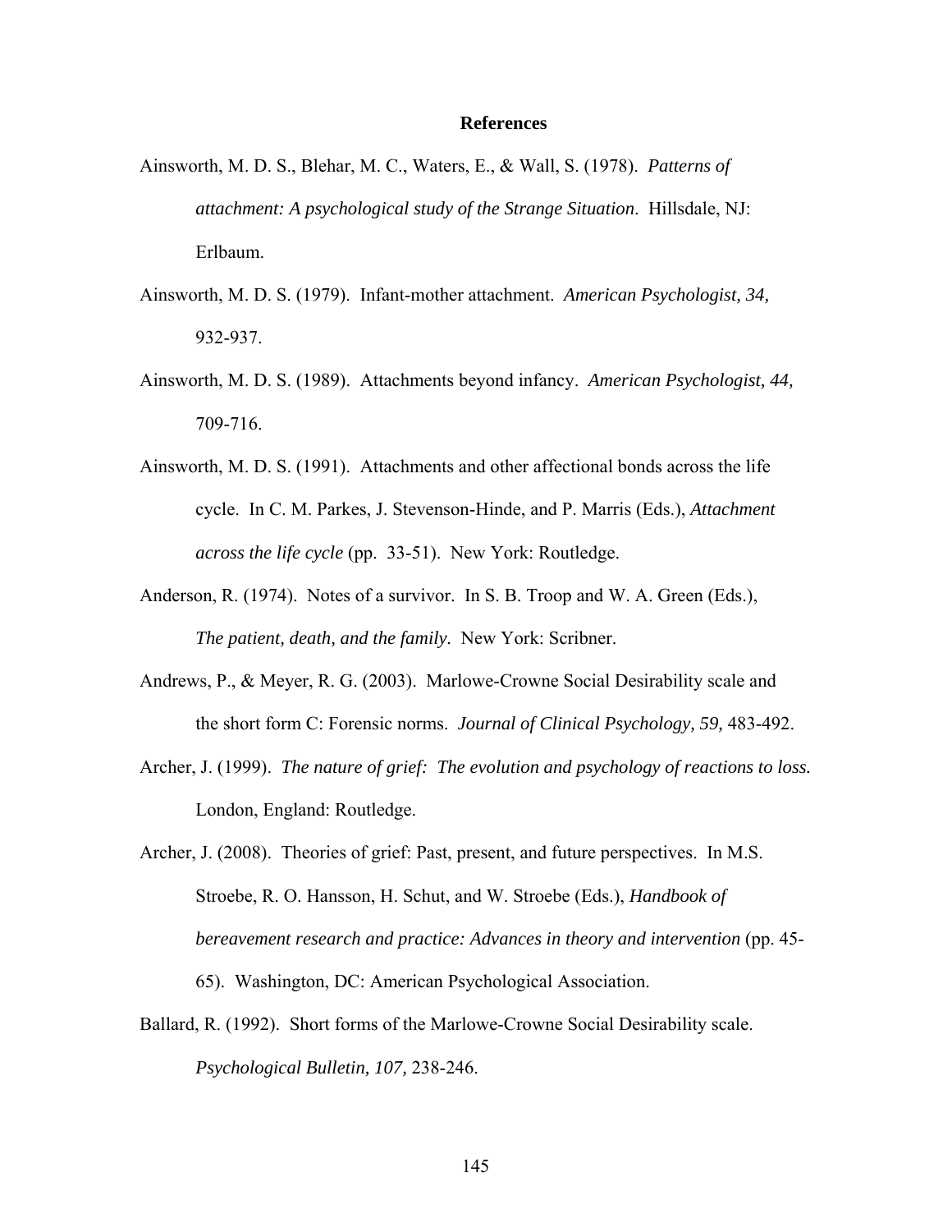# References

Ainsworth, M. D. S., Blehar, M. C., Waters, E., & Wall, S. (1978). *Patterns of attachment: A psychological study of the Strange Situation*. Hillsdale, NJ: Erlbaum.

Ainsworth, M. D. S. (1979). Infant-mother attachment. *American Psychologist, 34,* 932-937.

Ainsworth, M. D. S. (1989). Attachments beyond infancy. *American Psychologist, 44,* 709-716.

Ainsworth, M. D. S. (1991). Attachments and other affectional bonds across the life cycle. In C. M. Parkes, J. Stevenson-Hinde, and P. Marris (Eds.), *Attachment across the life cycle* (pp. 33-51). New York: Routledge.

Anderson, R. (1974). Notes of a survivor. In S. B. Troop and W. A. Green (Eds.), *The patient, death, and the family.* New York: Scribner.

Andrews, P., & Meyer, R. G. (2003). Marlowe-Crowne Social Desirability scale and the short form C: Forensic norms. *Journal of Clinical Psychology, 59,* 483-492.

Archer, J. (1999). *The nature of grief: The evolution and psychology of reactions to loss.* London, England: Routledge.

Archer, J. (2008). Theories of grief: Past, present, and future perspectives. In M.S. Stroebe, R. O. Hansson, H. Schut, and W. Stroebe (Eds.), *Handbook of bereavement research and practice: Advances in theory and intervention* (pp. 45-65). Washington, DC: American Psychological Association.

Ballard, R. (1992). Short forms of the Marlowe-Crowne Social Desirability scale. *Psychological Bulletin, 107,* 238-246.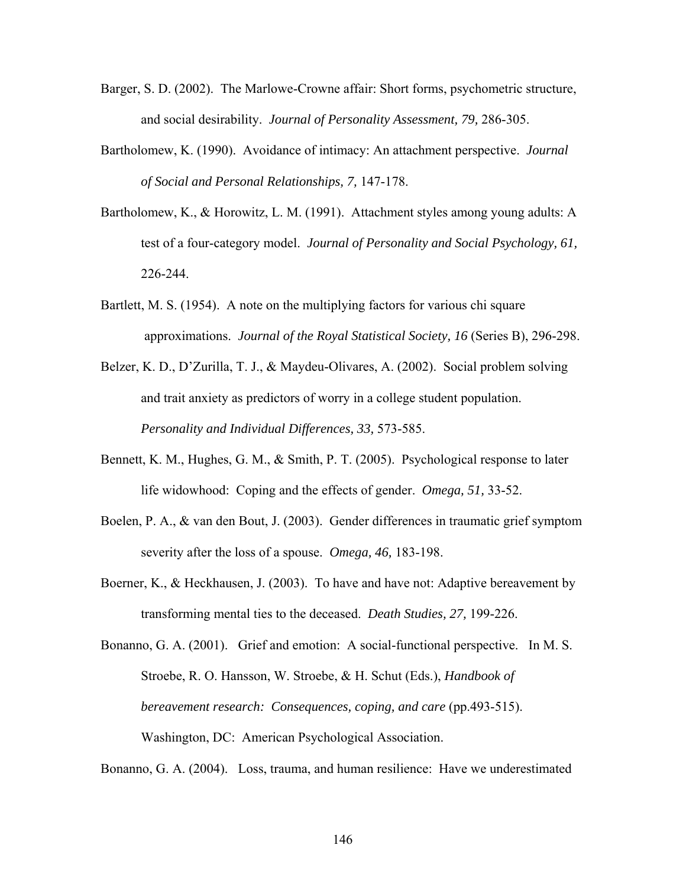Barger, S. D. (2002). The Marlowe-Crowne affair: Short forms, psychometric structure, and social desirability. *Journal of Personality Assessment, 79,* 286-305.

Bartholomew, K. (1990). Avoidance of intimacy: An attachment perspective. *Journal of Social and Personal Relationships, 7,* 147-178.

Bartholomew, K., & Horowitz, L. M. (1991). Attachment styles among young adults: A test of a four-category model. *Journal of Personality and Social Psychology, 61,* 226-244.

Bartlett, M. S. (1954). A note on the multiplying factors for various chi square approximations. *Journal of the Royal Statistical Society, 16* (Series B), 296-298.

Belzer, K. D., D'Zurilla, T. J., & Maydeu-Olivares, A. (2002). Social problem solving and trait anxiety as predictors of worry in a college student population. *Personality and Individual Differences, 33,* 573-585.

Bennett, K. M., Hughes, G. M., & Smith, P. T. (2005). Psychological response to later life widowhood: Coping and the effects of gender. *Omega, 51,* 33-52.

Boelen, P. A., & van den Bout, J. (2003). Gender differences in traumatic grief symptom severity after the loss of a spouse. *Omega, 46,* 183-198.

Boerner, K., & Heckhausen, J. (2003). To have and have not: Adaptive bereavement by transforming mental ties to the deceased. *Death Studies, 27,* 199-226.

Bonanno, G. A. (2001). Grief and emotion: A social-functional perspective. In M. S. Stroebe, R. O. Hansson, W. Stroebe, & H. Schut (Eds.), *Handbook of bereavement research: Consequences, coping, and care* (pp.493-515). Washington, DC: American Psychological Association.

Bonanno, G. A. (2004). Loss, trauma, and human resilience: Have we underestimated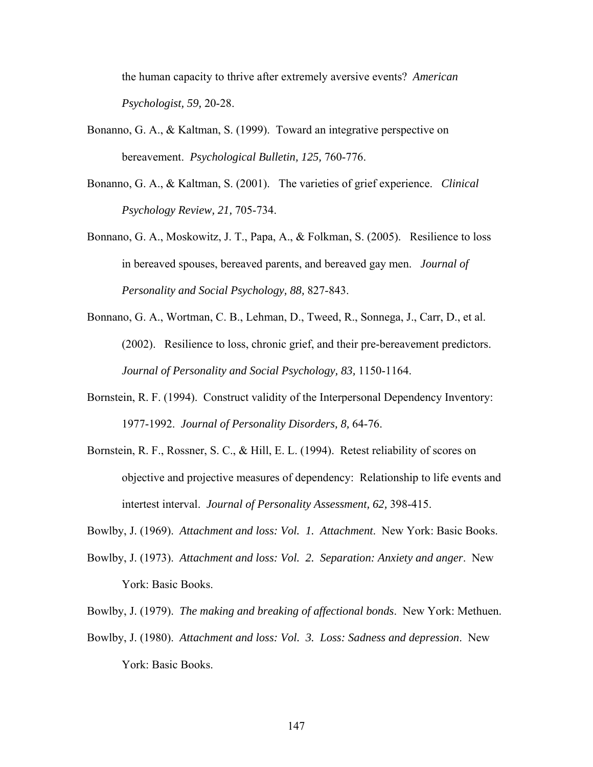the human capacity to thrive after extremely aversive events? *American Psychologist, 59,* 20-28.

Bonanno, G. A., & Kaltman, S. (1999). Toward an integrative perspective on bereavement. *Psychological Bulletin, 125,* 760-776.

Bonanno, G. A., & Kaltman, S. (2001). The varieties of grief experience. *Clinical Psychology Review, 21,* 705-734.

Bonnano, G. A., Moskowitz, J. T., Papa, A., & Folkman, S. (2005). Resilience to loss in bereaved spouses, bereaved parents, and bereaved gay men. *Journal of Personality and Social Psychology, 88,* 827-843.

Bonnano, G. A., Wortman, C. B., Lehman, D., Tweed, R., Sonnega, J., Carr, D., et al. (2002). Resilience to loss, chronic grief, and their pre-bereavement predictors. *Journal of Personality and Social Psychology, 83,* 1150-1164.

Bornstein, R. F. (1994). Construct validity of the Interpersonal Dependency Inventory: 1977-1992. *Journal of Personality Disorders, 8,* 64-76.

Bornstein, R. F., Rossner, S. C., & Hill, E. L. (1994). Retest reliability of scores on objective and projective measures of dependency: Relationship to life events and intertest interval. *Journal of Personality Assessment, 62,* 398-415.

Bowlby, J. (1969). *Attachment and loss: Vol. 1. Attachment.* New York: Basic Books.

Bowlby, J. (1973). *Attachment and loss: Vol. 2. Separation: Anxiety and anger*. New York: Basic Books.

Bowlby, J. (1979). *The making and breaking of affectional bonds*. New York: Methuen.

Bowlby, J. (1980). *Attachment and loss: Vol. 3. Loss: Sadness and depression*. New York: Basic Books.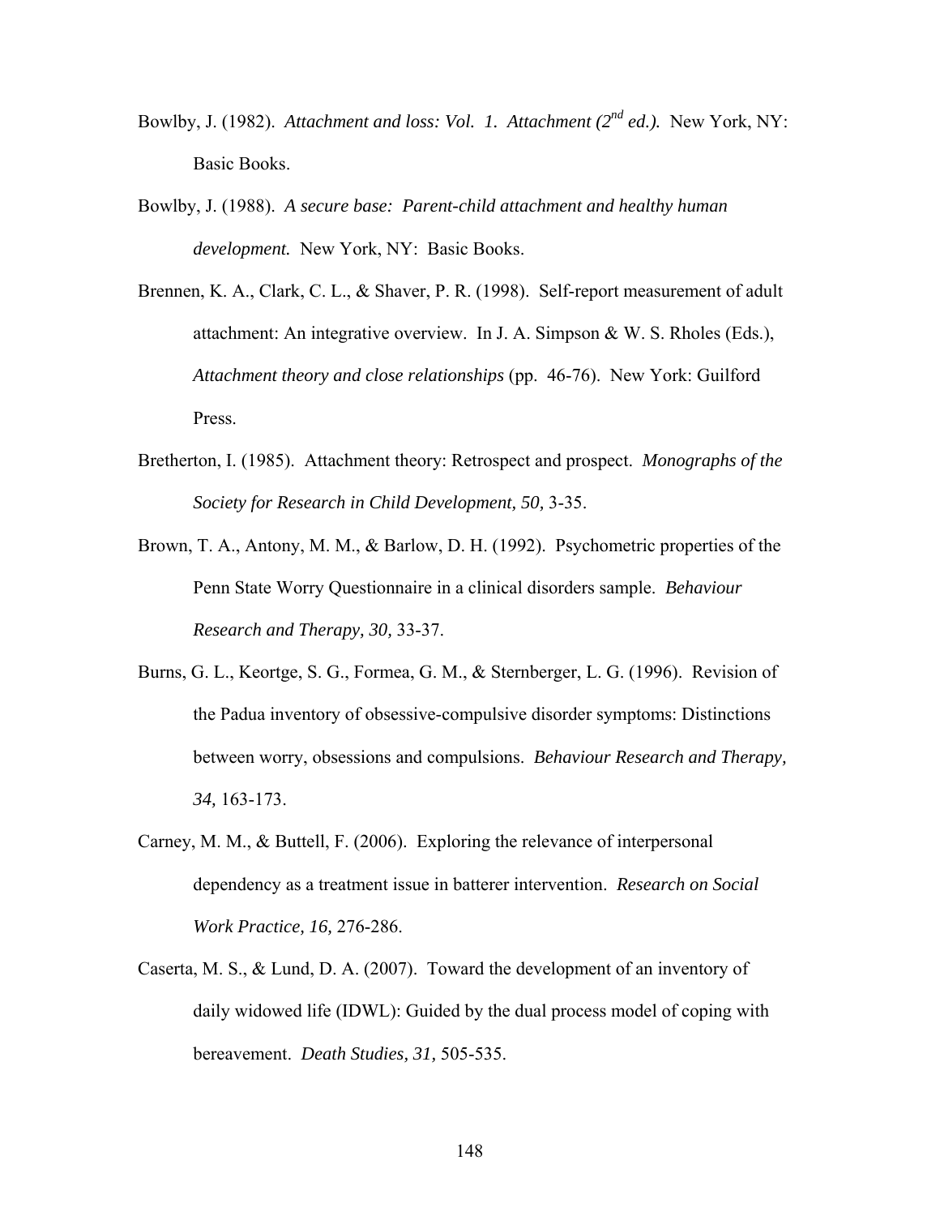Bowlby, J. (1982). *Attachment and loss: Vol. 1. Attachment (2nd ed.).* New York, NY: Basic Books.

Bowlby, J. (1988). *A secure base: Parent-child attachment and healthy human development.* New York, NY: Basic Books.

Brennen, K. A., Clark, C. L., & Shaver, P. R. (1998). Self-report measurement of adult attachment: An integrative overview. In J. A. Simpson & W. S. Rholes (Eds.), *Attachment theory and close relationships* (pp. 46-76). New York: Guilford Press.

Bretherton, I. (1985). Attachment theory: Retrospect and prospect. *Monographs of the Society for Research in Child Development, 50,* 3-35.

Brown, T. A., Antony, M. M., & Barlow, D. H. (1992). Psychometric properties of the Penn State Worry Questionnaire in a clinical disorders sample. *Behaviour Research and Therapy, 30,* 33-37.

Burns, G. L., Keortge, S. G., Formea, G. M., & Sternberger, L. G. (1996). Revision of the Padua inventory of obsessive-compulsive disorder symptoms: Distinctions between worry, obsessions and compulsions. *Behaviour Research and Therapy, 34,* 163-173.

Carney, M. M., & Buttell, F. (2006). Exploring the relevance of interpersonal dependency as a treatment issue in batterer intervention. *Research on Social Work Practice, 16,* 276-286.

Caserta, M. S., & Lund, D. A. (2007). Toward the development of an inventory of daily widowed life (IDWL): Guided by the dual process model of coping with bereavement. *Death Studies, 31,* 505-535.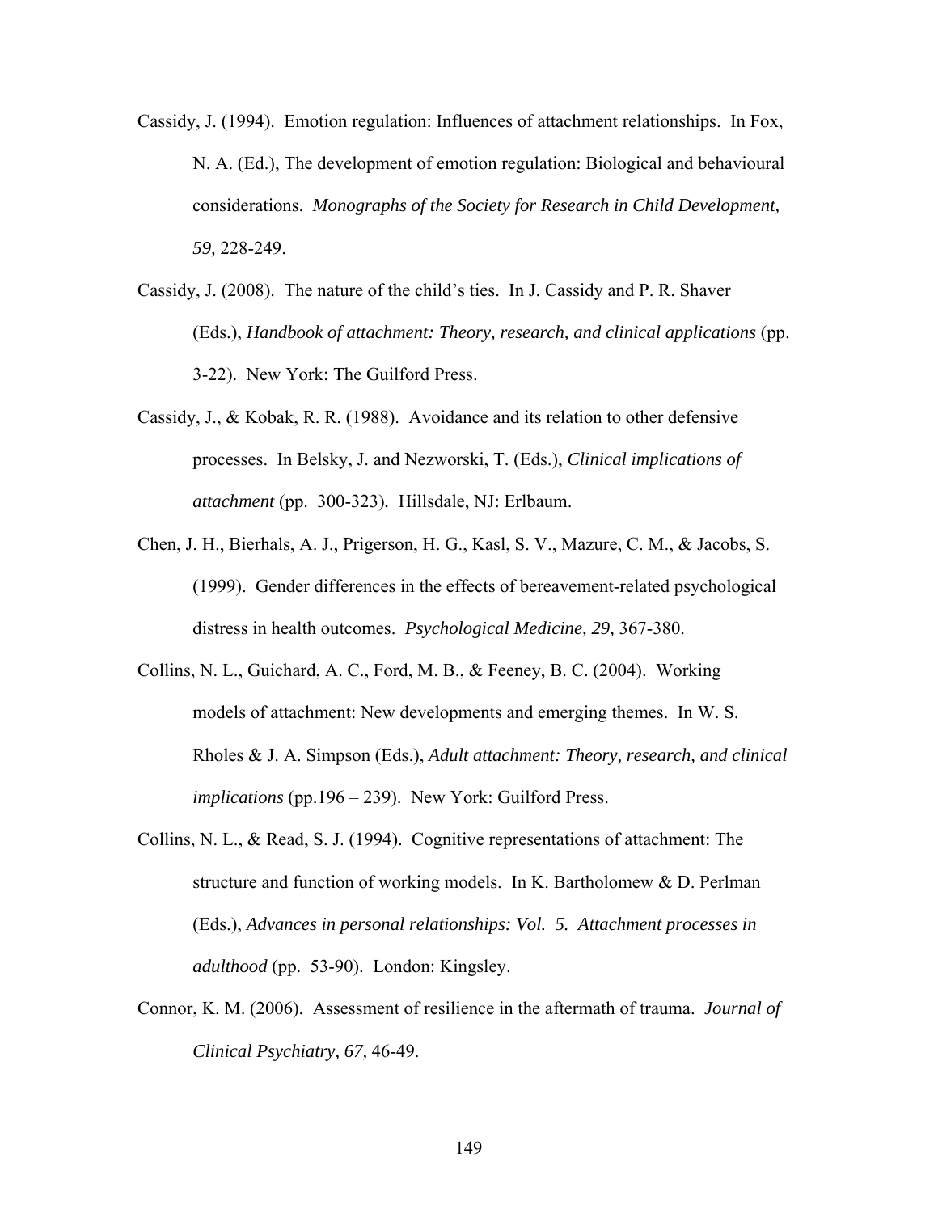Cassidy, J. (1994). Emotion regulation: Influences of attachment relationships. In Fox, N. A. (Ed.), The development of emotion regulation: Biological and behavioural considerations. *Monographs of the Society for Research in Child Development, 59,* 228-249.

Cassidy, J. (2008). The nature of the child's ties. In J. Cassidy and P. R. Shaver (Eds.), *Handbook of attachment: Theory, research, and clinical applications* (pp. 3-22). New York: The Guilford Press.

Cassidy, J., & Kobak, R. R. (1988). Avoidance and its relation to other defensive processes. In Belsky, J. and Nezworski, T. (Eds.), *Clinical implications of attachment* (pp. 300-323). Hillsdale, NJ: Erlbaum.

Chen, J. H., Bierhals, A. J., Prigerson, H. G., Kasl, S. V., Mazure, C. M., & Jacobs, S. (1999). Gender differences in the effects of bereavement-related psychological distress in health outcomes. *Psychological Medicine, 29,* 367-380.

Collins, N. L., Guichard, A. C., Ford, M. B., & Feeney, B. C. (2004). Working models of attachment: New developments and emerging themes. In W. S. Rholes & J. A. Simpson (Eds.), *Adult attachment: Theory, research, and clinical implications* (pp.196 – 239). New York: Guilford Press.

Collins, N. L., & Read, S. J. (1994). Cognitive representations of attachment: The structure and function of working models. In K. Bartholomew & D. Perlman (Eds.), *Advances in personal relationships: Vol. 5. Attachment processes in adulthood* (pp. 53-90). London: Kingsley.

Connor, K. M. (2006). Assessment of resilience in the aftermath of trauma. *Journal of Clinical Psychiatry, 67,* 46-49.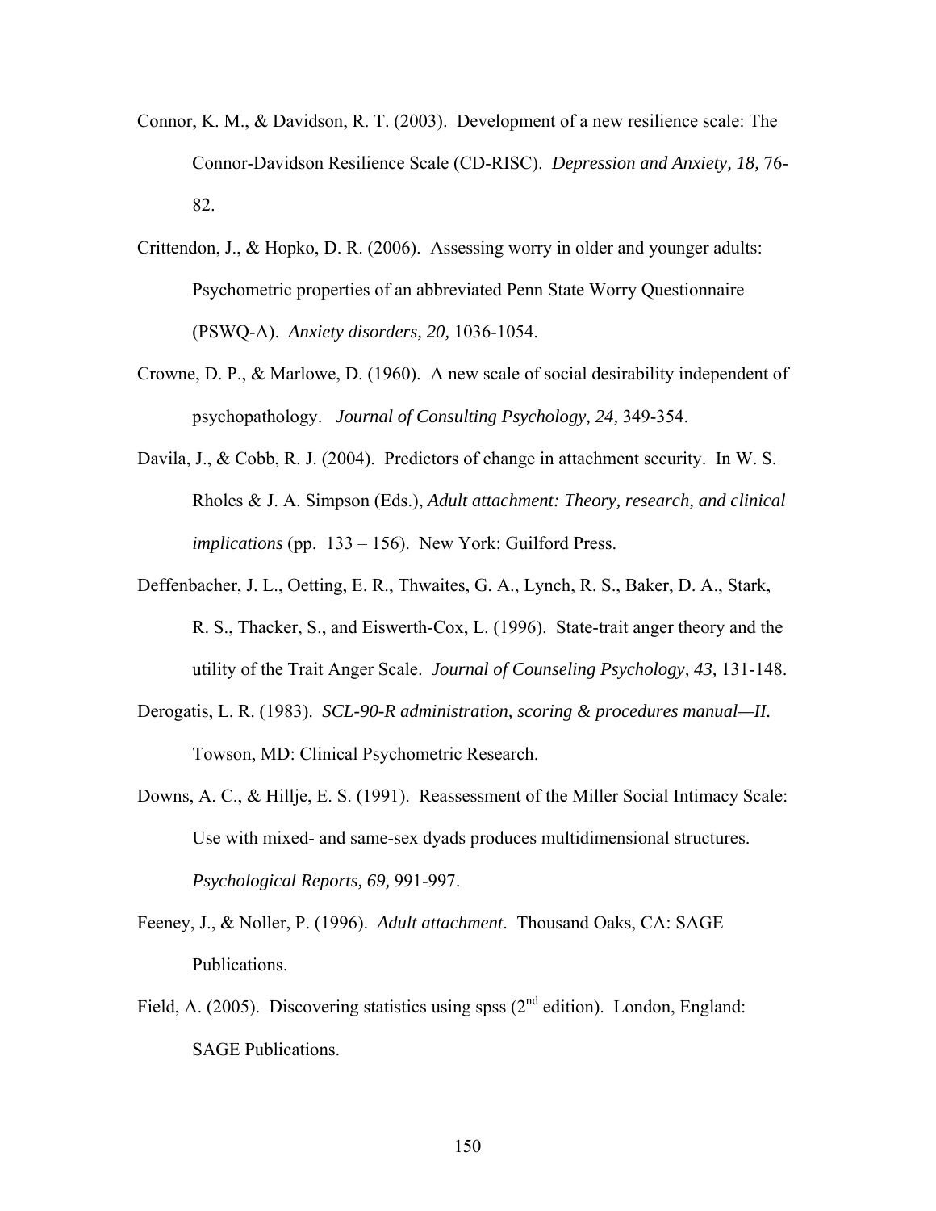Connor, K. M., & Davidson, R. T. (2003). Development of a new resilience scale: The Connor-Davidson Resilience Scale (CD-RISC). *Depression and Anxiety, 18,* 76-82.

Crittendon, J., & Hopko, D. R. (2006). Assessing worry in older and younger adults: Psychometric properties of an abbreviated Penn State Worry Questionnaire (PSWQ-A). *Anxiety disorders, 20,* 1036-1054.

Crowne, D. P., & Marlowe, D. (1960). A new scale of social desirability independent of psychopathology. *Journal of Consulting Psychology, 24,* 349-354.

Davila, J., & Cobb, R. J. (2004). Predictors of change in attachment security. In W. S. Rholes & J. A. Simpson (Eds.), *Adult attachment: Theory, research, and clinical implications* (pp. 133 – 156). New York: Guilford Press.

Deffenbacher, J. L., Oetting, E. R., Thwaites, G. A., Lynch, R. S., Baker, D. A., Stark, R. S., Thacker, S., and Eiswerth-Cox, L. (1996). State-trait anger theory and the utility of the Trait Anger Scale. *Journal of Counseling Psychology, 43,* 131-148.

Derogatis, L. R. (1983). *SCL-90-R administration, scoring & procedures manual—II.* Towson, MD: Clinical Psychometric Research.

Downs, A. C., & Hillje, E. S. (1991). Reassessment of the Miller Social Intimacy Scale: Use with mixed- and same-sex dyads produces multidimensional structures. *Psychological Reports, 69,* 991-997.

Feeney, J., & Noller, P. (1996). *Adult attachment*. Thousand Oaks, CA: SAGE Publications.

Field, A. (2005). Discovering statistics using spss (2nd edition). London, England: SAGE Publications.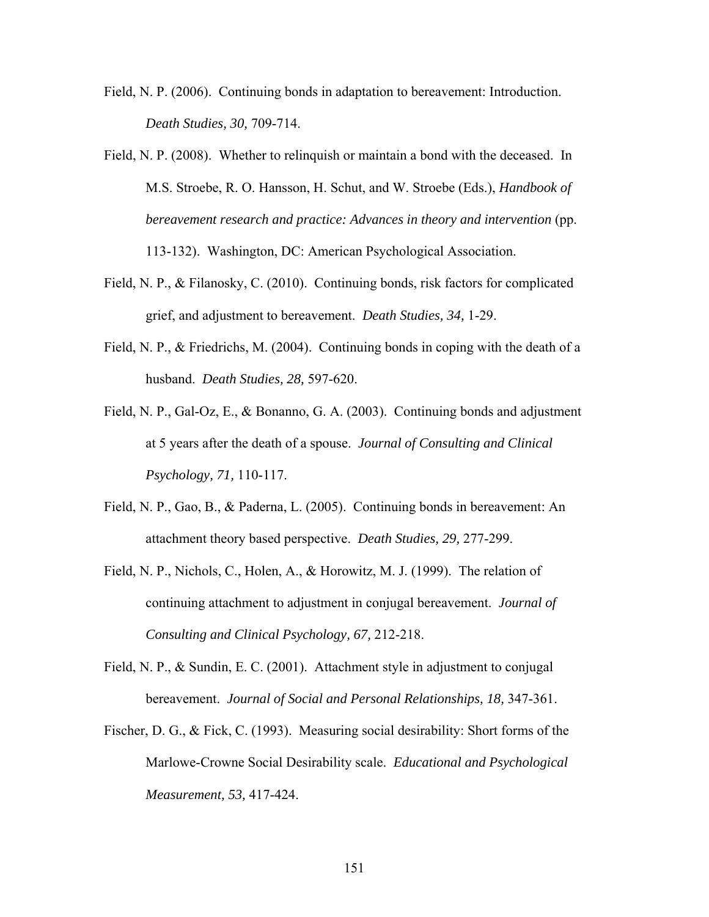Field, N. P. (2006). Continuing bonds in adaptation to bereavement: Introduction. *Death Studies, 30,* 709-714.

Field, N. P. (2008). Whether to relinquish or maintain a bond with the deceased. In M.S. Stroebe, R. O. Hansson, H. Schut, and W. Stroebe (Eds.), *Handbook of bereavement research and practice: Advances in theory and intervention* (pp. 113-132). Washington, DC: American Psychological Association.

Field, N. P., & Filanosky, C. (2010). Continuing bonds, risk factors for complicated grief, and adjustment to bereavement. *Death Studies, 34,* 1-29.

Field, N. P., & Friedrichs, M. (2004). Continuing bonds in coping with the death of a husband. *Death Studies, 28,* 597-620.

Field, N. P., Gal-Oz, E., & Bonanno, G. A. (2003). Continuing bonds and adjustment at 5 years after the death of a spouse. *Journal of Consulting and Clinical Psychology, 71,* 110-117.

Field, N. P., Gao, B., & Paderna, L. (2005). Continuing bonds in bereavement: An attachment theory based perspective. *Death Studies, 29,* 277-299.

Field, N. P., Nichols, C., Holen, A., & Horowitz, M. J. (1999). The relation of continuing attachment to adjustment in conjugal bereavement. *Journal of Consulting and Clinical Psychology, 67,* 212-218.

Field, N. P., & Sundin, E. C. (2001). Attachment style in adjustment to conjugal bereavement. *Journal of Social and Personal Relationships, 18,* 347-361.

Fischer, D. G., & Fick, C. (1993). Measuring social desirability: Short forms of the Marlowe-Crowne Social Desirability scale. *Educational and Psychological Measurement, 53,* 417-424.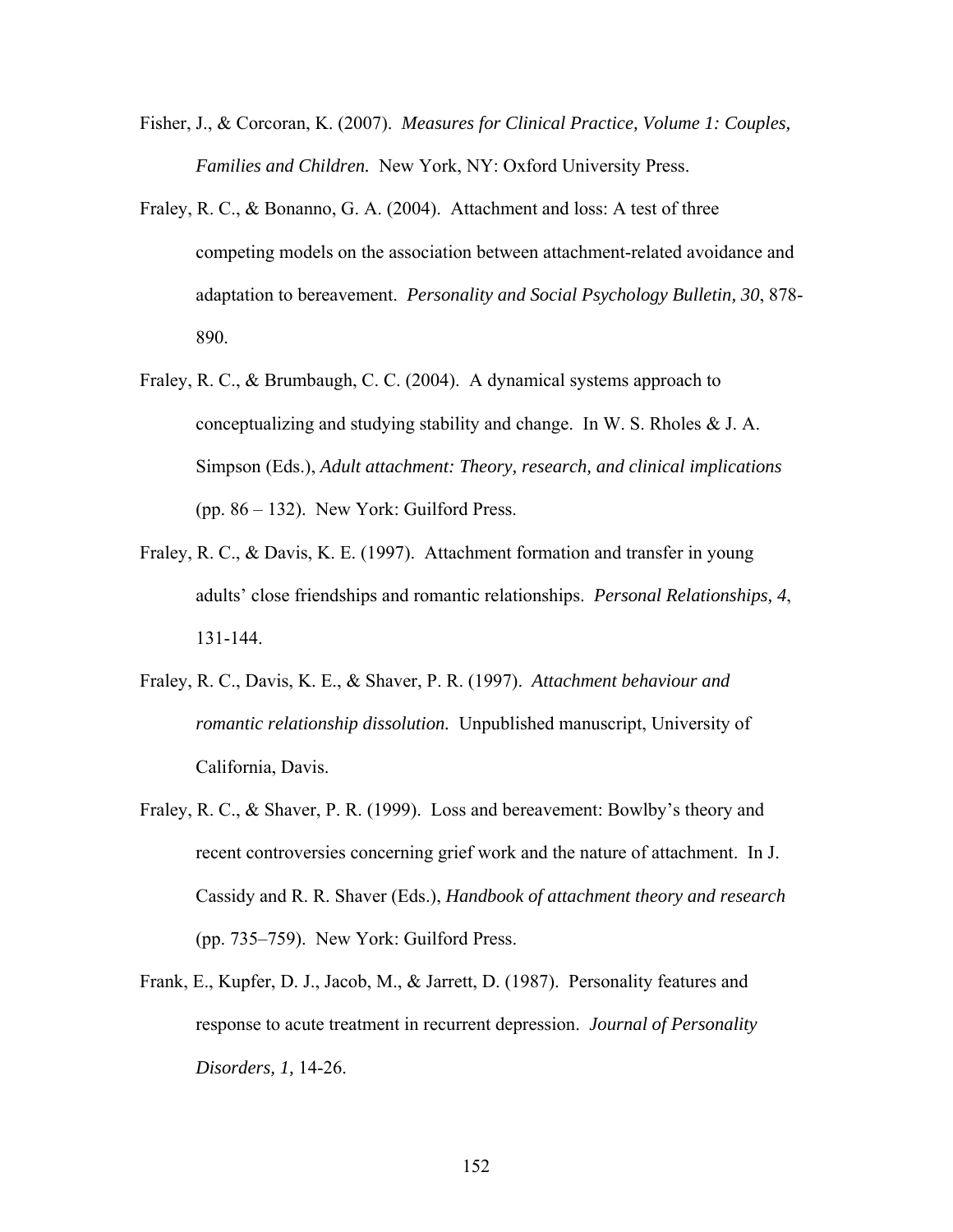Fisher, J., & Corcoran, K. (2007). *Measures for Clinical Practice, Volume 1: Couples, Families and Children.* New York, NY: Oxford University Press.

Fraley, R. C., & Bonanno, G. A. (2004). Attachment and loss: A test of three competing models on the association between attachment-related avoidance and adaptation to bereavement. *Personality and Social Psychology Bulletin, 30*, 878-890.

Fraley, R. C., & Brumbaugh, C. C. (2004). A dynamical systems approach to conceptualizing and studying stability and change. In W. S. Rholes & J. A. Simpson (Eds.), *Adult attachment: Theory, research, and clinical implications* (pp. 86 – 132). New York: Guilford Press.

Fraley, R. C., & Davis, K. E. (1997). Attachment formation and transfer in young adults' close friendships and romantic relationships. *Personal Relationships, 4*, 131-144.

Fraley, R. C., Davis, K. E., & Shaver, P. R. (1997). *Attachment behaviour and romantic relationship dissolution.* Unpublished manuscript, University of California, Davis.

Fraley, R. C., & Shaver, P. R. (1999). Loss and bereavement: Bowlby's theory and recent controversies concerning grief work and the nature of attachment. In J. Cassidy and R. R. Shaver (Eds.), *Handbook of attachment theory and research* (pp. 735–759). New York: Guilford Press.

Frank, E., Kupfer, D. J., Jacob, M., & Jarrett, D. (1987). Personality features and response to acute treatment in recurrent depression. *Journal of Personality Disorders, 1,* 14-26.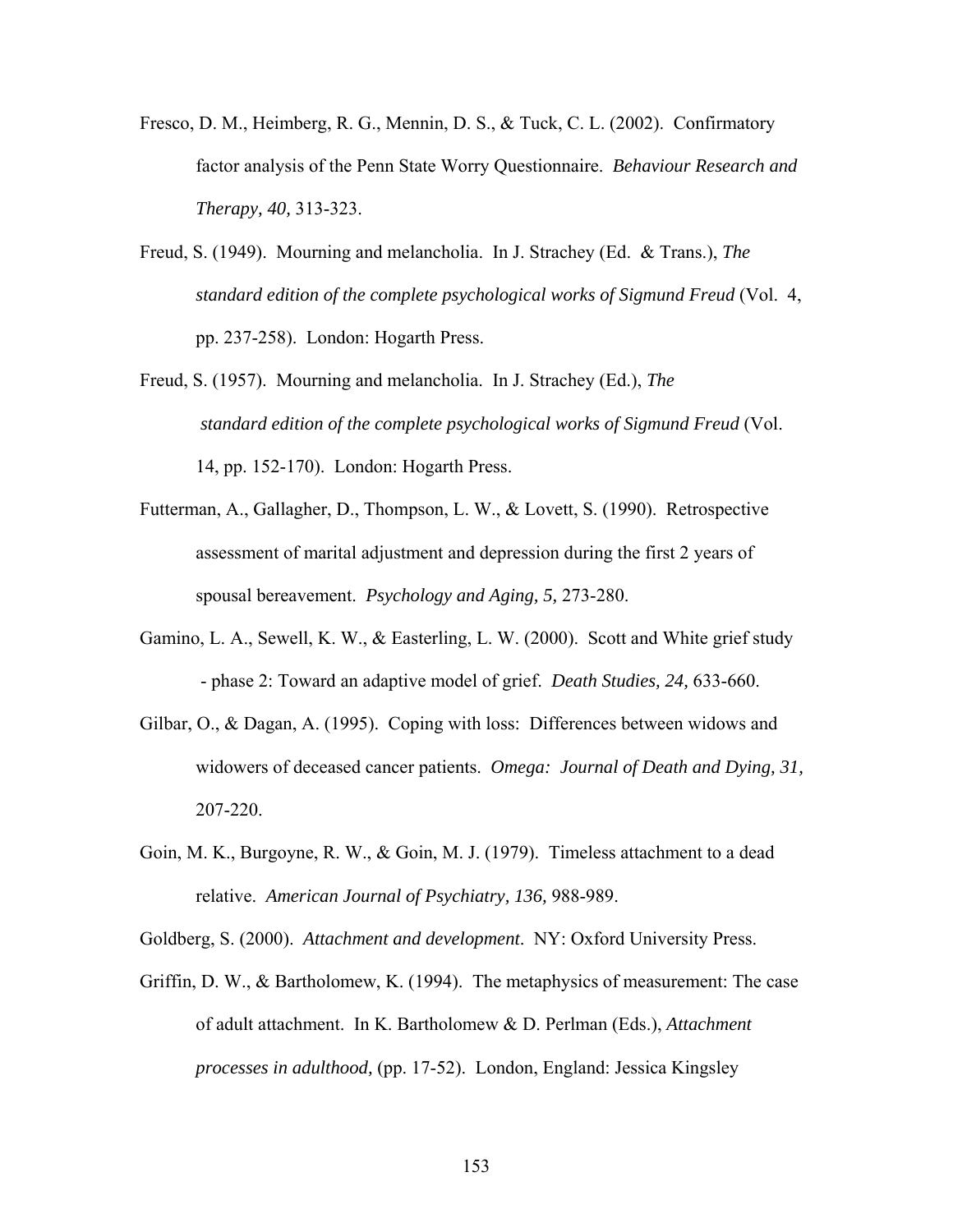Fresco, D. M., Heimberg, R. G., Mennin, D. S., & Tuck, C. L. (2002). Confirmatory factor analysis of the Penn State Worry Questionnaire. *Behaviour Research and Therapy, 40,* 313-323.

Freud, S. (1949). Mourning and melancholia. In J. Strachey (Ed. & Trans.), *The standard edition of the complete psychological works of Sigmund Freud* (Vol. 4, pp. 237-258). London: Hogarth Press.

Freud, S. (1957). Mourning and melancholia. In J. Strachey (Ed.), *The standard edition of the complete psychological works of Sigmund Freud* (Vol. 14, pp. 152-170). London: Hogarth Press.

Futterman, A., Gallagher, D., Thompson, L. W., & Lovett, S. (1990). Retrospective assessment of marital adjustment and depression during the first 2 years of spousal bereavement. *Psychology and Aging, 5,* 273-280.

Gamino, L. A., Sewell, K. W., & Easterling, L. W. (2000). Scott and White grief study - phase 2: Toward an adaptive model of grief. *Death Studies, 24,* 633-660.

Gilbar, O., & Dagan, A. (1995). Coping with loss: Differences between widows and widowers of deceased cancer patients. *Omega: Journal of Death and Dying, 31,* 207-220.

Goin, M. K., Burgoyne, R. W., & Goin, M. J. (1979). Timeless attachment to a dead relative. *American Journal of Psychiatry, 136,* 988-989.

Goldberg, S. (2000). *Attachment and development*. NY: Oxford University Press.

Griffin, D. W., & Bartholomew, K. (1994). The metaphysics of measurement: The case of adult attachment. In K. Bartholomew & D. Perlman (Eds.), *Attachment processes in adulthood,* (pp. 17-52). London, England: Jessica Kingsley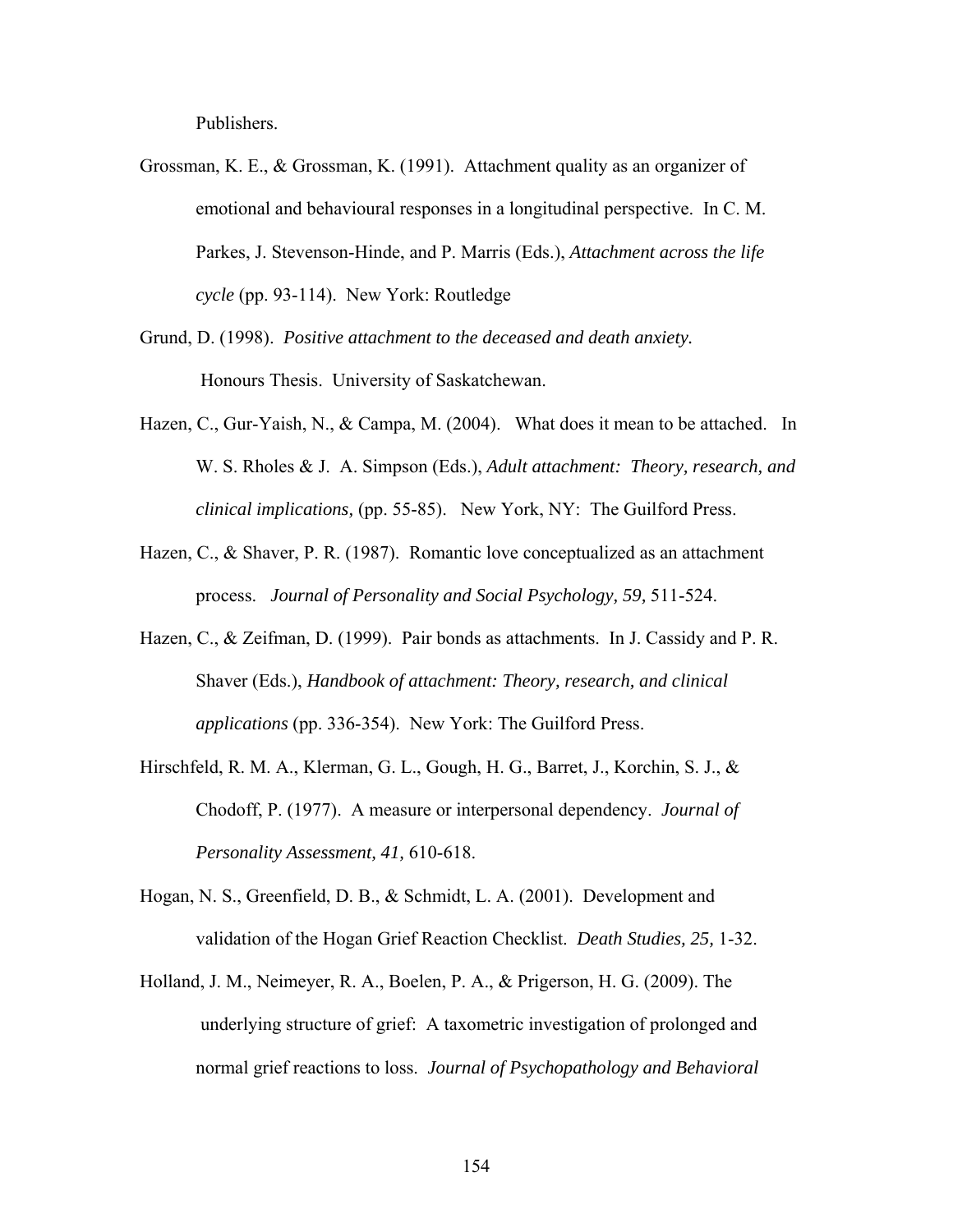Publishers.

Grossman, K. E., & Grossman, K. (1991). Attachment quality as an organizer of emotional and behavioural responses in a longitudinal perspective. In C. M. Parkes, J. Stevenson-Hinde, and P. Marris (Eds.), *Attachment across the life cycle* (pp. 93-114). New York: Routledge

Grund, D. (1998). *Positive attachment to the deceased and death anxiety.* Honours Thesis. University of Saskatchewan.

Hazen, C., Gur-Yaish, N., & Campa, M. (2004). What does it mean to be attached. In W. S. Rholes & J. A. Simpson (Eds.), *Adult attachment: Theory, research, and clinical implications,* (pp. 55-85). New York, NY: The Guilford Press.

Hazen, C., & Shaver, P. R. (1987). Romantic love conceptualized as an attachment process. *Journal of Personality and Social Psychology, 59,* 511-524.

Hazen, C., & Zeifman, D. (1999). Pair bonds as attachments. In J. Cassidy and P. R. Shaver (Eds.), *Handbook of attachment: Theory, research, and clinical applications* (pp. 336-354). New York: The Guilford Press.

Hirschfeld, R. M. A., Klerman, G. L., Gough, H. G., Barret, J., Korchin, S. J., & Chodoff, P. (1977). A measure or interpersonal dependency. *Journal of Personality Assessment, 41,* 610-618.

Hogan, N. S., Greenfield, D. B., & Schmidt, L. A. (2001). Development and validation of the Hogan Grief Reaction Checklist. *Death Studies, 25,* 1-32.

Holland, J. M., Neimeyer, R. A., Boelen, P. A., & Prigerson, H. G. (2009). The underlying structure of grief: A taxometric investigation of prolonged and normal grief reactions to loss. *Journal of Psychopathology and Behavioral*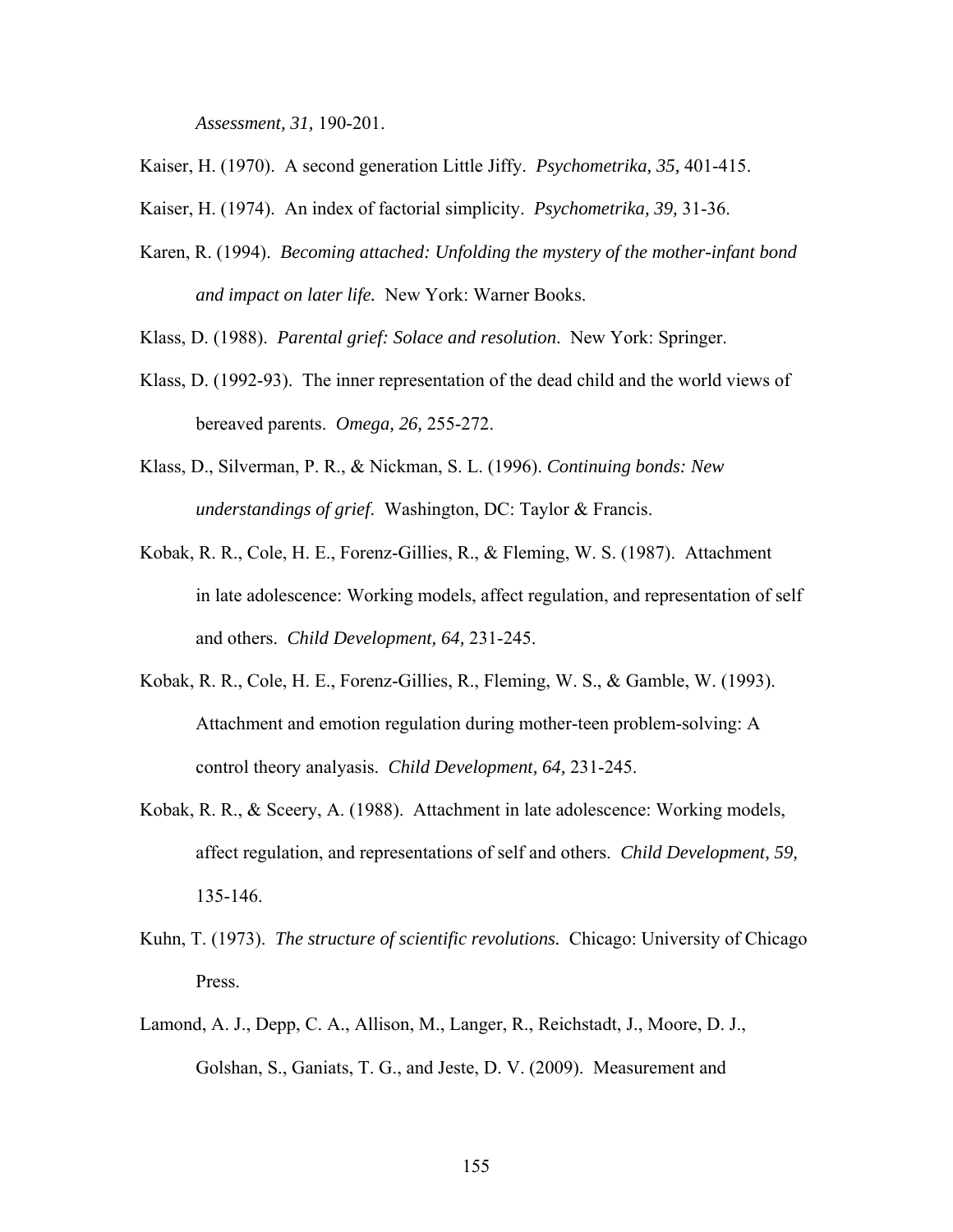*Assessment, 31,* 190-201.

Kaiser, H. (1970). A second generation Little Jiffy. *Psychometrika, 35,* 401-415.

Kaiser, H. (1974). An index of factorial simplicity. *Psychometrika, 39,* 31-36.

Karen, R. (1994). *Becoming attached: Unfolding the mystery of the mother-infant bond and impact on later life.* New York: Warner Books.

Klass, D. (1988). *Parental grief: Solace and resolution*. New York: Springer.

Klass, D. (1992-93). The inner representation of the dead child and the world views of bereaved parents. *Omega, 26,* 255-272.

Klass, D., Silverman, P. R., & Nickman, S. L. (1996). *Continuing bonds: New understandings of grief*. Washington, DC: Taylor & Francis.

Kobak, R. R., Cole, H. E., Forenz-Gillies, R., & Fleming, W. S. (1987). Attachment in late adolescence: Working models, affect regulation, and representation of self and others. *Child Development, 64,* 231-245.

Kobak, R. R., Cole, H. E., Forenz-Gillies, R., Fleming, W. S., & Gamble, W. (1993). Attachment and emotion regulation during mother-teen problem-solving: A control theory analyasis. *Child Development, 64,* 231-245.

Kobak, R. R., & Sceery, A. (1988). Attachment in late adolescence: Working models, affect regulation, and representations of self and others. *Child Development, 59,* 135-146.

Kuhn, T. (1973). *The structure of scientific revolutions.* Chicago: University of Chicago Press.

Lamond, A. J., Depp, C. A., Allison, M., Langer, R., Reichstadt, J., Moore, D. J., Golshan, S., Ganiats, T. G., and Jeste, D. V. (2009). Measurement and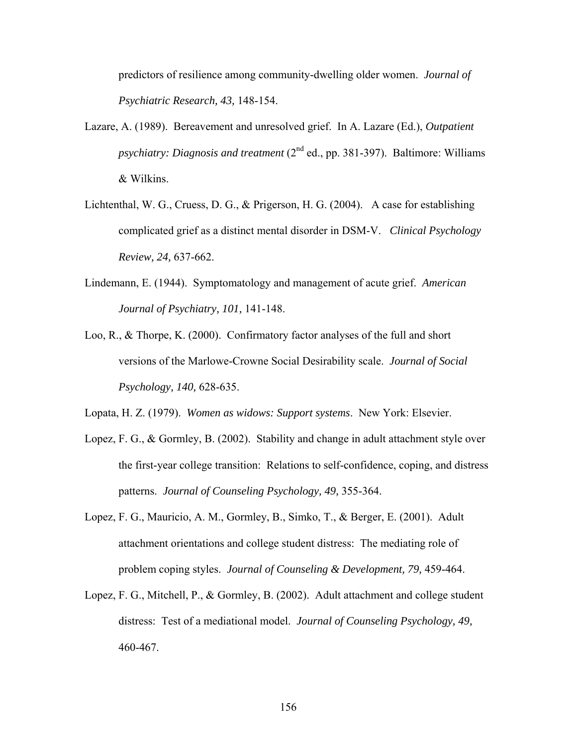predictors of resilience among community-dwelling older women. *Journal of Psychiatric Research, 43,* 148-154.

Lazare, A. (1989). Bereavement and unresolved grief. In A. Lazare (Ed.), *Outpatient psychiatry: Diagnosis and treatment* (2nd ed., pp. 381-397). Baltimore: Williams & Wilkins.

Lichtenthal, W. G., Cruess, D. G., & Prigerson, H. G. (2004). A case for establishing complicated grief as a distinct mental disorder in DSM-V. *Clinical Psychology Review, 24,* 637-662.

Lindemann, E. (1944). Symptomatology and management of acute grief. *American Journal of Psychiatry, 101,* 141-148.

Loo, R., & Thorpe, K. (2000). Confirmatory factor analyses of the full and short versions of the Marlowe-Crowne Social Desirability scale. *Journal of Social Psychology, 140,* 628-635.

Lopata, H. Z. (1979). *Women as widows: Support systems*. New York: Elsevier.

Lopez, F. G., & Gormley, B. (2002). Stability and change in adult attachment style over the first-year college transition: Relations to self-confidence, coping, and distress patterns. *Journal of Counseling Psychology, 49,* 355-364.

Lopez, F. G., Mauricio, A. M., Gormley, B., Simko, T., & Berger, E. (2001). Adult attachment orientations and college student distress: The mediating role of problem coping styles. *Journal of Counseling & Development, 79,* 459-464.

Lopez, F. G., Mitchell, P., & Gormley, B. (2002). Adult attachment and college student distress: Test of a mediational model. *Journal of Counseling Psychology, 49,* 460-467.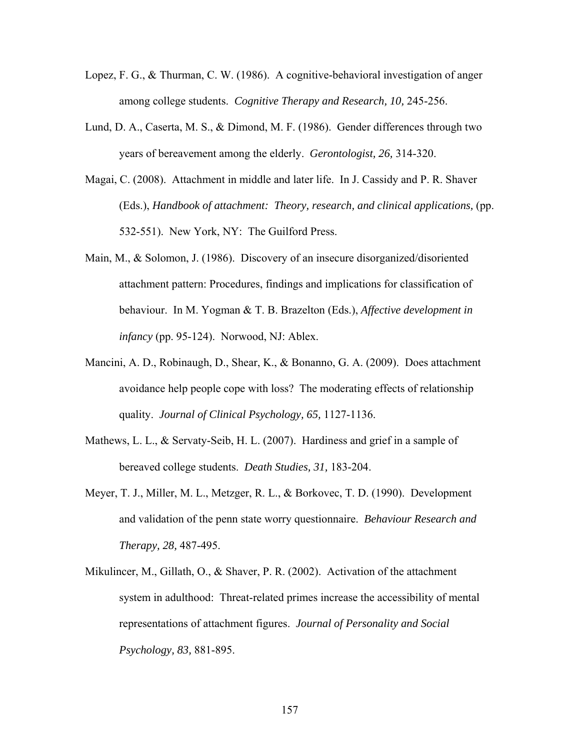Lopez, F. G., & Thurman, C. W. (1986). A cognitive-behavioral investigation of anger among college students. *Cognitive Therapy and Research, 10,* 245-256.

Lund, D. A., Caserta, M. S., & Dimond, M. F. (1986). Gender differences through two years of bereavement among the elderly. *Gerontologist, 26,* 314-320.

Magai, C. (2008). Attachment in middle and later life. In J. Cassidy and P. R. Shaver (Eds.), *Handbook of attachment: Theory, research, and clinical applications,* (pp. 532-551). New York, NY: The Guilford Press.

Main, M., & Solomon, J. (1986). Discovery of an insecure disorganized/disoriented attachment pattern: Procedures, findings and implications for classification of behaviour. In M. Yogman & T. B. Brazelton (Eds.), *Affective development in infancy* (pp. 95-124). Norwood, NJ: Ablex.

Mancini, A. D., Robinaugh, D., Shear, K., & Bonanno, G. A. (2009). Does attachment avoidance help people cope with loss? The moderating effects of relationship quality. *Journal of Clinical Psychology, 65,* 1127-1136.

Mathews, L. L., & Servaty-Seib, H. L. (2007). Hardiness and grief in a sample of bereaved college students. *Death Studies, 31,* 183-204.

Meyer, T. J., Miller, M. L., Metzger, R. L., & Borkovec, T. D. (1990). Development and validation of the penn state worry questionnaire. *Behaviour Research and Therapy, 28,* 487-495.

Mikulincer, M., Gillath, O., & Shaver, P. R. (2002). Activation of the attachment system in adulthood: Threat-related primes increase the accessibility of mental representations of attachment figures. *Journal of Personality and Social Psychology, 83,* 881-895.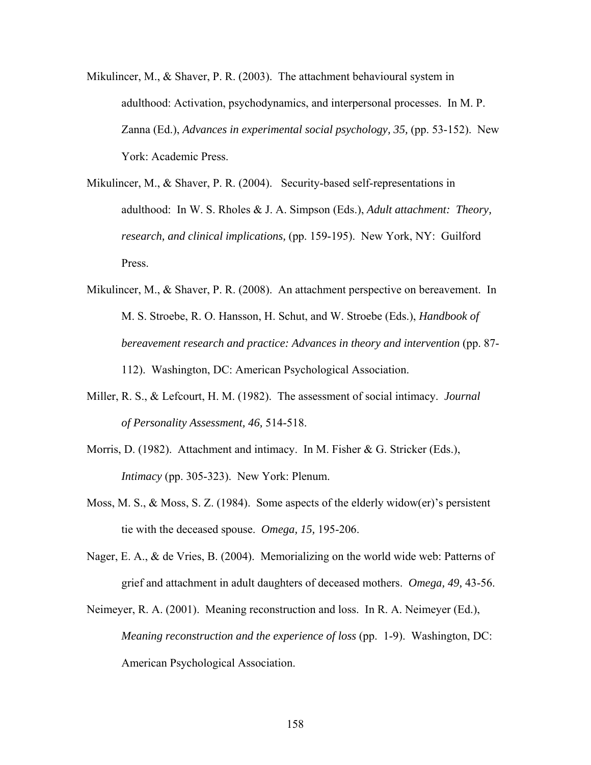Mikulincer, M., & Shaver, P. R. (2003). The attachment behavioural system in adulthood: Activation, psychodynamics, and interpersonal processes. In M. P. Zanna (Ed.), *Advances in experimental social psychology, 35,* (pp. 53-152). New York: Academic Press.

Mikulincer, M., & Shaver, P. R. (2004). Security-based self-representations in adulthood: In W. S. Rholes & J. A. Simpson (Eds.), *Adult attachment: Theory, research, and clinical implications,* (pp. 159-195). New York, NY: Guilford Press.

Mikulincer, M., & Shaver, P. R. (2008). An attachment perspective on bereavement. In M. S. Stroebe, R. O. Hansson, H. Schut, and W. Stroebe (Eds.), *Handbook of bereavement research and practice: Advances in theory and intervention* (pp. 87-112). Washington, DC: American Psychological Association.

Miller, R. S., & Lefcourt, H. M. (1982). The assessment of social intimacy. *Journal of Personality Assessment, 46,* 514-518.

Morris, D. (1982). Attachment and intimacy. In M. Fisher & G. Stricker (Eds.), *Intimacy* (pp. 305-323). New York: Plenum.

Moss, M. S., & Moss, S. Z. (1984). Some aspects of the elderly widow(er)'s persistent tie with the deceased spouse. *Omega, 15,* 195-206.

Nager, E. A., & de Vries, B. (2004). Memorializing on the world wide web: Patterns of grief and attachment in adult daughters of deceased mothers. *Omega, 49,* 43-56.

Neimeyer, R. A. (2001). Meaning reconstruction and loss. In R. A. Neimeyer (Ed.), *Meaning reconstruction and the experience of loss* (pp. 1-9). Washington, DC: American Psychological Association.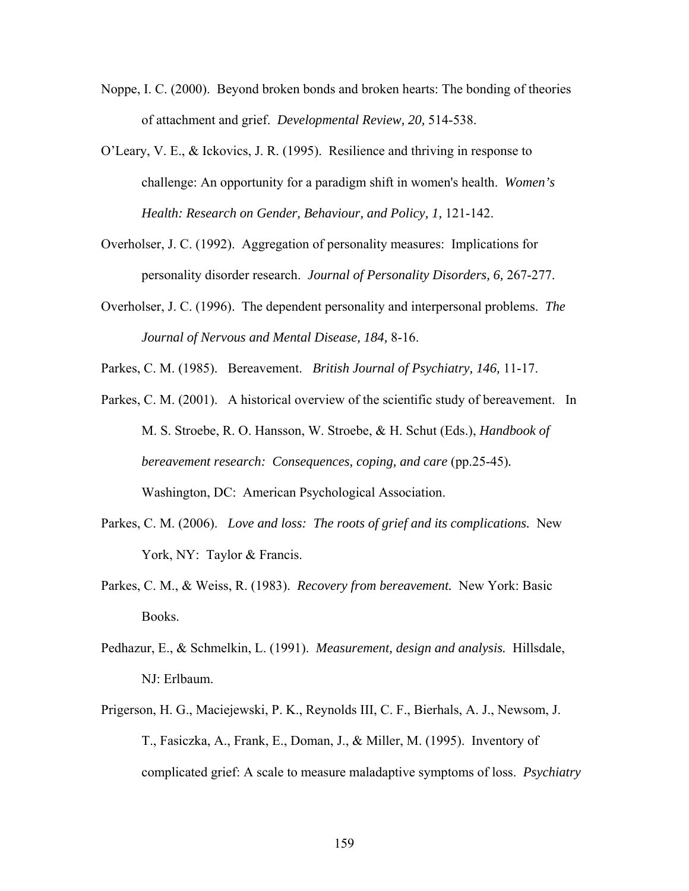Noppe, I. C. (2000). Beyond broken bonds and broken hearts: The bonding of theories of attachment and grief. *Developmental Review, 20,* 514-538.

O'Leary, V. E., & Ickovics, J. R. (1995). Resilience and thriving in response to challenge: An opportunity for a paradigm shift in women's health. *Women's Health: Research on Gender, Behaviour, and Policy, 1,* 121-142.

Overholser, J. C. (1992). Aggregation of personality measures: Implications for personality disorder research. *Journal of Personality Disorders, 6,* 267-277.

Overholser, J. C. (1996). The dependent personality and interpersonal problems. *The Journal of Nervous and Mental Disease, 184,* 8-16.

Parkes, C. M. (1985). Bereavement. *British Journal of Psychiatry, 146,* 11-17.

Parkes, C. M. (2001). A historical overview of the scientific study of bereavement. In M. S. Stroebe, R. O. Hansson, W. Stroebe, & H. Schut (Eds.), *Handbook of bereavement research: Consequences, coping, and care* (pp.25-45). Washington, DC: American Psychological Association.

Parkes, C. M. (2006). *Love and loss: The roots of grief and its complications.* New York, NY: Taylor & Francis.

Parkes, C. M., & Weiss, R. (1983). *Recovery from bereavement.* New York: Basic Books.

Pedhazur, E., & Schmelkin, L. (1991). *Measurement, design and analysis.* Hillsdale, NJ: Erlbaum.

Prigerson, H. G., Maciejewski, P. K., Reynolds III, C. F., Bierhals, A. J., Newsom, J. T., Fasiczka, A., Frank, E., Doman, J., & Miller, M. (1995). Inventory of complicated grief: A scale to measure maladaptive symptoms of loss. *Psychiatry*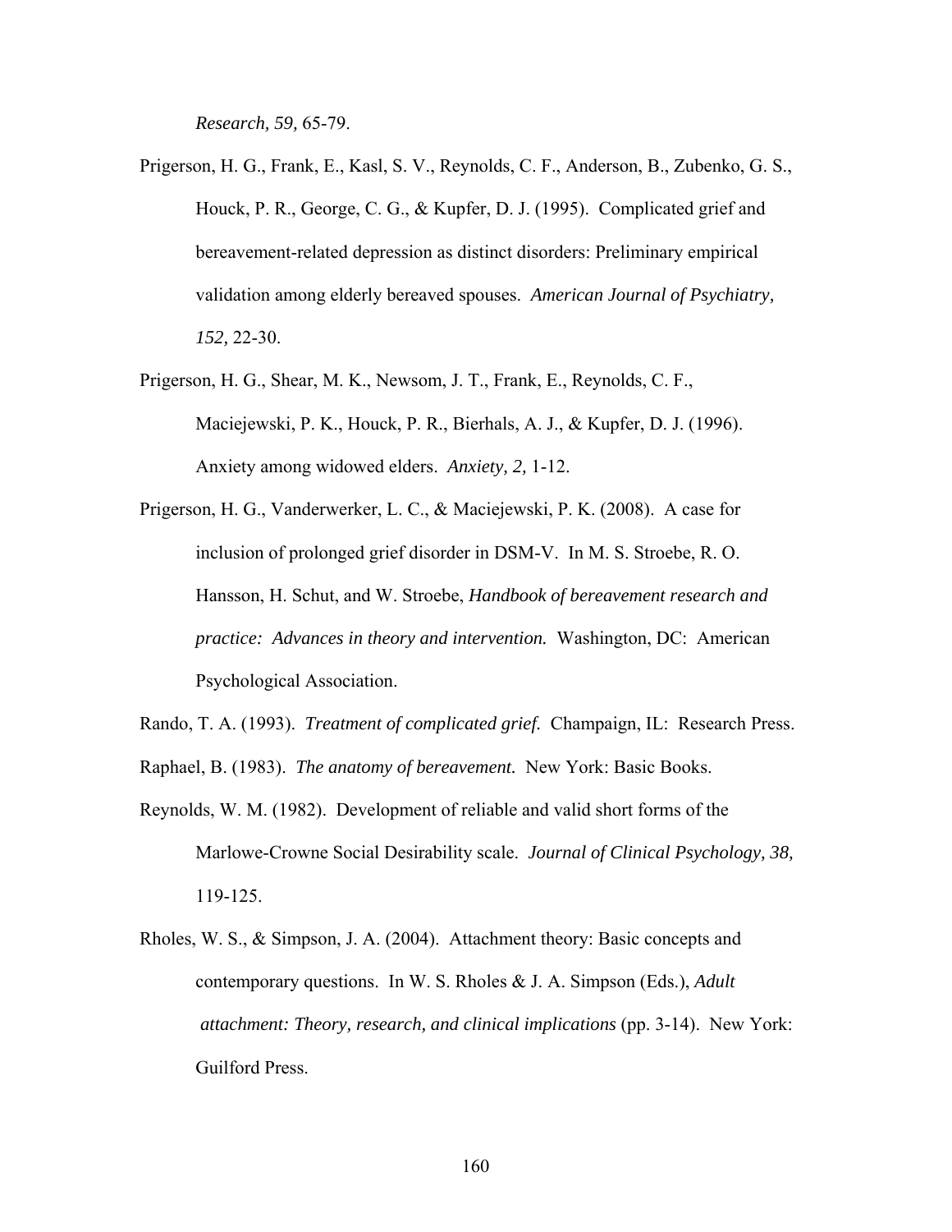*Research, 59,* 65-79.

Prigerson, H. G., Frank, E., Kasl, S. V., Reynolds, C. F., Anderson, B., Zubenko, G. S., Houck, P. R., George, C. G., & Kupfer, D. J. (1995). Complicated grief and bereavement-related depression as distinct disorders: Preliminary empirical validation among elderly bereaved spouses. *American Journal of Psychiatry, 152,* 22-30.

Prigerson, H. G., Shear, M. K., Newsom, J. T., Frank, E., Reynolds, C. F., Maciejewski, P. K., Houck, P. R., Bierhals, A. J., & Kupfer, D. J. (1996). Anxiety among widowed elders. *Anxiety, 2,* 1-12.

Prigerson, H. G., Vanderwerker, L. C., & Maciejewski, P. K. (2008). A case for inclusion of prolonged grief disorder in DSM-V. In M. S. Stroebe, R. O. Hansson, H. Schut, and W. Stroebe, *Handbook of bereavement research and practice: Advances in theory and intervention.* Washington, DC: American Psychological Association.

Rando, T. A. (1993). *Treatment of complicated grief.* Champaign, IL: Research Press.

Raphael, B. (1983). *The anatomy of bereavement.* New York: Basic Books.

Reynolds, W. M. (1982). Development of reliable and valid short forms of the Marlowe-Crowne Social Desirability scale. *Journal of Clinical Psychology, 38,* 119-125.

Rholes, W. S., & Simpson, J. A. (2004). Attachment theory: Basic concepts and contemporary questions. In W. S. Rholes & J. A. Simpson (Eds.), *Adult attachment: Theory, research, and clinical implications* (pp. 3-14). New York: Guilford Press.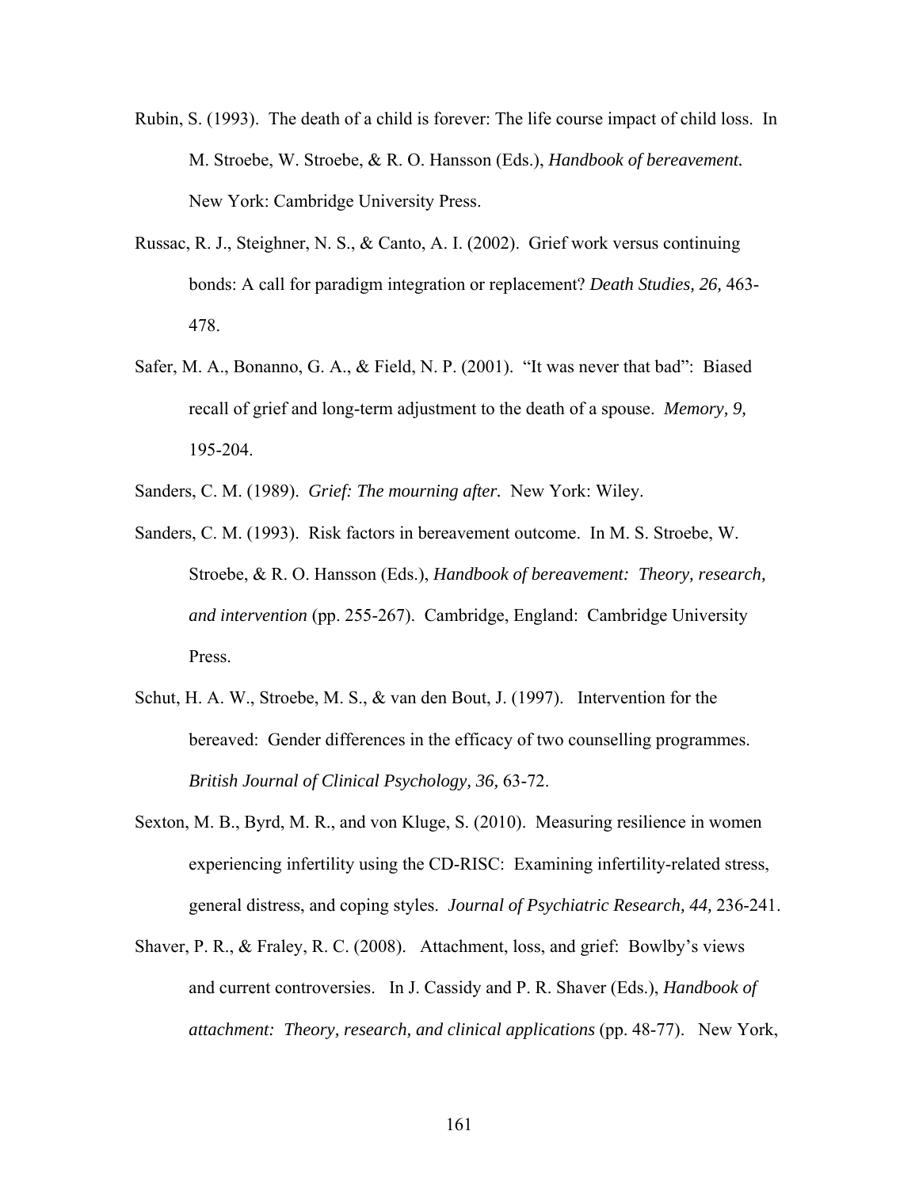Rubin, S. (1993). The death of a child is forever: The life course impact of child loss. In M. Stroebe, W. Stroebe, & R. O. Hansson (Eds.), *Handbook of bereavement.* New York: Cambridge University Press.

Russac, R. J., Steighner, N. S., & Canto, A. I. (2002). Grief work versus continuing bonds: A call for paradigm integration or replacement? *Death Studies, 26,* 463-478.

Safer, M. A., Bonanno, G. A., & Field, N. P. (2001). "It was never that bad": Biased recall of grief and long-term adjustment to the death of a spouse. *Memory, 9,* 195-204.

Sanders, C. M. (1989). *Grief: The mourning after.* New York: Wiley.

Sanders, C. M. (1993). Risk factors in bereavement outcome. In M. S. Stroebe, W. Stroebe, & R. O. Hansson (Eds.), *Handbook of bereavement: Theory, research, and intervention* (pp. 255-267). Cambridge, England: Cambridge University Press.

Schut, H. A. W., Stroebe, M. S., & van den Bout, J. (1997). Intervention for the bereaved: Gender differences in the efficacy of two counselling programmes. *British Journal of Clinical Psychology, 36,* 63-72.

Sexton, M. B., Byrd, M. R., and von Kluge, S. (2010). Measuring resilience in women experiencing infertility using the CD-RISC: Examining infertility-related stress, general distress, and coping styles. *Journal of Psychiatric Research, 44,* 236-241.

Shaver, P. R., & Fraley, R. C. (2008). Attachment, loss, and grief: Bowlby's views and current controversies. In J. Cassidy and P. R. Shaver (Eds.), *Handbook of attachment: Theory, research, and clinical applications* (pp. 48-77). New York,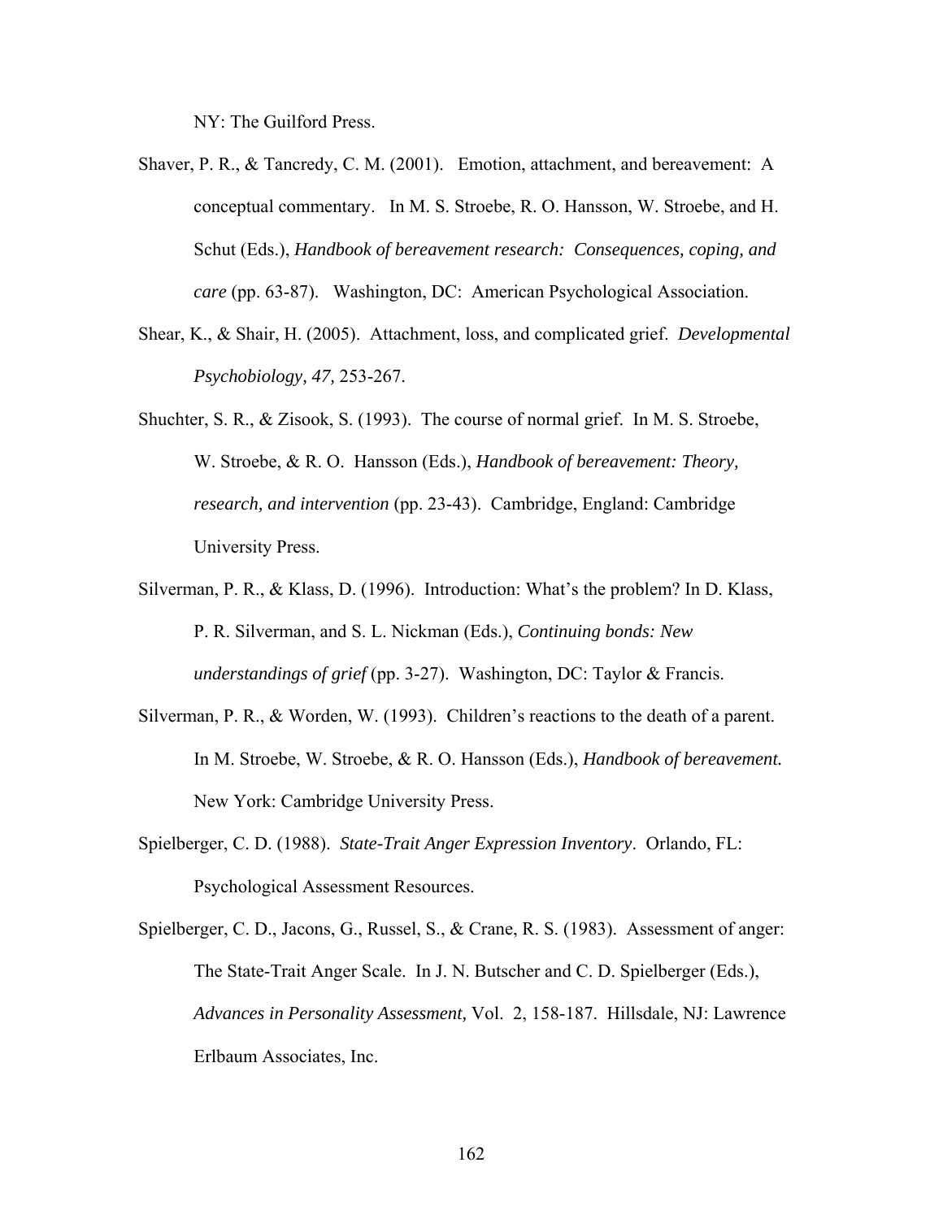NY: The Guilford Press.

Shaver, P. R., & Tancredy, C. M. (2001). Emotion, attachment, and bereavement: A conceptual commentary. In M. S. Stroebe, R. O. Hansson, W. Stroebe, and H. Schut (Eds.), *Handbook of bereavement research: Consequences, coping, and care* (pp. 63-87). Washington, DC: American Psychological Association.

Shear, K., & Shair, H. (2005). Attachment, loss, and complicated grief. *Developmental Psychobiology, 47,* 253-267.

Shuchter, S. R., & Zisook, S. (1993). The course of normal grief. In M. S. Stroebe, W. Stroebe, & R. O. Hansson (Eds.), *Handbook of bereavement: Theory, research, and intervention* (pp. 23-43). Cambridge, England: Cambridge University Press.

Silverman, P. R., & Klass, D. (1996). Introduction: What's the problem? In D. Klass, P. R. Silverman, and S. L. Nickman (Eds.), *Continuing bonds: New understandings of grief* (pp. 3-27). Washington, DC: Taylor & Francis.

Silverman, P. R., & Worden, W. (1993). Children's reactions to the death of a parent. In M. Stroebe, W. Stroebe, & R. O. Hansson (Eds.), *Handbook of bereavement.* New York: Cambridge University Press.

Spielberger, C. D. (1988). *State-Trait Anger Expression Inventory*. Orlando, FL: Psychological Assessment Resources.

Spielberger, C. D., Jacons, G., Russel, S., & Crane, R. S. (1983). Assessment of anger: The State-Trait Anger Scale. In J. N. Butscher and C. D. Spielberger (Eds.), *Advances in Personality Assessment,* Vol. 2, 158-187. Hillsdale, NJ: Lawrence Erlbaum Associates, Inc.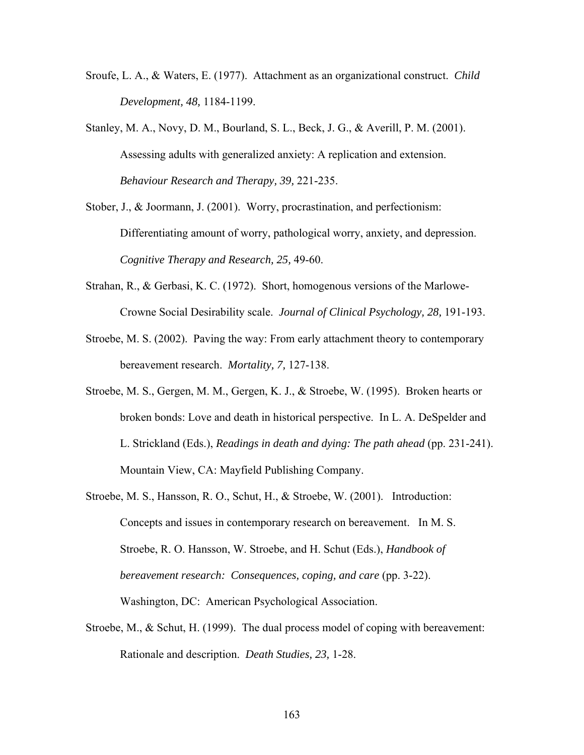Sroufe, L. A., & Waters, E. (1977). Attachment as an organizational construct. *Child Development, 48,* 1184-1199.

Stanley, M. A., Novy, D. M., Bourland, S. L., Beck, J. G., & Averill, P. M. (2001). Assessing adults with generalized anxiety: A replication and extension. *Behaviour Research and Therapy, 39,* 221-235.

Stober, J., & Joormann, J. (2001). Worry, procrastination, and perfectionism: Differentiating amount of worry, pathological worry, anxiety, and depression. *Cognitive Therapy and Research, 25,* 49-60.

Strahan, R., & Gerbasi, K. C. (1972). Short, homogenous versions of the Marlowe-Crowne Social Desirability scale. *Journal of Clinical Psychology, 28,* 191-193.

Stroebe, M. S. (2002). Paving the way: From early attachment theory to contemporary bereavement research. *Mortality, 7,* 127-138.

Stroebe, M. S., Gergen, M. M., Gergen, K. J., & Stroebe, W. (1995). Broken hearts or broken bonds: Love and death in historical perspective. In L. A. DeSpelder and L. Strickland (Eds.), *Readings in death and dying: The path ahead* (pp. 231-241). Mountain View, CA: Mayfield Publishing Company.

Stroebe, M. S., Hansson, R. O., Schut, H., & Stroebe, W. (2001). Introduction: Concepts and issues in contemporary research on bereavement. In M. S. Stroebe, R. O. Hansson, W. Stroebe, and H. Schut (Eds.), *Handbook of bereavement research: Consequences, coping, and care* (pp. 3-22). Washington, DC: American Psychological Association.

Stroebe, M., & Schut, H. (1999). The dual process model of coping with bereavement: Rationale and description. *Death Studies, 23,* 1-28.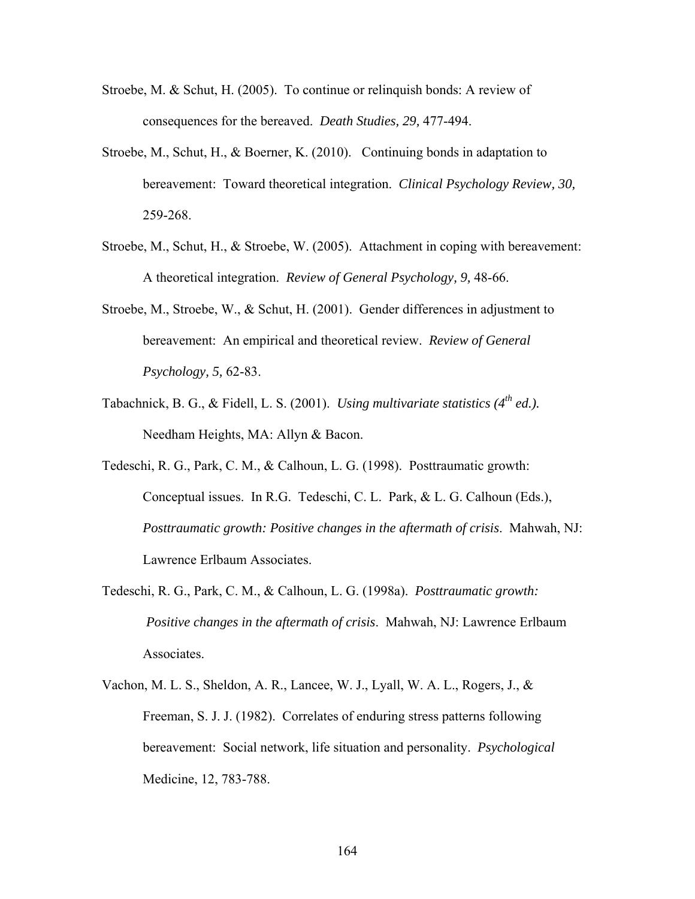Stroebe, M. & Schut, H. (2005). To continue or relinquish bonds: A review of consequences for the bereaved. *Death Studies, 29,* 477-494.

Stroebe, M., Schut, H., & Boerner, K. (2010). Continuing bonds in adaptation to bereavement: Toward theoretical integration. *Clinical Psychology Review, 30,* 259-268.

Stroebe, M., Schut, H., & Stroebe, W. (2005). Attachment in coping with bereavement: A theoretical integration. *Review of General Psychology, 9,* 48-66.

Stroebe, M., Stroebe, W., & Schut, H. (2001). Gender differences in adjustment to bereavement: An empirical and theoretical review. *Review of General Psychology, 5,* 62-83.

Tabachnick, B. G., & Fidell, L. S. (2001). *Using multivariate statistics (4th ed.).* Needham Heights, MA: Allyn & Bacon.

Tedeschi, R. G., Park, C. M., & Calhoun, L. G. (1998). Posttraumatic growth: Conceptual issues. In R.G. Tedeschi, C. L. Park, & L. G. Calhoun (Eds.), *Posttraumatic growth: Positive changes in the aftermath of crisis*. Mahwah, NJ: Lawrence Erlbaum Associates.

Tedeschi, R. G., Park, C. M., & Calhoun, L. G. (1998a). *Posttraumatic growth: Positive changes in the aftermath of crisis*. Mahwah, NJ: Lawrence Erlbaum Associates.

Vachon, M. L. S., Sheldon, A. R., Lancee, W. J., Lyall, W. A. L., Rogers, J., & Freeman, S. J. J. (1982). Correlates of enduring stress patterns following bereavement: Social network, life situation and personality. *Psychological* Medicine, 12, 783-788.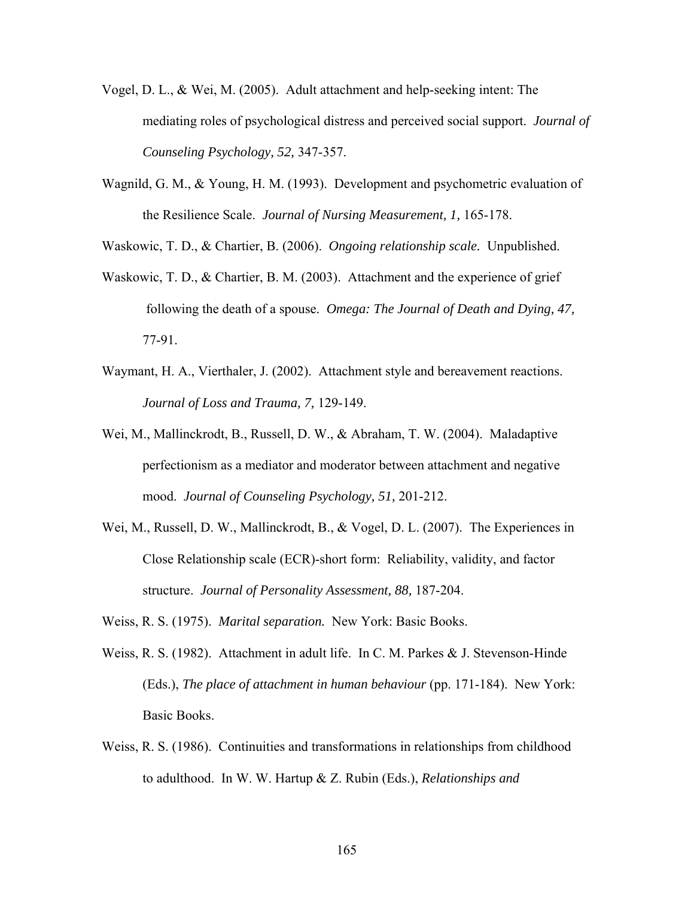Vogel, D. L., & Wei, M. (2005). Adult attachment and help-seeking intent: The mediating roles of psychological distress and perceived social support. *Journal of Counseling Psychology, 52,* 347-357.

Wagnild, G. M., & Young, H. M. (1993). Development and psychometric evaluation of the Resilience Scale. *Journal of Nursing Measurement, 1,* 165-178.

Waskowic, T. D., & Chartier, B. (2006). *Ongoing relationship scale.* Unpublished.

Waskowic, T. D., & Chartier, B. M. (2003). Attachment and the experience of grief following the death of a spouse. *Omega: The Journal of Death and Dying, 47,* 77-91.

Waymant, H. A., Vierthaler, J. (2002). Attachment style and bereavement reactions. *Journal of Loss and Trauma, 7,* 129-149.

Wei, M., Mallinckrodt, B., Russell, D. W., & Abraham, T. W. (2004). Maladaptive perfectionism as a mediator and moderator between attachment and negative mood. *Journal of Counseling Psychology, 51,* 201-212.

Wei, M., Russell, D. W., Mallinckrodt, B., & Vogel, D. L. (2007). The Experiences in Close Relationship scale (ECR)-short form: Reliability, validity, and factor structure. *Journal of Personality Assessment, 88,* 187-204.

Weiss, R. S. (1975). *Marital separation.* New York: Basic Books.

Weiss, R. S. (1982). Attachment in adult life. In C. M. Parkes & J. Stevenson-Hinde (Eds.), *The place of attachment in human behaviour* (pp. 171-184). New York: Basic Books.

Weiss, R. S. (1986). Continuities and transformations in relationships from childhood to adulthood. In W. W. Hartup & Z. Rubin (Eds.), *Relationships and*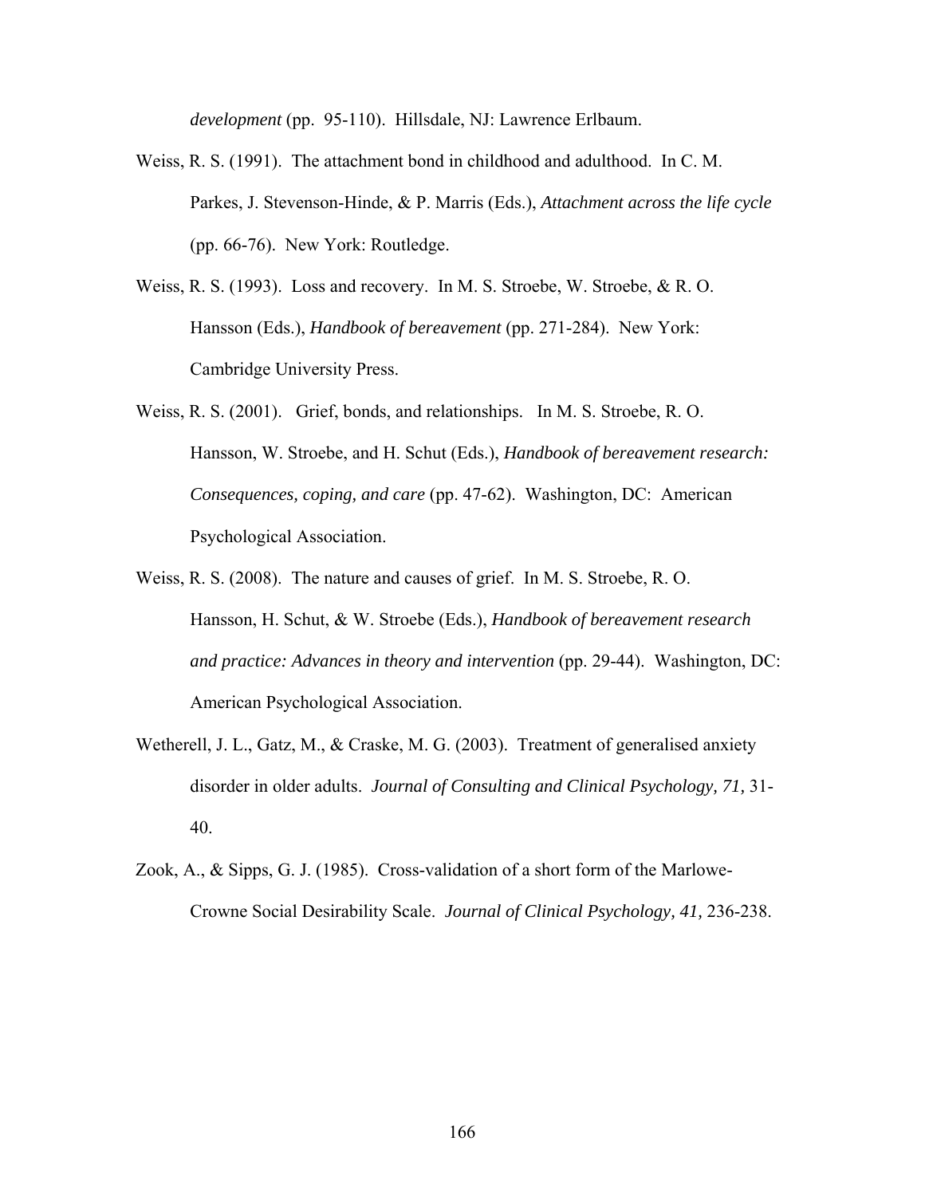*development* (pp. 95-110). Hillsdale, NJ: Lawrence Erlbaum.

Weiss, R. S. (1991). The attachment bond in childhood and adulthood. In C. M. Parkes, J. Stevenson-Hinde, & P. Marris (Eds.), *Attachment across the life cycle* (pp. 66-76). New York: Routledge.

Weiss, R. S. (1993). Loss and recovery. In M. S. Stroebe, W. Stroebe, & R. O. Hansson (Eds.), *Handbook of bereavement* (pp. 271-284). New York: Cambridge University Press.

Weiss, R. S. (2001). Grief, bonds, and relationships. In M. S. Stroebe, R. O. Hansson, W. Stroebe, and H. Schut (Eds.), *Handbook of bereavement research: Consequences, coping, and care* (pp. 47-62). Washington, DC: American Psychological Association.

Weiss, R. S. (2008). The nature and causes of grief. In M. S. Stroebe, R. O. Hansson, H. Schut, & W. Stroebe (Eds.), *Handbook of bereavement research and practice: Advances in theory and intervention* (pp. 29-44). Washington, DC: American Psychological Association.

Wetherell, J. L., Gatz, M., & Craske, M. G. (2003). Treatment of generalised anxiety disorder in older adults. *Journal of Consulting and Clinical Psychology, 71,* 31-40.

Zook, A., & Sipps, G. J. (1985). Cross-validation of a short form of the Marlowe-Crowne Social Desirability Scale. *Journal of Clinical Psychology, 41,* 236-238.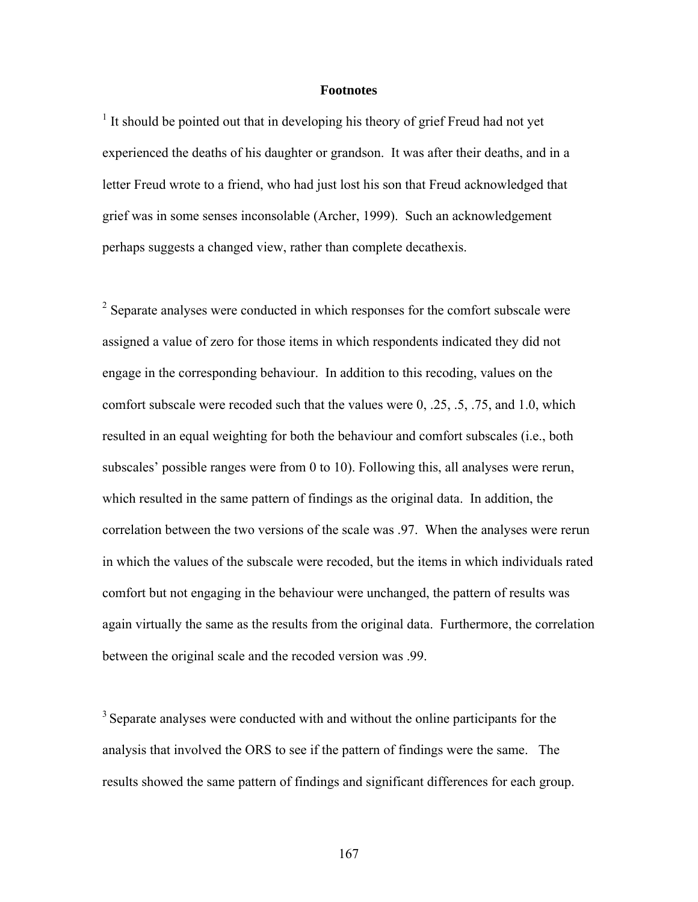## Footnotes

[1] It should be pointed out that in developing his theory of grief Freud had not yet experienced the deaths of his daughter or grandson. It was after their deaths, and in a letter Freud wrote to a friend, who had just lost his son that Freud acknowledged that grief was in some senses inconsolable (Archer, 1999). Such an acknowledgement perhaps suggests a changed view, rather than complete decathexis.

[2] Separate analyses were conducted in which responses for the comfort subscale were assigned a value of zero for those items in which respondents indicated they did not engage in the corresponding behaviour. In addition to this recoding, values on the comfort subscale were recoded such that the values were 0, .25, .5, .75, and 1.0, which resulted in an equal weighting for both the behaviour and comfort subscales (i.e., both subscales' possible ranges were from 0 to 10). Following this, all analyses were rerun, which resulted in the same pattern of findings as the original data. In addition, the correlation between the two versions of the scale was .97. When the analyses were rerun in which the values of the subscale were recoded, but the items in which individuals rated comfort but not engaging in the behaviour were unchanged, the pattern of results was again virtually the same as the results from the original data. Furthermore, the correlation between the original scale and the recoded version was .99.

[3] Separate analyses were conducted with and without the online participants for the analysis that involved the ORS to see if the pattern of findings were the same. The results showed the same pattern of findings and significant differences for each group.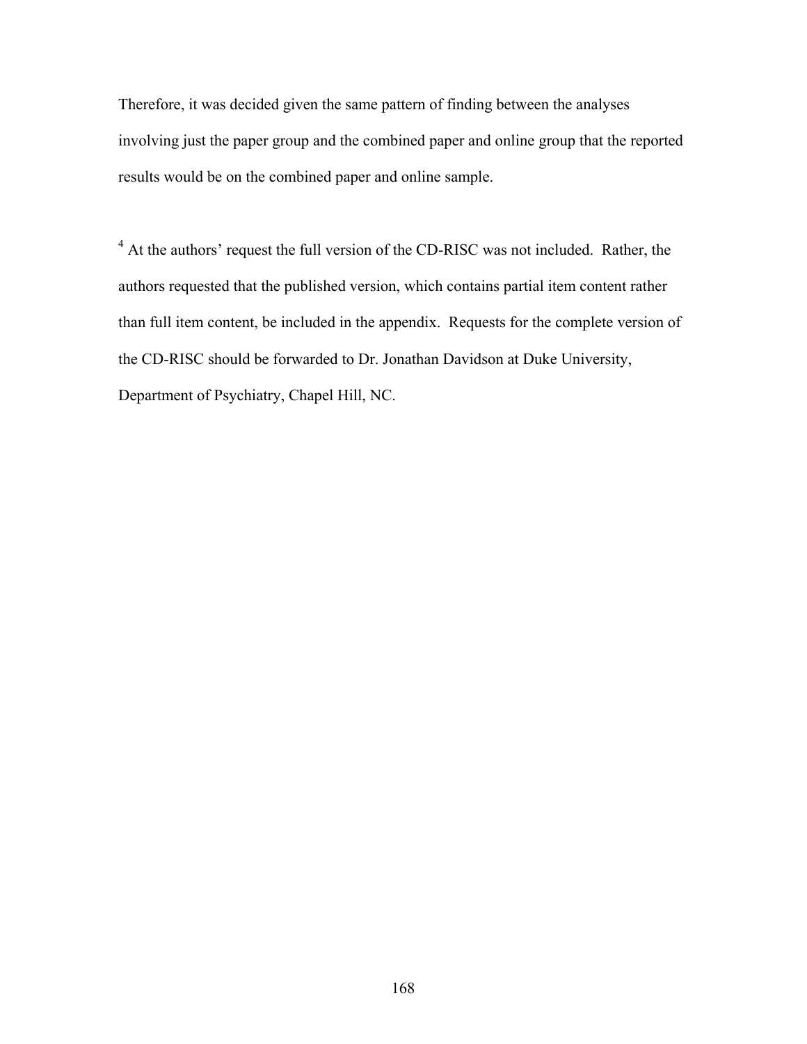Therefore, it was decided given the same pattern of finding between the analyses involving just the paper group and the combined paper and online group that the reported results would be on the combined paper and online sample.

[4] At the authors' request the full version of the CD-RISC was not included. Rather, the authors requested that the published version, which contains partial item content rather than full item content, be included in the appendix. Requests for the complete version of the CD-RISC should be forwarded to Dr. Jonathan Davidson at Duke University, Department of Psychiatry, Chapel Hill, NC.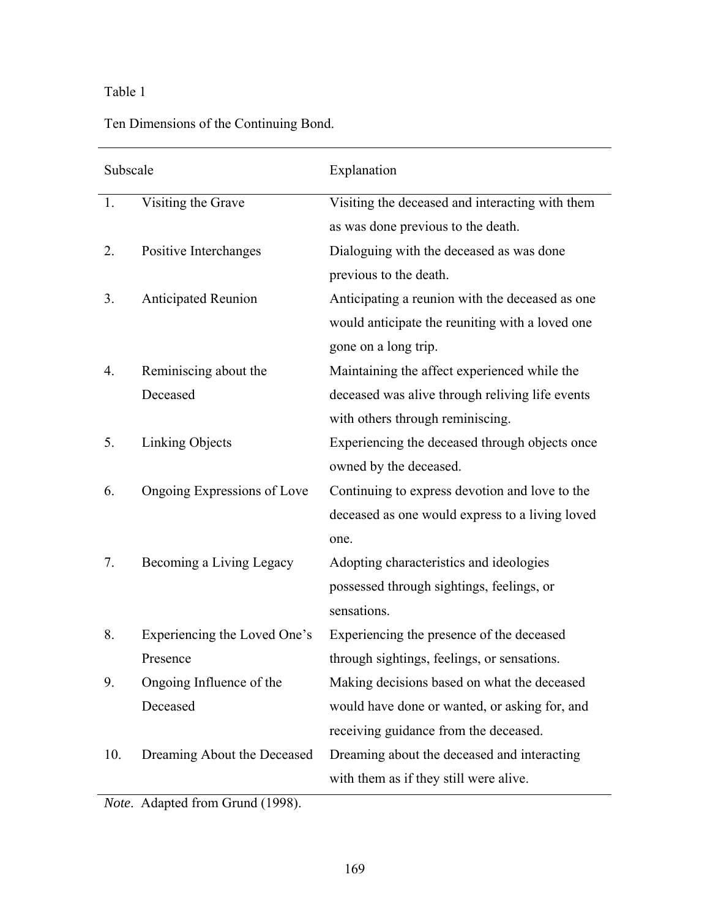Table 1

Ten Dimensions of the Continuing Bond.

| Subscale | Explanation |
|---|---|
| 1. Visiting the Grave | Visiting the deceased and interacting with them as was done previous to the death. |
| 2. Positive Interchanges | Dialoguing with the deceased as was done previous to the death. |
| 3. Anticipated Reunion | Anticipating a reunion with the deceased as one would anticipate the reuniting with a loved one gone on a long trip. |
| 4. Reminiscing about the Deceased | Maintaining the affect experienced while the deceased was alive through reliving life events with others through reminiscing. |
| 5. Linking Objects | Experiencing the deceased through objects once owned by the deceased. |
| 6. Ongoing Expressions of Love | Continuing to express devotion and love to the deceased as one would express to a living loved one. |
| 7. Becoming a Living Legacy | Adopting characteristics and ideologies possessed through sightings, feelings, or sensations. |
| 8. Experiencing the Loved One's Presence | Experiencing the presence of the deceased through sightings, feelings, or sensations. |
| 9. Ongoing Influence of the Deceased | Making decisions based on what the deceased would have done or wanted, or asking for, and receiving guidance from the deceased. |
| 10. Dreaming About the Deceased | Dreaming about the deceased and interacting with them as if they still were alive. |

*Note*. Adapted from Grund (1998).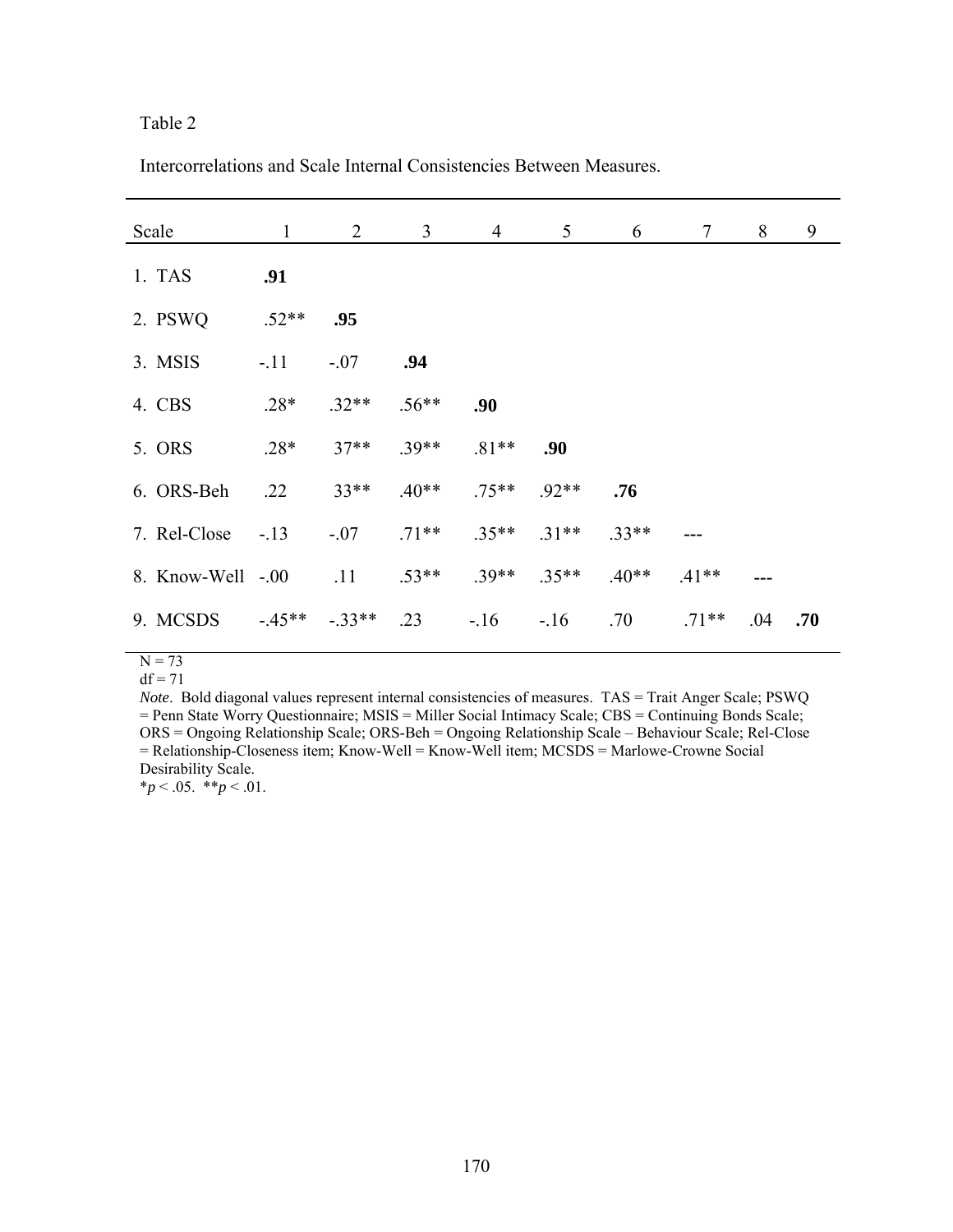Table 2

Intercorrelations and Scale Internal Consistencies Between Measures.

| Scale | 1 | 2 | 3 | 4 | 5 | 6 | 7 | 8 | 9 |
|---|---|---|---|---|---|---|---|---|---|
| 1. TAS | **.91** | | | | | | | | |
| 2. PSWQ | .52** | **.95** | | | | | | | |
| 3. MSIS | -.11 | -.07 | **.94** | | | | | | |
| 4. CBS | .28* | .32** | .56** | **.90** | | | | | |
| 5. ORS | .28* | 37** | .39** | .81** | **.90** | | | | |
| 6. ORS-Beh | .22 | 33** | .40** | .75** | .92** | **.76** | | | |
| 7. Rel-Close | -.13 | -.07 | .71** | .35** | .31** | .33** | --- | | |
| 8. Know-Well | -.00 | .11 | .53** | .39** | .35** | .40** | .41** | --- | |
| 9. MCSDS | -.45** | -.33** | .23 | -.16 | -.16 | .70 | .71** | .04 | **.70** |

N = 73

df = 71

*Note*. Bold diagonal values represent internal consistencies of measures. TAS = Trait Anger Scale; PSWQ = Penn State Worry Questionnaire; MSIS = Miller Social Intimacy Scale; CBS = Continuing Bonds Scale; ORS = Ongoing Relationship Scale; ORS-Beh = Ongoing Relationship Scale – Behaviour Scale; Rel-Close = Relationship-Closeness item; Know-Well = Know-Well item; MCSDS = Marlowe-Crowne Social Desirability Scale.

\**p* < .05. \*\**p* < .01.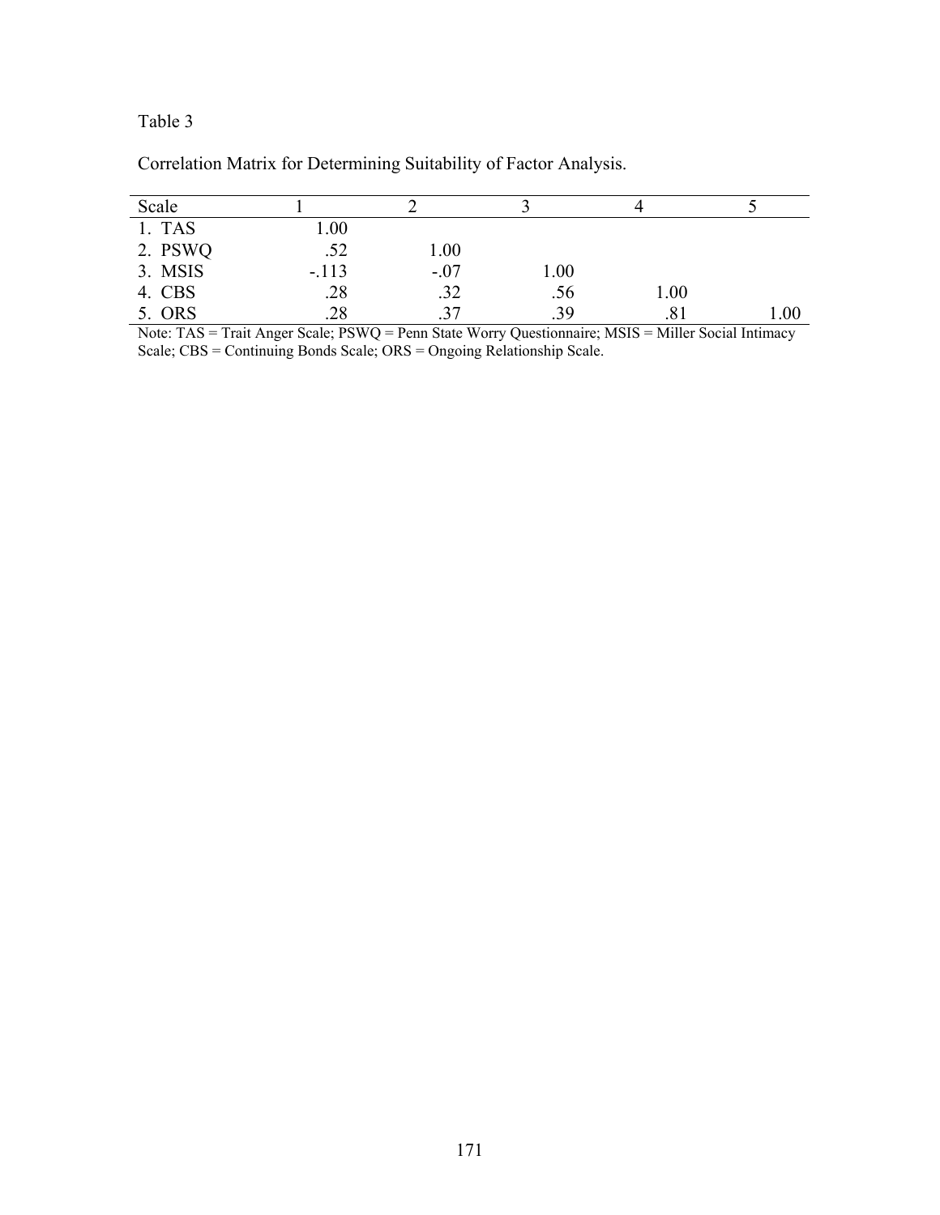Table 3

Correlation Matrix for Determining Suitability of Factor Analysis.

| Scale | 1 | 2 | 3 | 4 | 5 |
|---|---|---|---|---|---|
| 1. TAS | 1.00 | | | | |
| 2. PSWQ | .52 | 1.00 | | | |
| 3. MSIS | -.113 | -.07 | 1.00 | | |
| 4. CBS | .28 | .32 | .56 | 1.00 | |
| 5. ORS | .28 | .37 | .39 | .81 | 1.00 |

Note: TAS = Trait Anger Scale; PSWQ = Penn State Worry Questionnaire; MSIS = Miller Social Intimacy Scale; CBS = Continuing Bonds Scale; ORS = Ongoing Relationship Scale.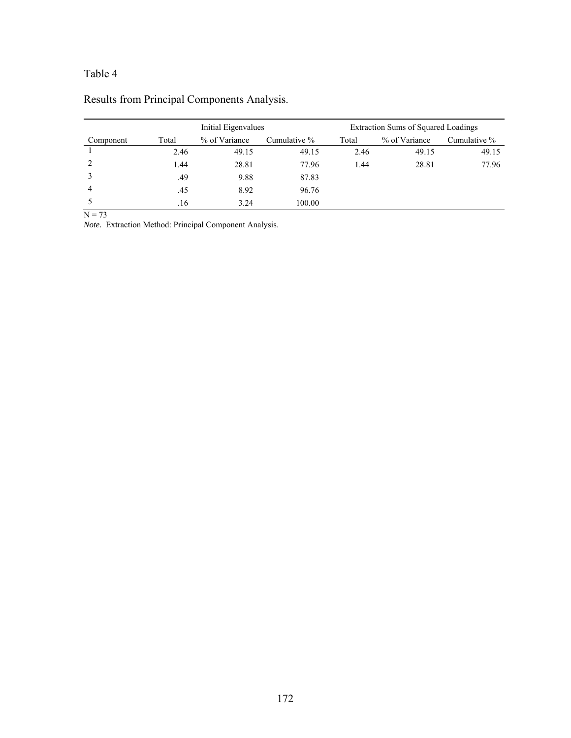Table 4

Results from Principal Components Analysis.

| | Initial Eigenvalues | | | Extraction Sums of Squared Loadings | | |
|---|---|---|---|---|---|---|
| Component | Total | % of Variance | Cumulative % | Total | % of Variance | Cumulative % |
| 1 | 2.46 | 49.15 | 49.15 | 2.46 | 49.15 | 49.15 |
| 2 | 1.44 | 28.81 | 77.96 | 1.44 | 28.81 | 77.96 |
| 3 | .49 | 9.88 | 87.83 | | | |
| 4 | .45 | 8.92 | 96.76 | | | |
| 5 | .16 | 3.24 | 100.00 | | | |

N = 73

*Note.* Extraction Method: Principal Component Analysis.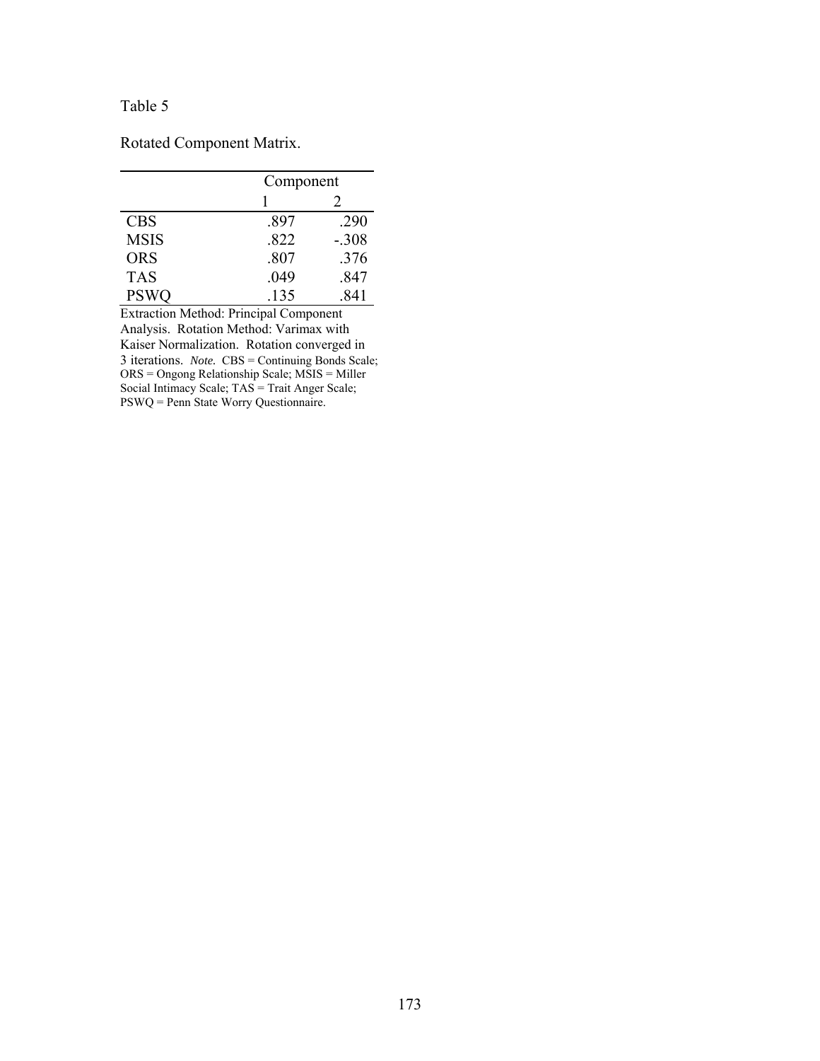Table 5

Rotated Component Matrix.

| | Component | |
|---|---|---|
| | 1 | 2 |
| CBS | .897 | .290 |
| MSIS | .822 | -.308 |
| ORS | .807 | .376 |
| TAS | .049 | .847 |
| PSWQ | .135 | .841 |

Extraction Method: Principal Component Analysis. Rotation Method: Varimax with Kaiser Normalization. Rotation converged in 3 iterations. *Note.* CBS = Continuing Bonds Scale; ORS = Ongong Relationship Scale; MSIS = Miller Social Intimacy Scale; TAS = Trait Anger Scale; PSWQ = Penn State Worry Questionnaire.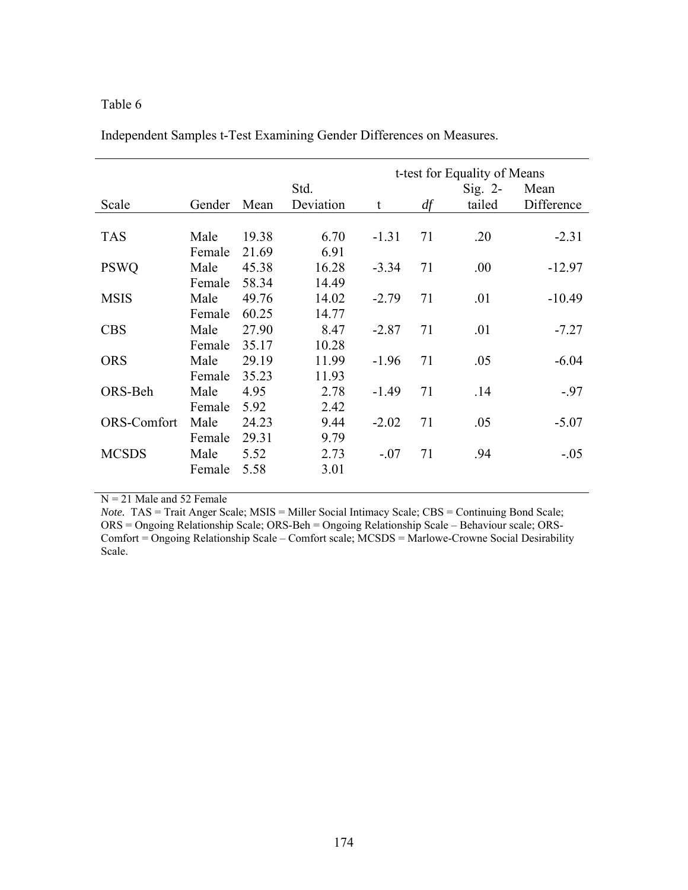Table 6

Independent Samples t-Test Examining Gender Differences on Measures.

| Scale | Gender | Mean | Std. Deviation | t-test for Equality of Means | | | |
|---|---|---|---|---|---|---|---|
| | | | | t | *df* | Sig. 2-tailed | Mean Difference |
| TAS | Male | 19.38 | 6.70 | -1.31 | 71 | .20 | -2.31 |
| | Female | 21.69 | 6.91 | | | | |
| PSWQ | Male | 45.38 | 16.28 | -3.34 | 71 | .00 | -12.97 |
| | Female | 58.34 | 14.49 | | | | |
| MSIS | Male | 49.76 | 14.02 | -2.79 | 71 | .01 | -10.49 |
| | Female | 60.25 | 14.77 | | | | |
| CBS | Male | 27.90 | 8.47 | -2.87 | 71 | .01 | -7.27 |
| | Female | 35.17 | 10.28 | | | | |
| ORS | Male | 29.19 | 11.99 | -1.96 | 71 | .05 | -6.04 |
| | Female | 35.23 | 11.93 | | | | |
| ORS-Beh | Male | 4.95 | 2.78 | -1.49 | 71 | .14 | -.97 |
| | Female | 5.92 | 2.42 | | | | |
| ORS-Comfort | Male | 24.23 | 9.44 | -2.02 | 71 | .05 | -5.07 |
| | Female | 29.31 | 9.79 | | | | |
| MCSDS | Male | 5.52 | 2.73 | -.07 | 71 | .94 | -.05 |
| | Female | 5.58 | 3.01 | | | | |

N = 21 Male and 52 Female

*Note.* TAS = Trait Anger Scale; MSIS = Miller Social Intimacy Scale; CBS = Continuing Bond Scale; ORS = Ongoing Relationship Scale; ORS-Beh = Ongoing Relationship Scale – Behaviour scale; ORS-Comfort = Ongoing Relationship Scale – Comfort scale; MCSDS = Marlowe-Crowne Social Desirability Scale.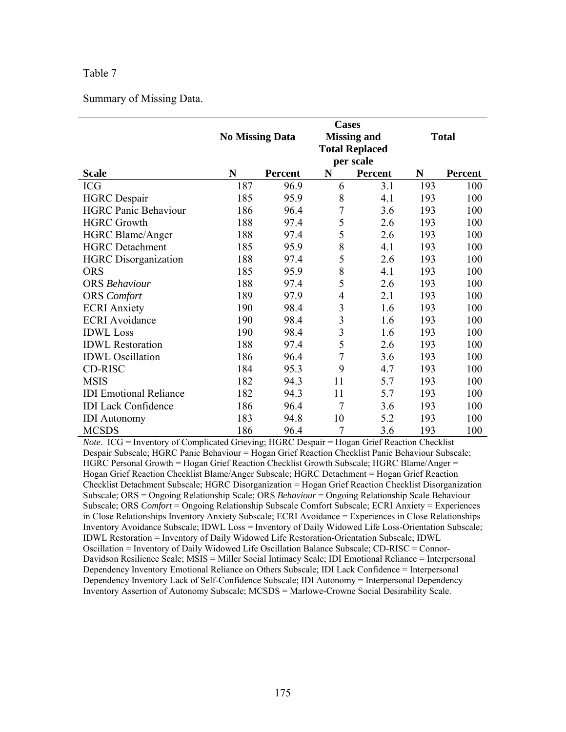Table 7

Summary of Missing Data.

| | No Missing Data | | Cases Missing and Total Replaced per scale | | Total | |
|---|---|---|---|---|---|---|
| **Scale** | **N** | **Percent** | **N** | **Percent** | **N** | **Percent** |
| ICG | 187 | 96.9 | 6 | 3.1 | 193 | 100 |
| HGRC Despair | 185 | 95.9 | 8 | 4.1 | 193 | 100 |
| HGRC Panic Behaviour | 186 | 96.4 | 7 | 3.6 | 193 | 100 |
| HGRC Growth | 188 | 97.4 | 5 | 2.6 | 193 | 100 |
| HGRC Blame/Anger | 188 | 97.4 | 5 | 2.6 | 193 | 100 |
| HGRC Detachment | 185 | 95.9 | 8 | 4.1 | 193 | 100 |
| HGRC Disorganization | 188 | 97.4 | 5 | 2.6 | 193 | 100 |
| ORS | 185 | 95.9 | 8 | 4.1 | 193 | 100 |
| ORS *Behaviour* | 188 | 97.4 | 5 | 2.6 | 193 | 100 |
| ORS *Comfort* | 189 | 97.9 | 4 | 2.1 | 193 | 100 |
| ECRI Anxiety | 190 | 98.4 | 3 | 1.6 | 193 | 100 |
| ECRI Avoidance | 190 | 98.4 | 3 | 1.6 | 193 | 100 |
| IDWL Loss | 190 | 98.4 | 3 | 1.6 | 193 | 100 |
| IDWL Restoration | 188 | 97.4 | 5 | 2.6 | 193 | 100 |
| IDWL Oscillation | 186 | 96.4 | 7 | 3.6 | 193 | 100 |
| CD-RISC | 184 | 95.3 | 9 | 4.7 | 193 | 100 |
| MSIS | 182 | 94.3 | 11 | 5.7 | 193 | 100 |
| IDI Emotional Reliance | 182 | 94.3 | 11 | 5.7 | 193 | 100 |
| IDI Lack Confidence | 186 | 96.4 | 7 | 3.6 | 193 | 100 |
| IDI Autonomy | 183 | 94.8 | 10 | 5.2 | 193 | 100 |
| MCSDS | 186 | 96.4 | 7 | 3.6 | 193 | 100 |

*Note*. ICG = Inventory of Complicated Grieving; HGRC Despair = Hogan Grief Reaction Checklist Despair Subscale; HGRC Panic Behaviour = Hogan Grief Reaction Checklist Panic Behaviour Subscale; HGRC Personal Growth = Hogan Grief Reaction Checklist Growth Subscale; HGRC Blame/Anger = Hogan Grief Reaction Checklist Blame/Anger Subscale; HGRC Detachment = Hogan Grief Reaction Checklist Detachment Subscale; HGRC Disorganization = Hogan Grief Reaction Checklist Disorganization Subscale; ORS = Ongoing Relationship Scale; ORS *Behaviour* = Ongoing Relationship Scale Behaviour Subscale; ORS *Comfort* = Ongoing Relationship Subscale Comfort Subscale; ECRI Anxiety = Experiences in Close Relationships Inventory Anxiety Subscale; ECRI Avoidance = Experiences in Close Relationships Inventory Avoidance Subscale; IDWL Loss = Inventory of Daily Widowed Life Loss-Orientation Subscale; IDWL Restoration = Inventory of Daily Widowed Life Restoration-Orientation Subscale; IDWL Oscillation = Inventory of Daily Widowed Life Oscillation Balance Subscale; CD-RISC = Connor-Davidson Resilience Scale; MSIS = Miller Social Intimacy Scale; IDI Emotional Reliance = Interpersonal Dependency Inventory Emotional Reliance on Others Subscale; IDI Lack Confidence = Interpersonal Dependency Inventory Lack of Self-Confidence Subscale; IDI Autonomy = Interpersonal Dependency Inventory Assertion of Autonomy Subscale; MCSDS = Marlowe-Crowne Social Desirability Scale.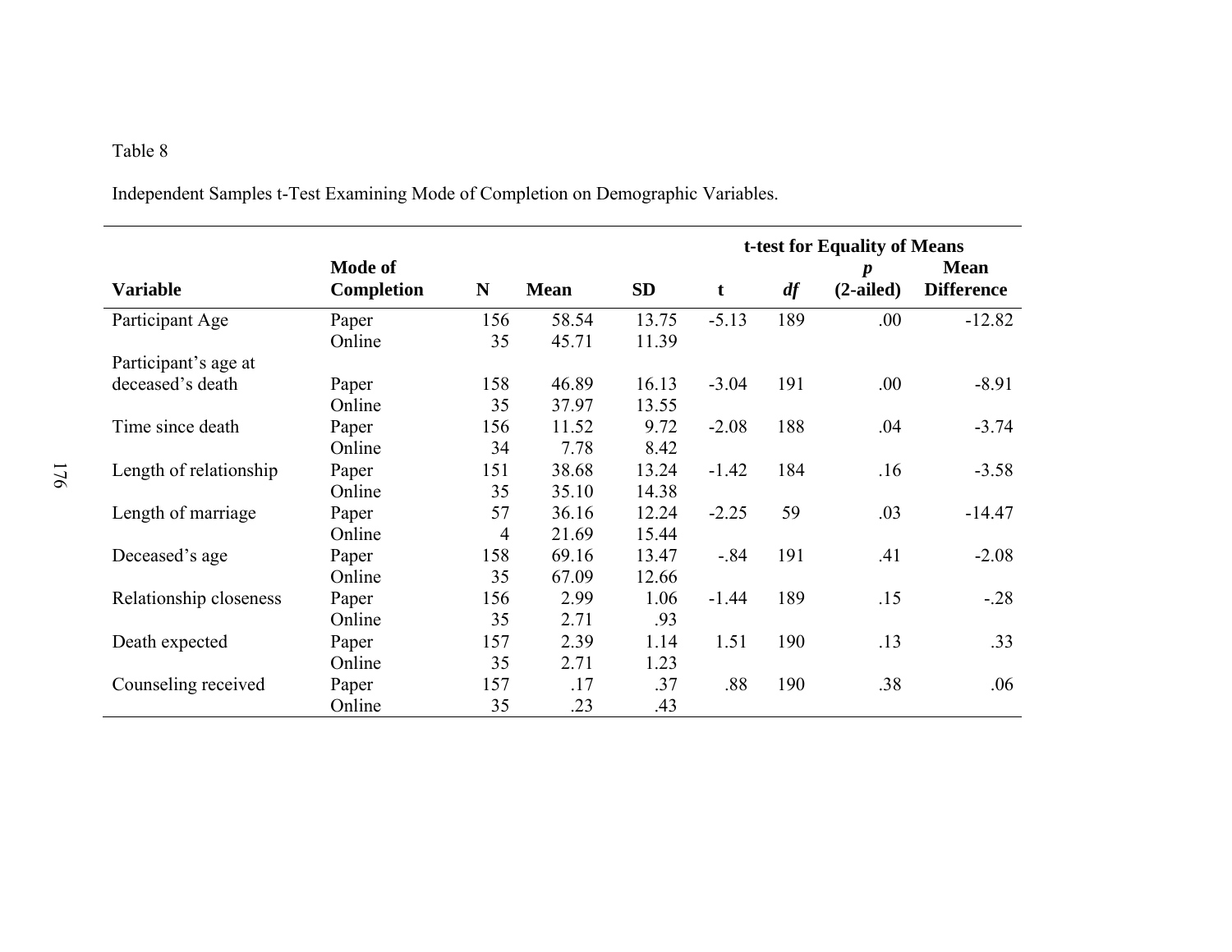Table 8

Independent Samples t-Test Examining Mode of Completion on Demographic Variables.

| Variable | Mode of Completion | N | Mean | SD | t-test for Equality of Means<br>t | *df* | *p* (2-ailed) | Mean Difference |
|---|---|---|---|---|---|---|---|---|
| Participant Age | Paper | 156 | 58.54 | 13.75 | -5.13 | 189 | .00 | -12.82 |
| | Online | 35 | 45.71 | 11.39 | | | | |
| Participant's age at deceased's death | Paper | 158 | 46.89 | 16.13 | -3.04 | 191 | .00 | -8.91 |
| | Online | 35 | 37.97 | 13.55 | | | | |
| Time since death | Paper | 156 | 11.52 | 9.72 | -2.08 | 188 | .04 | -3.74 |
| | Online | 34 | 7.78 | 8.42 | | | | |
| Length of relationship | Paper | 151 | 38.68 | 13.24 | -1.42 | 184 | .16 | -3.58 |
| | Online | 35 | 35.10 | 14.38 | | | | |
| Length of marriage | Paper | 57 | 36.16 | 12.24 | -2.25 | 59 | .03 | -14.47 |
| | Online | 4 | 21.69 | 15.44 | | | | |
| Deceased's age | Paper | 158 | 69.16 | 13.47 | -.84 | 191 | .41 | -2.08 |
| | Online | 35 | 67.09 | 12.66 | | | | |
| Relationship closeness | Paper | 156 | 2.99 | 1.06 | -1.44 | 189 | .15 | -.28 |
| | Online | 35 | 2.71 | .93 | | | | |
| Death expected | Paper | 157 | 2.39 | 1.14 | 1.51 | 190 | .13 | .33 |
| | Online | 35 | 2.71 | 1.23 | | | | |
| Counseling received | Paper | 157 | .17 | .37 | .88 | 190 | .38 | .06 |
| | Online | 35 | .23 | .43 | | | | |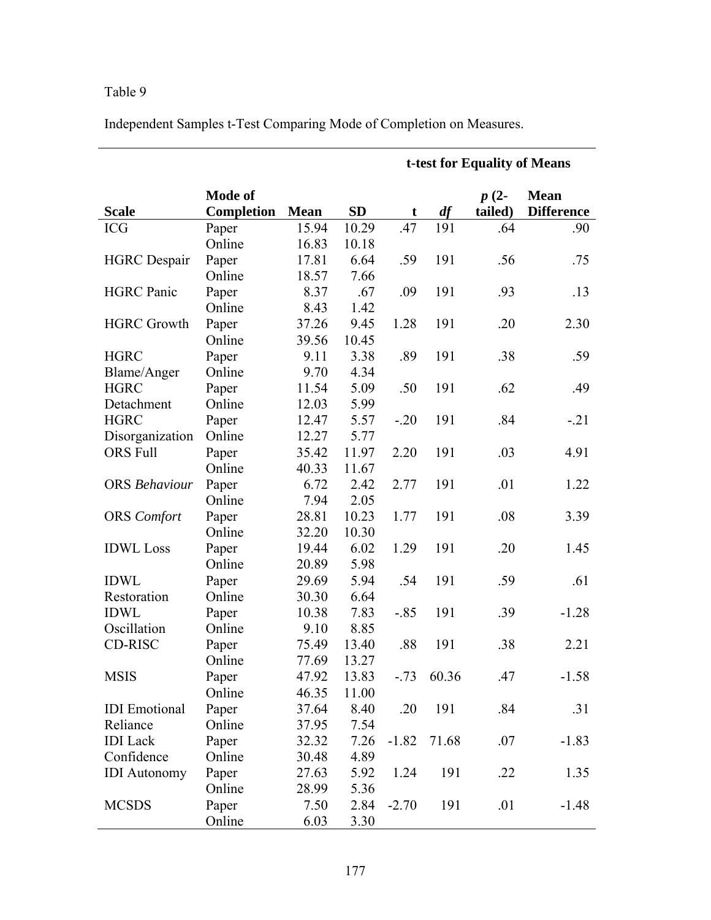Table 9

Independent Samples t-Test Comparing Mode of Completion on Measures.

| | | | | t-test for Equality of Means | | | |
|---|---|---|---|---|---|---|---|
| **Scale** | **Mode of Completion** | **Mean** | **SD** | **t** | ***df*** | ***p* (2-tailed)** | **Mean Difference** |
| ICG | Paper | 15.94 | 10.29 | .47 | 191 | .64 | .90 |
| | Online | 16.83 | 10.18 | | | | |
| HGRC Despair | Paper | 17.81 | 6.64 | .59 | 191 | .56 | .75 |
| | Online | 18.57 | 7.66 | | | | |
| HGRC Panic | Paper | 8.37 | .67 | .09 | 191 | .93 | .13 |
| | Online | 8.43 | 1.42 | | | | |
| HGRC Growth | Paper | 37.26 | 9.45 | 1.28 | 191 | .20 | 2.30 |
| | Online | 39.56 | 10.45 | | | | |
| HGRC Blame/Anger | Paper | 9.11 | 3.38 | .89 | 191 | .38 | .59 |
| | Online | 9.70 | 4.34 | | | | |
| HGRC Detachment | Paper | 11.54 | 5.09 | .50 | 191 | .62 | .49 |
| | Online | 12.03 | 5.99 | | | | |
| HGRC Disorganization | Paper | 12.47 | 5.57 | -.20 | 191 | .84 | -.21 |
| | Online | 12.27 | 5.77 | | | | |
| ORS Full | Paper | 35.42 | 11.97 | 2.20 | 191 | .03 | 4.91 |
| | Online | 40.33 | 11.67 | | | | |
| ORS *Behaviour* | Paper | 6.72 | 2.42 | 2.77 | 191 | .01 | 1.22 |
| | Online | 7.94 | 2.05 | | | | |
| ORS *Comfort* | Paper | 28.81 | 10.23 | 1.77 | 191 | .08 | 3.39 |
| | Online | 32.20 | 10.30 | | | | |
| IDWL Loss | Paper | 19.44 | 6.02 | 1.29 | 191 | .20 | 1.45 |
| | Online | 20.89 | 5.98 | | | | |
| IDWL Restoration | Paper | 29.69 | 5.94 | .54 | 191 | .59 | .61 |
| | Online | 30.30 | 6.64 | | | | |
| IDWL Oscillation | Paper | 10.38 | 7.83 | -.85 | 191 | .39 | -1.28 |
| | Online | 9.10 | 8.85 | | | | |
| CD-RISC | Paper | 75.49 | 13.40 | .88 | 191 | .38 | 2.21 |
| | Online | 77.69 | 13.27 | | | | |
| MSIS | Paper | 47.92 | 13.83 | -.73 | 60.36 | .47 | -1.58 |
| | Online | 46.35 | 11.00 | | | | |
| IDI Emotional Reliance | Paper | 37.64 | 8.40 | .20 | 191 | .84 | .31 |
| | Online | 37.95 | 7.54 | | | | |
| IDI Lack Confidence | Paper | 32.32 | 7.26 | -1.82 | 71.68 | .07 | -1.83 |
| | Online | 30.48 | 4.89 | | | | |
| IDI Autonomy | Paper | 27.63 | 5.92 | 1.24 | 191 | .22 | 1.35 |
| | Online | 28.99 | 5.36 | | | | |
| MCSDS | Paper | 7.50 | 2.84 | -2.70 | 191 | .01 | -1.48 |
| | Online | 6.03 | 3.30 | | | | |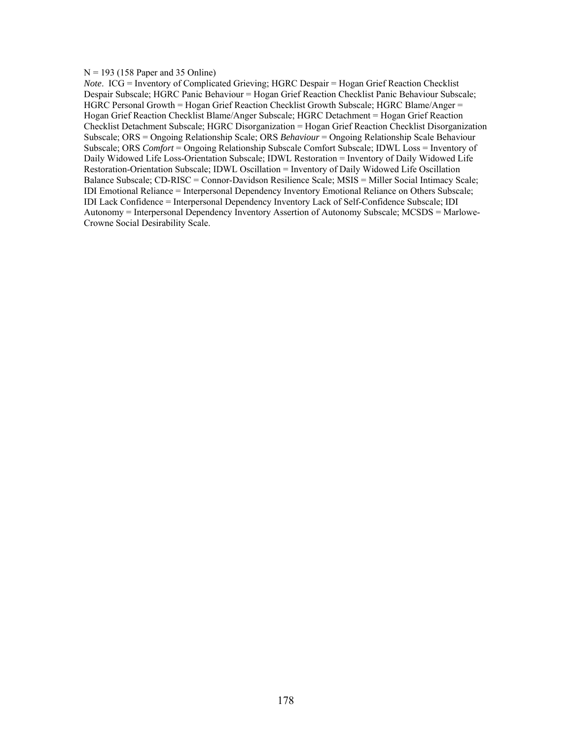N = 193 (158 Paper and 35 Online)

*Note*. ICG = Inventory of Complicated Grieving; HGRC Despair = Hogan Grief Reaction Checklist Despair Subscale; HGRC Panic Behaviour = Hogan Grief Reaction Checklist Panic Behaviour Subscale; HGRC Personal Growth = Hogan Grief Reaction Checklist Growth Subscale; HGRC Blame/Anger = Hogan Grief Reaction Checklist Blame/Anger Subscale; HGRC Detachment = Hogan Grief Reaction Checklist Detachment Subscale; HGRC Disorganization = Hogan Grief Reaction Checklist Disorganization Subscale; ORS = Ongoing Relationship Scale; ORS *Behaviour* = Ongoing Relationship Scale Behaviour Subscale; ORS *Comfort* = Ongoing Relationship Subscale Comfort Subscale; IDWL Loss = Inventory of Daily Widowed Life Loss-Orientation Subscale; IDWL Restoration = Inventory of Daily Widowed Life Restoration-Orientation Subscale; IDWL Oscillation = Inventory of Daily Widowed Life Oscillation Balance Subscale; CD-RISC = Connor-Davidson Resilience Scale; MSIS = Miller Social Intimacy Scale; IDI Emotional Reliance = Interpersonal Dependency Inventory Emotional Reliance on Others Subscale; IDI Lack Confidence = Interpersonal Dependency Inventory Lack of Self-Confidence Subscale; IDI Autonomy = Interpersonal Dependency Inventory Assertion of Autonomy Subscale; MCSDS = Marlowe-Crowne Social Desirability Scale.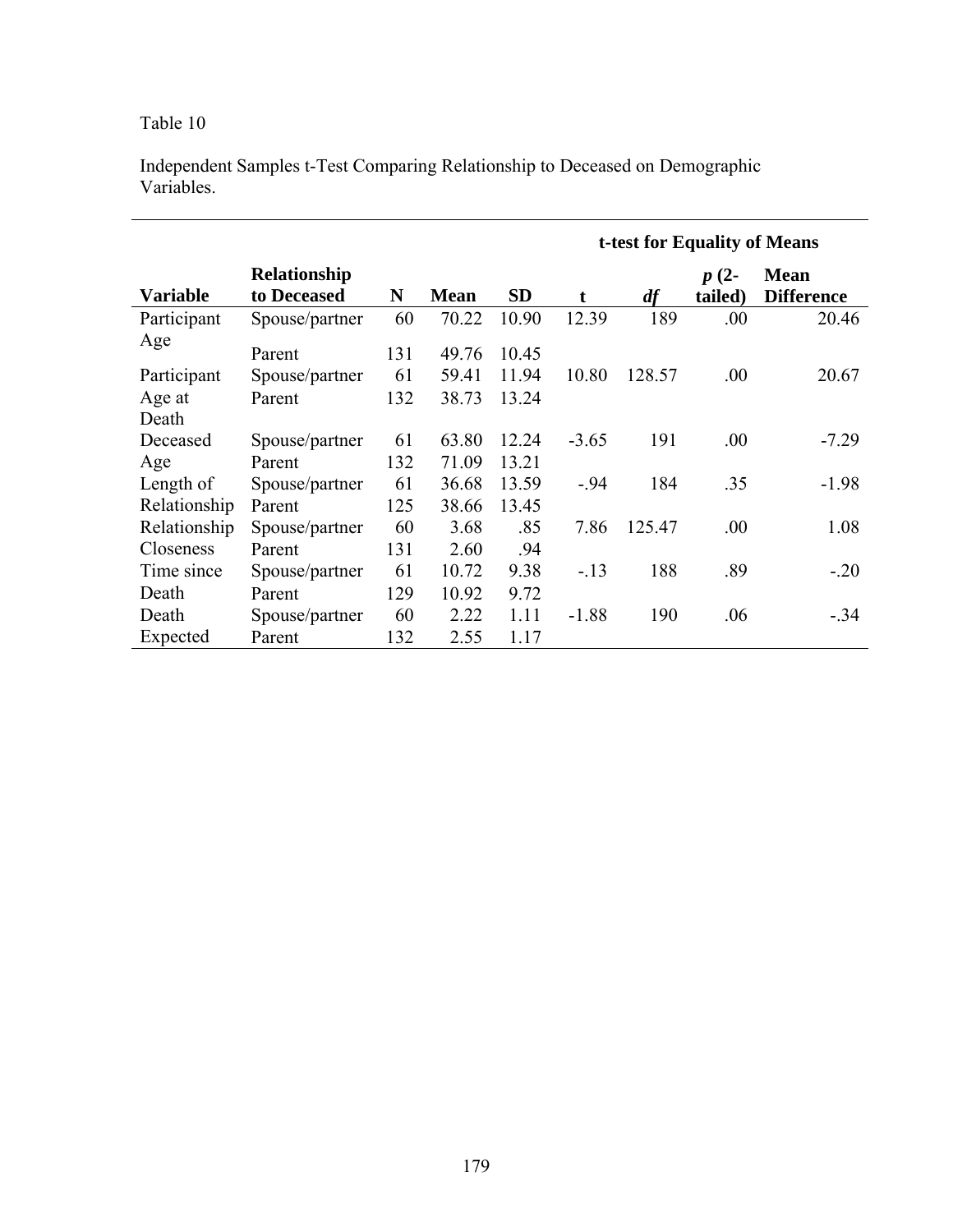Table 10

Independent Samples t-Test Comparing Relationship to Deceased on Demographic Variables.

| | | | | | t-test for Equality of Means | | | |
|---|---|---|---|---|---|---|---|---|
| **Variable** | **Relationship to Deceased** | **N** | **Mean** | **SD** | **t** | ***df*** | ***p* (2-tailed)** | **Mean Difference** |
| Participant Age | Spouse/partner | 60 | 70.22 | 10.90 | 12.39 | 189 | .00 | 20.46 |
| | Parent | 131 | 49.76 | 10.45 | | | | |
| Participant Age at Death | Spouse/partner | 61 | 59.41 | 11.94 | 10.80 | 128.57 | .00 | 20.67 |
| | Parent | 132 | 38.73 | 13.24 | | | | |
| Deceased Age | Spouse/partner | 61 | 63.80 | 12.24 | -3.65 | 191 | .00 | -7.29 |
| | Parent | 132 | 71.09 | 13.21 | | | | |
| Length of Relationship | Spouse/partner | 61 | 36.68 | 13.59 | -.94 | 184 | .35 | -1.98 |
| | Parent | 125 | 38.66 | 13.45 | | | | |
| Relationship Closeness | Spouse/partner | 60 | 3.68 | .85 | 7.86 | 125.47 | .00 | 1.08 |
| | Parent | 131 | 2.60 | .94 | | | | |
| Time since Death | Spouse/partner | 61 | 10.72 | 9.38 | -.13 | 188 | .89 | -.20 |
| | Parent | 129 | 10.92 | 9.72 | | | | |
| Death Expected | Spouse/partner | 60 | 2.22 | 1.11 | -1.88 | 190 | .06 | -.34 |
| | Parent | 132 | 2.55 | 1.17 | | | | |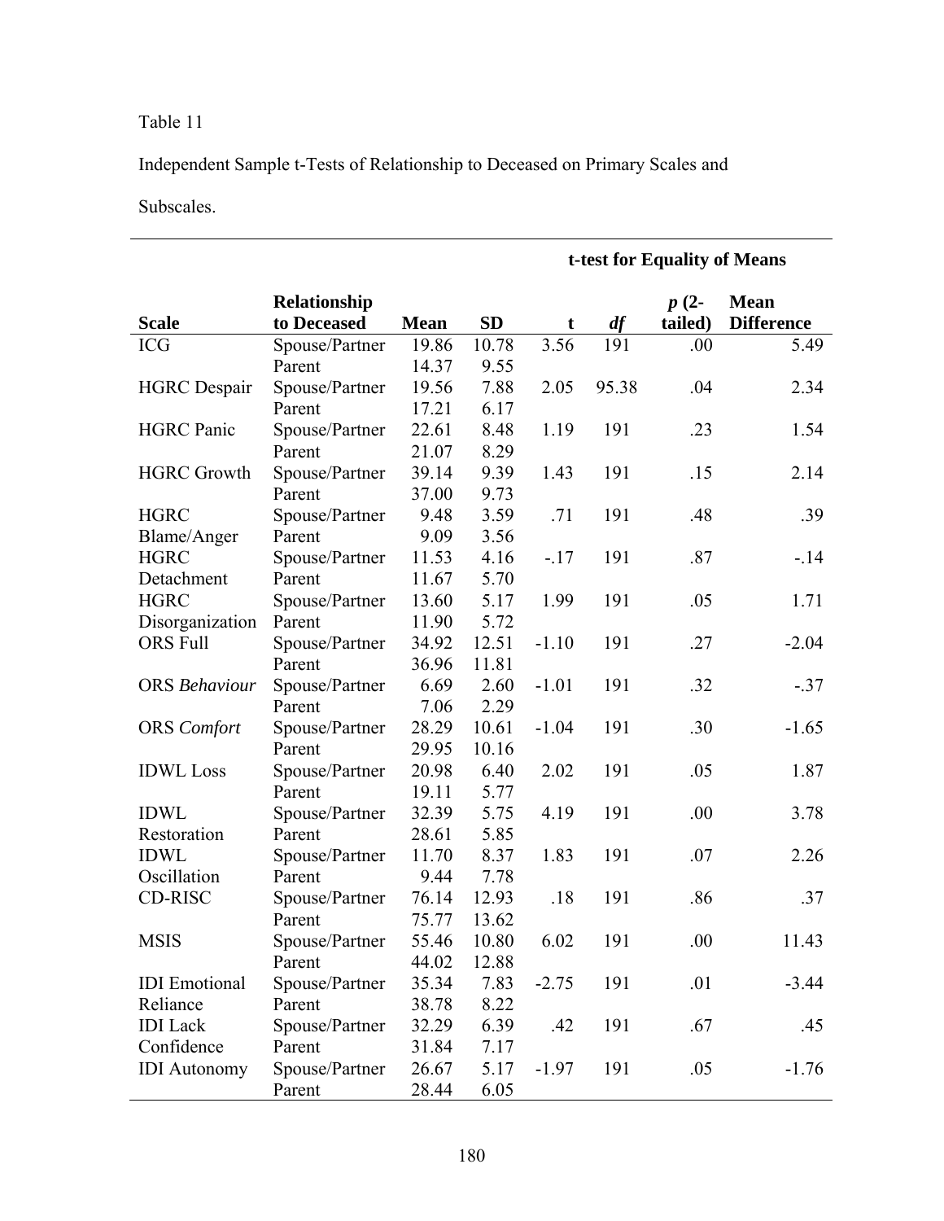Table 11

Independent Sample t-Tests of Relationship to Deceased on Primary Scales and Subscales.

| | | | | t-test for Equality of Means | | | |
|---|---|---|---|---|---|---|---|
| **Scale** | **Relationship to Deceased** | **Mean** | **SD** | **t** | ***df*** | ***p* (2-tailed)** | **Mean Difference** |
| ICG | Spouse/Partner | 19.86 | 10.78 | 3.56 | 191 | .00 | 5.49 |
| | Parent | 14.37 | 9.55 | | | | |
| HGRC Despair | Spouse/Partner | 19.56 | 7.88 | 2.05 | 95.38 | .04 | 2.34 |
| | Parent | 17.21 | 6.17 | | | | |
| HGRC Panic | Spouse/Partner | 22.61 | 8.48 | 1.19 | 191 | .23 | 1.54 |
| | Parent | 21.07 | 8.29 | | | | |
| HGRC Growth | Spouse/Partner | 39.14 | 9.39 | 1.43 | 191 | .15 | 2.14 |
| | Parent | 37.00 | 9.73 | | | | |
| HGRC Blame/Anger | Spouse/Partner | 9.48 | 3.59 | .71 | 191 | .48 | .39 |
| | Parent | 9.09 | 3.56 | | | | |
| HGRC Detachment | Spouse/Partner | 11.53 | 4.16 | -.17 | 191 | .87 | -.14 |
| | Parent | 11.67 | 5.70 | | | | |
| HGRC Disorganization | Spouse/Partner | 13.60 | 5.17 | 1.99 | 191 | .05 | 1.71 |
| | Parent | 11.90 | 5.72 | | | | |
| ORS Full | Spouse/Partner | 34.92 | 12.51 | -1.10 | 191 | .27 | -2.04 |
| | Parent | 36.96 | 11.81 | | | | |
| ORS *Behaviour* | Spouse/Partner | 6.69 | 2.60 | -1.01 | 191 | .32 | -.37 |
| | Parent | 7.06 | 2.29 | | | | |
| ORS *Comfort* | Spouse/Partner | 28.29 | 10.61 | -1.04 | 191 | .30 | -1.65 |
| | Parent | 29.95 | 10.16 | | | | |
| IDWL Loss | Spouse/Partner | 20.98 | 6.40 | 2.02 | 191 | .05 | 1.87 |
| | Parent | 19.11 | 5.77 | | | | |
| IDWL Restoration | Spouse/Partner | 32.39 | 5.75 | 4.19 | 191 | .00 | 3.78 |
| | Parent | 28.61 | 5.85 | | | | |
| IDWL Oscillation | Spouse/Partner | 11.70 | 8.37 | 1.83 | 191 | .07 | 2.26 |
| | Parent | 9.44 | 7.78 | | | | |
| CD-RISC | Spouse/Partner | 76.14 | 12.93 | .18 | 191 | .86 | .37 |
| | Parent | 75.77 | 13.62 | | | | |
| MSIS | Spouse/Partner | 55.46 | 10.80 | 6.02 | 191 | .00 | 11.43 |
| | Parent | 44.02 | 12.88 | | | | |
| IDI Emotional Reliance | Spouse/Partner | 35.34 | 7.83 | -2.75 | 191 | .01 | -3.44 |
| | Parent | 38.78 | 8.22 | | | | |
| IDI Lack Confidence | Spouse/Partner | 32.29 | 6.39 | .42 | 191 | .67 | .45 |
| | Parent | 31.84 | 7.17 | | | | |
| IDI Autonomy | Spouse/Partner | 26.67 | 5.17 | -1.97 | 191 | .05 | -1.76 |
| | Parent | 28.44 | 6.05 | | | | |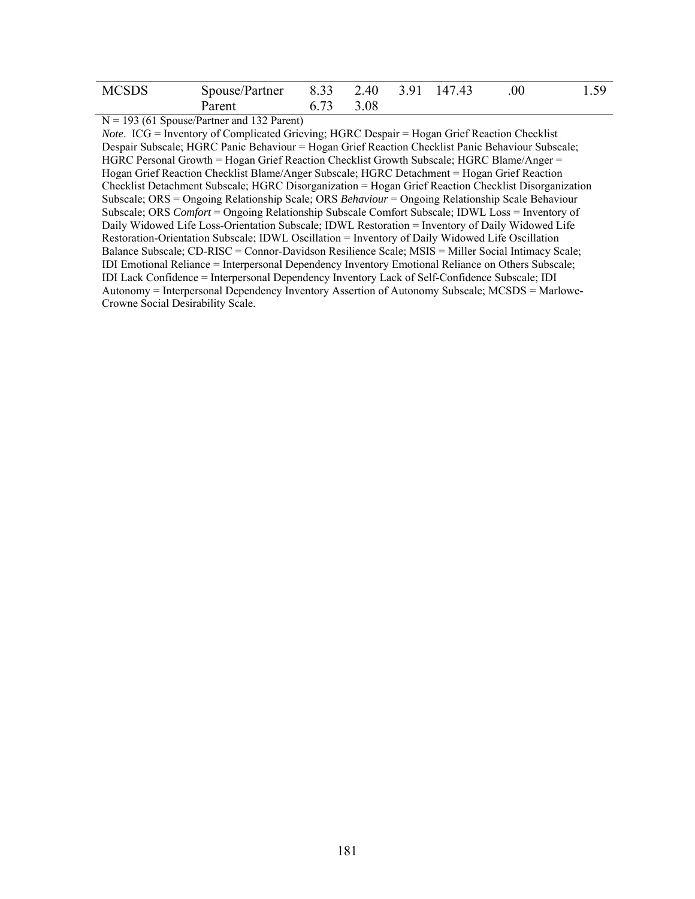| MCSDS | Spouse/Partner | 8.33 | 2.40 | 3.91 | 147.43 | .00 | 1.59 |
|---|---|---|---|---|---|---|---|
| | Parent | 6.73 | 3.08 | | | | |

N = 193 (61 Spouse/Partner and 132 Parent)

*Note*. ICG = Inventory of Complicated Grieving; HGRC Despair = Hogan Grief Reaction Checklist Despair Subscale; HGRC Panic Behaviour = Hogan Grief Reaction Checklist Panic Behaviour Subscale; HGRC Personal Growth = Hogan Grief Reaction Checklist Growth Subscale; HGRC Blame/Anger = Hogan Grief Reaction Checklist Blame/Anger Subscale; HGRC Detachment = Hogan Grief Reaction Checklist Detachment Subscale; HGRC Disorganization = Hogan Grief Reaction Checklist Disorganization Subscale; ORS = Ongoing Relationship Scale; ORS *Behaviour* = Ongoing Relationship Scale Behaviour Subscale; ORS *Comfort* = Ongoing Relationship Subscale Comfort Subscale; IDWL Loss = Inventory of Daily Widowed Life Loss-Orientation Subscale; IDWL Restoration = Inventory of Daily Widowed Life Restoration-Orientation Subscale; IDWL Oscillation = Inventory of Daily Widowed Life Oscillation Balance Subscale; CD-RISC = Connor-Davidson Resilience Scale; MSIS = Miller Social Intimacy Scale; IDI Emotional Reliance = Interpersonal Dependency Inventory Emotional Reliance on Others Subscale; IDI Lack Confidence = Interpersonal Dependency Inventory Lack of Self-Confidence Subscale; IDI Autonomy = Interpersonal Dependency Inventory Assertion of Autonomy Subscale; MCSDS = Marlowe-Crowne Social Desirability Scale.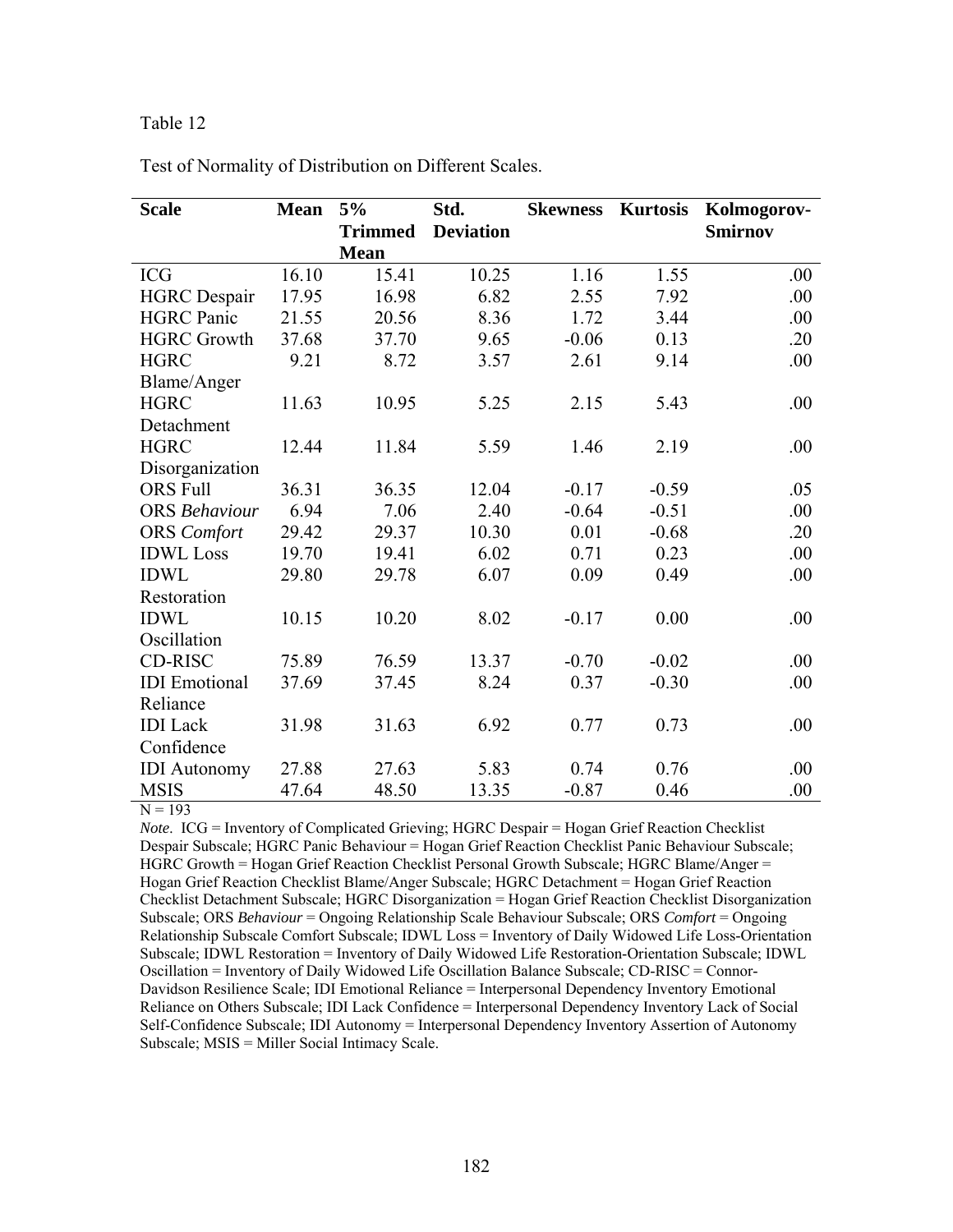Table 12

Test of Normality of Distribution on Different Scales.

| **Scale** | **Mean** | **5% Trimmed Mean** | **Std. Deviation** | **Skewness** | **Kurtosis** | **Kolmogorov-Smirnov** |
|---|---|---|---|---|---|---|
| ICG | 16.10 | 15.41 | 10.25 | 1.16 | 1.55 | .00 |
| HGRC Despair | 17.95 | 16.98 | 6.82 | 2.55 | 7.92 | .00 |
| HGRC Panic | 21.55 | 20.56 | 8.36 | 1.72 | 3.44 | .00 |
| HGRC Growth | 37.68 | 37.70 | 9.65 | -0.06 | 0.13 | .20 |
| HGRC Blame/Anger | 9.21 | 8.72 | 3.57 | 2.61 | 9.14 | .00 |
| HGRC Detachment | 11.63 | 10.95 | 5.25 | 2.15 | 5.43 | .00 |
| HGRC Disorganization | 12.44 | 11.84 | 5.59 | 1.46 | 2.19 | .00 |
| ORS Full | 36.31 | 36.35 | 12.04 | -0.17 | -0.59 | .05 |
| ORS *Behaviour* | 6.94 | 7.06 | 2.40 | -0.64 | -0.51 | .00 |
| ORS *Comfort* | 29.42 | 29.37 | 10.30 | 0.01 | -0.68 | .20 |
| IDWL Loss | 19.70 | 19.41 | 6.02 | 0.71 | 0.23 | .00 |
| IDWL Restoration | 29.80 | 29.78 | 6.07 | 0.09 | 0.49 | .00 |
| IDWL Oscillation | 10.15 | 10.20 | 8.02 | -0.17 | 0.00 | .00 |
| CD-RISC | 75.89 | 76.59 | 13.37 | -0.70 | -0.02 | .00 |
| IDI Emotional Reliance | 37.69 | 37.45 | 8.24 | 0.37 | -0.30 | .00 |
| IDI Lack Confidence | 31.98 | 31.63 | 6.92 | 0.77 | 0.73 | .00 |
| IDI Autonomy | 27.88 | 27.63 | 5.83 | 0.74 | 0.76 | .00 |
| MSIS | 47.64 | 48.50 | 13.35 | -0.87 | 0.46 | .00 |

N = 193

*Note*. ICG = Inventory of Complicated Grieving; HGRC Despair = Hogan Grief Reaction Checklist Despair Subscale; HGRC Panic Behaviour = Hogan Grief Reaction Checklist Panic Behaviour Subscale; HGRC Growth = Hogan Grief Reaction Checklist Personal Growth Subscale; HGRC Blame/Anger = Hogan Grief Reaction Checklist Blame/Anger Subscale; HGRC Detachment = Hogan Grief Reaction Checklist Detachment Subscale; HGRC Disorganization = Hogan Grief Reaction Checklist Disorganization Subscale; ORS *Behaviour* = Ongoing Relationship Scale Behaviour Subscale; ORS *Comfort* = Ongoing Relationship Subscale Comfort Subscale; IDWL Loss = Inventory of Daily Widowed Life Loss-Orientation Subscale; IDWL Restoration = Inventory of Daily Widowed Life Restoration-Orientation Subscale; IDWL Oscillation = Inventory of Daily Widowed Life Oscillation Balance Subscale; CD-RISC = Connor-Davidson Resilience Scale; IDI Emotional Reliance = Interpersonal Dependency Inventory Emotional Reliance on Others Subscale; IDI Lack Confidence = Interpersonal Dependency Inventory Lack of Social Self-Confidence Subscale; IDI Autonomy = Interpersonal Dependency Inventory Assertion of Autonomy Subscale; MSIS = Miller Social Intimacy Scale.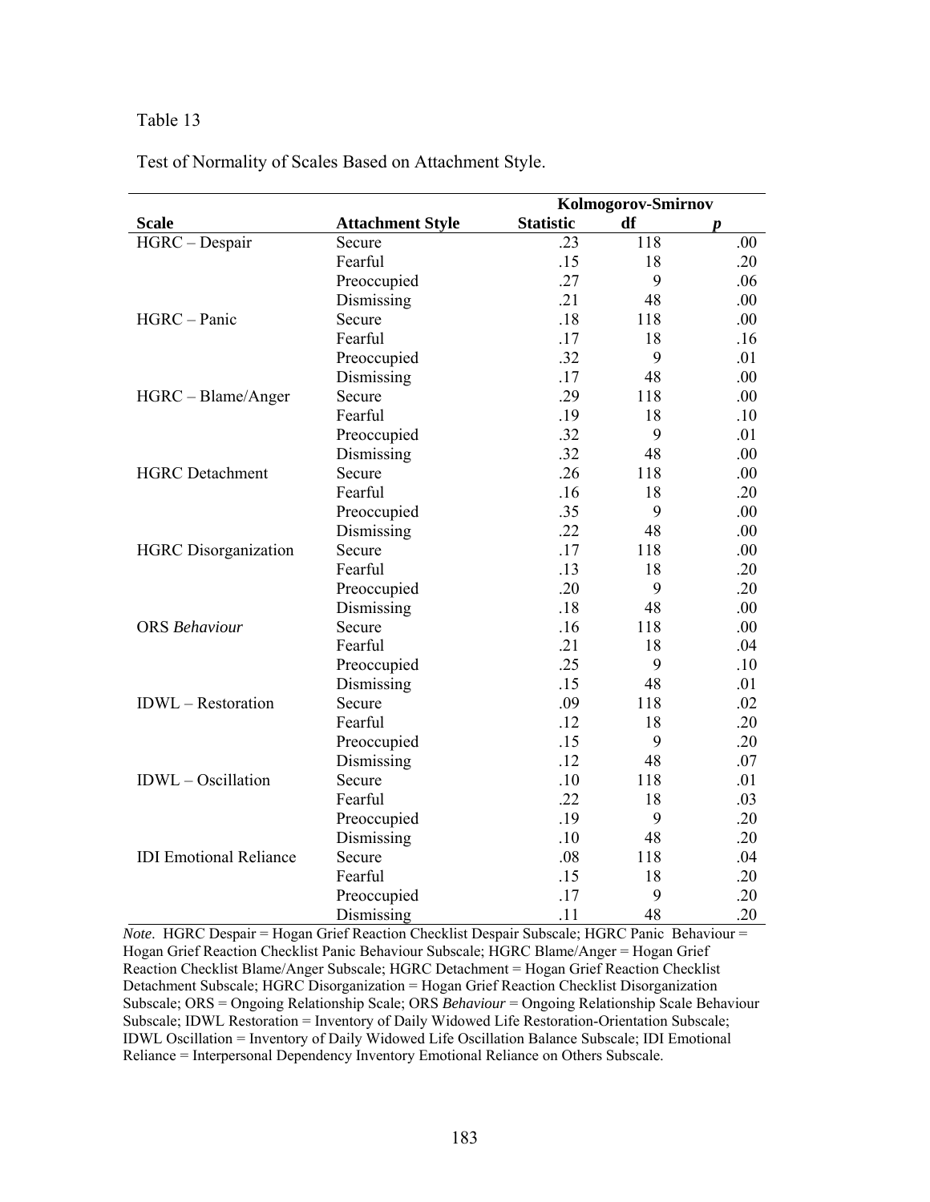Table 13

Test of Normality of Scales Based on Attachment Style.

| | | Kolmogorov-Smirnov | | |
|---|---|---|---|---|
| **Scale** | **Attachment Style** | **Statistic** | **df** | ***p*** |
| HGRC – Despair | Secure | .23 | 118 | .00 |
| | Fearful | .15 | 18 | .20 |
| | Preoccupied | .27 | 9 | .06 |
| | Dismissing | .21 | 48 | .00 |
| HGRC – Panic | Secure | .18 | 118 | .00 |
| | Fearful | .17 | 18 | .16 |
| | Preoccupied | .32 | 9 | .01 |
| | Dismissing | .17 | 48 | .00 |
| HGRC – Blame/Anger | Secure | .29 | 118 | .00 |
| | Fearful | .19 | 18 | .10 |
| | Preoccupied | .32 | 9 | .01 |
| | Dismissing | .32 | 48 | .00 |
| HGRC Detachment | Secure | .26 | 118 | .00 |
| | Fearful | .16 | 18 | .20 |
| | Preoccupied | .35 | 9 | .00 |
| | Dismissing | .22 | 48 | .00 |
| HGRC Disorganization | Secure | .17 | 118 | .00 |
| | Fearful | .13 | 18 | .20 |
| | Preoccupied | .20 | 9 | .20 |
| | Dismissing | .18 | 48 | .00 |
| ORS *Behaviour* | Secure | .16 | 118 | .00 |
| | Fearful | .21 | 18 | .04 |
| | Preoccupied | .25 | 9 | .10 |
| | Dismissing | .15 | 48 | .01 |
| IDWL – Restoration | Secure | .09 | 118 | .02 |
| | Fearful | .12 | 18 | .20 |
| | Preoccupied | .15 | 9 | .20 |
| | Dismissing | .12 | 48 | .07 |
| IDWL – Oscillation | Secure | .10 | 118 | .01 |
| | Fearful | .22 | 18 | .03 |
| | Preoccupied | .19 | 9 | .20 |
| | Dismissing | .10 | 48 | .20 |
| IDI Emotional Reliance | Secure | .08 | 118 | .04 |
| | Fearful | .15 | 18 | .20 |
| | Preoccupied | .17 | 9 | .20 |
| | Dismissing | .11 | 48 | .20 |

*Note*. HGRC Despair = Hogan Grief Reaction Checklist Despair Subscale; HGRC Panic Behaviour = Hogan Grief Reaction Checklist Panic Behaviour Subscale; HGRC Blame/Anger = Hogan Grief Reaction Checklist Blame/Anger Subscale; HGRC Detachment = Hogan Grief Reaction Checklist Detachment Subscale; HGRC Disorganization = Hogan Grief Reaction Checklist Disorganization Subscale; ORS = Ongoing Relationship Scale; ORS *Behaviour* = Ongoing Relationship Scale Behaviour Subscale; IDWL Restoration = Inventory of Daily Widowed Life Restoration-Orientation Subscale; IDWL Oscillation = Inventory of Daily Widowed Life Oscillation Balance Subscale; IDI Emotional Reliance = Interpersonal Dependency Inventory Emotional Reliance on Others Subscale.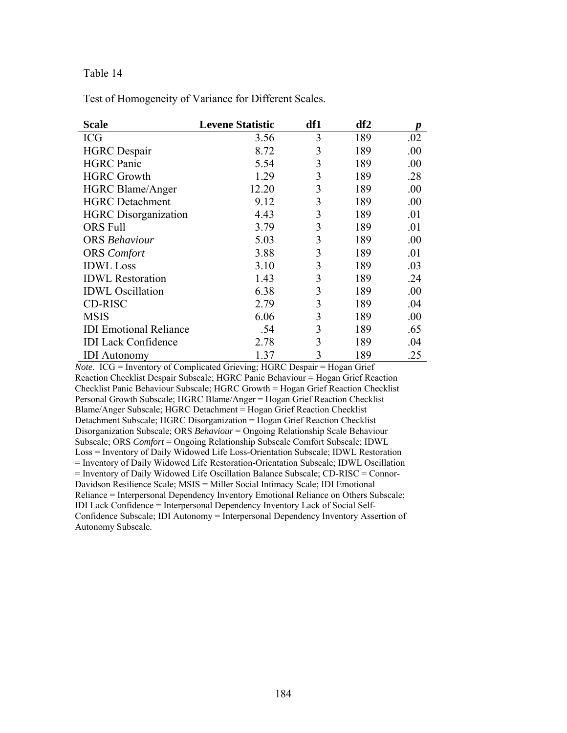Table 14

Test of Homogeneity of Variance for Different Scales.

| **Scale** | **Levene Statistic** | **df1** | **df2** | ***p*** |
|---|---|---|---|---|
| ICG | 3.56 | 3 | 189 | .02 |
| HGRC Despair | 8.72 | 3 | 189 | .00 |
| HGRC Panic | 5.54 | 3 | 189 | .00 |
| HGRC Growth | 1.29 | 3 | 189 | .28 |
| HGRC Blame/Anger | 12.20 | 3 | 189 | .00 |
| HGRC Detachment | 9.12 | 3 | 189 | .00 |
| HGRC Disorganization | 4.43 | 3 | 189 | .01 |
| ORS Full | 3.79 | 3 | 189 | .01 |
| ORS *Behaviour* | 5.03 | 3 | 189 | .00 |
| ORS *Comfort* | 3.88 | 3 | 189 | .01 |
| IDWL Loss | 3.10 | 3 | 189 | .03 |
| IDWL Restoration | 1.43 | 3 | 189 | .24 |
| IDWL Oscillation | 6.38 | 3 | 189 | .00 |
| CD-RISC | 2.79 | 3 | 189 | .04 |
| MSIS | 6.06 | 3 | 189 | .00 |
| IDI Emotional Reliance | .54 | 3 | 189 | .65 |
| IDI Lack Confidence | 2.78 | 3 | 189 | .04 |
| IDI Autonomy | 1.37 | 3 | 189 | .25 |

*Note*. ICG = Inventory of Complicated Grieving; HGRC Despair = Hogan Grief Reaction Checklist Despair Subscale; HGRC Panic Behaviour = Hogan Grief Reaction Checklist Panic Behaviour Subscale; HGRC Growth = Hogan Grief Reaction Checklist Personal Growth Subscale; HGRC Blame/Anger = Hogan Grief Reaction Checklist Blame/Anger Subscale; HGRC Detachment = Hogan Grief Reaction Checklist Detachment Subscale; HGRC Disorganization = Hogan Grief Reaction Checklist Disorganization Subscale; ORS *Behaviour* = Ongoing Relationship Scale Behaviour Subscale; ORS *Comfort* = Ongoing Relationship Subscale Comfort Subscale; IDWL Loss = Inventory of Daily Widowed Life Loss-Orientation Subscale; IDWL Restoration = Inventory of Daily Widowed Life Restoration-Orientation Subscale; IDWL Oscillation = Inventory of Daily Widowed Life Oscillation Balance Subscale; CD-RISC = Connor-Davidson Resilience Scale; MSIS = Miller Social Intimacy Scale; IDI Emotional Reliance = Interpersonal Dependency Inventory Emotional Reliance on Others Subscale; IDI Lack Confidence = Interpersonal Dependency Inventory Lack of Social Self-Confidence Subscale; IDI Autonomy = Interpersonal Dependency Inventory Assertion of Autonomy Subscale.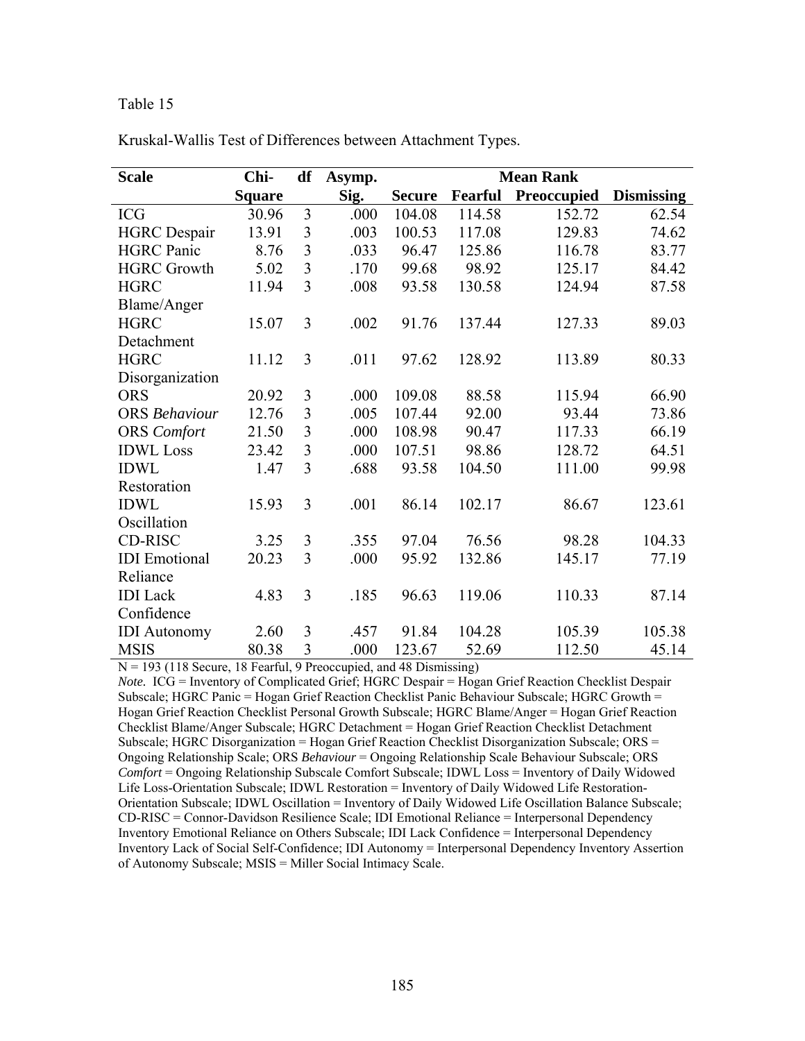Table 15

Kruskal-Wallis Test of Differences between Attachment Types.

| Scale | Chi-Square | df | Asymp. Sig. | Mean Rank | | | |
|---|---|---|---|---|---|---|---|
| | | | | Secure | Fearful | Preoccupied | Dismissing |
| ICG | 30.96 | 3 | .000 | 104.08 | 114.58 | 152.72 | 62.54 |
| HGRC Despair | 13.91 | 3 | .003 | 100.53 | 117.08 | 129.83 | 74.62 |
| HGRC Panic | 8.76 | 3 | .033 | 96.47 | 125.86 | 116.78 | 83.77 |
| HGRC Growth | 5.02 | 3 | .170 | 99.68 | 98.92 | 125.17 | 84.42 |
| HGRC Blame/Anger | 11.94 | 3 | .008 | 93.58 | 130.58 | 124.94 | 87.58 |
| HGRC Detachment | 15.07 | 3 | .002 | 91.76 | 137.44 | 127.33 | 89.03 |
| HGRC Disorganization | 11.12 | 3 | .011 | 97.62 | 128.92 | 113.89 | 80.33 |
| ORS | 20.92 | 3 | .000 | 109.08 | 88.58 | 115.94 | 66.90 |
| ORS *Behaviour* | 12.76 | 3 | .005 | 107.44 | 92.00 | 93.44 | 73.86 |
| ORS *Comfort* | 21.50 | 3 | .000 | 108.98 | 90.47 | 117.33 | 66.19 |
| IDWL Loss | 23.42 | 3 | .000 | 107.51 | 98.86 | 128.72 | 64.51 |
| IDWL Restoration | 1.47 | 3 | .688 | 93.58 | 104.50 | 111.00 | 99.98 |
| IDWL Oscillation | 15.93 | 3 | .001 | 86.14 | 102.17 | 86.67 | 123.61 |
| CD-RISC | 3.25 | 3 | .355 | 97.04 | 76.56 | 98.28 | 104.33 |
| IDI Emotional Reliance | 20.23 | 3 | .000 | 95.92 | 132.86 | 145.17 | 77.19 |
| IDI Lack Confidence | 4.83 | 3 | .185 | 96.63 | 119.06 | 110.33 | 87.14 |
| IDI Autonomy | 2.60 | 3 | .457 | 91.84 | 104.28 | 105.39 | 105.38 |
| MSIS | 80.38 | 3 | .000 | 123.67 | 52.69 | 112.50 | 45.14 |

N = 193 (118 Secure, 18 Fearful, 9 Preoccupied, and 48 Dismissing)

*Note.* ICG = Inventory of Complicated Grief; HGRC Despair = Hogan Grief Reaction Checklist Despair Subscale; HGRC Panic = Hogan Grief Reaction Checklist Panic Behaviour Subscale; HGRC Growth = Hogan Grief Reaction Checklist Personal Growth Subscale; HGRC Blame/Anger = Hogan Grief Reaction Checklist Blame/Anger Subscale; HGRC Detachment = Hogan Grief Reaction Checklist Detachment Subscale; HGRC Disorganization = Hogan Grief Reaction Checklist Disorganization Subscale; ORS = Ongoing Relationship Scale; ORS *Behaviour* = Ongoing Relationship Scale Behaviour Subscale; ORS *Comfort* = Ongoing Relationship Subscale Comfort Subscale; IDWL Loss = Inventory of Daily Widowed Life Loss-Orientation Subscale; IDWL Restoration = Inventory of Daily Widowed Life Restoration-Orientation Subscale; IDWL Oscillation = Inventory of Daily Widowed Life Oscillation Balance Subscale; CD-RISC = Connor-Davidson Resilience Scale; IDI Emotional Reliance = Interpersonal Dependency Inventory Emotional Reliance on Others Subscale; IDI Lack Confidence = Interpersonal Dependency Inventory Lack of Social Self-Confidence; IDI Autonomy = Interpersonal Dependency Inventory Assertion of Autonomy Subscale; MSIS = Miller Social Intimacy Scale.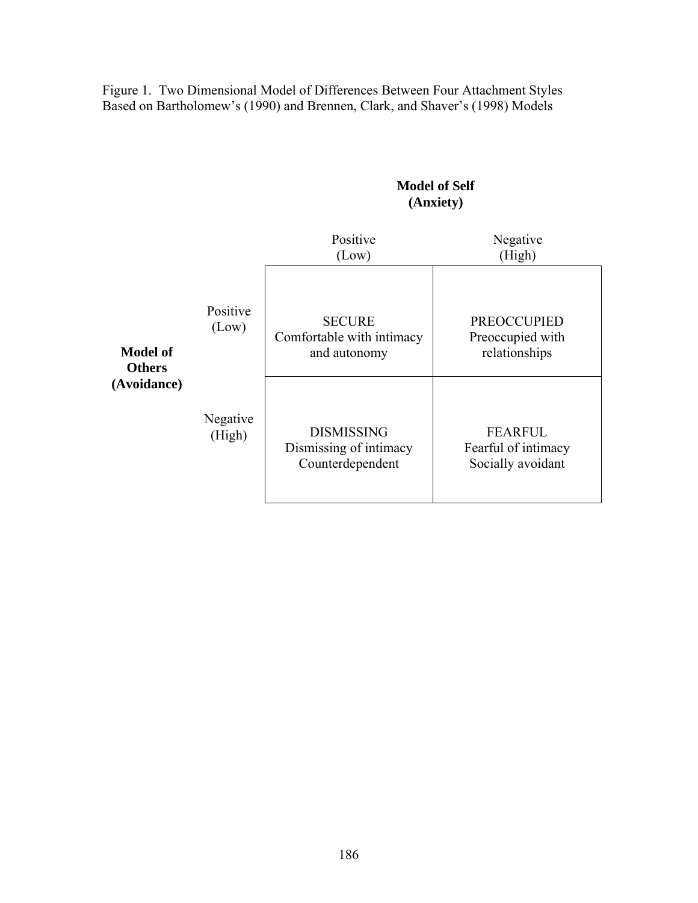Figure 1. Two Dimensional Model of Differences Between Four Attachment Styles Based on Bartholomew's (1990) and Brennen, Clark, and Shaver's (1998) Models

| | | **Model of Self (Anxiety)** | |
|---|---|---|---|
| | | Positive (Low) | Negative (High) |
| **Model of Others (Avoidance)** | Positive (Low) | SECURE<br>Comfortable with intimacy and autonomy | PREOCCUPIED<br>Preoccupied with relationships |
| | Negative (High) | DISMISSING<br>Dismissing of intimacy<br>Counterdependent | FEARFUL<br>Fearful of intimacy<br>Socially avoidant |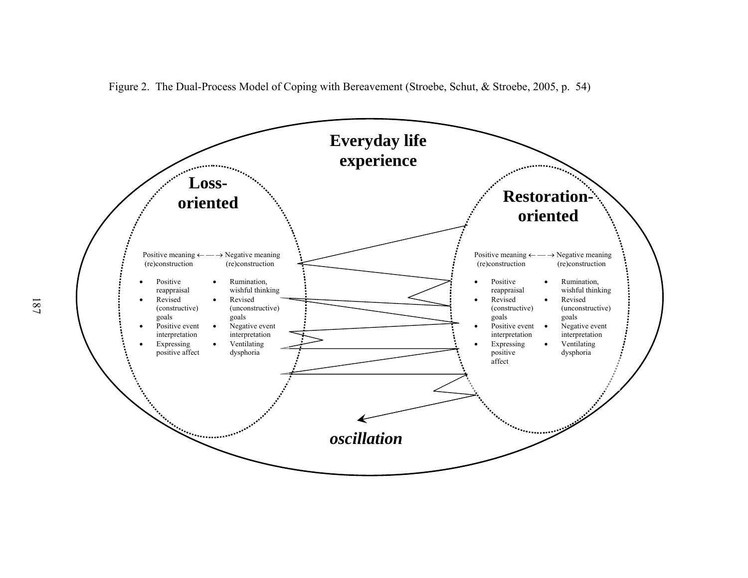Figure 2. The Dual-Process Model of Coping with Bereavement (Stroebe, Schut, & Stroebe, 2005, p. 54)

**Everyday life experience**

**Loss-oriented**

Positive meaning ← — → Negative meaning
(re)construction (re)construction

- Positive reappraisal
- Revised (constructive) goals
- Positive event interpretation
- Expressing positive affect

- Rumination, wishful thinking
- Revised (unconstructive) goals
- Negative event interpretation
- Ventilating dysphoria

**Restoration-oriented**

Positive meaning ← — → Negative meaning
(re)construction (re)construction

- Positive reappraisal
- Revised (constructive) goals
- Positive event interpretation
- Expressing positive affect

- Rumination, wishful thinking
- Revised (unconstructive) goals
- Negative event interpretation
- Ventilating dysphoria

***oscillation***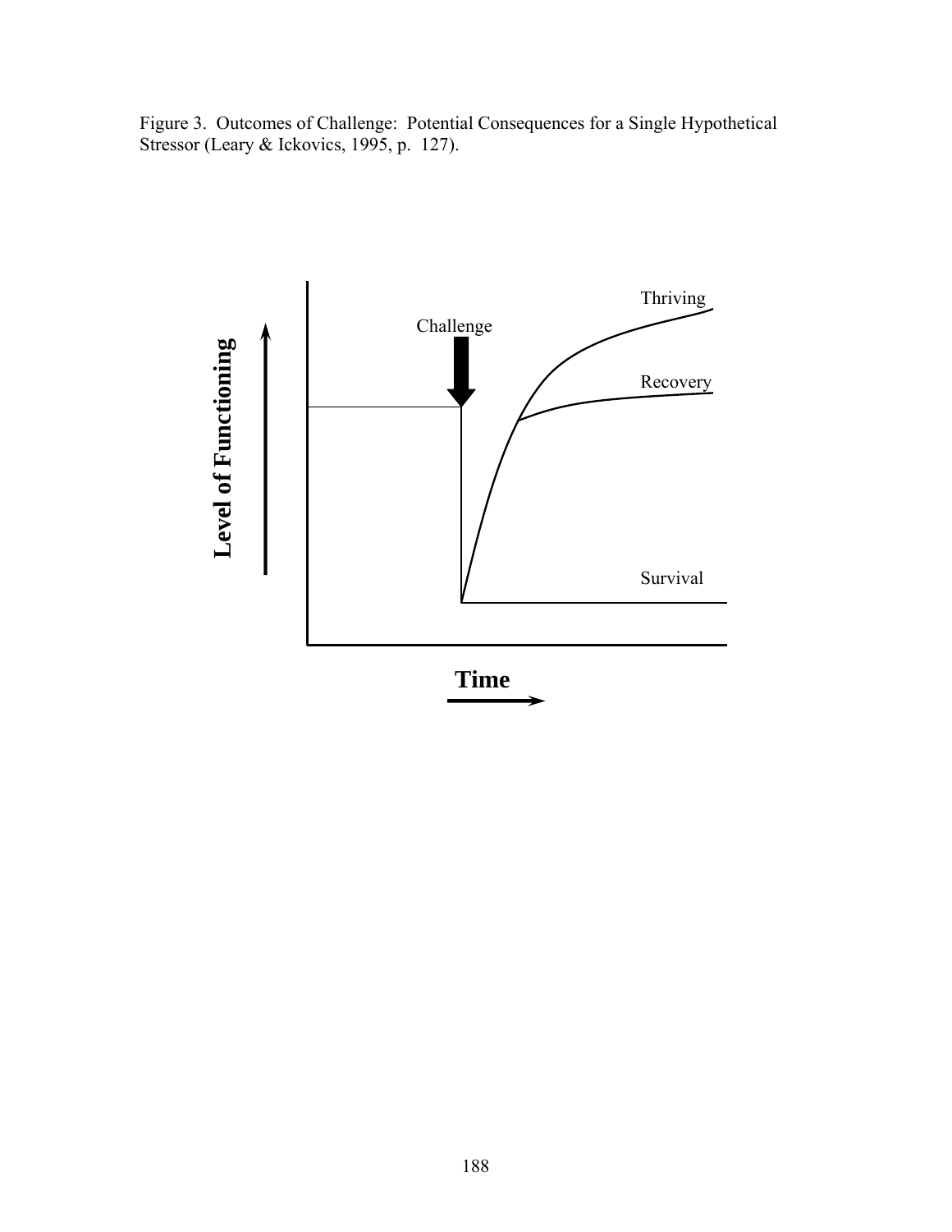Figure 3. Outcomes of Challenge: Potential Consequences for a Single Hypothetical Stressor (Leary & Ickovics, 1995, p. 127).

Level of Functioning

Challenge

Thriving

Recovery

Survival

Time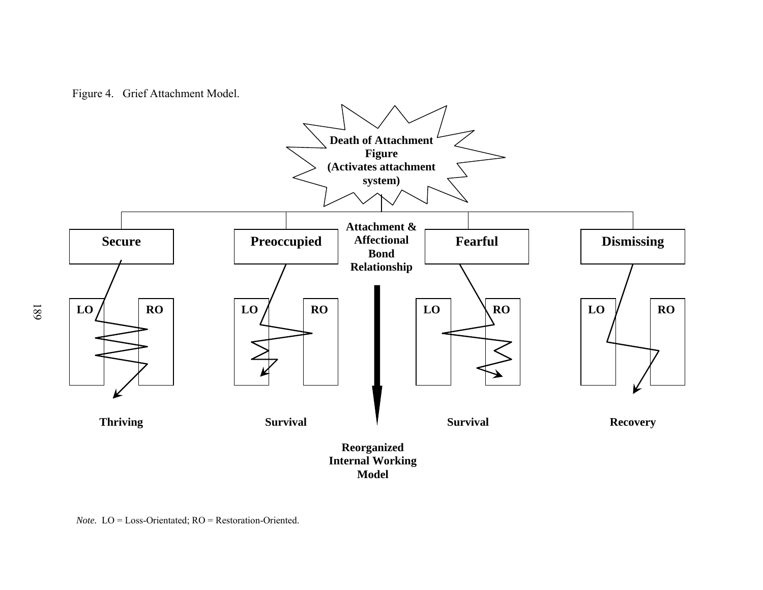Figure 4. Grief Attachment Model.

Death of Attachment Figure
(Activates attachment system)

Attachment & Affectional Bond Relationship

| Secure | Preoccupied | Fearful | Dismissing |
|---|---|---|---|
| LO / RO | LO / RO | LO / RO | LO / RO |
| Thriving | Survival | Survival | Recovery |

Reorganized Internal Working Model

*Note.* LO = Loss-Orientated; RO = Restoration-Oriented.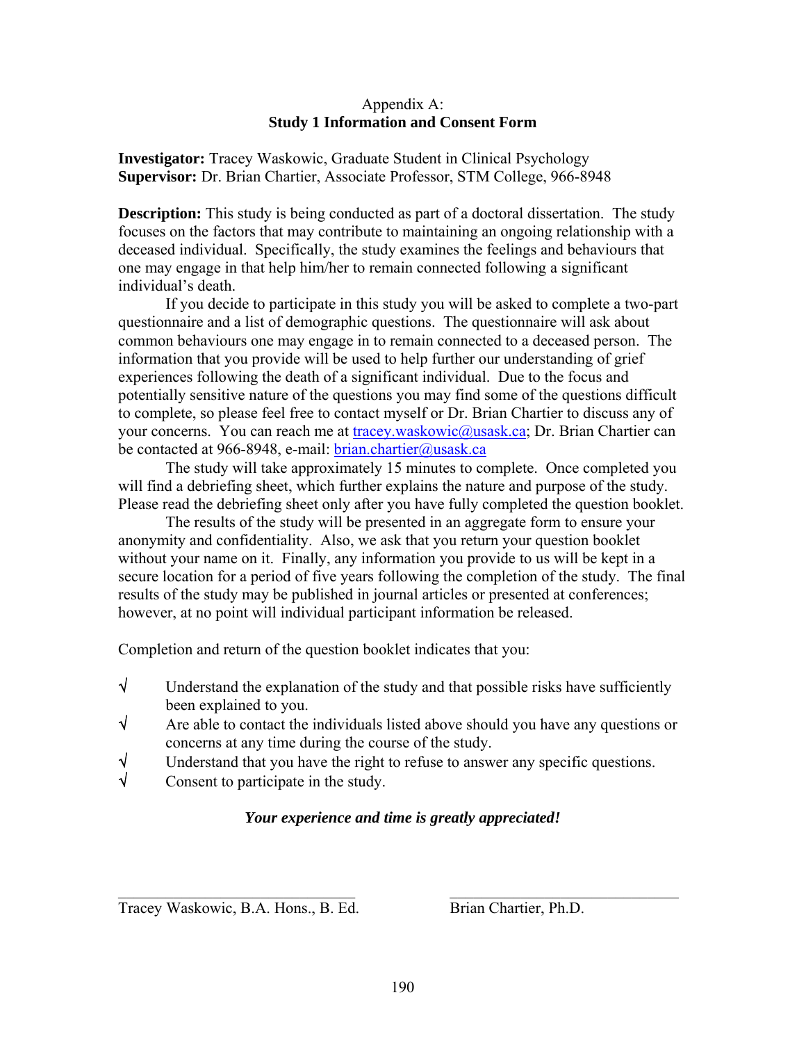# Appendix A:
## Study 1 Information and Consent Form

**Investigator:** Tracey Waskowic, Graduate Student in Clinical Psychology
**Supervisor:** Dr. Brian Chartier, Associate Professor, STM College, 966-8948

**Description:** This study is being conducted as part of a doctoral dissertation. The study focuses on the factors that may contribute to maintaining an ongoing relationship with a deceased individual. Specifically, the study examines the feelings and behaviours that one may engage in that help him/her to remain connected following a significant individual's death.

If you decide to participate in this study you will be asked to complete a two-part questionnaire and a list of demographic questions. The questionnaire will ask about common behaviours one may engage in to remain connected to a deceased person. The information that you provide will be used to help further our understanding of grief experiences following the death of a significant individual. Due to the focus and potentially sensitive nature of the questions you may find some of the questions difficult to complete, so please feel free to contact myself or Dr. Brian Chartier to discuss any of your concerns. You can reach me at tracey.waskowic@usask.ca; Dr. Brian Chartier can be contacted at 966-8948, e-mail: brian.chartier@usask.ca

The study will take approximately 15 minutes to complete. Once completed you will find a debriefing sheet, which further explains the nature and purpose of the study. Please read the debriefing sheet only after you have fully completed the question booklet.

The results of the study will be presented in an aggregate form to ensure your anonymity and confidentiality. Also, we ask that you return your question booklet without your name on it. Finally, any information you provide to us will be kept in a secure location for a period of five years following the completion of the study. The final results of the study may be published in journal articles or presented at conferences; however, at no point will individual participant information be released.

Completion and return of the question booklet indicates that you:

- √ Understand the explanation of the study and that possible risks have sufficiently been explained to you.
- √ Are able to contact the individuals listed above should you have any questions or concerns at any time during the course of the study.
- √ Understand that you have the right to refuse to answer any specific questions.
- √ Consent to participate in the study.

***Your experience and time is greatly appreciated!***

\_\_\_\_\_\_\_\_\_\_\_\_\_\_\_\_\_\_\_\_\_\_\_\_\_\_\_\_\_\_ \_\_\_\_\_\_\_\_\_\_\_\_\_\_\_\_\_\_\_\_\_\_\_\_\_\_\_\_\_\_

Tracey Waskowic, B.A. Hons., B. Ed. Brian Chartier, Ph.D.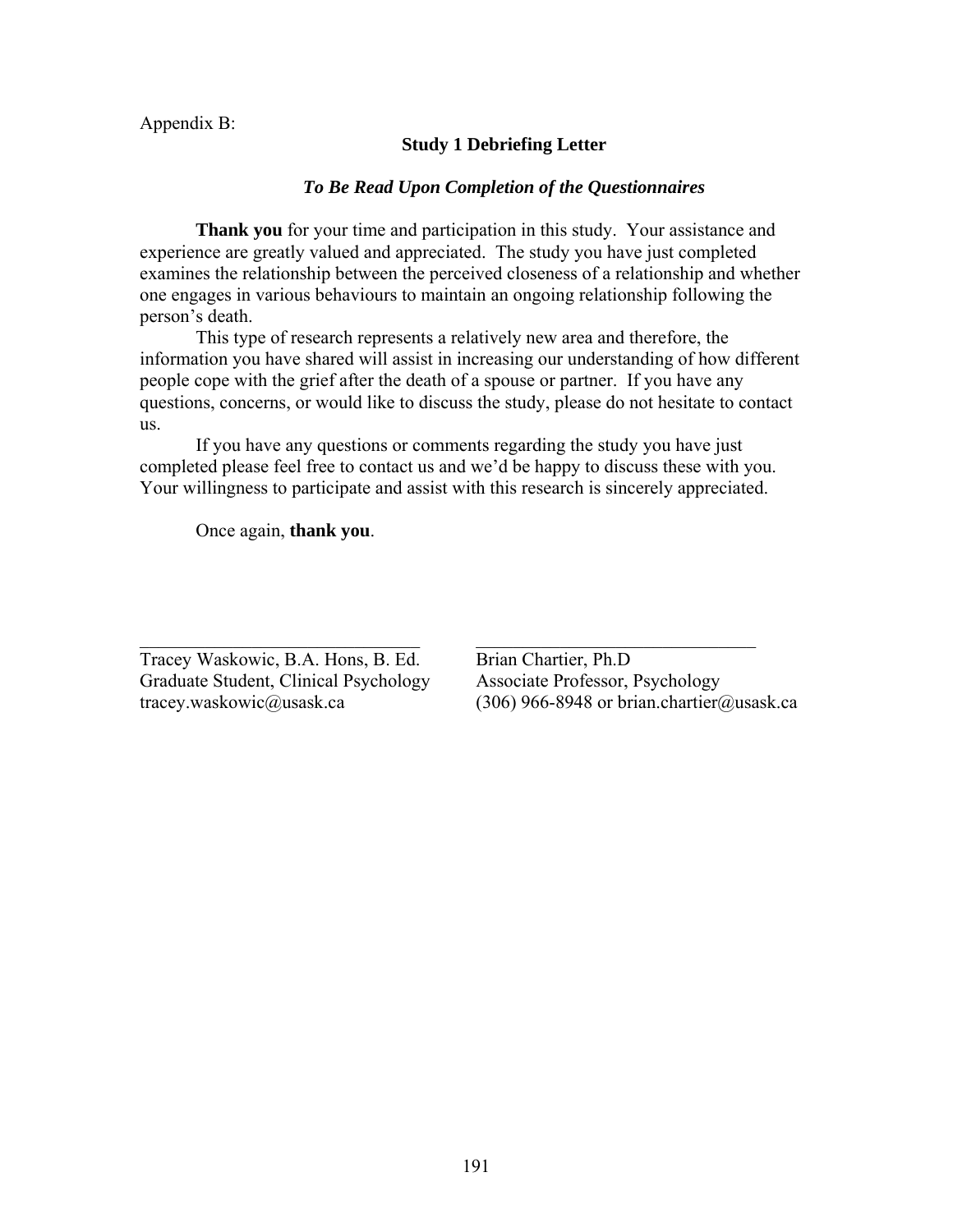Appendix B:

## Study 1 Debriefing Letter

***To Be Read Upon Completion of the Questionnaires***

**Thank you** for your time and participation in this study. Your assistance and experience are greatly valued and appreciated. The study you have just completed examines the relationship between the perceived closeness of a relationship and whether one engages in various behaviours to maintain an ongoing relationship following the person's death.

This type of research represents a relatively new area and therefore, the information you have shared will assist in increasing our understanding of how different people cope with the grief after the death of a spouse or partner. If you have any questions, concerns, or would like to discuss the study, please do not hesitate to contact us.

If you have any questions or comments regarding the study you have just completed please feel free to contact us and we'd be happy to discuss these with you. Your willingness to participate and assist with this research is sincerely appreciated.

Once again, **thank you**.

\_\_\_\_\_\_\_\_\_\_\_\_\_\_\_\_\_\_\_\_\_\_\_\_\_\_\_\_\_\_
Tracey Waskowic, B.A. Hons, B. Ed.
Graduate Student, Clinical Psychology
tracey.waskowic@usask.ca

\_\_\_\_\_\_\_\_\_\_\_\_\_\_\_\_\_\_\_\_\_\_\_\_\_\_\_\_\_\_
Brian Chartier, Ph.D
Associate Professor, Psychology
(306) 966-8948 or brian.chartier@usask.ca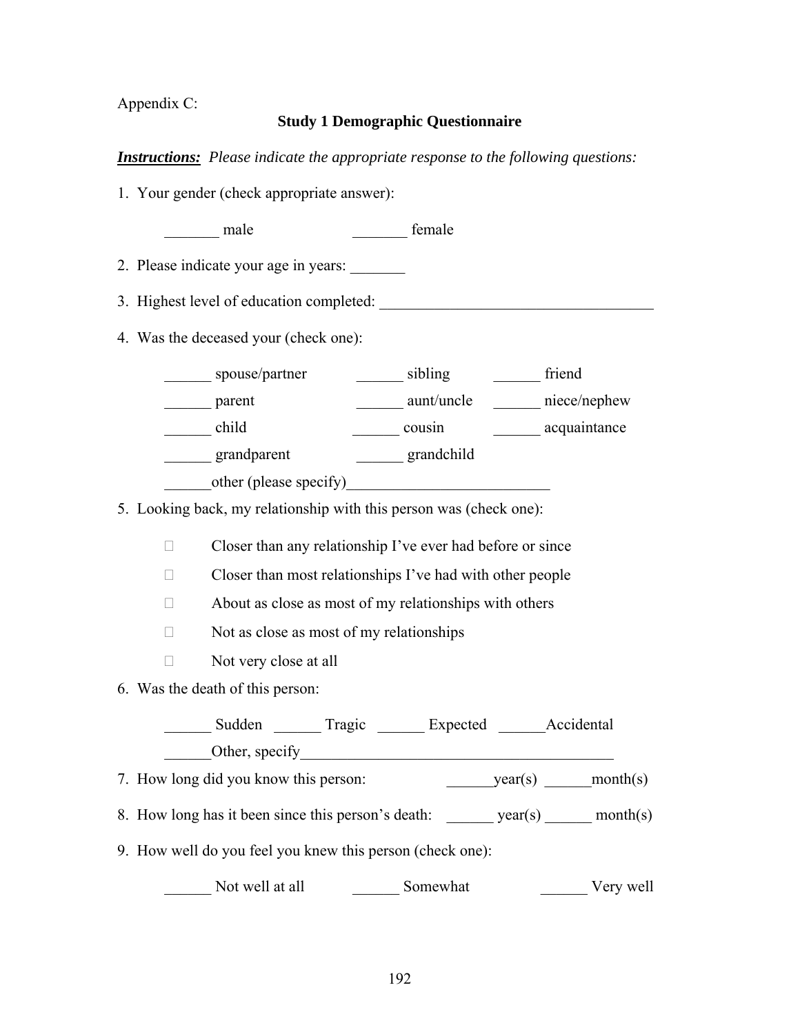Appendix C:

## Study 1 Demographic Questionnaire

***Instructions:*** *Please indicate the appropriate response to the following questions:*

1. Your gender (check appropriate answer):

   _______ male _______ female

2. Please indicate your age in years: _______

3. Highest level of education completed: ___________________________________

4. Was the deceased your (check one):

   ______ spouse/partner ______ sibling ______ friend
   ______ parent ______ aunt/uncle ______ niece/nephew
   ______ child ______ cousin ______ acquaintance
   ______ grandparent ______ grandchild
   ______other (please specify)__________________________

5. Looking back, my relationship with this person was (check one):

   - Closer than any relationship I've ever had before or since
   - Closer than most relationships I've had with other people
   - About as close as most of my relationships with others
   - Not as close as most of my relationships
   - Not very close at all

6. Was the death of this person:

   ______ Sudden ______ Tragic ______ Expected ______Accidental
   ______Other, specify_________________________________________

7. How long did you know this person: ______year(s) ______month(s)

8. How long has it been since this person's death: ______ year(s) ______ month(s)

9. How well do you feel you knew this person (check one):

   ______ Not well at all ______ Somewhat ______ Very well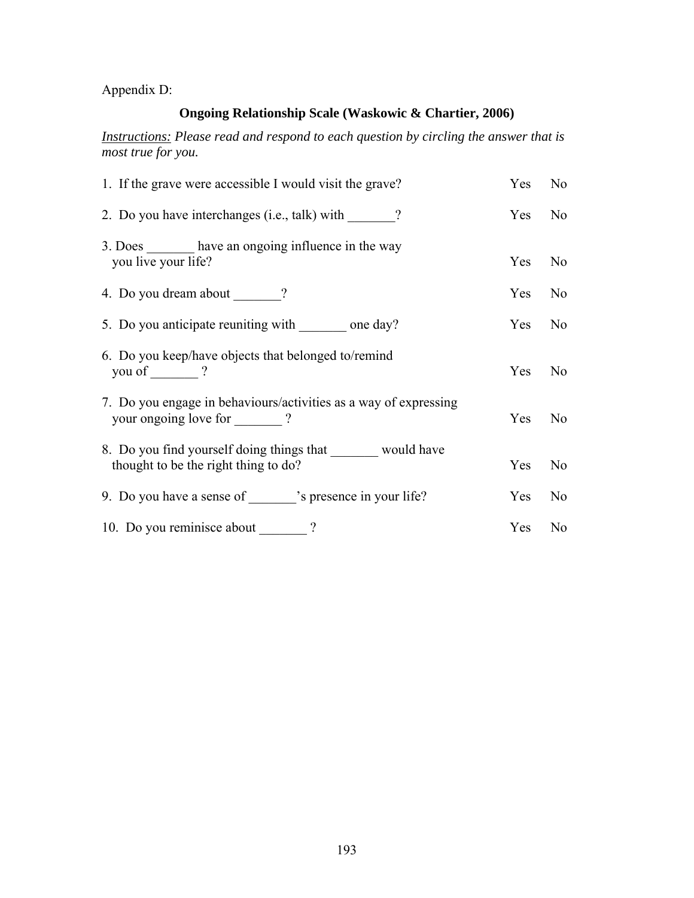Appendix D:

## Ongoing Relationship Scale (Waskowic & Chartier, 2006)

*Instructions:* *Please read and respond to each question by circling the answer that is most true for you.*

| | | |
|---|---|---|
| 1. If the grave were accessible I would visit the grave? | Yes | No |
| 2. Do you have interchanges (i.e., talk) with _______? | Yes | No |
| 3. Does _______ have an ongoing influence in the way you live your life? | Yes | No |
| 4. Do you dream about _______? | Yes | No |
| 5. Do you anticipate reuniting with _______ one day? | Yes | No |
| 6. Do you keep/have objects that belonged to/remind you of _______ ? | Yes | No |
| 7. Do you engage in behaviours/activities as a way of expressing your ongoing love for _______ ? | Yes | No |
| 8. Do you find yourself doing things that _______ would have thought to be the right thing to do? | Yes | No |
| 9. Do you have a sense of _______'s presence in your life? | Yes | No |
| 10. Do you reminisce about _______ ? | Yes | No |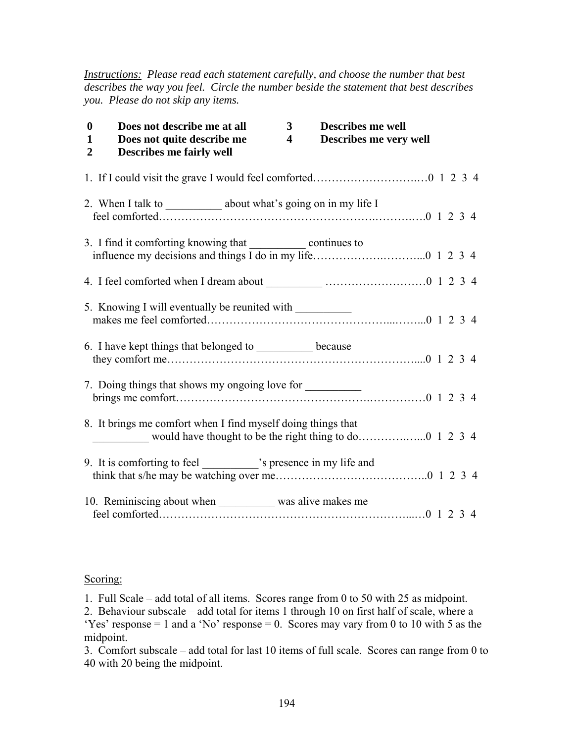*Instructions: Please read each statement carefully, and choose the number that best describes the way you feel. Circle the number beside the statement that best describes you. Please do not skip any items.*

| | | | |
|---|---|---|---|
| **0** | **Does not describe me at all** | **3** | **Describes me well** |
| **1** | **Does not quite describe me** | **4** | **Describes me very well** |
| **2** | **Describes me fairly well** | | |

1. If I could visit the grave I would feel comforted……………………….…0 1 2 3 4

2. When I talk to __________ about what's going on in my life I feel comforted………………………………………………..……….….0 1 2 3 4

3. I find it comforting knowing that __________ continues to influence my decisions and things I do in my life…………….………...0 1 2 3 4

4. I feel comforted when I dream about __________ ………………………0 1 2 3 4

5. Knowing I will eventually be reunited with __________ makes me feel comforted………………………………………...……...0 1 2 3 4

6. I have kept things that belonged to __________ because they comfort me………………………………………………………....0 1 2 3 4

7. Doing things that shows my ongoing love for __________ brings me comfort…………………………………………….……………0 1 2 3 4

8. It brings me comfort when I find myself doing things that __________ would have thought to be the right thing to do…………..…...0 1 2 3 4

9. It is comforting to feel __________'s presence in my life and think that s/he may be watching over me…………………………………..0 1 2 3 4

10. Reminiscing about when __________ was alive makes me feel comforted……………………………………………………...…0 1 2 3 4

<u>Scoring:</u>

1. Full Scale – add total of all items. Scores range from 0 to 50 with 25 as midpoint.
2. Behaviour subscale – add total for items 1 through 10 on first half of scale, where a 'Yes' response = 1 and a 'No' response = 0. Scores may vary from 0 to 10 with 5 as the midpoint.
3. Comfort subscale – add total for last 10 items of full scale. Scores can range from 0 to 40 with 20 being the midpoint.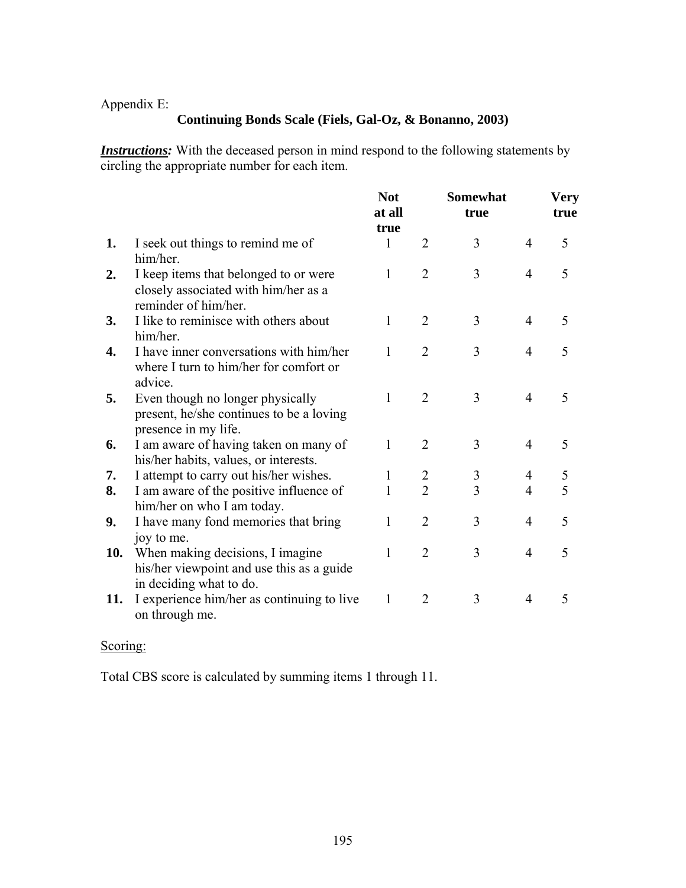Appendix E:

## Continuing Bonds Scale (Fiels, Gal-Oz, & Bonanno, 2003)

***Instructions:*** With the deceased person in mind respond to the following statements by circling the appropriate number for each item.

| | | Not at all true | | Somewhat true | | Very true |
|---|---|---|---|---|---|---|
| **1.** | I seek out things to remind me of him/her. | 1 | 2 | 3 | 4 | 5 |
| **2.** | I keep items that belonged to or were closely associated with him/her as a reminder of him/her. | 1 | 2 | 3 | 4 | 5 |
| **3.** | I like to reminisce with others about him/her. | 1 | 2 | 3 | 4 | 5 |
| **4.** | I have inner conversations with him/her where I turn to him/her for comfort or advice. | 1 | 2 | 3 | 4 | 5 |
| **5.** | Even though no longer physically present, he/she continues to be a loving presence in my life. | 1 | 2 | 3 | 4 | 5 |
| **6.** | I am aware of having taken on many of his/her habits, values, or interests. | 1 | 2 | 3 | 4 | 5 |
| **7.** | I attempt to carry out his/her wishes. | 1 | 2 | 3 | 4 | 5 |
| **8.** | I am aware of the positive influence of him/her on who I am today. | 1 | 2 | 3 | 4 | 5 |
| **9.** | I have many fond memories that bring joy to me. | 1 | 2 | 3 | 4 | 5 |
| **10.** | When making decisions, I imagine his/her viewpoint and use this as a guide in deciding what to do. | 1 | 2 | 3 | 4 | 5 |
| **11.** | I experience him/her as continuing to live on through me. | 1 | 2 | 3 | 4 | 5 |

<u>Scoring:</u>

Total CBS score is calculated by summing items 1 through 11.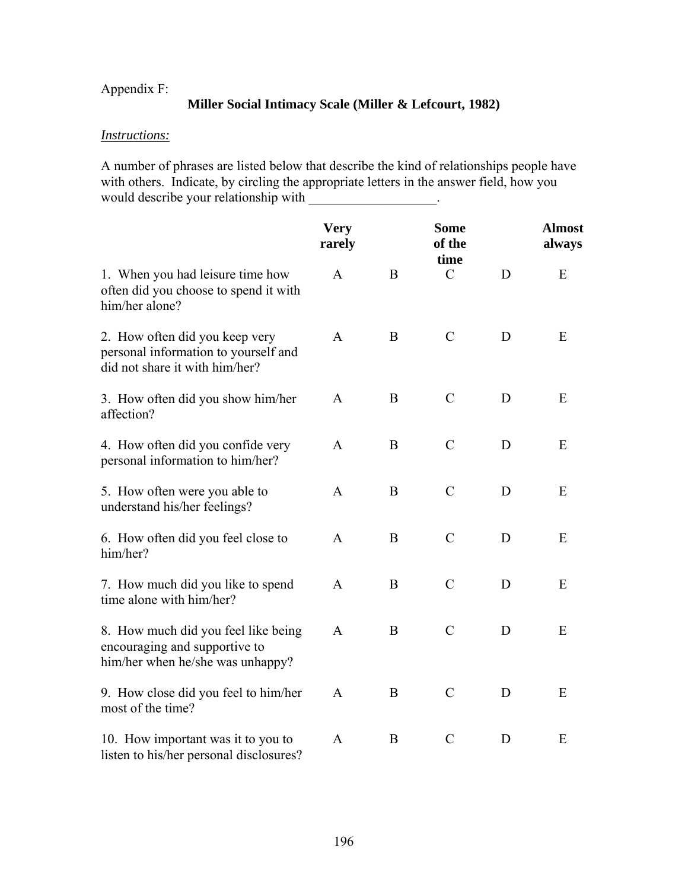Appendix F:

## Miller Social Intimacy Scale (Miller & Lefcourt, 1982)

*Instructions:*

A number of phrases are listed below that describe the kind of relationships people have with others. Indicate, by circling the appropriate letters in the answer field, how you would describe your relationship with ___________________.

| | **Very rarely** | | **Some of the time** | | **Almost always** |
|---|---|---|---|---|---|
| 1. When you had leisure time how often did you choose to spend it with him/her alone? | A | B | C | D | E |
| 2. How often did you keep very personal information to yourself and did not share it with him/her? | A | B | C | D | E |
| 3. How often did you show him/her affection? | A | B | C | D | E |
| 4. How often did you confide very personal information to him/her? | A | B | C | D | E |
| 5. How often were you able to understand his/her feelings? | A | B | C | D | E |
| 6. How often did you feel close to him/her? | A | B | C | D | E |
| 7. How much did you like to spend time alone with him/her? | A | B | C | D | E |
| 8. How much did you feel like being encouraging and supportive to him/her when he/she was unhappy? | A | B | C | D | E |
| 9. How close did you feel to him/her most of the time? | A | B | C | D | E |
| 10. How important was it to you to listen to his/her personal disclosures? | A | B | C | D | E |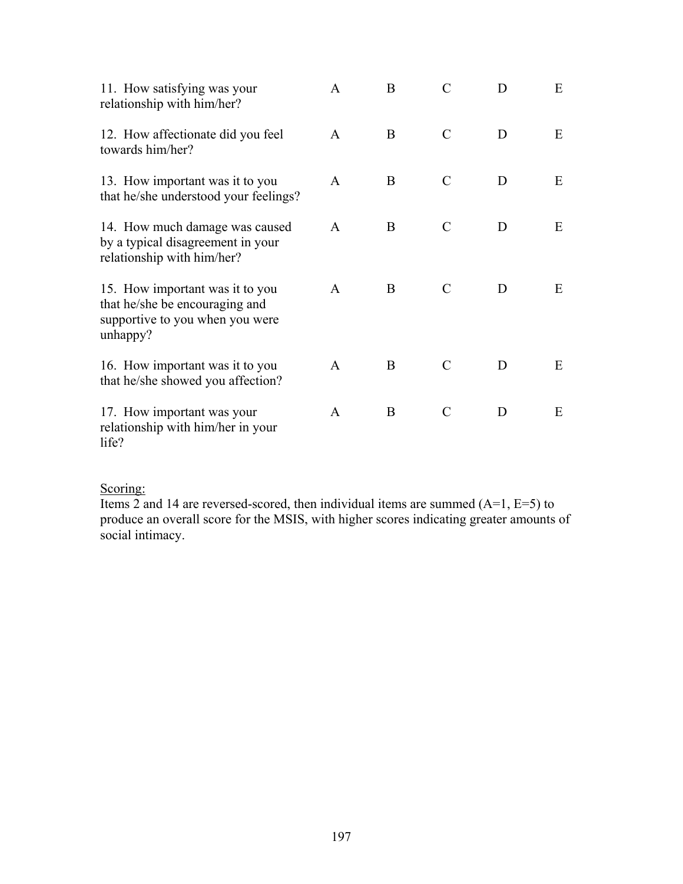| | | | | | |
|---|---|---|---|---|---|
| 11. How satisfying was your relationship with him/her? | A | B | C | D | E |
| 12. How affectionate did you feel towards him/her? | A | B | C | D | E |
| 13. How important was it to you that he/she understood your feelings? | A | B | C | D | E |
| 14. How much damage was caused by a typical disagreement in your relationship with him/her? | A | B | C | D | E |
| 15. How important was it to you that he/she be encouraging and supportive to you when you were unhappy? | A | B | C | D | E |
| 16. How important was it to you that he/she showed you affection? | A | B | C | D | E |
| 17. How important was your relationship with him/her in your life? | A | B | C | D | E |

Scoring:
Items 2 and 14 are reversed-scored, then individual items are summed (A=1, E=5) to produce an overall score for the MSIS, with higher scores indicating greater amounts of social intimacy.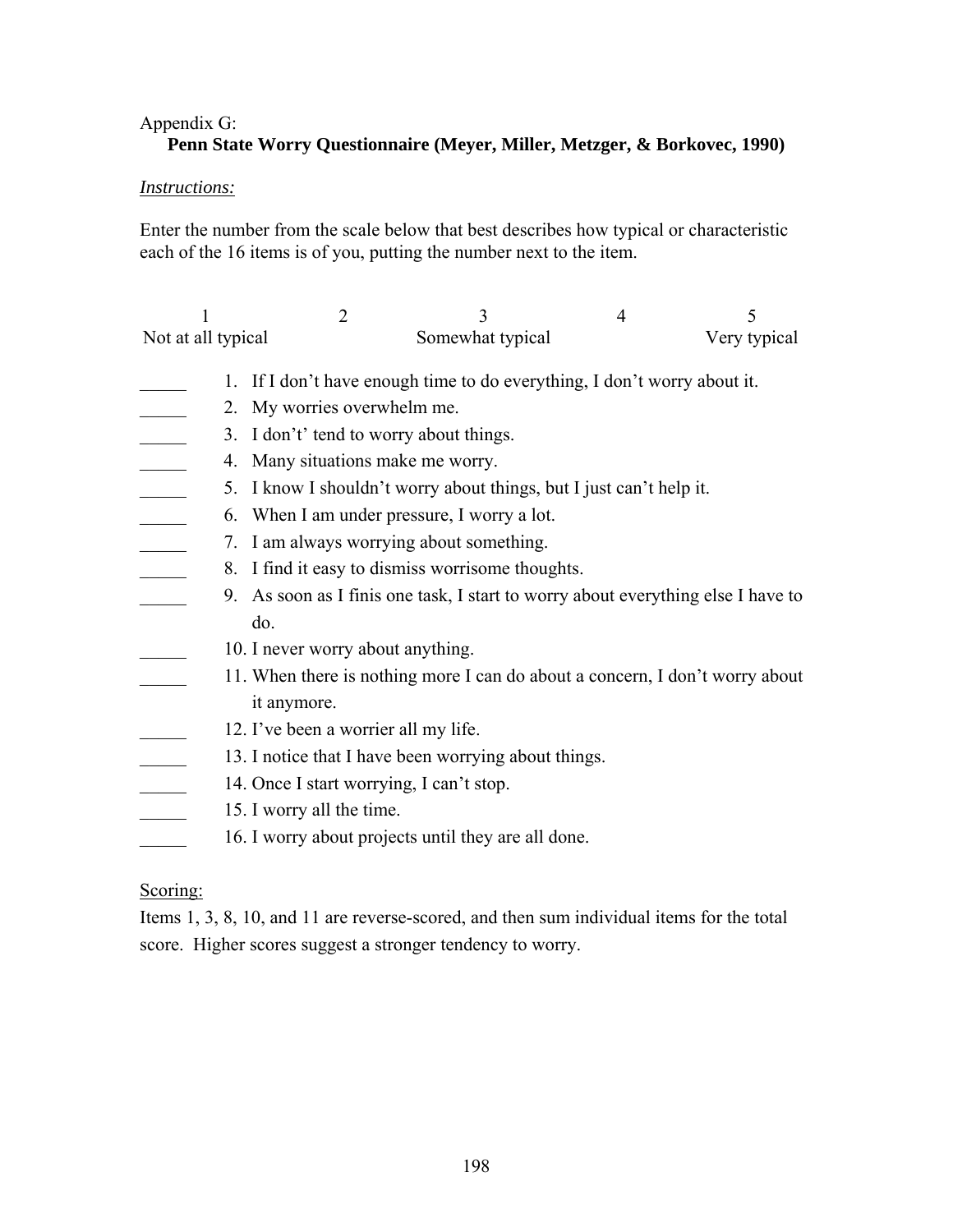Appendix G:

**Penn State Worry Questionnaire (Meyer, Miller, Metzger, & Borkovec, 1990)**

*Instructions:*

Enter the number from the scale below that best describes how typical or characteristic each of the 16 items is of you, putting the number next to the item.

| 1 | 2 | 3 | 4 | 5 |
|---|---|---|---|---|
| Not at all typical | | Somewhat typical | | Very typical |

_____ 1. If I don't have enough time to do everything, I don't worry about it.
_____ 2. My worries overwhelm me.
_____ 3. I don't' tend to worry about things.
_____ 4. Many situations make me worry.
_____ 5. I know I shouldn't worry about things, but I just can't help it.
_____ 6. When I am under pressure, I worry a lot.
_____ 7. I am always worrying about something.
_____ 8. I find it easy to dismiss worrisome thoughts.
_____ 9. As soon as I finis one task, I start to worry about everything else I have to do.
_____ 10. I never worry about anything.
_____ 11. When there is nothing more I can do about a concern, I don't worry about it anymore.
_____ 12. I've been a worrier all my life.
_____ 13. I notice that I have been worrying about things.
_____ 14. Once I start worrying, I can't stop.
_____ 15. I worry all the time.
_____ 16. I worry about projects until they are all done.

Scoring:

Items 1, 3, 8, 10, and 11 are reverse-scored, and then sum individual items for the total score. Higher scores suggest a stronger tendency to worry.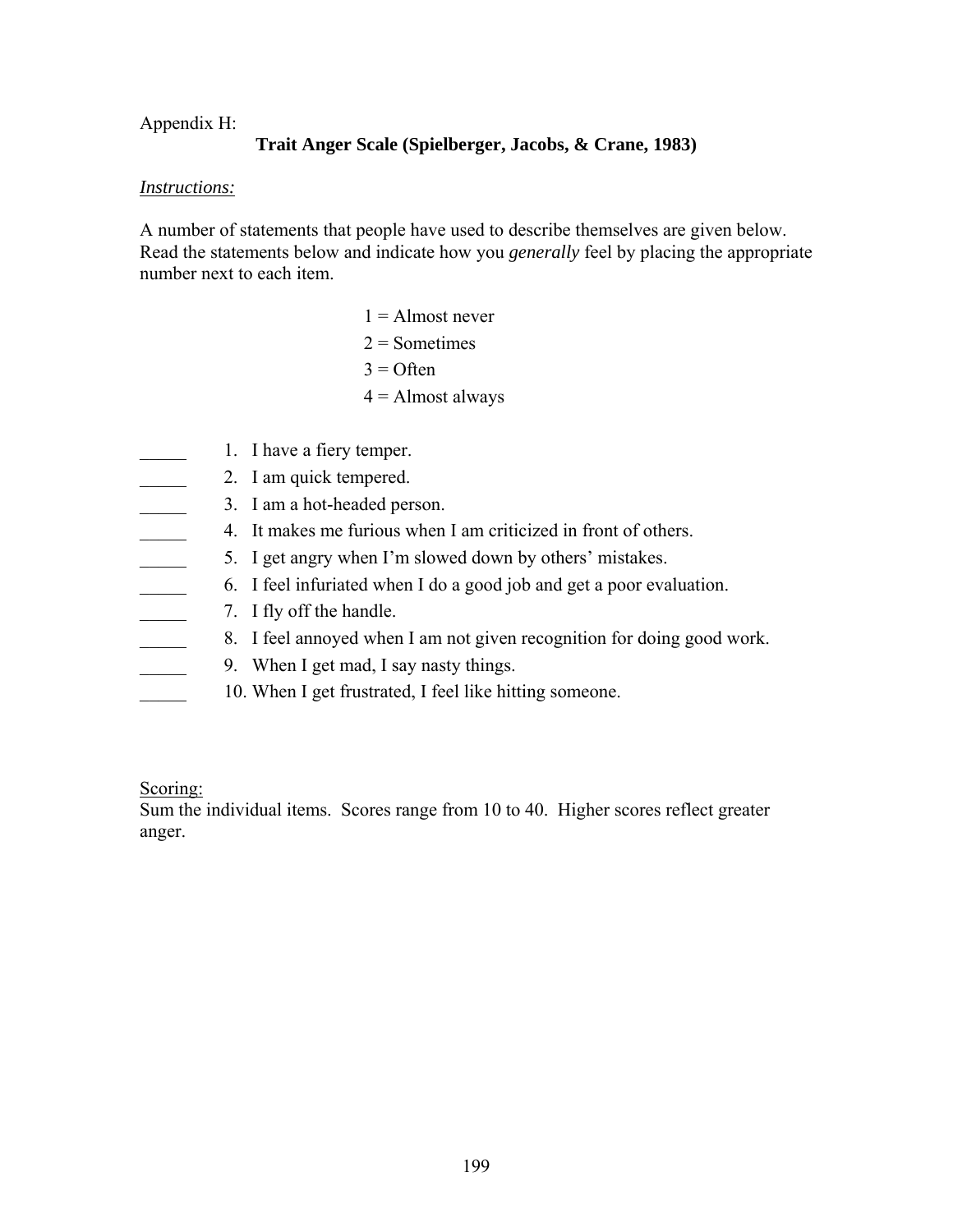Appendix H:

## Trait Anger Scale (Spielberger, Jacobs, & Crane, 1983)

*Instructions:*

A number of statements that people have used to describe themselves are given below. Read the statements below and indicate how you *generally* feel by placing the appropriate number next to each item.

1 = Almost never
2 = Sometimes
3 = Often
4 = Almost always

_____ 1. I have a fiery temper.
_____ 2. I am quick tempered.
_____ 3. I am a hot-headed person.
_____ 4. It makes me furious when I am criticized in front of others.
_____ 5. I get angry when I'm slowed down by others' mistakes.
_____ 6. I feel infuriated when I do a good job and get a poor evaluation.
_____ 7. I fly off the handle.
_____ 8. I feel annoyed when I am not given recognition for doing good work.
_____ 9. When I get mad, I say nasty things.
_____ 10. When I get frustrated, I feel like hitting someone.

Scoring:
Sum the individual items. Scores range from 10 to 40. Higher scores reflect greater anger.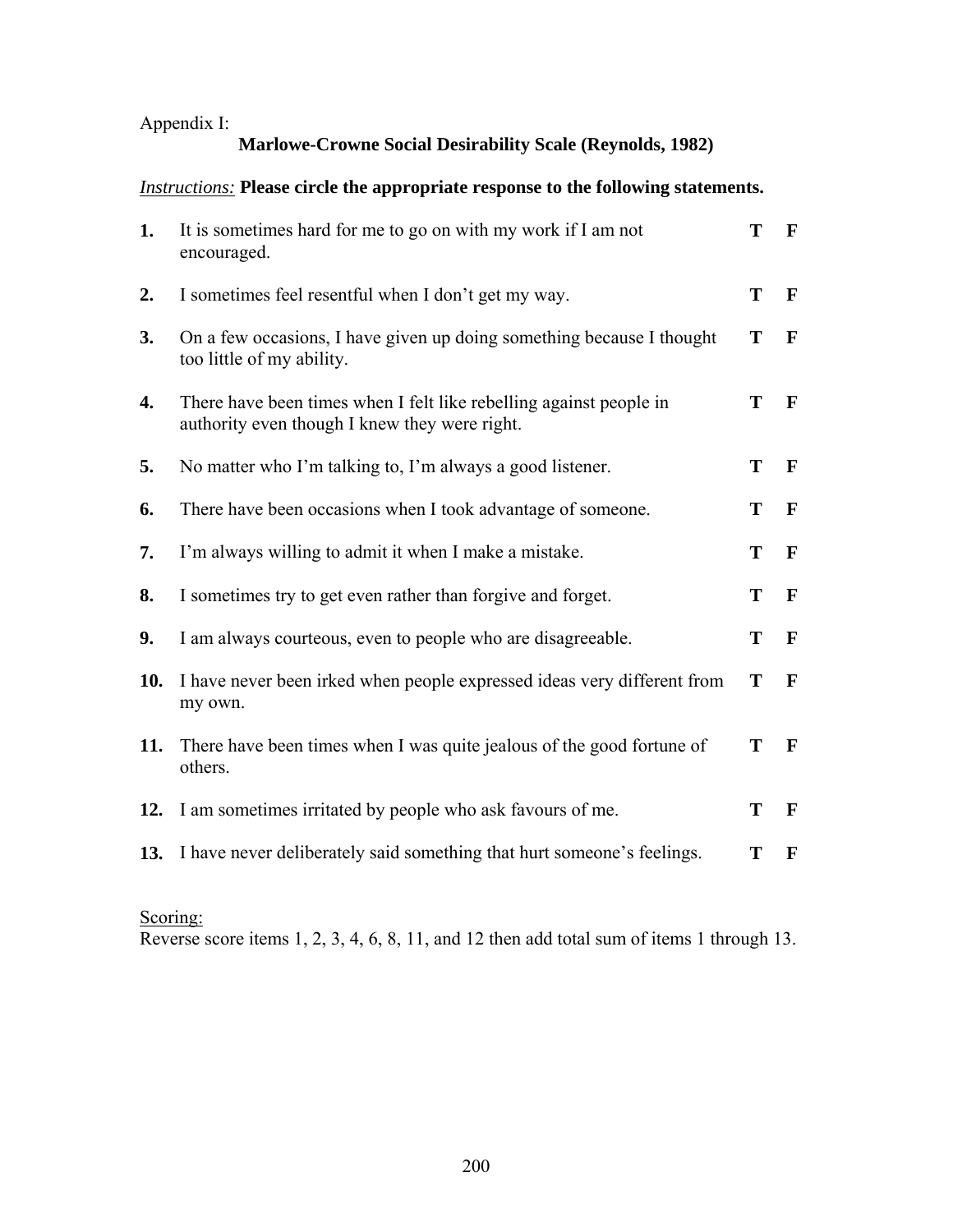Appendix I:

## Marlowe-Crowne Social Desirability Scale (Reynolds, 1982)

*Instructions:* **Please circle the appropriate response to the following statements.**

| | | | |
|---|---|---|---|
| **1.** | It is sometimes hard for me to go on with my work if I am not encouraged. | **T** | **F** |
| **2.** | I sometimes feel resentful when I don't get my way. | **T** | **F** |
| **3.** | On a few occasions, I have given up doing something because I thought too little of my ability. | **T** | **F** |
| **4.** | There have been times when I felt like rebelling against people in authority even though I knew they were right. | **T** | **F** |
| **5.** | No matter who I'm talking to, I'm always a good listener. | **T** | **F** |
| **6.** | There have been occasions when I took advantage of someone. | **T** | **F** |
| **7.** | I'm always willing to admit it when I make a mistake. | **T** | **F** |
| **8.** | I sometimes try to get even rather than forgive and forget. | **T** | **F** |
| **9.** | I am always courteous, even to people who are disagreeable. | **T** | **F** |
| **10.** | I have never been irked when people expressed ideas very different from my own. | **T** | **F** |
| **11.** | There have been times when I was quite jealous of the good fortune of others. | **T** | **F** |
| **12.** | I am sometimes irritated by people who ask favours of me. | **T** | **F** |
| **13.** | I have never deliberately said something that hurt someone's feelings. | **T** | **F** |

<u>Scoring:</u>
Reverse score items 1, 2, 3, 4, 6, 8, 11, and 12 then add total sum of items 1 through 13.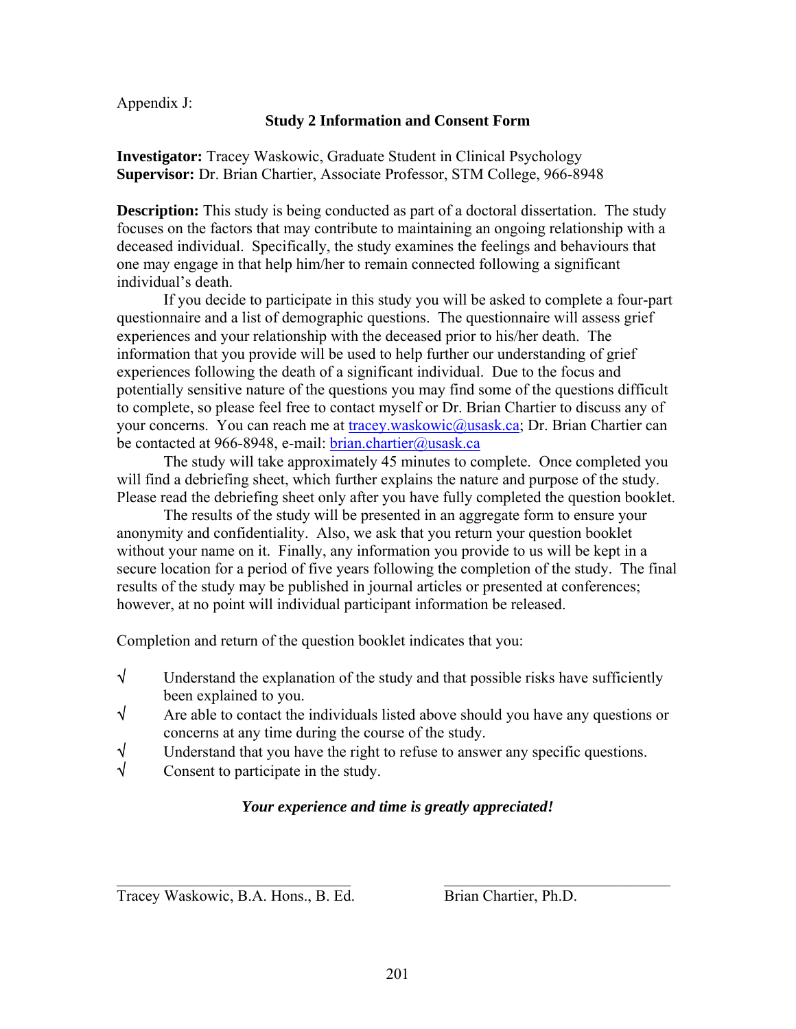Appendix J:

## Study 2 Information and Consent Form

**Investigator:** Tracey Waskowic, Graduate Student in Clinical Psychology
**Supervisor:** Dr. Brian Chartier, Associate Professor, STM College, 966-8948

**Description:** This study is being conducted as part of a doctoral dissertation. The study focuses on the factors that may contribute to maintaining an ongoing relationship with a deceased individual. Specifically, the study examines the feelings and behaviours that one may engage in that help him/her to remain connected following a significant individual's death.

If you decide to participate in this study you will be asked to complete a four-part questionnaire and a list of demographic questions. The questionnaire will assess grief experiences and your relationship with the deceased prior to his/her death. The information that you provide will be used to help further our understanding of grief experiences following the death of a significant individual. Due to the focus and potentially sensitive nature of the questions you may find some of the questions difficult to complete, so please feel free to contact myself or Dr. Brian Chartier to discuss any of your concerns. You can reach me at tracey.waskowic@usask.ca; Dr. Brian Chartier can be contacted at 966-8948, e-mail: brian.chartier@usask.ca

The study will take approximately 45 minutes to complete. Once completed you will find a debriefing sheet, which further explains the nature and purpose of the study. Please read the debriefing sheet only after you have fully completed the question booklet.

The results of the study will be presented in an aggregate form to ensure your anonymity and confidentiality. Also, we ask that you return your question booklet without your name on it. Finally, any information you provide to us will be kept in a secure location for a period of five years following the completion of the study. The final results of the study may be published in journal articles or presented at conferences; however, at no point will individual participant information be released.

Completion and return of the question booklet indicates that you:

- √ Understand the explanation of the study and that possible risks have sufficiently been explained to you.
- √ Are able to contact the individuals listed above should you have any questions or concerns at any time during the course of the study.
- √ Understand that you have the right to refuse to answer any specific questions.
- √ Consent to participate in the study.

***Your experience and time is greatly appreciated!***

\_\_\_\_\_\_\_\_\_\_\_\_\_\_\_\_\_\_\_\_\_\_\_\_\_\_\_\_\_\_ \_\_\_\_\_\_\_\_\_\_\_\_\_\_\_\_\_\_\_\_\_\_\_\_\_\_\_\_\_\_

Tracey Waskowic, B.A. Hons., B. Ed. Brian Chartier, Ph.D.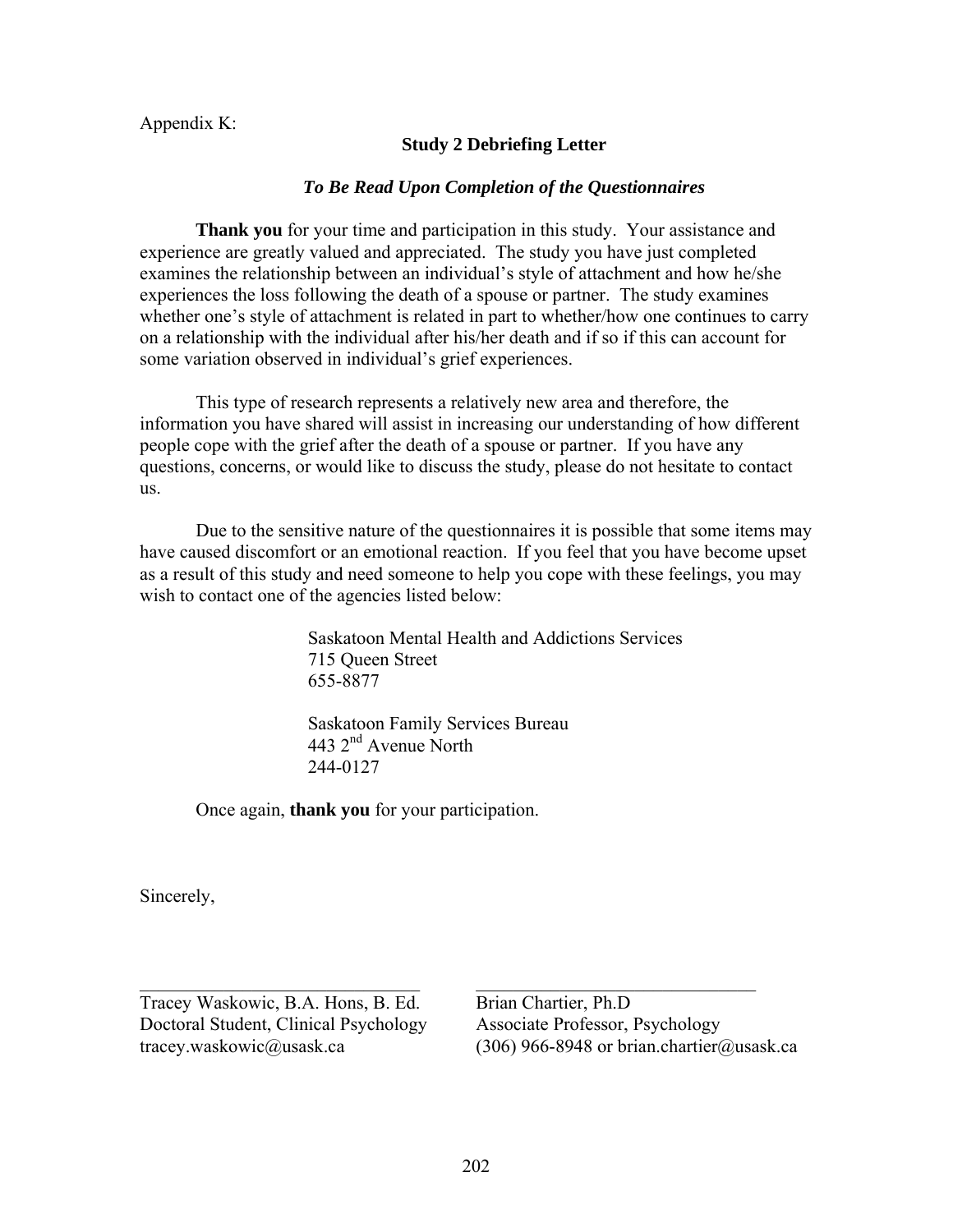Appendix K:

## Study 2 Debriefing Letter

***To Be Read Upon Completion of the Questionnaires***

**Thank you** for your time and participation in this study. Your assistance and experience are greatly valued and appreciated. The study you have just completed examines the relationship between an individual's style of attachment and how he/she experiences the loss following the death of a spouse or partner. The study examines whether one's style of attachment is related in part to whether/how one continues to carry on a relationship with the individual after his/her death and if so if this can account for some variation observed in individual's grief experiences.

This type of research represents a relatively new area and therefore, the information you have shared will assist in increasing our understanding of how different people cope with the grief after the death of a spouse or partner. If you have any questions, concerns, or would like to discuss the study, please do not hesitate to contact us.

Due to the sensitive nature of the questionnaires it is possible that some items may have caused discomfort or an emotional reaction. If you feel that you have become upset as a result of this study and need someone to help you cope with these feelings, you may wish to contact one of the agencies listed below:

Saskatoon Mental Health and Addictions Services
715 Queen Street
655-8877

Saskatoon Family Services Bureau
443 2nd Avenue North
244-0127

Once again, **thank you** for your participation.

Sincerely,

| _______________________________ | _______________________________ |
|---|---|
| Tracey Waskowic, B.A. Hons, B. Ed. | Brian Chartier, Ph.D |
| Doctoral Student, Clinical Psychology | Associate Professor, Psychology |
| tracey.waskowic@usask.ca | (306) 966-8948 or brian.chartier@usask.ca |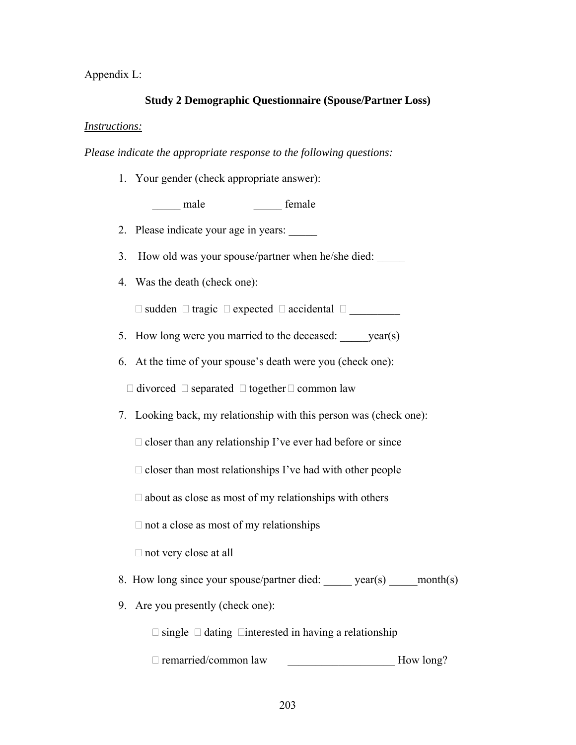Appendix L:

**Study 2 Demographic Questionnaire (Spouse/Partner Loss)**

*Instructions:*

*Please indicate the appropriate response to the following questions:*

1. Your gender (check appropriate answer):

   _____ male _____ female

2. Please indicate your age in years: _____

3. How old was your spouse/partner when he/she died: _____

4. Was the death (check one):

   □ sudden □ tragic □ expected □ accidental □ _________

5. How long were you married to the deceased: _____year(s)

6. At the time of your spouse's death were you (check one):

   □ divorced □ separated □ together □ common law

7. Looking back, my relationship with this person was (check one):

   □ closer than any relationship I've ever had before or since

   □ closer than most relationships I've had with other people

   □ about as close as most of my relationships with others

   □ not a close as most of my relationships

   □ not very close at all

8. How long since your spouse/partner died: _____ year(s) _____month(s)

9. Are you presently (check one):

   □ single □ dating □interested in having a relationship

   □ remarried/common law ___________________ How long?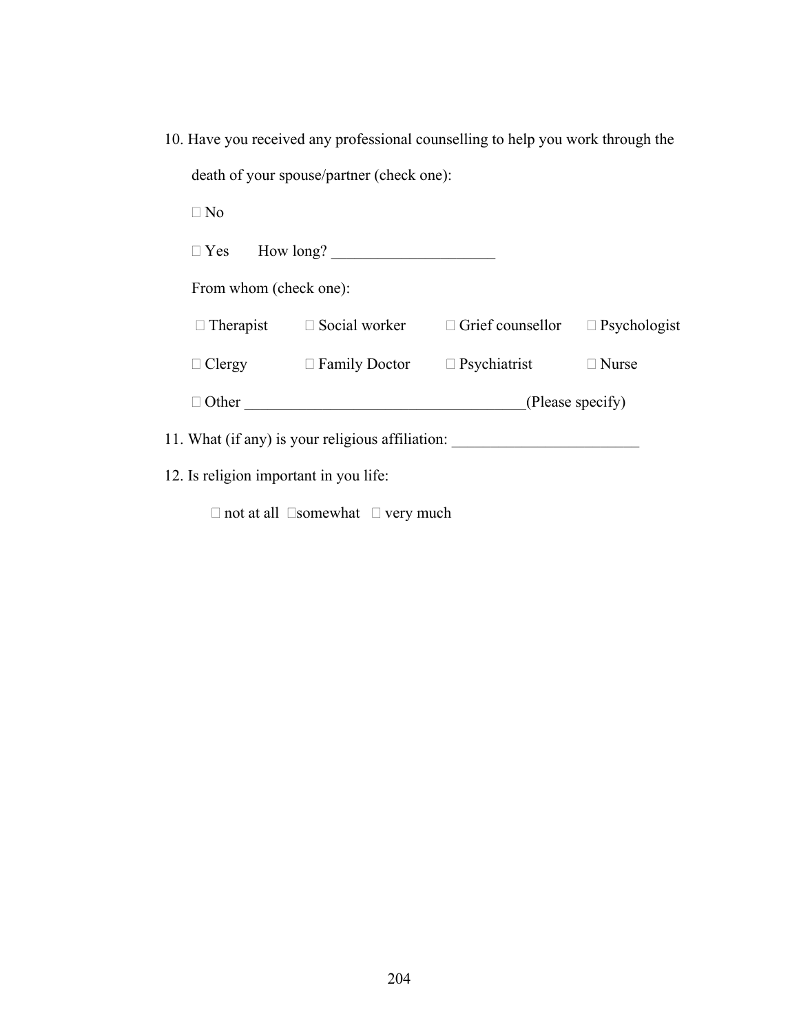10. Have you received any professional counselling to help you work through the death of your spouse/partner (check one):

    ☐ No

    ☐ Yes     How long? ____________________

    From whom (check one):

    ☐ Therapist     ☐ Social worker     ☐ Grief counsellor     ☐ Psychologist

    ☐ Clergy     ☐ Family Doctor     ☐ Psychiatrist     ☐ Nurse

    ☐ Other ___________________________________(Please specify)

11. What (if any) is your religious affiliation: ______________________

12. Is religion important in you life:

    ☐ not at all  ☐somewhat  ☐ very much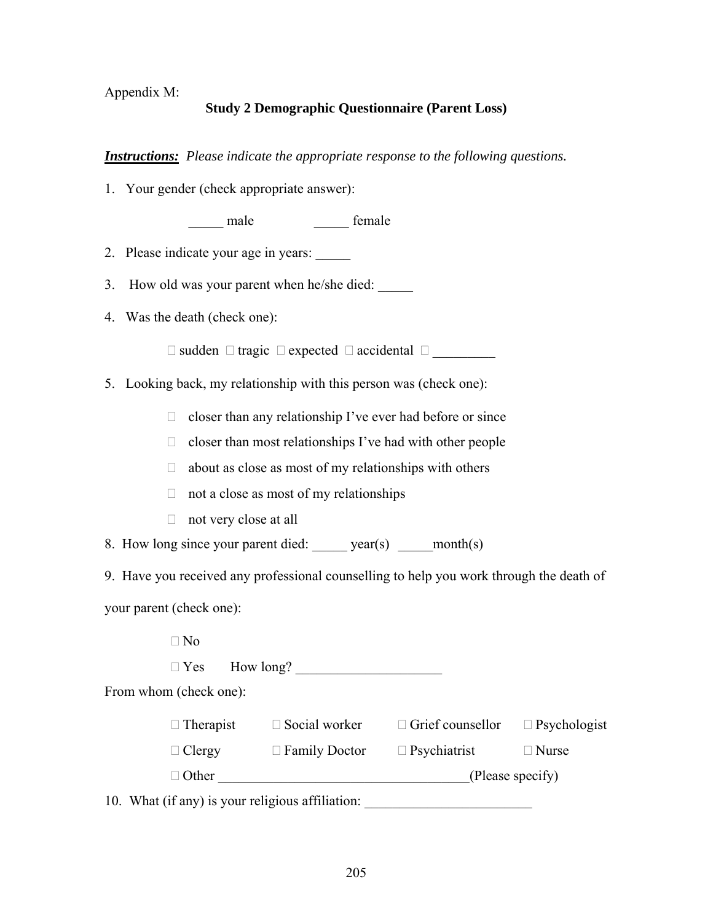Appendix M:

## Study 2 Demographic Questionnaire (Parent Loss)

***Instructions:*** *Please indicate the appropriate response to the following questions.*

1. Your gender (check appropriate answer):

   _____ male _____ female

2. Please indicate your age in years: _____

3. How old was your parent when he/she died: _____

4. Was the death (check one):

   □ sudden □ tragic □ expected □ accidental □ _________

5. Looking back, my relationship with this person was (check one):

   □ closer than any relationship I've ever had before or since

   □ closer than most relationships I've had with other people

   □ about as close as most of my relationships with others

   □ not a close as most of my relationships

   □ not very close at all

8. How long since your parent died: _____ year(s) _____month(s)

9. Have you received any professional counselling to help you work through the death of your parent (check one):

   □ No

   □ Yes How long? ____________________

From whom (check one):

□ Therapist □ Social worker □ Grief counsellor □ Psychologist

□ Clergy □ Family Doctor □ Psychiatrist □ Nurse

□ Other ___________________________________(Please specify)

10. What (if any) is your religious affiliation: ________________________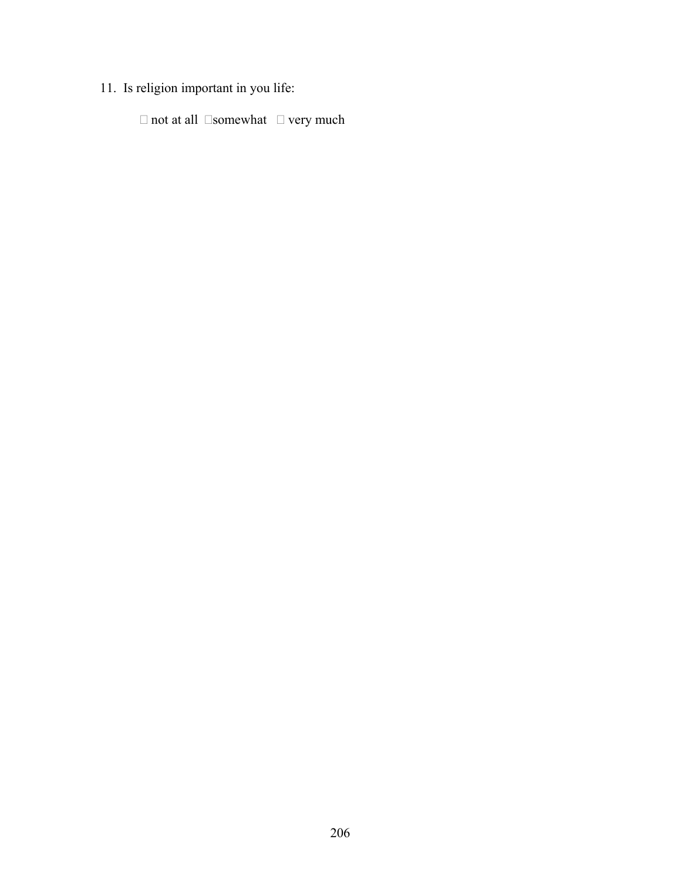11. Is religion important in you life:

    □ not at all □somewhat □ very much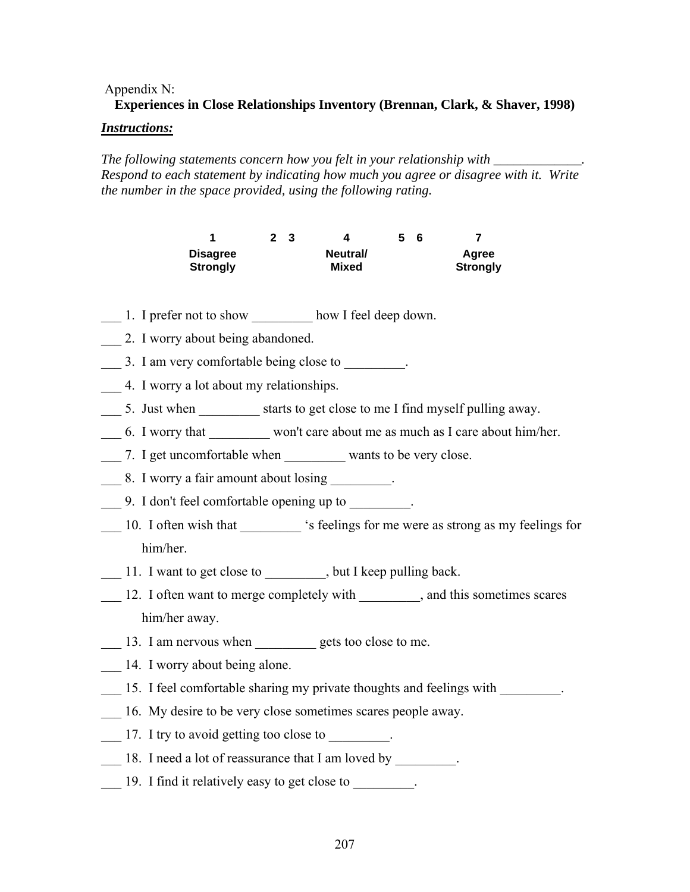Appendix N:

**Experiences in Close Relationships Inventory (Brennan, Clark, & Shaver, 1998)**

***Instructions:***

*The following statements concern how you felt in your relationship with _____________. Respond to each statement by indicating how much you agree or disagree with it. Write the number in the space provided, using the following rating.*

| 1 | 2 | 3 | 4 | 5 | 6 | 7 |
|---|---|---|---|---|---|---|
| Disagree Strongly | | | Neutral/ Mixed | | | Agree Strongly |

___ 1. I prefer not to show _________ how I feel deep down.

___ 2. I worry about being abandoned.

___ 3. I am very comfortable being close to _________.

___ 4. I worry a lot about my relationships.

___ 5. Just when _________ starts to get close to me I find myself pulling away.

___ 6. I worry that _________ won't care about me as much as I care about him/her.

___ 7. I get uncomfortable when _________ wants to be very close.

___ 8. I worry a fair amount about losing _________.

___ 9. I don't feel comfortable opening up to _________.

___ 10. I often wish that _________ 's feelings for me were as strong as my feelings for him/her.

___ 11. I want to get close to _________, but I keep pulling back.

___ 12. I often want to merge completely with _________, and this sometimes scares him/her away.

___ 13. I am nervous when _________ gets too close to me.

___ 14. I worry about being alone.

___ 15. I feel comfortable sharing my private thoughts and feelings with _________.

___ 16. My desire to be very close sometimes scares people away.

___ 17. I try to avoid getting too close to _________.

___ 18. I need a lot of reassurance that I am loved by _________.

___ 19. I find it relatively easy to get close to _________.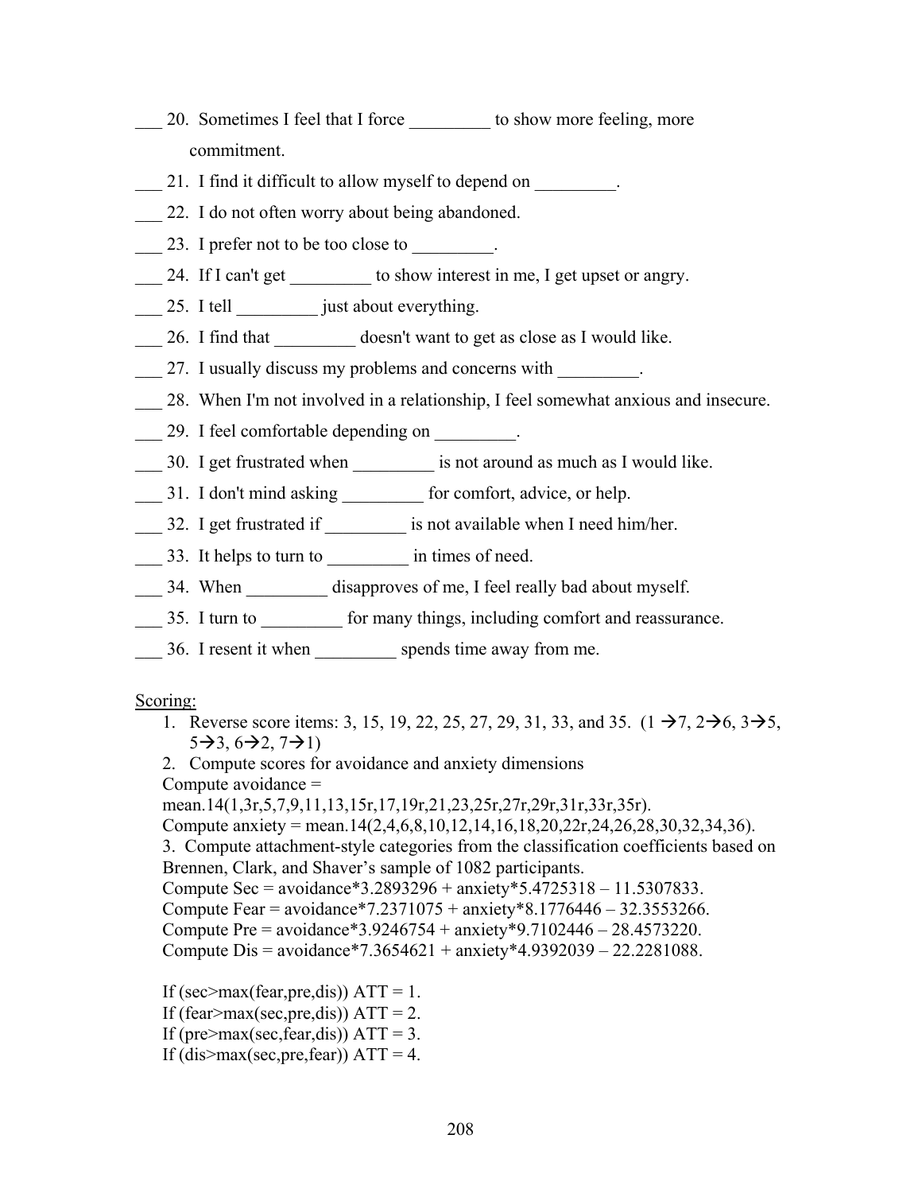___ 20. Sometimes I feel that I force _________ to show more feeling, more commitment.

___ 21. I find it difficult to allow myself to depend on _________.

___ 22. I do not often worry about being abandoned.

___ 23. I prefer not to be too close to _________.

___ 24. If I can't get _________ to show interest in me, I get upset or angry.

___ 25. I tell _________ just about everything.

___ 26. I find that _________ doesn't want to get as close as I would like.

___ 27. I usually discuss my problems and concerns with _________.

___ 28. When I'm not involved in a relationship, I feel somewhat anxious and insecure.

___ 29. I feel comfortable depending on _________.

___ 30. I get frustrated when _________ is not around as much as I would like.

___ 31. I don't mind asking _________ for comfort, advice, or help.

___ 32. I get frustrated if _________ is not available when I need him/her.

___ 33. It helps to turn to _________ in times of need.

___ 34. When _________ disapproves of me, I feel really bad about myself.

___ 35. I turn to _________ for many things, including comfort and reassurance.

___ 36. I resent it when _________ spends time away from me.

Scoring:

1. Reverse score items: 3, 15, 19, 22, 25, 27, 29, 31, 33, and 35. (1 → 7, 2 → 6, 3 → 5, 5 → 3, 6 → 2, 7 → 1)
2. Compute scores for avoidance and anxiety dimensions

Compute avoidance = mean.14(1,3r,5,7,9,11,13,15r,17,19r,21,23,25r,27r,29r,31r,33r,35r).

Compute anxiety = mean.14(2,4,6,8,10,12,14,16,18,20,22r,24,26,28,30,32,34,36).

3. Compute attachment-style categories from the classification coefficients based on Brennen, Clark, and Shaver's sample of 1082 participants.

Compute Sec = avoidance*3.2893296 + anxiety*5.4725318 – 11.5307833.

Compute Fear = avoidance*7.2371075 + anxiety*8.1776446 – 32.3553266.

Compute Pre = avoidance*3.9246754 + anxiety*9.7102446 – 28.4573220.

Compute Dis = avoidance*7.3654621 + anxiety*4.9392039 – 22.2281088.

If (sec>max(fear,pre,dis)) ATT = 1.

If (fear>max(sec,pre,dis)) ATT = 2.

If (pre>max(sec,fear,dis)) ATT = 3.

If (dis>max(sec,pre,fear)) ATT = 4.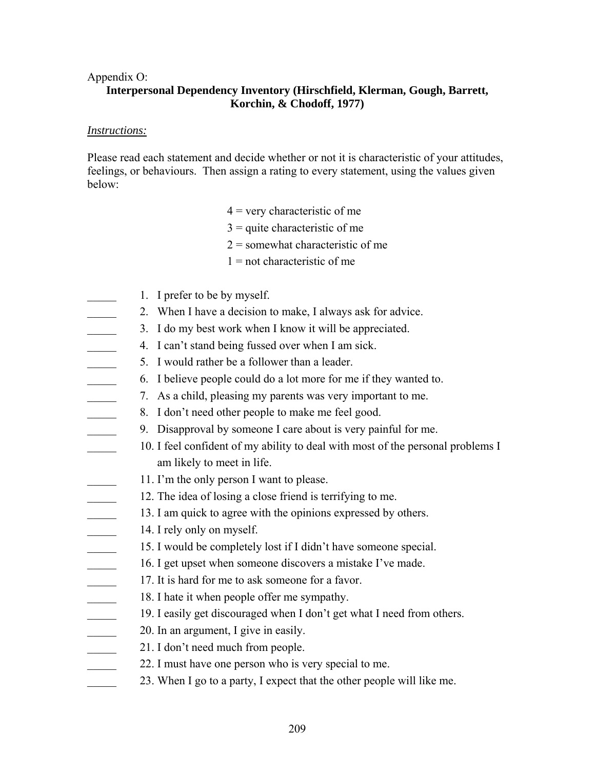Appendix O:

**Interpersonal Dependency Inventory (Hirschfield, Klerman, Gough, Barrett, Korchin, & Chodoff, 1977)**

*Instructions:*

Please read each statement and decide whether or not it is characteristic of your attitudes, feelings, or behaviours. Then assign a rating to every statement, using the values given below:

4 = very characteristic of me
3 = quite characteristic of me
2 = somewhat characteristic of me
1 = not characteristic of me

_____ 1. I prefer to be by myself.
_____ 2. When I have a decision to make, I always ask for advice.
_____ 3. I do my best work when I know it will be appreciated.
_____ 4. I can't stand being fussed over when I am sick.
_____ 5. I would rather be a follower than a leader.
_____ 6. I believe people could do a lot more for me if they wanted to.
_____ 7. As a child, pleasing my parents was very important to me.
_____ 8. I don't need other people to make me feel good.
_____ 9. Disapproval by someone I care about is very painful for me.
_____ 10. I feel confident of my ability to deal with most of the personal problems I am likely to meet in life.
_____ 11. I'm the only person I want to please.
_____ 12. The idea of losing a close friend is terrifying to me.
_____ 13. I am quick to agree with the opinions expressed by others.
_____ 14. I rely only on myself.
_____ 15. I would be completely lost if I didn't have someone special.
_____ 16. I get upset when someone discovers a mistake I've made.
_____ 17. It is hard for me to ask someone for a favor.
_____ 18. I hate it when people offer me sympathy.
_____ 19. I easily get discouraged when I don't get what I need from others.
_____ 20. In an argument, I give in easily.
_____ 21. I don't need much from people.
_____ 22. I must have one person who is very special to me.
_____ 23. When I go to a party, I expect that the other people will like me.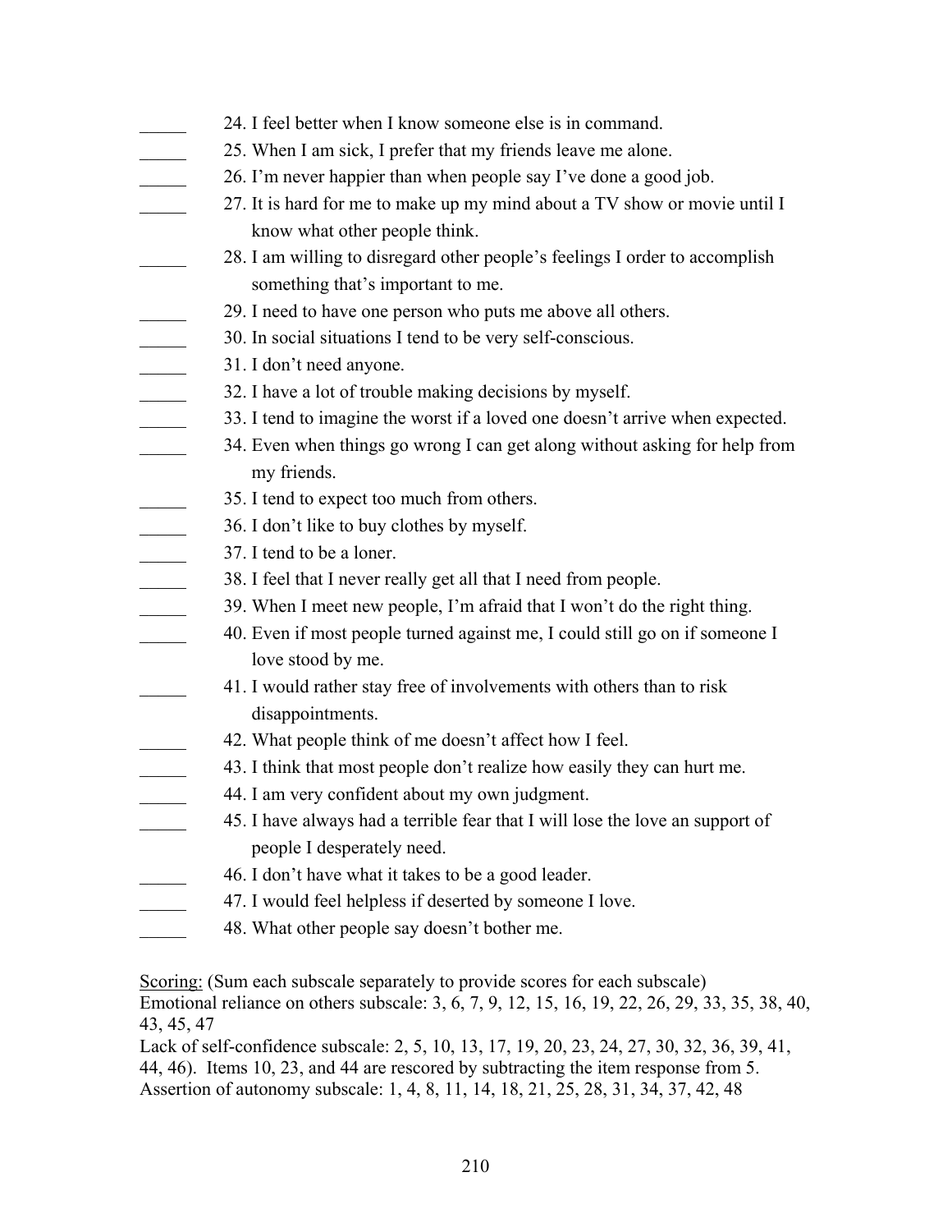_____ 24. I feel better when I know someone else is in command.

_____ 25. When I am sick, I prefer that my friends leave me alone.

_____ 26. I'm never happier than when people say I've done a good job.

_____ 27. It is hard for me to make up my mind about a TV show or movie until I know what other people think.

_____ 28. I am willing to disregard other people's feelings I order to accomplish something that's important to me.

_____ 29. I need to have one person who puts me above all others.

_____ 30. In social situations I tend to be very self-conscious.

_____ 31. I don't need anyone.

_____ 32. I have a lot of trouble making decisions by myself.

_____ 33. I tend to imagine the worst if a loved one doesn't arrive when expected.

_____ 34. Even when things go wrong I can get along without asking for help from my friends.

_____ 35. I tend to expect too much from others.

_____ 36. I don't like to buy clothes by myself.

_____ 37. I tend to be a loner.

_____ 38. I feel that I never really get all that I need from people.

_____ 39. When I meet new people, I'm afraid that I won't do the right thing.

_____ 40. Even if most people turned against me, I could still go on if someone I love stood by me.

_____ 41. I would rather stay free of involvements with others than to risk disappointments.

_____ 42. What people think of me doesn't affect how I feel.

_____ 43. I think that most people don't realize how easily they can hurt me.

_____ 44. I am very confident about my own judgment.

_____ 45. I have always had a terrible fear that I will lose the love an support of people I desperately need.

_____ 46. I don't have what it takes to be a good leader.

_____ 47. I would feel helpless if deserted by someone I love.

_____ 48. What other people say doesn't bother me.

Scoring: (Sum each subscale separately to provide scores for each subscale)
Emotional reliance on others subscale: 3, 6, 7, 9, 12, 15, 16, 19, 22, 26, 29, 33, 35, 38, 40, 43, 45, 47
Lack of self-confidence subscale: 2, 5, 10, 13, 17, 19, 20, 23, 24, 27, 30, 32, 36, 39, 41, 44, 46). Items 10, 23, and 44 are rescored by subtracting the item response from 5.
Assertion of autonomy subscale: 1, 4, 8, 11, 14, 18, 21, 25, 28, 31, 34, 37, 42, 48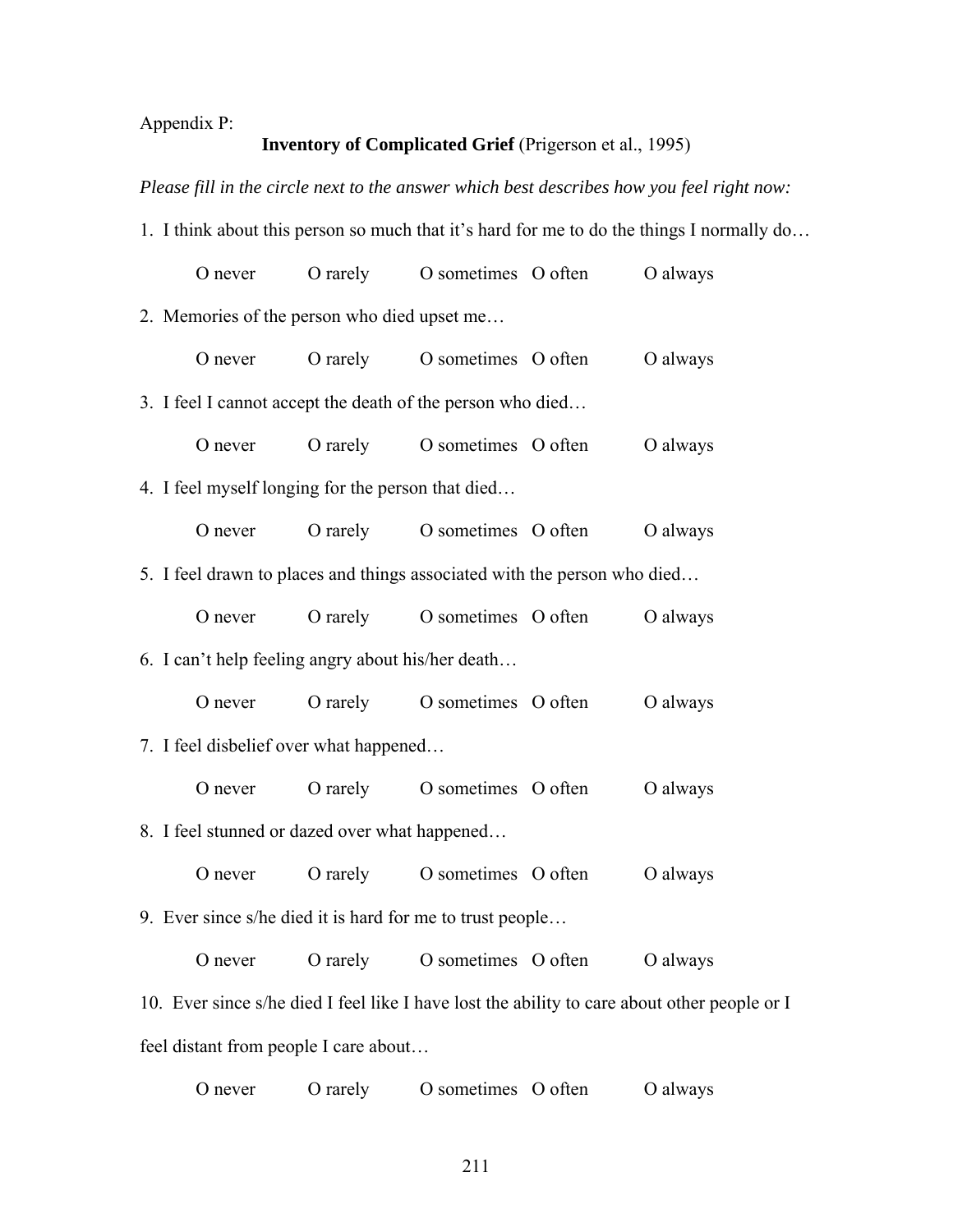Appendix P:

**Inventory of Complicated Grief** (Prigerson et al., 1995)

*Please fill in the circle next to the answer which best describes how you feel right now:*

1. I think about this person so much that it's hard for me to do the things I normally do…

   O never O rarely O sometimes O often O always

2. Memories of the person who died upset me…

   O never O rarely O sometimes O often O always

3. I feel I cannot accept the death of the person who died…

   O never O rarely O sometimes O often O always

4. I feel myself longing for the person that died…

   O never O rarely O sometimes O often O always

5. I feel drawn to places and things associated with the person who died…

   O never O rarely O sometimes O often O always

6. I can't help feeling angry about his/her death…

   O never O rarely O sometimes O often O always

7. I feel disbelief over what happened…

   O never O rarely O sometimes O often O always

8. I feel stunned or dazed over what happened…

   O never O rarely O sometimes O often O always

9. Ever since s/he died it is hard for me to trust people…

   O never O rarely O sometimes O often O always

10. Ever since s/he died I feel like I have lost the ability to care about other people or I feel distant from people I care about…

    O never O rarely O sometimes O often O always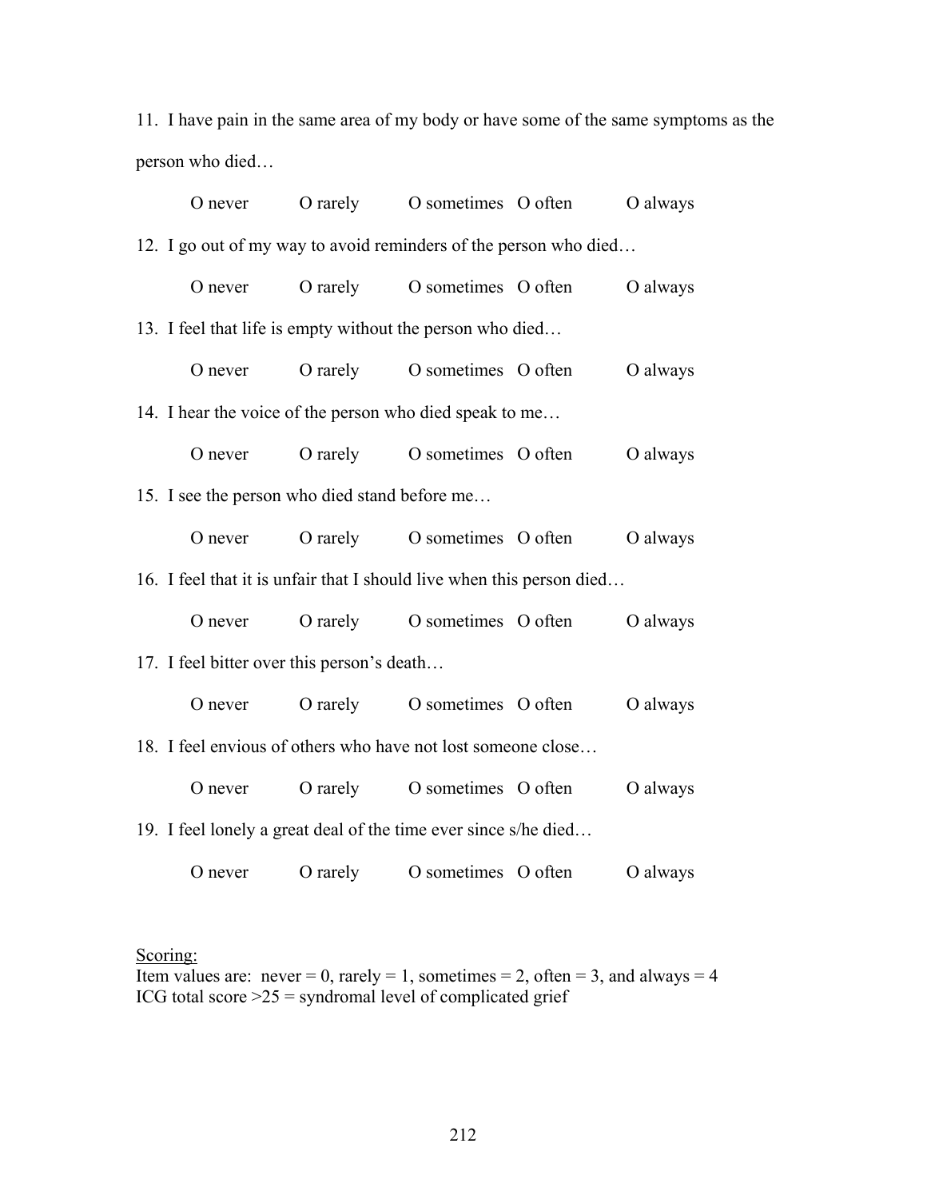11. I have pain in the same area of my body or have some of the same symptoms as the person who died…

    O never O rarely O sometimes O often O always

12. I go out of my way to avoid reminders of the person who died…

    O never O rarely O sometimes O often O always

13. I feel that life is empty without the person who died…

    O never O rarely O sometimes O often O always

14. I hear the voice of the person who died speak to me…

    O never O rarely O sometimes O often O always

15. I see the person who died stand before me…

    O never O rarely O sometimes O often O always

16. I feel that it is unfair that I should live when this person died…

    O never O rarely O sometimes O often O always

17. I feel bitter over this person's death…

    O never O rarely O sometimes O often O always

18. I feel envious of others who have not lost someone close…

    O never O rarely O sometimes O often O always

19. I feel lonely a great deal of the time ever since s/he died…

    O never O rarely O sometimes O often O always

<u>Scoring:</u>
Item values are: never = 0, rarely = 1, sometimes = 2, often = 3, and always = 4
ICG total score >25 = syndromal level of complicated grief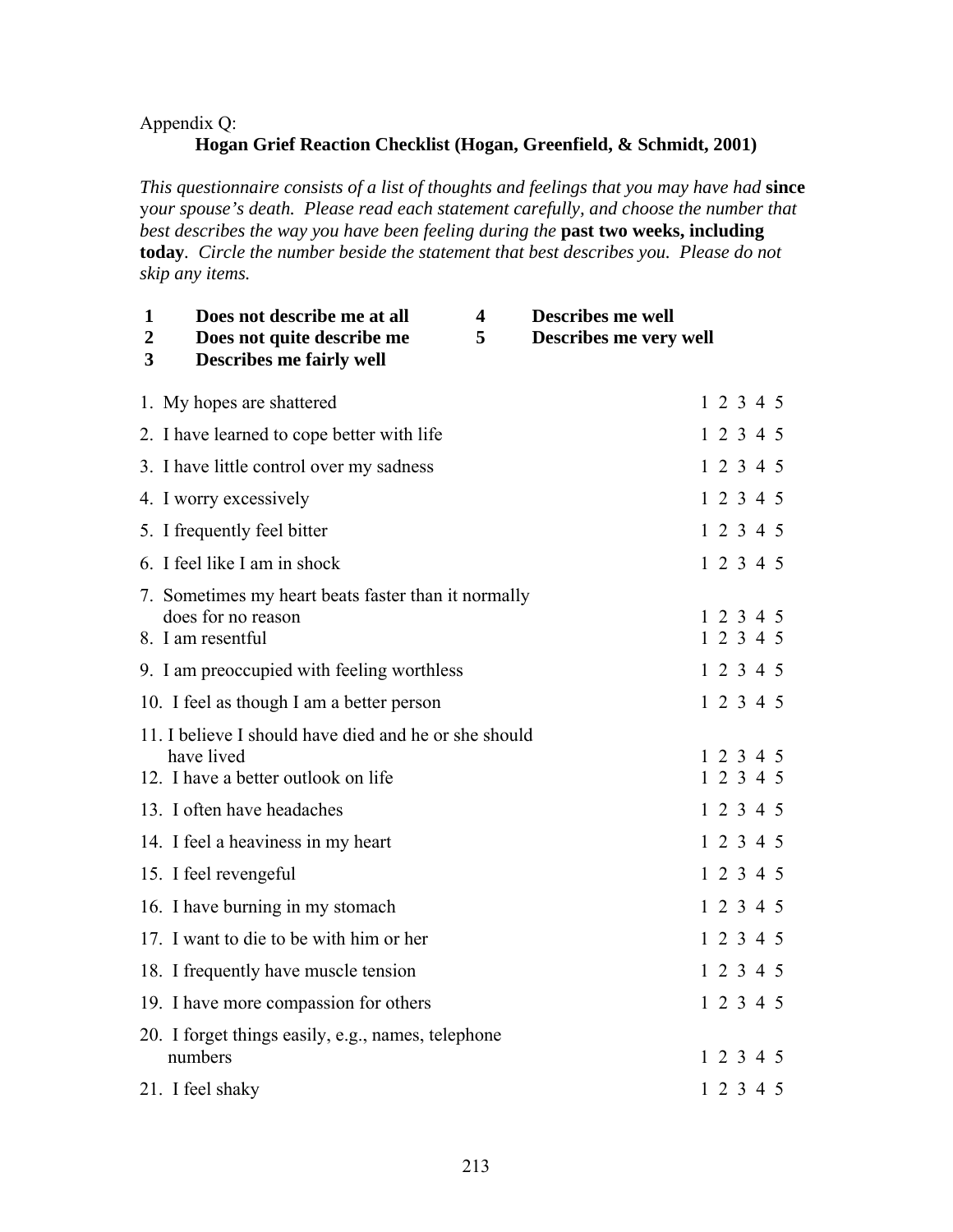Appendix Q:

**Hogan Grief Reaction Checklist (Hogan, Greenfield, & Schmidt, 2001)**

*This questionnaire consists of a list of thoughts and feelings that you may have had* **since** *your spouse's death. Please read each statement carefully, and choose the number that best describes the way you have been feeling during the* **past two weeks, including today**. *Circle the number beside the statement that best describes you. Please do not skip any items.*

| | | | |
|---|---|---|---|
| **1** | **Does not describe me at all** | **4** | **Describes me well** |
| **2** | **Does not quite describe me** | **5** | **Describes me very well** |
| **3** | **Describes me fairly well** | | |

| Item | Rating |
|---|---|
| 1. My hopes are shattered | 1 2 3 4 5 |
| 2. I have learned to cope better with life | 1 2 3 4 5 |
| 3. I have little control over my sadness | 1 2 3 4 5 |
| 4. I worry excessively | 1 2 3 4 5 |
| 5. I frequently feel bitter | 1 2 3 4 5 |
| 6. I feel like I am in shock | 1 2 3 4 5 |
| 7. Sometimes my heart beats faster than it normally does for no reason | 1 2 3 4 5 |
| 8. I am resentful | 1 2 3 4 5 |
| 9. I am preoccupied with feeling worthless | 1 2 3 4 5 |
| 10. I feel as though I am a better person | 1 2 3 4 5 |
| 11. I believe I should have died and he or she should have lived | 1 2 3 4 5 |
| 12. I have a better outlook on life | 1 2 3 4 5 |
| 13. I often have headaches | 1 2 3 4 5 |
| 14. I feel a heaviness in my heart | 1 2 3 4 5 |
| 15. I feel revengeful | 1 2 3 4 5 |
| 16. I have burning in my stomach | 1 2 3 4 5 |
| 17. I want to die to be with him or her | 1 2 3 4 5 |
| 18. I frequently have muscle tension | 1 2 3 4 5 |
| 19. I have more compassion for others | 1 2 3 4 5 |
| 20. I forget things easily, e.g., names, telephone numbers | 1 2 3 4 5 |
| 21. I feel shaky | 1 2 3 4 5 |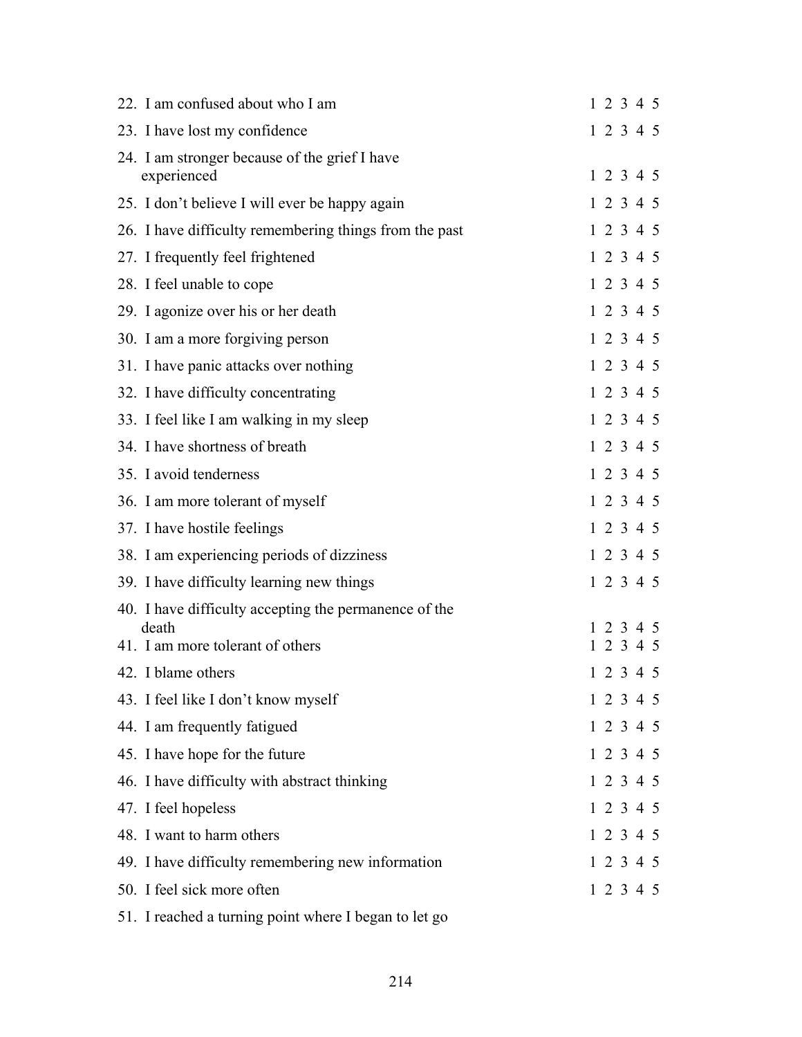22. I am confused about who I am 1 2 3 4 5
23. I have lost my confidence 1 2 3 4 5
24. I am stronger because of the grief I have experienced 1 2 3 4 5
25. I don't believe I will ever be happy again 1 2 3 4 5
26. I have difficulty remembering things from the past 1 2 3 4 5
27. I frequently feel frightened 1 2 3 4 5
28. I feel unable to cope 1 2 3 4 5
29. I agonize over his or her death 1 2 3 4 5
30. I am a more forgiving person 1 2 3 4 5
31. I have panic attacks over nothing 1 2 3 4 5
32. I have difficulty concentrating 1 2 3 4 5
33. I feel like I am walking in my sleep 1 2 3 4 5
34. I have shortness of breath 1 2 3 4 5
35. I avoid tenderness 1 2 3 4 5
36. I am more tolerant of myself 1 2 3 4 5
37. I have hostile feelings 1 2 3 4 5
38. I am experiencing periods of dizziness 1 2 3 4 5
39. I have difficulty learning new things 1 2 3 4 5
40. I have difficulty accepting the permanence of the death 1 2 3 4 5
41. I am more tolerant of others 1 2 3 4 5
42. I blame others 1 2 3 4 5
43. I feel like I don't know myself 1 2 3 4 5
44. I am frequently fatigued 1 2 3 4 5
45. I have hope for the future 1 2 3 4 5
46. I have difficulty with abstract thinking 1 2 3 4 5
47. I feel hopeless 1 2 3 4 5
48. I want to harm others 1 2 3 4 5
49. I have difficulty remembering new information 1 2 3 4 5
50. I feel sick more often 1 2 3 4 5
51. I reached a turning point where I began to let go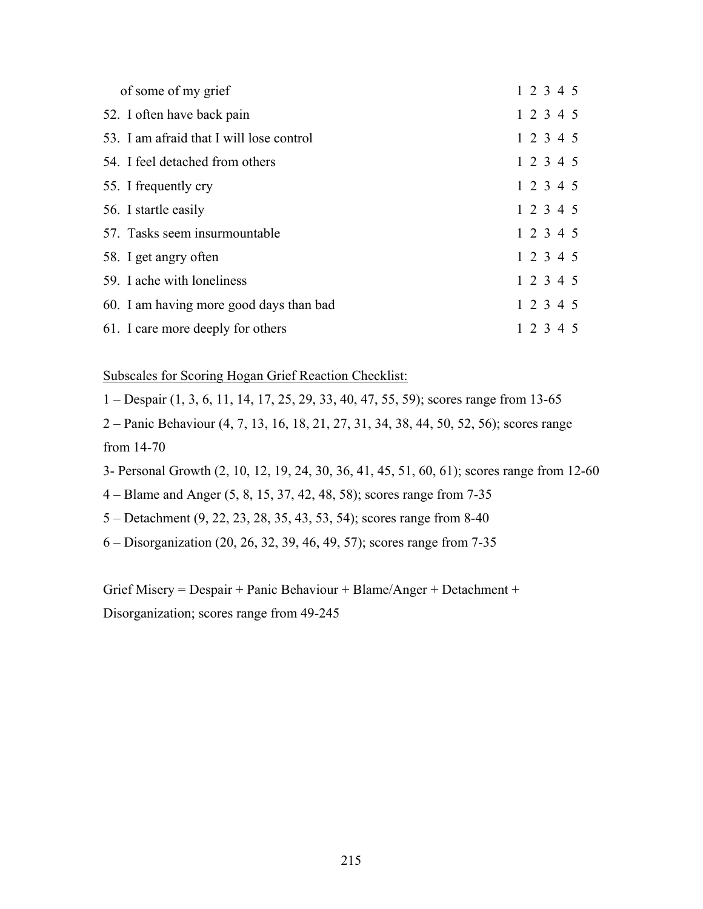| | |
|---|---|
| of some of my grief | 1 2 3 4 5 |
| 52. I often have back pain | 1 2 3 4 5 |
| 53. I am afraid that I will lose control | 1 2 3 4 5 |
| 54. I feel detached from others | 1 2 3 4 5 |
| 55. I frequently cry | 1 2 3 4 5 |
| 56. I startle easily | 1 2 3 4 5 |
| 57. Tasks seem insurmountable | 1 2 3 4 5 |
| 58. I get angry often | 1 2 3 4 5 |
| 59. I ache with loneliness | 1 2 3 4 5 |
| 60. I am having more good days than bad | 1 2 3 4 5 |
| 61. I care more deeply for others | 1 2 3 4 5 |

Subscales for Scoring Hogan Grief Reaction Checklist:

1 – Despair (1, 3, 6, 11, 14, 17, 25, 29, 33, 40, 47, 55, 59); scores range from 13-65

2 – Panic Behaviour (4, 7, 13, 16, 18, 21, 27, 31, 34, 38, 44, 50, 52, 56); scores range from 14-70

3- Personal Growth (2, 10, 12, 19, 24, 30, 36, 41, 45, 51, 60, 61); scores range from 12-60

4 – Blame and Anger (5, 8, 15, 37, 42, 48, 58); scores range from 7-35

5 – Detachment (9, 22, 23, 28, 35, 43, 53, 54); scores range from 8-40

6 – Disorganization (20, 26, 32, 39, 46, 49, 57); scores range from 7-35

Grief Misery = Despair + Panic Behaviour + Blame/Anger + Detachment + Disorganization; scores range from 49-245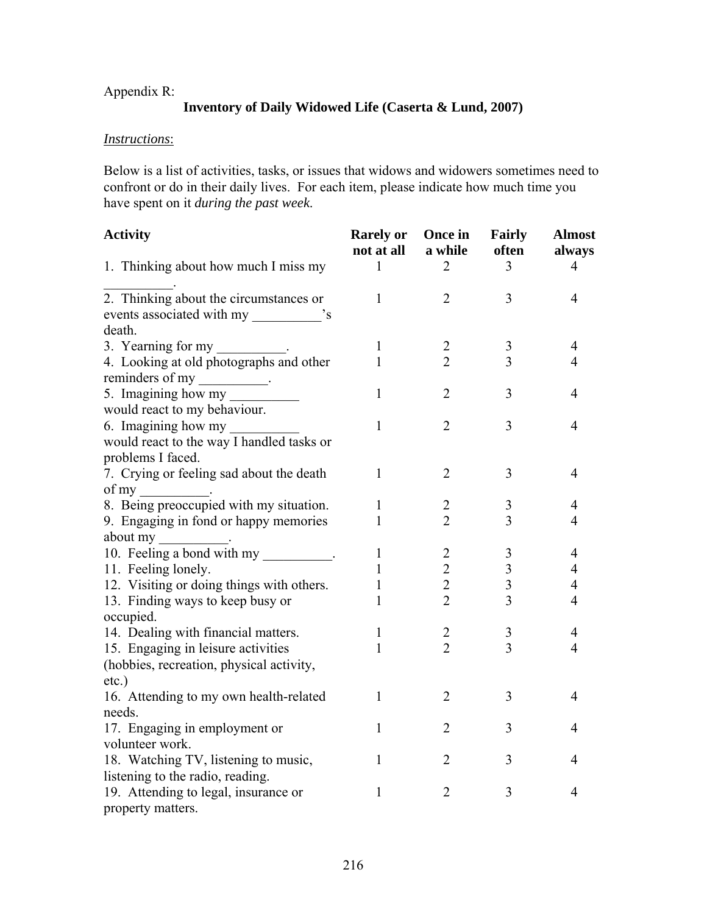Appendix R:

**Inventory of Daily Widowed Life (Caserta & Lund, 2007)**

*Instructions*:

Below is a list of activities, tasks, or issues that widows and widowers sometimes need to confront or do in their daily lives. For each item, please indicate how much time you have spent on it *during the past week.*

| **Activity** | **Rarely or not at all** | **Once in a while** | **Fairly often** | **Almost always** |
|---|---|---|---|---|
| 1. Thinking about how much I miss my __________. | 1 | 2 | 3 | 4 |
| 2. Thinking about the circumstances or events associated with my __________'s death. | 1 | 2 | 3 | 4 |
| 3. Yearning for my __________. | 1 | 2 | 3 | 4 |
| 4. Looking at old photographs and other reminders of my __________. | 1 | 2 | 3 | 4 |
| 5. Imagining how my __________ would react to my behaviour. | 1 | 2 | 3 | 4 |
| 6. Imagining how my __________ would react to the way I handled tasks or problems I faced. | 1 | 2 | 3 | 4 |
| 7. Crying or feeling sad about the death of my __________. | 1 | 2 | 3 | 4 |
| 8. Being preoccupied with my situation. | 1 | 2 | 3 | 4 |
| 9. Engaging in fond or happy memories about my __________. | 1 | 2 | 3 | 4 |
| 10. Feeling a bond with my __________. | 1 | 2 | 3 | 4 |
| 11. Feeling lonely. | 1 | 2 | 3 | 4 |
| 12. Visiting or doing things with others. | 1 | 2 | 3 | 4 |
| 13. Finding ways to keep busy or occupied. | 1 | 2 | 3 | 4 |
| 14. Dealing with financial matters. | 1 | 2 | 3 | 4 |
| 15. Engaging in leisure activities (hobbies, recreation, physical activity, etc.) | 1 | 2 | 3 | 4 |
| 16. Attending to my own health-related needs. | 1 | 2 | 3 | 4 |
| 17. Engaging in employment or volunteer work. | 1 | 2 | 3 | 4 |
| 18. Watching TV, listening to music, listening to the radio, reading. | 1 | 2 | 3 | 4 |
| 19. Attending to legal, insurance or property matters. | 1 | 2 | 3 | 4 |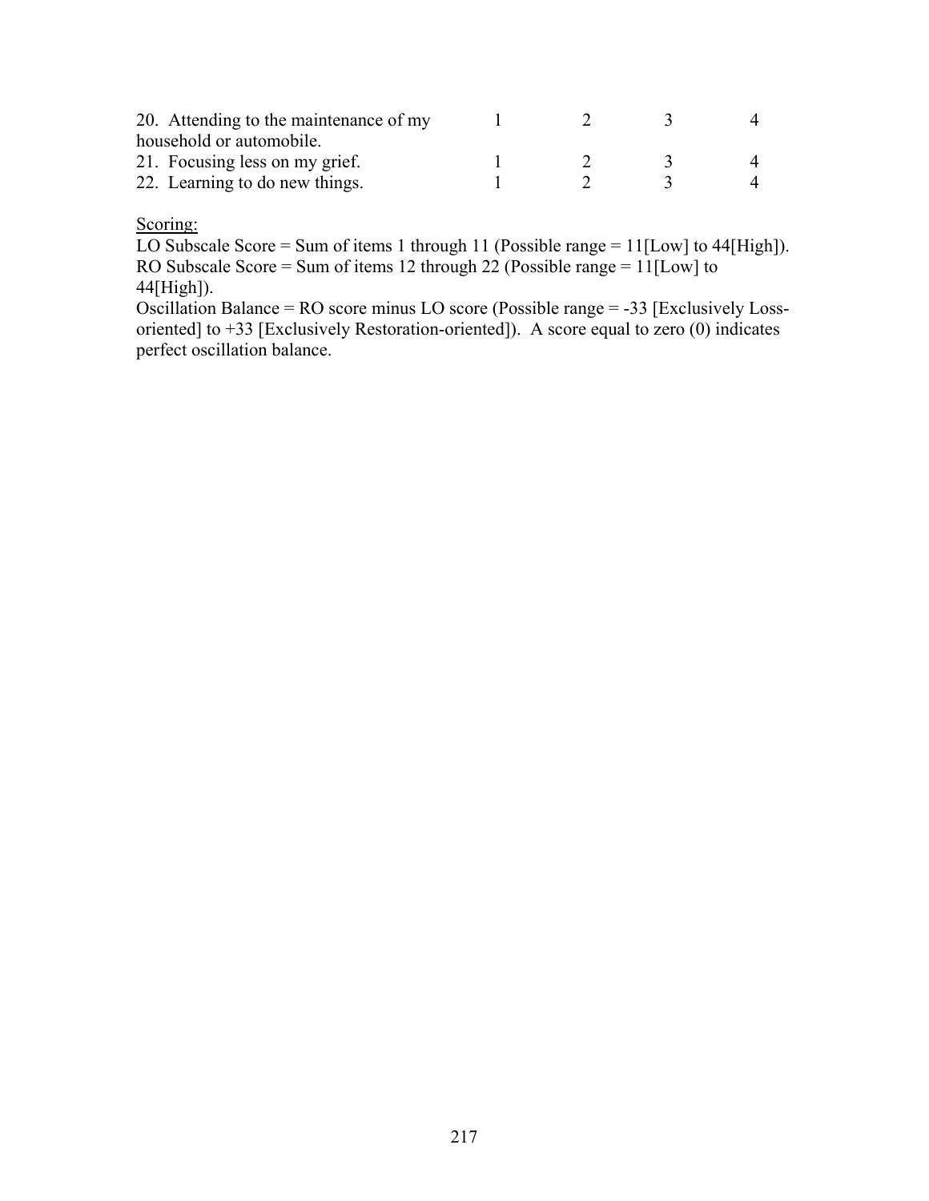| | | | | |
|---|---|---|---|---|
| 20. Attending to the maintenance of my household or automobile. | 1 | 2 | 3 | 4 |
| 21. Focusing less on my grief. | 1 | 2 | 3 | 4 |
| 22. Learning to do new things. | 1 | 2 | 3 | 4 |

Scoring:

LO Subscale Score = Sum of items 1 through 11 (Possible range = 11[Low] to 44[High]).
RO Subscale Score = Sum of items 12 through 22 (Possible range = 11[Low] to 44[High]).
Oscillation Balance = RO score minus LO score (Possible range = -33 [Exclusively Loss-oriented] to +33 [Exclusively Restoration-oriented]). A score equal to zero (0) indicates perfect oscillation balance.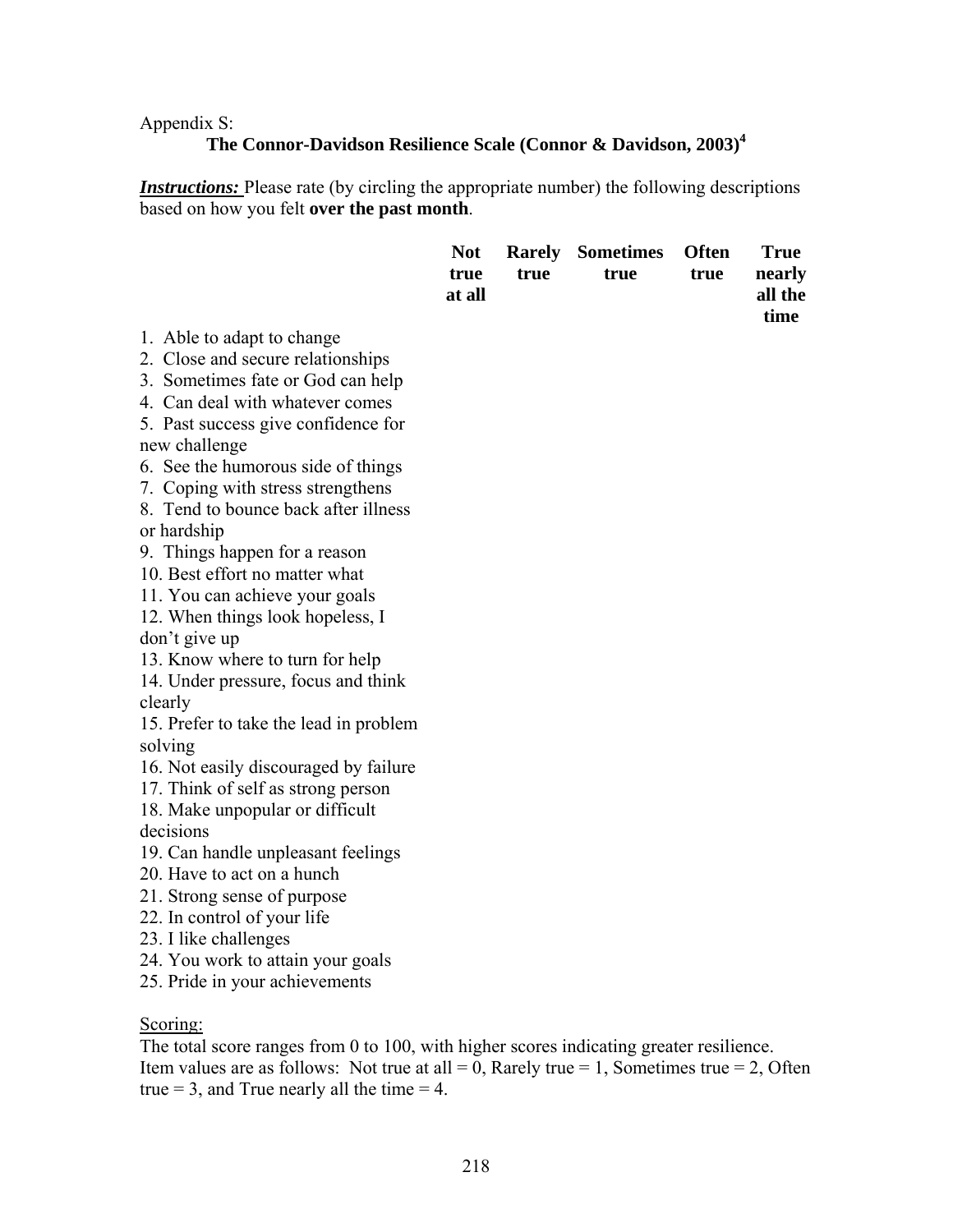Appendix S:

## The Connor-Davidson Resilience Scale (Connor & Davidson, 2003)[4]

***Instructions:*** Please rate (by circling the appropriate number) the following descriptions based on how you felt **over the past month**.

| | Not true at all | Rarely true | Sometimes true | Often true | True nearly all the time |
|---|---|---|---|---|---|
| 1. Able to adapt to change | | | | | |
| 2. Close and secure relationships | | | | | |
| 3. Sometimes fate or God can help | | | | | |
| 4. Can deal with whatever comes | | | | | |
| 5. Past success give confidence for new challenge | | | | | |
| 6. See the humorous side of things | | | | | |
| 7. Coping with stress strengthens | | | | | |
| 8. Tend to bounce back after illness or hardship | | | | | |
| 9. Things happen for a reason | | | | | |
| 10. Best effort no matter what | | | | | |
| 11. You can achieve your goals | | | | | |
| 12. When things look hopeless, I don't give up | | | | | |
| 13. Know where to turn for help | | | | | |
| 14. Under pressure, focus and think clearly | | | | | |
| 15. Prefer to take the lead in problem solving | | | | | |
| 16. Not easily discouraged by failure | | | | | |
| 17. Think of self as strong person | | | | | |
| 18. Make unpopular or difficult decisions | | | | | |
| 19. Can handle unpleasant feelings | | | | | |
| 20. Have to act on a hunch | | | | | |
| 21. Strong sense of purpose | | | | | |
| 22. In control of your life | | | | | |
| 23. I like challenges | | | | | |
| 24. You work to attain your goals | | | | | |
| 25. Pride in your achievements | | | | | |

Scoring:

The total score ranges from 0 to 100, with higher scores indicating greater resilience. Item values are as follows: Not true at all = 0, Rarely true = 1, Sometimes true = 2, Often true = 3, and True nearly all the time = 4.